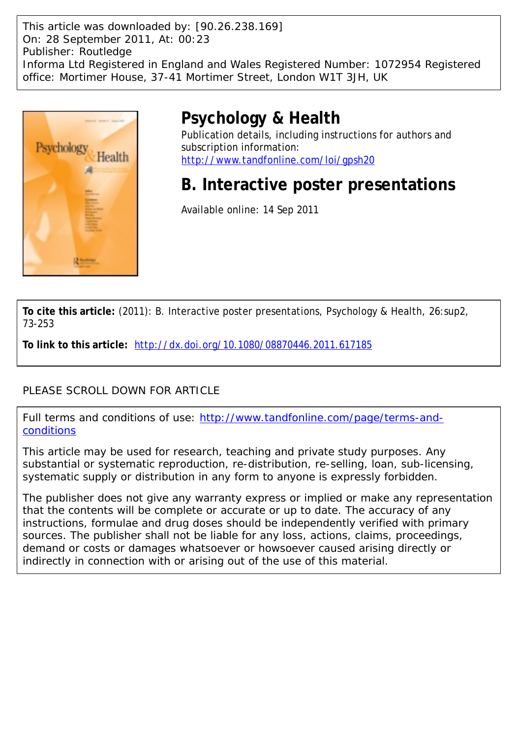This article was downloaded by: [90.26.238.169]
On: 28 September 2011, At: 00:23
Publisher: Routledge
Informa Ltd Registered in England and Wales Registered Number: 1072954 Registered office: Mortimer House, 37-41 Mortimer Street, London W1T 3JH, UK

# Psychology & Health

Publication details, including instructions for authors and subscription information:
http://www.tandfonline.com/loi/gpsh20

# B. Interactive poster presentations

Available online: 14 Sep 2011

**To cite this article:** (2011): B. Interactive poster presentations, Psychology & Health, 26:sup2, 73-253

**To link to this article:** http://dx.doi.org/10.1080/08870446.2011.617185

PLEASE SCROLL DOWN FOR ARTICLE

Full terms and conditions of use: http://www.tandfonline.com/page/terms-and-conditions

This article may be used for research, teaching and private study purposes. Any substantial or systematic reproduction, re-distribution, re-selling, loan, sub-licensing, systematic supply or distribution in any form to anyone is expressly forbidden.

The publisher does not give any warranty express or implied or make any representation that the contents will be complete or accurate or up to date. The accuracy of any instructions, formulae and drug doses should be independently verified with primary sources. The publisher shall not be liable for any loss, actions, claims, proceedings, demand or costs or damages whatsoever or howsoever caused arising directly or indirectly in connection with or arising out of the use of this material.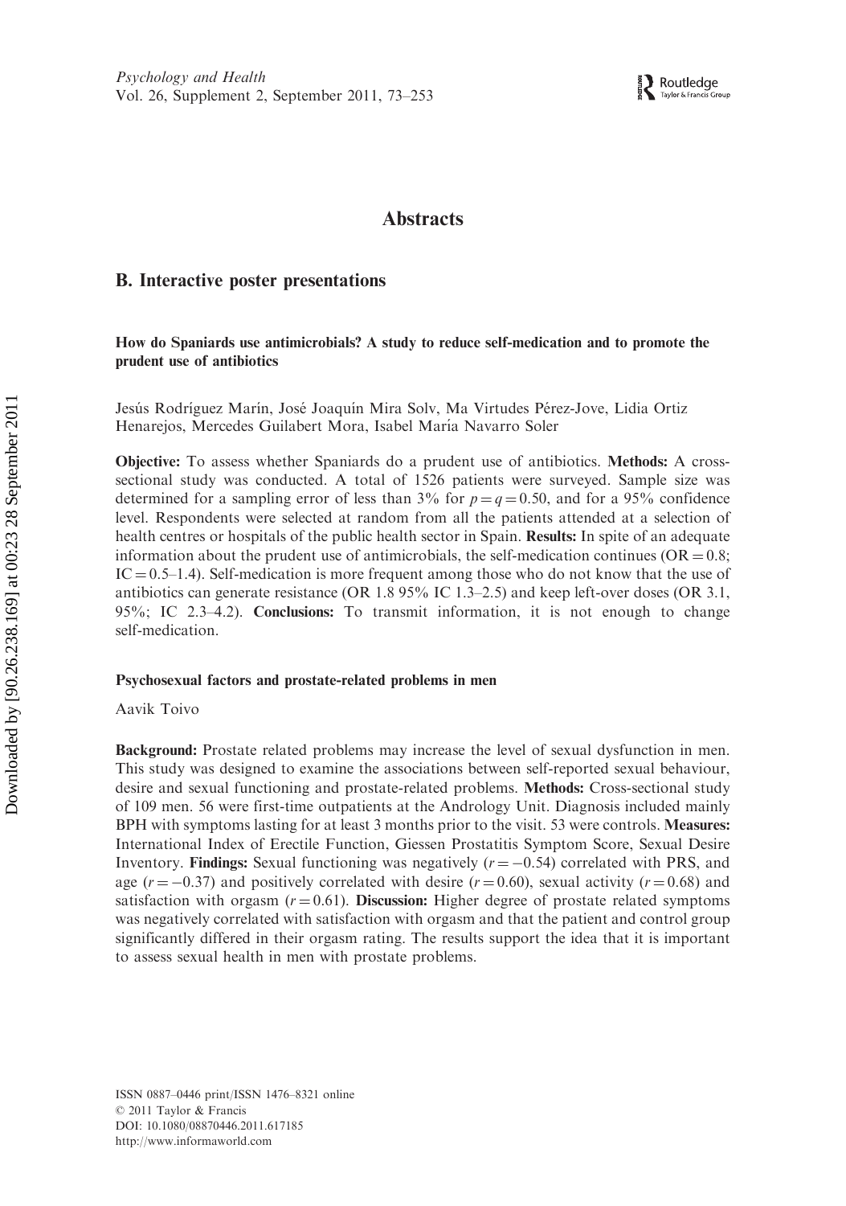# Abstracts

## B. Interactive poster presentations

### How do Spaniards use antimicrobials? A study to reduce self-medication and to promote the prudent use of antibiotics

Jesús Rodríguez Marín, José Joaquín Mira Solv, Ma Virtudes Pérez-Jove, Lidia Ortiz Henarejos, Mercedes Guilabert Mora, Isabel María Navarro Soler

**Objective:** To assess whether Spaniards do a prudent use of antibiotics. **Methods:** A cross-sectional study was conducted. A total of 1526 patients were surveyed. Sample size was determined for a sampling error of less than 3% for $p = q = 0.50$, and for a 95% confidence level. Respondents were selected at random from all the patients attended at a selection of health centres or hospitals of the public health sector in Spain. **Results:** In spite of an adequate information about the prudent use of antimicrobials, the self-medication continues (OR = 0.8; IC = 0.5–1.4). Self-medication is more frequent among those who do not know that the use of antibiotics can generate resistance (OR 1.8 95% IC 1.3–2.5) and keep left-over doses (OR 3.1, 95%; IC 2.3–4.2). **Conclusions:** To transmit information, it is not enough to change self-medication.

### Psychosexual factors and prostate-related problems in men

Aavik Toivo

**Background:** Prostate related problems may increase the level of sexual dysfunction in men. This study was designed to examine the associations between self-reported sexual behaviour, desire and sexual functioning and prostate-related problems. **Methods:** Cross-sectional study of 109 men. 56 were first-time outpatients at the Andrology Unit. Diagnosis included mainly BPH with symptoms lasting for at least 3 months prior to the visit. 53 were controls. **Measures:** International Index of Erectile Function, Giessen Prostatitis Symptom Score, Sexual Desire Inventory. **Findings:** Sexual functioning was negatively ($r = -0.54$) correlated with PRS, and age ($r = -0.37$) and positively correlated with desire ($r = 0.60$), sexual activity ($r = 0.68$) and satisfaction with orgasm ($r = 0.61$). **Discussion:** Higher degree of prostate related symptoms was negatively correlated with satisfaction with orgasm and that the patient and control group significantly differed in their orgasm rating. The results support the idea that it is important to assess sexual health in men with prostate problems.

ISSN 0887–0446 print/ISSN 1476–8321 online
© 2011 Taylor & Francis
DOI: 10.1080/08870446.2011.617185
http://www.informaworld.com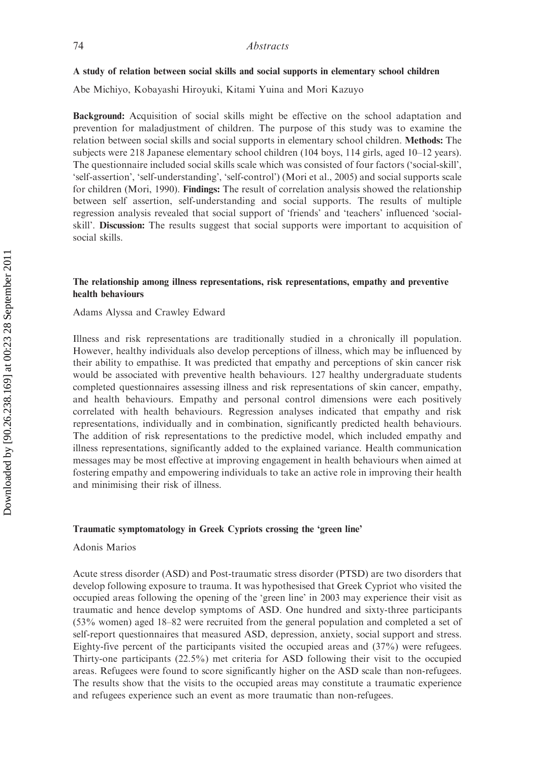### A study of relation between social skills and social supports in elementary school children

Abe Michiyo, Kobayashi Hiroyuki, Kitami Yuina and Mori Kazuyo

**Background:** Acquisition of social skills might be effective on the school adaptation and prevention for maladjustment of children. The purpose of this study was to examine the relation between social skills and social supports in elementary school children. **Methods:** The subjects were 218 Japanese elementary school children (104 boys, 114 girls, aged 10–12 years). The questionnaire included social skills scale which was consisted of four factors ('social-skill', 'self-assertion', 'self-understanding', 'self-control') (Mori et al., 2005) and social supports scale for children (Mori, 1990). **Findings:** The result of correlation analysis showed the relationship between self assertion, self-understanding and social supports. The results of multiple regression analysis revealed that social support of 'friends' and 'teachers' influenced 'social-skill'. **Discussion:** The results suggest that social supports were important to acquisition of social skills.

### The relationship among illness representations, risk representations, empathy and preventive health behaviours

Adams Alyssa and Crawley Edward

Illness and risk representations are traditionally studied in a chronically ill population. However, healthy individuals also develop perceptions of illness, which may be influenced by their ability to empathise. It was predicted that empathy and perceptions of skin cancer risk would be associated with preventive health behaviours. 127 healthy undergraduate students completed questionnaires assessing illness and risk representations of skin cancer, empathy, and health behaviours. Empathy and personal control dimensions were each positively correlated with health behaviours. Regression analyses indicated that empathy and risk representations, individually and in combination, significantly predicted health behaviours. The addition of risk representations to the predictive model, which included empathy and illness representations, significantly added to the explained variance. Health communication messages may be most effective at improving engagement in health behaviours when aimed at fostering empathy and empowering individuals to take an active role in improving their health and minimising their risk of illness.

### Traumatic symptomatology in Greek Cypriots crossing the 'green line'

Adonis Marios

Acute stress disorder (ASD) and Post-traumatic stress disorder (PTSD) are two disorders that develop following exposure to trauma. It was hypothesised that Greek Cypriot who visited the occupied areas following the opening of the 'green line' in 2003 may experience their visit as traumatic and hence develop symptoms of ASD. One hundred and sixty-three participants (53% women) aged 18–82 were recruited from the general population and completed a set of self-report questionnaires that measured ASD, depression, anxiety, social support and stress. Eighty-five percent of the participants visited the occupied areas and (37%) were refugees. Thirty-one participants (22.5%) met criteria for ASD following their visit to the occupied areas. Refugees were found to score significantly higher on the ASD scale than non-refugees. The results show that the visits to the occupied areas may constitute a traumatic experience and refugees experience such an event as more traumatic than non-refugees.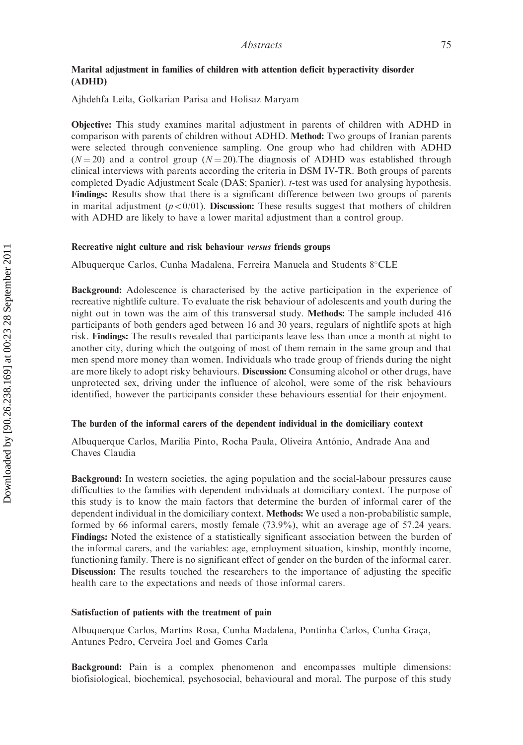### Marital adjustment in families of children with attention deficit hyperactivity disorder (ADHD)

Ajhdehfa Leila, Golkarian Parisa and Holisaz Maryam

**Objective:** This study examines marital adjustment in parents of children with ADHD in comparison with parents of children without ADHD. **Method:** Two groups of Iranian parents were selected through convenience sampling. One group who had children with ADHD ($N = 20$) and a control group ($N = 20$).The diagnosis of ADHD was established through clinical interviews with parents according the criteria in DSM IV-TR. Both groups of parents completed Dyadic Adjustment Scale (DAS; Spanier). *t*-test was used for analysing hypothesis. **Findings:** Results show that there is a significant difference between two groups of parents in marital adjustment ($p < 0/01$). **Discussion:** These results suggest that mothers of children with ADHD are likely to have a lower marital adjustment than a control group.

### Recreative night culture and risk behaviour *versus* friends groups

Albuquerque Carlos, Cunha Madalena, Ferreira Manuela and Students 8°CLE

**Background:** Adolescence is characterised by the active participation in the experience of recreative nightlife culture. To evaluate the risk behaviour of adolescents and youth during the night out in town was the aim of this transversal study. **Methods:** The sample included 416 participants of both genders aged between 16 and 30 years, regulars of nightlife spots at high risk. **Findings:** The results revealed that participants leave less than once a month at night to another city, during which the outgoing of most of them remain in the same group and that men spend more money than women. Individuals who trade group of friends during the night are more likely to adopt risky behaviours. **Discussion:** Consuming alcohol or other drugs, have unprotected sex, driving under the influence of alcohol, were some of the risk behaviours identified, however the participants consider these behaviours essential for their enjoyment.

### The burden of the informal carers of the dependent individual in the domiciliary context

Albuquerque Carlos, Marilia Pinto, Rocha Paula, Oliveira António, Andrade Ana and Chaves Claudia

**Background:** In western societies, the aging population and the social-labour pressures cause difficulties to the families with dependent individuals at domiciliary context. The purpose of this study is to know the main factors that determine the burden of informal carer of the dependent individual in the domiciliary context. **Methods:** We used a non-probabilistic sample, formed by 66 informal carers, mostly female (73.9%), whit an average age of 57.24 years. **Findings:** Noted the existence of a statistically significant association between the burden of the informal carers, and the variables: age, employment situation, kinship, monthly income, functioning family. There is no significant effect of gender on the burden of the informal carer. **Discussion:** The results touched the researchers to the importance of adjusting the specific health care to the expectations and needs of those informal carers.

### Satisfaction of patients with the treatment of pain

Albuquerque Carlos, Martins Rosa, Cunha Madalena, Pontinha Carlos, Cunha Graça, Antunes Pedro, Cerveira Joel and Gomes Carla

**Background:** Pain is a complex phenomenon and encompasses multiple dimensions: biofisiological, biochemical, psychosocial, behavioural and moral. The purpose of this study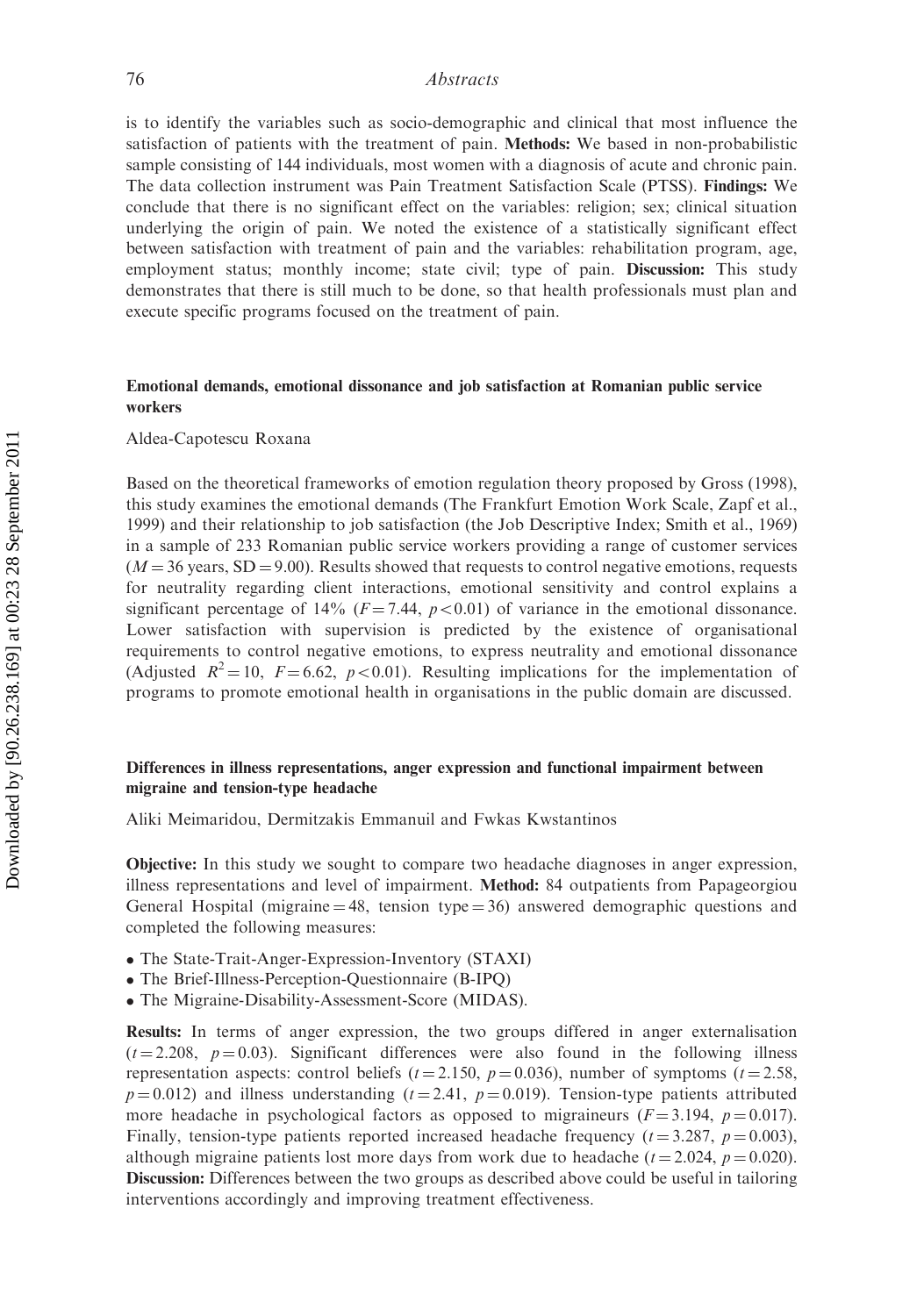is to identify the variables such as socio-demographic and clinical that most influence the satisfaction of patients with the treatment of pain. **Methods:** We based in non-probabilistic sample consisting of 144 individuals, most women with a diagnosis of acute and chronic pain. The data collection instrument was Pain Treatment Satisfaction Scale (PTSS). **Findings:** We conclude that there is no significant effect on the variables: religion; sex; clinical situation underlying the origin of pain. We noted the existence of a statistically significant effect between satisfaction with treatment of pain and the variables: rehabilitation program, age, employment status; monthly income; state civil; type of pain. **Discussion:** This study demonstrates that there is still much to be done, so that health professionals must plan and execute specific programs focused on the treatment of pain.

### Emotional demands, emotional dissonance and job satisfaction at Romanian public service workers

Aldea-Capotescu Roxana

Based on the theoretical frameworks of emotion regulation theory proposed by Gross (1998), this study examines the emotional demands (The Frankfurt Emotion Work Scale, Zapf et al., 1999) and their relationship to job satisfaction (the Job Descriptive Index; Smith et al., 1969) in a sample of 233 Romanian public service workers providing a range of customer services ($M = 36$ years, $SD = 9.00$). Results showed that requests to control negative emotions, requests for neutrality regarding client interactions, emotional sensitivity and control explains a significant percentage of 14% ($F = 7.44$, $p < 0.01$) of variance in the emotional dissonance. Lower satisfaction with supervision is predicted by the existence of organisational requirements to control negative emotions, to express neutrality and emotional dissonance (Adjusted $R^2 = 10$, $F = 6.62$, $p < 0.01$). Resulting implications for the implementation of programs to promote emotional health in organisations in the public domain are discussed.

### Differences in illness representations, anger expression and functional impairment between migraine and tension-type headache

Aliki Meimaridou, Dermitzakis Emmanuil and Fwkas Kwstantinos

**Objective:** In this study we sought to compare two headache diagnoses in anger expression, illness representations and level of impairment. **Method:** 84 outpatients from Papageorgiou General Hospital (migraine = 48, tension type = 36) answered demographic questions and completed the following measures:

- The State-Trait-Anger-Expression-Inventory (STAXI)
- The Brief-Illness-Perception-Questionnaire (B-IPQ)
- The Migraine-Disability-Assessment-Score (MIDAS).

**Results:** In terms of anger expression, the two groups differed in anger externalisation ($t = 2.208$, $p = 0.03$). Significant differences were also found in the following illness representation aspects: control beliefs ($t = 2.150$, $p = 0.036$), number of symptoms ($t = 2.58$, $p = 0.012$) and illness understanding ($t = 2.41$, $p = 0.019$). Tension-type patients attributed more headache in psychological factors as opposed to migraineurs ($F = 3.194$, $p = 0.017$). Finally, tension-type patients reported increased headache frequency ($t = 3.287$, $p = 0.003$), although migraine patients lost more days from work due to headache ($t = 2.024$, $p = 0.020$). **Discussion:** Differences between the two groups as described above could be useful in tailoring interventions accordingly and improving treatment effectiveness.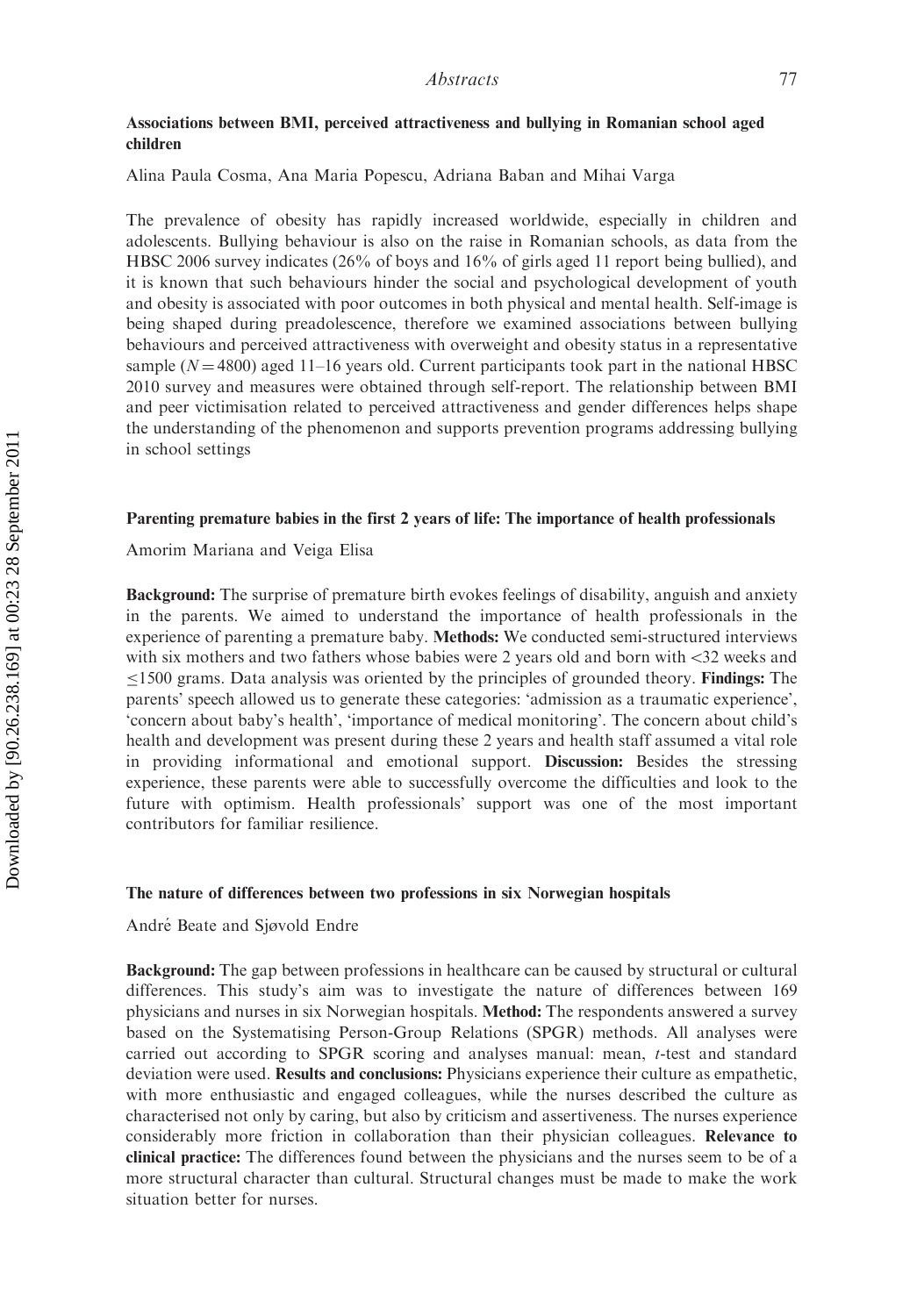### Associations between BMI, perceived attractiveness and bullying in Romanian school aged children

Alina Paula Cosma, Ana Maria Popescu, Adriana Baban and Mihai Varga

The prevalence of obesity has rapidly increased worldwide, especially in children and adolescents. Bullying behaviour is also on the raise in Romanian schools, as data from the HBSC 2006 survey indicates (26% of boys and 16% of girls aged 11 report being bullied), and it is known that such behaviours hinder the social and psychological development of youth and obesity is associated with poor outcomes in both physical and mental health. Self-image is being shaped during preadolescence, therefore we examined associations between bullying behaviours and perceived attractiveness with overweight and obesity status in a representative sample ($N = 4800$) aged 11–16 years old. Current participants took part in the national HBSC 2010 survey and measures were obtained through self-report. The relationship between BMI and peer victimisation related to perceived attractiveness and gender differences helps shape the understanding of the phenomenon and supports prevention programs addressing bullying in school settings

### Parenting premature babies in the first 2 years of life: The importance of health professionals

Amorim Mariana and Veiga Elisa

**Background:** The surprise of premature birth evokes feelings of disability, anguish and anxiety in the parents. We aimed to understand the importance of health professionals in the experience of parenting a premature baby. **Methods:** We conducted semi-structured interviews with six mothers and two fathers whose babies were 2 years old and born with <32 weeks and ≤1500 grams. Data analysis was oriented by the principles of grounded theory. **Findings:** The parents' speech allowed us to generate these categories: 'admission as a traumatic experience', 'concern about baby's health', 'importance of medical monitoring'. The concern about child's health and development was present during these 2 years and health staff assumed a vital role in providing informational and emotional support. **Discussion:** Besides the stressing experience, these parents were able to successfully overcome the difficulties and look to the future with optimism. Health professionals' support was one of the most important contributors for familiar resilience.

### The nature of differences between two professions in six Norwegian hospitals

André Beate and Sjøvold Endre

**Background:** The gap between professions in healthcare can be caused by structural or cultural differences. This study's aim was to investigate the nature of differences between 169 physicians and nurses in six Norwegian hospitals. **Method:** The respondents answered a survey based on the Systematising Person-Group Relations (SPGR) methods. All analyses were carried out according to SPGR scoring and analyses manual: mean, *t*-test and standard deviation were used. **Results and conclusions:** Physicians experience their culture as empathetic, with more enthusiastic and engaged colleagues, while the nurses described the culture as characterised not only by caring, but also by criticism and assertiveness. The nurses experience considerably more friction in collaboration than their physician colleagues. **Relevance to clinical practice:** The differences found between the physicians and the nurses seem to be of a more structural character than cultural. Structural changes must be made to make the work situation better for nurses.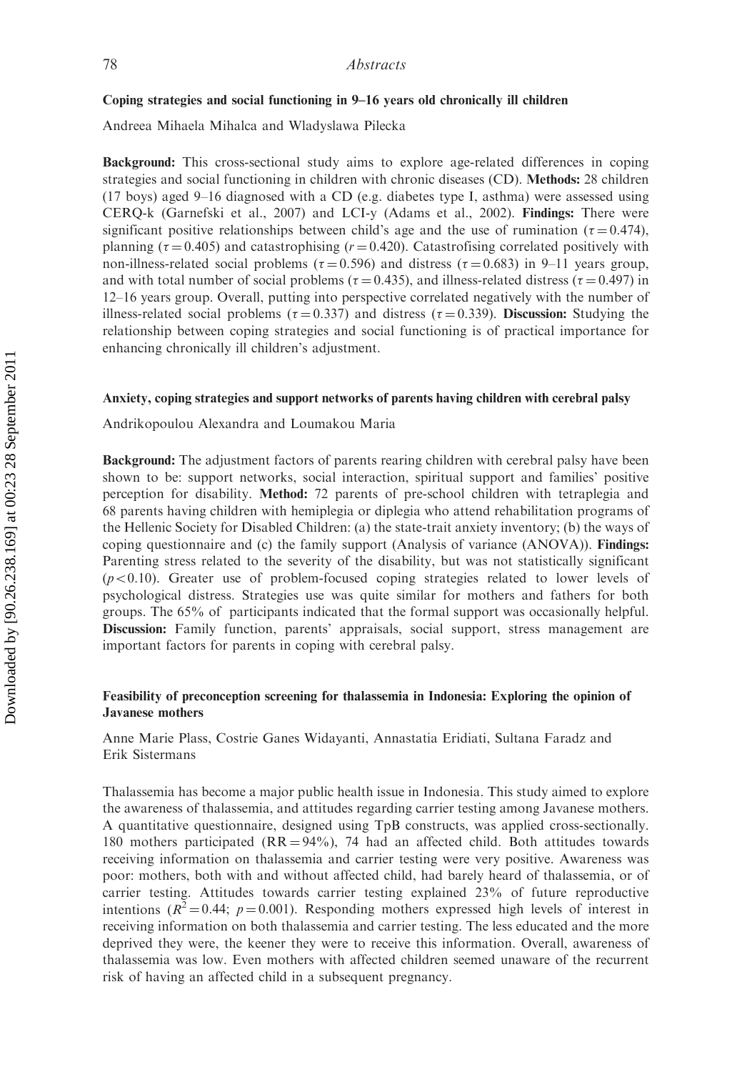## Coping strategies and social functioning in 9–16 years old chronically ill children

Andreea Mihaela Mihalca and Wladyslawa Pilecka

**Background:** This cross-sectional study aims to explore age-related differences in coping strategies and social functioning in children with chronic diseases (CD). **Methods:** 28 children (17 boys) aged 9–16 diagnosed with a CD (e.g. diabetes type I, asthma) were assessed using CERQ-k (Garnefski et al., 2007) and LCI-y (Adams et al., 2002). **Findings:** There were significant positive relationships between child's age and the use of rumination ($\tau = 0.474$), planning ($\tau = 0.405$) and catastrophising ($r = 0.420$). Catastrofising correlated positively with non-illness-related social problems ($\tau = 0.596$) and distress ($\tau = 0.683$) in 9–11 years group, and with total number of social problems ($\tau = 0.435$), and illness-related distress ($\tau = 0.497$) in 12–16 years group. Overall, putting into perspective correlated negatively with the number of illness-related social problems ($\tau = 0.337$) and distress ($\tau = 0.339$). **Discussion:** Studying the relationship between coping strategies and social functioning is of practical importance for enhancing chronically ill children's adjustment.

## Anxiety, coping strategies and support networks of parents having children with cerebral palsy

Andrikopoulou Alexandra and Loumakou Maria

**Background:** The adjustment factors of parents rearing children with cerebral palsy have been shown to be: support networks, social interaction, spiritual support and families' positive perception for disability. **Method:** 72 parents of pre-school children with tetraplegia and 68 parents having children with hemiplegia or diplegia who attend rehabilitation programs of the Hellenic Society for Disabled Children: (a) the state-trait anxiety inventory; (b) the ways of coping questionnaire and (c) the family support (Analysis of variance (ANOVA)). **Findings:** Parenting stress related to the severity of the disability, but was not statistically significant ($p < 0.10$). Greater use of problem-focused coping strategies related to lower levels of psychological distress. Strategies use was quite similar for mothers and fathers for both groups. The 65% of participants indicated that the formal support was occasionally helpful. **Discussion:** Family function, parents' appraisals, social support, stress management are important factors for parents in coping with cerebral palsy.

## Feasibility of preconception screening for thalassemia in Indonesia: Exploring the opinion of Javanese mothers

Anne Marie Plass, Costrie Ganes Widayanti, Annastatia Eridiati, Sultana Faradz and Erik Sistermans

Thalassemia has become a major public health issue in Indonesia. This study aimed to explore the awareness of thalassemia, and attitudes regarding carrier testing among Javanese mothers. A quantitative questionnaire, designed using TpB constructs, was applied cross-sectionally. 180 mothers participated (RR = 94%), 74 had an affected child. Both attitudes towards receiving information on thalassemia and carrier testing were very positive. Awareness was poor: mothers, both with and without affected child, had barely heard of thalassemia, or of carrier testing. Attitudes towards carrier testing explained 23% of future reproductive intentions ($R^2 = 0.44$; $p = 0.001$). Responding mothers expressed high levels of interest in receiving information on both thalassemia and carrier testing. The less educated and the more deprived they were, the keener they were to receive this information. Overall, awareness of thalassemia was low. Even mothers with affected children seemed unaware of the recurrent risk of having an affected child in a subsequent pregnancy.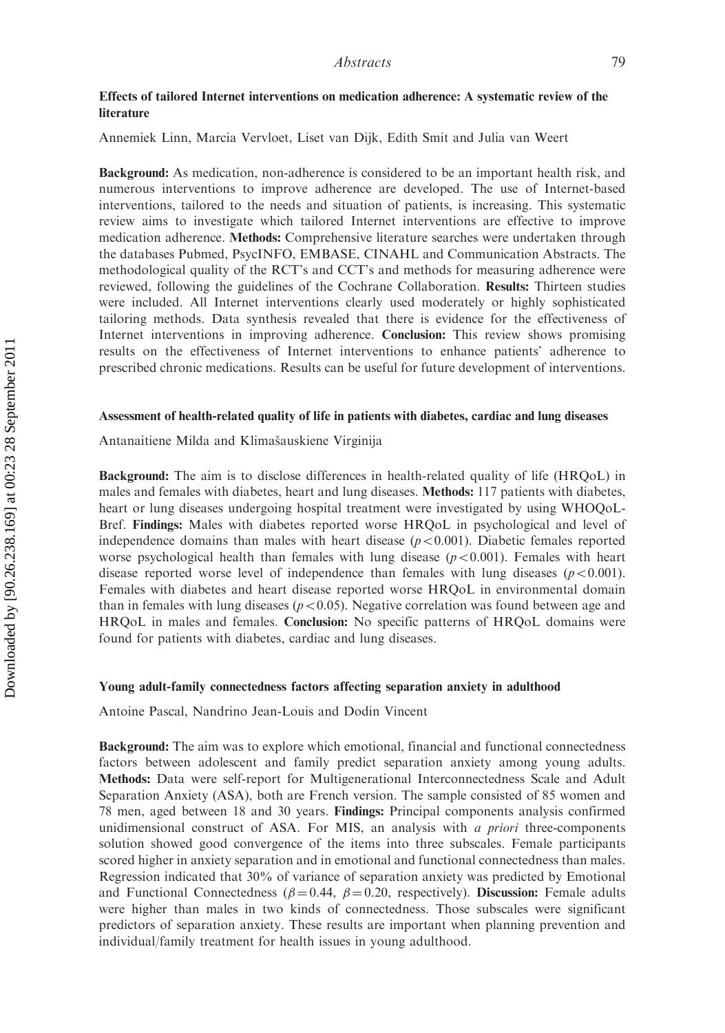### Effects of tailored Internet interventions on medication adherence: A systematic review of the literature

Annemiek Linn, Marcia Vervloet, Liset van Dijk, Edith Smit and Julia van Weert

**Background:** As medication, non-adherence is considered to be an important health risk, and numerous interventions to improve adherence are developed. The use of Internet-based interventions, tailored to the needs and situation of patients, is increasing. This systematic review aims to investigate which tailored Internet interventions are effective to improve medication adherence. **Methods:** Comprehensive literature searches were undertaken through the databases Pubmed, PsycINFO, EMBASE, CINAHL and Communication Abstracts. The methodological quality of the RCT's and CCT's and methods for measuring adherence were reviewed, following the guidelines of the Cochrane Collaboration. **Results:** Thirteen studies were included. All Internet interventions clearly used moderately or highly sophisticated tailoring methods. Data synthesis revealed that there is evidence for the effectiveness of Internet interventions in improving adherence. **Conclusion:** This review shows promising results on the effectiveness of Internet interventions to enhance patients' adherence to prescribed chronic medications. Results can be useful for future development of interventions.

### Assessment of health-related quality of life in patients with diabetes, cardiac and lung diseases

Antanaitiene Milda and Klimašauskiene Virginija

**Background:** The aim is to disclose differences in health-related quality of life (HRQoL) in males and females with diabetes, heart and lung diseases. **Methods:** 117 patients with diabetes, heart or lung diseases undergoing hospital treatment were investigated by using WHOQoL-Bref. **Findings:** Males with diabetes reported worse HRQoL in psychological and level of independence domains than males with heart disease ($p < 0.001$). Diabetic females reported worse psychological health than females with lung disease ($p < 0.001$). Females with heart disease reported worse level of independence than females with lung diseases ($p < 0.001$). Females with diabetes and heart disease reported worse HRQoL in environmental domain than in females with lung diseases ($p < 0.05$). Negative correlation was found between age and HRQoL in males and females. **Conclusion:** No specific patterns of HRQoL domains were found for patients with diabetes, cardiac and lung diseases.

### Young adult-family connectedness factors affecting separation anxiety in adulthood

Antoine Pascal, Nandrino Jean-Louis and Dodin Vincent

**Background:** The aim was to explore which emotional, financial and functional connectedness factors between adolescent and family predict separation anxiety among young adults. **Methods:** Data were self-report for Multigenerational Interconnectedness Scale and Adult Separation Anxiety (ASA), both are French version. The sample consisted of 85 women and 78 men, aged between 18 and 30 years. **Findings:** Principal components analysis confirmed unidimensional construct of ASA. For MIS, an analysis with *a priori* three-components solution showed good convergence of the items into three subscales. Female participants scored higher in anxiety separation and in emotional and functional connectedness than males. Regression indicated that 30% of variance of separation anxiety was predicted by Emotional and Functional Connectedness ($\beta = 0.44$, $\beta = 0.20$, respectively). **Discussion:** Female adults were higher than males in two kinds of connectedness. Those subscales were significant predictors of separation anxiety. These results are important when planning prevention and individual/family treatment for health issues in young adulthood.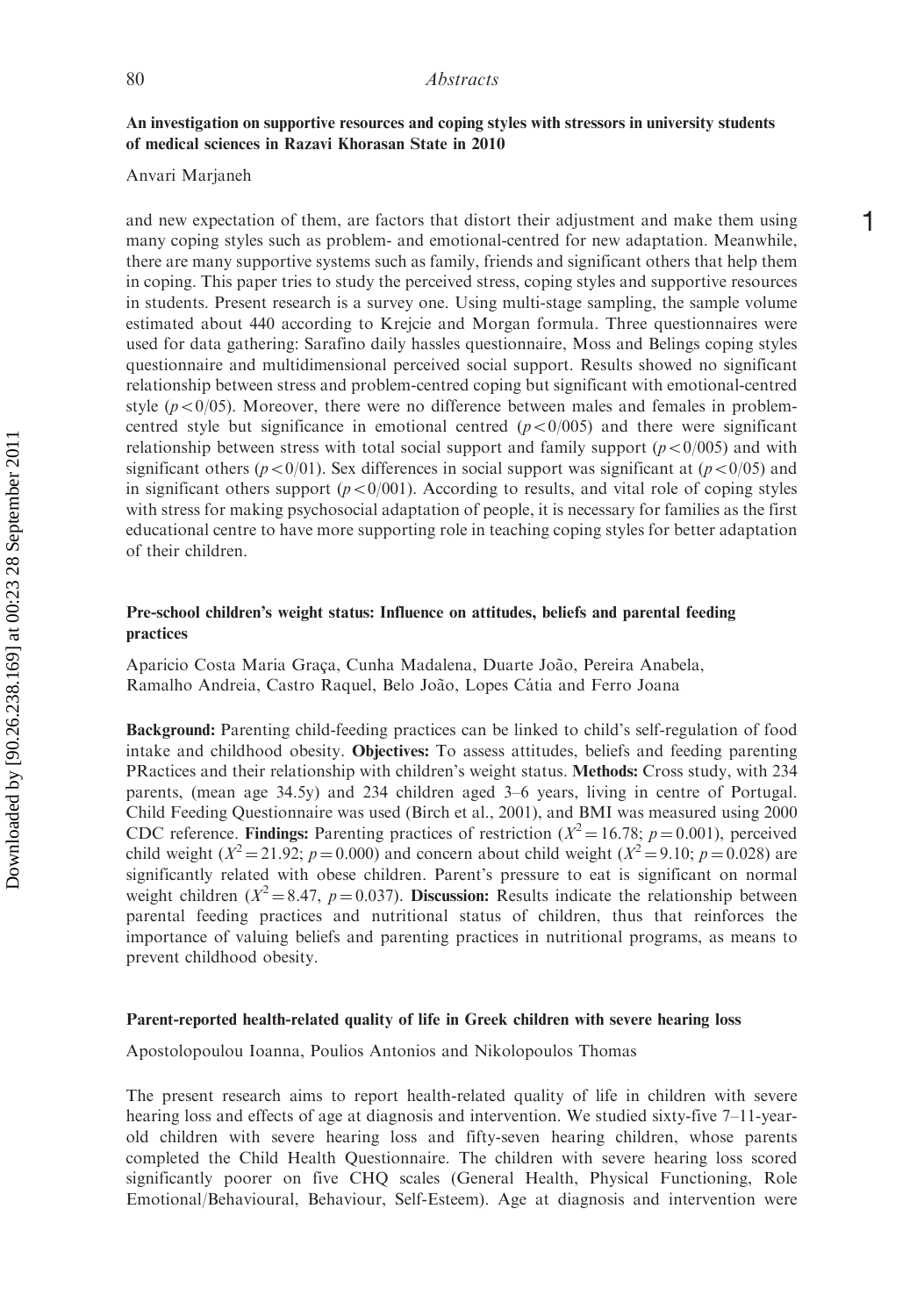### An investigation on supportive resources and coping styles with stressors in university students of medical sciences in Razavi Khorasan State in 2010

Anvari Marjaneh

and new expectation of them, are factors that distort their adjustment and make them using many coping styles such as problem- and emotional-centred for new adaptation. Meanwhile, there are many supportive systems such as family, friends and significant others that help them in coping. This paper tries to study the perceived stress, coping styles and supportive resources in students. Present research is a survey one. Using multi-stage sampling, the sample volume estimated about 440 according to Krejcie and Morgan formula. Three questionnaires were used for data gathering: Sarafino daily hassles questionnaire, Moss and Belings coping styles questionnaire and multidimensional perceived social support. Results showed no significant relationship between stress and problem-centred coping but significant with emotional-centred style ($p < 0/05$). Moreover, there were no difference between males and females in problem-centred style but significance in emotional centred ($p < 0/005$) and there were significant relationship between stress with total social support and family support ($p < 0/005$) and with significant others ($p < 0/01$). Sex differences in social support was significant at ($p < 0/05$) and in significant others support ($p < 0/001$). According to results, and vital role of coping styles with stress for making psychosocial adaptation of people, it is necessary for families as the first educational centre to have more supporting role in teaching coping styles for better adaptation of their children.

### Pre-school children's weight status: Influence on attitudes, beliefs and parental feeding practices

Aparicio Costa Maria Graça, Cunha Madalena, Duarte João, Pereira Anabela, Ramalho Andreia, Castro Raquel, Belo João, Lopes Cátia and Ferro Joana

**Background:** Parenting child-feeding practices can be linked to child's self-regulation of food intake and childhood obesity. **Objectives:** To assess attitudes, beliefs and feeding parenting PRactices and their relationship with children's weight status. **Methods:** Cross study, with 234 parents, (mean age 34.5y) and 234 children aged 3–6 years, living in centre of Portugal. Child Feeding Questionnaire was used (Birch et al., 2001), and BMI was measured using 2000 CDC reference. **Findings:** Parenting practices of restriction ($X^2 = 16.78$; $p = 0.001$), perceived child weight ($X^2 = 21.92$; $p = 0.000$) and concern about child weight ($X^2 = 9.10$; $p = 0.028$) are significantly related with obese children. Parent's pressure to eat is significant on normal weight children ($X^2 = 8.47$, $p = 0.037$). **Discussion:** Results indicate the relationship between parental feeding practices and nutritional status of children, thus that reinforces the importance of valuing beliefs and parenting practices in nutritional programs, as means to prevent childhood obesity.

### Parent-reported health-related quality of life in Greek children with severe hearing loss

Apostolopoulou Ioanna, Poulios Antonios and Nikolopoulos Thomas

The present research aims to report health-related quality of life in children with severe hearing loss and effects of age at diagnosis and intervention. We studied sixty-five 7–11-year-old children with severe hearing loss and fifty-seven hearing children, whose parents completed the Child Health Questionnaire. The children with severe hearing loss scored significantly poorer on five CHQ scales (General Health, Physical Functioning, Role Emotional/Behavioural, Behaviour, Self-Esteem). Age at diagnosis and intervention were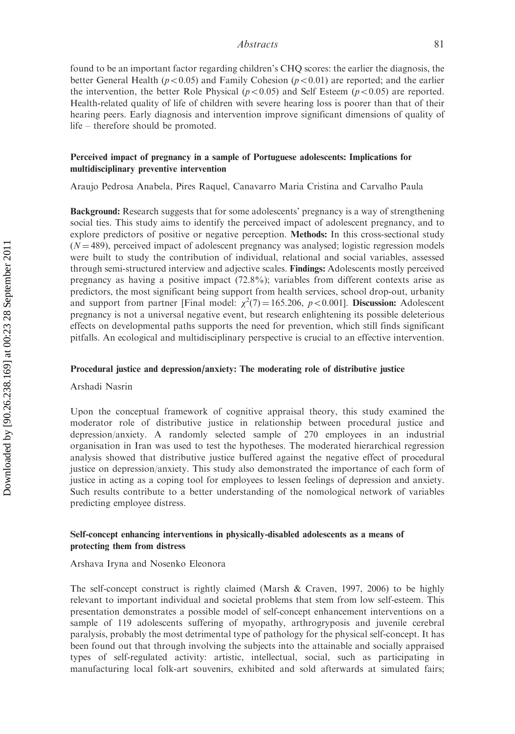found to be an important factor regarding children's CHQ scores: the earlier the diagnosis, the better General Health ($p < 0.05$) and Family Cohesion ($p < 0.01$) are reported; and the earlier the intervention, the better Role Physical ($p < 0.05$) and Self Esteem ($p < 0.05$) are reported. Health-related quality of life of children with severe hearing loss is poorer than that of their hearing peers. Early diagnosis and intervention improve significant dimensions of quality of life – therefore should be promoted.

### Perceived impact of pregnancy in a sample of Portuguese adolescents: Implications for multidisciplinary preventive intervention

Araujo Pedrosa Anabela, Pires Raquel, Canavarro Maria Cristina and Carvalho Paula

**Background:** Research suggests that for some adolescents' pregnancy is a way of strengthening social ties. This study aims to identify the perceived impact of adolescent pregnancy, and to explore predictors of positive or negative perception. **Methods:** In this cross-sectional study ($N = 489$), perceived impact of adolescent pregnancy was analysed; logistic regression models were built to study the contribution of individual, relational and social variables, assessed through semi-structured interview and adjective scales. **Findings:** Adolescents mostly perceived pregnancy as having a positive impact (72.8%); variables from different contexts arise as predictors, the most significant being support from health services, school drop-out, urbanity and support from partner [Final model: $\chi^2(7) = 165.206$, $p < 0.001$]. **Discussion:** Adolescent pregnancy is not a universal negative event, but research enlightening its possible deleterious effects on developmental paths supports the need for prevention, which still finds significant pitfalls. An ecological and multidisciplinary perspective is crucial to an effective intervention.

### Procedural justice and depression/anxiety: The moderating role of distributive justice

Arshadi Nasrin

Upon the conceptual framework of cognitive appraisal theory, this study examined the moderator role of distributive justice in relationship between procedural justice and depression/anxiety. A randomly selected sample of 270 employees in an industrial organisation in Iran was used to test the hypotheses. The moderated hierarchical regression analysis showed that distributive justice buffered against the negative effect of procedural justice on depression/anxiety. This study also demonstrated the importance of each form of justice in acting as a coping tool for employees to lessen feelings of depression and anxiety. Such results contribute to a better understanding of the nomological network of variables predicting employee distress.

### Self-concept enhancing interventions in physically-disabled adolescents as a means of protecting them from distress

Arshava Iryna and Nosenko Eleonora

The self-concept construct is rightly claimed (Marsh & Craven, 1997, 2006) to be highly relevant to important individual and societal problems that stem from low self-esteem. This presentation demonstrates a possible model of self-concept enhancement interventions on a sample of 119 adolescents suffering of myopathy, arthrogryposis and juvenile cerebral paralysis, probably the most detrimental type of pathology for the physical self-concept. It has been found out that through involving the subjects into the attainable and socially appraised types of self-regulated activity: artistic, intellectual, social, such as participating in manufacturing local folk-art souvenirs, exhibited and sold afterwards at simulated fairs;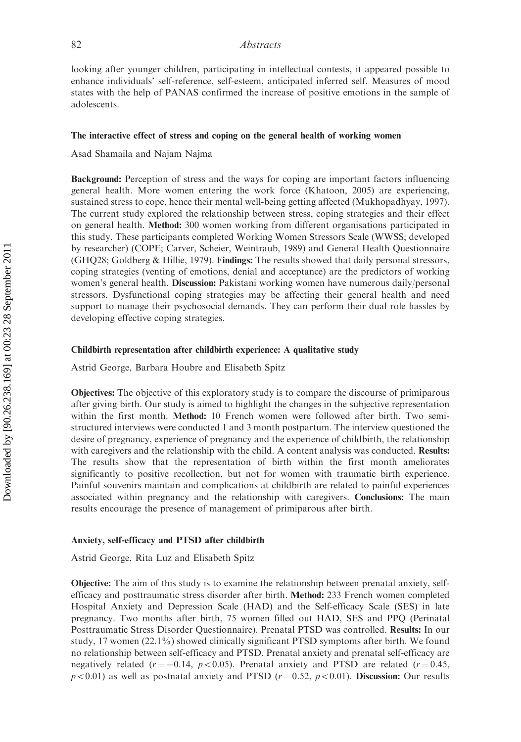looking after younger children, participating in intellectual contests, it appeared possible to enhance individuals' self-reference, self-esteem, anticipated inferred self. Measures of mood states with the help of PANAS confirmed the increase of positive emotions in the sample of adolescents.

### The interactive effect of stress and coping on the general health of working women

Asad Shamaila and Najam Najma

**Background:** Perception of stress and the ways for coping are important factors influencing general health. More women entering the work force (Khatoon, 2005) are experiencing, sustained stress to cope, hence their mental well-being getting affected (Mukhopadhyay, 1997). The current study explored the relationship between stress, coping strategies and their effect on general health. **Method:** 300 women working from different organisations participated in this study. These participants completed Working Women Stressors Scale (WWSS; developed by researcher) (COPE; Carver, Scheier, Weintraub, 1989) and General Health Questionnaire (GHQ28; Goldberg & Hillie, 1979). **Findings:** The results showed that daily personal stressors, coping strategies (venting of emotions, denial and acceptance) are the predictors of working women's general health. **Discussion:** Pakistani working women have numerous daily/personal stressors. Dysfunctional coping strategies may be affecting their general health and need support to manage their psychosocial demands. They can perform their dual role hassles by developing effective coping strategies.

### Childbirth representation after childbirth experience: A qualitative study

Astrid George, Barbara Houbre and Elisabeth Spitz

**Objectives:** The objective of this exploratory study is to compare the discourse of primiparous after giving birth. Our study is aimed to highlight the changes in the subjective representation within the first month. **Method:** 10 French women were followed after birth. Two semi-structured interviews were conducted 1 and 3 month postpartum. The interview questioned the desire of pregnancy, experience of pregnancy and the experience of childbirth, the relationship with caregivers and the relationship with the child. A content analysis was conducted. **Results:** The results show that the representation of birth within the first month ameliorates significantly to positive recollection, but not for women with traumatic birth experience. Painful souvenirs maintain and complications at childbirth are related to painful experiences associated within pregnancy and the relationship with caregivers. **Conclusions:** The main results encourage the presence of management of primiparous after birth.

### Anxiety, self-efficacy and PTSD after childbirth

Astrid George, Rita Luz and Elisabeth Spitz

**Objective:** The aim of this study is to examine the relationship between prenatal anxiety, self-efficacy and posttraumatic stress disorder after birth. **Method:** 233 French women completed Hospital Anxiety and Depression Scale (HAD) and the Self-efficacy Scale (SES) in late pregnancy. Two months after birth, 75 women filled out HAD, SES and PPQ (Perinatal Posttraumatic Stress Disorder Questionnaire). Prenatal PTSD was controlled. **Results:** In our study, 17 women (22.1%) showed clinically significant PTSD symptoms after birth. We found no relationship between self-efficacy and PTSD. Prenatal anxiety and prenatal self-efficacy are negatively related ($r = -0.14$, $p < 0.05$). Prenatal anxiety and PTSD are related ($r = 0.45$, $p < 0.01$) as well as postnatal anxiety and PTSD ($r = 0.52$, $p < 0.01$). **Discussion:** Our results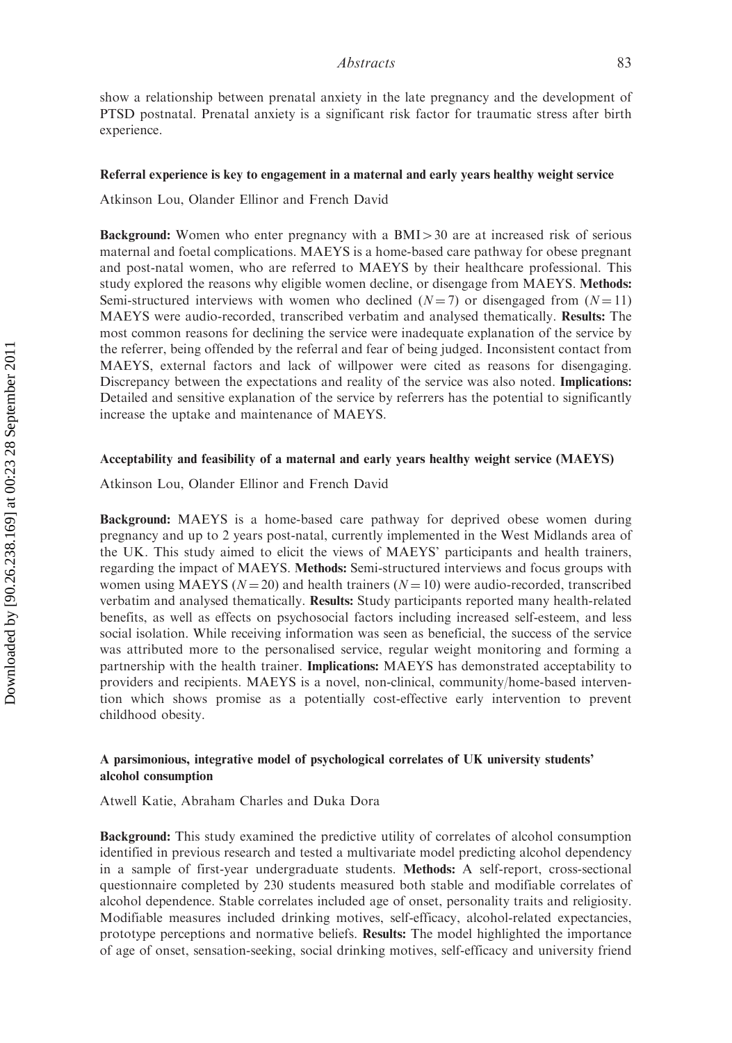show a relationship between prenatal anxiety in the late pregnancy and the development of PTSD postnatal. Prenatal anxiety is a significant risk factor for traumatic stress after birth experience.

### Referral experience is key to engagement in a maternal and early years healthy weight service

Atkinson Lou, Olander Ellinor and French David

**Background:** Women who enter pregnancy with a BMI $>30$ are at increased risk of serious maternal and foetal complications. MAEYS is a home-based care pathway for obese pregnant and post-natal women, who are referred to MAEYS by their healthcare professional. This study explored the reasons why eligible women decline, or disengage from MAEYS. **Methods:** Semi-structured interviews with women who declined ($N = 7$) or disengaged from ($N = 11$) MAEYS were audio-recorded, transcribed verbatim and analysed thematically. **Results:** The most common reasons for declining the service were inadequate explanation of the service by the referrer, being offended by the referral and fear of being judged. Inconsistent contact from MAEYS, external factors and lack of willpower were cited as reasons for disengaging. Discrepancy between the expectations and reality of the service was also noted. **Implications:** Detailed and sensitive explanation of the service by referrers has the potential to significantly increase the uptake and maintenance of MAEYS.

### Acceptability and feasibility of a maternal and early years healthy weight service (MAEYS)

Atkinson Lou, Olander Ellinor and French David

**Background:** MAEYS is a home-based care pathway for deprived obese women during pregnancy and up to 2 years post-natal, currently implemented in the West Midlands area of the UK. This study aimed to elicit the views of MAEYS' participants and health trainers, regarding the impact of MAEYS. **Methods:** Semi-structured interviews and focus groups with women using MAEYS ($N = 20$) and health trainers ($N = 10$) were audio-recorded, transcribed verbatim and analysed thematically. **Results:** Study participants reported many health-related benefits, as well as effects on psychosocial factors including increased self-esteem, and less social isolation. While receiving information was seen as beneficial, the success of the service was attributed more to the personalised service, regular weight monitoring and forming a partnership with the health trainer. **Implications:** MAEYS has demonstrated acceptability to providers and recipients. MAEYS is a novel, non-clinical, community/home-based intervention which shows promise as a potentially cost-effective early intervention to prevent childhood obesity.

### A parsimonious, integrative model of psychological correlates of UK university students' alcohol consumption

Atwell Katie, Abraham Charles and Duka Dora

**Background:** This study examined the predictive utility of correlates of alcohol consumption identified in previous research and tested a multivariate model predicting alcohol dependency in a sample of first-year undergraduate students. **Methods:** A self-report, cross-sectional questionnaire completed by 230 students measured both stable and modifiable correlates of alcohol dependence. Stable correlates included age of onset, personality traits and religiosity. Modifiable measures included drinking motives, self-efficacy, alcohol-related expectancies, prototype perceptions and normative beliefs. **Results:** The model highlighted the importance of age of onset, sensation-seeking, social drinking motives, self-efficacy and university friend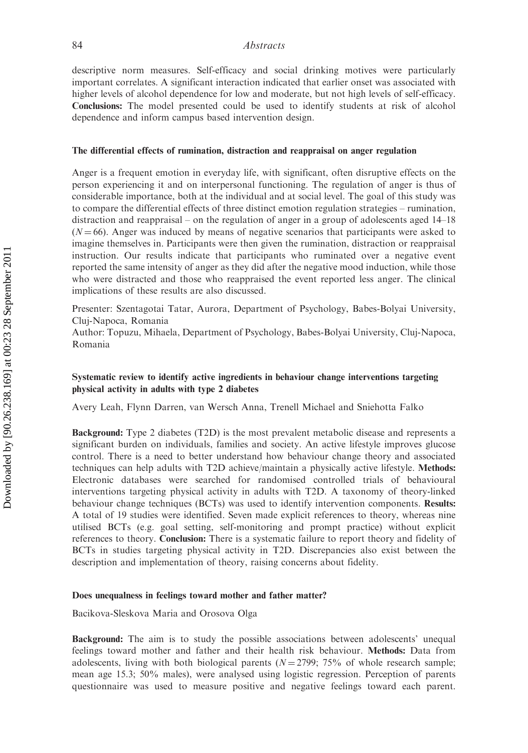descriptive norm measures. Self-efficacy and social drinking motives were particularly important correlates. A significant interaction indicated that earlier onset was associated with higher levels of alcohol dependence for low and moderate, but not high levels of self-efficacy. **Conclusions:** The model presented could be used to identify students at risk of alcohol dependence and inform campus based intervention design.

### The differential effects of rumination, distraction and reappraisal on anger regulation

Anger is a frequent emotion in everyday life, with significant, often disruptive effects on the person experiencing it and on interpersonal functioning. The regulation of anger is thus of considerable importance, both at the individual and at social level. The goal of this study was to compare the differential effects of three distinct emotion regulation strategies – rumination, distraction and reappraisal – on the regulation of anger in a group of adolescents aged 14–18 ($N = 66$). Anger was induced by means of negative scenarios that participants were asked to imagine themselves in. Participants were then given the rumination, distraction or reappraisal instruction. Our results indicate that participants who ruminated over a negative event reported the same intensity of anger as they did after the negative mood induction, while those who were distracted and those who reappraised the event reported less anger. The clinical implications of these results are also discussed.

Presenter: Szentagotai Tatar, Aurora, Department of Psychology, Babes-Bolyai University, Cluj-Napoca, Romania
Author: Topuzu, Mihaela, Department of Psychology, Babes-Bolyai University, Cluj-Napoca, Romania

### Systematic review to identify active ingredients in behaviour change interventions targeting physical activity in adults with type 2 diabetes

Avery Leah, Flynn Darren, van Wersch Anna, Trenell Michael and Sniehotta Falko

**Background:** Type 2 diabetes (T2D) is the most prevalent metabolic disease and represents a significant burden on individuals, families and society. An active lifestyle improves glucose control. There is a need to better understand how behaviour change theory and associated techniques can help adults with T2D achieve/maintain a physically active lifestyle. **Methods:** Electronic databases were searched for randomised controlled trials of behavioural interventions targeting physical activity in adults with T2D. A taxonomy of theory-linked behaviour change techniques (BCTs) was used to identify intervention components. **Results:** A total of 19 studies were identified. Seven made explicit references to theory, whereas nine utilised BCTs (e.g. goal setting, self-monitoring and prompt practice) without explicit references to theory. **Conclusion:** There is a systematic failure to report theory and fidelity of BCTs in studies targeting physical activity in T2D. Discrepancies also exist between the description and implementation of theory, raising concerns about fidelity.

### Does unequalness in feelings toward mother and father matter?

Bacikova-Sleskova Maria and Orosova Olga

**Background:** The aim is to study the possible associations between adolescents' unequal feelings toward mother and father and their health risk behaviour. **Methods:** Data from adolescents, living with both biological parents ($N = 2799$; 75% of whole research sample; mean age 15.3; 50% males), were analysed using logistic regression. Perception of parents questionnaire was used to measure positive and negative feelings toward each parent.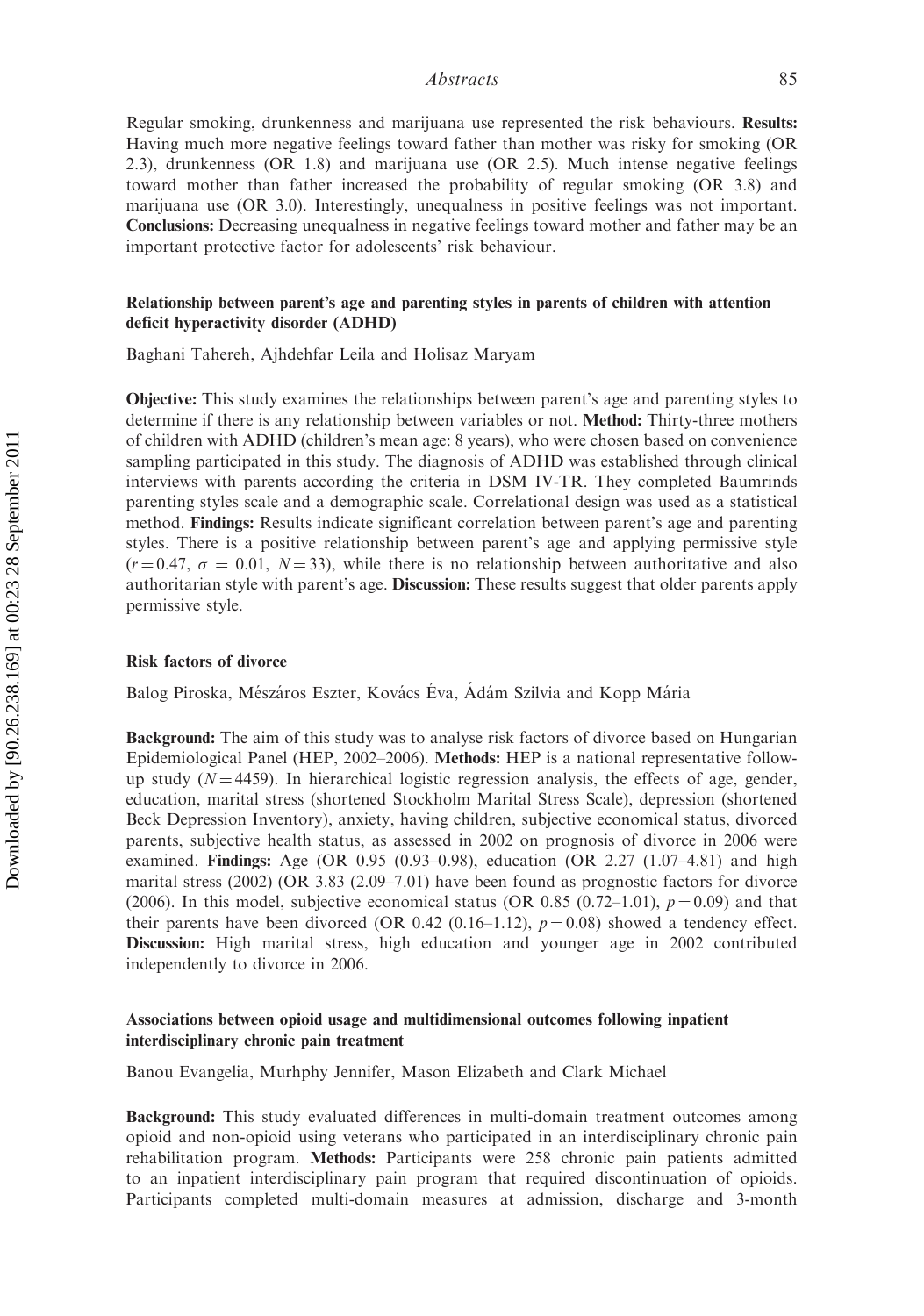Regular smoking, drunkenness and marijuana use represented the risk behaviours. **Results:** Having much more negative feelings toward father than mother was risky for smoking (OR 2.3), drunkenness (OR 1.8) and marijuana use (OR 2.5). Much intense negative feelings toward mother than father increased the probability of regular smoking (OR 3.8) and marijuana use (OR 3.0). Interestingly, unequalness in positive feelings was not important. **Conclusions:** Decreasing unequalness in negative feelings toward mother and father may be an important protective factor for adolescents' risk behaviour.

### Relationship between parent's age and parenting styles in parents of children with attention deficit hyperactivity disorder (ADHD)

Baghani Tahereh, Ajhdehfar Leila and Holisaz Maryam

**Objective:** This study examines the relationships between parent's age and parenting styles to determine if there is any relationship between variables or not. **Method:** Thirty-three mothers of children with ADHD (children's mean age: 8 years), who were chosen based on convenience sampling participated in this study. The diagnosis of ADHD was established through clinical interviews with parents according the criteria in DSM IV-TR. They completed Baumrinds parenting styles scale and a demographic scale. Correlational design was used as a statistical method. **Findings:** Results indicate significant correlation between parent's age and parenting styles. There is a positive relationship between parent's age and applying permissive style ($r = 0.47$, $\sigma = 0.01$, $N = 33$), while there is no relationship between authoritative and also authoritarian style with parent's age. **Discussion:** These results suggest that older parents apply permissive style.

### Risk factors of divorce

Balog Piroska, Mészáros Eszter, Kovács Éva, Ádám Szilvia and Kopp Mária

**Background:** The aim of this study was to analyse risk factors of divorce based on Hungarian Epidemiological Panel (HEP, 2002–2006). **Methods:** HEP is a national representative follow-up study ($N = 4459$). In hierarchical logistic regression analysis, the effects of age, gender, education, marital stress (shortened Stockholm Marital Stress Scale), depression (shortened Beck Depression Inventory), anxiety, having children, subjective economical status, divorced parents, subjective health status, as assessed in 2002 on prognosis of divorce in 2006 were examined. **Findings:** Age (OR 0.95 (0.93–0.98), education (OR 2.27 (1.07–4.81) and high marital stress (2002) (OR 3.83 (2.09–7.01) have been found as prognostic factors for divorce (2006). In this model, subjective economical status (OR 0.85 (0.72–1.01), $p = 0.09$) and that their parents have been divorced (OR 0.42 (0.16–1.12), $p = 0.08$) showed a tendency effect. **Discussion:** High marital stress, high education and younger age in 2002 contributed independently to divorce in 2006.

### Associations between opioid usage and multidimensional outcomes following inpatient interdisciplinary chronic pain treatment

Banou Evangelia, Murhphy Jennifer, Mason Elizabeth and Clark Michael

**Background:** This study evaluated differences in multi-domain treatment outcomes among opioid and non-opioid using veterans who participated in an interdisciplinary chronic pain rehabilitation program. **Methods:** Participants were 258 chronic pain patients admitted to an inpatient interdisciplinary pain program that required discontinuation of opioids. Participants completed multi-domain measures at admission, discharge and 3-month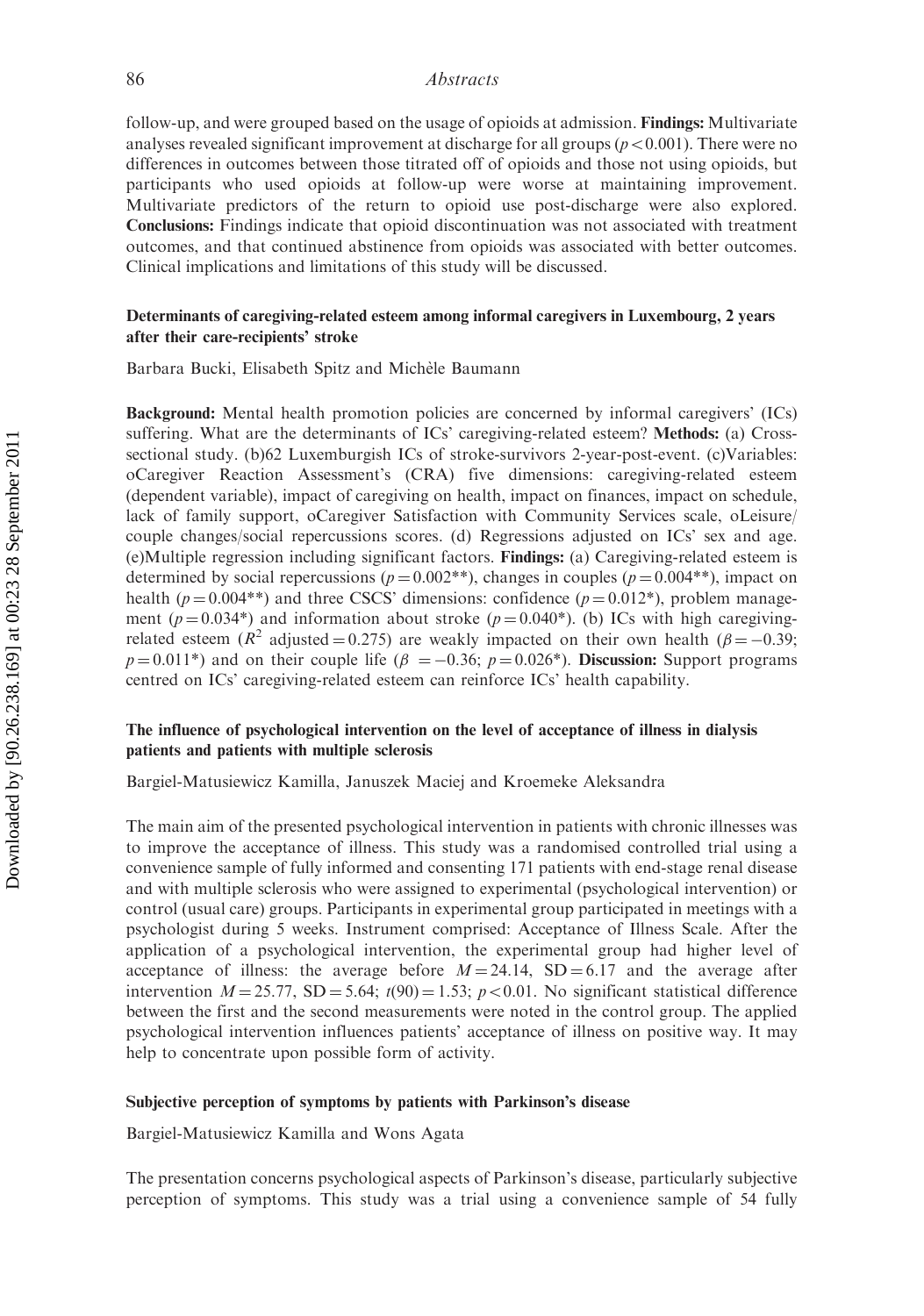follow-up, and were grouped based on the usage of opioids at admission. **Findings:** Multivariate analyses revealed significant improvement at discharge for all groups ($p < 0.001$). There were no differences in outcomes between those titrated off of opioids and those not using opioids, but participants who used opioids at follow-up were worse at maintaining improvement. Multivariate predictors of the return to opioid use post-discharge were also explored. **Conclusions:** Findings indicate that opioid discontinuation was not associated with treatment outcomes, and that continued abstinence from opioids was associated with better outcomes. Clinical implications and limitations of this study will be discussed.

### Determinants of caregiving-related esteem among informal caregivers in Luxembourg, 2 years after their care-recipients' stroke

Barbara Bucki, Elisabeth Spitz and Michèle Baumann

**Background:** Mental health promotion policies are concerned by informal caregivers' (ICs) suffering. What are the determinants of ICs' caregiving-related esteem? **Methods:** (a) Cross-sectional study. (b)62 Luxemburgish ICs of stroke-survivors 2-year-post-event. (c)Variables: oCaregiver Reaction Assessment's (CRA) five dimensions: caregiving-related esteem (dependent variable), impact of caregiving on health, impact on finances, impact on schedule, lack of family support, oCaregiver Satisfaction with Community Services scale, oLeisure/couple changes/social repercussions scores. (d) Regressions adjusted on ICs' sex and age. (e)Multiple regression including significant factors. **Findings:** (a) Caregiving-related esteem is determined by social repercussions ($p = 0.002$**), changes in couples ($p = 0.004$**), impact on health ($p = 0.004$**) and three CSCS' dimensions: confidence ($p = 0.012$*), problem management ($p = 0.034$*) and information about stroke ($p = 0.040$*). (b) ICs with high caregiving-related esteem ($R^2$ adjusted $= 0.275$) are weakly impacted on their own health ($\beta = -0.39$; $p = 0.011$*) and on their couple life ($\beta = -0.36$; $p = 0.026$*). **Discussion:** Support programs centred on ICs' caregiving-related esteem can reinforce ICs' health capability.

### The influence of psychological intervention on the level of acceptance of illness in dialysis patients and patients with multiple sclerosis

Bargiel-Matusiewicz Kamilla, Januszek Maciej and Kroemeke Aleksandra

The main aim of the presented psychological intervention in patients with chronic illnesses was to improve the acceptance of illness. This study was a randomised controlled trial using a convenience sample of fully informed and consenting 171 patients with end-stage renal disease and with multiple sclerosis who were assigned to experimental (psychological intervention) or control (usual care) groups. Participants in experimental group participated in meetings with a psychologist during 5 weeks. Instrument comprised: Acceptance of Illness Scale. After the application of a psychological intervention, the experimental group had higher level of acceptance of illness: the average before $M = 24.14$, $SD = 6.17$ and the average after intervention $M = 25.77$, $SD = 5.64$; $t(90) = 1.53$; $p < 0.01$. No significant statistical difference between the first and the second measurements were noted in the control group. The applied psychological intervention influences patients' acceptance of illness on positive way. It may help to concentrate upon possible form of activity.

### Subjective perception of symptoms by patients with Parkinson's disease

Bargiel-Matusiewicz Kamilla and Wons Agata

The presentation concerns psychological aspects of Parkinson's disease, particularly subjective perception of symptoms. This study was a trial using a convenience sample of 54 fully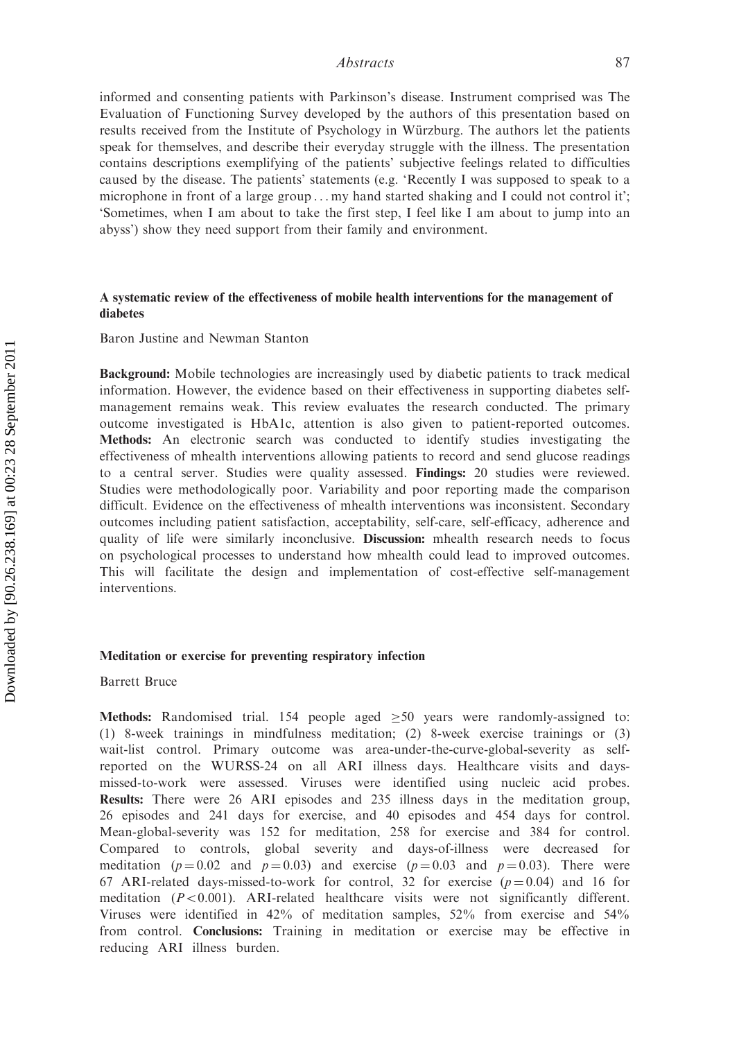informed and consenting patients with Parkinson's disease. Instrument comprised was The Evaluation of Functioning Survey developed by the authors of this presentation based on results received from the Institute of Psychology in Würzburg. The authors let the patients speak for themselves, and describe their everyday struggle with the illness. The presentation contains descriptions exemplifying of the patients' subjective feelings related to difficulties caused by the disease. The patients' statements (e.g. 'Recently I was supposed to speak to a microphone in front of a large group . . . my hand started shaking and I could not control it'; 'Sometimes, when I am about to take the first step, I feel like I am about to jump into an abyss') show they need support from their family and environment.

### A systematic review of the effectiveness of mobile health interventions for the management of diabetes

Baron Justine and Newman Stanton

**Background:** Mobile technologies are increasingly used by diabetic patients to track medical information. However, the evidence based on their effectiveness in supporting diabetes self-management remains weak. This review evaluates the research conducted. The primary outcome investigated is HbA1c, attention is also given to patient-reported outcomes. **Methods:** An electronic search was conducted to identify studies investigating the effectiveness of mhealth interventions allowing patients to record and send glucose readings to a central server. Studies were quality assessed. **Findings:** 20 studies were reviewed. Studies were methodologically poor. Variability and poor reporting made the comparison difficult. Evidence on the effectiveness of mhealth interventions was inconsistent. Secondary outcomes including patient satisfaction, acceptability, self-care, self-efficacy, adherence and quality of life were similarly inconclusive. **Discussion:** mhealth research needs to focus on psychological processes to understand how mhealth could lead to improved outcomes. This will facilitate the design and implementation of cost-effective self-management interventions.

### Meditation or exercise for preventing respiratory infection

Barrett Bruce

**Methods:** Randomised trial. 154 people aged $\geq$50 years were randomly-assigned to: (1) 8-week trainings in mindfulness meditation; (2) 8-week exercise trainings or (3) wait-list control. Primary outcome was area-under-the-curve-global-severity as self-reported on the WURSS-24 on all ARI illness days. Healthcare visits and days-missed-to-work were assessed. Viruses were identified using nucleic acid probes. **Results:** There were 26 ARI episodes and 235 illness days in the meditation group, 26 episodes and 241 days for exercise, and 40 episodes and 454 days for control. Mean-global-severity was 152 for meditation, 258 for exercise and 384 for control. Compared to controls, global severity and days-of-illness were decreased for meditation ($p = 0.02$ and $p = 0.03$) and exercise ($p = 0.03$ and $p = 0.03$). There were 67 ARI-related days-missed-to-work for control, 32 for exercise ($p = 0.04$) and 16 for meditation ($P < 0.001$). ARI-related healthcare visits were not significantly different. Viruses were identified in 42% of meditation samples, 52% from exercise and 54% from control. **Conclusions:** Training in meditation or exercise may be effective in reducing ARI illness burden.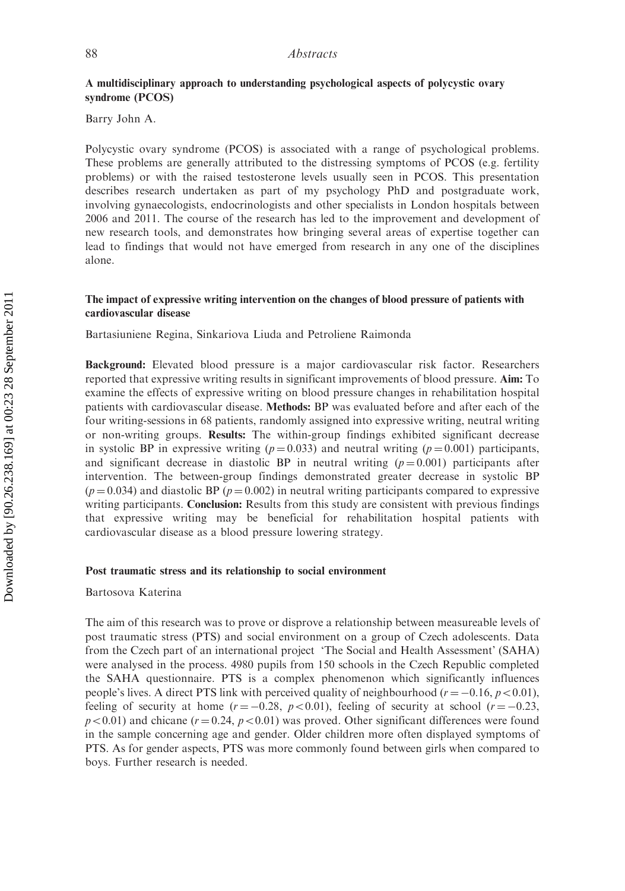### A multidisciplinary approach to understanding psychological aspects of polycystic ovary syndrome (PCOS)

Barry John A.

Polycystic ovary syndrome (PCOS) is associated with a range of psychological problems. These problems are generally attributed to the distressing symptoms of PCOS (e.g. fertility problems) or with the raised testosterone levels usually seen in PCOS. This presentation describes research undertaken as part of my psychology PhD and postgraduate work, involving gynaecologists, endocrinologists and other specialists in London hospitals between 2006 and 2011. The course of the research has led to the improvement and development of new research tools, and demonstrates how bringing several areas of expertise together can lead to findings that would not have emerged from research in any one of the disciplines alone.

### The impact of expressive writing intervention on the changes of blood pressure of patients with cardiovascular disease

Bartasiuniene Regina, Sinkariova Liuda and Petroliene Raimonda

**Background:** Elevated blood pressure is a major cardiovascular risk factor. Researchers reported that expressive writing results in significant improvements of blood pressure. **Aim:** To examine the effects of expressive writing on blood pressure changes in rehabilitation hospital patients with cardiovascular disease. **Methods:** BP was evaluated before and after each of the four writing-sessions in 68 patients, randomly assigned into expressive writing, neutral writing or non-writing groups. **Results:** The within-group findings exhibited significant decrease in systolic BP in expressive writing ($p = 0.033$) and neutral writing ($p = 0.001$) participants, and significant decrease in diastolic BP in neutral writing ($p = 0.001$) participants after intervention. The between-group findings demonstrated greater decrease in systolic BP ($p = 0.034$) and diastolic BP ($p = 0.002$) in neutral writing participants compared to expressive writing participants. **Conclusion:** Results from this study are consistent with previous findings that expressive writing may be beneficial for rehabilitation hospital patients with cardiovascular disease as a blood pressure lowering strategy.

### Post traumatic stress and its relationship to social environment

Bartosova Katerina

The aim of this research was to prove or disprove a relationship between measureable levels of post traumatic stress (PTS) and social environment on a group of Czech adolescents. Data from the Czech part of an international project 'The Social and Health Assessment' (SAHA) were analysed in the process. 4980 pupils from 150 schools in the Czech Republic completed the SAHA questionnaire. PTS is a complex phenomenon which significantly influences people's lives. A direct PTS link with perceived quality of neighbourhood ($r = -0.16$, $p < 0.01$), feeling of security at home ($r = -0.28$, $p < 0.01$), feeling of security at school ($r = -0.23$, $p < 0.01$) and chicane ($r = 0.24$, $p < 0.01$) was proved. Other significant differences were found in the sample concerning age and gender. Older children more often displayed symptoms of PTS. As for gender aspects, PTS was more commonly found between girls when compared to boys. Further research is needed.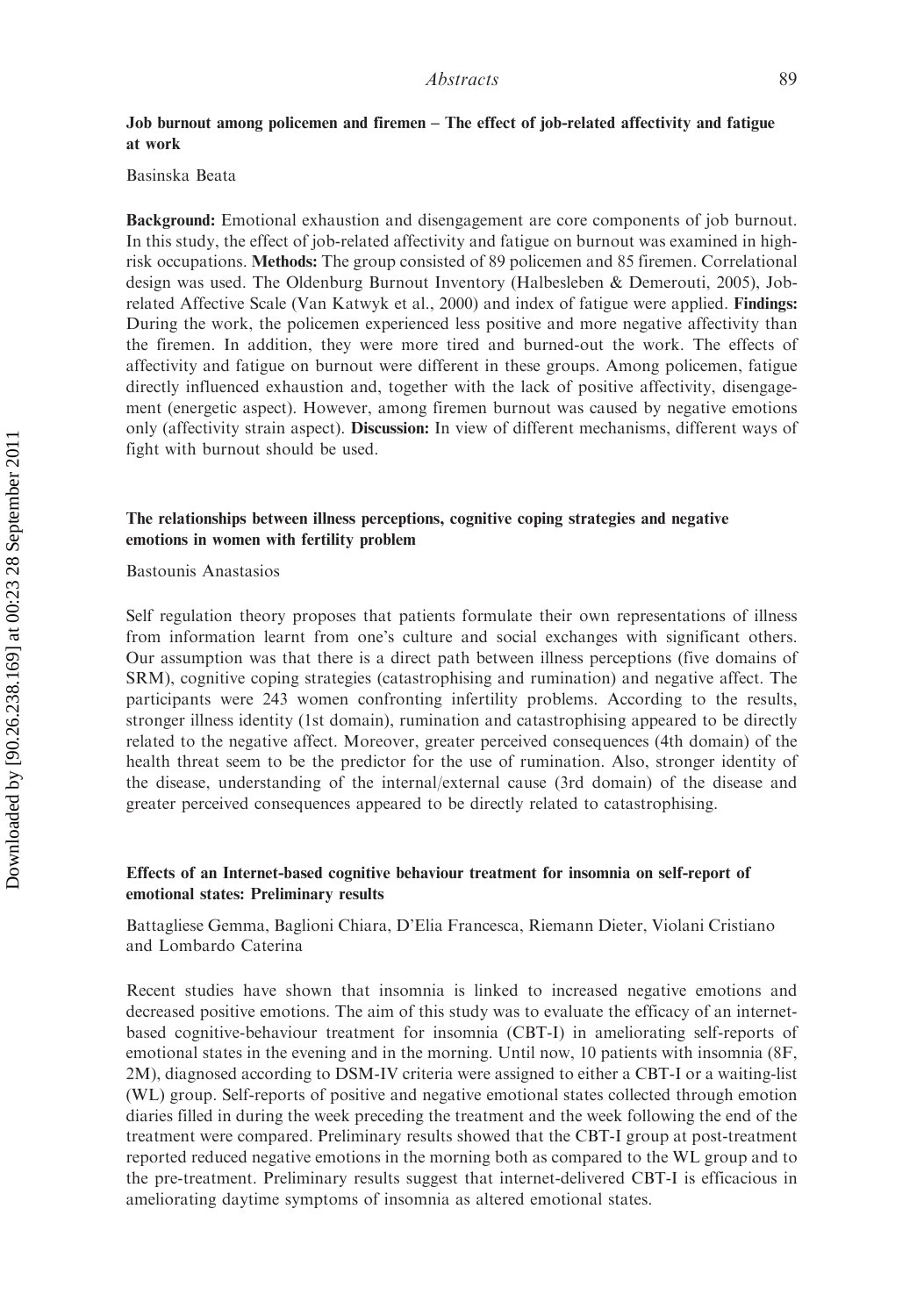### Job burnout among policemen and firemen – The effect of job-related affectivity and fatigue at work

Basinska Beata

**Background:** Emotional exhaustion and disengagement are core components of job burnout. In this study, the effect of job-related affectivity and fatigue on burnout was examined in high-risk occupations. **Methods:** The group consisted of 89 policemen and 85 firemen. Correlational design was used. The Oldenburg Burnout Inventory (Halbesleben & Demerouti, 2005), Job-related Affective Scale (Van Katwyk et al., 2000) and index of fatigue were applied. **Findings:** During the work, the policemen experienced less positive and more negative affectivity than the firemen. In addition, they were more tired and burned-out the work. The effects of affectivity and fatigue on burnout were different in these groups. Among policemen, fatigue directly influenced exhaustion and, together with the lack of positive affectivity, disengagement (energetic aspect). However, among firemen burnout was caused by negative emotions only (affectivity strain aspect). **Discussion:** In view of different mechanisms, different ways of fight with burnout should be used.

### The relationships between illness perceptions, cognitive coping strategies and negative emotions in women with fertility problem

Bastounis Anastasios

Self regulation theory proposes that patients formulate their own representations of illness from information learnt from one's culture and social exchanges with significant others. Our assumption was that there is a direct path between illness perceptions (five domains of SRM), cognitive coping strategies (catastrophising and rumination) and negative affect. The participants were 243 women confronting infertility problems. According to the results, stronger illness identity (1st domain), rumination and catastrophising appeared to be directly related to the negative affect. Moreover, greater perceived consequences (4th domain) of the health threat seem to be the predictor for the use of rumination. Also, stronger identity of the disease, understanding of the internal/external cause (3rd domain) of the disease and greater perceived consequences appeared to be directly related to catastrophising.

### Effects of an Internet-based cognitive behaviour treatment for insomnia on self-report of emotional states: Preliminary results

Battagliese Gemma, Baglioni Chiara, D'Elia Francesca, Riemann Dieter, Violani Cristiano and Lombardo Caterina

Recent studies have shown that insomnia is linked to increased negative emotions and decreased positive emotions. The aim of this study was to evaluate the efficacy of an internet-based cognitive-behaviour treatment for insomnia (CBT-I) in ameliorating self-reports of emotional states in the evening and in the morning. Until now, 10 patients with insomnia (8F, 2M), diagnosed according to DSM-IV criteria were assigned to either a CBT-I or a waiting-list (WL) group. Self-reports of positive and negative emotional states collected through emotion diaries filled in during the week preceding the treatment and the week following the end of the treatment were compared. Preliminary results showed that the CBT-I group at post-treatment reported reduced negative emotions in the morning both as compared to the WL group and to the pre-treatment. Preliminary results suggest that internet-delivered CBT-I is efficacious in ameliorating daytime symptoms of insomnia as altered emotional states.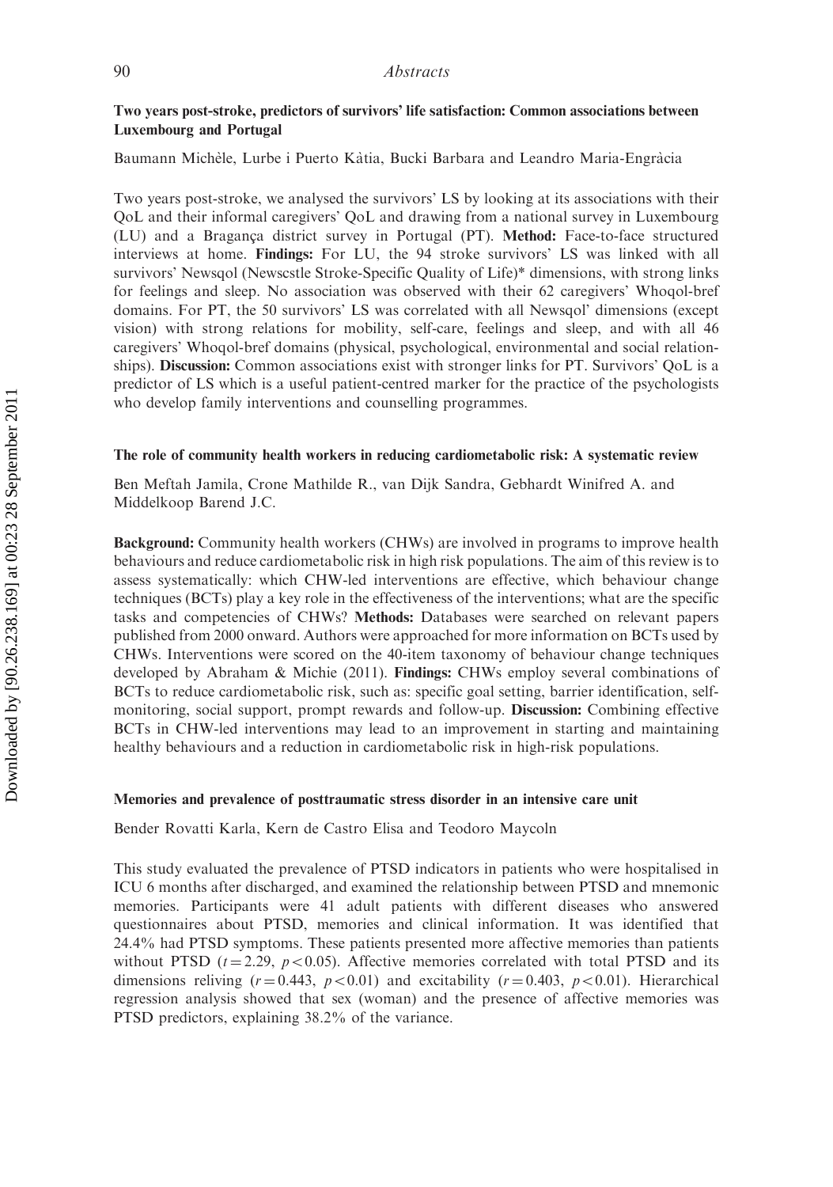### Two years post-stroke, predictors of survivors' life satisfaction: Common associations between Luxembourg and Portugal

Baumann Michèle, Lurbe i Puerto Kàtia, Bucki Barbara and Leandro Maria-Engràcia

Two years post-stroke, we analysed the survivors' LS by looking at its associations with their QoL and their informal caregivers' QoL and drawing from a national survey in Luxembourg (LU) and a Bragança district survey in Portugal (PT). **Method:** Face-to-face structured interviews at home. **Findings:** For LU, the 94 stroke survivors' LS was linked with all survivors' Newsqol (Newscstle Stroke-Specific Quality of Life)* dimensions, with strong links for feelings and sleep. No association was observed with their 62 caregivers' Whoqol-bref domains. For PT, the 50 survivors' LS was correlated with all Newsqol' dimensions (except vision) with strong relations for mobility, self-care, feelings and sleep, and with all 46 caregivers' Whoqol-bref domains (physical, psychological, environmental and social relationships). **Discussion:** Common associations exist with stronger links for PT. Survivors' QoL is a predictor of LS which is a useful patient-centred marker for the practice of the psychologists who develop family interventions and counselling programmes.

### The role of community health workers in reducing cardiometabolic risk: A systematic review

Ben Meftah Jamila, Crone Mathilde R., van Dijk Sandra, Gebhardt Winifred A. and Middelkoop Barend J.C.

**Background:** Community health workers (CHWs) are involved in programs to improve health behaviours and reduce cardiometabolic risk in high risk populations. The aim of this review is to assess systematically: which CHW-led interventions are effective, which behaviour change techniques (BCTs) play a key role in the effectiveness of the interventions; what are the specific tasks and competencies of CHWs? **Methods:** Databases were searched on relevant papers published from 2000 onward. Authors were approached for more information on BCTs used by CHWs. Interventions were scored on the 40-item taxonomy of behaviour change techniques developed by Abraham & Michie (2011). **Findings:** CHWs employ several combinations of BCTs to reduce cardiometabolic risk, such as: specific goal setting, barrier identification, self-monitoring, social support, prompt rewards and follow-up. **Discussion:** Combining effective BCTs in CHW-led interventions may lead to an improvement in starting and maintaining healthy behaviours and a reduction in cardiometabolic risk in high-risk populations.

### Memories and prevalence of posttraumatic stress disorder in an intensive care unit

Bender Rovatti Karla, Kern de Castro Elisa and Teodoro Maycoln

This study evaluated the prevalence of PTSD indicators in patients who were hospitalised in ICU 6 months after discharged, and examined the relationship between PTSD and mnemonic memories. Participants were 41 adult patients with different diseases who answered questionnaires about PTSD, memories and clinical information. It was identified that 24.4% had PTSD symptoms. These patients presented more affective memories than patients without PTSD ($t = 2.29$, $p < 0.05$). Affective memories correlated with total PTSD and its dimensions reliving ($r = 0.443$, $p < 0.01$) and excitability ($r = 0.403$, $p < 0.01$). Hierarchical regression analysis showed that sex (woman) and the presence of affective memories was PTSD predictors, explaining 38.2% of the variance.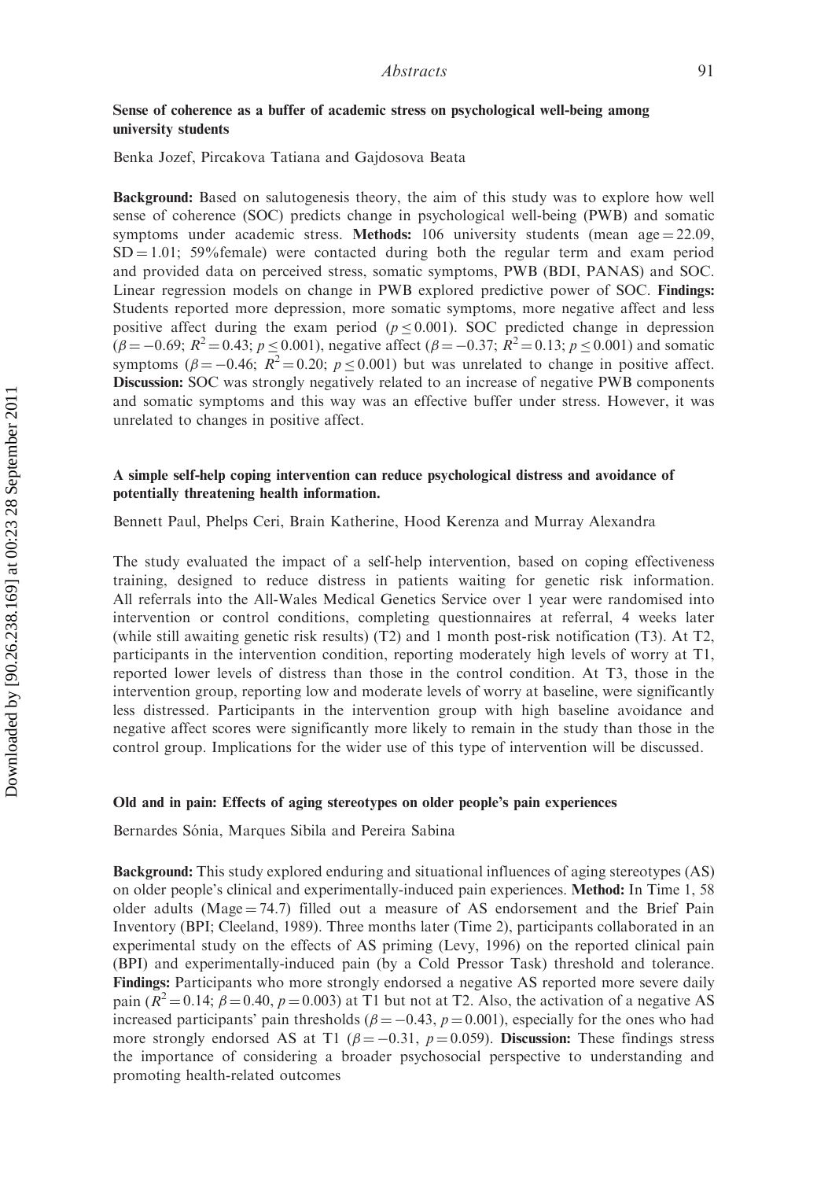### Sense of coherence as a buffer of academic stress on psychological well-being among university students

Benka Jozef, Pircakova Tatiana and Gajdosova Beata

**Background:** Based on salutogenesis theory, the aim of this study was to explore how well sense of coherence (SOC) predicts change in psychological well-being (PWB) and somatic symptoms under academic stress. **Methods:** 106 university students (mean age = 22.09, SD = 1.01; 59%female) were contacted during both the regular term and exam period and provided data on perceived stress, somatic symptoms, PWB (BDI, PANAS) and SOC. Linear regression models on change in PWB explored predictive power of SOC. **Findings:** Students reported more depression, more somatic symptoms, more negative affect and less positive affect during the exam period ($p \leq 0.001$). SOC predicted change in depression ($\beta = -0.69$; $R^2 = 0.43$; $p \leq 0.001$), negative affect ($\beta = -0.37$; $R^2 = 0.13$; $p \leq 0.001$) and somatic symptoms ($\beta = -0.46$; $R^2 = 0.20$; $p \leq 0.001$) but was unrelated to change in positive affect. **Discussion:** SOC was strongly negatively related to an increase of negative PWB components and somatic symptoms and this way was an effective buffer under stress. However, it was unrelated to changes in positive affect.

### A simple self-help coping intervention can reduce psychological distress and avoidance of potentially threatening health information.

Bennett Paul, Phelps Ceri, Brain Katherine, Hood Kerenza and Murray Alexandra

The study evaluated the impact of a self-help intervention, based on coping effectiveness training, designed to reduce distress in patients waiting for genetic risk information. All referrals into the All-Wales Medical Genetics Service over 1 year were randomised into intervention or control conditions, completing questionnaires at referral, 4 weeks later (while still awaiting genetic risk results) (T2) and 1 month post-risk notification (T3). At T2, participants in the intervention condition, reporting moderately high levels of worry at T1, reported lower levels of distress than those in the control condition. At T3, those in the intervention group, reporting low and moderate levels of worry at baseline, were significantly less distressed. Participants in the intervention group with high baseline avoidance and negative affect scores were significantly more likely to remain in the study than those in the control group. Implications for the wider use of this type of intervention will be discussed.

### Old and in pain: Effects of aging stereotypes on older people's pain experiences

Bernardes Sónia, Marques Sibila and Pereira Sabina

**Background:** This study explored enduring and situational influences of aging stereotypes (AS) on older people's clinical and experimentally-induced pain experiences. **Method:** In Time 1, 58 older adults (Mage = 74.7) filled out a measure of AS endorsement and the Brief Pain Inventory (BPI; Cleeland, 1989). Three months later (Time 2), participants collaborated in an experimental study on the effects of AS priming (Levy, 1996) on the reported clinical pain (BPI) and experimentally-induced pain (by a Cold Pressor Task) threshold and tolerance. **Findings:** Participants who more strongly endorsed a negative AS reported more severe daily pain ($R^2 = 0.14$; $\beta = 0.40$, $p = 0.003$) at T1 but not at T2. Also, the activation of a negative AS increased participants' pain thresholds ($\beta = -0.43$, $p = 0.001$), especially for the ones who had more strongly endorsed AS at T1 ($\beta = -0.31$, $p = 0.059$). **Discussion:** These findings stress the importance of considering a broader psychosocial perspective to understanding and promoting health-related outcomes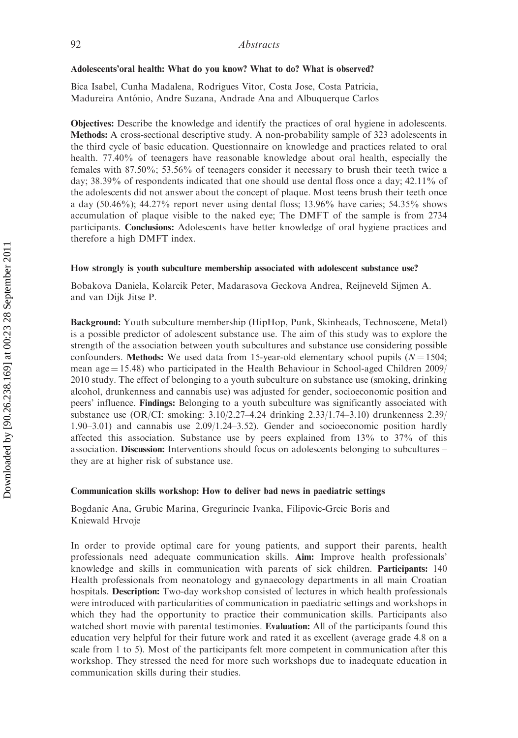### Adolescents'oral health: What do you know? What to do? What is observed?

Bica Isabel, Cunha Madalena, Rodrigues Vitor, Costa Jose, Costa Patricia, Madureira António, Andre Suzana, Andrade Ana and Albuquerque Carlos

**Objectives:** Describe the knowledge and identify the practices of oral hygiene in adolescents. **Methods:** A cross-sectional descriptive study. A non-probability sample of 323 adolescents in the third cycle of basic education. Questionnaire on knowledge and practices related to oral health. 77.40% of teenagers have reasonable knowledge about oral health, especially the females with 87.50%; 53.56% of teenagers consider it necessary to brush their teeth twice a day; 38.39% of respondents indicated that one should use dental floss once a day; 42.11% of the adolescents did not answer about the concept of plaque. Most teens brush their teeth once a day (50.46%); 44.27% report never using dental floss; 13.96% have caries; 54.35% shows accumulation of plaque visible to the naked eye; The DMFT of the sample is from 2734 participants. **Conclusions:** Adolescents have better knowledge of oral hygiene practices and therefore a high DMFT index.

### How strongly is youth subculture membership associated with adolescent substance use?

Bobakova Daniela, Kolarcik Peter, Madarasova Geckova Andrea, Reijneveld Sijmen A. and van Dijk Jitse P.

**Background:** Youth subculture membership (HipHop, Punk, Skinheads, Technoscene, Metal) is a possible predictor of adolescent substance use. The aim of this study was to explore the strength of the association between youth subcultures and substance use considering possible confounders. **Methods:** We used data from 15-year-old elementary school pupils ($N = 1504$; mean age = 15.48) who participated in the Health Behaviour in School-aged Children 2009/2010 study. The effect of belonging to a youth subculture on substance use (smoking, drinking alcohol, drunkenness and cannabis use) was adjusted for gender, socioeconomic position and peers' influence. **Findings:** Belonging to a youth subculture was significantly associated with substance use (OR/CI: smoking: 3.10/2.27–4.24 drinking 2.33/1.74–3.10) drunkenness 2.39/1.90–3.01) and cannabis use 2.09/1.24–3.52). Gender and socioeconomic position hardly affected this association. Substance use by peers explained from 13% to 37% of this association. **Discussion:** Interventions should focus on adolescents belonging to subcultures – they are at higher risk of substance use.

### Communication skills workshop: How to deliver bad news in paediatric settings

Bogdanic Ana, Grubic Marina, Gregurincic Ivanka, Filipovic-Grcic Boris and Kniewald Hrvoje

In order to provide optimal care for young patients, and support their parents, health professionals need adequate communication skills. **Aim:** Improve health professionals' knowledge and skills in communication with parents of sick children. **Participants:** 140 Health professionals from neonatology and gynaecology departments in all main Croatian hospitals. **Description:** Two-day workshop consisted of lectures in which health professionals were introduced with particularities of communication in paediatric settings and workshops in which they had the opportunity to practice their communication skills. Participants also watched short movie with parental testimonies. **Evaluation:** All of the participants found this education very helpful for their future work and rated it as excellent (average grade 4.8 on a scale from 1 to 5). Most of the participants felt more competent in communication after this workshop. They stressed the need for more such workshops due to inadequate education in communication skills during their studies.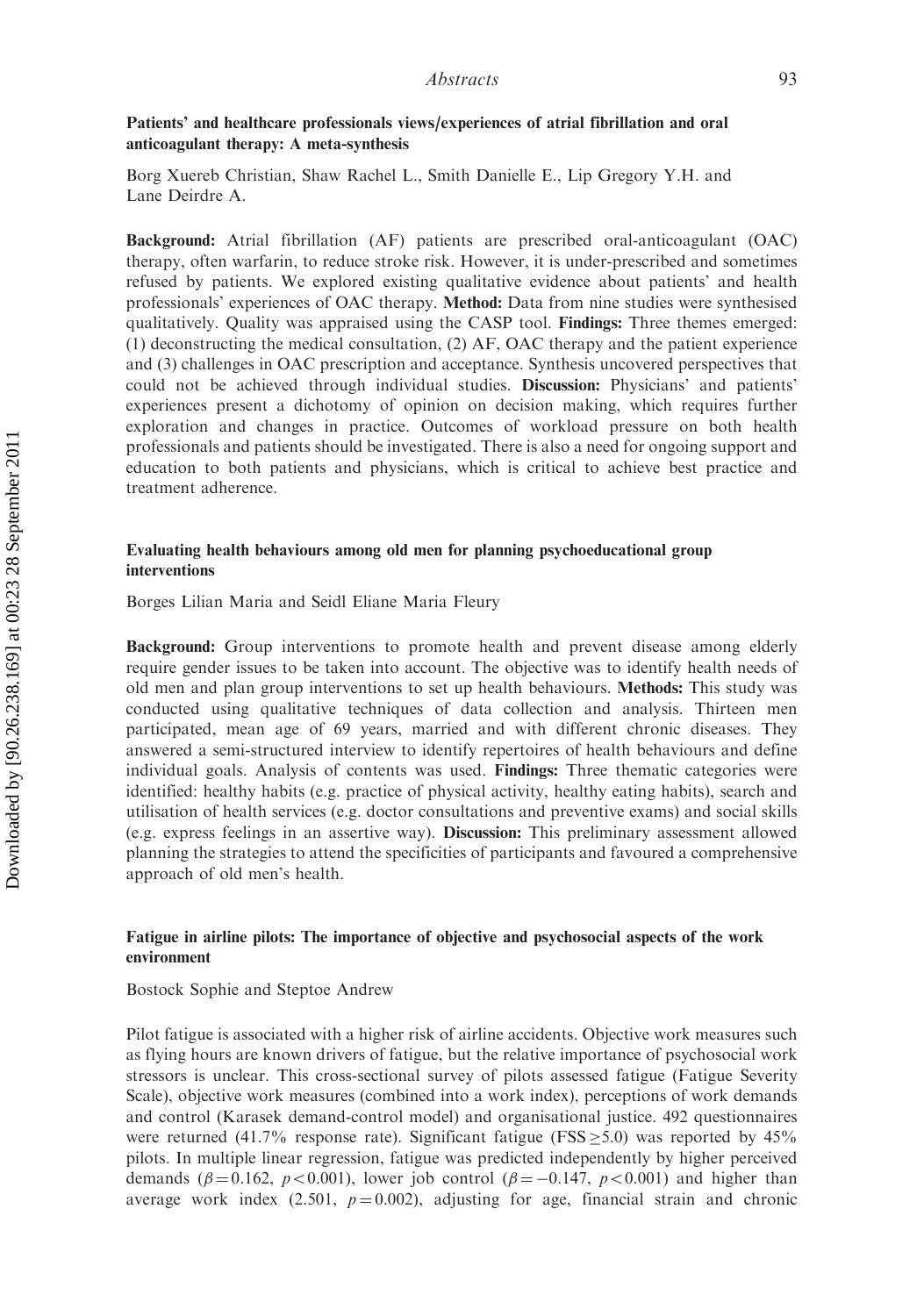### Patients' and healthcare professionals views/experiences of atrial fibrillation and oral anticoagulant therapy: A meta-synthesis

Borg Xuereb Christian, Shaw Rachel L., Smith Danielle E., Lip Gregory Y.H. and Lane Deirdre A.

**Background:** Atrial fibrillation (AF) patients are prescribed oral-anticoagulant (OAC) therapy, often warfarin, to reduce stroke risk. However, it is under-prescribed and sometimes refused by patients. We explored existing qualitative evidence about patients' and health professionals' experiences of OAC therapy. **Method:** Data from nine studies were synthesised qualitatively. Quality was appraised using the CASP tool. **Findings:** Three themes emerged: (1) deconstructing the medical consultation, (2) AF, OAC therapy and the patient experience and (3) challenges in OAC prescription and acceptance. Synthesis uncovered perspectives that could not be achieved through individual studies. **Discussion:** Physicians' and patients' experiences present a dichotomy of opinion on decision making, which requires further exploration and changes in practice. Outcomes of workload pressure on both health professionals and patients should be investigated. There is also a need for ongoing support and education to both patients and physicians, which is critical to achieve best practice and treatment adherence.

### Evaluating health behaviours among old men for planning psychoeducational group interventions

Borges Lilian Maria and Seidl Eliane Maria Fleury

**Background:** Group interventions to promote health and prevent disease among elderly require gender issues to be taken into account. The objective was to identify health needs of old men and plan group interventions to set up health behaviours. **Methods:** This study was conducted using qualitative techniques of data collection and analysis. Thirteen men participated, mean age of 69 years, married and with different chronic diseases. They answered a semi-structured interview to identify repertoires of health behaviours and define individual goals. Analysis of contents was used. **Findings:** Three thematic categories were identified: healthy habits (e.g. practice of physical activity, healthy eating habits), search and utilisation of health services (e.g. doctor consultations and preventive exams) and social skills (e.g. express feelings in an assertive way). **Discussion:** This preliminary assessment allowed planning the strategies to attend the specificities of participants and favoured a comprehensive approach of old men's health.

### Fatigue in airline pilots: The importance of objective and psychosocial aspects of the work environment

Bostock Sophie and Steptoe Andrew

Pilot fatigue is associated with a higher risk of airline accidents. Objective work measures such as flying hours are known drivers of fatigue, but the relative importance of psychosocial work stressors is unclear. This cross-sectional survey of pilots assessed fatigue (Fatigue Severity Scale), objective work measures (combined into a work index), perceptions of work demands and control (Karasek demand-control model) and organisational justice. 492 questionnaires were returned (41.7% response rate). Significant fatigue (FSS $\geq$5.0) was reported by 45% pilots. In multiple linear regression, fatigue was predicted independently by higher perceived demands ($\beta = 0.162$, $p < 0.001$), lower job control ($\beta = -0.147$, $p < 0.001$) and higher than average work index (2.501, $p = 0.002$), adjusting for age, financial strain and chronic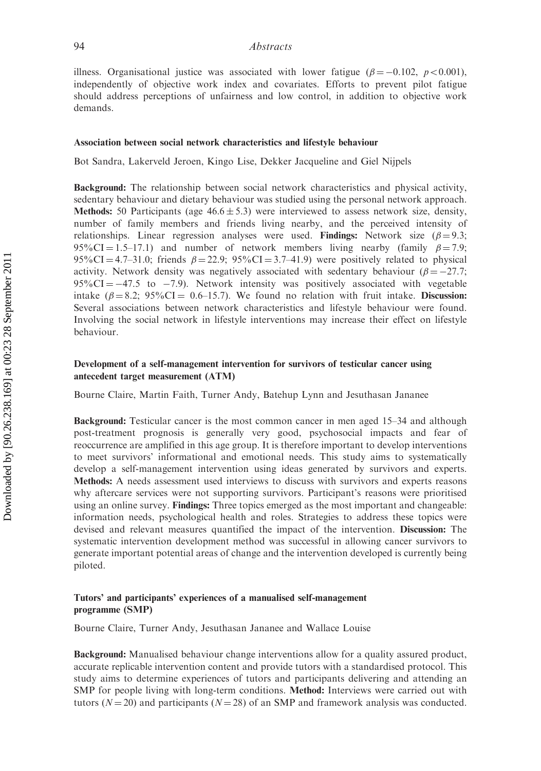illness. Organisational justice was associated with lower fatigue ($\beta = -0.102$, $p < 0.001$), independently of objective work index and covariates. Efforts to prevent pilot fatigue should address perceptions of unfairness and low control, in addition to objective work demands.

### Association between social network characteristics and lifestyle behaviour

Bot Sandra, Lakerveld Jeroen, Kingo Lise, Dekker Jacqueline and Giel Nijpels

**Background:** The relationship between social network characteristics and physical activity, sedentary behaviour and dietary behaviour was studied using the personal network approach. **Methods:** 50 Participants (age $46.6 \pm 5.3$) were interviewed to assess network size, density, number of family members and friends living nearby, and the perceived intensity of relationships. Linear regression analyses were used. **Findings:** Network size ($\beta = 9.3$; 95%CI = 1.5–17.1) and number of network members living nearby (family $\beta = 7.9$; 95%CI = 4.7–31.0; friends $\beta = 22.9$; 95%CI = 3.7–41.9) were positively related to physical activity. Network density was negatively associated with sedentary behaviour ($\beta = -27.7$; 95%CI = −47.5 to −7.9). Network intensity was positively associated with vegetable intake ($\beta = 8.2$; 95%CI = 0.6–15.7). We found no relation with fruit intake. **Discussion:** Several associations between network characteristics and lifestyle behaviour were found. Involving the social network in lifestyle interventions may increase their effect on lifestyle behaviour.

### Development of a self-management intervention for survivors of testicular cancer using antecedent target measurement (ATM)

Bourne Claire, Martin Faith, Turner Andy, Batehup Lynn and Jesuthasan Jananee

**Background:** Testicular cancer is the most common cancer in men aged 15–34 and although post-treatment prognosis is generally very good, psychosocial impacts and fear of reoccurrence are amplified in this age group. It is therefore important to develop interventions to meet survivors' informational and emotional needs. This study aims to systematically develop a self-management intervention using ideas generated by survivors and experts. **Methods:** A needs assessment used interviews to discuss with survivors and experts reasons why aftercare services were not supporting survivors. Participant's reasons were prioritised using an online survey. **Findings:** Three topics emerged as the most important and changeable: information needs, psychological health and roles. Strategies to address these topics were devised and relevant measures quantified the impact of the intervention. **Discussion:** The systematic intervention development method was successful in allowing cancer survivors to generate important potential areas of change and the intervention developed is currently being piloted.

### Tutors' and participants' experiences of a manualised self-management programme (SMP)

Bourne Claire, Turner Andy, Jesuthasan Jananee and Wallace Louise

**Background:** Manualised behaviour change interventions allow for a quality assured product, accurate replicable intervention content and provide tutors with a standardised protocol. This study aims to determine experiences of tutors and participants delivering and attending an SMP for people living with long-term conditions. **Method:** Interviews were carried out with tutors ($N = 20$) and participants ($N = 28$) of an SMP and framework analysis was conducted.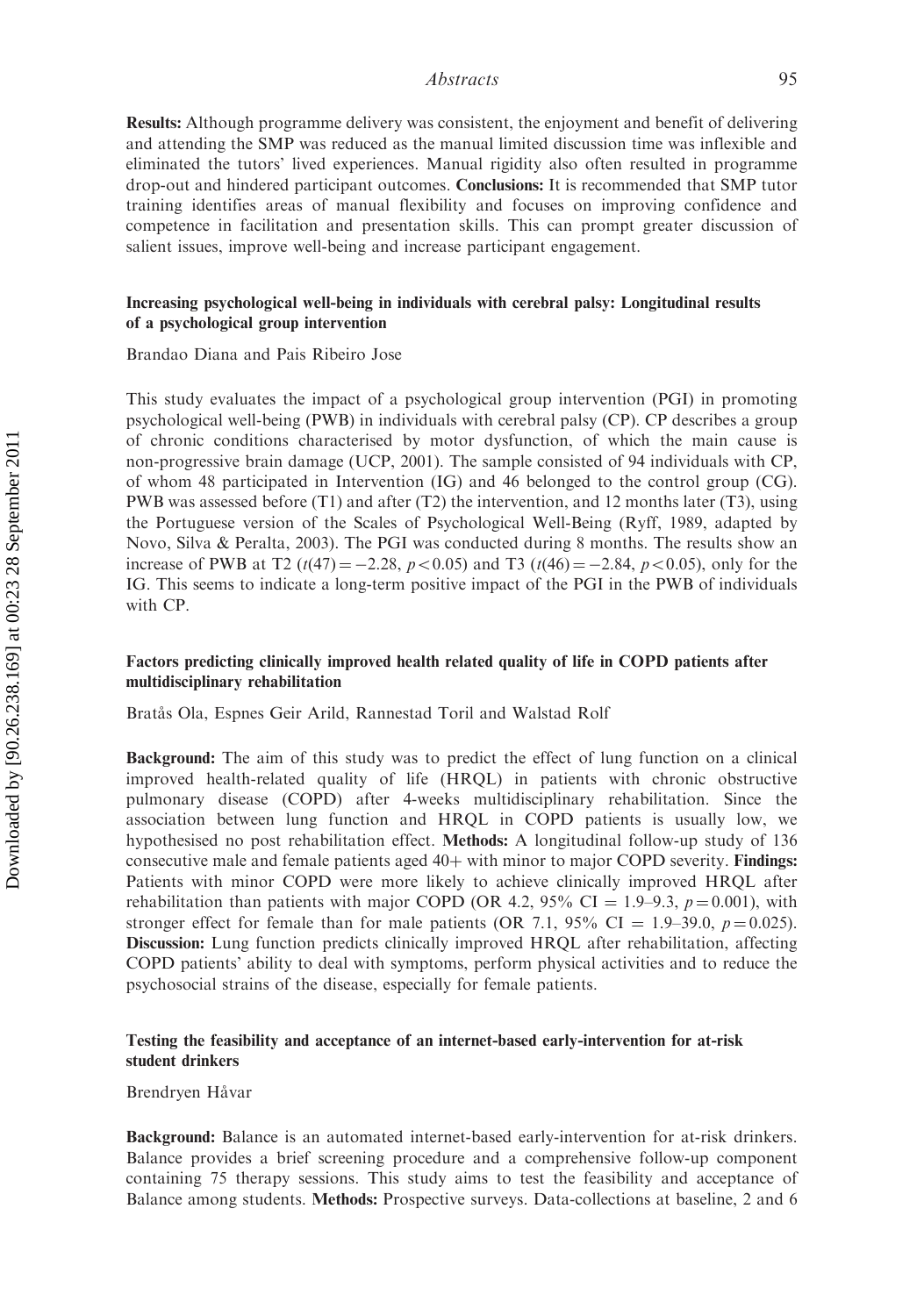**Results:** Although programme delivery was consistent, the enjoyment and benefit of delivering and attending the SMP was reduced as the manual limited discussion time was inflexible and eliminated the tutors' lived experiences. Manual rigidity also often resulted in programme drop-out and hindered participant outcomes. **Conclusions:** It is recommended that SMP tutor training identifies areas of manual flexibility and focuses on improving confidence and competence in facilitation and presentation skills. This can prompt greater discussion of salient issues, improve well-being and increase participant engagement.

### Increasing psychological well-being in individuals with cerebral palsy: Longitudinal results of a psychological group intervention

Brandao Diana and Pais Ribeiro Jose

This study evaluates the impact of a psychological group intervention (PGI) in promoting psychological well-being (PWB) in individuals with cerebral palsy (CP). CP describes a group of chronic conditions characterised by motor dysfunction, of which the main cause is non-progressive brain damage (UCP, 2001). The sample consisted of 94 individuals with CP, of whom 48 participated in Intervention (IG) and 46 belonged to the control group (CG). PWB was assessed before (T1) and after (T2) the intervention, and 12 months later (T3), using the Portuguese version of the Scales of Psychological Well-Being (Ryff, 1989, adapted by Novo, Silva & Peralta, 2003). The PGI was conducted during 8 months. The results show an increase of PWB at T2 ($t(47) = -2.28$, $p < 0.05$) and T3 ($t(46) = -2.84$, $p < 0.05$), only for the IG. This seems to indicate a long-term positive impact of the PGI in the PWB of individuals with CP.

### Factors predicting clinically improved health related quality of life in COPD patients after multidisciplinary rehabilitation

Bratås Ola, Espnes Geir Arild, Rannestad Toril and Walstad Rolf

**Background:** The aim of this study was to predict the effect of lung function on a clinical improved health-related quality of life (HRQL) in patients with chronic obstructive pulmonary disease (COPD) after 4-weeks multidisciplinary rehabilitation. Since the association between lung function and HRQL in COPD patients is usually low, we hypothesised no post rehabilitation effect. **Methods:** A longitudinal follow-up study of 136 consecutive male and female patients aged 40+ with minor to major COPD severity. **Findings:** Patients with minor COPD were more likely to achieve clinically improved HRQL after rehabilitation than patients with major COPD (OR 4.2, 95% CI = 1.9–9.3, $p = 0.001$), with stronger effect for female than for male patients (OR 7.1, 95% CI = 1.9–39.0, $p = 0.025$). **Discussion:** Lung function predicts clinically improved HRQL after rehabilitation, affecting COPD patients' ability to deal with symptoms, perform physical activities and to reduce the psychosocial strains of the disease, especially for female patients.

### Testing the feasibility and acceptance of an internet-based early-intervention for at-risk student drinkers

Brendryen Håvar

**Background:** Balance is an automated internet-based early-intervention for at-risk drinkers. Balance provides a brief screening procedure and a comprehensive follow-up component containing 75 therapy sessions. This study aims to test the feasibility and acceptance of Balance among students. **Methods:** Prospective surveys. Data-collections at baseline, 2 and 6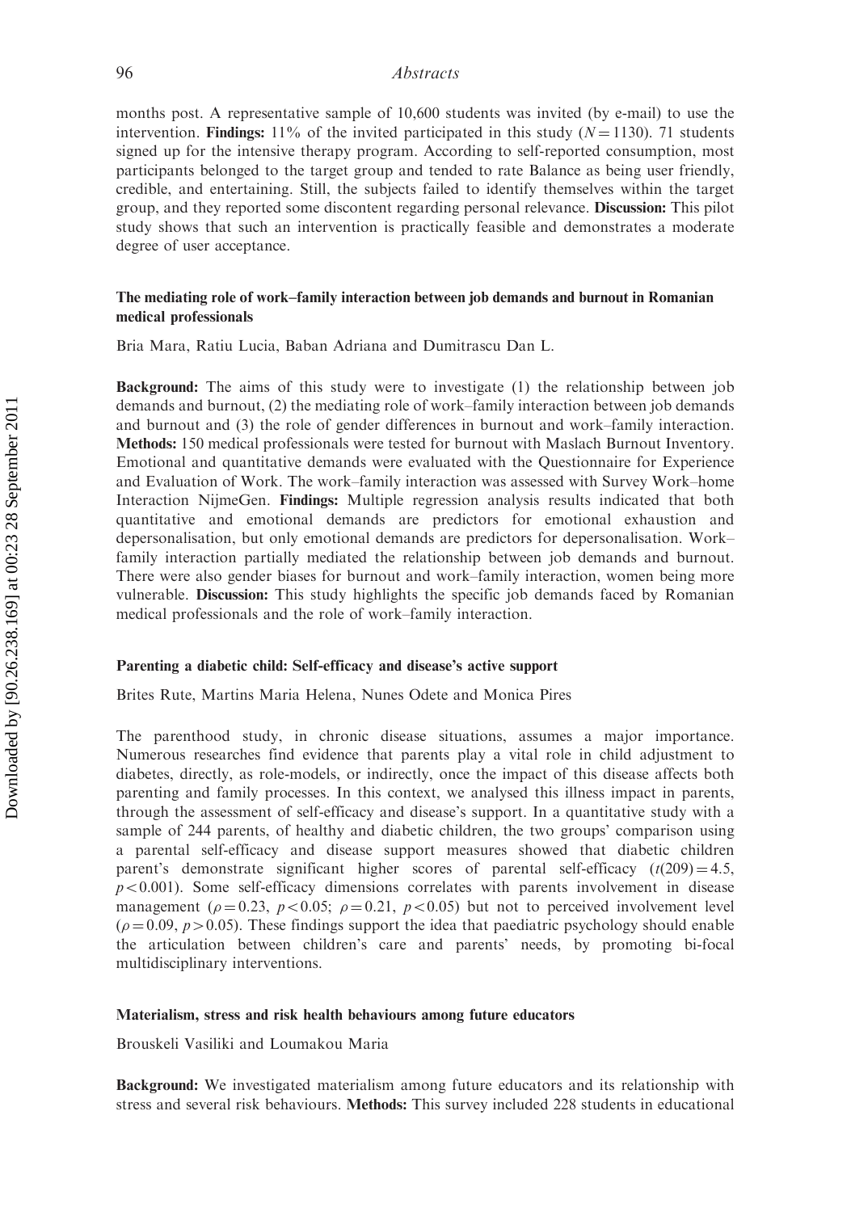months post. A representative sample of 10,600 students was invited (by e-mail) to use the intervention. **Findings:** 11% of the invited participated in this study ($N = 1130$). 71 students signed up for the intensive therapy program. According to self-reported consumption, most participants belonged to the target group and tended to rate Balance as being user friendly, credible, and entertaining. Still, the subjects failed to identify themselves within the target group, and they reported some discontent regarding personal relevance. **Discussion:** This pilot study shows that such an intervention is practically feasible and demonstrates a moderate degree of user acceptance.

### The mediating role of work–family interaction between job demands and burnout in Romanian medical professionals

Bria Mara, Ratiu Lucia, Baban Adriana and Dumitrascu Dan L.

**Background:** The aims of this study were to investigate (1) the relationship between job demands and burnout, (2) the mediating role of work–family interaction between job demands and burnout and (3) the role of gender differences in burnout and work–family interaction. **Methods:** 150 medical professionals were tested for burnout with Maslach Burnout Inventory. Emotional and quantitative demands were evaluated with the Questionnaire for Experience and Evaluation of Work. The work–family interaction was assessed with Survey Work–home Interaction NijmeGen. **Findings:** Multiple regression analysis results indicated that both quantitative and emotional demands are predictors for emotional exhaustion and depersonalisation, but only emotional demands are predictors for depersonalisation. Work–family interaction partially mediated the relationship between job demands and burnout. There were also gender biases for burnout and work–family interaction, women being more vulnerable. **Discussion:** This study highlights the specific job demands faced by Romanian medical professionals and the role of work–family interaction.

### Parenting a diabetic child: Self-efficacy and disease's active support

Brites Rute, Martins Maria Helena, Nunes Odete and Monica Pires

The parenthood study, in chronic disease situations, assumes a major importance. Numerous researches find evidence that parents play a vital role in child adjustment to diabetes, directly, as role-models, or indirectly, once the impact of this disease affects both parenting and family processes. In this context, we analysed this illness impact in parents, through the assessment of self-efficacy and disease's support. In a quantitative study with a sample of 244 parents, of healthy and diabetic children, the two groups' comparison using a parental self-efficacy and disease support measures showed that diabetic children parent's demonstrate significant higher scores of parental self-efficacy ($t(209) = 4.5$, $p < 0.001$). Some self-efficacy dimensions correlates with parents involvement in disease management ($\rho = 0.23$, $p < 0.05$; $\rho = 0.21$, $p < 0.05$) but not to perceived involvement level ($\rho = 0.09$, $p > 0.05$). These findings support the idea that paediatric psychology should enable the articulation between children's care and parents' needs, by promoting bi-focal multidisciplinary interventions.

### Materialism, stress and risk health behaviours among future educators

Brouskeli Vasiliki and Loumakou Maria

**Background:** We investigated materialism among future educators and its relationship with stress and several risk behaviours. **Methods:** This survey included 228 students in educational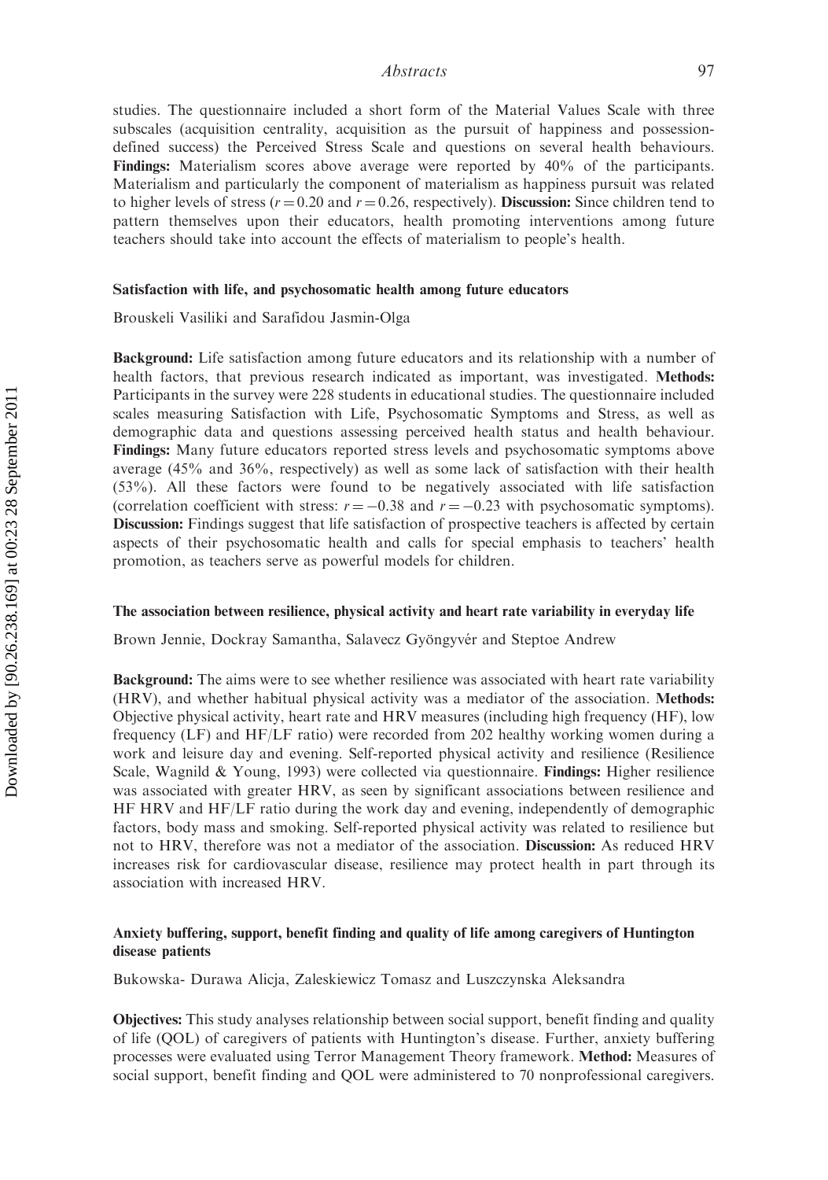studies. The questionnaire included a short form of the Material Values Scale with three subscales (acquisition centrality, acquisition as the pursuit of happiness and possession-defined success) the Perceived Stress Scale and questions on several health behaviours. **Findings:** Materialism scores above average were reported by 40% of the participants. Materialism and particularly the component of materialism as happiness pursuit was related to higher levels of stress ($r = 0.20$ and $r = 0.26$, respectively). **Discussion:** Since children tend to pattern themselves upon their educators, health promoting interventions among future teachers should take into account the effects of materialism to people's health.

### Satisfaction with life, and psychosomatic health among future educators

Brouskeli Vasiliki and Sarafidou Jasmin-Olga

**Background:** Life satisfaction among future educators and its relationship with a number of health factors, that previous research indicated as important, was investigated. **Methods:** Participants in the survey were 228 students in educational studies. The questionnaire included scales measuring Satisfaction with Life, Psychosomatic Symptoms and Stress, as well as demographic data and questions assessing perceived health status and health behaviour. **Findings:** Many future educators reported stress levels and psychosomatic symptoms above average (45% and 36%, respectively) as well as some lack of satisfaction with their health (53%). All these factors were found to be negatively associated with life satisfaction (correlation coefficient with stress: $r = -0.38$ and $r = -0.23$ with psychosomatic symptoms). **Discussion:** Findings suggest that life satisfaction of prospective teachers is affected by certain aspects of their psychosomatic health and calls for special emphasis to teachers' health promotion, as teachers serve as powerful models for children.

### The association between resilience, physical activity and heart rate variability in everyday life

Brown Jennie, Dockray Samantha, Salavecz Gyöngyvér and Steptoe Andrew

**Background:** The aims were to see whether resilience was associated with heart rate variability (HRV), and whether habitual physical activity was a mediator of the association. **Methods:** Objective physical activity, heart rate and HRV measures (including high frequency (HF), low frequency (LF) and HF/LF ratio) were recorded from 202 healthy working women during a work and leisure day and evening. Self-reported physical activity and resilience (Resilience Scale, Wagnild & Young, 1993) were collected via questionnaire. **Findings:** Higher resilience was associated with greater HRV, as seen by significant associations between resilience and HF HRV and HF/LF ratio during the work day and evening, independently of demographic factors, body mass and smoking. Self-reported physical activity was related to resilience but not to HRV, therefore was not a mediator of the association. **Discussion:** As reduced HRV increases risk for cardiovascular disease, resilience may protect health in part through its association with increased HRV.

### Anxiety buffering, support, benefit finding and quality of life among caregivers of Huntington disease patients

Bukowska- Durawa Alicja, Zaleskiewicz Tomasz and Luszczynska Aleksandra

**Objectives:** This study analyses relationship between social support, benefit finding and quality of life (QOL) of caregivers of patients with Huntington's disease. Further, anxiety buffering processes were evaluated using Terror Management Theory framework. **Method:** Measures of social support, benefit finding and QOL were administered to 70 nonprofessional caregivers.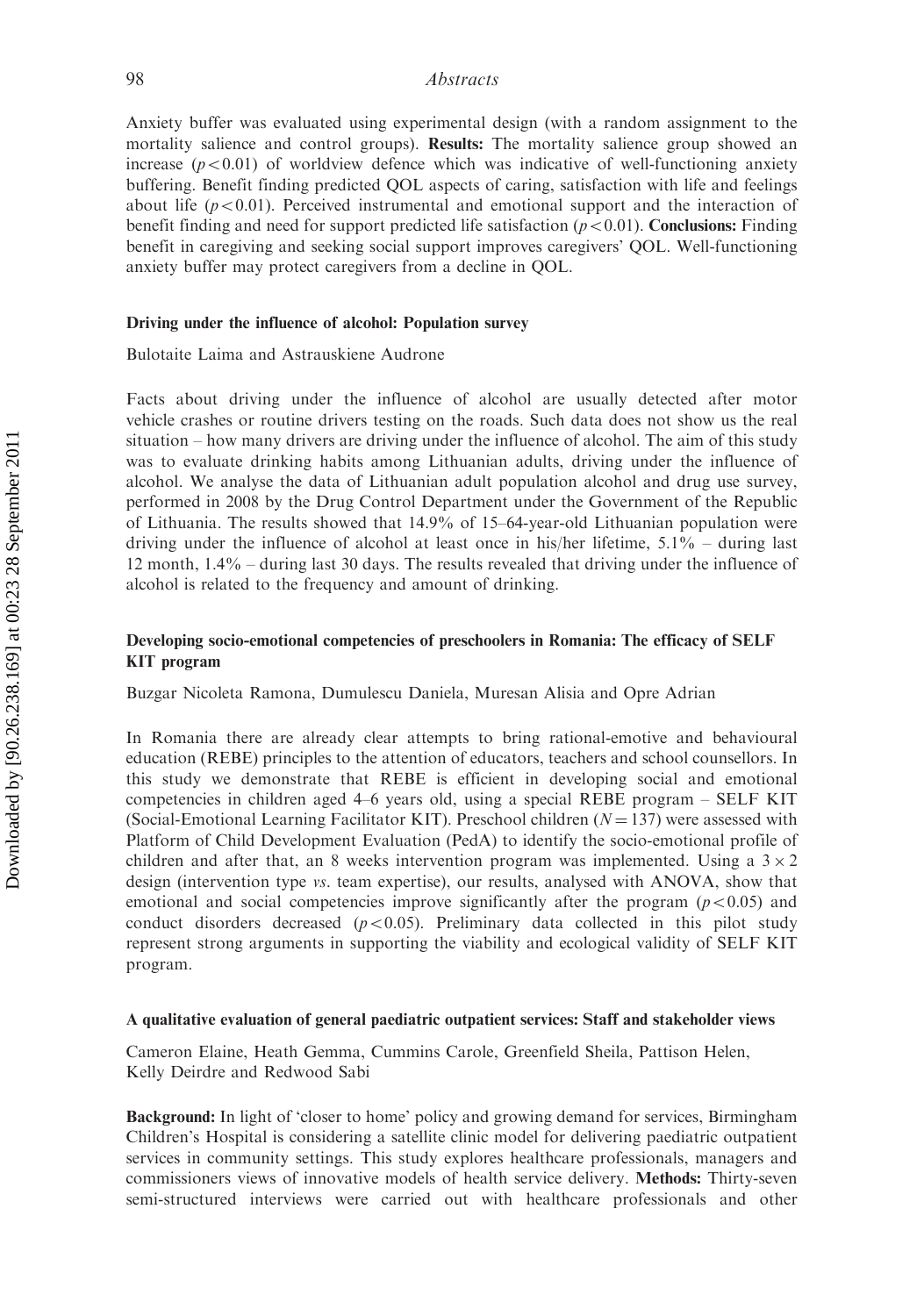Anxiety buffer was evaluated using experimental design (with a random assignment to the mortality salience and control groups). **Results:** The mortality salience group showed an increase ($p < 0.01$) of worldview defence which was indicative of well-functioning anxiety buffering. Benefit finding predicted QOL aspects of caring, satisfaction with life and feelings about life ($p < 0.01$). Perceived instrumental and emotional support and the interaction of benefit finding and need for support predicted life satisfaction ($p < 0.01$). **Conclusions:** Finding benefit in caregiving and seeking social support improves caregivers' QOL. Well-functioning anxiety buffer may protect caregivers from a decline in QOL.

### Driving under the influence of alcohol: Population survey

Bulotaite Laima and Astrauskiene Audrone

Facts about driving under the influence of alcohol are usually detected after motor vehicle crashes or routine drivers testing on the roads. Such data does not show us the real situation – how many drivers are driving under the influence of alcohol. The aim of this study was to evaluate drinking habits among Lithuanian adults, driving under the influence of alcohol. We analyse the data of Lithuanian adult population alcohol and drug use survey, performed in 2008 by the Drug Control Department under the Government of the Republic of Lithuania. The results showed that 14.9% of 15–64-year-old Lithuanian population were driving under the influence of alcohol at least once in his/her lifetime, 5.1% – during last 12 month, 1.4% – during last 30 days. The results revealed that driving under the influence of alcohol is related to the frequency and amount of drinking.

### Developing socio-emotional competencies of preschoolers in Romania: The efficacy of SELF KIT program

Buzgar Nicoleta Ramona, Dumulescu Daniela, Muresan Alisia and Opre Adrian

In Romania there are already clear attempts to bring rational-emotive and behavioural education (REBE) principles to the attention of educators, teachers and school counsellors. In this study we demonstrate that REBE is efficient in developing social and emotional competencies in children aged 4–6 years old, using a special REBE program – SELF KIT (Social-Emotional Learning Facilitator KIT). Preschool children ($N = 137$) were assessed with Platform of Child Development Evaluation (PedA) to identify the socio-emotional profile of children and after that, an 8 weeks intervention program was implemented. Using a $3 \times 2$ design (intervention type *vs*. team expertise), our results, analysed with ANOVA, show that emotional and social competencies improve significantly after the program ($p < 0.05$) and conduct disorders decreased ($p < 0.05$). Preliminary data collected in this pilot study represent strong arguments in supporting the viability and ecological validity of SELF KIT program.

### A qualitative evaluation of general paediatric outpatient services: Staff and stakeholder views

Cameron Elaine, Heath Gemma, Cummins Carole, Greenfield Sheila, Pattison Helen, Kelly Deirdre and Redwood Sabi

**Background:** In light of 'closer to home' policy and growing demand for services, Birmingham Children's Hospital is considering a satellite clinic model for delivering paediatric outpatient services in community settings. This study explores healthcare professionals, managers and commissioners views of innovative models of health service delivery. **Methods:** Thirty-seven semi-structured interviews were carried out with healthcare professionals and other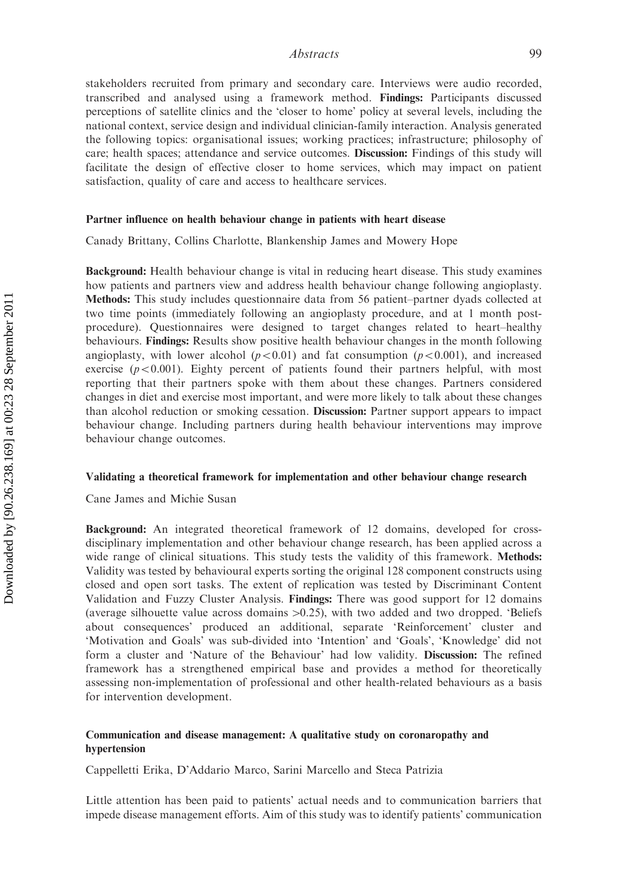stakeholders recruited from primary and secondary care. Interviews were audio recorded, transcribed and analysed using a framework method. **Findings:** Participants discussed perceptions of satellite clinics and the 'closer to home' policy at several levels, including the national context, service design and individual clinician-family interaction. Analysis generated the following topics: organisational issues; working practices; infrastructure; philosophy of care; health spaces; attendance and service outcomes. **Discussion:** Findings of this study will facilitate the design of effective closer to home services, which may impact on patient satisfaction, quality of care and access to healthcare services.

### Partner influence on health behaviour change in patients with heart disease

Canady Brittany, Collins Charlotte, Blankenship James and Mowery Hope

**Background:** Health behaviour change is vital in reducing heart disease. This study examines how patients and partners view and address health behaviour change following angioplasty. **Methods:** This study includes questionnaire data from 56 patient–partner dyads collected at two time points (immediately following an angioplasty procedure, and at 1 month post-procedure). Questionnaires were designed to target changes related to heart–healthy behaviours. **Findings:** Results show positive health behaviour changes in the month following angioplasty, with lower alcohol ($p<0.01$) and fat consumption ($p<0.001$), and increased exercise ($p<0.001$). Eighty percent of patients found their partners helpful, with most reporting that their partners spoke with them about these changes. Partners considered changes in diet and exercise most important, and were more likely to talk about these changes than alcohol reduction or smoking cessation. **Discussion:** Partner support appears to impact behaviour change. Including partners during health behaviour interventions may improve behaviour change outcomes.

### Validating a theoretical framework for implementation and other behaviour change research

Cane James and Michie Susan

**Background:** An integrated theoretical framework of 12 domains, developed for cross-disciplinary implementation and other behaviour change research, has been applied across a wide range of clinical situations. This study tests the validity of this framework. **Methods:** Validity was tested by behavioural experts sorting the original 128 component constructs using closed and open sort tasks. The extent of replication was tested by Discriminant Content Validation and Fuzzy Cluster Analysis. **Findings:** There was good support for 12 domains (average silhouette value across domains $>0.25$), with two added and two dropped. 'Beliefs about consequences' produced an additional, separate 'Reinforcement' cluster and 'Motivation and Goals' was sub-divided into 'Intention' and 'Goals', 'Knowledge' did not form a cluster and 'Nature of the Behaviour' had low validity. **Discussion:** The refined framework has a strengthened empirical base and provides a method for theoretically assessing non-implementation of professional and other health-related behaviours as a basis for intervention development.

### Communication and disease management: A qualitative study on coronaropathy and hypertension

Cappelletti Erika, D'Addario Marco, Sarini Marcello and Steca Patrizia

Little attention has been paid to patients' actual needs and to communication barriers that impede disease management efforts. Aim of this study was to identify patients' communication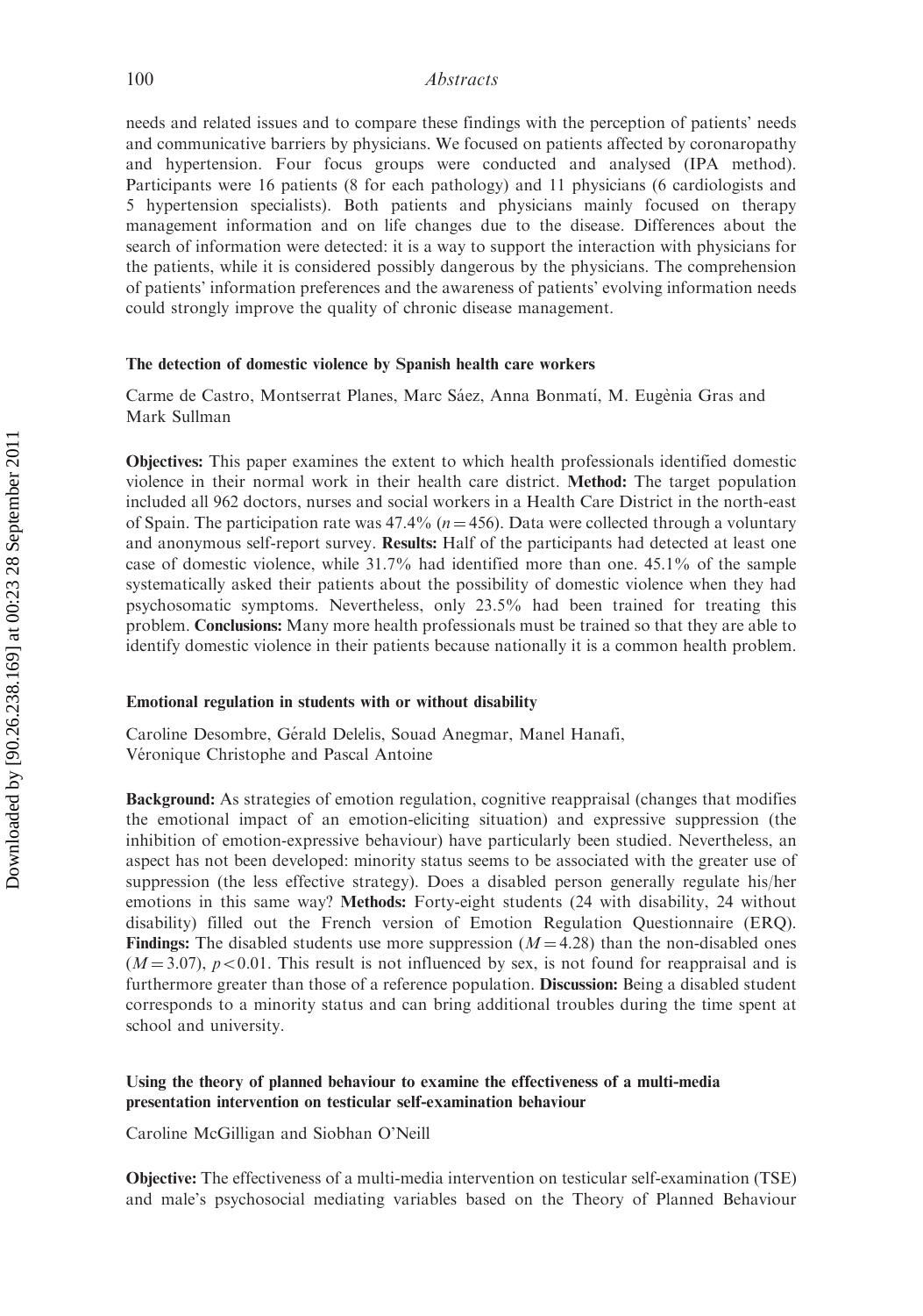needs and related issues and to compare these findings with the perception of patients' needs and communicative barriers by physicians. We focused on patients affected by coronaropathy and hypertension. Four focus groups were conducted and analysed (IPA method). Participants were 16 patients (8 for each pathology) and 11 physicians (6 cardiologists and 5 hypertension specialists). Both patients and physicians mainly focused on therapy management information and on life changes due to the disease. Differences about the search of information were detected: it is a way to support the interaction with physicians for the patients, while it is considered possibly dangerous by the physicians. The comprehension of patients' information preferences and the awareness of patients' evolving information needs could strongly improve the quality of chronic disease management.

### The detection of domestic violence by Spanish health care workers

Carme de Castro, Montserrat Planes, Marc Sáez, Anna Bonmatí, M. Eugènia Gras and Mark Sullman

**Objectives:** This paper examines the extent to which health professionals identified domestic violence in their normal work in their health care district. **Method:** The target population included all 962 doctors, nurses and social workers in a Health Care District in the north-east of Spain. The participation rate was 47.4% ($n = 456$). Data were collected through a voluntary and anonymous self-report survey. **Results:** Half of the participants had detected at least one case of domestic violence, while 31.7% had identified more than one. 45.1% of the sample systematically asked their patients about the possibility of domestic violence when they had psychosomatic symptoms. Nevertheless, only 23.5% had been trained for treating this problem. **Conclusions:** Many more health professionals must be trained so that they are able to identify domestic violence in their patients because nationally it is a common health problem.

### Emotional regulation in students with or without disability

Caroline Desombre, Gérald Delelis, Souad Anegmar, Manel Hanafi, Véronique Christophe and Pascal Antoine

**Background:** As strategies of emotion regulation, cognitive reappraisal (changes that modifies the emotional impact of an emotion-eliciting situation) and expressive suppression (the inhibition of emotion-expressive behaviour) have particularly been studied. Nevertheless, an aspect has not been developed: minority status seems to be associated with the greater use of suppression (the less effective strategy). Does a disabled person generally regulate his/her emotions in this same way? **Methods:** Forty-eight students (24 with disability, 24 without disability) filled out the French version of Emotion Regulation Questionnaire (ERQ). **Findings:** The disabled students use more suppression ($M = 4.28$) than the non-disabled ones ($M = 3.07$), $p < 0.01$. This result is not influenced by sex, is not found for reappraisal and is furthermore greater than those of a reference population. **Discussion:** Being a disabled student corresponds to a minority status and can bring additional troubles during the time spent at school and university.

### Using the theory of planned behaviour to examine the effectiveness of a multi-media presentation intervention on testicular self-examination behaviour

Caroline McGilligan and Siobhan O'Neill

**Objective:** The effectiveness of a multi-media intervention on testicular self-examination (TSE) and male's psychosocial mediating variables based on the Theory of Planned Behaviour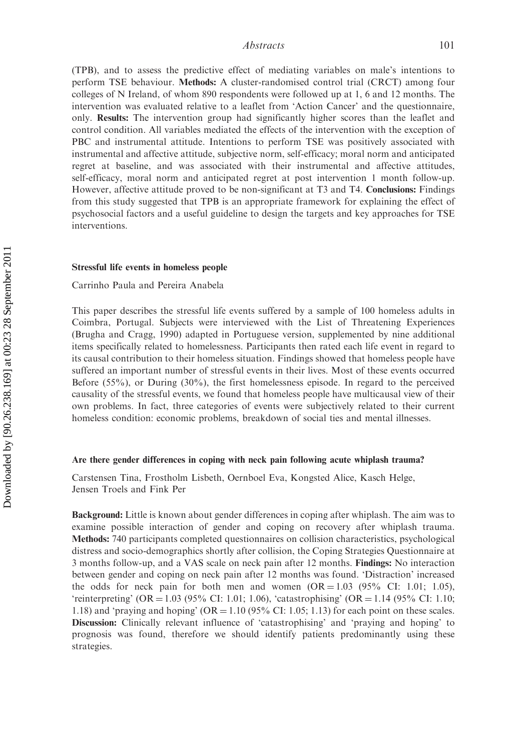(TPB), and to assess the predictive effect of mediating variables on male's intentions to perform TSE behaviour. **Methods:** A cluster-randomised control trial (CRCT) among four colleges of N Ireland, of whom 890 respondents were followed up at 1, 6 and 12 months. The intervention was evaluated relative to a leaflet from 'Action Cancer' and the questionnaire, only. **Results:** The intervention group had significantly higher scores than the leaflet and control condition. All variables mediated the effects of the intervention with the exception of PBC and instrumental attitude. Intentions to perform TSE was positively associated with instrumental and affective attitude, subjective norm, self-efficacy; moral norm and anticipated regret at baseline, and was associated with their instrumental and affective attitudes, self-efficacy, moral norm and anticipated regret at post intervention 1 month follow-up. However, affective attitude proved to be non-significant at T3 and T4. **Conclusions:** Findings from this study suggested that TPB is an appropriate framework for explaining the effect of psychosocial factors and a useful guideline to design the targets and key approaches for TSE interventions.

## Stressful life events in homeless people

Carrinho Paula and Pereira Anabela

This paper describes the stressful life events suffered by a sample of 100 homeless adults in Coimbra, Portugal. Subjects were interviewed with the List of Threatening Experiences (Brugha and Cragg, 1990) adapted in Portuguese version, supplemented by nine additional items specifically related to homelessness. Participants then rated each life event in regard to its causal contribution to their homeless situation. Findings showed that homeless people have suffered an important number of stressful events in their lives. Most of these events occurred Before (55%), or During (30%), the first homelessness episode. In regard to the perceived causality of the stressful events, we found that homeless people have multicausal view of their own problems. In fact, three categories of events were subjectively related to their current homeless condition: economic problems, breakdown of social ties and mental illnesses.

## Are there gender differences in coping with neck pain following acute whiplash trauma?

Carstensen Tina, Frostholm Lisbeth, Oernboel Eva, Kongsted Alice, Kasch Helge, Jensen Troels and Fink Per

**Background:** Little is known about gender differences in coping after whiplash. The aim was to examine possible interaction of gender and coping on recovery after whiplash trauma. **Methods:** 740 participants completed questionnaires on collision characteristics, psychological distress and socio-demographics shortly after collision, the Coping Strategies Questionnaire at 3 months follow-up, and a VAS scale on neck pain after 12 months. **Findings:** No interaction between gender and coping on neck pain after 12 months was found. 'Distraction' increased the odds for neck pain for both men and women (OR = 1.03 (95% CI: 1.01; 1.05), 'reinterpreting' (OR = 1.03 (95% CI: 1.01; 1.06), 'catastrophising' (OR = 1.14 (95% CI: 1.10; 1.18) and 'praying and hoping' (OR = 1.10 (95% CI: 1.05; 1.13) for each point on these scales. **Discussion:** Clinically relevant influence of 'catastrophising' and 'praying and hoping' to prognosis was found, therefore we should identify patients predominantly using these strategies.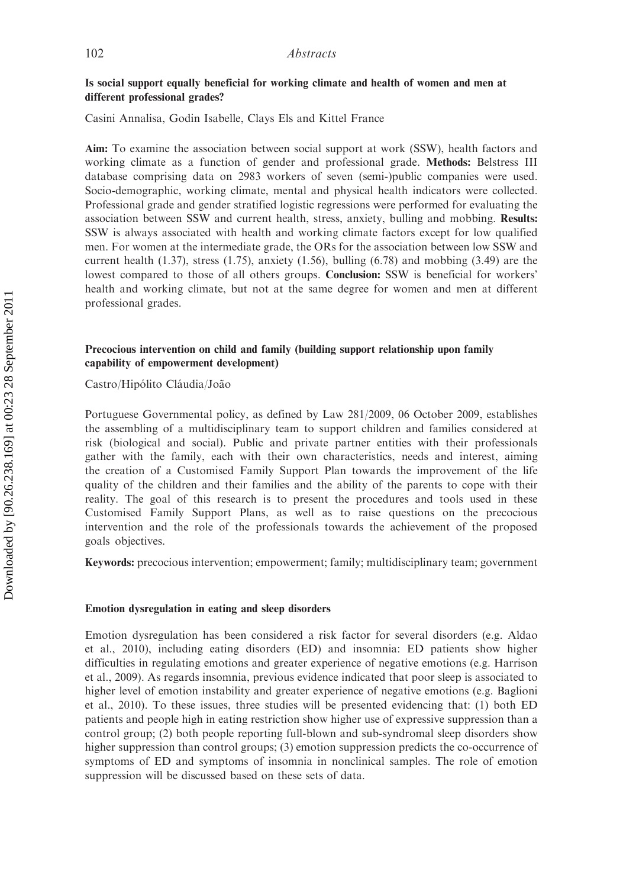**Is social support equally beneficial for working climate and health of women and men at different professional grades?**

Casini Annalisa, Godin Isabelle, Clays Els and Kittel France

**Aim:** To examine the association between social support at work (SSW), health factors and working climate as a function of gender and professional grade. **Methods:** Belstress III database comprising data on 2983 workers of seven (semi-)public companies were used. Socio-demographic, working climate, mental and physical health indicators were collected. Professional grade and gender stratified logistic regressions were performed for evaluating the association between SSW and current health, stress, anxiety, bulling and mobbing. **Results:** SSW is always associated with health and working climate factors except for low qualified men. For women at the intermediate grade, the ORs for the association between low SSW and current health (1.37), stress (1.75), anxiety (1.56), bulling (6.78) and mobbing (3.49) are the lowest compared to those of all others groups. **Conclusion:** SSW is beneficial for workers' health and working climate, but not at the same degree for women and men at different professional grades.

**Precocious intervention on child and family (building support relationship upon family capability of empowerment development)**

Castro/Hipólito Cláudia/João

Portuguese Governmental policy, as defined by Law 281/2009, 06 October 2009, establishes the assembling of a multidisciplinary team to support children and families considered at risk (biological and social). Public and private partner entities with their professionals gather with the family, each with their own characteristics, needs and interest, aiming the creation of a Customised Family Support Plan towards the improvement of the life quality of the children and their families and the ability of the parents to cope with their reality. The goal of this research is to present the procedures and tools used in these Customised Family Support Plans, as well as to raise questions on the precocious intervention and the role of the professionals towards the achievement of the proposed goals objectives.

**Keywords:** precocious intervention; empowerment; family; multidisciplinary team; government

**Emotion dysregulation in eating and sleep disorders**

Emotion dysregulation has been considered a risk factor for several disorders (e.g. Aldao et al., 2010), including eating disorders (ED) and insomnia: ED patients show higher difficulties in regulating emotions and greater experience of negative emotions (e.g. Harrison et al., 2009). As regards insomnia, previous evidence indicated that poor sleep is associated to higher level of emotion instability and greater experience of negative emotions (e.g. Baglioni et al., 2010). To these issues, three studies will be presented evidencing that: (1) both ED patients and people high in eating restriction show higher use of expressive suppression than a control group; (2) both people reporting full-blown and sub-syndromal sleep disorders show higher suppression than control groups; (3) emotion suppression predicts the co-occurrence of symptoms of ED and symptoms of insomnia in nonclinical samples. The role of emotion suppression will be discussed based on these sets of data.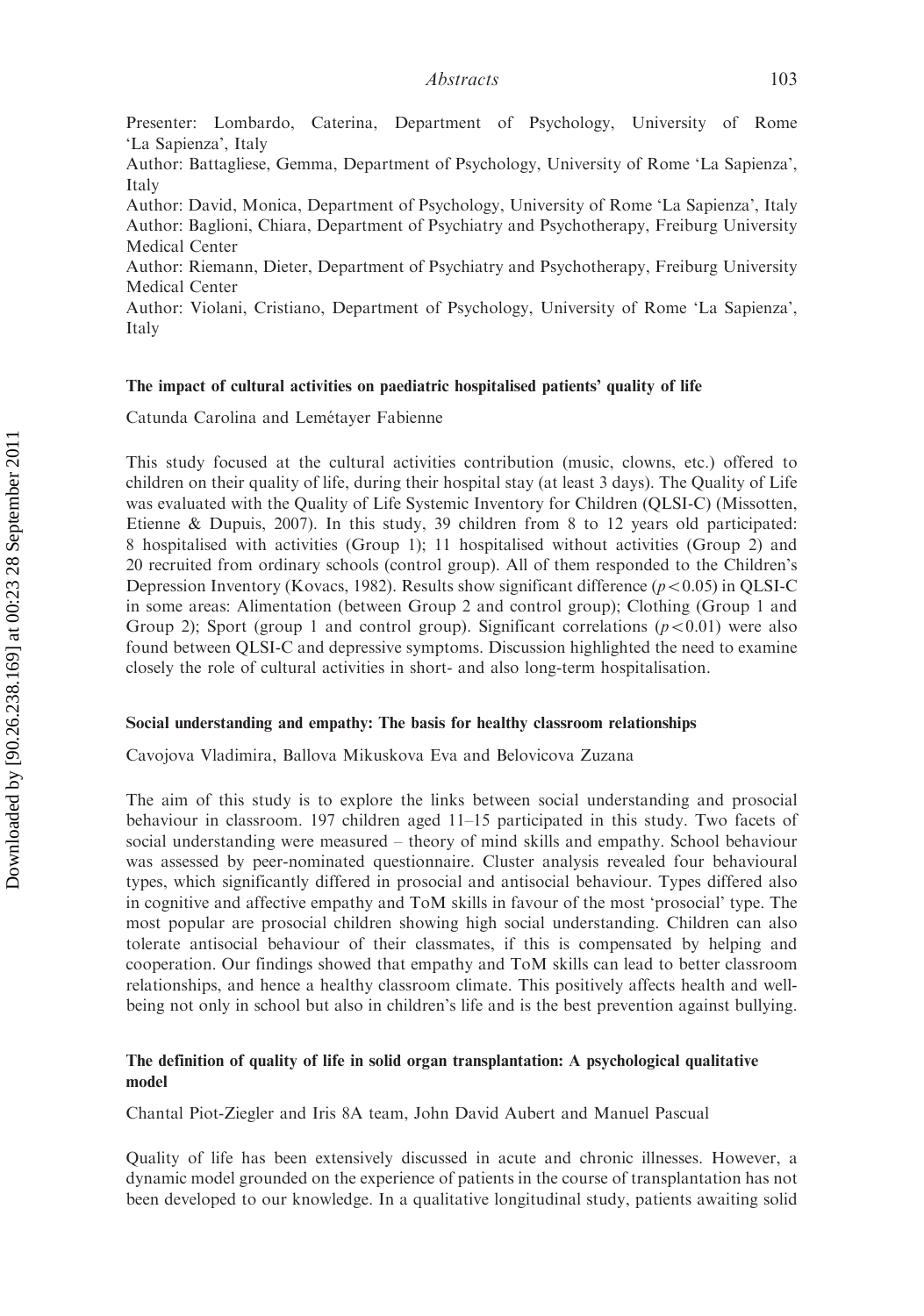Presenter: Lombardo, Caterina, Department of Psychology, University of Rome 'La Sapienza', Italy

Author: Battagliese, Gemma, Department of Psychology, University of Rome 'La Sapienza', Italy

Author: David, Monica, Department of Psychology, University of Rome 'La Sapienza', Italy

Author: Baglioni, Chiara, Department of Psychiatry and Psychotherapy, Freiburg University Medical Center

Author: Riemann, Dieter, Department of Psychiatry and Psychotherapy, Freiburg University Medical Center

Author: Violani, Cristiano, Department of Psychology, University of Rome 'La Sapienza', Italy

### The impact of cultural activities on paediatric hospitalised patients' quality of life

Catunda Carolina and Lemétayer Fabienne

This study focused at the cultural activities contribution (music, clowns, etc.) offered to children on their quality of life, during their hospital stay (at least 3 days). The Quality of Life was evaluated with the Quality of Life Systemic Inventory for Children (QLSI-C) (Missotten, Etienne & Dupuis, 2007). In this study, 39 children from 8 to 12 years old participated: 8 hospitalised with activities (Group 1); 11 hospitalised without activities (Group 2) and 20 recruited from ordinary schools (control group). All of them responded to the Children's Depression Inventory (Kovacs, 1982). Results show significant difference ($p < 0.05$) in QLSI-C in some areas: Alimentation (between Group 2 and control group); Clothing (Group 1 and Group 2); Sport (group 1 and control group). Significant correlations ($p < 0.01$) were also found between QLSI-C and depressive symptoms. Discussion highlighted the need to examine closely the role of cultural activities in short- and also long-term hospitalisation.

### Social understanding and empathy: The basis for healthy classroom relationships

Cavojova Vladimira, Ballova Mikuskova Eva and Belovicova Zuzana

The aim of this study is to explore the links between social understanding and prosocial behaviour in classroom. 197 children aged 11–15 participated in this study. Two facets of social understanding were measured – theory of mind skills and empathy. School behaviour was assessed by peer-nominated questionnaire. Cluster analysis revealed four behavioural types, which significantly differed in prosocial and antisocial behaviour. Types differed also in cognitive and affective empathy and ToM skills in favour of the most 'prosocial' type. The most popular are prosocial children showing high social understanding. Children can also tolerate antisocial behaviour of their classmates, if this is compensated by helping and cooperation. Our findings showed that empathy and ToM skills can lead to better classroom relationships, and hence a healthy classroom climate. This positively affects health and well-being not only in school but also in children's life and is the best prevention against bullying.

### The definition of quality of life in solid organ transplantation: A psychological qualitative model

Chantal Piot-Ziegler and Iris 8A team, John David Aubert and Manuel Pascual

Quality of life has been extensively discussed in acute and chronic illnesses. However, a dynamic model grounded on the experience of patients in the course of transplantation has not been developed to our knowledge. In a qualitative longitudinal study, patients awaiting solid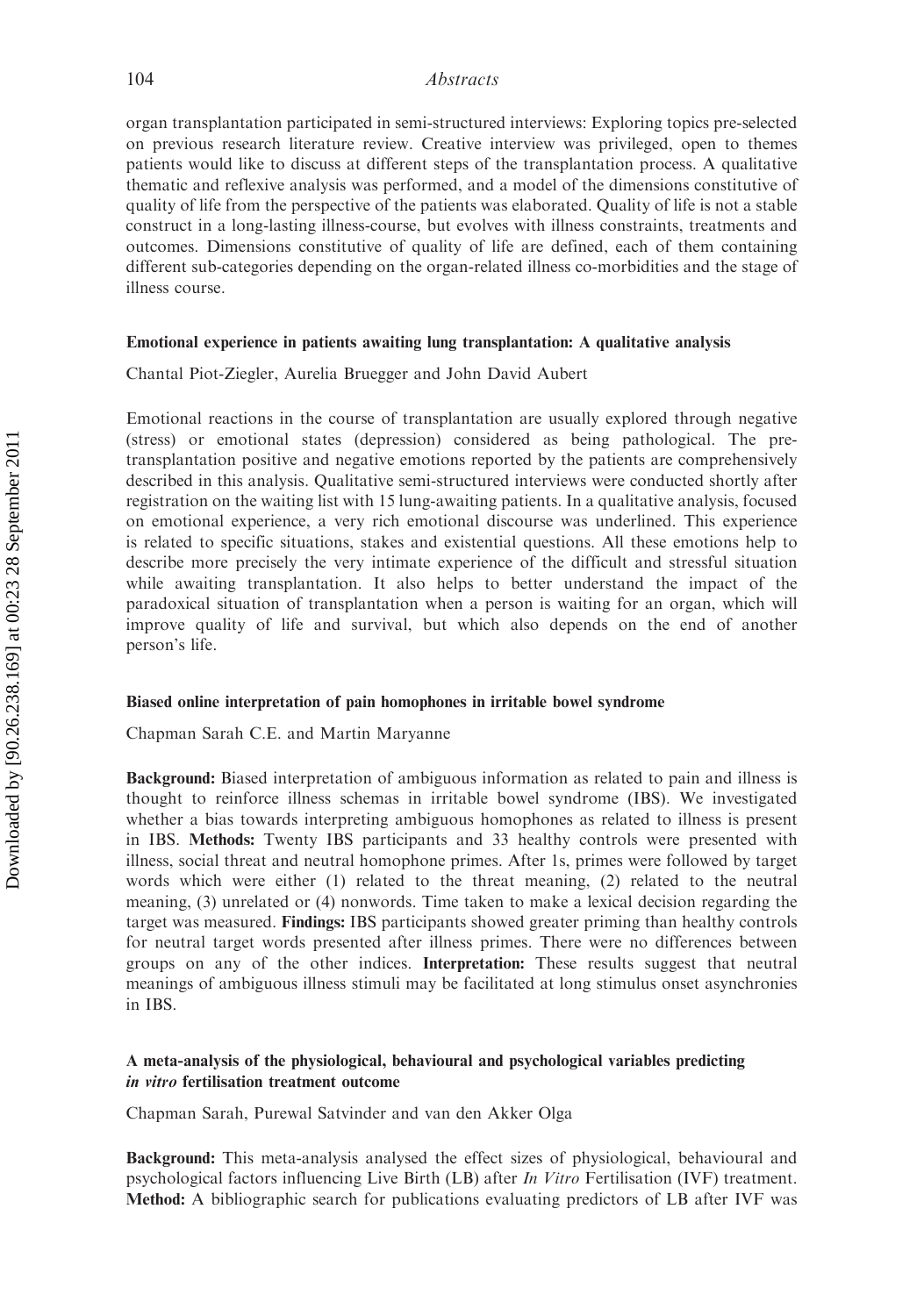organ transplantation participated in semi-structured interviews: Exploring topics pre-selected on previous research literature review. Creative interview was privileged, open to themes patients would like to discuss at different steps of the transplantation process. A qualitative thematic and reflexive analysis was performed, and a model of the dimensions constitutive of quality of life from the perspective of the patients was elaborated. Quality of life is not a stable construct in a long-lasting illness-course, but evolves with illness constraints, treatments and outcomes. Dimensions constitutive of quality of life are defined, each of them containing different sub-categories depending on the organ-related illness co-morbidities and the stage of illness course.

### Emotional experience in patients awaiting lung transplantation: A qualitative analysis

Chantal Piot-Ziegler, Aurelia Bruegger and John David Aubert

Emotional reactions in the course of transplantation are usually explored through negative (stress) or emotional states (depression) considered as being pathological. The pre-transplantation positive and negative emotions reported by the patients are comprehensively described in this analysis. Qualitative semi-structured interviews were conducted shortly after registration on the waiting list with 15 lung-awaiting patients. In a qualitative analysis, focused on emotional experience, a very rich emotional discourse was underlined. This experience is related to specific situations, stakes and existential questions. All these emotions help to describe more precisely the very intimate experience of the difficult and stressful situation while awaiting transplantation. It also helps to better understand the impact of the paradoxical situation of transplantation when a person is waiting for an organ, which will improve quality of life and survival, but which also depends on the end of another person's life.

### Biased online interpretation of pain homophones in irritable bowel syndrome

Chapman Sarah C.E. and Martin Maryanne

**Background:** Biased interpretation of ambiguous information as related to pain and illness is thought to reinforce illness schemas in irritable bowel syndrome (IBS). We investigated whether a bias towards interpreting ambiguous homophones as related to illness is present in IBS. **Methods:** Twenty IBS participants and 33 healthy controls were presented with illness, social threat and neutral homophone primes. After 1s, primes were followed by target words which were either (1) related to the threat meaning, (2) related to the neutral meaning, (3) unrelated or (4) nonwords. Time taken to make a lexical decision regarding the target was measured. **Findings:** IBS participants showed greater priming than healthy controls for neutral target words presented after illness primes. There were no differences between groups on any of the other indices. **Interpretation:** These results suggest that neutral meanings of ambiguous illness stimuli may be facilitated at long stimulus onset asynchronies in IBS.

### A meta-analysis of the physiological, behavioural and psychological variables predicting *in vitro* fertilisation treatment outcome

Chapman Sarah, Purewal Satvinder and van den Akker Olga

**Background:** This meta-analysis analysed the effect sizes of physiological, behavioural and psychological factors influencing Live Birth (LB) after *In Vitro* Fertilisation (IVF) treatment. **Method:** A bibliographic search for publications evaluating predictors of LB after IVF was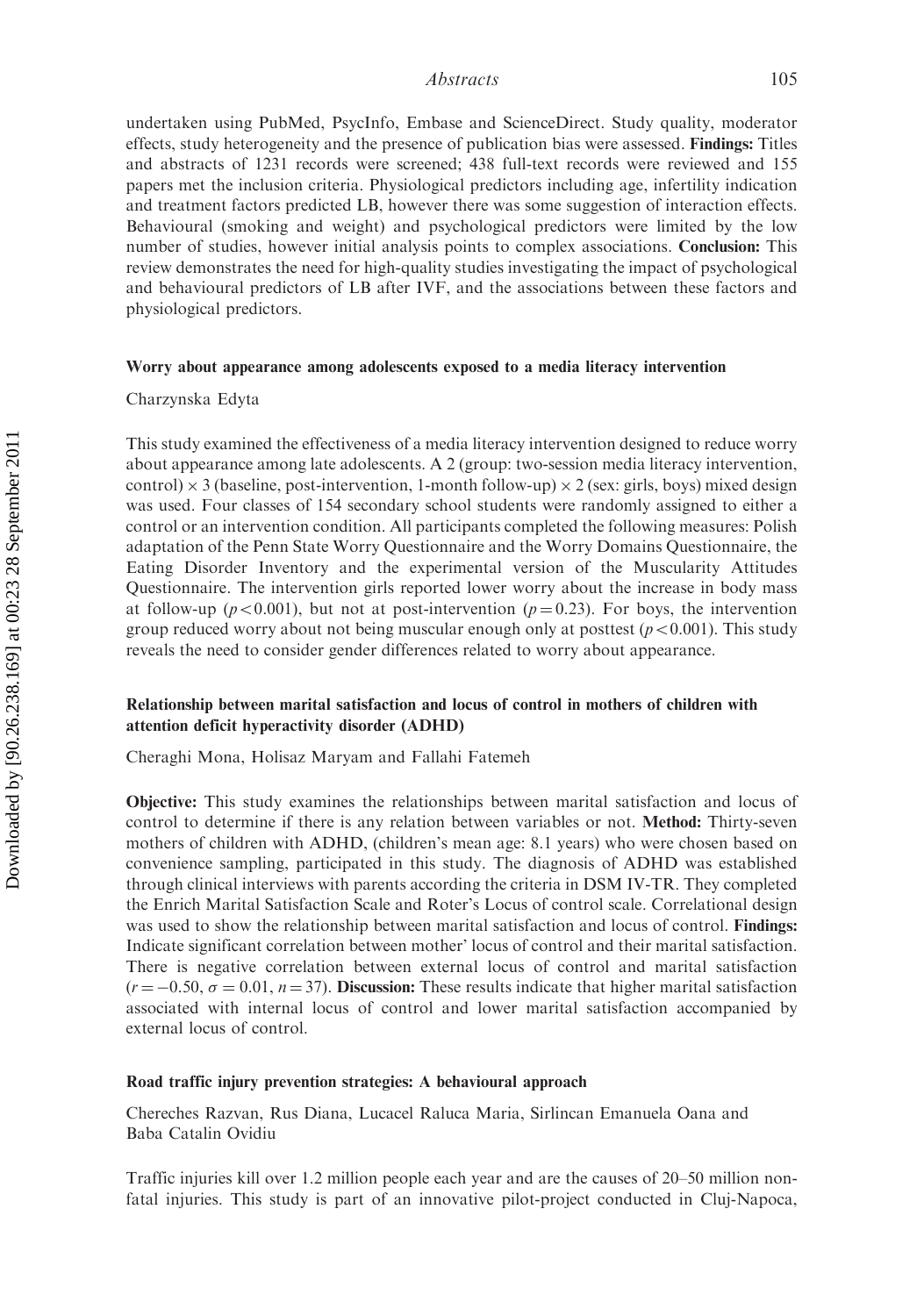undertaken using PubMed, PsycInfo, Embase and ScienceDirect. Study quality, moderator effects, study heterogeneity and the presence of publication bias were assessed. **Findings:** Titles and abstracts of 1231 records were screened; 438 full-text records were reviewed and 155 papers met the inclusion criteria. Physiological predictors including age, infertility indication and treatment factors predicted LB, however there was some suggestion of interaction effects. Behavioural (smoking and weight) and psychological predictors were limited by the low number of studies, however initial analysis points to complex associations. **Conclusion:** This review demonstrates the need for high-quality studies investigating the impact of psychological and behavioural predictors of LB after IVF, and the associations between these factors and physiological predictors.

### Worry about appearance among adolescents exposed to a media literacy intervention

Charzynska Edyta

This study examined the effectiveness of a media literacy intervention designed to reduce worry about appearance among late adolescents. A 2 (group: two-session media literacy intervention, control) $\times$ 3 (baseline, post-intervention, 1-month follow-up) $\times$ 2 (sex: girls, boys) mixed design was used. Four classes of 154 secondary school students were randomly assigned to either a control or an intervention condition. All participants completed the following measures: Polish adaptation of the Penn State Worry Questionnaire and the Worry Domains Questionnaire, the Eating Disorder Inventory and the experimental version of the Muscularity Attitudes Questionnaire. The intervention girls reported lower worry about the increase in body mass at follow-up ($p < 0.001$), but not at post-intervention ($p = 0.23$). For boys, the intervention group reduced worry about not being muscular enough only at posttest ($p < 0.001$). This study reveals the need to consider gender differences related to worry about appearance.

### Relationship between marital satisfaction and locus of control in mothers of children with attention deficit hyperactivity disorder (ADHD)

Cheraghi Mona, Holisaz Maryam and Fallahi Fatemeh

**Objective:** This study examines the relationships between marital satisfaction and locus of control to determine if there is any relation between variables or not. **Method:** Thirty-seven mothers of children with ADHD, (children's mean age: 8.1 years) who were chosen based on convenience sampling, participated in this study. The diagnosis of ADHD was established through clinical interviews with parents according the criteria in DSM IV-TR. They completed the Enrich Marital Satisfaction Scale and Roter's Locus of control scale. Correlational design was used to show the relationship between marital satisfaction and locus of control. **Findings:** Indicate significant correlation between mother' locus of control and their marital satisfaction. There is negative correlation between external locus of control and marital satisfaction ($r = -0.50$, $\sigma = 0.01$, $n = 37$). **Discussion:** These results indicate that higher marital satisfaction associated with internal locus of control and lower marital satisfaction accompanied by external locus of control.

### Road traffic injury prevention strategies: A behavioural approach

Chereches Razvan, Rus Diana, Lucacel Raluca Maria, Sirlincan Emanuela Oana and Baba Catalin Ovidiu

Traffic injuries kill over 1.2 million people each year and are the causes of 20–50 million non-fatal injuries. This study is part of an innovative pilot-project conducted in Cluj-Napoca,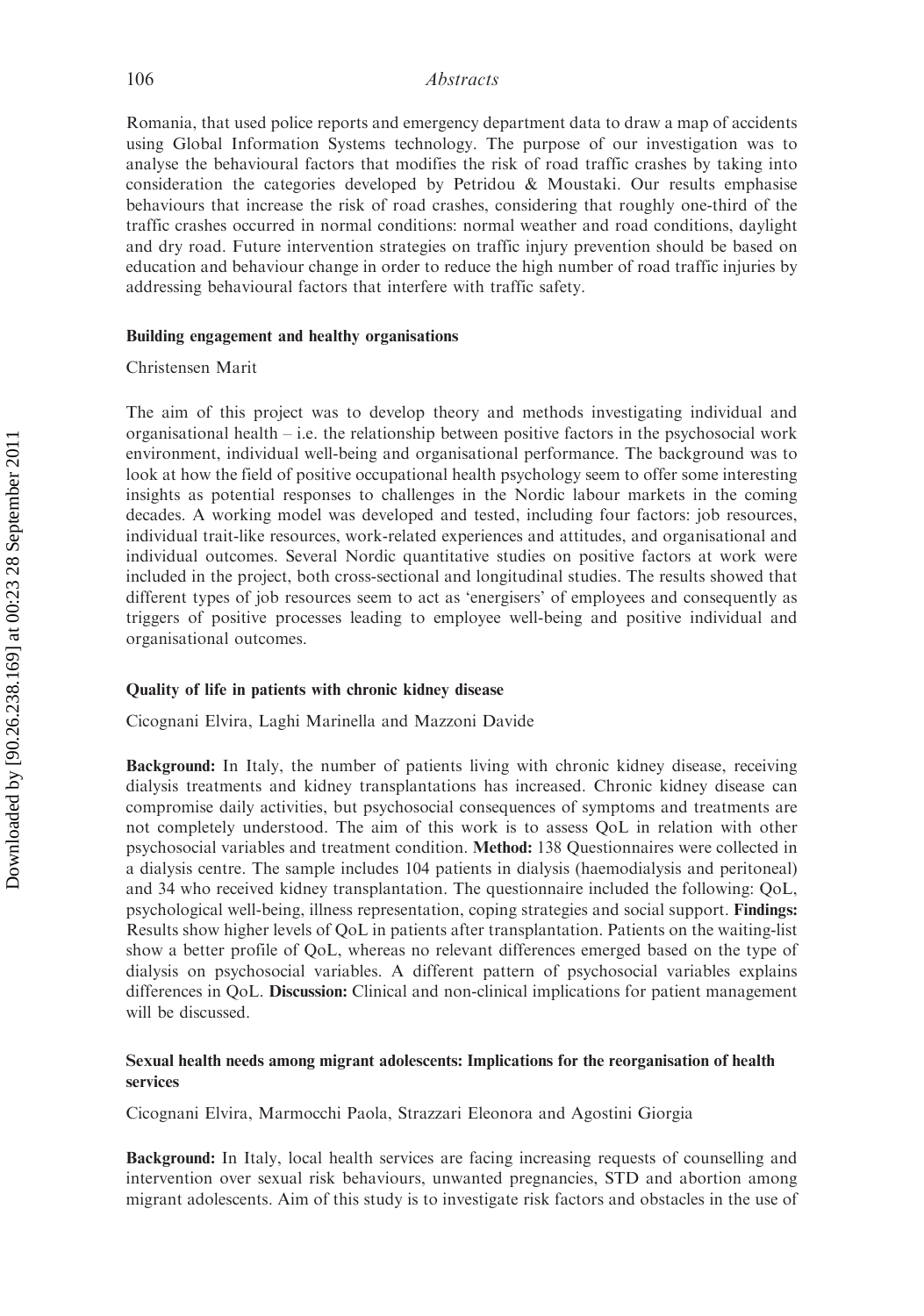Romania, that used police reports and emergency department data to draw a map of accidents using Global Information Systems technology. The purpose of our investigation was to analyse the behavioural factors that modifies the risk of road traffic crashes by taking into consideration the categories developed by Petridou & Moustaki. Our results emphasise behaviours that increase the risk of road crashes, considering that roughly one-third of the traffic crashes occurred in normal conditions: normal weather and road conditions, daylight and dry road. Future intervention strategies on traffic injury prevention should be based on education and behaviour change in order to reduce the high number of road traffic injuries by addressing behavioural factors that interfere with traffic safety.

### Building engagement and healthy organisations

Christensen Marit

The aim of this project was to develop theory and methods investigating individual and organisational health – i.e. the relationship between positive factors in the psychosocial work environment, individual well-being and organisational performance. The background was to look at how the field of positive occupational health psychology seem to offer some interesting insights as potential responses to challenges in the Nordic labour markets in the coming decades. A working model was developed and tested, including four factors: job resources, individual trait-like resources, work-related experiences and attitudes, and organisational and individual outcomes. Several Nordic quantitative studies on positive factors at work were included in the project, both cross-sectional and longitudinal studies. The results showed that different types of job resources seem to act as 'energisers' of employees and consequently as triggers of positive processes leading to employee well-being and positive individual and organisational outcomes.

### Quality of life in patients with chronic kidney disease

Cicognani Elvira, Laghi Marinella and Mazzoni Davide

**Background:** In Italy, the number of patients living with chronic kidney disease, receiving dialysis treatments and kidney transplantations has increased. Chronic kidney disease can compromise daily activities, but psychosocial consequences of symptoms and treatments are not completely understood. The aim of this work is to assess QoL in relation with other psychosocial variables and treatment condition. **Method:** 138 Questionnaires were collected in a dialysis centre. The sample includes 104 patients in dialysis (haemodialysis and peritoneal) and 34 who received kidney transplantation. The questionnaire included the following: QoL, psychological well-being, illness representation, coping strategies and social support. **Findings:** Results show higher levels of QoL in patients after transplantation. Patients on the waiting-list show a better profile of QoL, whereas no relevant differences emerged based on the type of dialysis on psychosocial variables. A different pattern of psychosocial variables explains differences in QoL. **Discussion:** Clinical and non-clinical implications for patient management will be discussed.

### Sexual health needs among migrant adolescents: Implications for the reorganisation of health services

Cicognani Elvira, Marmocchi Paola, Strazzari Eleonora and Agostini Giorgia

**Background:** In Italy, local health services are facing increasing requests of counselling and intervention over sexual risk behaviours, unwanted pregnancies, STD and abortion among migrant adolescents. Aim of this study is to investigate risk factors and obstacles in the use of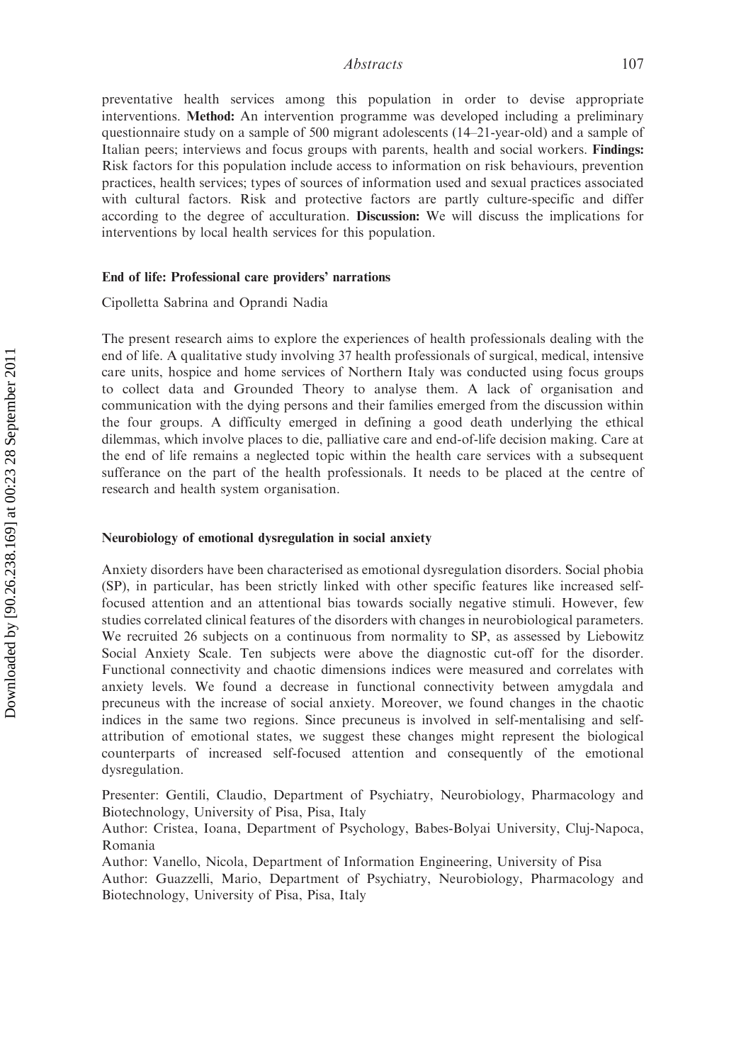preventative health services among this population in order to devise appropriate interventions. **Method:** An intervention programme was developed including a preliminary questionnaire study on a sample of 500 migrant adolescents (14–21-year-old) and a sample of Italian peers; interviews and focus groups with parents, health and social workers. **Findings:** Risk factors for this population include access to information on risk behaviours, prevention practices, health services; types of sources of information used and sexual practices associated with cultural factors. Risk and protective factors are partly culture-specific and differ according to the degree of acculturation. **Discussion:** We will discuss the implications for interventions by local health services for this population.

### End of life: Professional care providers' narrations

Cipolletta Sabrina and Oprandi Nadia

The present research aims to explore the experiences of health professionals dealing with the end of life. A qualitative study involving 37 health professionals of surgical, medical, intensive care units, hospice and home services of Northern Italy was conducted using focus groups to collect data and Grounded Theory to analyse them. A lack of organisation and communication with the dying persons and their families emerged from the discussion within the four groups. A difficulty emerged in defining a good death underlying the ethical dilemmas, which involve places to die, palliative care and end-of-life decision making. Care at the end of life remains a neglected topic within the health care services with a subsequent sufferance on the part of the health professionals. It needs to be placed at the centre of research and health system organisation.

### Neurobiology of emotional dysregulation in social anxiety

Anxiety disorders have been characterised as emotional dysregulation disorders. Social phobia (SP), in particular, has been strictly linked with other specific features like increased self-focused attention and an attentional bias towards socially negative stimuli. However, few studies correlated clinical features of the disorders with changes in neurobiological parameters. We recruited 26 subjects on a continuous from normality to SP, as assessed by Liebowitz Social Anxiety Scale. Ten subjects were above the diagnostic cut-off for the disorder. Functional connectivity and chaotic dimensions indices were measured and correlates with anxiety levels. We found a decrease in functional connectivity between amygdala and precuneus with the increase of social anxiety. Moreover, we found changes in the chaotic indices in the same two regions. Since precuneus is involved in self-mentalising and self-attribution of emotional states, we suggest these changes might represent the biological counterparts of increased self-focused attention and consequently of the emotional dysregulation.

Presenter: Gentili, Claudio, Department of Psychiatry, Neurobiology, Pharmacology and Biotechnology, University of Pisa, Pisa, Italy
Author: Cristea, Ioana, Department of Psychology, Babes-Bolyai University, Cluj-Napoca, Romania
Author: Vanello, Nicola, Department of Information Engineering, University of Pisa
Author: Guazzelli, Mario, Department of Psychiatry, Neurobiology, Pharmacology and Biotechnology, University of Pisa, Pisa, Italy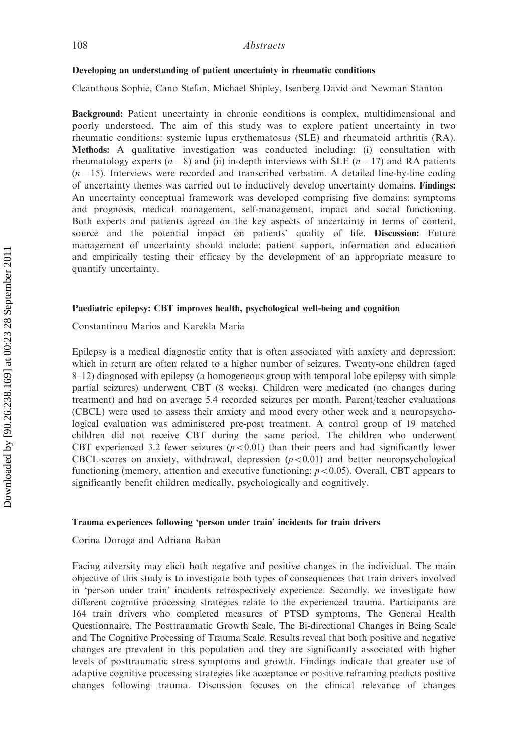### Developing an understanding of patient uncertainty in rheumatic conditions

Cleanthous Sophie, Cano Stefan, Michael Shipley, Isenberg David and Newman Stanton

**Background:** Patient uncertainty in chronic conditions is complex, multidimensional and poorly understood. The aim of this study was to explore patient uncertainty in two rheumatic conditions: systemic lupus erythematosus (SLE) and rheumatoid arthritis (RA). **Methods:** A qualitative investigation was conducted including: (i) consultation with rheumatology experts ($n = 8$) and (ii) in-depth interviews with SLE ($n = 17$) and RA patients ($n = 15$). Interviews were recorded and transcribed verbatim. A detailed line-by-line coding of uncertainty themes was carried out to inductively develop uncertainty domains. **Findings:** An uncertainty conceptual framework was developed comprising five domains: symptoms and prognosis, medical management, self-management, impact and social functioning. Both experts and patients agreed on the key aspects of uncertainty in terms of content, source and the potential impact on patients' quality of life. **Discussion:** Future management of uncertainty should include: patient support, information and education and empirically testing their efficacy by the development of an appropriate measure to quantify uncertainty.

### Paediatric epilepsy: CBT improves health, psychological well-being and cognition

Constantinou Marios and Karekla Maria

Epilepsy is a medical diagnostic entity that is often associated with anxiety and depression; which in return are often related to a higher number of seizures. Twenty-one children (aged 8–12) diagnosed with epilepsy (a homogeneous group with temporal lobe epilepsy with simple partial seizures) underwent CBT (8 weeks). Children were medicated (no changes during treatment) and had on average 5.4 recorded seizures per month. Parent/teacher evaluations (CBCL) were used to assess their anxiety and mood every other week and a neuropsychological evaluation was administered pre-post treatment. A control group of 19 matched children did not receive CBT during the same period. The children who underwent CBT experienced 3.2 fewer seizures ($p < 0.01$) than their peers and had significantly lower CBCL-scores on anxiety, withdrawal, depression ($p < 0.01$) and better neuropsychological functioning (memory, attention and executive functioning; $p < 0.05$). Overall, CBT appears to significantly benefit children medically, psychologically and cognitively.

### Trauma experiences following 'person under train' incidents for train drivers

Corina Doroga and Adriana Baban

Facing adversity may elicit both negative and positive changes in the individual. The main objective of this study is to investigate both types of consequences that train drivers involved in 'person under train' incidents retrospectively experience. Secondly, we investigate how different cognitive processing strategies relate to the experienced trauma. Participants are 164 train drivers who completed measures of PTSD symptoms, The General Health Questionnaire, The Posttraumatic Growth Scale, The Bi-directional Changes in Being Scale and The Cognitive Processing of Trauma Scale. Results reveal that both positive and negative changes are prevalent in this population and they are significantly associated with higher levels of posttraumatic stress symptoms and growth. Findings indicate that greater use of adaptive cognitive processing strategies like acceptance or positive reframing predicts positive changes following trauma. Discussion focuses on the clinical relevance of changes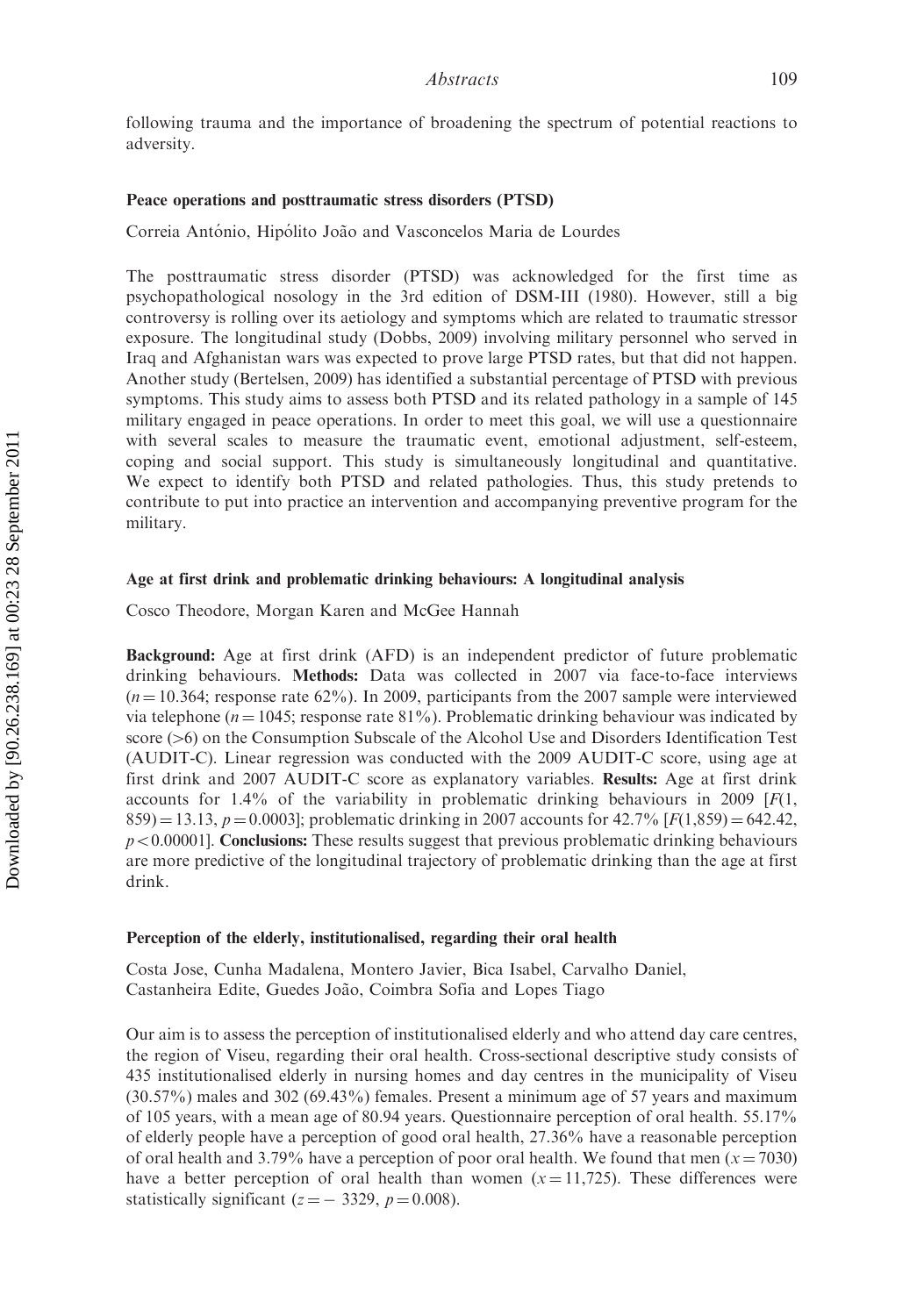following trauma and the importance of broadening the spectrum of potential reactions to adversity.

### Peace operations and posttraumatic stress disorders (PTSD)

Correia António, Hipólito João and Vasconcelos Maria de Lourdes

The posttraumatic stress disorder (PTSD) was acknowledged for the first time as psychopathological nosology in the 3rd edition of DSM-III (1980). However, still a big controversy is rolling over its aetiology and symptoms which are related to traumatic stressor exposure. The longitudinal study (Dobbs, 2009) involving military personnel who served in Iraq and Afghanistan wars was expected to prove large PTSD rates, but that did not happen. Another study (Bertelsen, 2009) has identified a substantial percentage of PTSD with previous symptoms. This study aims to assess both PTSD and its related pathology in a sample of 145 military engaged in peace operations. In order to meet this goal, we will use a questionnaire with several scales to measure the traumatic event, emotional adjustment, self-esteem, coping and social support. This study is simultaneously longitudinal and quantitative. We expect to identify both PTSD and related pathologies. Thus, this study pretends to contribute to put into practice an intervention and accompanying preventive program for the military.

### Age at first drink and problematic drinking behaviours: A longitudinal analysis

Cosco Theodore, Morgan Karen and McGee Hannah

**Background:** Age at first drink (AFD) is an independent predictor of future problematic drinking behaviours. **Methods:** Data was collected in 2007 via face-to-face interviews ($n = 10.364$; response rate 62%). In 2009, participants from the 2007 sample were interviewed via telephone ($n = 1045$; response rate 81%). Problematic drinking behaviour was indicated by score (>6) on the Consumption Subscale of the Alcohol Use and Disorders Identification Test (AUDIT-C). Linear regression was conducted with the 2009 AUDIT-C score, using age at first drink and 2007 AUDIT-C score as explanatory variables. **Results:** Age at first drink accounts for 1.4% of the variability in problematic drinking behaviours in 2009 [$F(1, 859) = 13.13$, $p = 0.0003$]; problematic drinking in 2007 accounts for 42.7% [$F(1,859) = 642.42$, $p < 0.00001$]. **Conclusions:** These results suggest that previous problematic drinking behaviours are more predictive of the longitudinal trajectory of problematic drinking than the age at first drink.

### Perception of the elderly, institutionalised, regarding their oral health

Costa Jose, Cunha Madalena, Montero Javier, Bica Isabel, Carvalho Daniel, Castanheira Edite, Guedes João, Coimbra Sofia and Lopes Tiago

Our aim is to assess the perception of institutionalised elderly and who attend day care centres, the region of Viseu, regarding their oral health. Cross-sectional descriptive study consists of 435 institutionalised elderly in nursing homes and day centres in the municipality of Viseu (30.57%) males and 302 (69.43%) females. Present a minimum age of 57 years and maximum of 105 years, with a mean age of 80.94 years. Questionnaire perception of oral health. 55.17% of elderly people have a perception of good oral health, 27.36% have a reasonable perception of oral health and 3.79% have a perception of poor oral health. We found that men ($x = 7030$) have a better perception of oral health than women ($x = 11,725$). These differences were statistically significant ($z = -3329$, $p = 0.008$).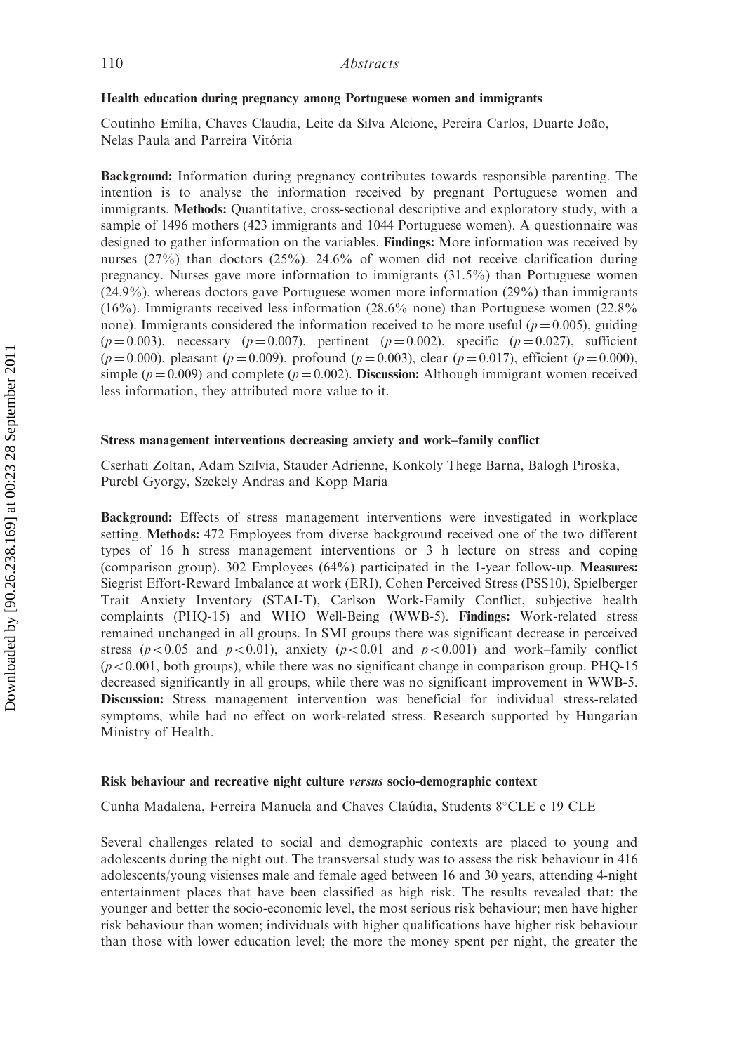### Health education during pregnancy among Portuguese women and immigrants

Coutinho Emília, Chaves Claudia, Leite da Silva Alcione, Pereira Carlos, Duarte João, Nelas Paula and Parreira Vitória

**Background:** Information during pregnancy contributes towards responsible parenting. The intention is to analyse the information received by pregnant Portuguese women and immigrants. **Methods:** Quantitative, cross-sectional descriptive and exploratory study, with a sample of 1496 mothers (423 immigrants and 1044 Portuguese women). A questionnaire was designed to gather information on the variables. **Findings:** More information was received by nurses (27%) than doctors (25%). 24.6% of women did not receive clarification during pregnancy. Nurses gave more information to immigrants (31.5%) than Portuguese women (24.9%), whereas doctors gave Portuguese women more information (29%) than immigrants (16%). Immigrants received less information (28.6% none) than Portuguese women (22.8% none). Immigrants considered the information received to be more useful ($p = 0.005$), guiding ($p = 0.003$), necessary ($p = 0.007$), pertinent ($p = 0.002$), specific ($p = 0.027$), sufficient ($p = 0.000$), pleasant ($p = 0.009$), profound ($p = 0.003$), clear ($p = 0.017$), efficient ($p = 0.000$), simple ($p = 0.009$) and complete ($p = 0.002$). **Discussion:** Although immigrant women received less information, they attributed more value to it.

### Stress management interventions decreasing anxiety and work–family conflict

Cserhati Zoltan, Adam Szilvia, Stauder Adrienne, Konkoly Thege Barna, Balogh Piroska, Purebl Gyorgy, Szekely Andras and Kopp Maria

**Background:** Effects of stress management interventions were investigated in workplace setting. **Methods:** 472 Employees from diverse background received one of the two different types of 16 h stress management interventions or 3 h lecture on stress and coping (comparison group). 302 Employees (64%) participated in the 1-year follow-up. **Measures:** Siegrist Effort-Reward Imbalance at work (ERI), Cohen Perceived Stress (PSS10), Spielberger Trait Anxiety Inventory (STAI-T), Carlson Work-Family Conflict, subjective health complaints (PHQ-15) and WHO Well-Being (WWB-5). **Findings:** Work-related stress remained unchanged in all groups. In SMI groups there was significant decrease in perceived stress ($p < 0.05$ and $p < 0.01$), anxiety ($p < 0.01$ and $p < 0.001$) and work–family conflict ($p < 0.001$, both groups), while there was no significant change in comparison group. PHQ-15 decreased significantly in all groups, while there was no significant improvement in WWB-5. **Discussion:** Stress management intervention was beneficial for individual stress-related symptoms, while had no effect on work-related stress. Research supported by Hungarian Ministry of Health.

### Risk behaviour and recreative night culture *versus* socio-demographic context

Cunha Madalena, Ferreira Manuela and Chaves Claúdia, Students 8°CLE e 19 CLE

Several challenges related to social and demographic contexts are placed to young and adolescents during the night out. The transversal study was to assess the risk behaviour in 416 adolescents/young visienses male and female aged between 16 and 30 years, attending 4-night entertainment places that have been classified as high risk. The results revealed that: the younger and better the socio-economic level, the most serious risk behaviour; men have higher risk behaviour than women; individuals with higher qualifications have higher risk behaviour than those with lower education level; the more the money spent per night, the greater the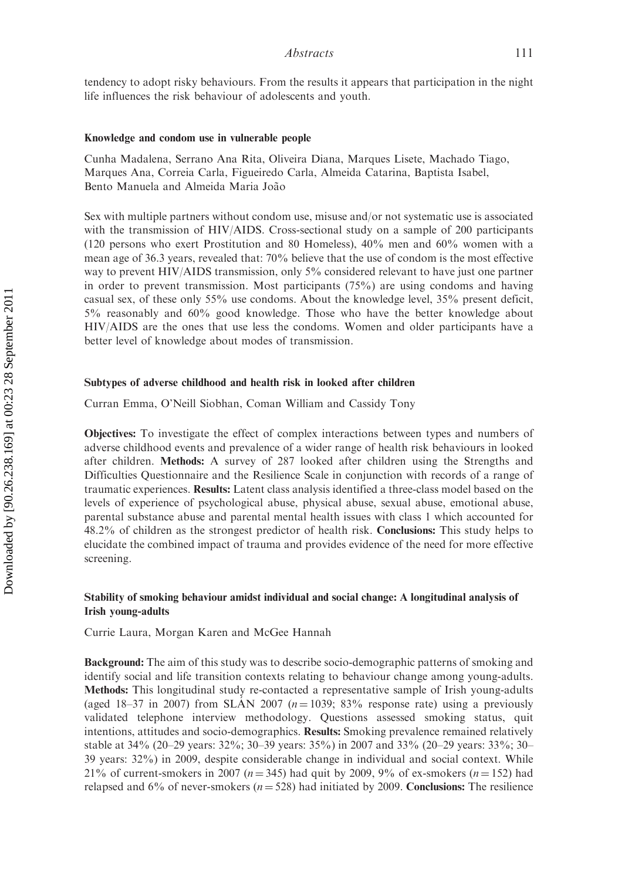tendency to adopt risky behaviours. From the results it appears that participation in the night life influences the risk behaviour of adolescents and youth.

### Knowledge and condom use in vulnerable people

Cunha Madalena, Serrano Ana Rita, Oliveira Diana, Marques Lisete, Machado Tiago, Marques Ana, Correia Carla, Figueiredo Carla, Almeida Catarina, Baptista Isabel, Bento Manuela and Almeida Maria João

Sex with multiple partners without condom use, misuse and/or not systematic use is associated with the transmission of HIV/AIDS. Cross-sectional study on a sample of 200 participants (120 persons who exert Prostitution and 80 Homeless), 40% men and 60% women with a mean age of 36.3 years, revealed that: 70% believe that the use of condom is the most effective way to prevent HIV/AIDS transmission, only 5% considered relevant to have just one partner in order to prevent transmission. Most participants (75%) are using condoms and having casual sex, of these only 55% use condoms. About the knowledge level, 35% present deficit, 5% reasonably and 60% good knowledge. Those who have the better knowledge about HIV/AIDS are the ones that use less the condoms. Women and older participants have a better level of knowledge about modes of transmission.

### Subtypes of adverse childhood and health risk in looked after children

Curran Emma, O'Neill Siobhan, Coman William and Cassidy Tony

**Objectives:** To investigate the effect of complex interactions between types and numbers of adverse childhood events and prevalence of a wider range of health risk behaviours in looked after children. **Methods:** A survey of 287 looked after children using the Strengths and Difficulties Questionnaire and the Resilience Scale in conjunction with records of a range of traumatic experiences. **Results:** Latent class analysis identified a three-class model based on the levels of experience of psychological abuse, physical abuse, sexual abuse, emotional abuse, parental substance abuse and parental mental health issues with class 1 which accounted for 48.2% of children as the strongest predictor of health risk. **Conclusions:** This study helps to elucidate the combined impact of trauma and provides evidence of the need for more effective screening.

### Stability of smoking behaviour amidst individual and social change: A longitudinal analysis of Irish young-adults

Currie Laura, Morgan Karen and McGee Hannah

**Background:** The aim of this study was to describe socio-demographic patterns of smoking and identify social and life transition contexts relating to behaviour change among young-adults. **Methods:** This longitudinal study re-contacted a representative sample of Irish young-adults (aged 18–37 in 2007) from SLÁN 2007 ($n = 1039$; 83% response rate) using a previously validated telephone interview methodology. Questions assessed smoking status, quit intentions, attitudes and socio-demographics. **Results:** Smoking prevalence remained relatively stable at 34% (20–29 years: 32%; 30–39 years: 35%) in 2007 and 33% (20–29 years: 33%; 30–39 years: 32%) in 2009, despite considerable change in individual and social context. While 21% of current-smokers in 2007 ($n = 345$) had quit by 2009, 9% of ex-smokers ($n = 152$) had relapsed and 6% of never-smokers ($n = 528$) had initiated by 2009. **Conclusions:** The resilience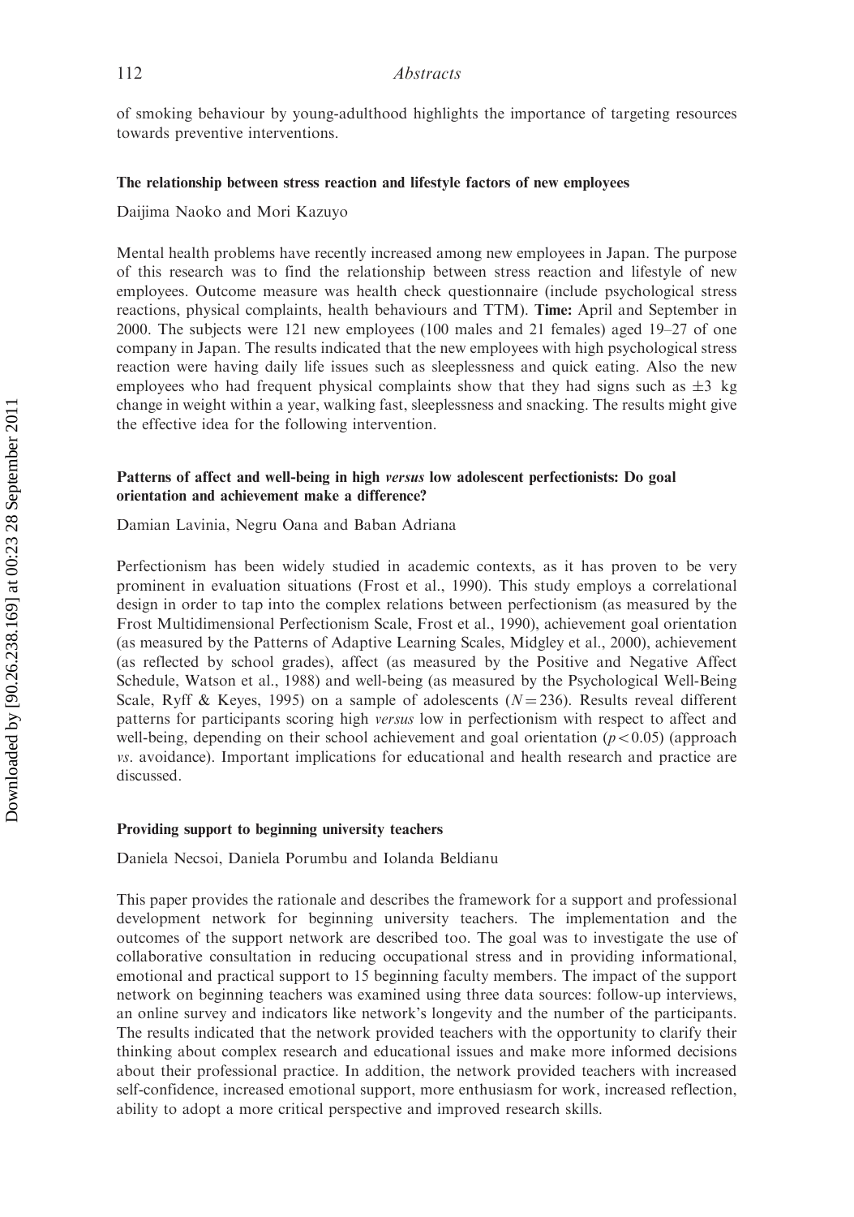of smoking behaviour by young-adulthood highlights the importance of targeting resources towards preventive interventions.

### The relationship between stress reaction and lifestyle factors of new employees

Daijima Naoko and Mori Kazuyo

Mental health problems have recently increased among new employees in Japan. The purpose of this research was to find the relationship between stress reaction and lifestyle of new employees. Outcome measure was health check questionnaire (include psychological stress reactions, physical complaints, health behaviours and TTM). **Time:** April and September in 2000. The subjects were 121 new employees (100 males and 21 females) aged 19–27 of one company in Japan. The results indicated that the new employees with high psychological stress reaction were having daily life issues such as sleeplessness and quick eating. Also the new employees who had frequent physical complaints show that they had signs such as $\pm 3$ kg change in weight within a year, walking fast, sleeplessness and snacking. The results might give the effective idea for the following intervention.

### Patterns of affect and well-being in high *versus* low adolescent perfectionists: Do goal orientation and achievement make a difference?

Damian Lavinia, Negru Oana and Baban Adriana

Perfectionism has been widely studied in academic contexts, as it has proven to be very prominent in evaluation situations (Frost et al., 1990). This study employs a correlational design in order to tap into the complex relations between perfectionism (as measured by the Frost Multidimensional Perfectionism Scale, Frost et al., 1990), achievement goal orientation (as measured by the Patterns of Adaptive Learning Scales, Midgley et al., 2000), achievement (as reflected by school grades), affect (as measured by the Positive and Negative Affect Schedule, Watson et al., 1988) and well-being (as measured by the Psychological Well-Being Scale, Ryff & Keyes, 1995) on a sample of adolescents ($N = 236$). Results reveal different patterns for participants scoring high *versus* low in perfectionism with respect to affect and well-being, depending on their school achievement and goal orientation ($p < 0.05$) (approach *vs*. avoidance). Important implications for educational and health research and practice are discussed.

### Providing support to beginning university teachers

Daniela Necsoi, Daniela Porumbu and Iolanda Beldianu

This paper provides the rationale and describes the framework for a support and professional development network for beginning university teachers. The implementation and the outcomes of the support network are described too. The goal was to investigate the use of collaborative consultation in reducing occupational stress and in providing informational, emotional and practical support to 15 beginning faculty members. The impact of the support network on beginning teachers was examined using three data sources: follow-up interviews, an online survey and indicators like network's longevity and the number of the participants. The results indicated that the network provided teachers with the opportunity to clarify their thinking about complex research and educational issues and make more informed decisions about their professional practice. In addition, the network provided teachers with increased self-confidence, increased emotional support, more enthusiasm for work, increased reflection, ability to adopt a more critical perspective and improved research skills.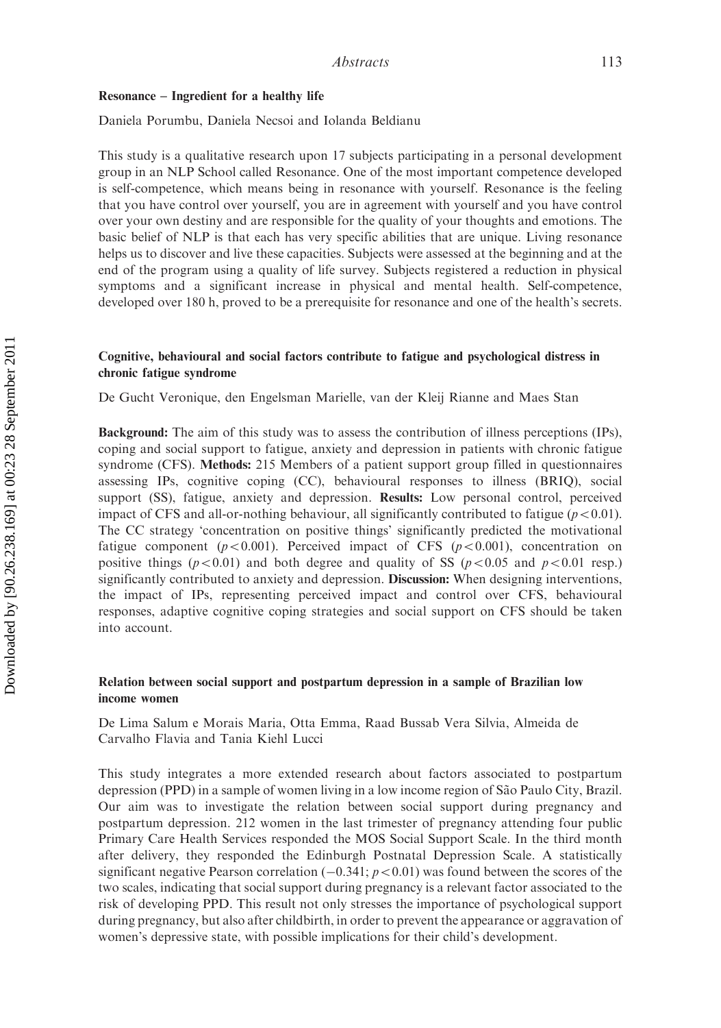### Resonance – Ingredient for a healthy life

Daniela Porumbu, Daniela Necsoi and Iolanda Beldianu

This study is a qualitative research upon 17 subjects participating in a personal development group in an NLP School called Resonance. One of the most important competence developed is self-competence, which means being in resonance with yourself. Resonance is the feeling that you have control over yourself, you are in agreement with yourself and you have control over your own destiny and are responsible for the quality of your thoughts and emotions. The basic belief of NLP is that each has very specific abilities that are unique. Living resonance helps us to discover and live these capacities. Subjects were assessed at the beginning and at the end of the program using a quality of life survey. Subjects registered a reduction in physical symptoms and a significant increase in physical and mental health. Self-competence, developed over 180 h, proved to be a prerequisite for resonance and one of the health's secrets.

### Cognitive, behavioural and social factors contribute to fatigue and psychological distress in chronic fatigue syndrome

De Gucht Veronique, den Engelsman Marielle, van der Kleij Rianne and Maes Stan

**Background:** The aim of this study was to assess the contribution of illness perceptions (IPs), coping and social support to fatigue, anxiety and depression in patients with chronic fatigue syndrome (CFS). **Methods:** 215 Members of a patient support group filled in questionnaires assessing IPs, cognitive coping (CC), behavioural responses to illness (BRIQ), social support (SS), fatigue, anxiety and depression. **Results:** Low personal control, perceived impact of CFS and all-or-nothing behaviour, all significantly contributed to fatigue ($p < 0.01$). The CC strategy 'concentration on positive things' significantly predicted the motivational fatigue component ($p < 0.001$). Perceived impact of CFS ($p < 0.001$), concentration on positive things ($p < 0.01$) and both degree and quality of SS ($p < 0.05$ and $p < 0.01$ resp.) significantly contributed to anxiety and depression. **Discussion:** When designing interventions, the impact of IPs, representing perceived impact and control over CFS, behavioural responses, adaptive cognitive coping strategies and social support on CFS should be taken into account.

### Relation between social support and postpartum depression in a sample of Brazilian low income women

De Lima Salum e Morais Maria, Otta Emma, Raad Bussab Vera Silvia, Almeida de Carvalho Flavia and Tania Kiehl Lucci

This study integrates a more extended research about factors associated to postpartum depression (PPD) in a sample of women living in a low income region of São Paulo City, Brazil. Our aim was to investigate the relation between social support during pregnancy and postpartum depression. 212 women in the last trimester of pregnancy attending four public Primary Care Health Services responded the MOS Social Support Scale. In the third month after delivery, they responded the Edinburgh Postnatal Depression Scale. A statistically significant negative Pearson correlation ($-0.341$; $p < 0.01$) was found between the scores of the two scales, indicating that social support during pregnancy is a relevant factor associated to the risk of developing PPD. This result not only stresses the importance of psychological support during pregnancy, but also after childbirth, in order to prevent the appearance or aggravation of women's depressive state, with possible implications for their child's development.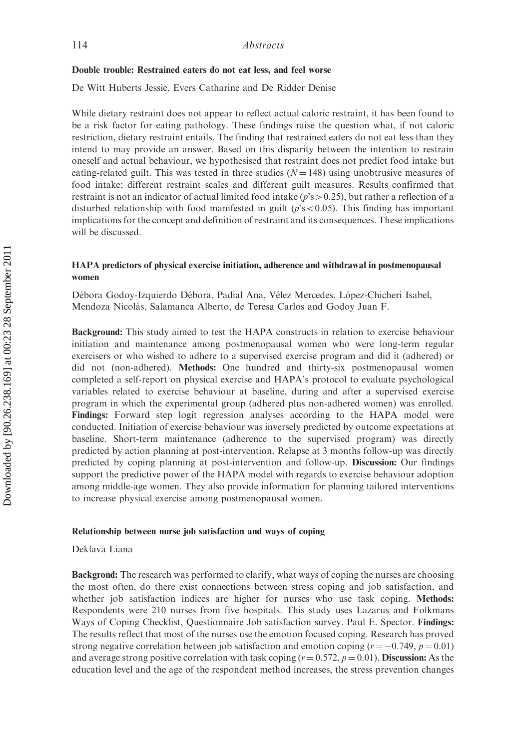### Double trouble: Restrained eaters do not eat less, and feel worse

De Witt Huberts Jessie, Evers Catharine and De Ridder Denise

While dietary restraint does not appear to reflect actual caloric restraint, it has been found to be a risk factor for eating pathology. These findings raise the question what, if not caloric restriction, dietary restraint entails. The finding that restrained eaters do not eat less than they intend to may provide an answer. Based on this disparity between the intention to restrain oneself and actual behaviour, we hypothesised that restraint does not predict food intake but eating-related guilt. This was tested in three studies ($N = 148$) using unobtrusive measures of food intake; different restraint scales and different guilt measures. Results confirmed that restraint is not an indicator of actual limited food intake ($p$'s $> 0.25$), but rather a reflection of a disturbed relationship with food manifested in guilt ($p$'s $< 0.05$). This finding has important implications for the concept and definition of restraint and its consequences. These implications will be discussed.

### HAPA predictors of physical exercise initiation, adherence and withdrawal in postmenopausal women

Débora Godoy-Izquierdo Débora, Padial Ana, Vélez Mercedes, López-Chicheri Isabel, Mendoza Nicolás, Salamanca Alberto, de Teresa Carlos and Godoy Juan F.

**Background:** This study aimed to test the HAPA constructs in relation to exercise behaviour initiation and maintenance among postmenopausal women who were long-term regular exercisers or who wished to adhere to a supervised exercise program and did it (adhered) or did not (non-adhered). **Methods:** One hundred and thirty-six postmenopausal women completed a self-report on physical exercise and HAPA's protocol to evaluate psychological variables related to exercise behaviour at baseline, during and after a supervised exercise program in which the experimental group (adhered plus non-adhered women) was enrolled. **Findings:** Forward step logit regression analyses according to the HAPA model were conducted. Initiation of exercise behaviour was inversely predicted by outcome expectations at baseline. Short-term maintenance (adherence to the supervised program) was directly predicted by action planning at post-intervention. Relapse at 3 months follow-up was directly predicted by coping planning at post-intervention and follow-up. **Discussion:** Our findings support the predictive power of the HAPA model with regards to exercise behaviour adoption among middle-age women. They also provide information for planning tailored interventions to increase physical exercise among postmenopausal women.

### Relationship between nurse job satisfaction and ways of coping

Deklava Liana

**Backgrond:** The research was performed to clarify, what ways of coping the nurses are choosing the most often, do there exist connections between stress coping and job satisfaction, and whether job satisfaction indices are higher for nurses who use task coping. **Methods:** Respondents were 210 nurses from five hospitals. This study uses Lazarus and Folkmans Ways of Coping Checklist, Questionnaire Job satisfaction survey. Paul E. Spector. **Findings:** The results reflect that most of the nurses use the emotion focused coping. Research has proved strong negative correlation between job satisfaction and emotion coping ($r = -0.749$, $p = 0.01$) and average strong positive correlation with task coping ($r = 0.572$, $p = 0.01$). **Discussion:** As the education level and the age of the respondent method increases, the stress prevention changes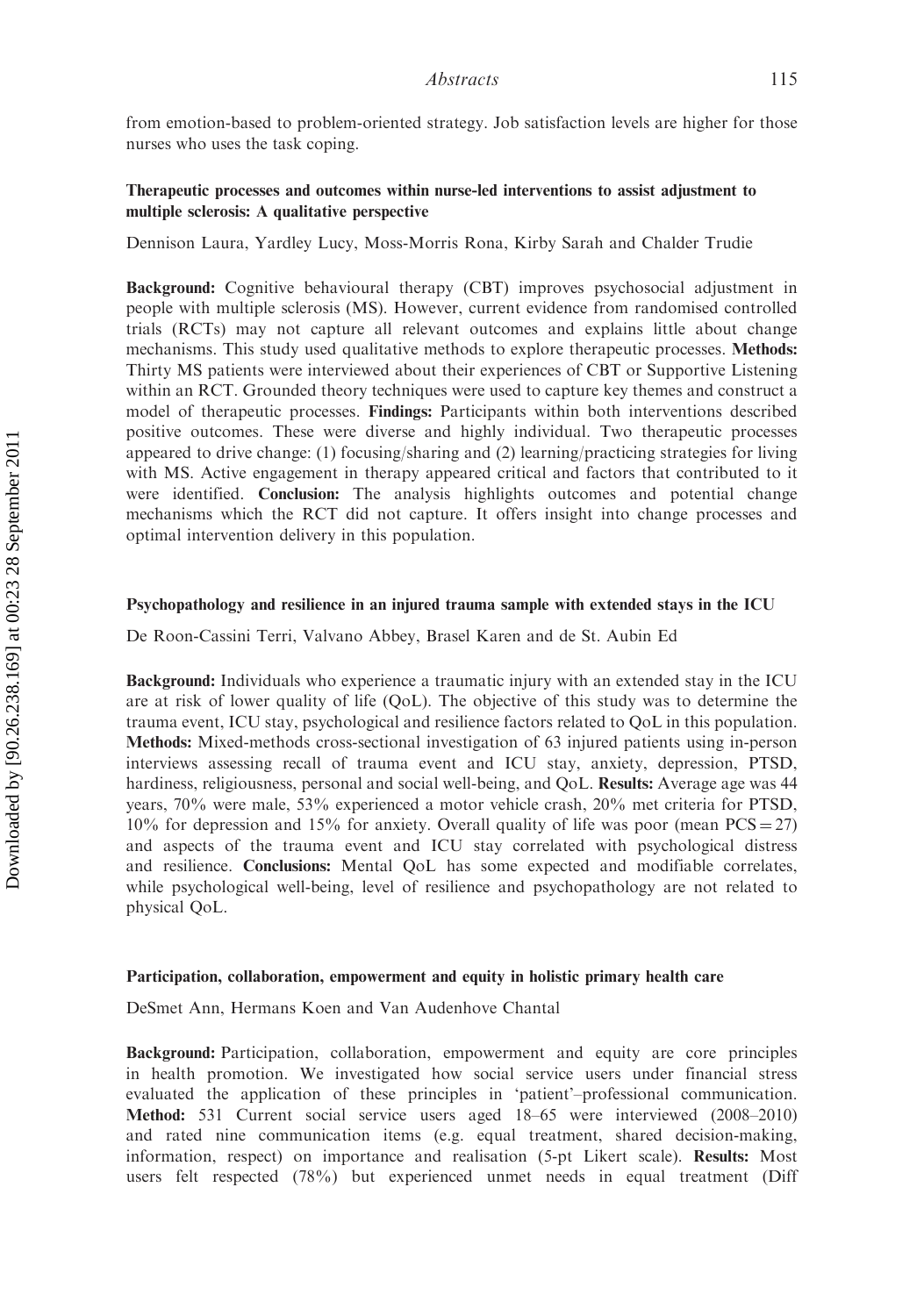from emotion-based to problem-oriented strategy. Job satisfaction levels are higher for those nurses who uses the task coping.

### Therapeutic processes and outcomes within nurse-led interventions to assist adjustment to multiple sclerosis: A qualitative perspective

Dennison Laura, Yardley Lucy, Moss-Morris Rona, Kirby Sarah and Chalder Trudie

**Background:** Cognitive behavioural therapy (CBT) improves psychosocial adjustment in people with multiple sclerosis (MS). However, current evidence from randomised controlled trials (RCTs) may not capture all relevant outcomes and explains little about change mechanisms. This study used qualitative methods to explore therapeutic processes. **Methods:** Thirty MS patients were interviewed about their experiences of CBT or Supportive Listening within an RCT. Grounded theory techniques were used to capture key themes and construct a model of therapeutic processes. **Findings:** Participants within both interventions described positive outcomes. These were diverse and highly individual. Two therapeutic processes appeared to drive change: (1) focusing/sharing and (2) learning/practicing strategies for living with MS. Active engagement in therapy appeared critical and factors that contributed to it were identified. **Conclusion:** The analysis highlights outcomes and potential change mechanisms which the RCT did not capture. It offers insight into change processes and optimal intervention delivery in this population.

### Psychopathology and resilience in an injured trauma sample with extended stays in the ICU

De Roon-Cassini Terri, Valvano Abbey, Brasel Karen and de St. Aubin Ed

**Background:** Individuals who experience a traumatic injury with an extended stay in the ICU are at risk of lower quality of life (QoL). The objective of this study was to determine the trauma event, ICU stay, psychological and resilience factors related to QoL in this population. **Methods:** Mixed-methods cross-sectional investigation of 63 injured patients using in-person interviews assessing recall of trauma event and ICU stay, anxiety, depression, PTSD, hardiness, religiousness, personal and social well-being, and QoL. **Results:** Average age was 44 years, 70% were male, 53% experienced a motor vehicle crash, 20% met criteria for PTSD, 10% for depression and 15% for anxiety. Overall quality of life was poor (mean PCS = 27) and aspects of the trauma event and ICU stay correlated with psychological distress and resilience. **Conclusions:** Mental QoL has some expected and modifiable correlates, while psychological well-being, level of resilience and psychopathology are not related to physical QoL.

### Participation, collaboration, empowerment and equity in holistic primary health care

DeSmet Ann, Hermans Koen and Van Audenhove Chantal

**Background:** Participation, collaboration, empowerment and equity are core principles in health promotion. We investigated how social service users under financial stress evaluated the application of these principles in 'patient'–professional communication. **Method:** 531 Current social service users aged 18–65 were interviewed (2008–2010) and rated nine communication items (e.g. equal treatment, shared decision-making, information, respect) on importance and realisation (5-pt Likert scale). **Results:** Most users felt respected (78%) but experienced unmet needs in equal treatment (Diff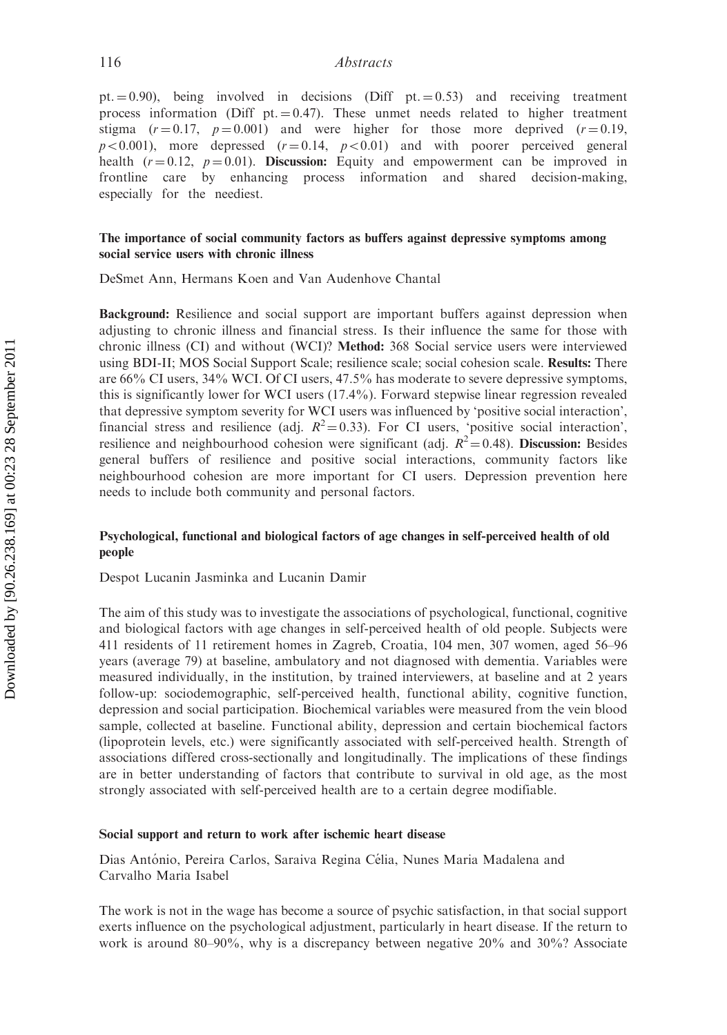pt. = 0.90), being involved in decisions (Diff pt. = 0.53) and receiving treatment process information (Diff pt. = 0.47). These unmet needs related to higher treatment stigma ($r = 0.17$, $p = 0.001$) and were higher for those more deprived ($r = 0.19$, $p < 0.001$), more depressed ($r = 0.14$, $p < 0.01$) and with poorer perceived general health ($r = 0.12$, $p = 0.01$). **Discussion:** Equity and empowerment can be improved in frontline care by enhancing process information and shared decision-making, especially for the neediest.

### The importance of social community factors as buffers against depressive symptoms among social service users with chronic illness

DeSmet Ann, Hermans Koen and Van Audenhove Chantal

**Background:** Resilience and social support are important buffers against depression when adjusting to chronic illness and financial stress. Is their influence the same for those with chronic illness (CI) and without (WCI)? **Method:** 368 Social service users were interviewed using BDI-II; MOS Social Support Scale; resilience scale; social cohesion scale. **Results:** There are 66% CI users, 34% WCI. Of CI users, 47.5% has moderate to severe depressive symptoms, this is significantly lower for WCI users (17.4%). Forward stepwise linear regression revealed that depressive symptom severity for WCI users was influenced by 'positive social interaction', financial stress and resilience (adj. $R^2 = 0.33$). For CI users, 'positive social interaction', resilience and neighbourhood cohesion were significant (adj. $R^2 = 0.48$). **Discussion:** Besides general buffers of resilience and positive social interactions, community factors like neighbourhood cohesion are more important for CI users. Depression prevention here needs to include both community and personal factors.

### Psychological, functional and biological factors of age changes in self-perceived health of old people

Despot Lucanin Jasminka and Lucanin Damir

The aim of this study was to investigate the associations of psychological, functional, cognitive and biological factors with age changes in self-perceived health of old people. Subjects were 411 residents of 11 retirement homes in Zagreb, Croatia, 104 men, 307 women, aged 56–96 years (average 79) at baseline, ambulatory and not diagnosed with dementia. Variables were measured individually, in the institution, by trained interviewers, at baseline and at 2 years follow-up: sociodemographic, self-perceived health, functional ability, cognitive function, depression and social participation. Biochemical variables were measured from the vein blood sample, collected at baseline. Functional ability, depression and certain biochemical factors (lipoprotein levels, etc.) were significantly associated with self-perceived health. Strength of associations differed cross-sectionally and longitudinally. The implications of these findings are in better understanding of factors that contribute to survival in old age, as the most strongly associated with self-perceived health are to a certain degree modifiable.

### Social support and return to work after ischemic heart disease

Dias António, Pereira Carlos, Saraiva Regina Célia, Nunes Maria Madalena and Carvalho Maria Isabel

The work is not in the wage has become a source of psychic satisfaction, in that social support exerts influence on the psychological adjustment, particularly in heart disease. If the return to work is around 80–90%, why is a discrepancy between negative 20% and 30%? Associate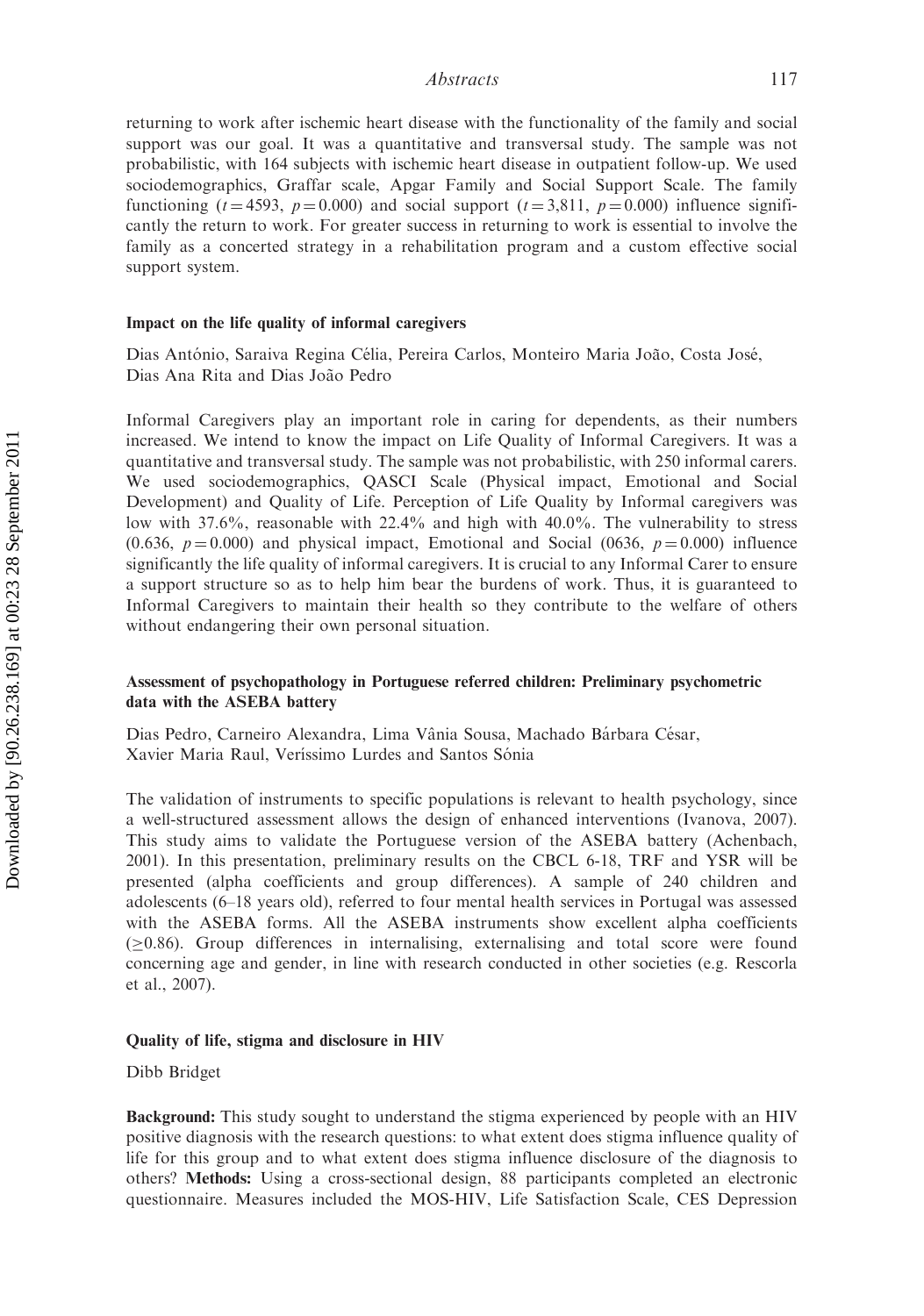returning to work after ischemic heart disease with the functionality of the family and social support was our goal. It was a quantitative and transversal study. The sample was not probabilistic, with 164 subjects with ischemic heart disease in outpatient follow-up. We used sociodemographics, Graffar scale, Apgar Family and Social Support Scale. The family functioning ($t = 4593$, $p = 0.000$) and social support ($t = 3{,}811$, $p = 0.000$) influence significantly the return to work. For greater success in returning to work is essential to involve the family as a concerted strategy in a rehabilitation program and a custom effective social support system.

### Impact on the life quality of informal caregivers

Dias António, Saraiva Regina Célia, Pereira Carlos, Monteiro Maria João, Costa José, Dias Ana Rita and Dias João Pedro

Informal Caregivers play an important role in caring for dependents, as their numbers increased. We intend to know the impact on Life Quality of Informal Caregivers. It was a quantitative and transversal study. The sample was not probabilistic, with 250 informal carers. We used sociodemographics, QASCI Scale (Physical impact, Emotional and Social Development) and Quality of Life. Perception of Life Quality by Informal caregivers was low with 37.6%, reasonable with 22.4% and high with 40.0%. The vulnerability to stress (0.636, $p = 0.000$) and physical impact, Emotional and Social (0636, $p = 0.000$) influence significantly the life quality of informal caregivers. It is crucial to any Informal Carer to ensure a support structure so as to help him bear the burdens of work. Thus, it is guaranteed to Informal Caregivers to maintain their health so they contribute to the welfare of others without endangering their own personal situation.

### Assessment of psychopathology in Portuguese referred children: Preliminary psychometric data with the ASEBA battery

Dias Pedro, Carneiro Alexandra, Lima Vânia Sousa, Machado Bárbara César, Xavier Maria Raul, Veríssimo Lurdes and Santos Sónia

The validation of instruments to specific populations is relevant to health psychology, since a well-structured assessment allows the design of enhanced interventions (Ivanova, 2007). This study aims to validate the Portuguese version of the ASEBA battery (Achenbach, 2001). In this presentation, preliminary results on the CBCL 6-18, TRF and YSR will be presented (alpha coefficients and group differences). A sample of 240 children and adolescents (6–18 years old), referred to four mental health services in Portugal was assessed with the ASEBA forms. All the ASEBA instruments show excellent alpha coefficients ($\geq 0.86$). Group differences in internalising, externalising and total score were found concerning age and gender, in line with research conducted in other societies (e.g. Rescorla et al., 2007).

### Quality of life, stigma and disclosure in HIV

Dibb Bridget

**Background:** This study sought to understand the stigma experienced by people with an HIV positive diagnosis with the research questions: to what extent does stigma influence quality of life for this group and to what extent does stigma influence disclosure of the diagnosis to others? **Methods:** Using a cross-sectional design, 88 participants completed an electronic questionnaire. Measures included the MOS-HIV, Life Satisfaction Scale, CES Depression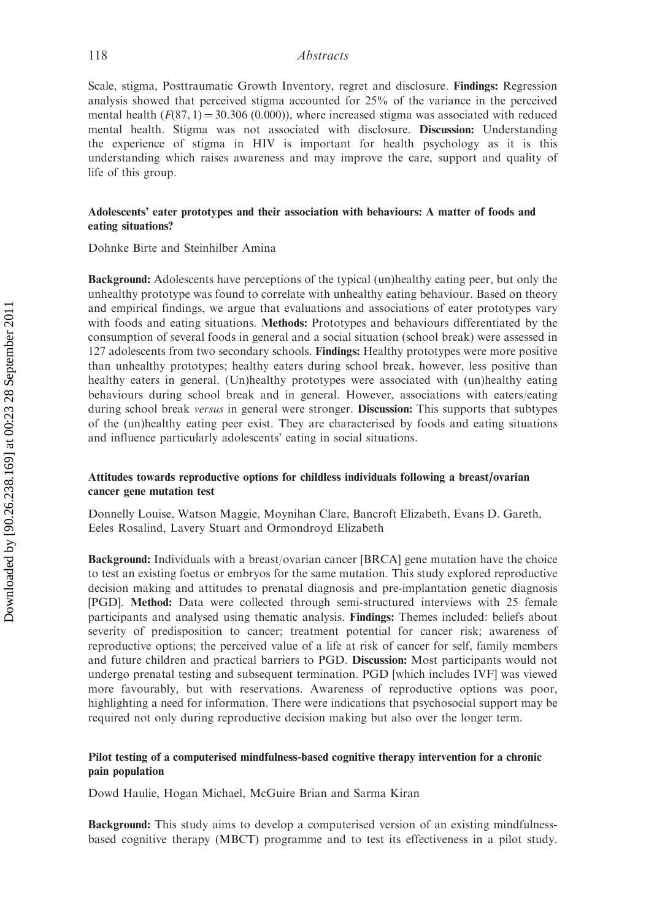Scale, stigma, Posttraumatic Growth Inventory, regret and disclosure. **Findings:** Regression analysis showed that perceived stigma accounted for 25% of the variance in the perceived mental health ($F(87, 1) = 30.306$ (0.000)), where increased stigma was associated with reduced mental health. Stigma was not associated with disclosure. **Discussion:** Understanding the experience of stigma in HIV is important for health psychology as it is this understanding which raises awareness and may improve the care, support and quality of life of this group.

### Adolescents' eater prototypes and their association with behaviours: A matter of foods and eating situations?

Dohnke Birte and Steinhilber Amina

**Background:** Adolescents have perceptions of the typical (un)healthy eating peer, but only the unhealthy prototype was found to correlate with unhealthy eating behaviour. Based on theory and empirical findings, we argue that evaluations and associations of eater prototypes vary with foods and eating situations. **Methods:** Prototypes and behaviours differentiated by the consumption of several foods in general and a social situation (school break) were assessed in 127 adolescents from two secondary schools. **Findings:** Healthy prototypes were more positive than unhealthy prototypes; healthy eaters during school break, however, less positive than healthy eaters in general. (Un)healthy prototypes were associated with (un)healthy eating behaviours during school break and in general. However, associations with eaters/eating during school break *versus* in general were stronger. **Discussion:** This supports that subtypes of the (un)healthy eating peer exist. They are characterised by foods and eating situations and influence particularly adolescents' eating in social situations.

### Attitudes towards reproductive options for childless individuals following a breast/ovarian cancer gene mutation test

Donnelly Louise, Watson Maggie, Moynihan Clare, Bancroft Elizabeth, Evans D. Gareth, Eeles Rosalind, Lavery Stuart and Ormondroyd Elizabeth

**Background:** Individuals with a breast/ovarian cancer [BRCA] gene mutation have the choice to test an existing foetus or embryos for the same mutation. This study explored reproductive decision making and attitudes to prenatal diagnosis and pre-implantation genetic diagnosis [PGD]. **Method:** Data were collected through semi-structured interviews with 25 female participants and analysed using thematic analysis. **Findings:** Themes included: beliefs about severity of predisposition to cancer; treatment potential for cancer risk; awareness of reproductive options; the perceived value of a life at risk of cancer for self, family members and future children and practical barriers to PGD. **Discussion:** Most participants would not undergo prenatal testing and subsequent termination. PGD [which includes IVF] was viewed more favourably, but with reservations. Awareness of reproductive options was poor, highlighting a need for information. There were indications that psychosocial support may be required not only during reproductive decision making but also over the longer term.

### Pilot testing of a computerised mindfulness-based cognitive therapy intervention for a chronic pain population

Dowd Haulie, Hogan Michael, McGuire Brian and Sarma Kiran

**Background:** This study aims to develop a computerised version of an existing mindfulness-based cognitive therapy (MBCT) programme and to test its effectiveness in a pilot study.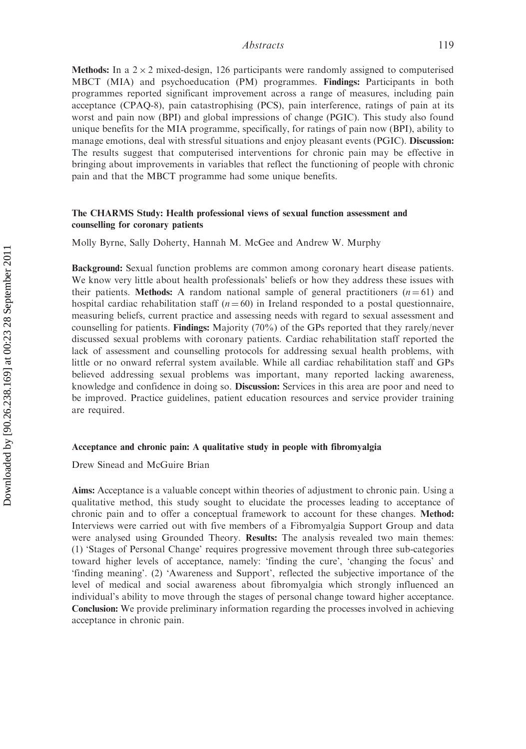**Methods:** In a $2 \times 2$ mixed-design, 126 participants were randomly assigned to computerised MBCT (MIA) and psychoeducation (PM) programmes. **Findings:** Participants in both programmes reported significant improvement across a range of measures, including pain acceptance (CPAQ-8), pain catastrophising (PCS), pain interference, ratings of pain at its worst and pain now (BPI) and global impressions of change (PGIC). This study also found unique benefits for the MIA programme, specifically, for ratings of pain now (BPI), ability to manage emotions, deal with stressful situations and enjoy pleasant events (PGIC). **Discussion:** The results suggest that computerised interventions for chronic pain may be effective in bringing about improvements in variables that reflect the functioning of people with chronic pain and that the MBCT programme had some unique benefits.

### The CHARMS Study: Health professional views of sexual function assessment and counselling for coronary patients

Molly Byrne, Sally Doherty, Hannah M. McGee and Andrew W. Murphy

**Background:** Sexual function problems are common among coronary heart disease patients. We know very little about health professionals' beliefs or how they address these issues with their patients. **Methods:** A random national sample of general practitioners ($n = 61$) and hospital cardiac rehabilitation staff ($n = 60$) in Ireland responded to a postal questionnaire, measuring beliefs, current practice and assessing needs with regard to sexual assessment and counselling for patients. **Findings:** Majority (70%) of the GPs reported that they rarely/never discussed sexual problems with coronary patients. Cardiac rehabilitation staff reported the lack of assessment and counselling protocols for addressing sexual health problems, with little or no onward referral system available. While all cardiac rehabilitation staff and GPs believed addressing sexual problems was important, many reported lacking awareness, knowledge and confidence in doing so. **Discussion:** Services in this area are poor and need to be improved. Practice guidelines, patient education resources and service provider training are required.

### Acceptance and chronic pain: A qualitative study in people with fibromyalgia

Drew Sinead and McGuire Brian

**Aims:** Acceptance is a valuable concept within theories of adjustment to chronic pain. Using a qualitative method, this study sought to elucidate the processes leading to acceptance of chronic pain and to offer a conceptual framework to account for these changes. **Method:** Interviews were carried out with five members of a Fibromyalgia Support Group and data were analysed using Grounded Theory. **Results:** The analysis revealed two main themes: (1) 'Stages of Personal Change' requires progressive movement through three sub-categories toward higher levels of acceptance, namely: 'finding the cure', 'changing the focus' and 'finding meaning'. (2) 'Awareness and Support', reflected the subjective importance of the level of medical and social awareness about fibromyalgia which strongly influenced an individual's ability to move through the stages of personal change toward higher acceptance. **Conclusion:** We provide preliminary information regarding the processes involved in achieving acceptance in chronic pain.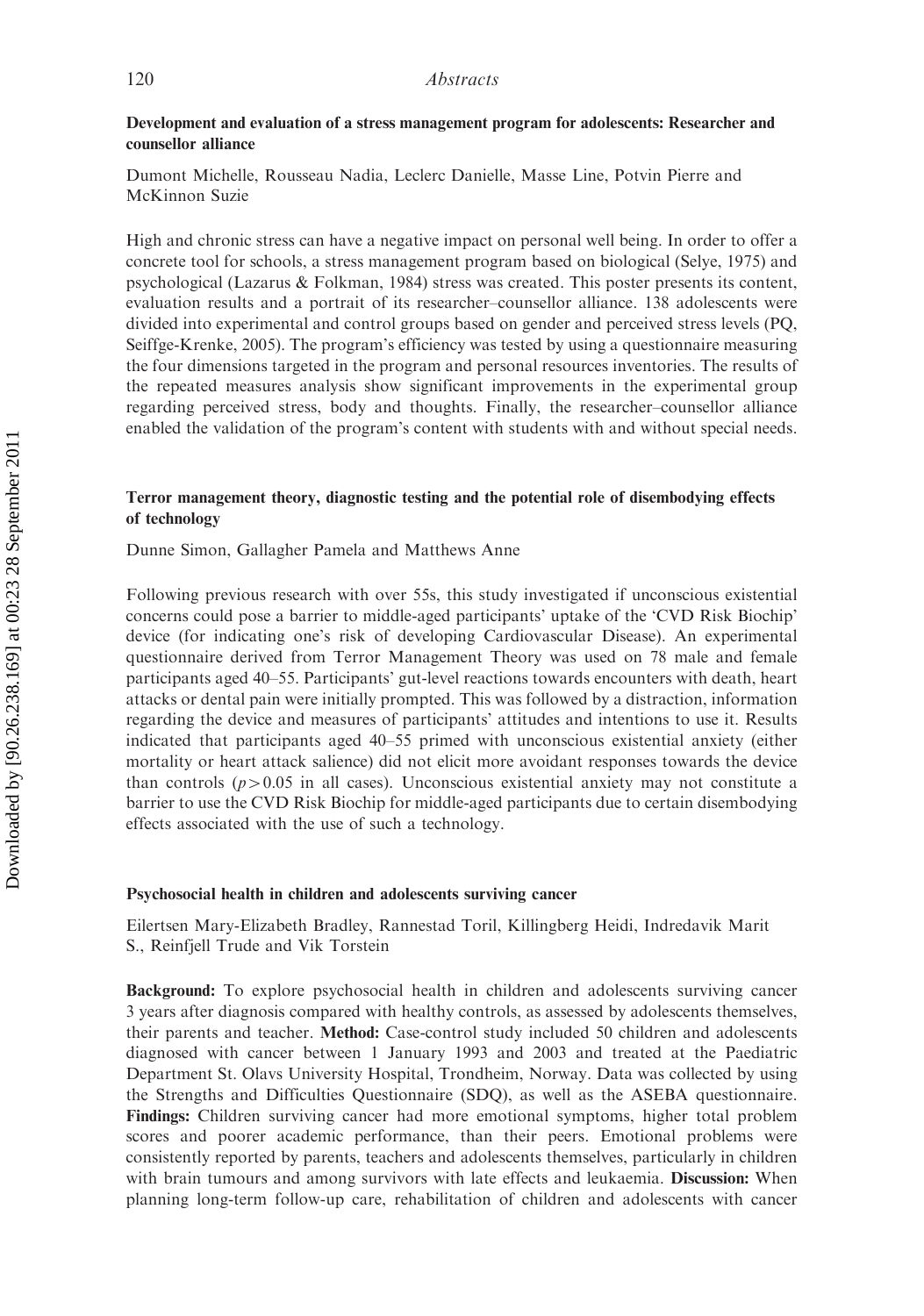### Development and evaluation of a stress management program for adolescents: Researcher and counsellor alliance

Dumont Michelle, Rousseau Nadia, Leclerc Danielle, Masse Line, Potvin Pierre and McKinnon Suzie

High and chronic stress can have a negative impact on personal well being. In order to offer a concrete tool for schools, a stress management program based on biological (Selye, 1975) and psychological (Lazarus & Folkman, 1984) stress was created. This poster presents its content, evaluation results and a portrait of its researcher–counsellor alliance. 138 adolescents were divided into experimental and control groups based on gender and perceived stress levels (PQ, Seiffge-Krenke, 2005). The program's efficiency was tested by using a questionnaire measuring the four dimensions targeted in the program and personal resources inventories. The results of the repeated measures analysis show significant improvements in the experimental group regarding perceived stress, body and thoughts. Finally, the researcher–counsellor alliance enabled the validation of the program's content with students with and without special needs.

### Terror management theory, diagnostic testing and the potential role of disembodying effects of technology

Dunne Simon, Gallagher Pamela and Matthews Anne

Following previous research with over 55s, this study investigated if unconscious existential concerns could pose a barrier to middle-aged participants' uptake of the 'CVD Risk Biochip' device (for indicating one's risk of developing Cardiovascular Disease). An experimental questionnaire derived from Terror Management Theory was used on 78 male and female participants aged 40–55. Participants' gut-level reactions towards encounters with death, heart attacks or dental pain were initially prompted. This was followed by a distraction, information regarding the device and measures of participants' attitudes and intentions to use it. Results indicated that participants aged 40–55 primed with unconscious existential anxiety (either mortality or heart attack salience) did not elicit more avoidant responses towards the device than controls ($p > 0.05$ in all cases). Unconscious existential anxiety may not constitute a barrier to use the CVD Risk Biochip for middle-aged participants due to certain disembodying effects associated with the use of such a technology.

### Psychosocial health in children and adolescents surviving cancer

Eilertsen Mary-Elizabeth Bradley, Rannestad Toril, Killingberg Heidi, Indredavik Marit S., Reinfjell Trude and Vik Torstein

**Background:** To explore psychosocial health in children and adolescents surviving cancer 3 years after diagnosis compared with healthy controls, as assessed by adolescents themselves, their parents and teacher. **Method:** Case-control study included 50 children and adolescents diagnosed with cancer between 1 January 1993 and 2003 and treated at the Paediatric Department St. Olavs University Hospital, Trondheim, Norway. Data was collected by using the Strengths and Difficulties Questionnaire (SDQ), as well as the ASEBA questionnaire. **Findings:** Children surviving cancer had more emotional symptoms, higher total problem scores and poorer academic performance, than their peers. Emotional problems were consistently reported by parents, teachers and adolescents themselves, particularly in children with brain tumours and among survivors with late effects and leukaemia. **Discussion:** When planning long-term follow-up care, rehabilitation of children and adolescents with cancer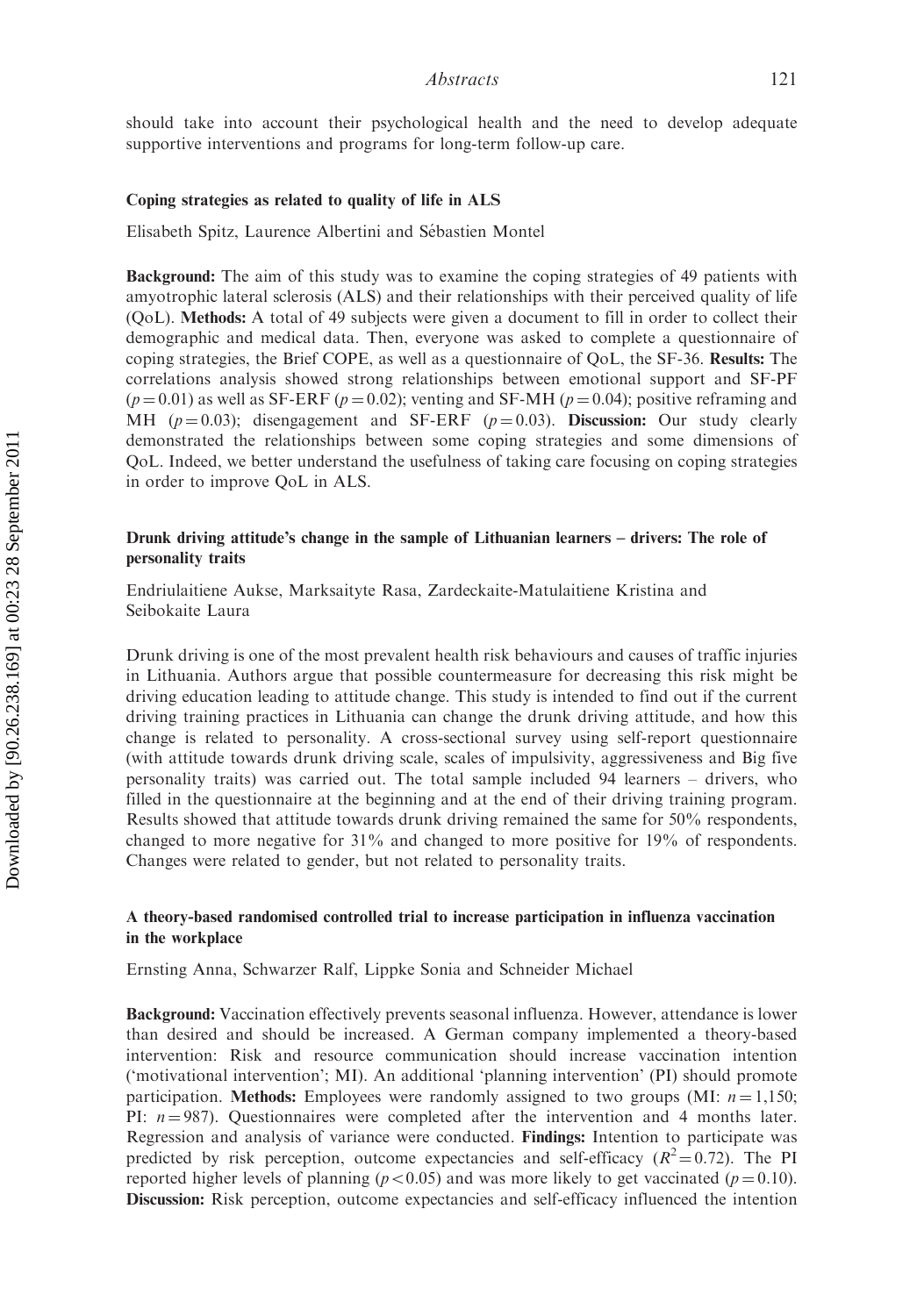should take into account their psychological health and the need to develop adequate supportive interventions and programs for long-term follow-up care.

### Coping strategies as related to quality of life in ALS

Elisabeth Spitz, Laurence Albertini and Sébastien Montel

**Background:** The aim of this study was to examine the coping strategies of 49 patients with amyotrophic lateral sclerosis (ALS) and their relationships with their perceived quality of life (QoL). **Methods:** A total of 49 subjects were given a document to fill in order to collect their demographic and medical data. Then, everyone was asked to complete a questionnaire of coping strategies, the Brief COPE, as well as a questionnaire of QoL, the SF-36. **Results:** The correlations analysis showed strong relationships between emotional support and SF-PF ($p = 0.01$) as well as SF-ERF ($p = 0.02$); venting and SF-MH ($p = 0.04$); positive reframing and MH ($p = 0.03$); disengagement and SF-ERF ($p = 0.03$). **Discussion:** Our study clearly demonstrated the relationships between some coping strategies and some dimensions of QoL. Indeed, we better understand the usefulness of taking care focusing on coping strategies in order to improve QoL in ALS.

### Drunk driving attitude's change in the sample of Lithuanian learners – drivers: The role of personality traits

Endriulaitiene Aukse, Marksaityte Rasa, Zardeckaite-Matulaitiene Kristina and Seibokaite Laura

Drunk driving is one of the most prevalent health risk behaviours and causes of traffic injuries in Lithuania. Authors argue that possible countermeasure for decreasing this risk might be driving education leading to attitude change. This study is intended to find out if the current driving training practices in Lithuania can change the drunk driving attitude, and how this change is related to personality. A cross-sectional survey using self-report questionnaire (with attitude towards drunk driving scale, scales of impulsivity, aggressiveness and Big five personality traits) was carried out. The total sample included 94 learners – drivers, who filled in the questionnaire at the beginning and at the end of their driving training program. Results showed that attitude towards drunk driving remained the same for 50% respondents, changed to more negative for 31% and changed to more positive for 19% of respondents. Changes were related to gender, but not related to personality traits.

### A theory-based randomised controlled trial to increase participation in influenza vaccination in the workplace

Ernsting Anna, Schwarzer Ralf, Lippke Sonia and Schneider Michael

**Background:** Vaccination effectively prevents seasonal influenza. However, attendance is lower than desired and should be increased. A German company implemented a theory-based intervention: Risk and resource communication should increase vaccination intention ('motivational intervention'; MI). An additional 'planning intervention' (PI) should promote participation. **Methods:** Employees were randomly assigned to two groups (MI: $n = 1{,}150$; PI: $n = 987$). Questionnaires were completed after the intervention and 4 months later. Regression and analysis of variance were conducted. **Findings:** Intention to participate was predicted by risk perception, outcome expectancies and self-efficacy ($R^2 = 0.72$). The PI reported higher levels of planning ($p < 0.05$) and was more likely to get vaccinated ($p = 0.10$). **Discussion:** Risk perception, outcome expectancies and self-efficacy influenced the intention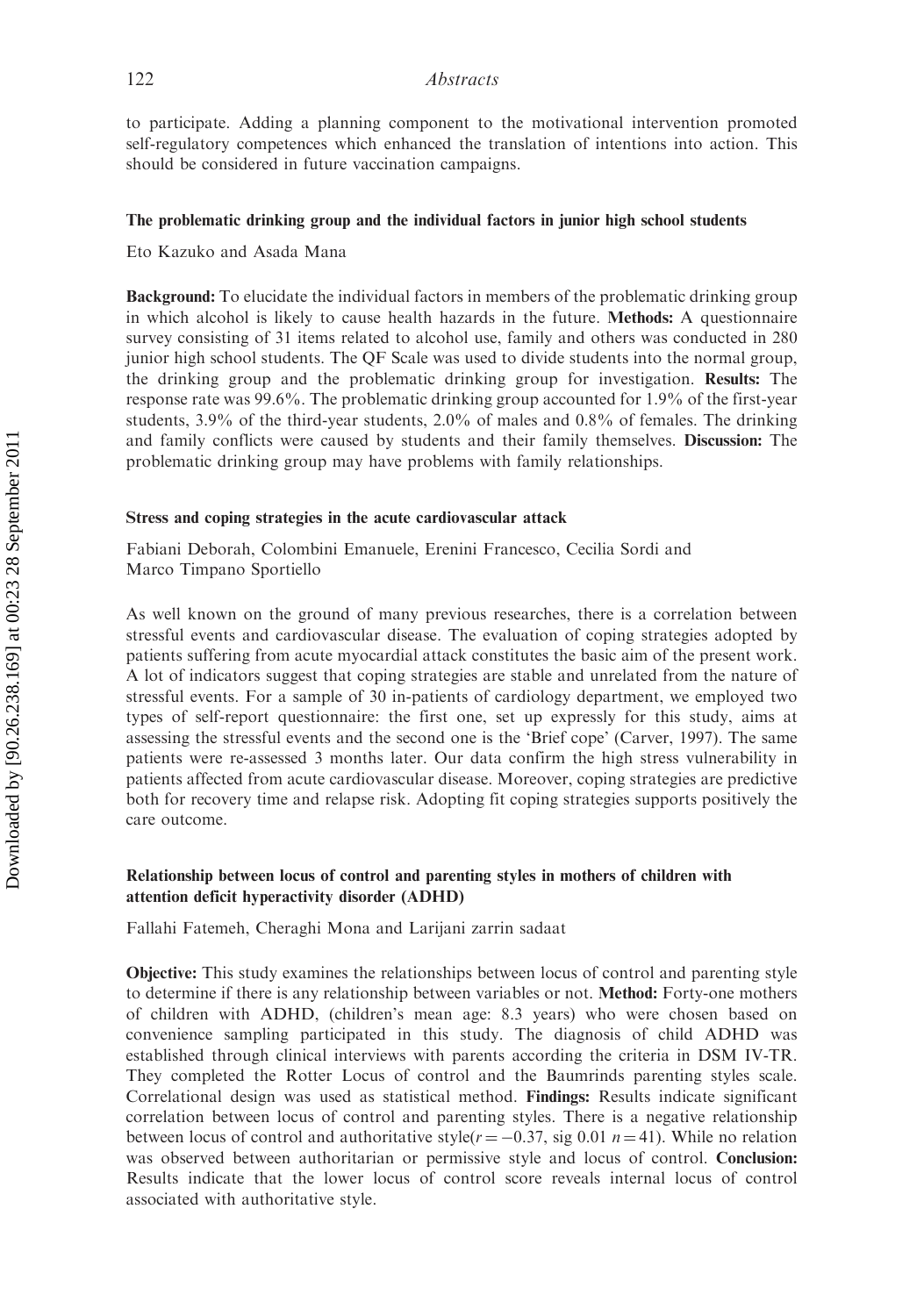to participate. Adding a planning component to the motivational intervention promoted self-regulatory competences which enhanced the translation of intentions into action. This should be considered in future vaccination campaigns.

### The problematic drinking group and the individual factors in junior high school students

Eto Kazuko and Asada Mana

**Background:** To elucidate the individual factors in members of the problematic drinking group in which alcohol is likely to cause health hazards in the future. **Methods:** A questionnaire survey consisting of 31 items related to alcohol use, family and others was conducted in 280 junior high school students. The QF Scale was used to divide students into the normal group, the drinking group and the problematic drinking group for investigation. **Results:** The response rate was 99.6%. The problematic drinking group accounted for 1.9% of the first-year students, 3.9% of the third-year students, 2.0% of males and 0.8% of females. The drinking and family conflicts were caused by students and their family themselves. **Discussion:** The problematic drinking group may have problems with family relationships.

### Stress and coping strategies in the acute cardiovascular attack

Fabiani Deborah, Colombini Emanuele, Erenini Francesco, Cecilia Sordi and Marco Timpano Sportiello

As well known on the ground of many previous researches, there is a correlation between stressful events and cardiovascular disease. The evaluation of coping strategies adopted by patients suffering from acute myocardial attack constitutes the basic aim of the present work. A lot of indicators suggest that coping strategies are stable and unrelated from the nature of stressful events. For a sample of 30 in-patients of cardiology department, we employed two types of self-report questionnaire: the first one, set up expressly for this study, aims at assessing the stressful events and the second one is the 'Brief cope' (Carver, 1997). The same patients were re-assessed 3 months later. Our data confirm the high stress vulnerability in patients affected from acute cardiovascular disease. Moreover, coping strategies are predictive both for recovery time and relapse risk. Adopting fit coping strategies supports positively the care outcome.

### Relationship between locus of control and parenting styles in mothers of children with attention deficit hyperactivity disorder (ADHD)

Fallahi Fatemeh, Cheraghi Mona and Larijani zarrin sadaat

**Objective:** This study examines the relationships between locus of control and parenting style to determine if there is any relationship between variables or not. **Method:** Forty-one mothers of children with ADHD, (children's mean age: 8.3 years) who were chosen based on convenience sampling participated in this study. The diagnosis of child ADHD was established through clinical interviews with parents according the criteria in DSM IV-TR. They completed the Rotter Locus of control and the Baumrinds parenting styles scale. Correlational design was used as statistical method. **Findings:** Results indicate significant correlation between locus of control and parenting styles. There is a negative relationship between locus of control and authoritative style($r = -0.37$, sig 0.01 $n = 41$). While no relation was observed between authoritarian or permissive style and locus of control. **Conclusion:** Results indicate that the lower locus of control score reveals internal locus of control associated with authoritative style.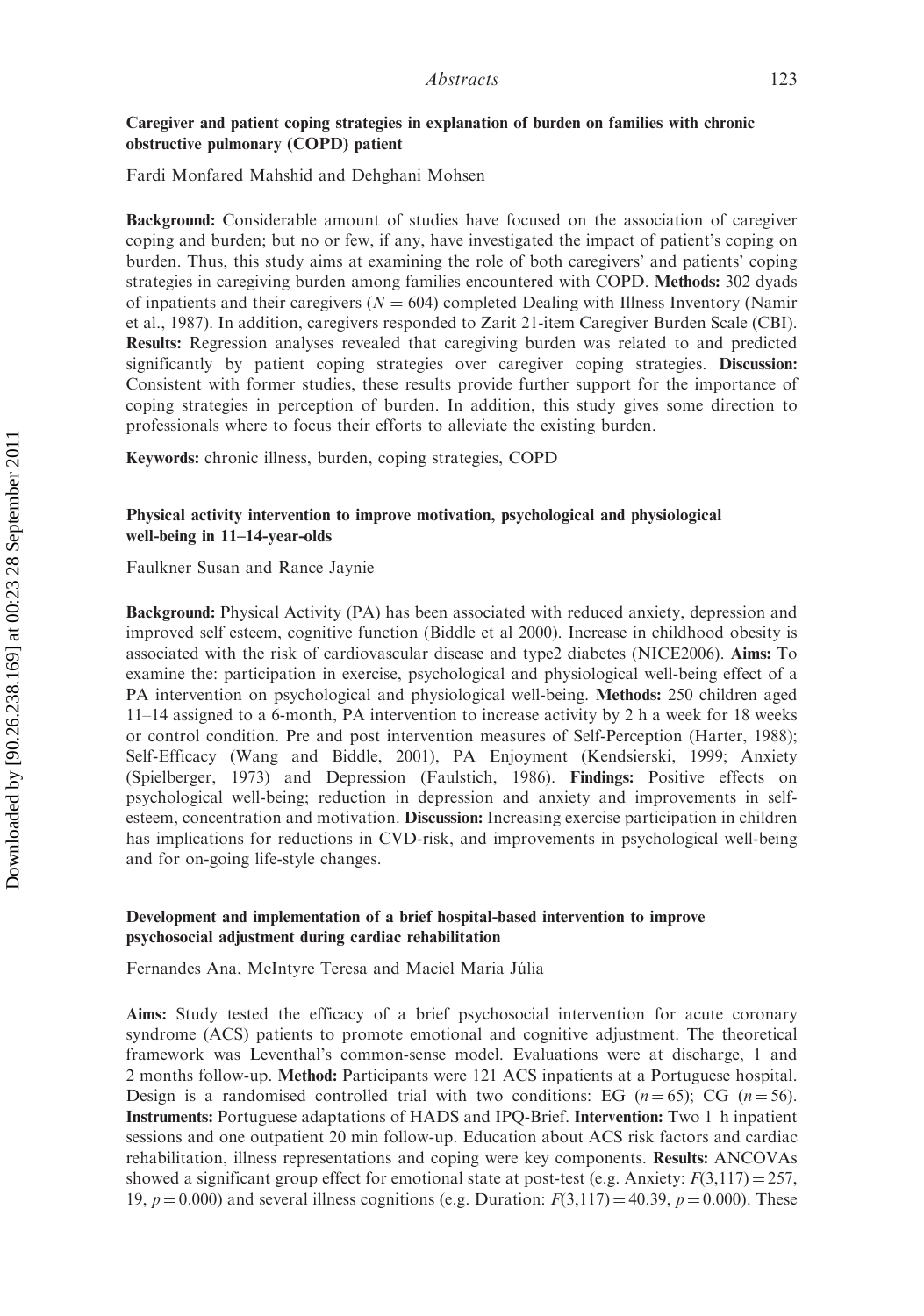### Caregiver and patient coping strategies in explanation of burden on families with chronic obstructive pulmonary (COPD) patient

Fardi Monfared Mahshid and Dehghani Mohsen

**Background:** Considerable amount of studies have focused on the association of caregiver coping and burden; but no or few, if any, have investigated the impact of patient's coping on burden. Thus, this study aims at examining the role of both caregivers' and patients' coping strategies in caregiving burden among families encountered with COPD. **Methods:** 302 dyads of inpatients and their caregivers ($N = 604$) completed Dealing with Illness Inventory (Namir et al., 1987). In addition, caregivers responded to Zarit 21-item Caregiver Burden Scale (CBI). **Results:** Regression analyses revealed that caregiving burden was related to and predicted significantly by patient coping strategies over caregiver coping strategies. **Discussion:** Consistent with former studies, these results provide further support for the importance of coping strategies in perception of burden. In addition, this study gives some direction to professionals where to focus their efforts to alleviate the existing burden.

**Keywords:** chronic illness, burden, coping strategies, COPD

### Physical activity intervention to improve motivation, psychological and physiological well-being in 11–14-year-olds

Faulkner Susan and Rance Jaynie

**Background:** Physical Activity (PA) has been associated with reduced anxiety, depression and improved self esteem, cognitive function (Biddle et al 2000). Increase in childhood obesity is associated with the risk of cardiovascular disease and type2 diabetes (NICE2006). **Aims:** To examine the: participation in exercise, psychological and physiological well-being effect of a PA intervention on psychological and physiological well-being. **Methods:** 250 children aged 11–14 assigned to a 6-month, PA intervention to increase activity by 2 h a week for 18 weeks or control condition. Pre and post intervention measures of Self-Perception (Harter, 1988); Self-Efficacy (Wang and Biddle, 2001), PA Enjoyment (Kendsierski, 1999; Anxiety (Spielberger, 1973) and Depression (Faulstich, 1986). **Findings:** Positive effects on psychological well-being; reduction in depression and anxiety and improvements in self-esteem, concentration and motivation. **Discussion:** Increasing exercise participation in children has implications for reductions in CVD-risk, and improvements in psychological well-being and for on-going life-style changes.

### Development and implementation of a brief hospital-based intervention to improve psychosocial adjustment during cardiac rehabilitation

Fernandes Ana, McIntyre Teresa and Maciel Maria Júlia

**Aims:** Study tested the efficacy of a brief psychosocial intervention for acute coronary syndrome (ACS) patients to promote emotional and cognitive adjustment. The theoretical framework was Leventhal's common-sense model. Evaluations were at discharge, 1 and 2 months follow-up. **Method:** Participants were 121 ACS inpatients at a Portuguese hospital. Design is a randomised controlled trial with two conditions: EG ($n = 65$); CG ($n = 56$). **Instruments:** Portuguese adaptations of HADS and IPQ-Brief. **Intervention:** Two 1 h inpatient sessions and one outpatient 20 min follow-up. Education about ACS risk factors and cardiac rehabilitation, illness representations and coping were key components. **Results:** ANCOVAs showed a significant group effect for emotional state at post-test (e.g. Anxiety: $F(3,117) = 257, 19$, $p = 0.000$) and several illness cognitions (e.g. Duration: $F(3,117) = 40.39$, $p = 0.000$). These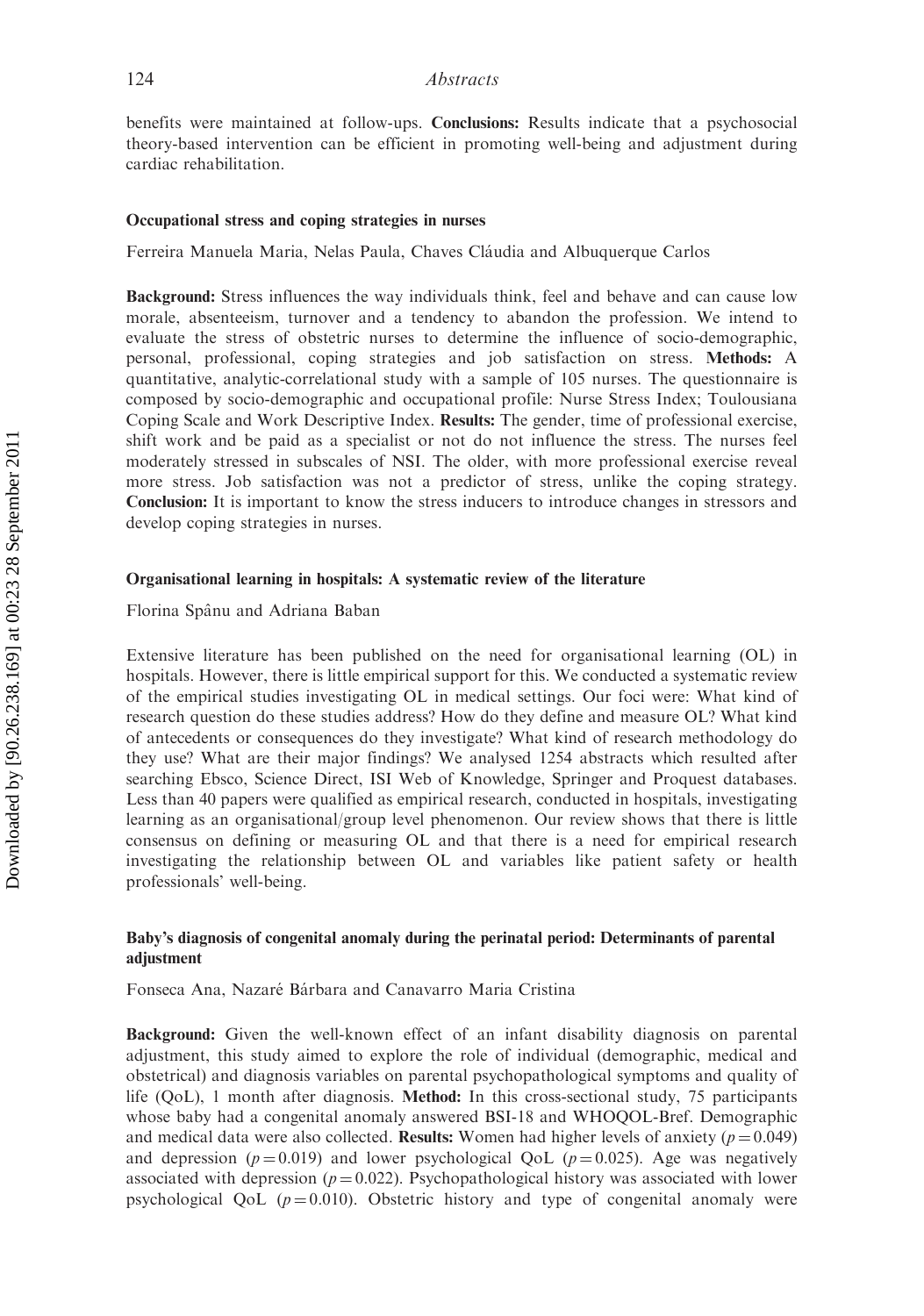benefits were maintained at follow-ups. **Conclusions:** Results indicate that a psychosocial theory-based intervention can be efficient in promoting well-being and adjustment during cardiac rehabilitation.

### Occupational stress and coping strategies in nurses

Ferreira Manuela Maria, Nelas Paula, Chaves Cláudia and Albuquerque Carlos

**Background:** Stress influences the way individuals think, feel and behave and can cause low morale, absenteeism, turnover and a tendency to abandon the profession. We intend to evaluate the stress of obstetric nurses to determine the influence of socio-demographic, personal, professional, coping strategies and job satisfaction on stress. **Methods:** A quantitative, analytic-correlational study with a sample of 105 nurses. The questionnaire is composed by socio-demographic and occupational profile: Nurse Stress Index; Toulousiana Coping Scale and Work Descriptive Index. **Results:** The gender, time of professional exercise, shift work and be paid as a specialist or not do not influence the stress. The nurses feel moderately stressed in subscales of NSI. The older, with more professional exercise reveal more stress. Job satisfaction was not a predictor of stress, unlike the coping strategy. **Conclusion:** It is important to know the stress inducers to introduce changes in stressors and develop coping strategies in nurses.

### Organisational learning in hospitals: A systematic review of the literature

Florina Spânu and Adriana Baban

Extensive literature has been published on the need for organisational learning (OL) in hospitals. However, there is little empirical support for this. We conducted a systematic review of the empirical studies investigating OL in medical settings. Our foci were: What kind of research question do these studies address? How do they define and measure OL? What kind of antecedents or consequences do they investigate? What kind of research methodology do they use? What are their major findings? We analysed 1254 abstracts which resulted after searching Ebsco, Science Direct, ISI Web of Knowledge, Springer and Proquest databases. Less than 40 papers were qualified as empirical research, conducted in hospitals, investigating learning as an organisational/group level phenomenon. Our review shows that there is little consensus on defining or measuring OL and that there is a need for empirical research investigating the relationship between OL and variables like patient safety or health professionals' well-being.

### Baby's diagnosis of congenital anomaly during the perinatal period: Determinants of parental adjustment

Fonseca Ana, Nazaré Bárbara and Canavarro Maria Cristina

**Background:** Given the well-known effect of an infant disability diagnosis on parental adjustment, this study aimed to explore the role of individual (demographic, medical and obstetrical) and diagnosis variables on parental psychopathological symptoms and quality of life (QoL), 1 month after diagnosis. **Method:** In this cross-sectional study, 75 participants whose baby had a congenital anomaly answered BSI-18 and WHOQOL-Bref. Demographic and medical data were also collected. **Results:** Women had higher levels of anxiety ($p = 0.049$) and depression ($p = 0.019$) and lower psychological QoL ($p = 0.025$). Age was negatively associated with depression ($p = 0.022$). Psychopathological history was associated with lower psychological QoL ($p = 0.010$). Obstetric history and type of congenital anomaly were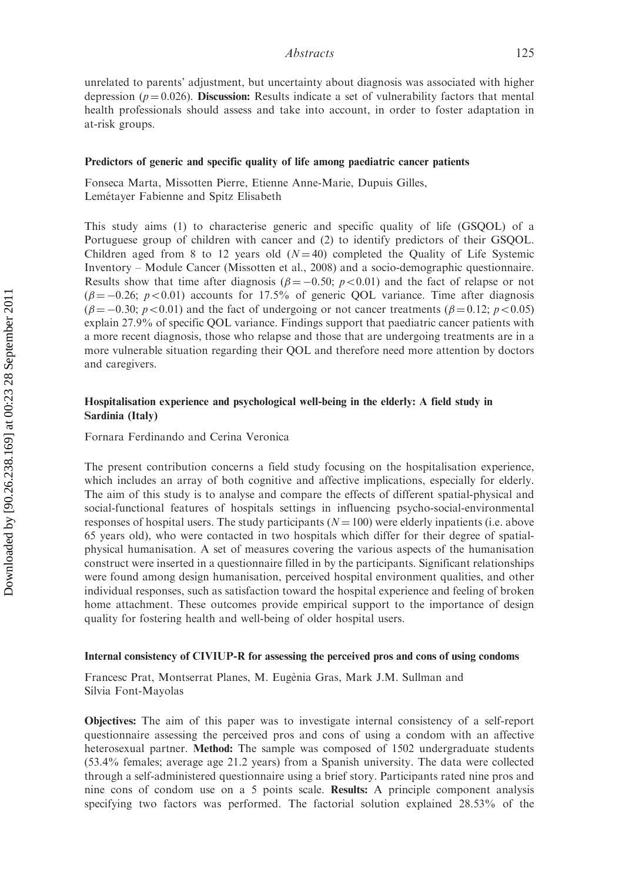unrelated to parents' adjustment, but uncertainty about diagnosis was associated with higher depression ($p = 0.026$). **Discussion:** Results indicate a set of vulnerability factors that mental health professionals should assess and take into account, in order to foster adaptation in at-risk groups.

### Predictors of generic and specific quality of life among paediatric cancer patients

Fonseca Marta, Missotten Pierre, Etienne Anne-Marie, Dupuis Gilles, Lemétayer Fabienne and Spitz Elisabeth

This study aims (1) to characterise generic and specific quality of life (GSQOL) of a Portuguese group of children with cancer and (2) to identify predictors of their GSQOL. Children aged from 8 to 12 years old ($N = 40$) completed the Quality of Life Systemic Inventory – Module Cancer (Missotten et al., 2008) and a socio-demographic questionnaire. Results show that time after diagnosis ($\beta = -0.50$; $p < 0.01$) and the fact of relapse or not ($\beta = -0.26$; $p < 0.01$) accounts for 17.5% of generic QOL variance. Time after diagnosis ($\beta = -0.30$; $p < 0.01$) and the fact of undergoing or not cancer treatments ($\beta = 0.12$; $p < 0.05$) explain 27.9% of specific QOL variance. Findings support that paediatric cancer patients with a more recent diagnosis, those who relapse and those that are undergoing treatments are in a more vulnerable situation regarding their QOL and therefore need more attention by doctors and caregivers.

### Hospitalisation experience and psychological well-being in the elderly: A field study in Sardinia (Italy)

Fornara Ferdinando and Cerina Veronica

The present contribution concerns a field study focusing on the hospitalisation experience, which includes an array of both cognitive and affective implications, especially for elderly. The aim of this study is to analyse and compare the effects of different spatial-physical and social-functional features of hospitals settings in influencing psycho-social-environmental responses of hospital users. The study participants ($N = 100$) were elderly inpatients (i.e. above 65 years old), who were contacted in two hospitals which differ for their degree of spatial-physical humanisation. A set of measures covering the various aspects of the humanisation construct were inserted in a questionnaire filled in by the participants. Significant relationships were found among design humanisation, perceived hospital environment qualities, and other individual responses, such as satisfaction toward the hospital experience and feeling of broken home attachment. These outcomes provide empirical support to the importance of design quality for fostering health and well-being of older hospital users.

### Internal consistency of CIVIUP-R for assessing the perceived pros and cons of using condoms

Francesc Prat, Montserrat Planes, M. Eugènia Gras, Mark J.M. Sullman and Sílvia Font-Mayolas

**Objectives:** The aim of this paper was to investigate internal consistency of a self-report questionnaire assessing the perceived pros and cons of using a condom with an affective heterosexual partner. **Method:** The sample was composed of 1502 undergraduate students (53.4% females; average age 21.2 years) from a Spanish university. The data were collected through a self-administered questionnaire using a brief story. Participants rated nine pros and nine cons of condom use on a 5 points scale. **Results:** A principle component analysis specifying two factors was performed. The factorial solution explained 28.53% of the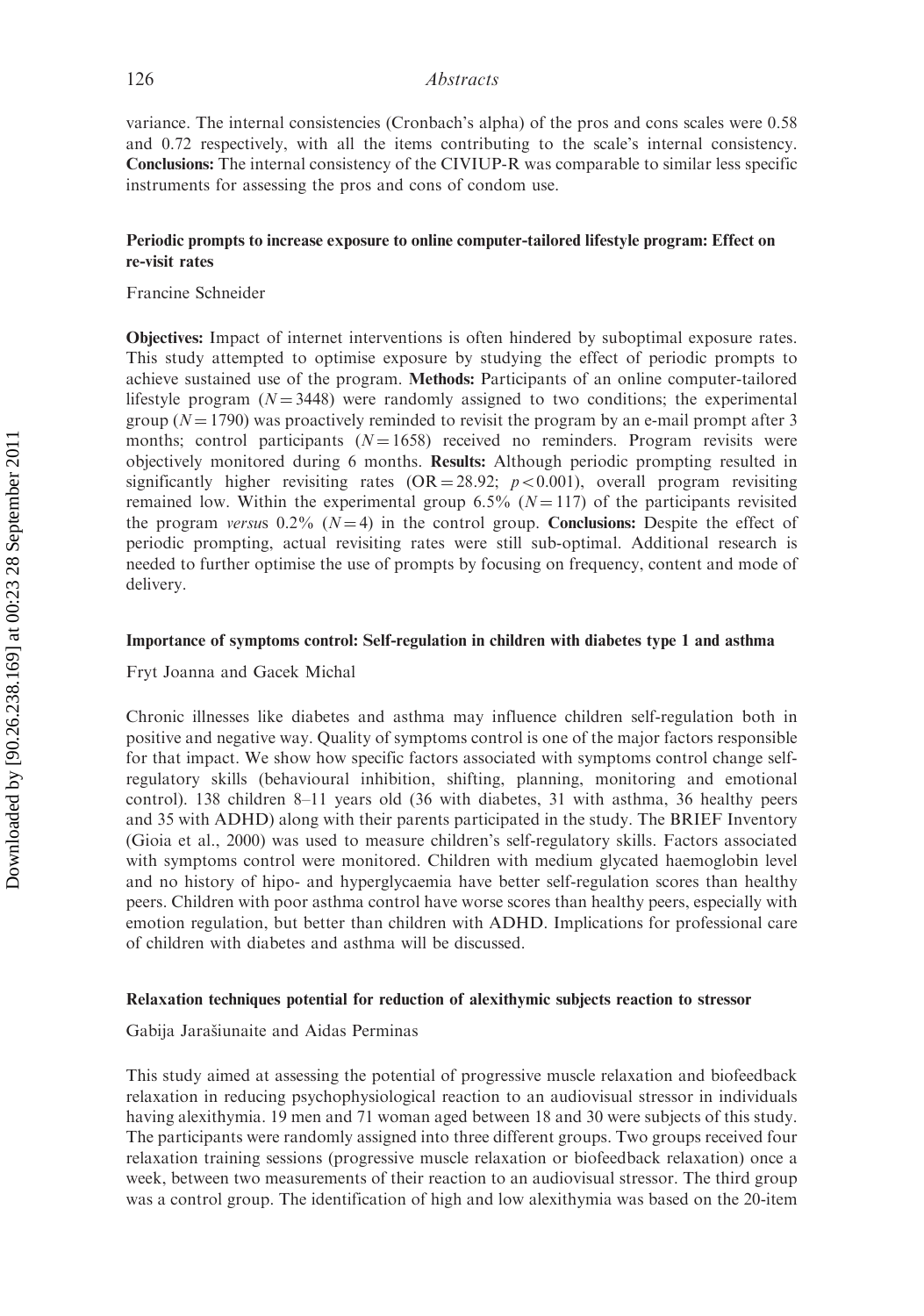variance. The internal consistencies (Cronbach's alpha) of the pros and cons scales were 0.58 and 0.72 respectively, with all the items contributing to the scale's internal consistency. **Conclusions:** The internal consistency of the CIVIUP-R was comparable to similar less specific instruments for assessing the pros and cons of condom use.

### Periodic prompts to increase exposure to online computer-tailored lifestyle program: Effect on re-visit rates

Francine Schneider

**Objectives:** Impact of internet interventions is often hindered by suboptimal exposure rates. This study attempted to optimise exposure by studying the effect of periodic prompts to achieve sustained use of the program. **Methods:** Participants of an online computer-tailored lifestyle program ($N = 3448$) were randomly assigned to two conditions; the experimental group ($N = 1790$) was proactively reminded to revisit the program by an e-mail prompt after 3 months; control participants ($N = 1658$) received no reminders. Program revisits were objectively monitored during 6 months. **Results:** Although periodic prompting resulted in significantly higher revisiting rates ($OR = 28.92$; $p < 0.001$), overall program revisiting remained low. Within the experimental group 6.5% ($N = 117$) of the participants revisited the program *versus* 0.2% ($N = 4$) in the control group. **Conclusions:** Despite the effect of periodic prompting, actual revisiting rates were still sub-optimal. Additional research is needed to further optimise the use of prompts by focusing on frequency, content and mode of delivery.

### Importance of symptoms control: Self-regulation in children with diabetes type 1 and asthma

Fryt Joanna and Gacek Michal

Chronic illnesses like diabetes and asthma may influence children self-regulation both in positive and negative way. Quality of symptoms control is one of the major factors responsible for that impact. We show how specific factors associated with symptoms control change self-regulatory skills (behavioural inhibition, shifting, planning, monitoring and emotional control). 138 children 8–11 years old (36 with diabetes, 31 with asthma, 36 healthy peers and 35 with ADHD) along with their parents participated in the study. The BRIEF Inventory (Gioia et al., 2000) was used to measure children's self-regulatory skills. Factors associated with symptoms control were monitored. Children with medium glycated haemoglobin level and no history of hipo- and hyperglycaemia have better self-regulation scores than healthy peers. Children with poor asthma control have worse scores than healthy peers, especially with emotion regulation, but better than children with ADHD. Implications for professional care of children with diabetes and asthma will be discussed.

### Relaxation techniques potential for reduction of alexithymic subjects reaction to stressor

Gabija Jarašiunaite and Aidas Perminas

This study aimed at assessing the potential of progressive muscle relaxation and biofeedback relaxation in reducing psychophysiological reaction to an audiovisual stressor in individuals having alexithymia. 19 men and 71 woman aged between 18 and 30 were subjects of this study. The participants were randomly assigned into three different groups. Two groups received four relaxation training sessions (progressive muscle relaxation or biofeedback relaxation) once a week, between two measurements of their reaction to an audiovisual stressor. The third group was a control group. The identification of high and low alexithymia was based on the 20-item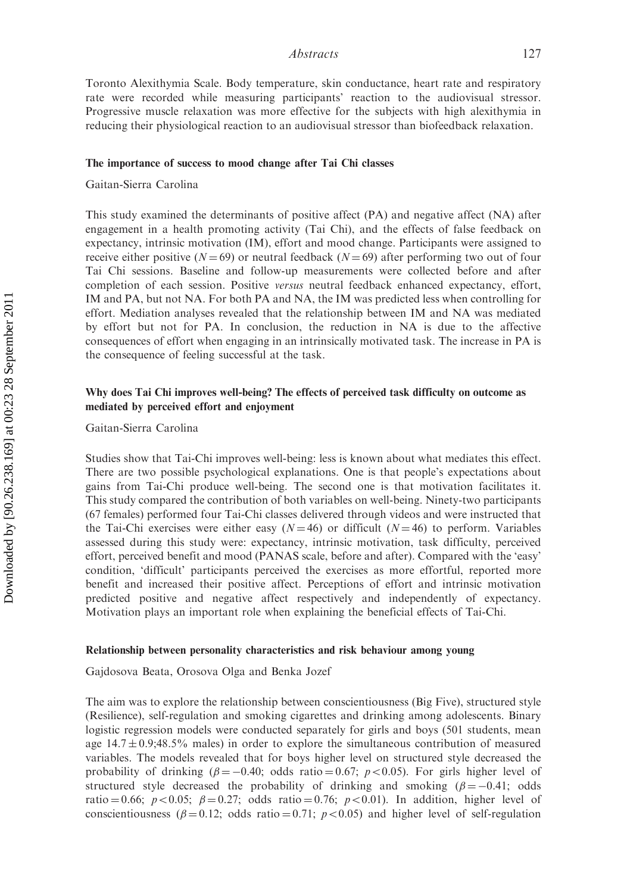Toronto Alexithymia Scale. Body temperature, skin conductance, heart rate and respiratory rate were recorded while measuring participants' reaction to the audiovisual stressor. Progressive muscle relaxation was more effective for the subjects with high alexithymia in reducing their physiological reaction to an audiovisual stressor than biofeedback relaxation.

### The importance of success to mood change after Tai Chi classes

Gaitan-Sierra Carolina

This study examined the determinants of positive affect (PA) and negative affect (NA) after engagement in a health promoting activity (Tai Chi), and the effects of false feedback on expectancy, intrinsic motivation (IM), effort and mood change. Participants were assigned to receive either positive ($N = 69$) or neutral feedback ($N = 69$) after performing two out of four Tai Chi sessions. Baseline and follow-up measurements were collected before and after completion of each session. Positive *versus* neutral feedback enhanced expectancy, effort, IM and PA, but not NA. For both PA and NA, the IM was predicted less when controlling for effort. Mediation analyses revealed that the relationship between IM and NA was mediated by effort but not for PA. In conclusion, the reduction in NA is due to the affective consequences of effort when engaging in an intrinsically motivated task. The increase in PA is the consequence of feeling successful at the task.

### Why does Tai Chi improves well-being? The effects of perceived task difficulty on outcome as mediated by perceived effort and enjoyment

Gaitan-Sierra Carolina

Studies show that Tai-Chi improves well-being: less is known about what mediates this effect. There are two possible psychological explanations. One is that people's expectations about gains from Tai-Chi produce well-being. The second one is that motivation facilitates it. This study compared the contribution of both variables on well-being. Ninety-two participants (67 females) performed four Tai-Chi classes delivered through videos and were instructed that the Tai-Chi exercises were either easy ($N = 46$) or difficult ($N = 46$) to perform. Variables assessed during this study were: expectancy, intrinsic motivation, task difficulty, perceived effort, perceived benefit and mood (PANAS scale, before and after). Compared with the 'easy' condition, 'difficult' participants perceived the exercises as more effortful, reported more benefit and increased their positive affect. Perceptions of effort and intrinsic motivation predicted positive and negative affect respectively and independently of expectancy. Motivation plays an important role when explaining the beneficial effects of Tai-Chi.

### Relationship between personality characteristics and risk behaviour among young

Gajdosova Beata, Orosova Olga and Benka Jozef

The aim was to explore the relationship between conscientiousness (Big Five), structured style (Resilience), self-regulation and smoking cigarettes and drinking among adolescents. Binary logistic regression models were conducted separately for girls and boys (501 students, mean age $14.7 \pm 0.9$;48.5% males) in order to explore the simultaneous contribution of measured variables. The models revealed that for boys higher level on structured style decreased the probability of drinking ($\beta = -0.40$; odds ratio $= 0.67$; $p < 0.05$). For girls higher level of structured style decreased the probability of drinking and smoking ($\beta = -0.41$; odds ratio $= 0.66$; $p < 0.05$; $\beta = 0.27$; odds ratio $= 0.76$; $p < 0.01$). In addition, higher level of conscientiousness ($\beta = 0.12$; odds ratio $= 0.71$; $p < 0.05$) and higher level of self-regulation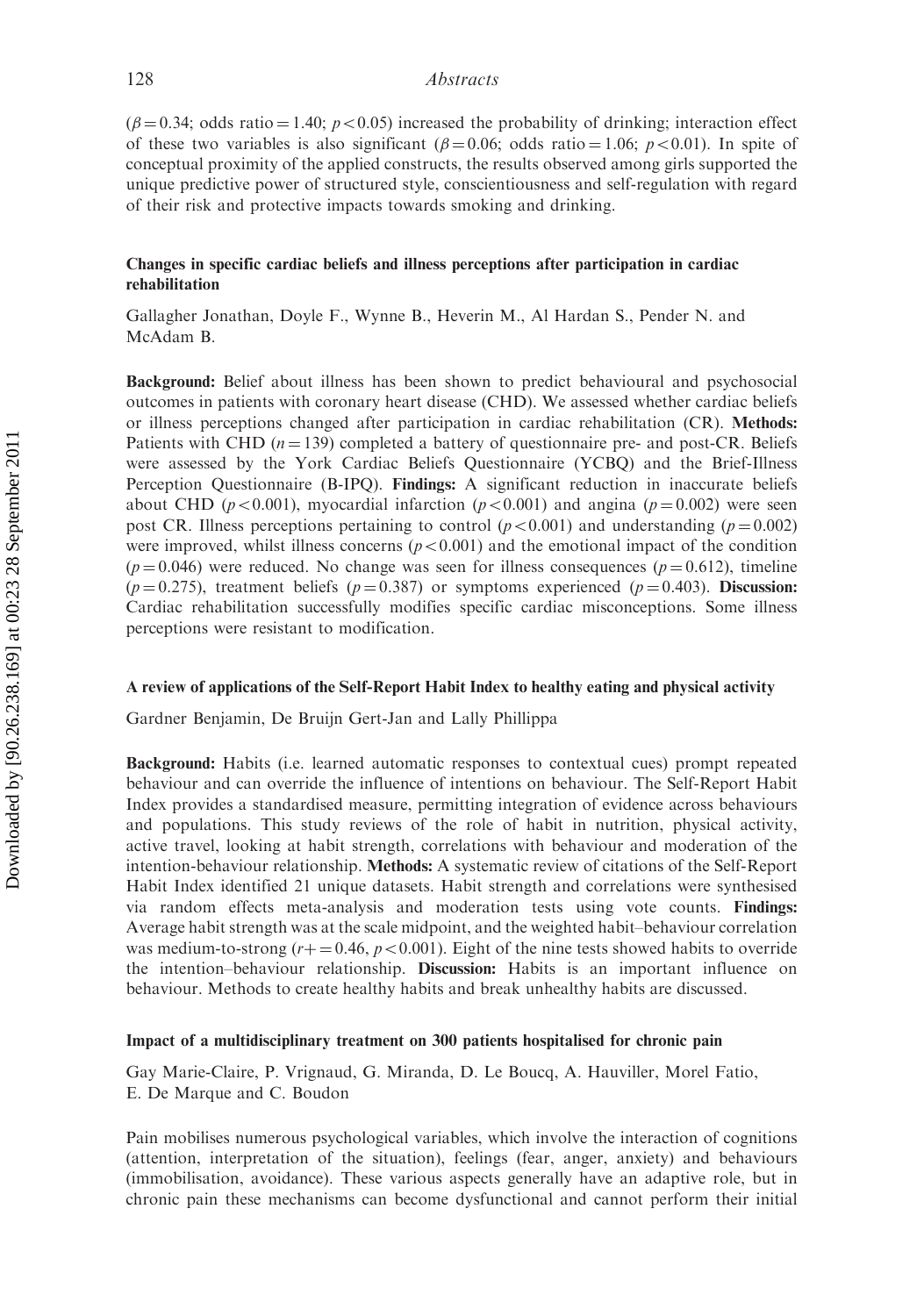($\beta = 0.34$; odds ratio $= 1.40$; $p < 0.05$) increased the probability of drinking; interaction effect of these two variables is also significant ($\beta = 0.06$; odds ratio $= 1.06$; $p < 0.01$). In spite of conceptual proximity of the applied constructs, the results observed among girls supported the unique predictive power of structured style, conscientiousness and self-regulation with regard of their risk and protective impacts towards smoking and drinking.

### Changes in specific cardiac beliefs and illness perceptions after participation in cardiac rehabilitation

Gallagher Jonathan, Doyle F., Wynne B., Heverin M., Al Hardan S., Pender N. and McAdam B.

**Background:** Belief about illness has been shown to predict behavioural and psychosocial outcomes in patients with coronary heart disease (CHD). We assessed whether cardiac beliefs or illness perceptions changed after participation in cardiac rehabilitation (CR). **Methods:** Patients with CHD ($n = 139$) completed a battery of questionnaire pre- and post-CR. Beliefs were assessed by the York Cardiac Beliefs Questionnaire (YCBQ) and the Brief-Illness Perception Questionnaire (B-IPQ). **Findings:** A significant reduction in inaccurate beliefs about CHD ($p < 0.001$), myocardial infarction ($p < 0.001$) and angina ($p = 0.002$) were seen post CR. Illness perceptions pertaining to control ($p < 0.001$) and understanding ($p = 0.002$) were improved, whilst illness concerns ($p < 0.001$) and the emotional impact of the condition ($p = 0.046$) were reduced. No change was seen for illness consequences ($p = 0.612$), timeline ($p = 0.275$), treatment beliefs ($p = 0.387$) or symptoms experienced ($p = 0.403$). **Discussion:** Cardiac rehabilitation successfully modifies specific cardiac misconceptions. Some illness perceptions were resistant to modification.

### A review of applications of the Self-Report Habit Index to healthy eating and physical activity

Gardner Benjamin, De Bruijn Gert-Jan and Lally Phillippa

**Background:** Habits (i.e. learned automatic responses to contextual cues) prompt repeated behaviour and can override the influence of intentions on behaviour. The Self-Report Habit Index provides a standardised measure, permitting integration of evidence across behaviours and populations. This study reviews of the role of habit in nutrition, physical activity, active travel, looking at habit strength, correlations with behaviour and moderation of the intention-behaviour relationship. **Methods:** A systematic review of citations of the Self-Report Habit Index identified 21 unique datasets. Habit strength and correlations were synthesised via random effects meta-analysis and moderation tests using vote counts. **Findings:** Average habit strength was at the scale midpoint, and the weighted habit–behaviour correlation was medium-to-strong ($r+ = 0.46$, $p < 0.001$). Eight of the nine tests showed habits to override the intention–behaviour relationship. **Discussion:** Habits is an important influence on behaviour. Methods to create healthy habits and break unhealthy habits are discussed.

### Impact of a multidisciplinary treatment on 300 patients hospitalised for chronic pain

Gay Marie-Claire, P. Vrignaud, G. Miranda, D. Le Boucq, A. Hauviller, Morel Fatio, E. De Marque and C. Boudon

Pain mobilises numerous psychological variables, which involve the interaction of cognitions (attention, interpretation of the situation), feelings (fear, anger, anxiety) and behaviours (immobilisation, avoidance). These various aspects generally have an adaptive role, but in chronic pain these mechanisms can become dysfunctional and cannot perform their initial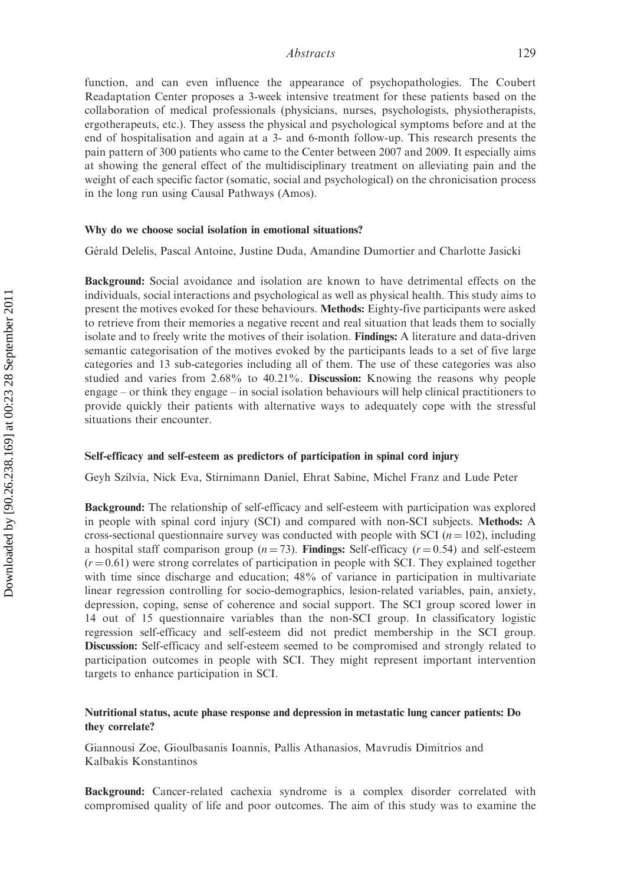function, and can even influence the appearance of psychopathologies. The Coubert Readaptation Center proposes a 3-week intensive treatment for these patients based on the collaboration of medical professionals (physicians, nurses, psychologists, physiotherapists, ergotherapeuts, etc.). They assess the physical and psychological symptoms before and at the end of hospitalisation and again at a 3- and 6-month follow-up. This research presents the pain pattern of 300 patients who came to the Center between 2007 and 2009. It especially aims at showing the general effect of the multidisciplinary treatment on alleviating pain and the weight of each specific factor (somatic, social and psychological) on the chronicisation process in the long run using Causal Pathways (Amos).

### Why do we choose social isolation in emotional situations?

Gérald Delelis, Pascal Antoine, Justine Duda, Amandine Dumortier and Charlotte Jasicki

**Background:** Social avoidance and isolation are known to have detrimental effects on the individuals, social interactions and psychological as well as physical health. This study aims to present the motives evoked for these behaviours. **Methods:** Eighty-five participants were asked to retrieve from their memories a negative recent and real situation that leads them to socially isolate and to freely write the motives of their isolation. **Findings:** A literature and data-driven semantic categorisation of the motives evoked by the participants leads to a set of five large categories and 13 sub-categories including all of them. The use of these categories was also studied and varies from 2.68% to 40.21%. **Discussion:** Knowing the reasons why people engage – or think they engage – in social isolation behaviours will help clinical practitioners to provide quickly their patients with alternative ways to adequately cope with the stressful situations their encounter.

### Self-efficacy and self-esteem as predictors of participation in spinal cord injury

Geyh Szilvia, Nick Eva, Stirnimann Daniel, Ehrat Sabine, Michel Franz and Lude Peter

**Background:** The relationship of self-efficacy and self-esteem with participation was explored in people with spinal cord injury (SCI) and compared with non-SCI subjects. **Methods:** A cross-sectional questionnaire survey was conducted with people with SCI ($n = 102$), including a hospital staff comparison group ($n = 73$). **Findings:** Self-efficacy ($r = 0.54$) and self-esteem ($r = 0.61$) were strong correlates of participation in people with SCI. They explained together with time since discharge and education; 48% of variance in participation in multivariate linear regression controlling for socio-demographics, lesion-related variables, pain, anxiety, depression, coping, sense of coherence and social support. The SCI group scored lower in 14 out of 15 questionnaire variables than the non-SCI group. In classificatory logistic regression self-efficacy and self-esteem did not predict membership in the SCI group. **Discussion:** Self-efficacy and self-esteem seemed to be compromised and strongly related to participation outcomes in people with SCI. They might represent important intervention targets to enhance participation in SCI.

### Nutritional status, acute phase response and depression in metastatic lung cancer patients: Do they correlate?

Giannousi Zoe, Gioulbasanis Ioannis, Pallis Athanasios, Mavrudis Dimitrios and Kalbakis Konstantinos

**Background:** Cancer-related cachexia syndrome is a complex disorder correlated with compromised quality of life and poor outcomes. The aim of this study was to examine the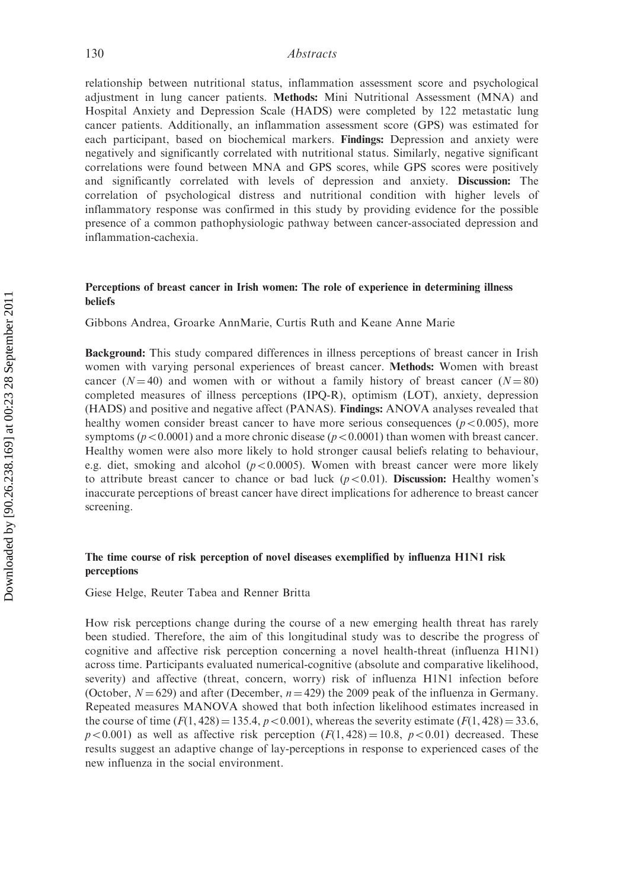relationship between nutritional status, inflammation assessment score and psychological adjustment in lung cancer patients. **Methods:** Mini Nutritional Assessment (MNA) and Hospital Anxiety and Depression Scale (HADS) were completed by 122 metastatic lung cancer patients. Additionally, an inflammation assessment score (GPS) was estimated for each participant, based on biochemical markers. **Findings:** Depression and anxiety were negatively and significantly correlated with nutritional status. Similarly, negative significant correlations were found between MNA and GPS scores, while GPS scores were positively and significantly correlated with levels of depression and anxiety. **Discussion:** The correlation of psychological distress and nutritional condition with higher levels of inflammatory response was confirmed in this study by providing evidence for the possible presence of a common pathophysiologic pathway between cancer-associated depression and inflammation-cachexia.

### Perceptions of breast cancer in Irish women: The role of experience in determining illness beliefs

Gibbons Andrea, Groarke AnnMarie, Curtis Ruth and Keane Anne Marie

**Background:** This study compared differences in illness perceptions of breast cancer in Irish women with varying personal experiences of breast cancer. **Methods:** Women with breast cancer ($N = 40$) and women with or without a family history of breast cancer ($N = 80$) completed measures of illness perceptions (IPQ-R), optimism (LOT), anxiety, depression (HADS) and positive and negative affect (PANAS). **Findings:** ANOVA analyses revealed that healthy women consider breast cancer to have more serious consequences ($p < 0.005$), more symptoms ($p < 0.0001$) and a more chronic disease ($p < 0.0001$) than women with breast cancer. Healthy women were also more likely to hold stronger causal beliefs relating to behaviour, e.g. diet, smoking and alcohol ($p < 0.0005$). Women with breast cancer were more likely to attribute breast cancer to chance or bad luck ($p < 0.01$). **Discussion:** Healthy women's inaccurate perceptions of breast cancer have direct implications for adherence to breast cancer screening.

### The time course of risk perception of novel diseases exemplified by influenza H1N1 risk perceptions

Giese Helge, Reuter Tabea and Renner Britta

How risk perceptions change during the course of a new emerging health threat has rarely been studied. Therefore, the aim of this longitudinal study was to describe the progress of cognitive and affective risk perception concerning a novel health-threat (influenza H1N1) across time. Participants evaluated numerical-cognitive (absolute and comparative likelihood, severity) and affective (threat, concern, worry) risk of influenza H1N1 infection before (October, $N = 629$) and after (December, $n = 429$) the 2009 peak of the influenza in Germany. Repeated measures MANOVA showed that both infection likelihood estimates increased in the course of time ($F(1, 428) = 135.4$, $p < 0.001$), whereas the severity estimate ($F(1, 428) = 33.6$, $p < 0.001$) as well as affective risk perception ($F(1, 428) = 10.8$, $p < 0.01$) decreased. These results suggest an adaptive change of lay-perceptions in response to experienced cases of the new influenza in the social environment.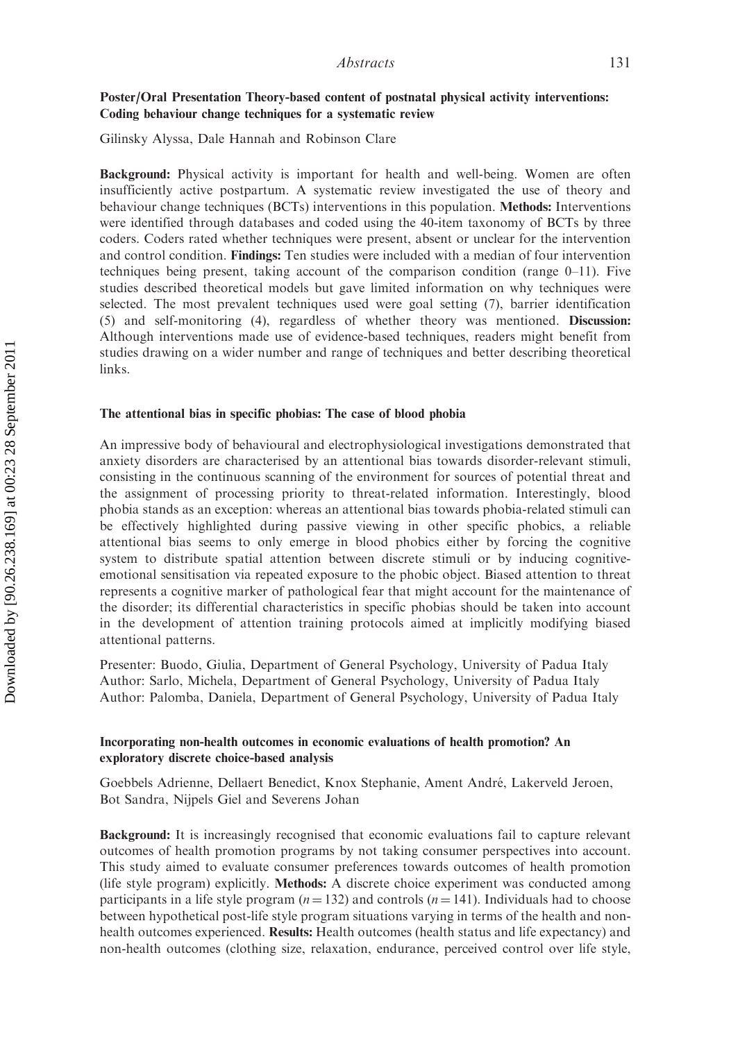### Poster/Oral Presentation Theory-based content of postnatal physical activity interventions: Coding behaviour change techniques for a systematic review

Gilinsky Alyssa, Dale Hannah and Robinson Clare

**Background:** Physical activity is important for health and well-being. Women are often insufficiently active postpartum. A systematic review investigated the use of theory and behaviour change techniques (BCTs) interventions in this population. **Methods:** Interventions were identified through databases and coded using the 40-item taxonomy of BCTs by three coders. Coders rated whether techniques were present, absent or unclear for the intervention and control condition. **Findings:** Ten studies were included with a median of four intervention techniques being present, taking account of the comparison condition (range 0–11). Five studies described theoretical models but gave limited information on why techniques were selected. The most prevalent techniques used were goal setting (7), barrier identification (5) and self-monitoring (4), regardless of whether theory was mentioned. **Discussion:** Although interventions made use of evidence-based techniques, readers might benefit from studies drawing on a wider number and range of techniques and better describing theoretical links.

### The attentional bias in specific phobias: The case of blood phobia

An impressive body of behavioural and electrophysiological investigations demonstrated that anxiety disorders are characterised by an attentional bias towards disorder-relevant stimuli, consisting in the continuous scanning of the environment for sources of potential threat and the assignment of processing priority to threat-related information. Interestingly, blood phobia stands as an exception: whereas an attentional bias towards phobia-related stimuli can be effectively highlighted during passive viewing in other specific phobics, a reliable attentional bias seems to only emerge in blood phobics either by forcing the cognitive system to distribute spatial attention between discrete stimuli or by inducing cognitive-emotional sensitisation via repeated exposure to the phobic object. Biased attention to threat represents a cognitive marker of pathological fear that might account for the maintenance of the disorder; its differential characteristics in specific phobias should be taken into account in the development of attention training protocols aimed at implicitly modifying biased attentional patterns.

Presenter: Buodo, Giulia, Department of General Psychology, University of Padua Italy
Author: Sarlo, Michela, Department of General Psychology, University of Padua Italy
Author: Palomba, Daniela, Department of General Psychology, University of Padua Italy

### Incorporating non-health outcomes in economic evaluations of health promotion? An exploratory discrete choice-based analysis

Goebbels Adrienne, Dellaert Benedict, Knox Stephanie, Ament André, Lakerveld Jeroen, Bot Sandra, Nijpels Giel and Severens Johan

**Background:** It is increasingly recognised that economic evaluations fail to capture relevant outcomes of health promotion programs by not taking consumer perspectives into account. This study aimed to evaluate consumer preferences towards outcomes of health promotion (life style program) explicitly. **Methods:** A discrete choice experiment was conducted among participants in a life style program ($n = 132$) and controls ($n = 141$). Individuals had to choose between hypothetical post-life style program situations varying in terms of the health and non-health outcomes experienced. **Results:** Health outcomes (health status and life expectancy) and non-health outcomes (clothing size, relaxation, endurance, perceived control over life style,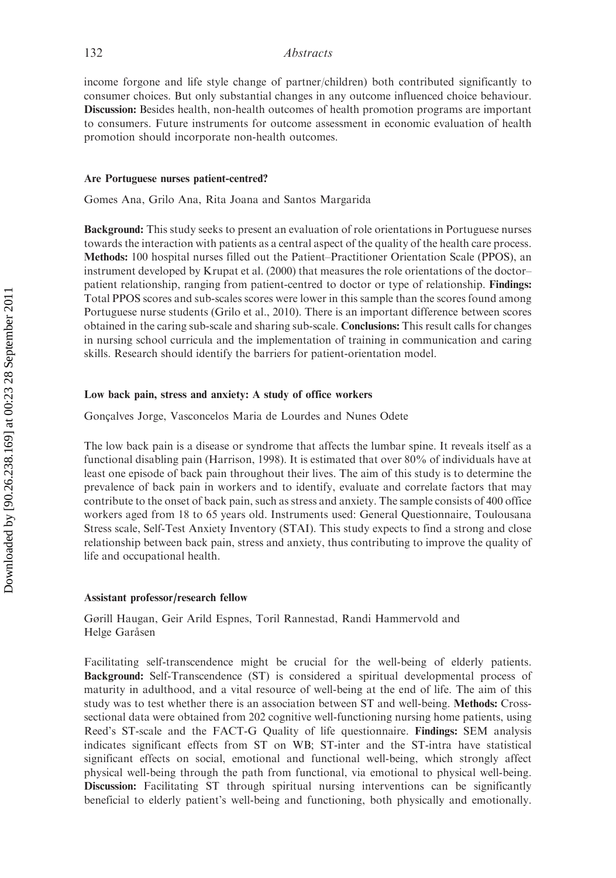income forgone and life style change of partner/children) both contributed significantly to consumer choices. But only substantial changes in any outcome influenced choice behaviour. **Discussion:** Besides health, non-health outcomes of health promotion programs are important to consumers. Future instruments for outcome assessment in economic evaluation of health promotion should incorporate non-health outcomes.

### Are Portuguese nurses patient-centred?

Gomes Ana, Grilo Ana, Rita Joana and Santos Margarida

**Background:** This study seeks to present an evaluation of role orientations in Portuguese nurses towards the interaction with patients as a central aspect of the quality of the health care process. **Methods:** 100 hospital nurses filled out the Patient–Practitioner Orientation Scale (PPOS), an instrument developed by Krupat et al. (2000) that measures the role orientations of the doctor–patient relationship, ranging from patient-centred to doctor or type of relationship. **Findings:** Total PPOS scores and sub-scales scores were lower in this sample than the scores found among Portuguese nurse students (Grilo et al., 2010). There is an important difference between scores obtained in the caring sub-scale and sharing sub-scale. **Conclusions:** This result calls for changes in nursing school curricula and the implementation of training in communication and caring skills. Research should identify the barriers for patient-orientation model.

### Low back pain, stress and anxiety: A study of office workers

Gonçalves Jorge, Vasconcelos Maria de Lourdes and Nunes Odete

The low back pain is a disease or syndrome that affects the lumbar spine. It reveals itself as a functional disabling pain (Harrison, 1998). It is estimated that over 80% of individuals have at least one episode of back pain throughout their lives. The aim of this study is to determine the prevalence of back pain in workers and to identify, evaluate and correlate factors that may contribute to the onset of back pain, such as stress and anxiety. The sample consists of 400 office workers aged from 18 to 65 years old. Instruments used: General Questionnaire, Toulousana Stress scale, Self-Test Anxiety Inventory (STAI). This study expects to find a strong and close relationship between back pain, stress and anxiety, thus contributing to improve the quality of life and occupational health.

### Assistant professor/research fellow

Gørill Haugan, Geir Arild Espnes, Toril Rannestad, Randi Hammervold and Helge Garåsen

Facilitating self-transcendence might be crucial for the well-being of elderly patients. **Background:** Self-Transcendence (ST) is considered a spiritual developmental process of maturity in adulthood, and a vital resource of well-being at the end of life. The aim of this study was to test whether there is an association between ST and well-being. **Methods:** Cross-sectional data were obtained from 202 cognitive well-functioning nursing home patients, using Reed's ST-scale and the FACT-G Quality of life questionnaire. **Findings:** SEM analysis indicates significant effects from ST on WB; ST-inter and the ST-intra have statistical significant effects on social, emotional and functional well-being, which strongly affect physical well-being through the path from functional, via emotional to physical well-being. **Discussion:** Facilitating ST through spiritual nursing interventions can be significantly beneficial to elderly patient's well-being and functioning, both physically and emotionally.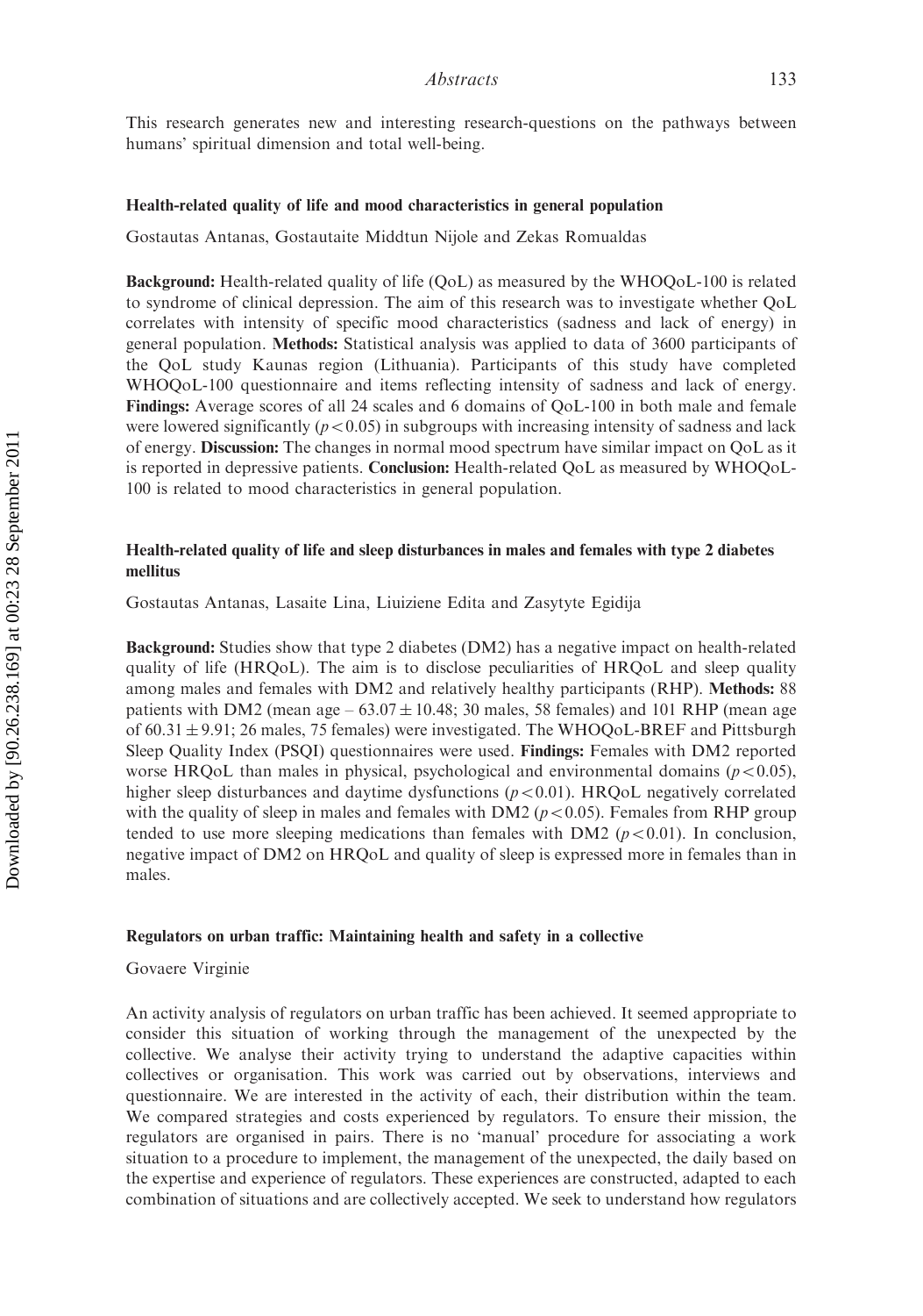This research generates new and interesting research-questions on the pathways between humans' spiritual dimension and total well-being.

### Health-related quality of life and mood characteristics in general population

Gostautas Antanas, Gostautaite Middtun Nijole and Zekas Romualdas

**Background:** Health-related quality of life (QoL) as measured by the WHOQoL-100 is related to syndrome of clinical depression. The aim of this research was to investigate whether QoL correlates with intensity of specific mood characteristics (sadness and lack of energy) in general population. **Methods:** Statistical analysis was applied to data of 3600 participants of the QoL study Kaunas region (Lithuania). Participants of this study have completed WHOQoL-100 questionnaire and items reflecting intensity of sadness and lack of energy. **Findings:** Average scores of all 24 scales and 6 domains of QoL-100 in both male and female were lowered significantly ($p < 0.05$) in subgroups with increasing intensity of sadness and lack of energy. **Discussion:** The changes in normal mood spectrum have similar impact on QoL as it is reported in depressive patients. **Conclusion:** Health-related QoL as measured by WHOQoL-100 is related to mood characteristics in general population.

### Health-related quality of life and sleep disturbances in males and females with type 2 diabetes mellitus

Gostautas Antanas, Lasaite Lina, Liuiziene Edita and Zasytyte Egidija

**Background:** Studies show that type 2 diabetes (DM2) has a negative impact on health-related quality of life (HRQoL). The aim is to disclose peculiarities of HRQoL and sleep quality among males and females with DM2 and relatively healthy participants (RHP). **Methods:** 88 patients with DM2 (mean age – $63.07 \pm 10.48$; 30 males, 58 females) and 101 RHP (mean age of $60.31 \pm 9.91$; 26 males, 75 females) were investigated. The WHOQoL-BREF and Pittsburgh Sleep Quality Index (PSQI) questionnaires were used. **Findings:** Females with DM2 reported worse HRQoL than males in physical, psychological and environmental domains ($p < 0.05$), higher sleep disturbances and daytime dysfunctions ($p < 0.01$). HRQoL negatively correlated with the quality of sleep in males and females with DM2 ($p < 0.05$). Females from RHP group tended to use more sleeping medications than females with DM2 ($p < 0.01$). In conclusion, negative impact of DM2 on HRQoL and quality of sleep is expressed more in females than in males.

### Regulators on urban traffic: Maintaining health and safety in a collective

Govaere Virginie

An activity analysis of regulators on urban traffic has been achieved. It seemed appropriate to consider this situation of working through the management of the unexpected by the collective. We analyse their activity trying to understand the adaptive capacities within collectives or organisation. This work was carried out by observations, interviews and questionnaire. We are interested in the activity of each, their distribution within the team. We compared strategies and costs experienced by regulators. To ensure their mission, the regulators are organised in pairs. There is no 'manual' procedure for associating a work situation to a procedure to implement, the management of the unexpected, the daily based on the expertise and experience of regulators. These experiences are constructed, adapted to each combination of situations and are collectively accepted. We seek to understand how regulators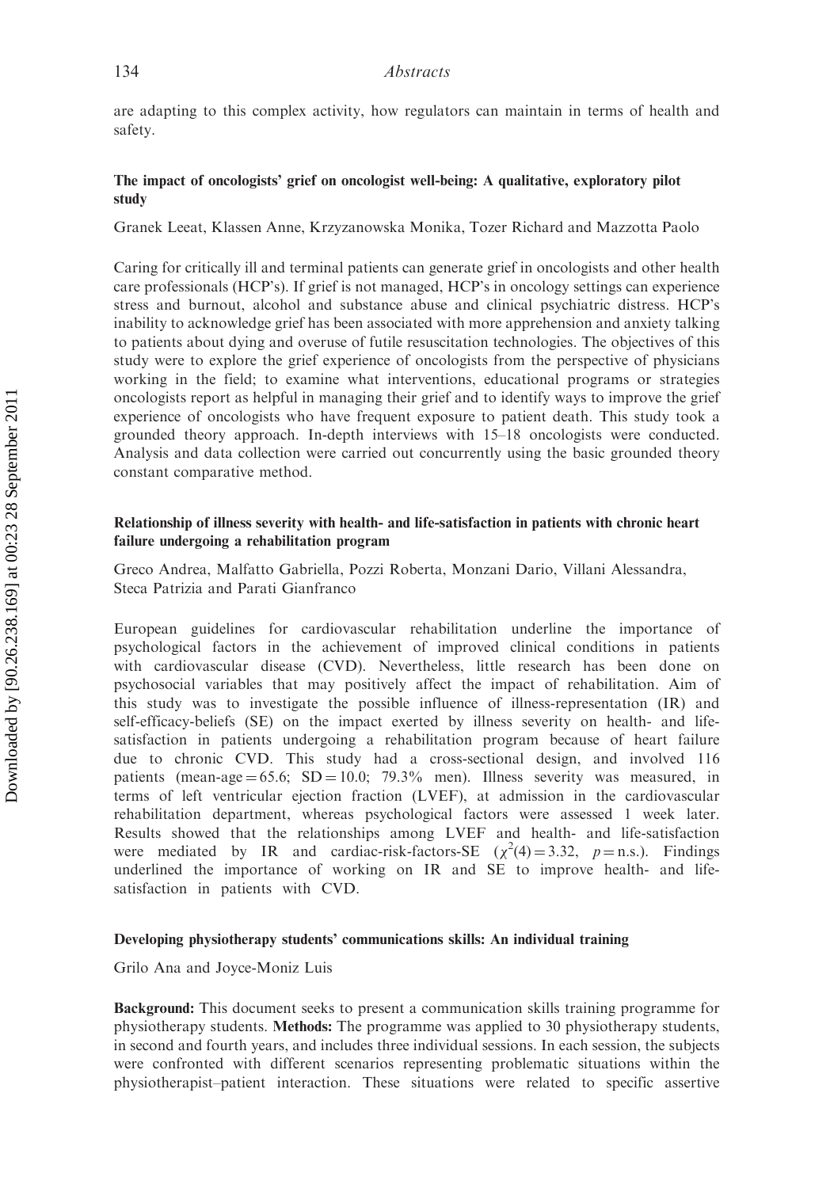are adapting to this complex activity, how regulators can maintain in terms of health and safety.

### The impact of oncologists' grief on oncologist well-being: A qualitative, exploratory pilot study

Granek Leeat, Klassen Anne, Krzyzanowska Monika, Tozer Richard and Mazzotta Paolo

Caring for critically ill and terminal patients can generate grief in oncologists and other health care professionals (HCP's). If grief is not managed, HCP's in oncology settings can experience stress and burnout, alcohol and substance abuse and clinical psychiatric distress. HCP's inability to acknowledge grief has been associated with more apprehension and anxiety talking to patients about dying and overuse of futile resuscitation technologies. The objectives of this study were to explore the grief experience of oncologists from the perspective of physicians working in the field; to examine what interventions, educational programs or strategies oncologists report as helpful in managing their grief and to identify ways to improve the grief experience of oncologists who have frequent exposure to patient death. This study took a grounded theory approach. In-depth interviews with 15–18 oncologists were conducted. Analysis and data collection were carried out concurrently using the basic grounded theory constant comparative method.

### Relationship of illness severity with health- and life-satisfaction in patients with chronic heart failure undergoing a rehabilitation program

Greco Andrea, Malfatto Gabriella, Pozzi Roberta, Monzani Dario, Villani Alessandra, Steca Patrizia and Parati Gianfranco

European guidelines for cardiovascular rehabilitation underline the importance of psychological factors in the achievement of improved clinical conditions in patients with cardiovascular disease (CVD). Nevertheless, little research has been done on psychosocial variables that may positively affect the impact of rehabilitation. Aim of this study was to investigate the possible influence of illness-representation (IR) and self-efficacy-beliefs (SE) on the impact exerted by illness severity on health- and life-satisfaction in patients undergoing a rehabilitation program because of heart failure due to chronic CVD. This study had a cross-sectional design, and involved 116 patients (mean-age = 65.6; SD = 10.0; 79.3% men). Illness severity was measured, in terms of left ventricular ejection fraction (LVEF), at admission in the cardiovascular rehabilitation department, whereas psychological factors were assessed 1 week later. Results showed that the relationships among LVEF and health- and life-satisfaction were mediated by IR and cardiac-risk-factors-SE ($\chi^2(4) = 3.32$, $p =$ n.s.). Findings underlined the importance of working on IR and SE to improve health- and life-satisfaction in patients with CVD.

### Developing physiotherapy students' communications skills: An individual training

Grilo Ana and Joyce-Moniz Luis

**Background:** This document seeks to present a communication skills training programme for physiotherapy students. **Methods:** The programme was applied to 30 physiotherapy students, in second and fourth years, and includes three individual sessions. In each session, the subjects were confronted with different scenarios representing problematic situations within the physiotherapist–patient interaction. These situations were related to specific assertive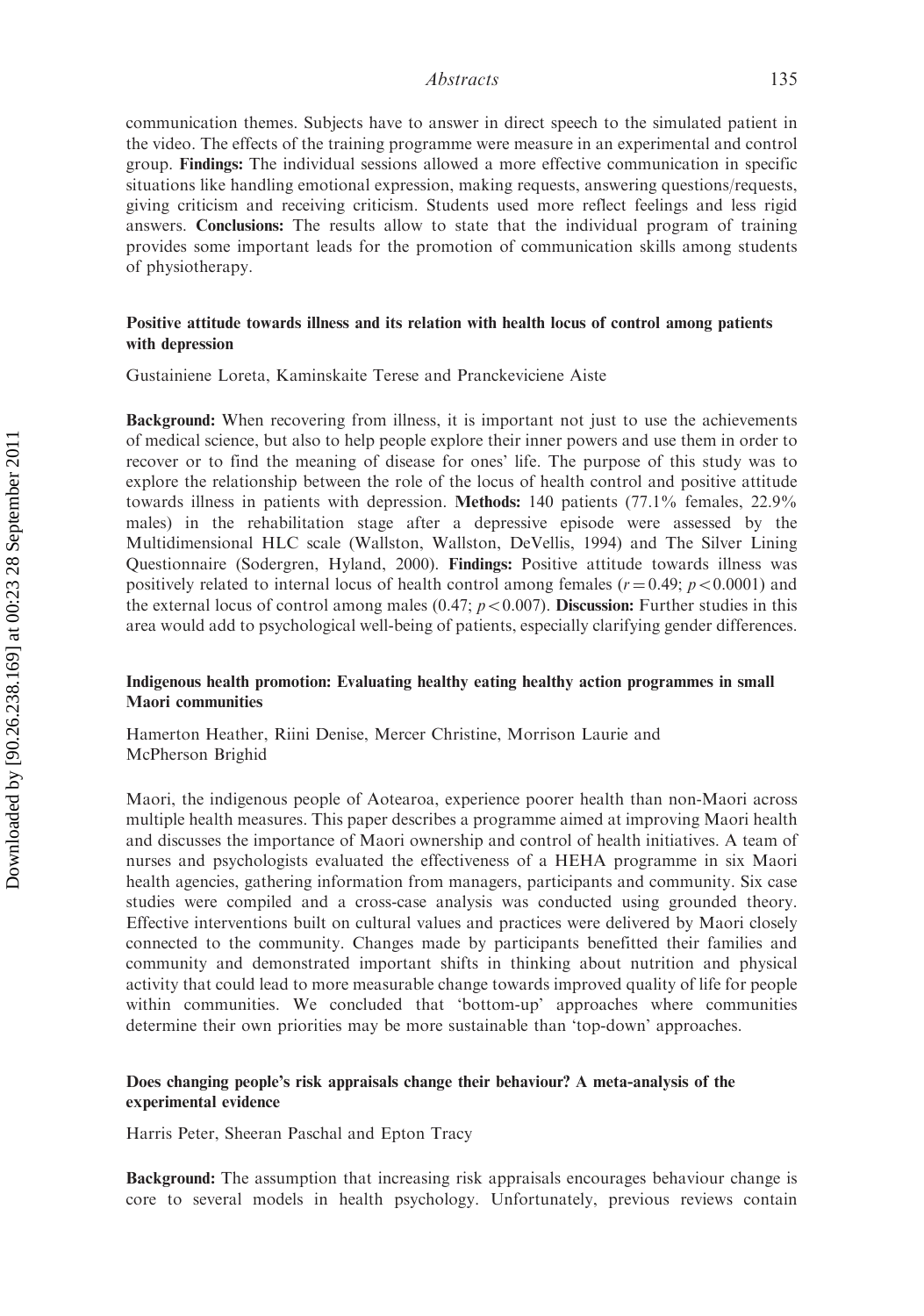communication themes. Subjects have to answer in direct speech to the simulated patient in the video. The effects of the training programme were measure in an experimental and control group. **Findings:** The individual sessions allowed a more effective communication in specific situations like handling emotional expression, making requests, answering questions/requests, giving criticism and receiving criticism. Students used more reflect feelings and less rigid answers. **Conclusions:** The results allow to state that the individual program of training provides some important leads for the promotion of communication skills among students of physiotherapy.

### Positive attitude towards illness and its relation with health locus of control among patients with depression

Gustainiene Loreta, Kaminskaite Terese and Pranckeviciene Aiste

**Background:** When recovering from illness, it is important not just to use the achievements of medical science, but also to help people explore their inner powers and use them in order to recover or to find the meaning of disease for ones' life. The purpose of this study was to explore the relationship between the role of the locus of health control and positive attitude towards illness in patients with depression. **Methods:** 140 patients (77.1% females, 22.9% males) in the rehabilitation stage after a depressive episode were assessed by the Multidimensional HLC scale (Wallston, Wallston, DeVellis, 1994) and The Silver Lining Questionnaire (Sodergren, Hyland, 2000). **Findings:** Positive attitude towards illness was positively related to internal locus of health control among females ($r = 0.49$; $p < 0.0001$) and the external locus of control among males (0.47; $p < 0.007$). **Discussion:** Further studies in this area would add to psychological well-being of patients, especially clarifying gender differences.

### Indigenous health promotion: Evaluating healthy eating healthy action programmes in small Maori communities

Hamerton Heather, Riini Denise, Mercer Christine, Morrison Laurie and McPherson Brighid

Maori, the indigenous people of Aotearoa, experience poorer health than non-Maori across multiple health measures. This paper describes a programme aimed at improving Maori health and discusses the importance of Maori ownership and control of health initiatives. A team of nurses and psychologists evaluated the effectiveness of a HEHA programme in six Maori health agencies, gathering information from managers, participants and community. Six case studies were compiled and a cross-case analysis was conducted using grounded theory. Effective interventions built on cultural values and practices were delivered by Maori closely connected to the community. Changes made by participants benefitted their families and community and demonstrated important shifts in thinking about nutrition and physical activity that could lead to more measurable change towards improved quality of life for people within communities. We concluded that 'bottom-up' approaches where communities determine their own priorities may be more sustainable than 'top-down' approaches.

### Does changing people's risk appraisals change their behaviour? A meta-analysis of the experimental evidence

Harris Peter, Sheeran Paschal and Epton Tracy

**Background:** The assumption that increasing risk appraisals encourages behaviour change is core to several models in health psychology. Unfortunately, previous reviews contain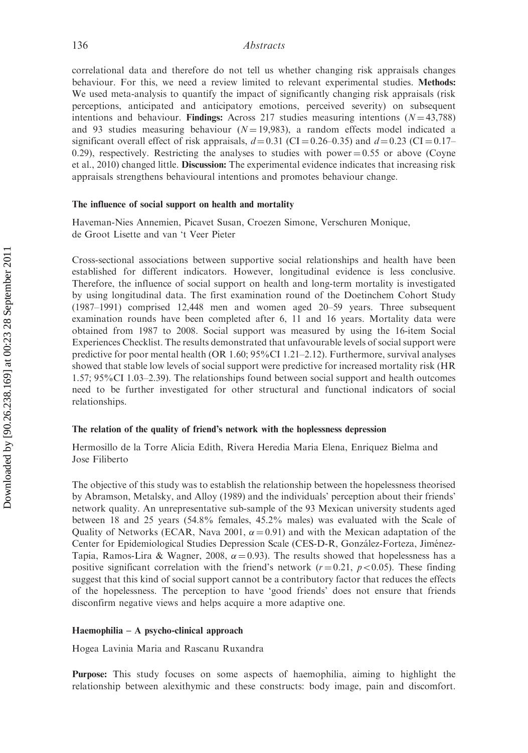correlational data and therefore do not tell us whether changing risk appraisals changes behaviour. For this, we need a review limited to relevant experimental studies. **Methods:** We used meta-analysis to quantify the impact of significantly changing risk appraisals (risk perceptions, anticipated and anticipatory emotions, perceived severity) on subsequent intentions and behaviour. **Findings:** Across 217 studies measuring intentions ($N = 43{,}788$) and 93 studies measuring behaviour ($N = 19{,}983$), a random effects model indicated a significant overall effect of risk appraisals, $d = 0.31$ (CI = 0.26–0.35) and $d = 0.23$ (CI = 0.17–0.29), respectively. Restricting the analyses to studies with power = 0.55 or above (Coyne et al., 2010) changed little. **Discussion:** The experimental evidence indicates that increasing risk appraisals strengthens behavioural intentions and promotes behaviour change.

### The influence of social support on health and mortality

Haveman-Nies Annemien, Picavet Susan, Croezen Simone, Verschuren Monique, de Groot Lisette and van 't Veer Pieter

Cross-sectional associations between supportive social relationships and health have been established for different indicators. However, longitudinal evidence is less conclusive. Therefore, the influence of social support on health and long-term mortality is investigated by using longitudinal data. The first examination round of the Doetinchem Cohort Study (1987–1991) comprised 12,448 men and women aged 20–59 years. Three subsequent examination rounds have been completed after 6, 11 and 16 years. Mortality data were obtained from 1987 to 2008. Social support was measured by using the 16-item Social Experiences Checklist. The results demonstrated that unfavourable levels of social support were predictive for poor mental health (OR 1.60; 95%CI 1.21–2.12). Furthermore, survival analyses showed that stable low levels of social support were predictive for increased mortality risk (HR 1.57; 95%CI 1.03–2.39). The relationships found between social support and health outcomes need to be further investigated for other structural and functional indicators of social relationships.

### The relation of the quality of friend's network with the hoplessness depression

Hermosillo de la Torre Alicia Edith, Rivera Heredia Maria Elena, Enriquez Bielma and Jose Filiberto

The objective of this study was to establish the relationship between the hopelessness theorised by Abramson, Metalsky, and Alloy (1989) and the individuals' perception about their friends' network quality. An unrepresentative sub-sample of the 93 Mexican university students aged between 18 and 25 years (54.8% females, 45.2% males) was evaluated with the Scale of Quality of Networks (ECAR, Nava 2001, $\alpha = 0.91$) and with the Mexican adaptation of the Center for Epidemiological Studies Depression Scale (CES-D-R, González-Forteza, Jiménez-Tapia, Ramos-Lira & Wagner, 2008, $\alpha = 0.93$). The results showed that hopelessness has a positive significant correlation with the friend's network ($r = 0.21$, $p < 0.05$). These finding suggest that this kind of social support cannot be a contributory factor that reduces the effects of the hopelessness. The perception to have 'good friends' does not ensure that friends disconfirm negative views and helps acquire a more adaptive one.

### Haemophilia – A psycho-clinical approach

Hogea Lavinia Maria and Rascanu Ruxandra

**Purpose:** This study focuses on some aspects of haemophilia, aiming to highlight the relationship between alexithymic and these constructs: body image, pain and discomfort.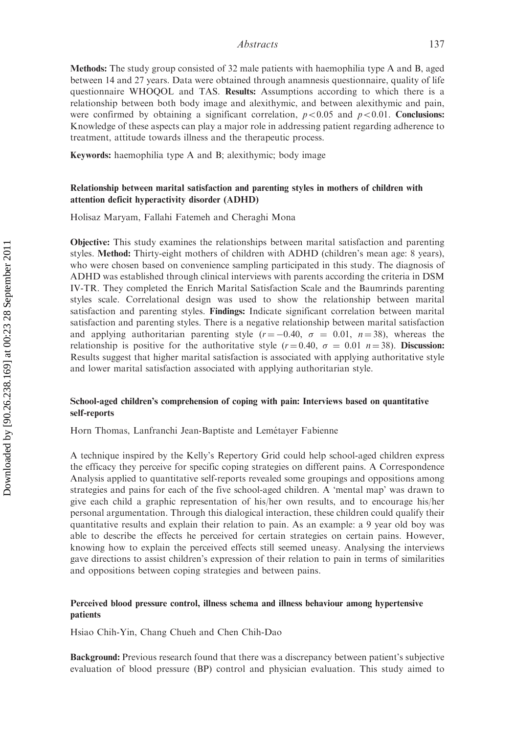**Methods:** The study group consisted of 32 male patients with haemophilia type A and B, aged between 14 and 27 years. Data were obtained through anamnesis questionnaire, quality of life questionnaire WHOQOL and TAS. **Results:** Assumptions according to which there is a relationship between both body image and alexithymic, and between alexithymic and pain, were confirmed by obtaining a significant correlation, $p < 0.05$ and $p < 0.01$. **Conclusions:** Knowledge of these aspects can play a major role in addressing patient regarding adherence to treatment, attitude towards illness and the therapeutic process.

**Keywords:** haemophilia type A and B; alexithymic; body image

### Relationship between marital satisfaction and parenting styles in mothers of children with attention deficit hyperactivity disorder (ADHD)

Holisaz Maryam, Fallahi Fatemeh and Cheraghi Mona

**Objective:** This study examines the relationships between marital satisfaction and parenting styles. **Method:** Thirty-eight mothers of children with ADHD (children's mean age: 8 years), who were chosen based on convenience sampling participated in this study. The diagnosis of ADHD was established through clinical interviews with parents according the criteria in DSM IV-TR. They completed the Enrich Marital Satisfaction Scale and the Baumrinds parenting styles scale. Correlational design was used to show the relationship between marital satisfaction and parenting styles. **Findings:** Indicate significant correlation between marital satisfaction and parenting styles. There is a negative relationship between marital satisfaction and applying authoritarian parenting style ($r = -0.40$, $\sigma = 0.01$, $n = 38$), whereas the relationship is positive for the authoritative style ($r = 0.40$, $\sigma = 0.01$ $n = 38$). **Discussion:** Results suggest that higher marital satisfaction is associated with applying authoritative style and lower marital satisfaction associated with applying authoritarian style.

### School-aged children's comprehension of coping with pain: Interviews based on quantitative self-reports

Horn Thomas, Lanfranchi Jean-Baptiste and Lemétayer Fabienne

A technique inspired by the Kelly's Repertory Grid could help school-aged children express the efficacy they perceive for specific coping strategies on different pains. A Correspondence Analysis applied to quantitative self-reports revealed some groupings and oppositions among strategies and pains for each of the five school-aged children. A 'mental map' was drawn to give each child a graphic representation of his/her own results, and to encourage his/her personal argumentation. Through this dialogical interaction, these children could qualify their quantitative results and explain their relation to pain. As an example: a 9 year old boy was able to describe the effects he perceived for certain strategies on certain pains. However, knowing how to explain the perceived effects still seemed uneasy. Analysing the interviews gave directions to assist children's expression of their relation to pain in terms of similarities and oppositions between coping strategies and between pains.

### Perceived blood pressure control, illness schema and illness behaviour among hypertensive patients

Hsiao Chih-Yin, Chang Chueh and Chen Chih-Dao

**Background:** Previous research found that there was a discrepancy between patient's subjective evaluation of blood pressure (BP) control and physician evaluation. This study aimed to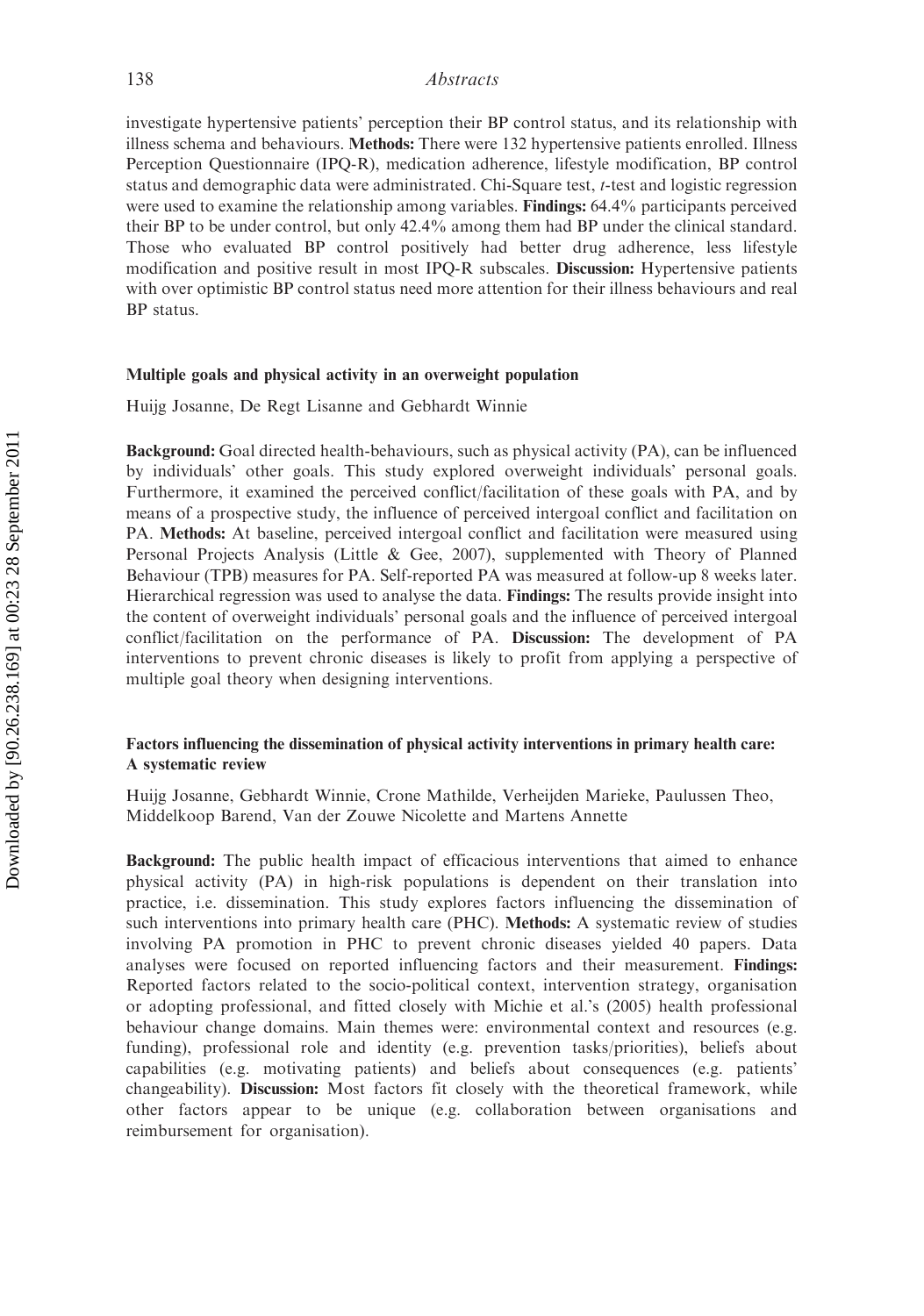investigate hypertensive patients' perception their BP control status, and its relationship with illness schema and behaviours. **Methods:** There were 132 hypertensive patients enrolled. Illness Perception Questionnaire (IPQ-R), medication adherence, lifestyle modification, BP control status and demographic data were administrated. Chi-Square test, *t*-test and logistic regression were used to examine the relationship among variables. **Findings:** 64.4% participants perceived their BP to be under control, but only 42.4% among them had BP under the clinical standard. Those who evaluated BP control positively had better drug adherence, less lifestyle modification and positive result in most IPQ-R subscales. **Discussion:** Hypertensive patients with over optimistic BP control status need more attention for their illness behaviours and real BP status.

### Multiple goals and physical activity in an overweight population

Huijg Josanne, De Regt Lisanne and Gebhardt Winnie

**Background:** Goal directed health-behaviours, such as physical activity (PA), can be influenced by individuals' other goals. This study explored overweight individuals' personal goals. Furthermore, it examined the perceived conflict/facilitation of these goals with PA, and by means of a prospective study, the influence of perceived intergoal conflict and facilitation on PA. **Methods:** At baseline, perceived intergoal conflict and facilitation were measured using Personal Projects Analysis (Little & Gee, 2007), supplemented with Theory of Planned Behaviour (TPB) measures for PA. Self-reported PA was measured at follow-up 8 weeks later. Hierarchical regression was used to analyse the data. **Findings:** The results provide insight into the content of overweight individuals' personal goals and the influence of perceived intergoal conflict/facilitation on the performance of PA. **Discussion:** The development of PA interventions to prevent chronic diseases is likely to profit from applying a perspective of multiple goal theory when designing interventions.

### Factors influencing the dissemination of physical activity interventions in primary health care: A systematic review

Huijg Josanne, Gebhardt Winnie, Crone Mathilde, Verheijden Marieke, Paulussen Theo, Middelkoop Barend, Van der Zouwe Nicolette and Martens Annette

**Background:** The public health impact of efficacious interventions that aimed to enhance physical activity (PA) in high-risk populations is dependent on their translation into practice, i.e. dissemination. This study explores factors influencing the dissemination of such interventions into primary health care (PHC). **Methods:** A systematic review of studies involving PA promotion in PHC to prevent chronic diseases yielded 40 papers. Data analyses were focused on reported influencing factors and their measurement. **Findings:** Reported factors related to the socio-political context, intervention strategy, organisation or adopting professional, and fitted closely with Michie et al.'s (2005) health professional behaviour change domains. Main themes were: environmental context and resources (e.g. funding), professional role and identity (e.g. prevention tasks/priorities), beliefs about capabilities (e.g. motivating patients) and beliefs about consequences (e.g. patients' changeability). **Discussion:** Most factors fit closely with the theoretical framework, while other factors appear to be unique (e.g. collaboration between organisations and reimbursement for organisation).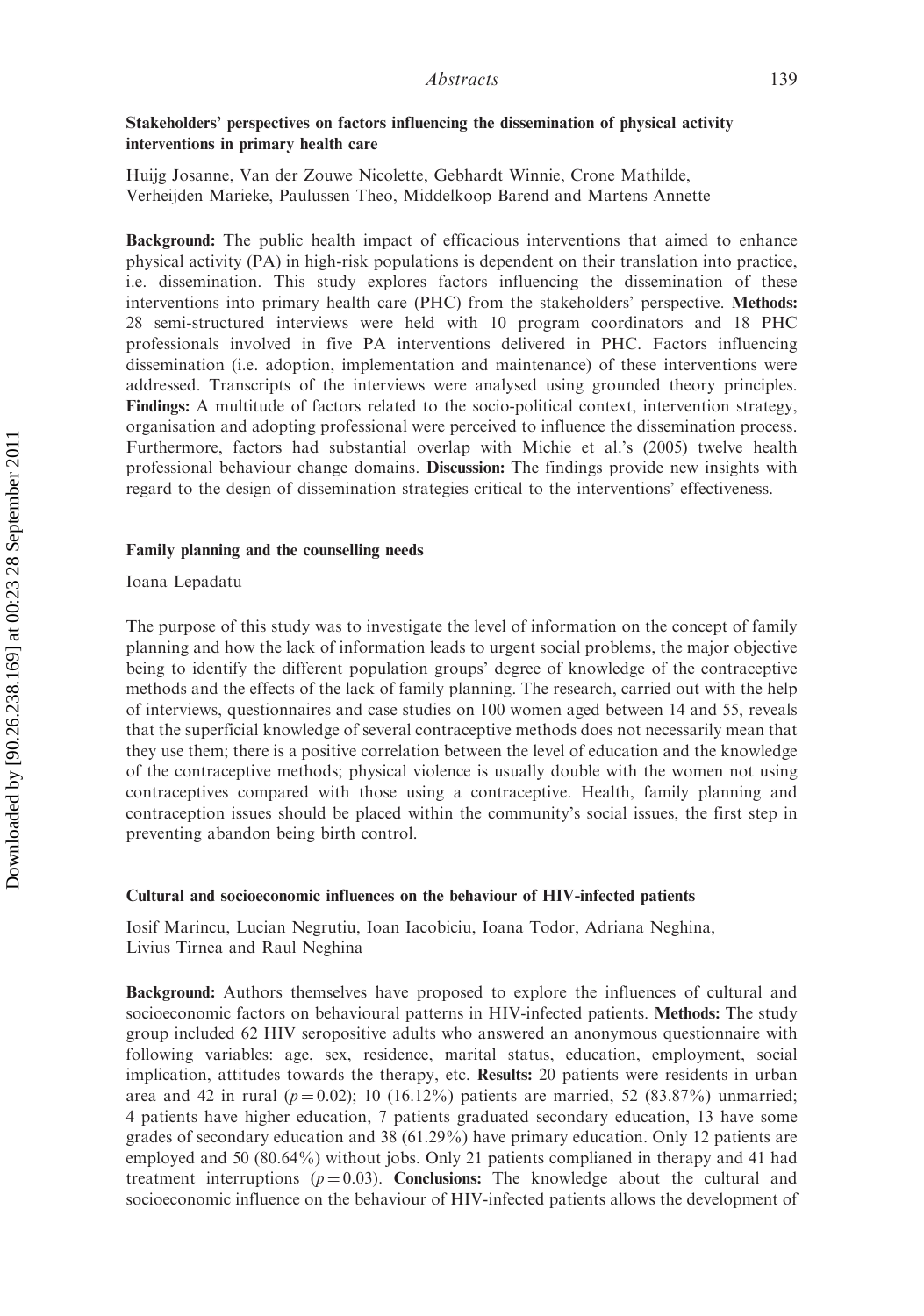### Stakeholders' perspectives on factors influencing the dissemination of physical activity interventions in primary health care

Huijg Josanne, Van der Zouwe Nicolette, Gebhardt Winnie, Crone Mathilde, Verheijden Marieke, Paulussen Theo, Middelkoop Barend and Martens Annette

**Background:** The public health impact of efficacious interventions that aimed to enhance physical activity (PA) in high-risk populations is dependent on their translation into practice, i.e. dissemination. This study explores factors influencing the dissemination of these interventions into primary health care (PHC) from the stakeholders' perspective. **Methods:** 28 semi-structured interviews were held with 10 program coordinators and 18 PHC professionals involved in five PA interventions delivered in PHC. Factors influencing dissemination (i.e. adoption, implementation and maintenance) of these interventions were addressed. Transcripts of the interviews were analysed using grounded theory principles. **Findings:** A multitude of factors related to the socio-political context, intervention strategy, organisation and adopting professional were perceived to influence the dissemination process. Furthermore, factors had substantial overlap with Michie et al.'s (2005) twelve health professional behaviour change domains. **Discussion:** The findings provide new insights with regard to the design of dissemination strategies critical to the interventions' effectiveness.

### Family planning and the counselling needs

Ioana Lepadatu

The purpose of this study was to investigate the level of information on the concept of family planning and how the lack of information leads to urgent social problems, the major objective being to identify the different population groups' degree of knowledge of the contraceptive methods and the effects of the lack of family planning. The research, carried out with the help of interviews, questionnaires and case studies on 100 women aged between 14 and 55, reveals that the superficial knowledge of several contraceptive methods does not necessarily mean that they use them; there is a positive correlation between the level of education and the knowledge of the contraceptive methods; physical violence is usually double with the women not using contraceptives compared with those using a contraceptive. Health, family planning and contraception issues should be placed within the community's social issues, the first step in preventing abandon being birth control.

### Cultural and socioeconomic influences on the behaviour of HIV-infected patients

Iosif Marincu, Lucian Negrutiu, Ioan Iacobiciu, Ioana Todor, Adriana Neghina, Livius Tirnea and Raul Neghina

**Background:** Authors themselves have proposed to explore the influences of cultural and socioeconomic factors on behavioural patterns in HIV-infected patients. **Methods:** The study group included 62 HIV seropositive adults who answered an anonymous questionnaire with following variables: age, sex, residence, marital status, education, employment, social implication, attitudes towards the therapy, etc. **Results:** 20 patients were residents in urban area and 42 in rural ($p = 0.02$); 10 (16.12%) patients are married, 52 (83.87%) unmarried; 4 patients have higher education, 7 patients graduated secondary education, 13 have some grades of secondary education and 38 (61.29%) have primary education. Only 12 patients are employed and 50 (80.64%) without jobs. Only 21 patients complianed in therapy and 41 had treatment interruptions ($p = 0.03$). **Conclusions:** The knowledge about the cultural and socioeconomic influence on the behaviour of HIV-infected patients allows the development of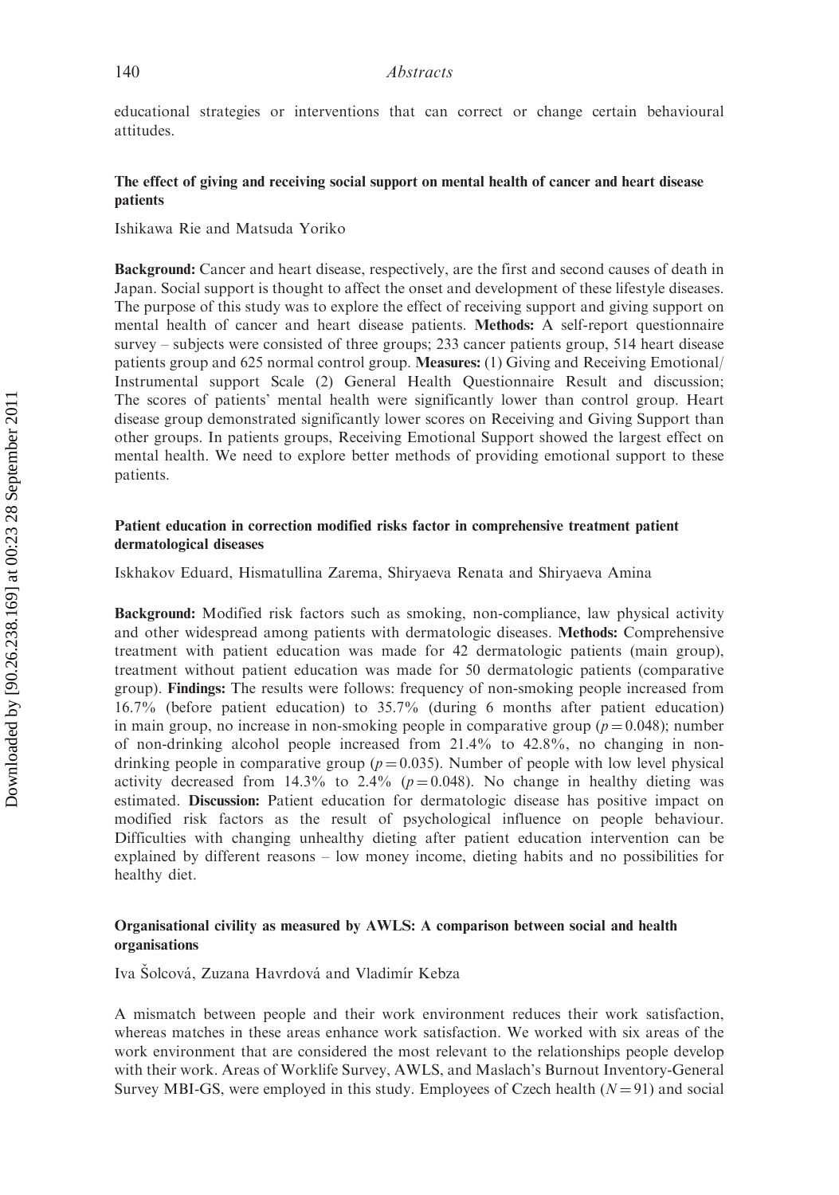educational strategies or interventions that can correct or change certain behavioural attitudes.

### The effect of giving and receiving social support on mental health of cancer and heart disease patients

Ishikawa Rie and Matsuda Yoriko

**Background:** Cancer and heart disease, respectively, are the first and second causes of death in Japan. Social support is thought to affect the onset and development of these lifestyle diseases. The purpose of this study was to explore the effect of receiving support and giving support on mental health of cancer and heart disease patients. **Methods:** A self-report questionnaire survey – subjects were consisted of three groups; 233 cancer patients group, 514 heart disease patients group and 625 normal control group. **Measures:** (1) Giving and Receiving Emotional/Instrumental support Scale (2) General Health Questionnaire Result and discussion; The scores of patients' mental health were significantly lower than control group. Heart disease group demonstrated significantly lower scores on Receiving and Giving Support than other groups. In patients groups, Receiving Emotional Support showed the largest effect on mental health. We need to explore better methods of providing emotional support to these patients.

### Patient education in correction modified risks factor in comprehensive treatment patient dermatological diseases

Iskhakov Eduard, Hismatullina Zarema, Shiryaeva Renata and Shiryaeva Amina

**Background:** Modified risk factors such as smoking, non-compliance, law physical activity and other widespread among patients with dermatologic diseases. **Methods:** Comprehensive treatment with patient education was made for 42 dermatologic patients (main group), treatment without patient education was made for 50 dermatologic patients (comparative group). **Findings:** The results were follows: frequency of non-smoking people increased from 16.7% (before patient education) to 35.7% (during 6 months after patient education) in main group, no increase in non-smoking people in comparative group ($p = 0.048$); number of non-drinking alcohol people increased from 21.4% to 42.8%, no changing in non-drinking people in comparative group ($p = 0.035$). Number of people with low level physical activity decreased from 14.3% to 2.4% ($p = 0.048$). No change in healthy dieting was estimated. **Discussion:** Patient education for dermatologic disease has positive impact on modified risk factors as the result of psychological influence on people behaviour. Difficulties with changing unhealthy dieting after patient education intervention can be explained by different reasons – low money income, dieting habits and no possibilities for healthy diet.

### Organisational civility as measured by AWLS: A comparison between social and health organisations

Iva Šolcová, Zuzana Havrdová and Vladimír Kebza

A mismatch between people and their work environment reduces their work satisfaction, whereas matches in these areas enhance work satisfaction. We worked with six areas of the work environment that are considered the most relevant to the relationships people develop with their work. Areas of Worklife Survey, AWLS, and Maslach's Burnout Inventory-General Survey MBI-GS, were employed in this study. Employees of Czech health ($N = 91$) and social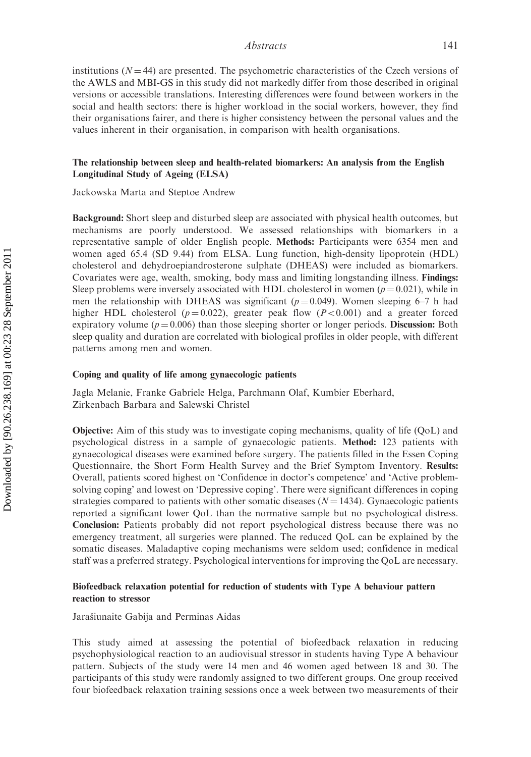institutions ($N = 44$) are presented. The psychometric characteristics of the Czech versions of the AWLS and MBI-GS in this study did not markedly differ from those described in original versions or accessible translations. Interesting differences were found between workers in the social and health sectors: there is higher workload in the social workers, however, they find their organisations fairer, and there is higher consistency between the personal values and the values inherent in their organisation, in comparison with health organisations.

### The relationship between sleep and health-related biomarkers: An analysis from the English Longitudinal Study of Ageing (ELSA)

Jackowska Marta and Steptoe Andrew

**Background:** Short sleep and disturbed sleep are associated with physical health outcomes, but mechanisms are poorly understood. We assessed relationships with biomarkers in a representative sample of older English people. **Methods:** Participants were 6354 men and women aged 65.4 (SD 9.44) from ELSA. Lung function, high-density lipoprotein (HDL) cholesterol and dehydroepiandrosterone sulphate (DHEAS) were included as biomarkers. Covariates were age, wealth, smoking, body mass and limiting longstanding illness. **Findings:** Sleep problems were inversely associated with HDL cholesterol in women ($p = 0.021$), while in men the relationship with DHEAS was significant ($p = 0.049$). Women sleeping 6–7 h had higher HDL cholesterol ($p = 0.022$), greater peak flow ($P < 0.001$) and a greater forced expiratory volume ($p = 0.006$) than those sleeping shorter or longer periods. **Discussion:** Both sleep quality and duration are correlated with biological profiles in older people, with different patterns among men and women.

### Coping and quality of life among gynaecologic patients

Jagla Melanie, Franke Gabriele Helga, Parchmann Olaf, Kumbier Eberhard, Zirkenbach Barbara and Salewski Christel

**Objective:** Aim of this study was to investigate coping mechanisms, quality of life (QoL) and psychological distress in a sample of gynaecologic patients. **Method:** 123 patients with gynaecological diseases were examined before surgery. The patients filled in the Essen Coping Questionnaire, the Short Form Health Survey and the Brief Symptom Inventory. **Results:** Overall, patients scored highest on 'Confidence in doctor's competence' and 'Active problem-solving coping' and lowest on 'Depressive coping'. There were significant differences in coping strategies compared to patients with other somatic diseases ($N = 1434$). Gynaecologic patients reported a significant lower QoL than the normative sample but no psychological distress. **Conclusion:** Patients probably did not report psychological distress because there was no emergency treatment, all surgeries were planned. The reduced QoL can be explained by the somatic diseases. Maladaptive coping mechanisms were seldom used; confidence in medical staff was a preferred strategy. Psychological interventions for improving the QoL are necessary.

### Biofeedback relaxation potential for reduction of students with Type A behaviour pattern reaction to stressor

Jarašiunaite Gabija and Perminas Aidas

This study aimed at assessing the potential of biofeedback relaxation in reducing psychophysiological reaction to an audiovisual stressor in students having Type A behaviour pattern. Subjects of the study were 14 men and 46 women aged between 18 and 30. The participants of this study were randomly assigned to two different groups. One group received four biofeedback relaxation training sessions once a week between two measurements of their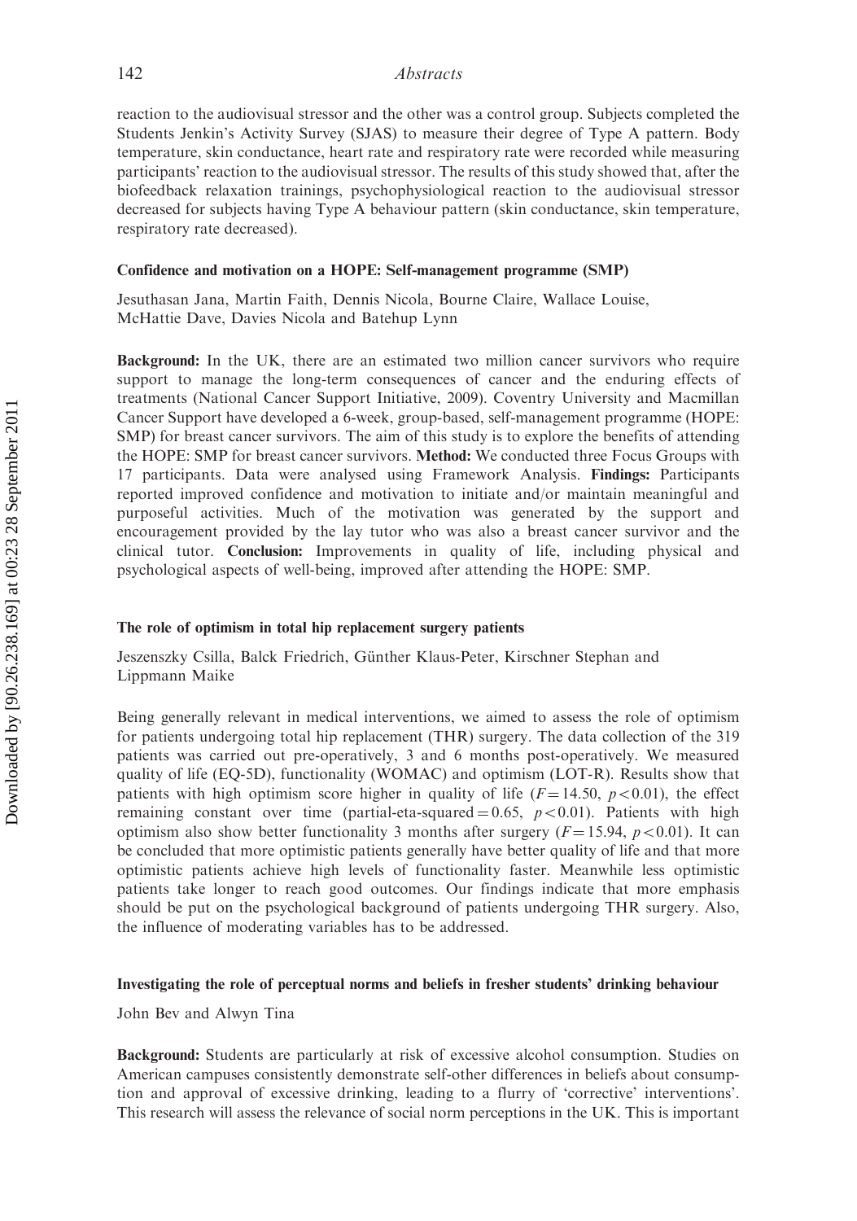reaction to the audiovisual stressor and the other was a control group. Subjects completed the Students Jenkin's Activity Survey (SJAS) to measure their degree of Type A pattern. Body temperature, skin conductance, heart rate and respiratory rate were recorded while measuring participants' reaction to the audiovisual stressor. The results of this study showed that, after the biofeedback relaxation trainings, psychophysiological reaction to the audiovisual stressor decreased for subjects having Type A behaviour pattern (skin conductance, skin temperature, respiratory rate decreased).

### Confidence and motivation on a HOPE: Self-management programme (SMP)

Jesuthasan Jana, Martin Faith, Dennis Nicola, Bourne Claire, Wallace Louise, McHattie Dave, Davies Nicola and Batehup Lynn

**Background:** In the UK, there are an estimated two million cancer survivors who require support to manage the long-term consequences of cancer and the enduring effects of treatments (National Cancer Support Initiative, 2009). Coventry University and Macmillan Cancer Support have developed a 6-week, group-based, self-management programme (HOPE: SMP) for breast cancer survivors. The aim of this study is to explore the benefits of attending the HOPE: SMP for breast cancer survivors. **Method:** We conducted three Focus Groups with 17 participants. Data were analysed using Framework Analysis. **Findings:** Participants reported improved confidence and motivation to initiate and/or maintain meaningful and purposeful activities. Much of the motivation was generated by the support and encouragement provided by the lay tutor who was also a breast cancer survivor and the clinical tutor. **Conclusion:** Improvements in quality of life, including physical and psychological aspects of well-being, improved after attending the HOPE: SMP.

### The role of optimism in total hip replacement surgery patients

Jeszenszky Csilla, Balck Friedrich, Günther Klaus-Peter, Kirschner Stephan and Lippmann Maike

Being generally relevant in medical interventions, we aimed to assess the role of optimism for patients undergoing total hip replacement (THR) surgery. The data collection of the 319 patients was carried out pre-operatively, 3 and 6 months post-operatively. We measured quality of life (EQ-5D), functionality (WOMAC) and optimism (LOT-R). Results show that patients with high optimism score higher in quality of life ($F = 14.50$, $p < 0.01$), the effect remaining constant over time (partial-eta-squared $= 0.65$, $p < 0.01$). Patients with high optimism also show better functionality 3 months after surgery ($F = 15.94$, $p < 0.01$). It can be concluded that more optimistic patients generally have better quality of life and that more optimistic patients achieve high levels of functionality faster. Meanwhile less optimistic patients take longer to reach good outcomes. Our findings indicate that more emphasis should be put on the psychological background of patients undergoing THR surgery. Also, the influence of moderating variables has to be addressed.

### Investigating the role of perceptual norms and beliefs in fresher students' drinking behaviour

John Bev and Alwyn Tina

**Background:** Students are particularly at risk of excessive alcohol consumption. Studies on American campuses consistently demonstrate self-other differences in beliefs about consumption and approval of excessive drinking, leading to a flurry of 'corrective' interventions'. This research will assess the relevance of social norm perceptions in the UK. This is important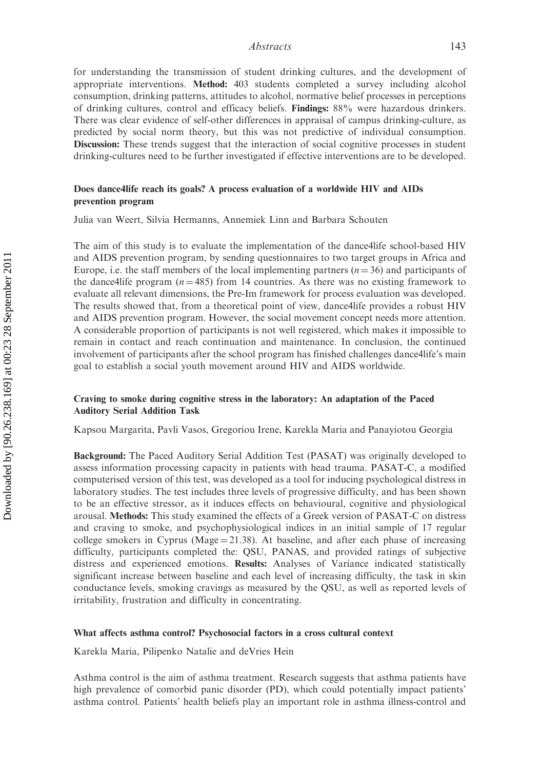for understanding the transmission of student drinking cultures, and the development of appropriate interventions. **Method:** 403 students completed a survey including alcohol consumption, drinking patterns, attitudes to alcohol, normative belief processes in perceptions of drinking cultures, control and efficacy beliefs. **Findings:** 88% were hazardous drinkers. There was clear evidence of self-other differences in appraisal of campus drinking-culture, as predicted by social norm theory, but this was not predictive of individual consumption. **Discussion:** These trends suggest that the interaction of social cognitive processes in student drinking-cultures need to be further investigated if effective interventions are to be developed.

### Does dance4life reach its goals? A process evaluation of a worldwide HIV and AIDs prevention program

Julia van Weert, Silvia Hermanns, Annemiek Linn and Barbara Schouten

The aim of this study is to evaluate the implementation of the dance4life school-based HIV and AIDS prevention program, by sending questionnaires to two target groups in Africa and Europe, i.e. the staff members of the local implementing partners ($n = 36$) and participants of the dance4life program ($n = 485$) from 14 countries. As there was no existing framework to evaluate all relevant dimensions, the Pre-Im framework for process evaluation was developed. The results showed that, from a theoretical point of view, dance4life provides a robust HIV and AIDS prevention program. However, the social movement concept needs more attention. A considerable proportion of participants is not well registered, which makes it impossible to remain in contact and reach continuation and maintenance. In conclusion, the continued involvement of participants after the school program has finished challenges dance4life's main goal to establish a social youth movement around HIV and AIDS worldwide.

### Craving to smoke during cognitive stress in the laboratory: An adaptation of the Paced Auditory Serial Addition Task

Kapsou Margarita, Pavli Vasos, Gregoriou Irene, Karekla Maria and Panayiotou Georgia

**Background:** The Paced Auditory Serial Addition Test (PASAT) was originally developed to assess information processing capacity in patients with head trauma. PASAT-C, a modified computerised version of this test, was developed as a tool for inducing psychological distress in laboratory studies. The test includes three levels of progressive difficulty, and has been shown to be an effective stressor, as it induces effects on behavioural, cognitive and physiological arousal. **Methods:** This study examined the effects of a Greek version of PASAT-C on distress and craving to smoke, and psychophysiological indices in an initial sample of 17 regular college smokers in Cyprus ($M_{age} = 21.38$). At baseline, and after each phase of increasing difficulty, participants completed the: QSU, PANAS, and provided ratings of subjective distress and experienced emotions. **Results:** Analyses of Variance indicated statistically significant increase between baseline and each level of increasing difficulty, the task in skin conductance levels, smoking cravings as measured by the QSU, as well as reported levels of irritability, frustration and difficulty in concentrating.

### What affects asthma control? Psychosocial factors in a cross cultural context

Karekla Maria, Pilipenko Natalie and deVries Hein

Asthma control is the aim of asthma treatment. Research suggests that asthma patients have high prevalence of comorbid panic disorder (PD), which could potentially impact patients' asthma control. Patients' health beliefs play an important role in asthma illness-control and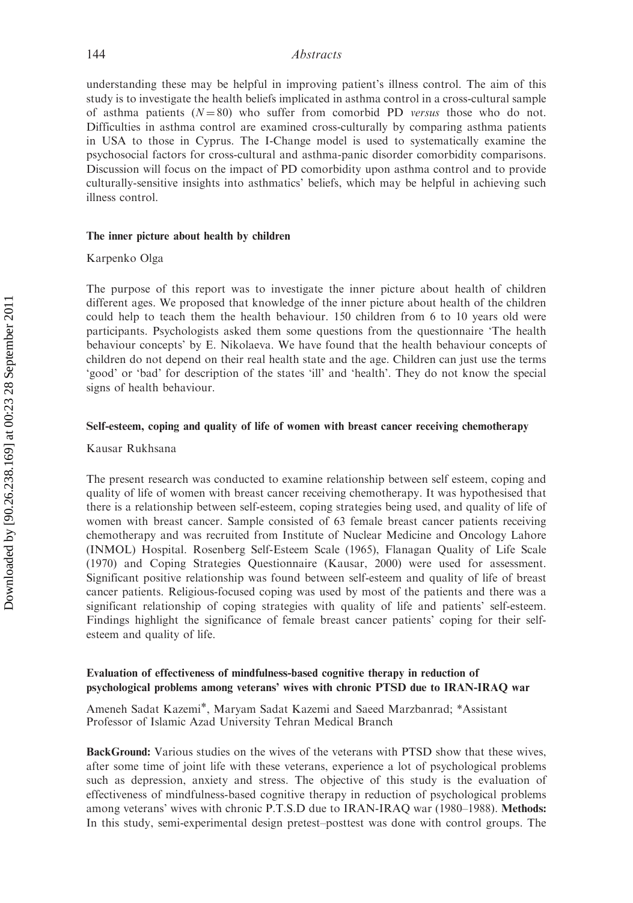understanding these may be helpful in improving patient's illness control. The aim of this study is to investigate the health beliefs implicated in asthma control in a cross-cultural sample of asthma patients ($N = 80$) who suffer from comorbid PD *versus* those who do not. Difficulties in asthma control are examined cross-culturally by comparing asthma patients in USA to those in Cyprus. The I-Change model is used to systematically examine the psychosocial factors for cross-cultural and asthma-panic disorder comorbidity comparisons. Discussion will focus on the impact of PD comorbidity upon asthma control and to provide culturally-sensitive insights into asthmatics' beliefs, which may be helpful in achieving such illness control.

### The inner picture about health by children

Karpenko Olga

The purpose of this report was to investigate the inner picture about health of children different ages. We proposed that knowledge of the inner picture about health of the children could help to teach them the health behaviour. 150 children from 6 to 10 years old were participants. Psychologists asked them some questions from the questionnaire 'The health behaviour concepts' by E. Nikolaeva. We have found that the health behaviour concepts of children do not depend on their real health state and the age. Children can just use the terms 'good' or 'bad' for description of the states 'ill' and 'health'. They do not know the special signs of health behaviour.

### Self-esteem, coping and quality of life of women with breast cancer receiving chemotherapy

Kausar Rukhsana

The present research was conducted to examine relationship between self esteem, coping and quality of life of women with breast cancer receiving chemotherapy. It was hypothesised that there is a relationship between self-esteem, coping strategies being used, and quality of life of women with breast cancer. Sample consisted of 63 female breast cancer patients receiving chemotherapy and was recruited from Institute of Nuclear Medicine and Oncology Lahore (INMOL) Hospital. Rosenberg Self-Esteem Scale (1965), Flanagan Quality of Life Scale (1970) and Coping Strategies Questionnaire (Kausar, 2000) were used for assessment. Significant positive relationship was found between self-esteem and quality of life of breast cancer patients. Religious-focused coping was used by most of the patients and there was a significant relationship of coping strategies with quality of life and patients' self-esteem. Findings highlight the significance of female breast cancer patients' coping for their self-esteem and quality of life.

### Evaluation of effectiveness of mindfulness-based cognitive therapy in reduction of psychological problems among veterans' wives with chronic PTSD due to IRAN-IRAQ war

Ameneh Sadat Kazemi*, Maryam Sadat Kazemi and Saeed Marzbanrad; *Assistant Professor of Islamic Azad University Tehran Medical Branch

**BackGround:** Various studies on the wives of the veterans with PTSD show that these wives, after some time of joint life with these veterans, experience a lot of psychological problems such as depression, anxiety and stress. The objective of this study is the evaluation of effectiveness of mindfulness-based cognitive therapy in reduction of psychological problems among veterans' wives with chronic P.T.S.D due to IRAN-IRAQ war (1980–1988). **Methods:** In this study, semi-experimental design pretest–posttest was done with control groups. The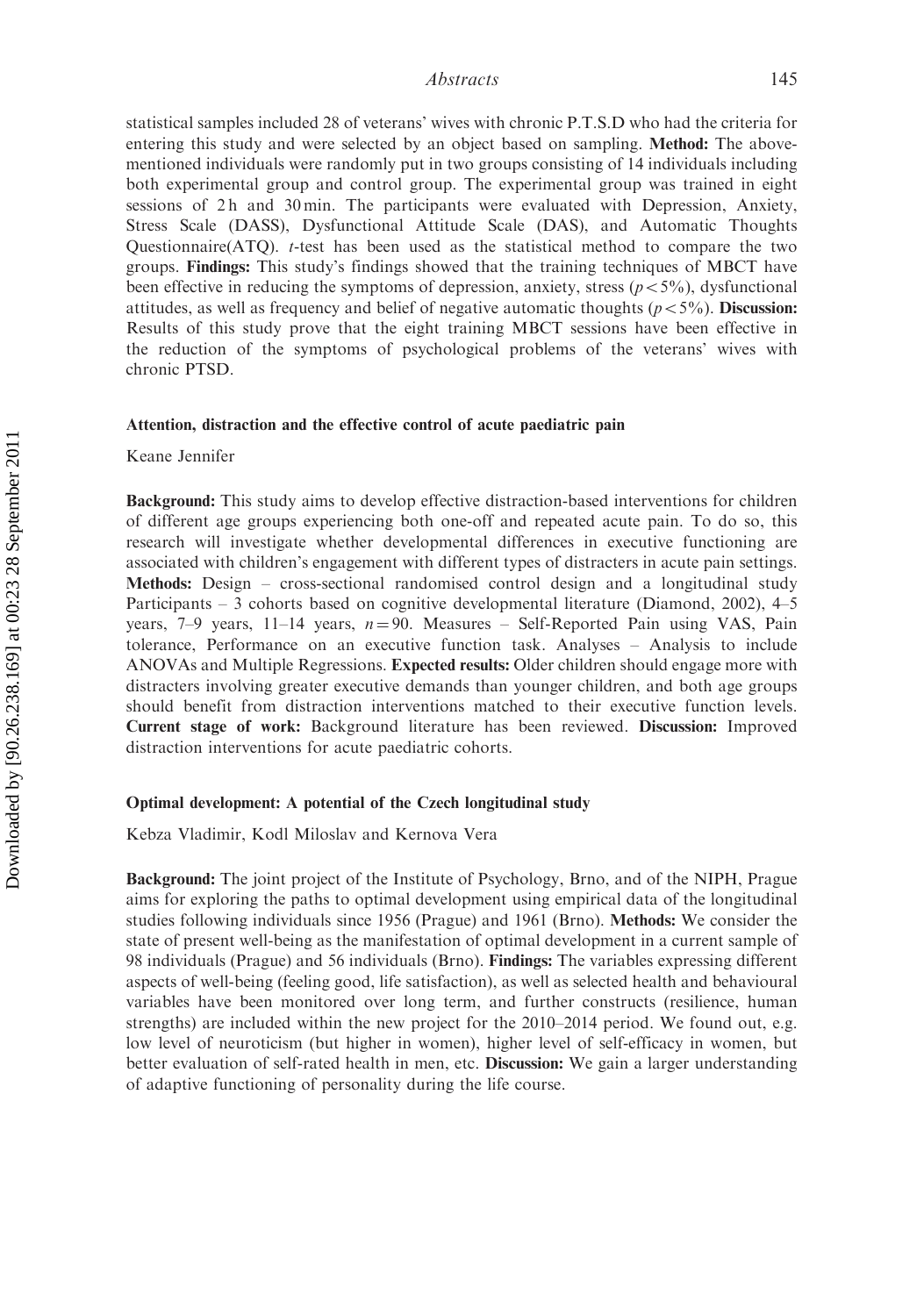statistical samples included 28 of veterans' wives with chronic P.T.S.D who had the criteria for entering this study and were selected by an object based on sampling. **Method:** The above-mentioned individuals were randomly put in two groups consisting of 14 individuals including both experimental group and control group. The experimental group was trained in eight sessions of 2 h and 30 min. The participants were evaluated with Depression, Anxiety, Stress Scale (DASS), Dysfunctional Attitude Scale (DAS), and Automatic Thoughts Questionnaire(ATQ). *t*-test has been used as the statistical method to compare the two groups. **Findings:** This study's findings showed that the training techniques of MBCT have been effective in reducing the symptoms of depression, anxiety, stress ($p < 5\%$), dysfunctional attitudes, as well as frequency and belief of negative automatic thoughts ($p < 5\%$). **Discussion:** Results of this study prove that the eight training MBCT sessions have been effective in the reduction of the symptoms of psychological problems of the veterans' wives with chronic PTSD.

### Attention, distraction and the effective control of acute paediatric pain

Keane Jennifer

**Background:** This study aims to develop effective distraction-based interventions for children of different age groups experiencing both one-off and repeated acute pain. To do so, this research will investigate whether developmental differences in executive functioning are associated with children's engagement with different types of distracters in acute pain settings. **Methods:** Design – cross-sectional randomised control design and a longitudinal study Participants – 3 cohorts based on cognitive developmental literature (Diamond, 2002), 4–5 years, 7–9 years, 11–14 years, $n = 90$. Measures – Self-Reported Pain using VAS, Pain tolerance, Performance on an executive function task. Analyses – Analysis to include ANOVAs and Multiple Regressions. **Expected results:** Older children should engage more with distracters involving greater executive demands than younger children, and both age groups should benefit from distraction interventions matched to their executive function levels. **Current stage of work:** Background literature has been reviewed. **Discussion:** Improved distraction interventions for acute paediatric cohorts.

### Optimal development: A potential of the Czech longitudinal study

Kebza Vladimir, Kodl Miloslav and Kernova Vera

**Background:** The joint project of the Institute of Psychology, Brno, and of the NIPH, Prague aims for exploring the paths to optimal development using empirical data of the longitudinal studies following individuals since 1956 (Prague) and 1961 (Brno). **Methods:** We consider the state of present well-being as the manifestation of optimal development in a current sample of 98 individuals (Prague) and 56 individuals (Brno). **Findings:** The variables expressing different aspects of well-being (feeling good, life satisfaction), as well as selected health and behavioural variables have been monitored over long term, and further constructs (resilience, human strengths) are included within the new project for the 2010–2014 period. We found out, e.g. low level of neuroticism (but higher in women), higher level of self-efficacy in women, but better evaluation of self-rated health in men, etc. **Discussion:** We gain a larger understanding of adaptive functioning of personality during the life course.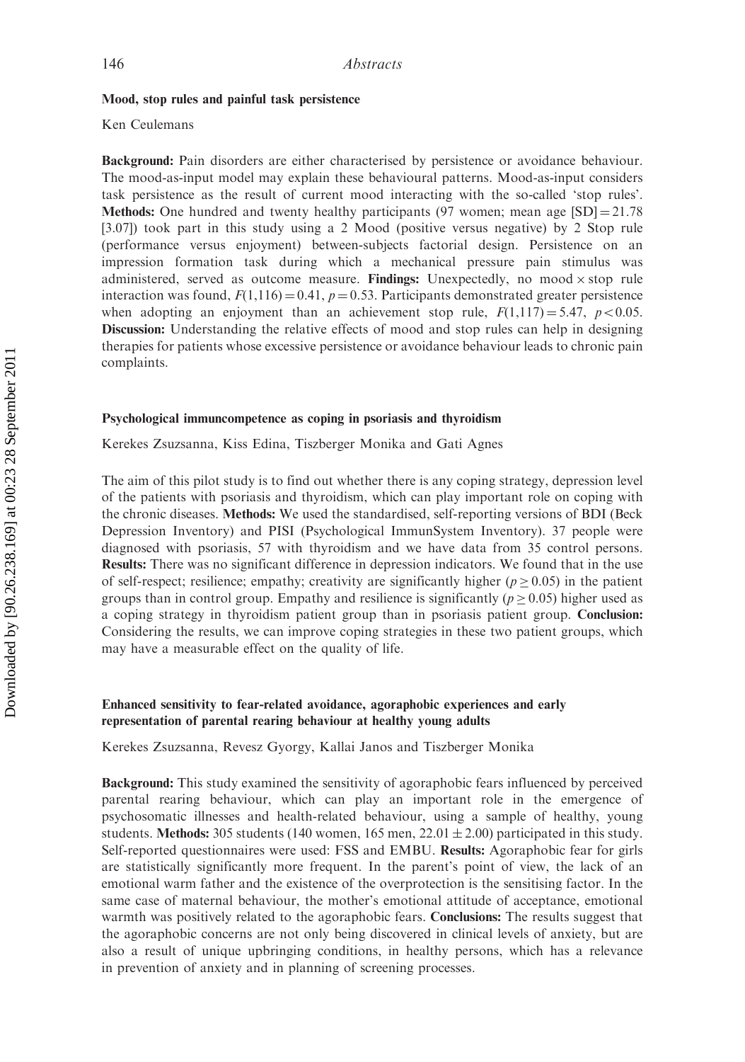### Mood, stop rules and painful task persistence

Ken Ceulemans

**Background:** Pain disorders are either characterised by persistence or avoidance behaviour. The mood-as-input model may explain these behavioural patterns. Mood-as-input considers task persistence as the result of current mood interacting with the so-called 'stop rules'. **Methods:** One hundred and twenty healthy participants (97 women; mean age [SD] = 21.78 [3.07]) took part in this study using a 2 Mood (positive versus negative) by 2 Stop rule (performance versus enjoyment) between-subjects factorial design. Persistence on an impression formation task during which a mechanical pressure pain stimulus was administered, served as outcome measure. **Findings:** Unexpectedly, no mood × stop rule interaction was found, $F(1,116) = 0.41$, $p = 0.53$. Participants demonstrated greater persistence when adopting an enjoyment than an achievement stop rule, $F(1,117) = 5.47$, $p < 0.05$. **Discussion:** Understanding the relative effects of mood and stop rules can help in designing therapies for patients whose excessive persistence or avoidance behaviour leads to chronic pain complaints.

### Psychological immuncompetence as coping in psoriasis and thyroidism

Kerekes Zsuzsanna, Kiss Edina, Tiszberger Monika and Gati Agnes

The aim of this pilot study is to find out whether there is any coping strategy, depression level of the patients with psoriasis and thyroidism, which can play important role on coping with the chronic diseases. **Methods:** We used the standardised, self-reporting versions of BDI (Beck Depression Inventory) and PISI (Psychological ImmunSystem Inventory). 37 people were diagnosed with psoriasis, 57 with thyroidism and we have data from 35 control persons. **Results:** There was no significant difference in depression indicators. We found that in the use of self-respect; resilience; empathy; creativity are significantly higher ($p \geq 0.05$) in the patient groups than in control group. Empathy and resilience is significantly ($p \geq 0.05$) higher used as a coping strategy in thyroidism patient group than in psoriasis patient group. **Conclusion:** Considering the results, we can improve coping strategies in these two patient groups, which may have a measurable effect on the quality of life.

### Enhanced sensitivity to fear-related avoidance, agoraphobic experiences and early representation of parental rearing behaviour at healthy young adults

Kerekes Zsuzsanna, Revesz Gyorgy, Kallai Janos and Tiszberger Monika

**Background:** This study examined the sensitivity of agoraphobic fears influenced by perceived parental rearing behaviour, which can play an important role in the emergence of psychosomatic illnesses and health-related behaviour, using a sample of healthy, young students. **Methods:** 305 students (140 women, 165 men, $22.01 \pm 2.00$) participated in this study. Self-reported questionnaires were used: FSS and EMBU. **Results:** Agoraphobic fear for girls are statistically significantly more frequent. In the parent's point of view, the lack of an emotional warm father and the existence of the overprotection is the sensitising factor. In the same case of maternal behaviour, the mother's emotional attitude of acceptance, emotional warmth was positively related to the agoraphobic fears. **Conclusions:** The results suggest that the agoraphobic concerns are not only being discovered in clinical levels of anxiety, but are also a result of unique upbringing conditions, in healthy persons, which has a relevance in prevention of anxiety and in planning of screening processes.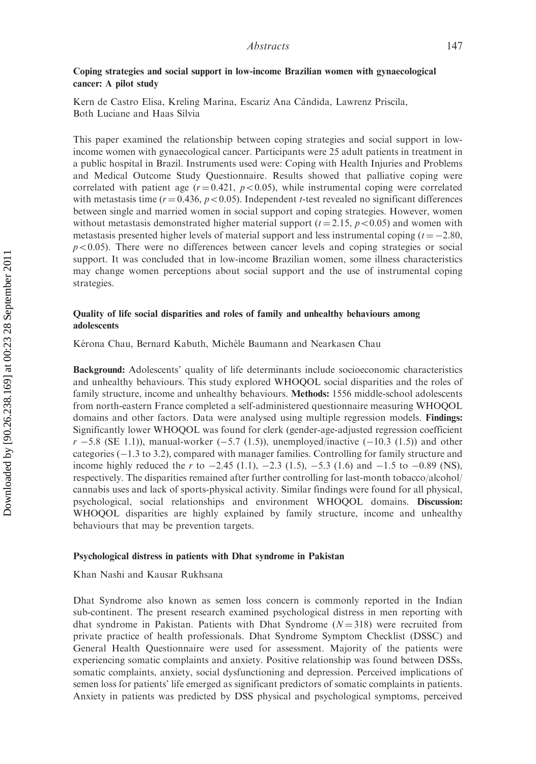### Coping strategies and social support in low-income Brazilian women with gynaecological cancer: A pilot study

Kern de Castro Elisa, Kreling Marina, Escariz Ana Cândida, Lawrenz Priscila, Both Luciane and Haas Sílvia

This paper examined the relationship between coping strategies and social support in low-income women with gynaecological cancer. Participants were 25 adult patients in treatment in a public hospital in Brazil. Instruments used were: Coping with Health Injuries and Problems and Medical Outcome Study Questionnaire. Results showed that palliative coping were correlated with patient age ($r = 0.421$, $p < 0.05$), while instrumental coping were correlated with metastasis time ($r = 0.436$, $p < 0.05$). Independent $t$-test revealed no significant differences between single and married women in social support and coping strategies. However, women without metastasis demonstrated higher material support ($t = 2.15$, $p < 0.05$) and women with metastasis presented higher levels of material support and less instrumental coping ($t = -2.80$, $p < 0.05$). There were no differences between cancer levels and coping strategies or social support. It was concluded that in low-income Brazilian women, some illness characteristics may change women perceptions about social support and the use of instrumental coping strategies.

### Quality of life social disparities and roles of family and unhealthy behaviours among adolescents

Kérona Chau, Bernard Kabuth, Michèle Baumann and Nearkasen Chau

**Background:** Adolescents' quality of life determinants include socioeconomic characteristics and unhealthy behaviours. This study explored WHOQOL social disparities and the roles of family structure, income and unhealthy behaviours. **Methods:** 1556 middle-school adolescents from north-eastern France completed a self-administered questionnaire measuring WHOQOL domains and other factors. Data were analysed using multiple regression models. **Findings:** Significantly lower WHOQOL was found for clerk (gender-age-adjusted regression coefficient $r$ −5.8 (SE 1.1)), manual-worker (−5.7 (1.5)), unemployed/inactive (−10.3 (1.5)) and other categories (−1.3 to 3.2), compared with manager families. Controlling for family structure and income highly reduced the $r$ to −2.45 (1.1), −2.3 (1.5), −5.3 (1.6) and −1.5 to −0.89 (NS), respectively. The disparities remained after further controlling for last-month tobacco/alcohol/cannabis uses and lack of sports-physical activity. Similar findings were found for all physical, psychological, social relationships and environment WHOQOL domains. **Discussion:** WHOQOL disparities are highly explained by family structure, income and unhealthy behaviours that may be prevention targets.

### Psychological distress in patients with Dhat syndrome in Pakistan

Khan Nashi and Kausar Rukhsana

Dhat Syndrome also known as semen loss concern is commonly reported in the Indian sub-continent. The present research examined psychological distress in men reporting with dhat syndrome in Pakistan. Patients with Dhat Syndrome ($N = 318$) were recruited from private practice of health professionals. Dhat Syndrome Symptom Checklist (DSSC) and General Health Questionnaire were used for assessment. Majority of the patients were experiencing somatic complaints and anxiety. Positive relationship was found between DSSs, somatic complaints, anxiety, social dysfunctioning and depression. Perceived implications of semen loss for patients' life emerged as significant predictors of somatic complaints in patients. Anxiety in patients was predicted by DSS physical and psychological symptoms, perceived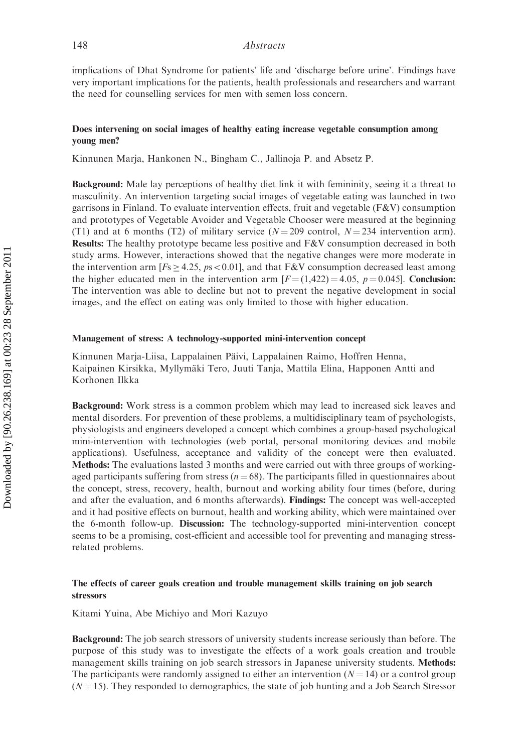implications of Dhat Syndrome for patients' life and 'discharge before urine'. Findings have very important implications for the patients, health professionals and researchers and warrant the need for counselling services for men with semen loss concern.

### Does intervening on social images of healthy eating increase vegetable consumption among young men?

Kinnunen Marja, Hankonen N., Bingham C., Jallinoja P. and Absetz P.

**Background:** Male lay perceptions of healthy diet link it with femininity, seeing it a threat to masculinity. An intervention targeting social images of vegetable eating was launched in two garrisons in Finland. To evaluate intervention effects, fruit and vegetable (F&V) consumption and prototypes of Vegetable Avoider and Vegetable Chooser were measured at the beginning (T1) and at 6 months (T2) of military service ($N = 209$ control, $N = 234$ intervention arm). **Results:** The healthy prototype became less positive and F&V consumption decreased in both study arms. However, interactions showed that the negative changes were more moderate in the intervention arm [$Fs \geq 4.25$, $ps < 0.01$], and that F&V consumption decreased least among the higher educated men in the intervention arm [$F = (1{,}422) = 4.05$, $p = 0.045$]. **Conclusion:** The intervention was able to decline but not to prevent the negative development in social images, and the effect on eating was only limited to those with higher education.

### Management of stress: A technology-supported mini-intervention concept

Kinnunen Marja-Liisa, Lappalainen Päivi, Lappalainen Raimo, Hoffren Henna, Kaipainen Kirsikka, Myllymäki Tero, Juuti Tanja, Mattila Elina, Happonen Antti and Korhonen Ilkka

**Background:** Work stress is a common problem which may lead to increased sick leaves and mental disorders. For prevention of these problems, a multidisciplinary team of psychologists, physiologists and engineers developed a concept which combines a group-based psychological mini-intervention with technologies (web portal, personal monitoring devices and mobile applications). Usefulness, acceptance and validity of the concept were then evaluated. **Methods:** The evaluations lasted 3 months and were carried out with three groups of working-aged participants suffering from stress ($n = 68$). The participants filled in questionnaires about the concept, stress, recovery, health, burnout and working ability four times (before, during and after the evaluation, and 6 months afterwards). **Findings:** The concept was well-accepted and it had positive effects on burnout, health and working ability, which were maintained over the 6-month follow-up. **Discussion:** The technology-supported mini-intervention concept seems to be a promising, cost-efficient and accessible tool for preventing and managing stress-related problems.

### The effects of career goals creation and trouble management skills training on job search stressors

Kitami Yuina, Abe Michiyo and Mori Kazuyo

**Background:** The job search stressors of university students increase seriously than before. The purpose of this study was to investigate the effects of a work goals creation and trouble management skills training on job search stressors in Japanese university students. **Methods:** The participants were randomly assigned to either an intervention ($N = 14$) or a control group ($N = 15$). They responded to demographics, the state of job hunting and a Job Search Stressor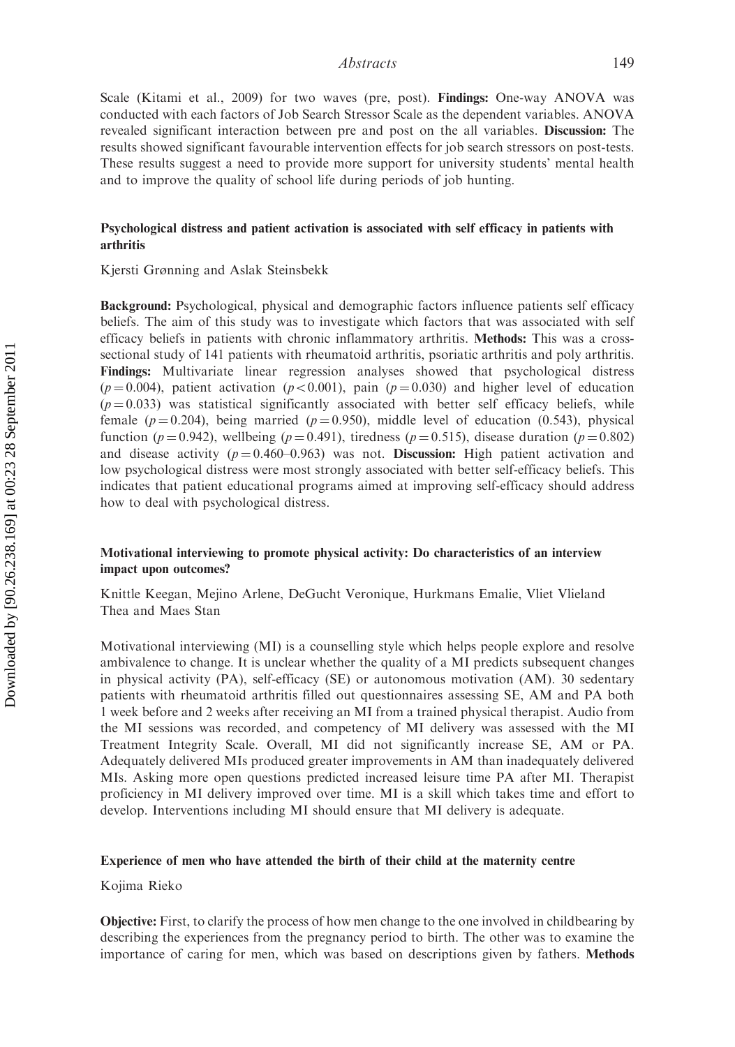Scale (Kitami et al., 2009) for two waves (pre, post). **Findings:** One-way ANOVA was conducted with each factors of Job Search Stressor Scale as the dependent variables. ANOVA revealed significant interaction between pre and post on the all variables. **Discussion:** The results showed significant favourable intervention effects for job search stressors on post-tests. These results suggest a need to provide more support for university students' mental health and to improve the quality of school life during periods of job hunting.

### Psychological distress and patient activation is associated with self efficacy in patients with arthritis

Kjersti Grønning and Aslak Steinsbekk

**Background:** Psychological, physical and demographic factors influence patients self efficacy beliefs. The aim of this study was to investigate which factors that was associated with self efficacy beliefs in patients with chronic inflammatory arthritis. **Methods:** This was a cross-sectional study of 141 patients with rheumatoid arthritis, psoriatic arthritis and poly arthritis. **Findings:** Multivariate linear regression analyses showed that psychological distress ($p = 0.004$), patient activation ($p < 0.001$), pain ($p = 0.030$) and higher level of education ($p = 0.033$) was statistical significantly associated with better self efficacy beliefs, while female ($p = 0.204$), being married ($p = 0.950$), middle level of education (0.543), physical function ($p = 0.942$), wellbeing ($p = 0.491$), tiredness ($p = 0.515$), disease duration ($p = 0.802$) and disease activity ($p = 0.460$–$0.963$) was not. **Discussion:** High patient activation and low psychological distress were most strongly associated with better self-efficacy beliefs. This indicates that patient educational programs aimed at improving self-efficacy should address how to deal with psychological distress.

### Motivational interviewing to promote physical activity: Do characteristics of an interview impact upon outcomes?

Knittle Keegan, Mejino Arlene, DeGucht Veronique, Hurkmans Emalie, Vliet Vlieland Thea and Maes Stan

Motivational interviewing (MI) is a counselling style which helps people explore and resolve ambivalence to change. It is unclear whether the quality of a MI predicts subsequent changes in physical activity (PA), self-efficacy (SE) or autonomous motivation (AM). 30 sedentary patients with rheumatoid arthritis filled out questionnaires assessing SE, AM and PA both 1 week before and 2 weeks after receiving an MI from a trained physical therapist. Audio from the MI sessions was recorded, and competency of MI delivery was assessed with the MI Treatment Integrity Scale. Overall, MI did not significantly increase SE, AM or PA. Adequately delivered MIs produced greater improvements in AM than inadequately delivered MIs. Asking more open questions predicted increased leisure time PA after MI. Therapist proficiency in MI delivery improved over time. MI is a skill which takes time and effort to develop. Interventions including MI should ensure that MI delivery is adequate.

### Experience of men who have attended the birth of their child at the maternity centre

Kojima Rieko

**Objective:** First, to clarify the process of how men change to the one involved in childbearing by describing the experiences from the pregnancy period to birth. The other was to examine the importance of caring for men, which was based on descriptions given by fathers. **Methods**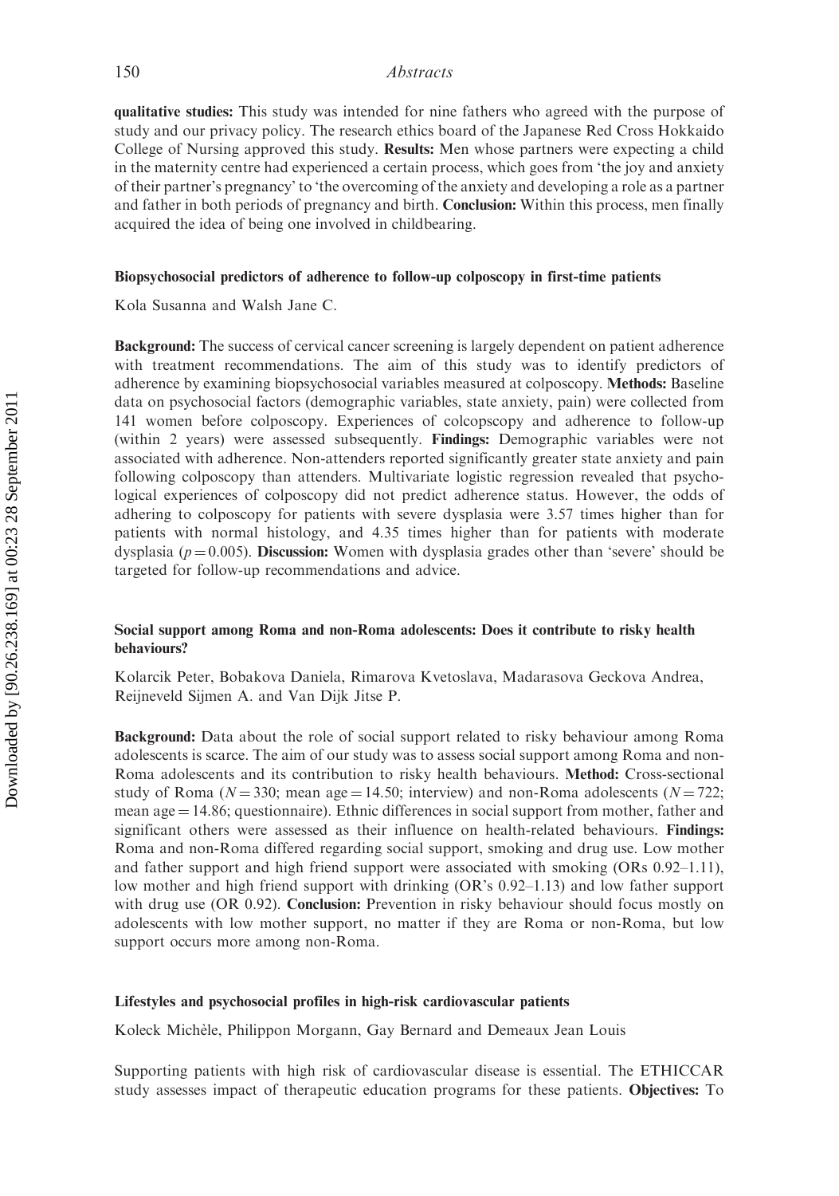**qualitative studies:** This study was intended for nine fathers who agreed with the purpose of study and our privacy policy. The research ethics board of the Japanese Red Cross Hokkaido College of Nursing approved this study. **Results:** Men whose partners were expecting a child in the maternity centre had experienced a certain process, which goes from 'the joy and anxiety of their partner's pregnancy' to 'the overcoming of the anxiety and developing a role as a partner and father in both periods of pregnancy and birth. **Conclusion:** Within this process, men finally acquired the idea of being one involved in childbearing.

### Biopsychosocial predictors of adherence to follow-up colposcopy in first-time patients

Kola Susanna and Walsh Jane C.

**Background:** The success of cervical cancer screening is largely dependent on patient adherence with treatment recommendations. The aim of this study was to identify predictors of adherence by examining biopsychosocial variables measured at colposcopy. **Methods:** Baseline data on psychosocial factors (demographic variables, state anxiety, pain) were collected from 141 women before colposcopy. Experiences of colcopscopy and adherence to follow-up (within 2 years) were assessed subsequently. **Findings:** Demographic variables were not associated with adherence. Non-attenders reported significantly greater state anxiety and pain following colposcopy than attenders. Multivariate logistic regression revealed that psychological experiences of colposcopy did not predict adherence status. However, the odds of adhering to colposcopy for patients with severe dysplasia were 3.57 times higher than for patients with normal histology, and 4.35 times higher than for patients with moderate dysplasia ($p = 0.005$). **Discussion:** Women with dysplasia grades other than 'severe' should be targeted for follow-up recommendations and advice.

### Social support among Roma and non-Roma adolescents: Does it contribute to risky health behaviours?

Kolarcik Peter, Bobakova Daniela, Rimarova Kvetoslava, Madarasova Geckova Andrea, Reijneveld Sijmen A. and Van Dijk Jitse P.

**Background:** Data about the role of social support related to risky behaviour among Roma adolescents is scarce. The aim of our study was to assess social support among Roma and non-Roma adolescents and its contribution to risky health behaviours. **Method:** Cross-sectional study of Roma ($N = 330$; mean age = 14.50; interview) and non-Roma adolescents ($N = 722$; mean age = 14.86; questionnaire). Ethnic differences in social support from mother, father and significant others were assessed as their influence on health-related behaviours. **Findings:** Roma and non-Roma differed regarding social support, smoking and drug use. Low mother and father support and high friend support were associated with smoking (ORs 0.92–1.11), low mother and high friend support with drinking (OR's 0.92–1.13) and low father support with drug use (OR 0.92). **Conclusion:** Prevention in risky behaviour should focus mostly on adolescents with low mother support, no matter if they are Roma or non-Roma, but low support occurs more among non-Roma.

### Lifestyles and psychosocial profiles in high-risk cardiovascular patients

Koleck Michèle, Philippon Morgann, Gay Bernard and Demeaux Jean Louis

Supporting patients with high risk of cardiovascular disease is essential. The ETHICCAR study assesses impact of therapeutic education programs for these patients. **Objectives:** To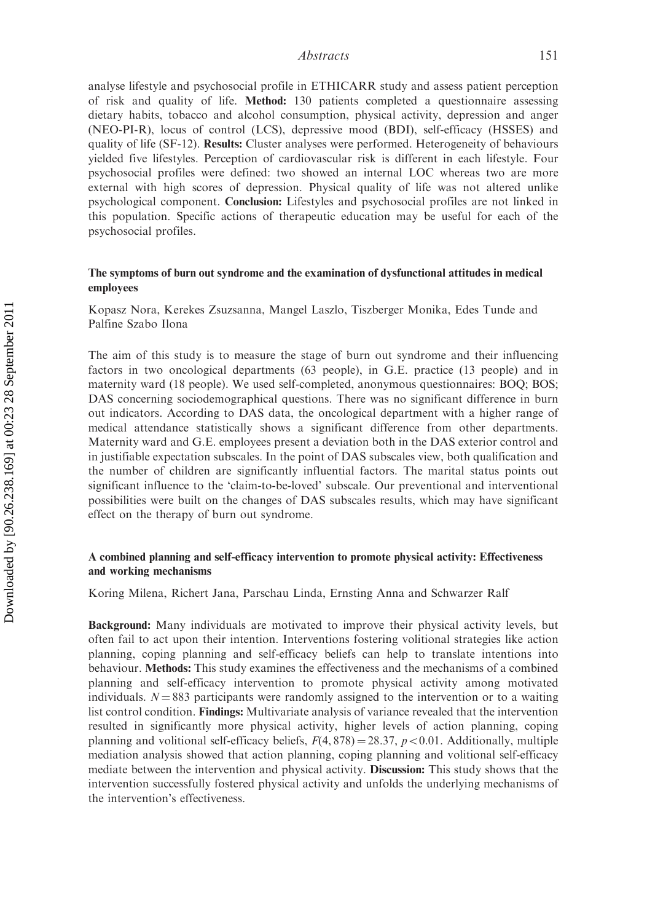analyse lifestyle and psychosocial profile in ETHICARR study and assess patient perception of risk and quality of life. **Method:** 130 patients completed a questionnaire assessing dietary habits, tobacco and alcohol consumption, physical activity, depression and anger (NEO-PI-R), locus of control (LCS), depressive mood (BDI), self-efficacy (HSSES) and quality of life (SF-12). **Results:** Cluster analyses were performed. Heterogeneity of behaviours yielded five lifestyles. Perception of cardiovascular risk is different in each lifestyle. Four psychosocial profiles were defined: two showed an internal LOC whereas two are more external with high scores of depression. Physical quality of life was not altered unlike psychological component. **Conclusion:** Lifestyles and psychosocial profiles are not linked in this population. Specific actions of therapeutic education may be useful for each of the psychosocial profiles.

### The symptoms of burn out syndrome and the examination of dysfunctional attitudes in medical employees

Kopasz Nora, Kerekes Zsuzsanna, Mangel Laszlo, Tiszberger Monika, Edes Tunde and Palfine Szabo Ilona

The aim of this study is to measure the stage of burn out syndrome and their influencing factors in two oncological departments (63 people), in G.E. practice (13 people) and in maternity ward (18 people). We used self-completed, anonymous questionnaires: BOQ; BOS; DAS concerning sociodemographical questions. There was no significant difference in burn out indicators. According to DAS data, the oncological department with a higher range of medical attendance statistically shows a significant difference from other departments. Maternity ward and G.E. employees present a deviation both in the DAS exterior control and in justifiable expectation subscales. In the point of DAS subscales view, both qualification and the number of children are significantly influential factors. The marital status points out significant influence to the 'claim-to-be-loved' subscale. Our preventional and interventional possibilities were built on the changes of DAS subscales results, which may have significant effect on the therapy of burn out syndrome.

### A combined planning and self-efficacy intervention to promote physical activity: Effectiveness and working mechanisms

Koring Milena, Richert Jana, Parschau Linda, Ernsting Anna and Schwarzer Ralf

**Background:** Many individuals are motivated to improve their physical activity levels, but often fail to act upon their intention. Interventions fostering volitional strategies like action planning, coping planning and self-efficacy beliefs can help to translate intentions into behaviour. **Methods:** This study examines the effectiveness and the mechanisms of a combined planning and self-efficacy intervention to promote physical activity among motivated individuals. $N = 883$ participants were randomly assigned to the intervention or to a waiting list control condition. **Findings:** Multivariate analysis of variance revealed that the intervention resulted in significantly more physical activity, higher levels of action planning, coping planning and volitional self-efficacy beliefs, $F(4, 878) = 28.37$, $p < 0.01$. Additionally, multiple mediation analysis showed that action planning, coping planning and volitional self-efficacy mediate between the intervention and physical activity. **Discussion:** This study shows that the intervention successfully fostered physical activity and unfolds the underlying mechanisms of the intervention's effectiveness.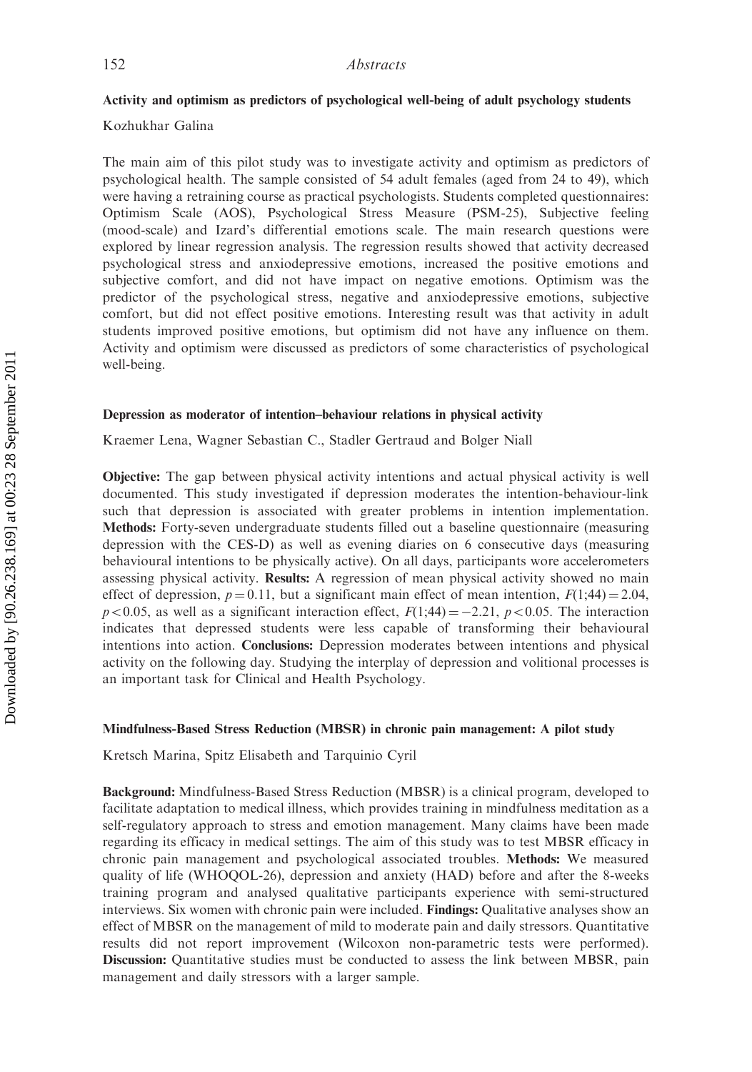### Activity and optimism as predictors of psychological well-being of adult psychology students

Kozhukhar Galina

The main aim of this pilot study was to investigate activity and optimism as predictors of psychological health. The sample consisted of 54 adult females (aged from 24 to 49), which were having a retraining course as practical psychologists. Students completed questionnaires: Optimism Scale (AOS), Psychological Stress Measure (PSM-25), Subjective feeling (mood-scale) and Izard's differential emotions scale. The main research questions were explored by linear regression analysis. The regression results showed that activity decreased psychological stress and anxiodepressive emotions, increased the positive emotions and subjective comfort, and did not have impact on negative emotions. Optimism was the predictor of the psychological stress, negative and anxiodepressive emotions, subjective comfort, but did not effect positive emotions. Interesting result was that activity in adult students improved positive emotions, but optimism did not have any influence on them. Activity and optimism were discussed as predictors of some characteristics of psychological well-being.

### Depression as moderator of intention–behaviour relations in physical activity

Kraemer Lena, Wagner Sebastian C., Stadler Gertraud and Bolger Niall

**Objective:** The gap between physical activity intentions and actual physical activity is well documented. This study investigated if depression moderates the intention-behaviour-link such that depression is associated with greater problems in intention implementation. **Methods:** Forty-seven undergraduate students filled out a baseline questionnaire (measuring depression with the CES-D) as well as evening diaries on 6 consecutive days (measuring behavioural intentions to be physically active). On all days, participants wore accelerometers assessing physical activity. **Results:** A regression of mean physical activity showed no main effect of depression, $p = 0.11$, but a significant main effect of mean intention, $F(1;44) = 2.04$, $p < 0.05$, as well as a significant interaction effect, $F(1;44) = -2.21$, $p < 0.05$. The interaction indicates that depressed students were less capable of transforming their behavioural intentions into action. **Conclusions:** Depression moderates between intentions and physical activity on the following day. Studying the interplay of depression and volitional processes is an important task for Clinical and Health Psychology.

### Mindfulness-Based Stress Reduction (MBSR) in chronic pain management: A pilot study

Kretsch Marina, Spitz Elisabeth and Tarquinio Cyril

**Background:** Mindfulness-Based Stress Reduction (MBSR) is a clinical program, developed to facilitate adaptation to medical illness, which provides training in mindfulness meditation as a self-regulatory approach to stress and emotion management. Many claims have been made regarding its efficacy in medical settings. The aim of this study was to test MBSR efficacy in chronic pain management and psychological associated troubles. **Methods:** We measured quality of life (WHOQOL-26), depression and anxiety (HAD) before and after the 8-weeks training program and analysed qualitative participants experience with semi-structured interviews. Six women with chronic pain were included. **Findings:** Qualitative analyses show an effect of MBSR on the management of mild to moderate pain and daily stressors. Quantitative results did not report improvement (Wilcoxon non-parametric tests were performed). **Discussion:** Quantitative studies must be conducted to assess the link between MBSR, pain management and daily stressors with a larger sample.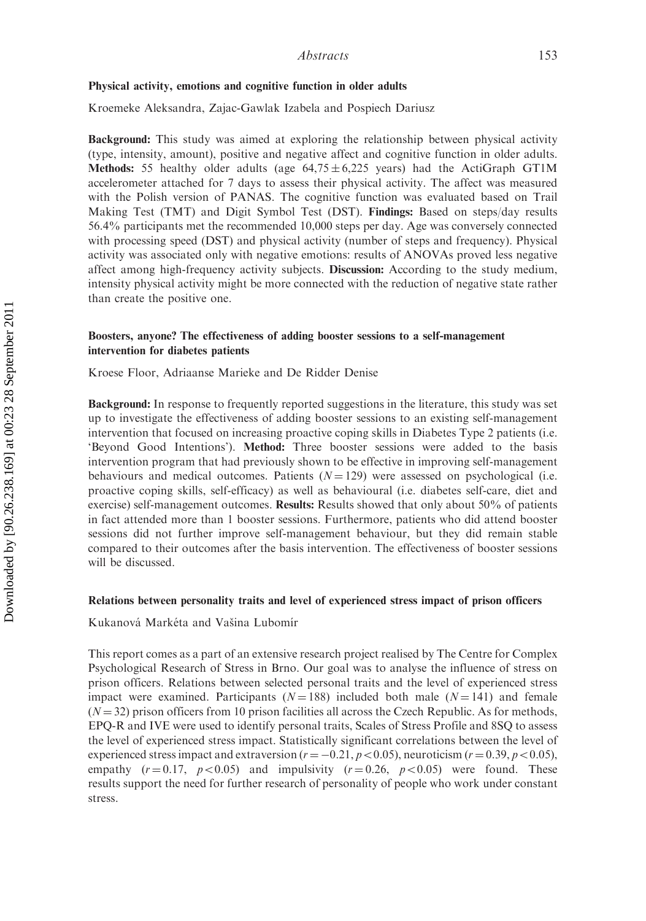### Physical activity, emotions and cognitive function in older adults

Kroemeke Aleksandra, Zajac-Gawlak Izabela and Pospiech Dariusz

**Background:** This study was aimed at exploring the relationship between physical activity (type, intensity, amount), positive and negative affect and cognitive function in older adults. **Methods:** 55 healthy older adults (age $64{,}75 \pm 6{,}225$ years) had the ActiGraph GT1M accelerometer attached for 7 days to assess their physical activity. The affect was measured with the Polish version of PANAS. The cognitive function was evaluated based on Trail Making Test (TMT) and Digit Symbol Test (DST). **Findings:** Based on steps/day results 56.4% participants met the recommended 10,000 steps per day. Age was conversely connected with processing speed (DST) and physical activity (number of steps and frequency). Physical activity was associated only with negative emotions: results of ANOVAs proved less negative affect among high-frequency activity subjects. **Discussion:** According to the study medium, intensity physical activity might be more connected with the reduction of negative state rather than create the positive one.

### Boosters, anyone? The effectiveness of adding booster sessions to a self-management intervention for diabetes patients

Kroese Floor, Adriaanse Marieke and De Ridder Denise

**Background:** In response to frequently reported suggestions in the literature, this study was set up to investigate the effectiveness of adding booster sessions to an existing self-management intervention that focused on increasing proactive coping skills in Diabetes Type 2 patients (i.e. 'Beyond Good Intentions'). **Method:** Three booster sessions were added to the basis intervention program that had previously shown to be effective in improving self-management behaviours and medical outcomes. Patients ($N = 129$) were assessed on psychological (i.e. proactive coping skills, self-efficacy) as well as behavioural (i.e. diabetes self-care, diet and exercise) self-management outcomes. **Results:** Results showed that only about 50% of patients in fact attended more than 1 booster sessions. Furthermore, patients who did attend booster sessions did not further improve self-management behaviour, but they did remain stable compared to their outcomes after the basis intervention. The effectiveness of booster sessions will be discussed.

### Relations between personality traits and level of experienced stress impact of prison officers

Kukanová Markéta and Vašina Lubomír

This report comes as a part of an extensive research project realised by The Centre for Complex Psychological Research of Stress in Brno. Our goal was to analyse the influence of stress on prison officers. Relations between selected personal traits and the level of experienced stress impact were examined. Participants ($N = 188$) included both male ($N = 141$) and female ($N = 32$) prison officers from 10 prison facilities all across the Czech Republic. As for methods, EPQ-R and IVE were used to identify personal traits, Scales of Stress Profile and 8SQ to assess the level of experienced stress impact. Statistically significant correlations between the level of experienced stress impact and extraversion ($r = -0.21$, $p < 0.05$), neuroticism ($r = 0.39$, $p < 0.05$), empathy ($r = 0.17$, $p < 0.05$) and impulsivity ($r = 0.26$, $p < 0.05$) were found. These results support the need for further research of personality of people who work under constant stress.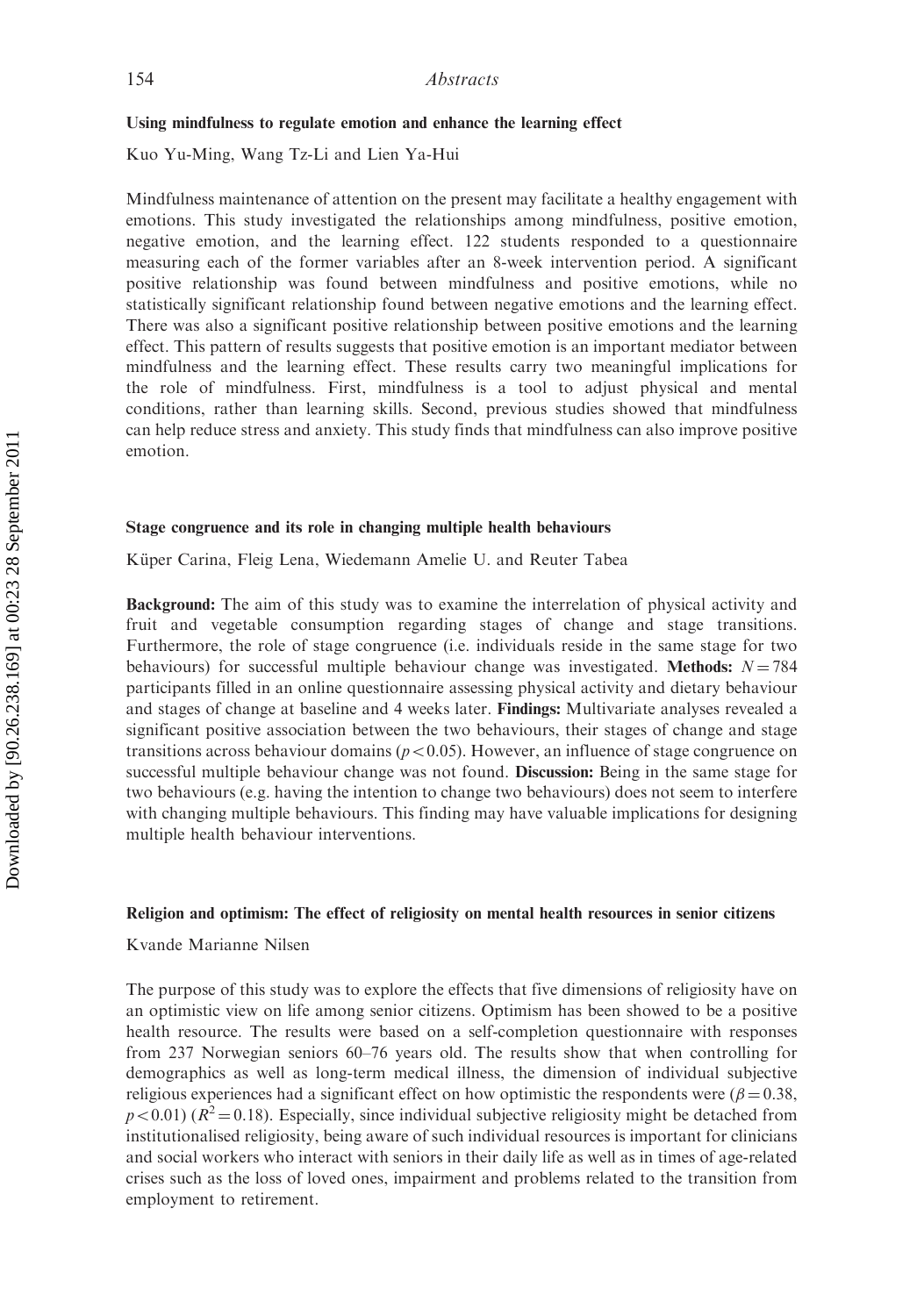### Using mindfulness to regulate emotion and enhance the learning effect

Kuo Yu-Ming, Wang Tz-Li and Lien Ya-Hui

Mindfulness maintenance of attention on the present may facilitate a healthy engagement with emotions. This study investigated the relationships among mindfulness, positive emotion, negative emotion, and the learning effect. 122 students responded to a questionnaire measuring each of the former variables after an 8-week intervention period. A significant positive relationship was found between mindfulness and positive emotions, while no statistically significant relationship found between negative emotions and the learning effect. There was also a significant positive relationship between positive emotions and the learning effect. This pattern of results suggests that positive emotion is an important mediator between mindfulness and the learning effect. These results carry two meaningful implications for the role of mindfulness. First, mindfulness is a tool to adjust physical and mental conditions, rather than learning skills. Second, previous studies showed that mindfulness can help reduce stress and anxiety. This study finds that mindfulness can also improve positive emotion.

### Stage congruence and its role in changing multiple health behaviours

Küper Carina, Fleig Lena, Wiedemann Amelie U. and Reuter Tabea

**Background:** The aim of this study was to examine the interrelation of physical activity and fruit and vegetable consumption regarding stages of change and stage transitions. Furthermore, the role of stage congruence (i.e. individuals reside in the same stage for two behaviours) for successful multiple behaviour change was investigated. **Methods:** $N = 784$ participants filled in an online questionnaire assessing physical activity and dietary behaviour and stages of change at baseline and 4 weeks later. **Findings:** Multivariate analyses revealed a significant positive association between the two behaviours, their stages of change and stage transitions across behaviour domains ($p < 0.05$). However, an influence of stage congruence on successful multiple behaviour change was not found. **Discussion:** Being in the same stage for two behaviours (e.g. having the intention to change two behaviours) does not seem to interfere with changing multiple behaviours. This finding may have valuable implications for designing multiple health behaviour interventions.

### Religion and optimism: The effect of religiosity on mental health resources in senior citizens

Kvande Marianne Nilsen

The purpose of this study was to explore the effects that five dimensions of religiosity have on an optimistic view on life among senior citizens. Optimism has been showed to be a positive health resource. The results were based on a self-completion questionnaire with responses from 237 Norwegian seniors 60–76 years old. The results show that when controlling for demographics as well as long-term medical illness, the dimension of individual subjective religious experiences had a significant effect on how optimistic the respondents were ($\beta = 0.38$, $p < 0.01$) ($R^2 = 0.18$). Especially, since individual subjective religiosity might be detached from institutionalised religiosity, being aware of such individual resources is important for clinicians and social workers who interact with seniors in their daily life as well as in times of age-related crises such as the loss of loved ones, impairment and problems related to the transition from employment to retirement.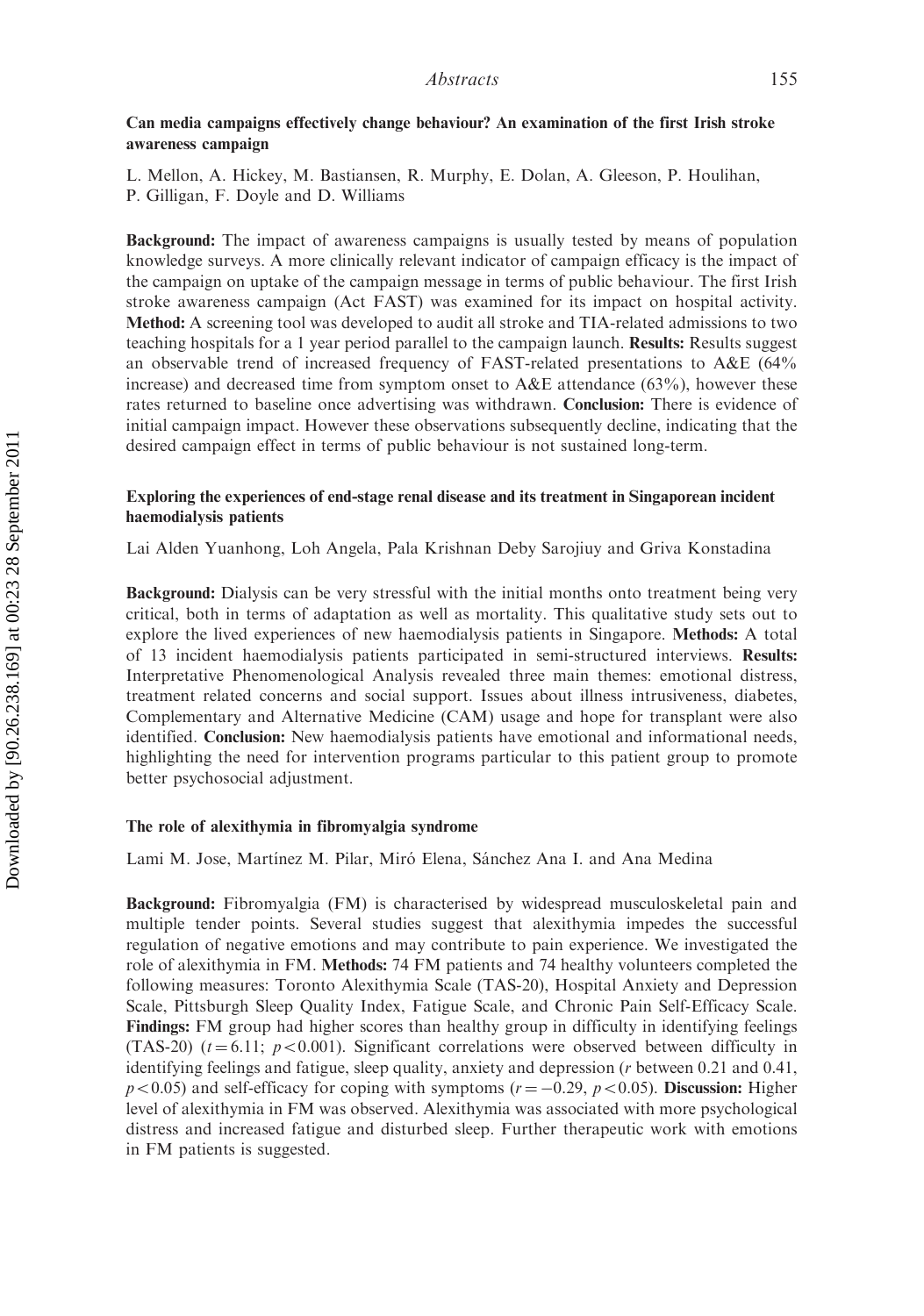### Can media campaigns effectively change behaviour? An examination of the first Irish stroke awareness campaign

L. Mellon, A. Hickey, M. Bastiansen, R. Murphy, E. Dolan, A. Gleeson, P. Houlihan, P. Gilligan, F. Doyle and D. Williams

**Background:** The impact of awareness campaigns is usually tested by means of population knowledge surveys. A more clinically relevant indicator of campaign efficacy is the impact of the campaign on uptake of the campaign message in terms of public behaviour. The first Irish stroke awareness campaign (Act FAST) was examined for its impact on hospital activity. **Method:** A screening tool was developed to audit all stroke and TIA-related admissions to two teaching hospitals for a 1 year period parallel to the campaign launch. **Results:** Results suggest an observable trend of increased frequency of FAST-related presentations to A&E (64% increase) and decreased time from symptom onset to A&E attendance (63%), however these rates returned to baseline once advertising was withdrawn. **Conclusion:** There is evidence of initial campaign impact. However these observations subsequently decline, indicating that the desired campaign effect in terms of public behaviour is not sustained long-term.

### Exploring the experiences of end-stage renal disease and its treatment in Singaporean incident haemodialysis patients

Lai Alden Yuanhong, Loh Angela, Pala Krishnan Deby Sarojiuy and Griva Konstadina

**Background:** Dialysis can be very stressful with the initial months onto treatment being very critical, both in terms of adaptation as well as mortality. This qualitative study sets out to explore the lived experiences of new haemodialysis patients in Singapore. **Methods:** A total of 13 incident haemodialysis patients participated in semi-structured interviews. **Results:** Interpretative Phenomenological Analysis revealed three main themes: emotional distress, treatment related concerns and social support. Issues about illness intrusiveness, diabetes, Complementary and Alternative Medicine (CAM) usage and hope for transplant were also identified. **Conclusion:** New haemodialysis patients have emotional and informational needs, highlighting the need for intervention programs particular to this patient group to promote better psychosocial adjustment.

### The role of alexithymia in fibromyalgia syndrome

Lami M. Jose, Martínez M. Pilar, Miró Elena, Sánchez Ana I. and Ana Medina

**Background:** Fibromyalgia (FM) is characterised by widespread musculoskeletal pain and multiple tender points. Several studies suggest that alexithymia impedes the successful regulation of negative emotions and may contribute to pain experience. We investigated the role of alexithymia in FM. **Methods:** 74 FM patients and 74 healthy volunteers completed the following measures: Toronto Alexithymia Scale (TAS-20), Hospital Anxiety and Depression Scale, Pittsburgh Sleep Quality Index, Fatigue Scale, and Chronic Pain Self-Efficacy Scale. **Findings:** FM group had higher scores than healthy group in difficulty in identifying feelings (TAS-20) ($t = 6.11$; $p < 0.001$). Significant correlations were observed between difficulty in identifying feelings and fatigue, sleep quality, anxiety and depression ($r$ between 0.21 and 0.41, $p < 0.05$) and self-efficacy for coping with symptoms ($r = -0.29$, $p < 0.05$). **Discussion:** Higher level of alexithymia in FM was observed. Alexithymia was associated with more psychological distress and increased fatigue and disturbed sleep. Further therapeutic work with emotions in FM patients is suggested.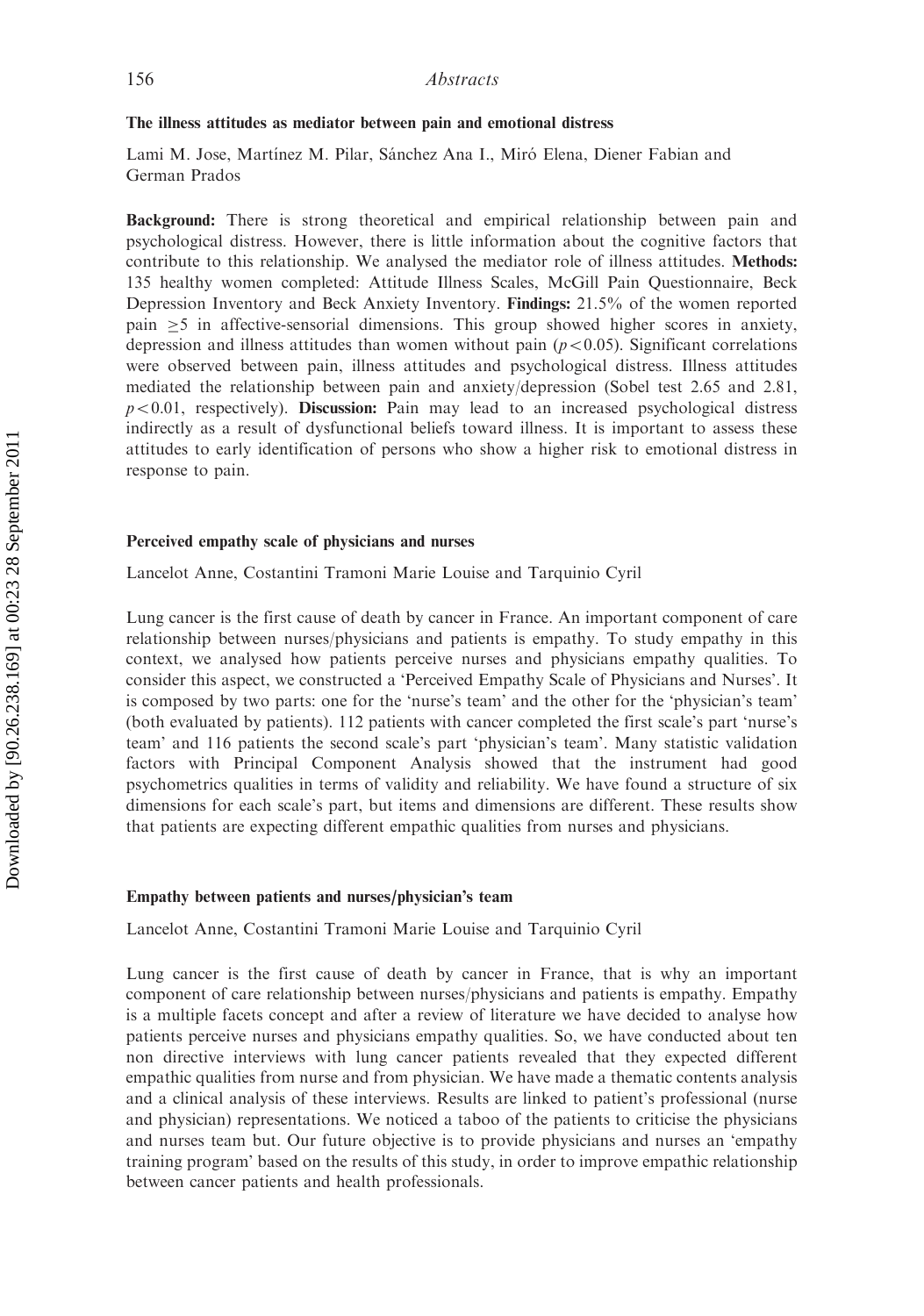### The illness attitudes as mediator between pain and emotional distress

Lami M. Jose, Martínez M. Pilar, Sánchez Ana I., Miró Elena, Diener Fabian and German Prados

**Background:** There is strong theoretical and empirical relationship between pain and psychological distress. However, there is little information about the cognitive factors that contribute to this relationship. We analysed the mediator role of illness attitudes. **Methods:** 135 healthy women completed: Attitude Illness Scales, McGill Pain Questionnaire, Beck Depression Inventory and Beck Anxiety Inventory. **Findings:** 21.5% of the women reported pain $\geq 5$ in affective-sensorial dimensions. This group showed higher scores in anxiety, depression and illness attitudes than women without pain ($p < 0.05$). Significant correlations were observed between pain, illness attitudes and psychological distress. Illness attitudes mediated the relationship between pain and anxiety/depression (Sobel test 2.65 and 2.81, $p < 0.01$, respectively). **Discussion:** Pain may lead to an increased psychological distress indirectly as a result of dysfunctional beliefs toward illness. It is important to assess these attitudes to early identification of persons who show a higher risk to emotional distress in response to pain.

### Perceived empathy scale of physicians and nurses

Lancelot Anne, Costantini Tramoni Marie Louise and Tarquinio Cyril

Lung cancer is the first cause of death by cancer in France. An important component of care relationship between nurses/physicians and patients is empathy. To study empathy in this context, we analysed how patients perceive nurses and physicians empathy qualities. To consider this aspect, we constructed a 'Perceived Empathy Scale of Physicians and Nurses'. It is composed by two parts: one for the 'nurse's team' and the other for the 'physician's team' (both evaluated by patients). 112 patients with cancer completed the first scale's part 'nurse's team' and 116 patients the second scale's part 'physician's team'. Many statistic validation factors with Principal Component Analysis showed that the instrument had good psychometrics qualities in terms of validity and reliability. We have found a structure of six dimensions for each scale's part, but items and dimensions are different. These results show that patients are expecting different empathic qualities from nurses and physicians.

### Empathy between patients and nurses/physician's team

Lancelot Anne, Costantini Tramoni Marie Louise and Tarquinio Cyril

Lung cancer is the first cause of death by cancer in France, that is why an important component of care relationship between nurses/physicians and patients is empathy. Empathy is a multiple facets concept and after a review of literature we have decided to analyse how patients perceive nurses and physicians empathy qualities. So, we have conducted about ten non directive interviews with lung cancer patients revealed that they expected different empathic qualities from nurse and from physician. We have made a thematic contents analysis and a clinical analysis of these interviews. Results are linked to patient's professional (nurse and physician) representations. We noticed a taboo of the patients to criticise the physicians and nurses team but. Our future objective is to provide physicians and nurses an 'empathy training program' based on the results of this study, in order to improve empathic relationship between cancer patients and health professionals.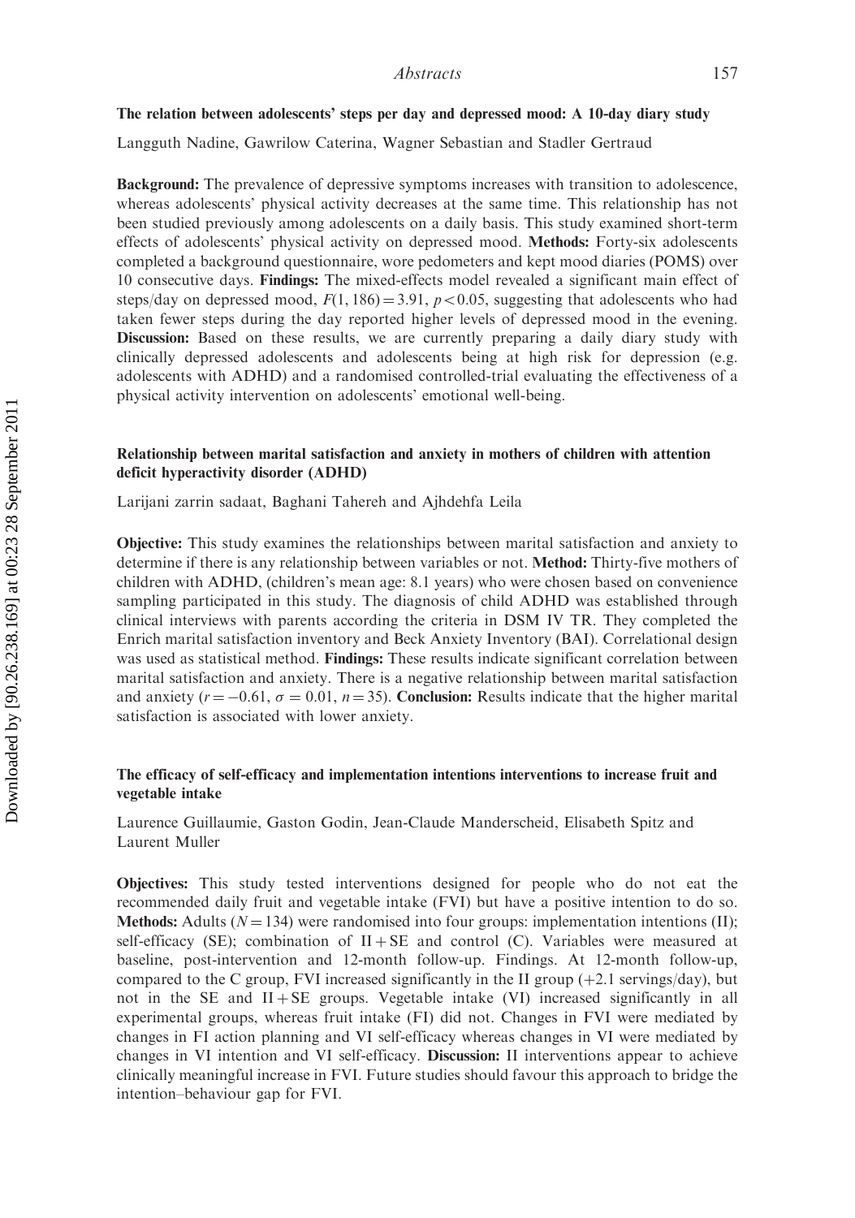### The relation between adolescents' steps per day and depressed mood: A 10-day diary study

Langguth Nadine, Gawrilow Caterina, Wagner Sebastian and Stadler Gertraud

**Background:** The prevalence of depressive symptoms increases with transition to adolescence, whereas adolescents' physical activity decreases at the same time. This relationship has not been studied previously among adolescents on a daily basis. This study examined short-term effects of adolescents' physical activity on depressed mood. **Methods:** Forty-six adolescents completed a background questionnaire, wore pedometers and kept mood diaries (POMS) over 10 consecutive days. **Findings:** The mixed-effects model revealed a significant main effect of steps/day on depressed mood, $F(1, 186) = 3.91$, $p < 0.05$, suggesting that adolescents who had taken fewer steps during the day reported higher levels of depressed mood in the evening. **Discussion:** Based on these results, we are currently preparing a daily diary study with clinically depressed adolescents and adolescents being at high risk for depression (e.g. adolescents with ADHD) and a randomised controlled-trial evaluating the effectiveness of a physical activity intervention on adolescents' emotional well-being.

### Relationship between marital satisfaction and anxiety in mothers of children with attention deficit hyperactivity disorder (ADHD)

Larijani zarrin sadaat, Baghani Tahereh and Ajhdehfa Leila

**Objective:** This study examines the relationships between marital satisfaction and anxiety to determine if there is any relationship between variables or not. **Method:** Thirty-five mothers of children with ADHD, (children's mean age: 8.1 years) who were chosen based on convenience sampling participated in this study. The diagnosis of child ADHD was established through clinical interviews with parents according the criteria in DSM IV TR. They completed the Enrich marital satisfaction inventory and Beck Anxiety Inventory (BAI). Correlational design was used as statistical method. **Findings:** These results indicate significant correlation between marital satisfaction and anxiety. There is a negative relationship between marital satisfaction and anxiety ($r = -0.61$, $\sigma = 0.01$, $n = 35$). **Conclusion:** Results indicate that the higher marital satisfaction is associated with lower anxiety.

### The efficacy of self-efficacy and implementation intentions interventions to increase fruit and vegetable intake

Laurence Guillaumie, Gaston Godin, Jean-Claude Manderscheid, Elisabeth Spitz and Laurent Muller

**Objectives:** This study tested interventions designed for people who do not eat the recommended daily fruit and vegetable intake (FVI) but have a positive intention to do so. **Methods:** Adults ($N = 134$) were randomised into four groups: implementation intentions (II); self-efficacy (SE); combination of II + SE and control (C). Variables were measured at baseline, post-intervention and 12-month follow-up. Findings. At 12-month follow-up, compared to the C group, FVI increased significantly in the II group (+2.1 servings/day), but not in the SE and II + SE groups. Vegetable intake (VI) increased significantly in all experimental groups, whereas fruit intake (FI) did not. Changes in FVI were mediated by changes in FI action planning and VI self-efficacy whereas changes in VI were mediated by changes in VI intention and VI self-efficacy. **Discussion:** II interventions appear to achieve clinically meaningful increase in FVI. Future studies should favour this approach to bridge the intention–behaviour gap for FVI.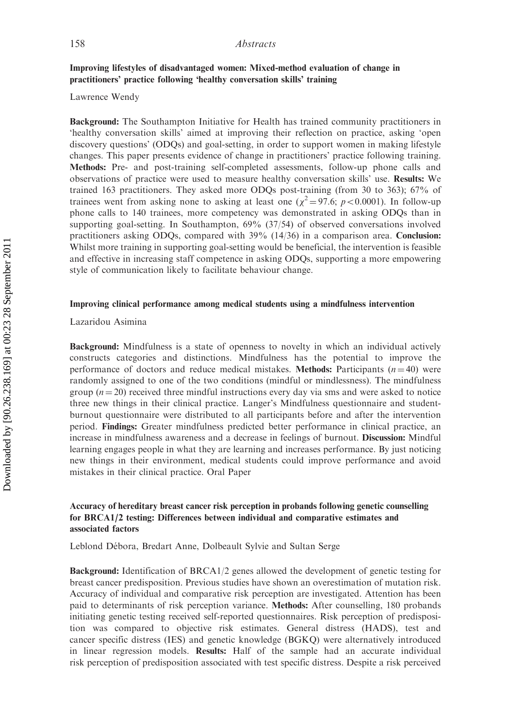### Improving lifestyles of disadvantaged women: Mixed-method evaluation of change in practitioners' practice following 'healthy conversation skills' training

Lawrence Wendy

**Background:** The Southampton Initiative for Health has trained community practitioners in 'healthy conversation skills' aimed at improving their reflection on practice, asking 'open discovery questions' (ODQs) and goal-setting, in order to support women in making lifestyle changes. This paper presents evidence of change in practitioners' practice following training. **Methods:** Pre- and post-training self-completed assessments, follow-up phone calls and observations of practice were used to measure healthy conversation skills' use. **Results:** We trained 163 practitioners. They asked more ODQs post-training (from 30 to 363); 67% of trainees went from asking none to asking at least one ($\chi^2 = 97.6$; $p < 0.0001$). In follow-up phone calls to 140 trainees, more competency was demonstrated in asking ODQs than in supporting goal-setting. In Southampton, 69% (37/54) of observed conversations involved practitioners asking ODQs, compared with 39% (14/36) in a comparison area. **Conclusion:** Whilst more training in supporting goal-setting would be beneficial, the intervention is feasible and effective in increasing staff competence in asking ODQs, supporting a more empowering style of communication likely to facilitate behaviour change.

### Improving clinical performance among medical students using a mindfulness intervention

Lazaridou Asimina

**Background:** Mindfulness is a state of openness to novelty in which an individual actively constructs categories and distinctions. Mindfulness has the potential to improve the performance of doctors and reduce medical mistakes. **Methods:** Participants ($n = 40$) were randomly assigned to one of the two conditions (mindful or mindlessness). The mindfulness group ($n = 20$) received three mindful instructions every day via sms and were asked to notice three new things in their clinical practice. Langer's Mindfulness questionnaire and student-burnout questionnaire were distributed to all participants before and after the intervention period. **Findings:** Greater mindfulness predicted better performance in clinical practice, an increase in mindfulness awareness and a decrease in feelings of burnout. **Discussion:** Mindful learning engages people in what they are learning and increases performance. By just noticing new things in their environment, medical students could improve performance and avoid mistakes in their clinical practice. Oral Paper

### Accuracy of hereditary breast cancer risk perception in probands following genetic counselling for BRCA1/2 testing: Differences between individual and comparative estimates and associated factors

Leblond Débora, Bredart Anne, Dolbeault Sylvie and Sultan Serge

**Background:** Identification of BRCA1/2 genes allowed the development of genetic testing for breast cancer predisposition. Previous studies have shown an overestimation of mutation risk. Accuracy of individual and comparative risk perception are investigated. Attention has been paid to determinants of risk perception variance. **Methods:** After counselling, 180 probands initiating genetic testing received self-reported questionnaires. Risk perception of predisposition was compared to objective risk estimates. General distress (HADS), test and cancer specific distress (IES) and genetic knowledge (BGKQ) were alternatively introduced in linear regression models. **Results:** Half of the sample had an accurate individual risk perception of predisposition associated with test specific distress. Despite a risk perceived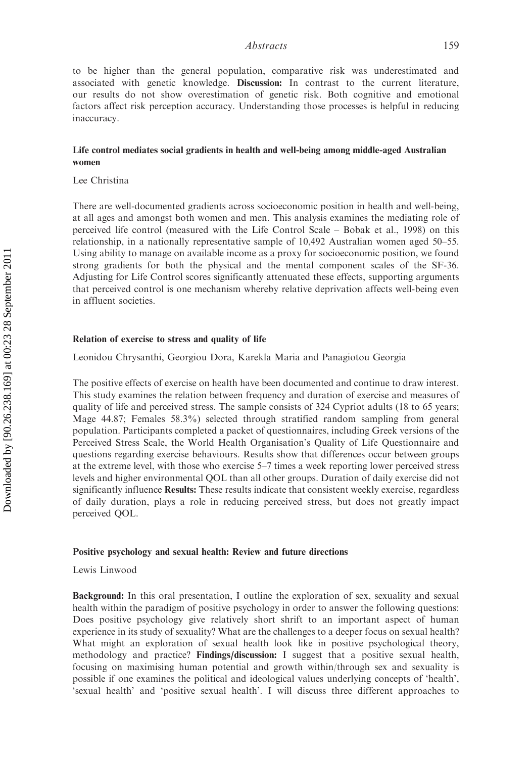to be higher than the general population, comparative risk was underestimated and associated with genetic knowledge. **Discussion:** In contrast to the current literature, our results do not show overestimation of genetic risk. Both cognitive and emotional factors affect risk perception accuracy. Understanding those processes is helpful in reducing inaccuracy.

### Life control mediates social gradients in health and well-being among middle-aged Australian women

Lee Christina

There are well-documented gradients across socioeconomic position in health and well-being, at all ages and amongst both women and men. This analysis examines the mediating role of perceived life control (measured with the Life Control Scale – Bobak et al., 1998) on this relationship, in a nationally representative sample of 10,492 Australian women aged 50–55. Using ability to manage on available income as a proxy for socioeconomic position, we found strong gradients for both the physical and the mental component scales of the SF-36. Adjusting for Life Control scores significantly attenuated these effects, supporting arguments that perceived control is one mechanism whereby relative deprivation affects well-being even in affluent societies.

### Relation of exercise to stress and quality of life

Leonidou Chrysanthi, Georgiou Dora, Karekla Maria and Panagiotou Georgia

The positive effects of exercise on health have been documented and continue to draw interest. This study examines the relation between frequency and duration of exercise and measures of quality of life and perceived stress. The sample consists of 324 Cypriot adults (18 to 65 years; Mage 44.87; Females 58.3%) selected through stratified random sampling from general population. Participants completed a packet of questionnaires, including Greek versions of the Perceived Stress Scale, the World Health Organisation's Quality of Life Questionnaire and questions regarding exercise behaviours. Results show that differences occur between groups at the extreme level, with those who exercise 5–7 times a week reporting lower perceived stress levels and higher environmental QOL than all other groups. Duration of daily exercise did not significantly influence **Results:** These results indicate that consistent weekly exercise, regardless of daily duration, plays a role in reducing perceived stress, but does not greatly impact perceived QOL.

### Positive psychology and sexual health: Review and future directions

Lewis Linwood

**Background:** In this oral presentation, I outline the exploration of sex, sexuality and sexual health within the paradigm of positive psychology in order to answer the following questions: Does positive psychology give relatively short shrift to an important aspect of human experience in its study of sexuality? What are the challenges to a deeper focus on sexual health? What might an exploration of sexual health look like in positive psychological theory, methodology and practice? **Findings/discussion:** I suggest that a positive sexual health, focusing on maximising human potential and growth within/through sex and sexuality is possible if one examines the political and ideological values underlying concepts of 'health', 'sexual health' and 'positive sexual health'. I will discuss three different approaches to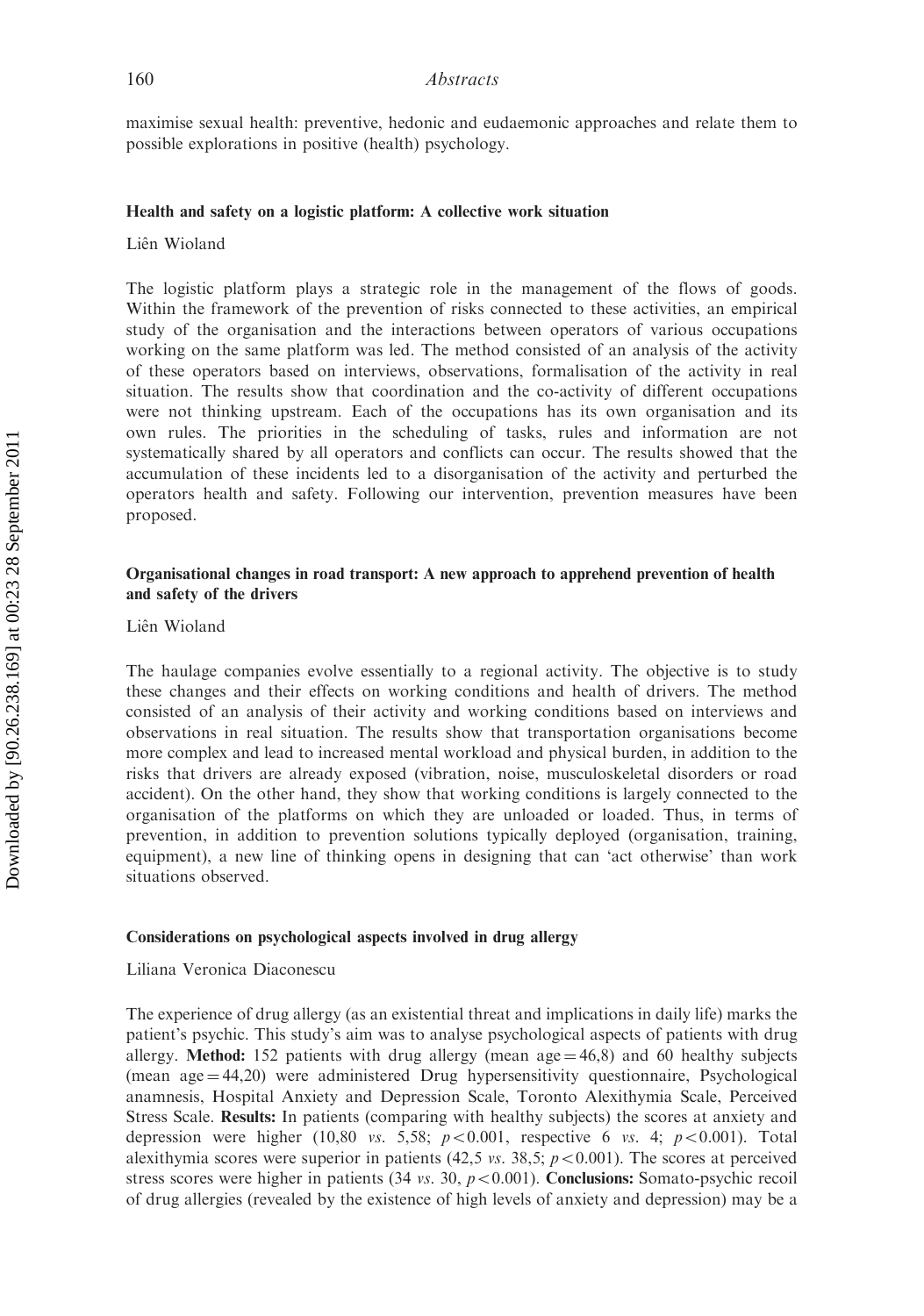maximise sexual health: preventive, hedonic and eudaemonic approaches and relate them to possible explorations in positive (health) psychology.

### Health and safety on a logistic platform: A collective work situation

Liên Wioland

The logistic platform plays a strategic role in the management of the flows of goods. Within the framework of the prevention of risks connected to these activities, an empirical study of the organisation and the interactions between operators of various occupations working on the same platform was led. The method consisted of an analysis of the activity of these operators based on interviews, observations, formalisation of the activity in real situation. The results show that coordination and the co-activity of different occupations were not thinking upstream. Each of the occupations has its own organisation and its own rules. The priorities in the scheduling of tasks, rules and information are not systematically shared by all operators and conflicts can occur. The results showed that the accumulation of these incidents led to a disorganisation of the activity and perturbed the operators health and safety. Following our intervention, prevention measures have been proposed.

### Organisational changes in road transport: A new approach to apprehend prevention of health and safety of the drivers

Liên Wioland

The haulage companies evolve essentially to a regional activity. The objective is to study these changes and their effects on working conditions and health of drivers. The method consisted of an analysis of their activity and working conditions based on interviews and observations in real situation. The results show that transportation organisations become more complex and lead to increased mental workload and physical burden, in addition to the risks that drivers are already exposed (vibration, noise, musculoskeletal disorders or road accident). On the other hand, they show that working conditions is largely connected to the organisation of the platforms on which they are unloaded or loaded. Thus, in terms of prevention, in addition to prevention solutions typically deployed (organisation, training, equipment), a new line of thinking opens in designing that can 'act otherwise' than work situations observed.

### Considerations on psychological aspects involved in drug allergy

Liliana Veronica Diaconescu

The experience of drug allergy (as an existential threat and implications in daily life) marks the patient's psychic. This study's aim was to analyse psychological aspects of patients with drug allergy. **Method:** 152 patients with drug allergy (mean age = 46,8) and 60 healthy subjects (mean age = 44,20) were administered Drug hypersensitivity questionnaire, Psychological anamnesis, Hospital Anxiety and Depression Scale, Toronto Alexithymia Scale, Perceived Stress Scale. **Results:** In patients (comparing with healthy subjects) the scores at anxiety and depression were higher (10,80 *vs.* 5,58; $p < 0.001$, respective 6 *vs.* 4; $p < 0.001$). Total alexithymia scores were superior in patients (42,5 *vs.* 38,5; $p < 0.001$). The scores at perceived stress scores were higher in patients (34 *vs.* 30, $p < 0.001$). **Conclusions:** Somato-psychic recoil of drug allergies (revealed by the existence of high levels of anxiety and depression) may be a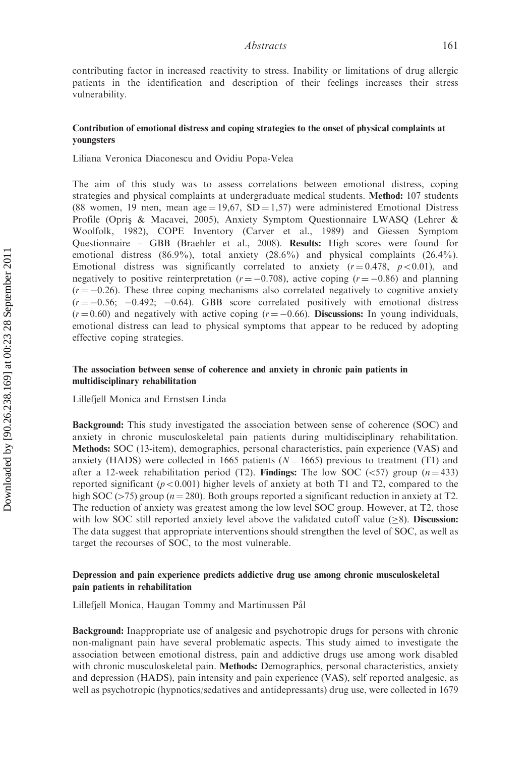contributing factor in increased reactivity to stress. Inability or limitations of drug allergic patients in the identification and description of their feelings increases their stress vulnerability.

### Contribution of emotional distress and coping strategies to the onset of physical complaints at youngsters

Liliana Veronica Diaconescu and Ovidiu Popa-Velea

The aim of this study was to assess correlations between emotional distress, coping strategies and physical complaints at undergraduate medical students. **Method:** 107 students (88 women, 19 men, mean age = 19,67, SD = 1,57) were administered Emotional Distress Profile (Opriş & Macavei, 2005), Anxiety Symptom Questionnaire LWASQ (Lehrer & Woolfolk, 1982), COPE Inventory (Carver et al., 1989) and Giessen Symptom Questionnaire – GBB (Braehler et al., 2008). **Results:** High scores were found for emotional distress (86.9%), total anxiety (28.6%) and physical complaints (26.4%). Emotional distress was significantly correlated to anxiety ($r = 0.478$, $p < 0.01$), and negatively to positive reinterpretation ($r = -0.708$), active coping ($r = -0.86$) and planning ($r = -0.26$). These three coping mechanisms also correlated negatively to cognitive anxiety ($r = -0.56$; $-0.492$; $-0.64$). GBB score correlated positively with emotional distress ($r = 0.60$) and negatively with active coping ($r = -0.66$). **Discussions:** In young individuals, emotional distress can lead to physical symptoms that appear to be reduced by adopting effective coping strategies.

### The association between sense of coherence and anxiety in chronic pain patients in multidisciplinary rehabilitation

Lillefjell Monica and Ernstsen Linda

**Background:** This study investigated the association between sense of coherence (SOC) and anxiety in chronic musculoskeletal pain patients during multidisciplinary rehabilitation. **Methods:** SOC (13-item), demographics, personal characteristics, pain experience (VAS) and anxiety (HADS) were collected in 1665 patients ($N = 1665$) previous to treatment (T1) and after a 12-week rehabilitation period (T2). **Findings:** The low SOC (<57) group ($n = 433$) reported significant ($p < 0.001$) higher levels of anxiety at both T1 and T2, compared to the high SOC (>75) group ($n = 280$). Both groups reported a significant reduction in anxiety at T2. The reduction of anxiety was greatest among the low level SOC group. However, at T2, those with low SOC still reported anxiety level above the validated cutoff value ($\geq 8$). **Discussion:** The data suggest that appropriate interventions should strengthen the level of SOC, as well as target the recourses of SOC, to the most vulnerable.

### Depression and pain experience predicts addictive drug use among chronic musculoskeletal pain patients in rehabilitation

Lillefjell Monica, Haugan Tommy and Martinussen Pål

**Background:** Inappropriate use of analgesic and psychotropic drugs for persons with chronic non-malignant pain have several problematic aspects. This study aimed to investigate the association between emotional distress, pain and addictive drugs use among work disabled with chronic musculoskeletal pain. **Methods:** Demographics, personal characteristics, anxiety and depression (HADS), pain intensity and pain experience (VAS), self reported analgesic, as well as psychotropic (hypnotics/sedatives and antidepressants) drug use, were collected in 1679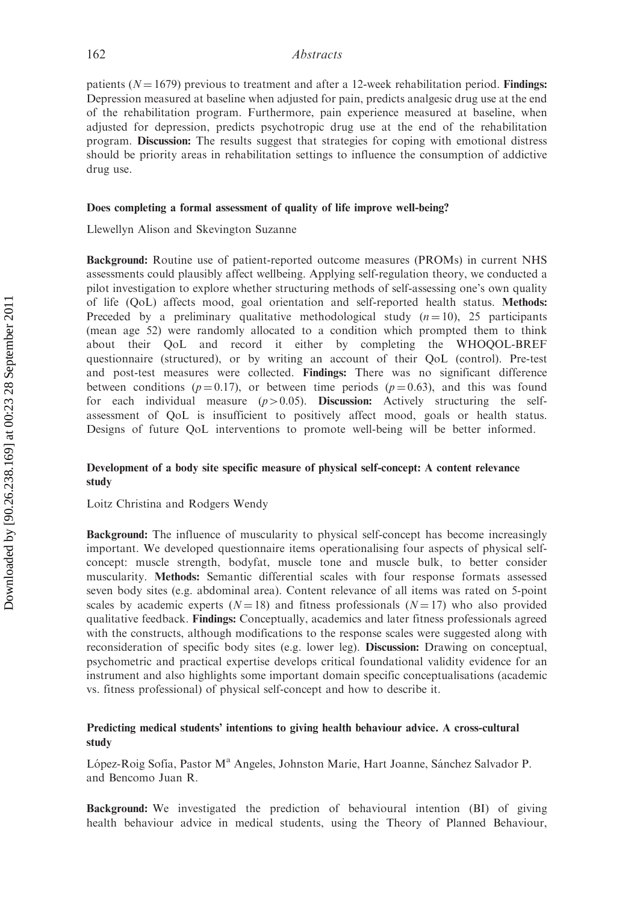patients ($N = 1679$) previous to treatment and after a 12-week rehabilitation period. **Findings:** Depression measured at baseline when adjusted for pain, predicts analgesic drug use at the end of the rehabilitation program. Furthermore, pain experience measured at baseline, when adjusted for depression, predicts psychotropic drug use at the end of the rehabilitation program. **Discussion:** The results suggest that strategies for coping with emotional distress should be priority areas in rehabilitation settings to influence the consumption of addictive drug use.

### Does completing a formal assessment of quality of life improve well-being?

Llewellyn Alison and Skevington Suzanne

**Background:** Routine use of patient-reported outcome measures (PROMs) in current NHS assessments could plausibly affect wellbeing. Applying self-regulation theory, we conducted a pilot investigation to explore whether structuring methods of self-assessing one's own quality of life (QoL) affects mood, goal orientation and self-reported health status. **Methods:** Preceded by a preliminary qualitative methodological study ($n = 10$), 25 participants (mean age 52) were randomly allocated to a condition which prompted them to think about their QoL and record it either by completing the WHOQOL-BREF questionnaire (structured), or by writing an account of their QoL (control). Pre-test and post-test measures were collected. **Findings:** There was no significant difference between conditions ($p = 0.17$), or between time periods ($p = 0.63$), and this was found for each individual measure ($p > 0.05$). **Discussion:** Actively structuring the self-assessment of QoL is insufficient to positively affect mood, goals or health status. Designs of future QoL interventions to promote well-being will be better informed.

### Development of a body site specific measure of physical self-concept: A content relevance study

Loitz Christina and Rodgers Wendy

**Background:** The influence of muscularity to physical self-concept has become increasingly important. We developed questionnaire items operationalising four aspects of physical self-concept: muscle strength, bodyfat, muscle tone and muscle bulk, to better consider muscularity. **Methods:** Semantic differential scales with four response formats assessed seven body sites (e.g. abdominal area). Content relevance of all items was rated on 5-point scales by academic experts ($N = 18$) and fitness professionals ($N = 17$) who also provided qualitative feedback. **Findings:** Conceptually, academics and later fitness professionals agreed with the constructs, although modifications to the response scales were suggested along with reconsideration of specific body sites (e.g. lower leg). **Discussion:** Drawing on conceptual, psychometric and practical expertise develops critical foundational validity evidence for an instrument and also highlights some important domain specific conceptualisations (academic vs. fitness professional) of physical self-concept and how to describe it.

### Predicting medical students' intentions to giving health behaviour advice. A cross-cultural study

López-Roig Sofía, Pastor M[a] Angeles, Johnston Marie, Hart Joanne, Sánchez Salvador P. and Bencomo Juan R.

**Background:** We investigated the prediction of behavioural intention (BI) of giving health behaviour advice in medical students, using the Theory of Planned Behaviour,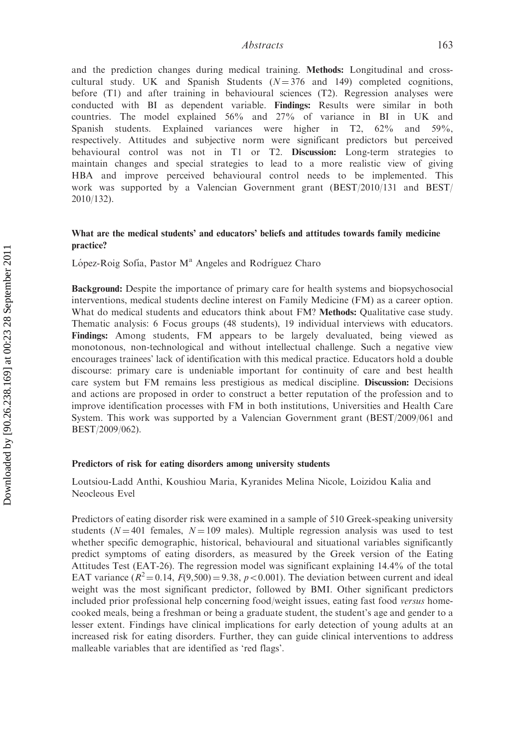and the prediction changes during medical training. **Methods:** Longitudinal and cross-cultural study. UK and Spanish Students ($N = 376$ and 149) completed cognitions, before (T1) and after training in behavioural sciences (T2). Regression analyses were conducted with BI as dependent variable. **Findings:** Results were similar in both countries. The model explained 56% and 27% of variance in BI in UK and Spanish students. Explained variances were higher in T2, 62% and 59%, respectively. Attitudes and subjective norm were significant predictors but perceived behavioural control was not in T1 or T2. **Discussion:** Long-term strategies to maintain changes and special strategies to lead to a more realistic view of giving HBA and improve perceived behavioural control needs to be implemented. This work was supported by a Valencian Government grant (BEST/2010/131 and BEST/2010/132).

### What are the medical students' and educators' beliefs and attitudes towards family medicine practice?

López-Roig Sofía, Pastor M[a] Angeles and Rodríguez Charo

**Background:** Despite the importance of primary care for health systems and biopsychosocial interventions, medical students decline interest on Family Medicine (FM) as a career option. What do medical students and educators think about FM? **Methods:** Qualitative case study. Thematic analysis: 6 Focus groups (48 students), 19 individual interviews with educators. **Findings:** Among students, FM appears to be largely devaluated, being viewed as monotonous, non-technological and without intellectual challenge. Such a negative view encourages trainees' lack of identification with this medical practice. Educators hold a double discourse: primary care is undeniable important for continuity of care and best health care system but FM remains less prestigious as medical discipline. **Discussion:** Decisions and actions are proposed in order to construct a better reputation of the profession and to improve identification processes with FM in both institutions, Universities and Health Care System. This work was supported by a Valencian Government grant (BEST/2009/061 and BEST/2009/062).

### Predictors of risk for eating disorders among university students

Loutsiou-Ladd Anthi, Koushiou Maria, Kyranides Melina Nicole, Loizidou Kalia and Neocleous Evel

Predictors of eating disorder risk were examined in a sample of 510 Greek-speaking university students ($N = 401$ females, $N = 109$ males). Multiple regression analysis was used to test whether specific demographic, historical, behavioural and situational variables significantly predict symptoms of eating disorders, as measured by the Greek version of the Eating Attitudes Test (EAT-26). The regression model was significant explaining 14.4% of the total EAT variance ($R^2 = 0.14$, $F(9,500) = 9.38$, $p < 0.001$). The deviation between current and ideal weight was the most significant predictor, followed by BMI. Other significant predictors included prior professional help concerning food/weight issues, eating fast food *versus* home-cooked meals, being a freshman or being a graduate student, the student's age and gender to a lesser extent. Findings have clinical implications for early detection of young adults at an increased risk for eating disorders. Further, they can guide clinical interventions to address malleable variables that are identified as 'red flags'.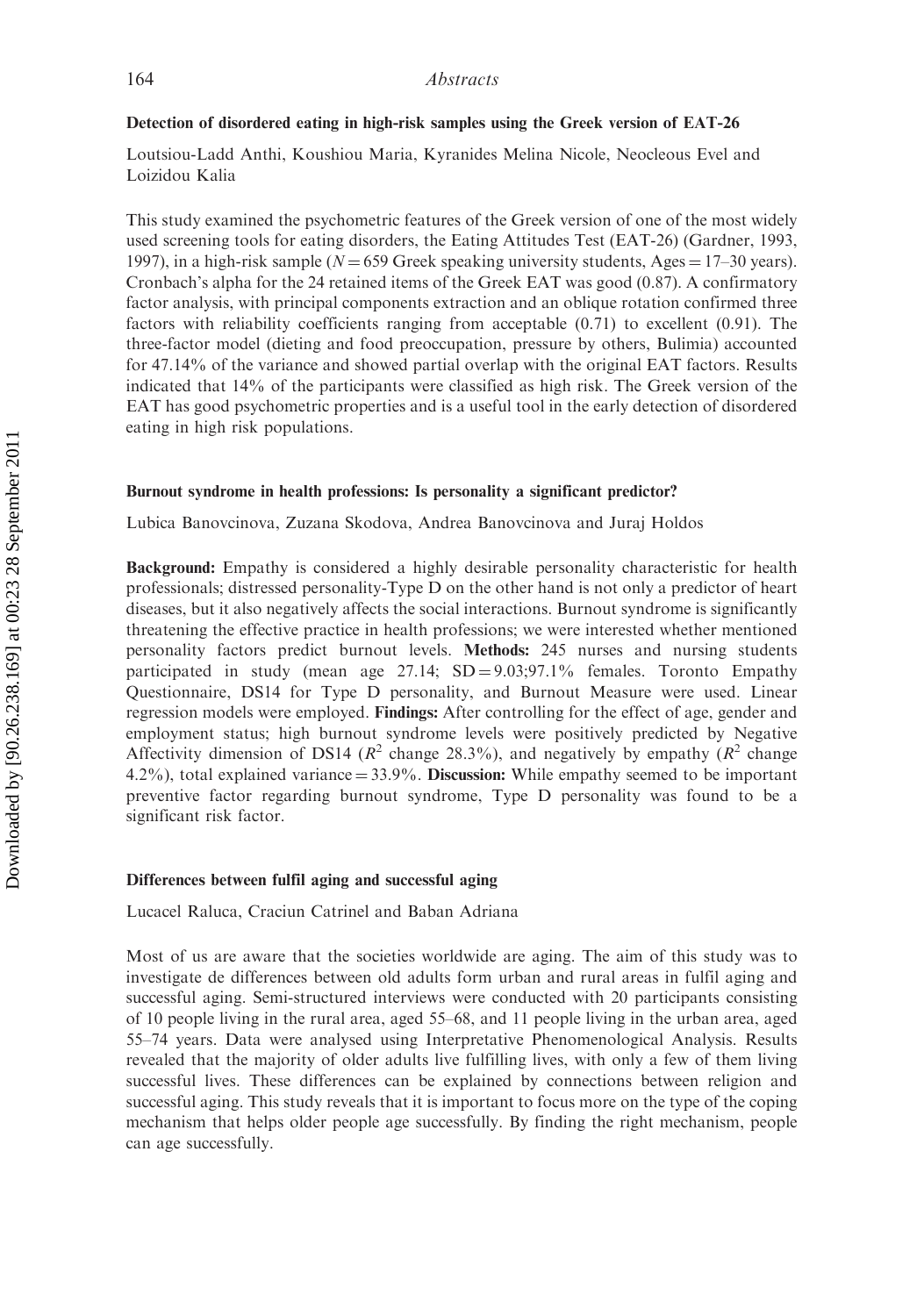### Detection of disordered eating in high-risk samples using the Greek version of EAT-26

Loutsiou-Ladd Anthi, Koushiou Maria, Kyranides Melina Nicole, Neocleous Evel and Loizidou Kalia

This study examined the psychometric features of the Greek version of one of the most widely used screening tools for eating disorders, the Eating Attitudes Test (EAT-26) (Gardner, 1993, 1997), in a high-risk sample ($N = 659$ Greek speaking university students, Ages = 17–30 years). Cronbach's alpha for the 24 retained items of the Greek EAT was good (0.87). A confirmatory factor analysis, with principal components extraction and an oblique rotation confirmed three factors with reliability coefficients ranging from acceptable (0.71) to excellent (0.91). The three-factor model (dieting and food preoccupation, pressure by others, Bulimia) accounted for 47.14% of the variance and showed partial overlap with the original EAT factors. Results indicated that 14% of the participants were classified as high risk. The Greek version of the EAT has good psychometric properties and is a useful tool in the early detection of disordered eating in high risk populations.

### Burnout syndrome in health professions: Is personality a significant predictor?

Lubica Banovcinova, Zuzana Skodova, Andrea Banovcinova and Juraj Holdos

**Background:** Empathy is considered a highly desirable personality characteristic for health professionals; distressed personality-Type D on the other hand is not only a predictor of heart diseases, but it also negatively affects the social interactions. Burnout syndrome is significantly threatening the effective practice in health professions; we were interested whether mentioned personality factors predict burnout levels. **Methods:** 245 nurses and nursing students participated in study (mean age 27.14; $SD = 9.03$;97.1% females. Toronto Empathy Questionnaire, DS14 for Type D personality, and Burnout Measure were used. Linear regression models were employed. **Findings:** After controlling for the effect of age, gender and employment status; high burnout syndrome levels were positively predicted by Negative Affectivity dimension of DS14 ($R^2$ change 28.3%), and negatively by empathy ($R^2$ change 4.2%), total explained variance = 33.9%. **Discussion:** While empathy seemed to be important preventive factor regarding burnout syndrome, Type D personality was found to be a significant risk factor.

### Differences between fulfil aging and successful aging

Lucacel Raluca, Craciun Catrinel and Baban Adriana

Most of us are aware that the societies worldwide are aging. The aim of this study was to investigate de differences between old adults form urban and rural areas in fulfil aging and successful aging. Semi-structured interviews were conducted with 20 participants consisting of 10 people living in the rural area, aged 55–68, and 11 people living in the urban area, aged 55–74 years. Data were analysed using Interpretative Phenomenological Analysis. Results revealed that the majority of older adults live fulfilling lives, with only a few of them living successful lives. These differences can be explained by connections between religion and successful aging. This study reveals that it is important to focus more on the type of the coping mechanism that helps older people age successfully. By finding the right mechanism, people can age successfully.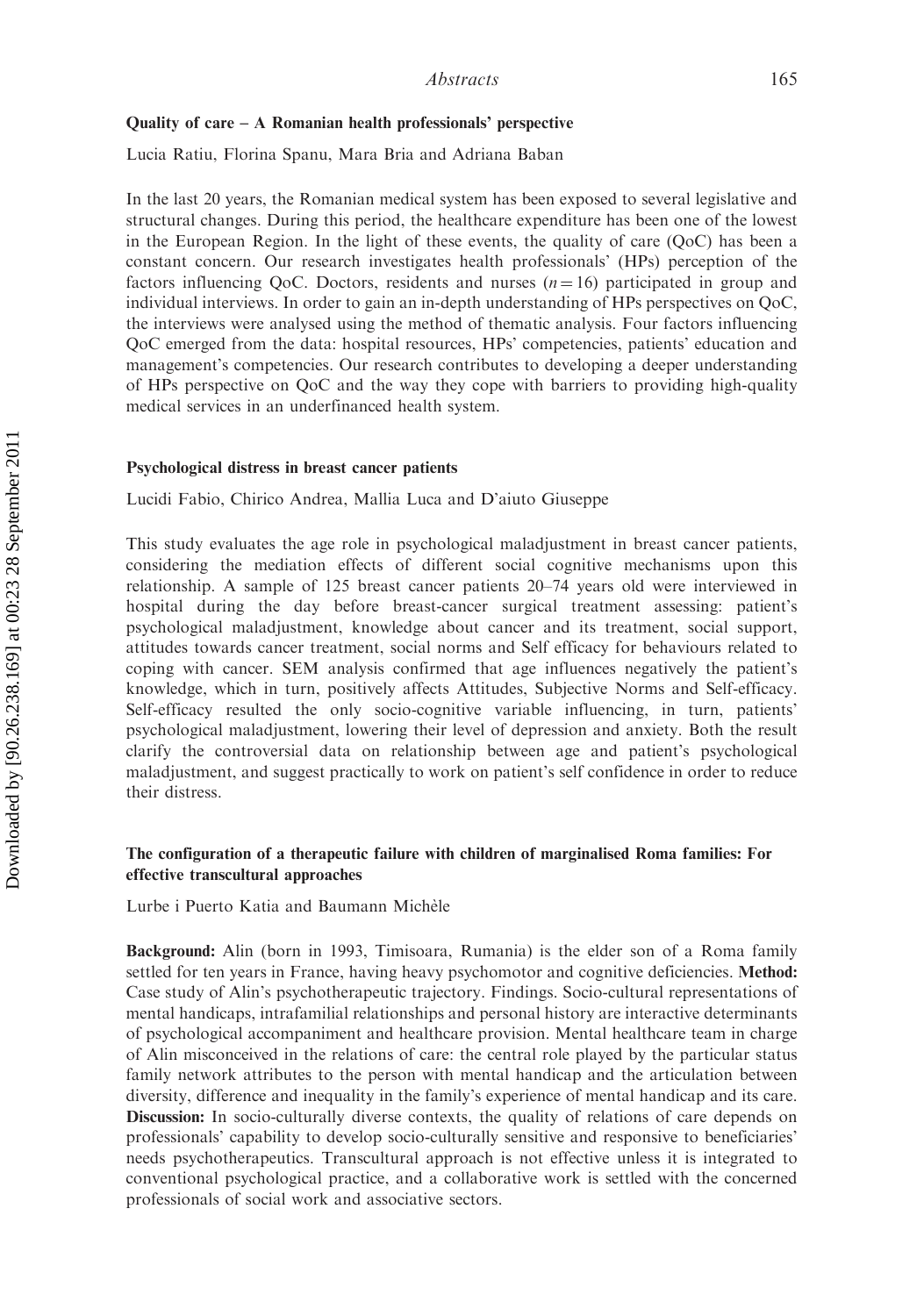### Quality of care – A Romanian health professionals' perspective

Lucia Ratiu, Florina Spanu, Mara Bria and Adriana Baban

In the last 20 years, the Romanian medical system has been exposed to several legislative and structural changes. During this period, the healthcare expenditure has been one of the lowest in the European Region. In the light of these events, the quality of care (QoC) has been a constant concern. Our research investigates health professionals' (HPs) perception of the factors influencing QoC. Doctors, residents and nurses ($n = 16$) participated in group and individual interviews. In order to gain an in-depth understanding of HPs perspectives on QoC, the interviews were analysed using the method of thematic analysis. Four factors influencing QoC emerged from the data: hospital resources, HPs' competencies, patients' education and management's competencies. Our research contributes to developing a deeper understanding of HPs perspective on QoC and the way they cope with barriers to providing high-quality medical services in an underfinanced health system.

### Psychological distress in breast cancer patients

Lucidi Fabio, Chirico Andrea, Mallia Luca and D'aiuto Giuseppe

This study evaluates the age role in psychological maladjustment in breast cancer patients, considering the mediation effects of different social cognitive mechanisms upon this relationship. A sample of 125 breast cancer patients 20–74 years old were interviewed in hospital during the day before breast-cancer surgical treatment assessing: patient's psychological maladjustment, knowledge about cancer and its treatment, social support, attitudes towards cancer treatment, social norms and Self efficacy for behaviours related to coping with cancer. SEM analysis confirmed that age influences negatively the patient's knowledge, which in turn, positively affects Attitudes, Subjective Norms and Self-efficacy. Self-efficacy resulted the only socio-cognitive variable influencing, in turn, patients' psychological maladjustment, lowering their level of depression and anxiety. Both the result clarify the controversial data on relationship between age and patient's psychological maladjustment, and suggest practically to work on patient's self confidence in order to reduce their distress.

### The configuration of a therapeutic failure with children of marginalised Roma families: For effective transcultural approaches

Lurbe i Puerto Katia and Baumann Michèle

**Background:** Alin (born in 1993, Timisoara, Rumania) is the elder son of a Roma family settled for ten years in France, having heavy psychomotor and cognitive deficiencies. **Method:** Case study of Alin's psychotherapeutic trajectory. Findings. Socio-cultural representations of mental handicaps, intrafamilial relationships and personal history are interactive determinants of psychological accompaniment and healthcare provision. Mental healthcare team in charge of Alin misconceived in the relations of care: the central role played by the particular status family network attributes to the person with mental handicap and the articulation between diversity, difference and inequality in the family's experience of mental handicap and its care. **Discussion:** In socio-culturally diverse contexts, the quality of relations of care depends on professionals' capability to develop socio-culturally sensitive and responsive to beneficiaries' needs psychotherapeutics. Transcultural approach is not effective unless it is integrated to conventional psychological practice, and a collaborative work is settled with the concerned professionals of social work and associative sectors.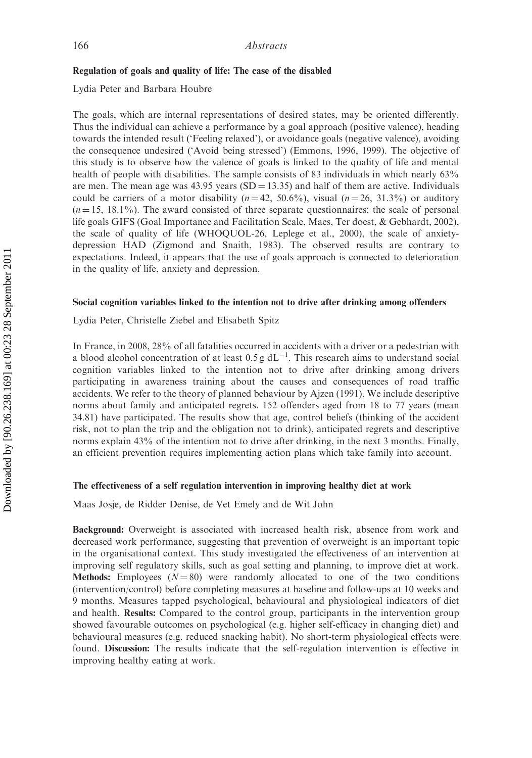### Regulation of goals and quality of life: The case of the disabled

Lydia Peter and Barbara Houbre

The goals, which are internal representations of desired states, may be oriented differently. Thus the individual can achieve a performance by a goal approach (positive valence), heading towards the intended result ('Feeling relaxed'), or avoidance goals (negative valence), avoiding the consequence undesired ('Avoid being stressed') (Emmons, 1996, 1999). The objective of this study is to observe how the valence of goals is linked to the quality of life and mental health of people with disabilities. The sample consists of 83 individuals in which nearly 63% are men. The mean age was 43.95 years (SD = 13.35) and half of them are active. Individuals could be carriers of a motor disability ($n = 42$, 50.6%), visual ($n = 26$, 31.3%) or auditory ($n = 15$, 18.1%). The award consisted of three separate questionnaires: the scale of personal life goals GIFS (Goal Importance and Facilitation Scale, Maes, Ter doest, & Gebhardt, 2002), the scale of quality of life (WHOQUOL-26, Leplege et al., 2000), the scale of anxiety-depression HAD (Zigmond and Snaith, 1983). The observed results are contrary to expectations. Indeed, it appears that the use of goals approach is connected to deterioration in the quality of life, anxiety and depression.

### Social cognition variables linked to the intention not to drive after drinking among offenders

Lydia Peter, Christelle Ziebel and Elisabeth Spitz

In France, in 2008, 28% of all fatalities occurred in accidents with a driver or a pedestrian with a blood alcohol concentration of at least $0.5\,g\ dL^{-1}$. This research aims to understand social cognition variables linked to the intention not to drive after drinking among drivers participating in awareness training about the causes and consequences of road traffic accidents. We refer to the theory of planned behaviour by Ajzen (1991). We include descriptive norms about family and anticipated regrets. 152 offenders aged from 18 to 77 years (mean 34.81) have participated. The results show that age, control beliefs (thinking of the accident risk, not to plan the trip and the obligation not to drink), anticipated regrets and descriptive norms explain 43% of the intention not to drive after drinking, in the next 3 months. Finally, an efficient prevention requires implementing action plans which take family into account.

### The effectiveness of a self regulation intervention in improving healthy diet at work

Maas Josje, de Ridder Denise, de Vet Emely and de Wit John

**Background:** Overweight is associated with increased health risk, absence from work and decreased work performance, suggesting that prevention of overweight is an important topic in the organisational context. This study investigated the effectiveness of an intervention at improving self regulatory skills, such as goal setting and planning, to improve diet at work. **Methods:** Employees ($N = 80$) were randomly allocated to one of the two conditions (intervention/control) before completing measures at baseline and follow-ups at 10 weeks and 9 months. Measures tapped psychological, behavioural and physiological indicators of diet and health. **Results:** Compared to the control group, participants in the intervention group showed favourable outcomes on psychological (e.g. higher self-efficacy in changing diet) and behavioural measures (e.g. reduced snacking habit). No short-term physiological effects were found. **Discussion:** The results indicate that the self-regulation intervention is effective in improving healthy eating at work.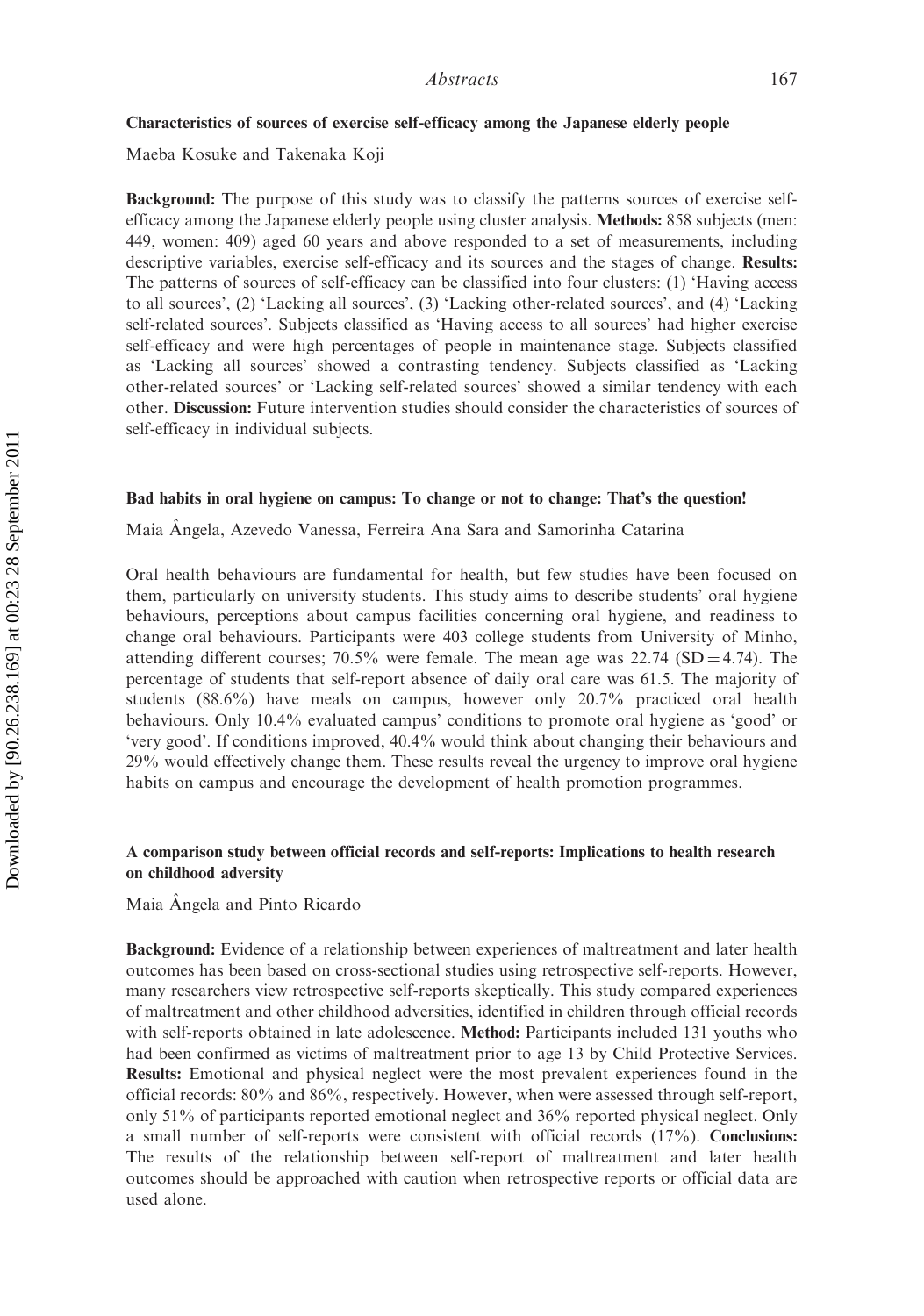### Characteristics of sources of exercise self-efficacy among the Japanese elderly people

Maeba Kosuke and Takenaka Koji

**Background:** The purpose of this study was to classify the patterns sources of exercise self-efficacy among the Japanese elderly people using cluster analysis. **Methods:** 858 subjects (men: 449, women: 409) aged 60 years and above responded to a set of measurements, including descriptive variables, exercise self-efficacy and its sources and the stages of change. **Results:** The patterns of sources of self-efficacy can be classified into four clusters: (1) 'Having access to all sources', (2) 'Lacking all sources', (3) 'Lacking other-related sources', and (4) 'Lacking self-related sources'. Subjects classified as 'Having access to all sources' had higher exercise self-efficacy and were high percentages of people in maintenance stage. Subjects classified as 'Lacking all sources' showed a contrasting tendency. Subjects classified as 'Lacking other-related sources' or 'Lacking self-related sources' showed a similar tendency with each other. **Discussion:** Future intervention studies should consider the characteristics of sources of self-efficacy in individual subjects.

### Bad habits in oral hygiene on campus: To change or not to change: That's the question!

Maia Ângela, Azevedo Vanessa, Ferreira Ana Sara and Samorinha Catarina

Oral health behaviours are fundamental for health, but few studies have been focused on them, particularly on university students. This study aims to describe students' oral hygiene behaviours, perceptions about campus facilities concerning oral hygiene, and readiness to change oral behaviours. Participants were 403 college students from University of Minho, attending different courses; 70.5% were female. The mean age was 22.74 (SD = 4.74). The percentage of students that self-report absence of daily oral care was 61.5. The majority of students (88.6%) have meals on campus, however only 20.7% practiced oral health behaviours. Only 10.4% evaluated campus' conditions to promote oral hygiene as 'good' or 'very good'. If conditions improved, 40.4% would think about changing their behaviours and 29% would effectively change them. These results reveal the urgency to improve oral hygiene habits on campus and encourage the development of health promotion programmes.

### A comparison study between official records and self-reports: Implications to health research on childhood adversity

Maia Ângela and Pinto Ricardo

**Background:** Evidence of a relationship between experiences of maltreatment and later health outcomes has been based on cross-sectional studies using retrospective self-reports. However, many researchers view retrospective self-reports skeptically. This study compared experiences of maltreatment and other childhood adversities, identified in children through official records with self-reports obtained in late adolescence. **Method:** Participants included 131 youths who had been confirmed as victims of maltreatment prior to age 13 by Child Protective Services. **Results:** Emotional and physical neglect were the most prevalent experiences found in the official records: 80% and 86%, respectively. However, when were assessed through self-report, only 51% of participants reported emotional neglect and 36% reported physical neglect. Only a small number of self-reports were consistent with official records (17%). **Conclusions:** The results of the relationship between self-report of maltreatment and later health outcomes should be approached with caution when retrospective reports or official data are used alone.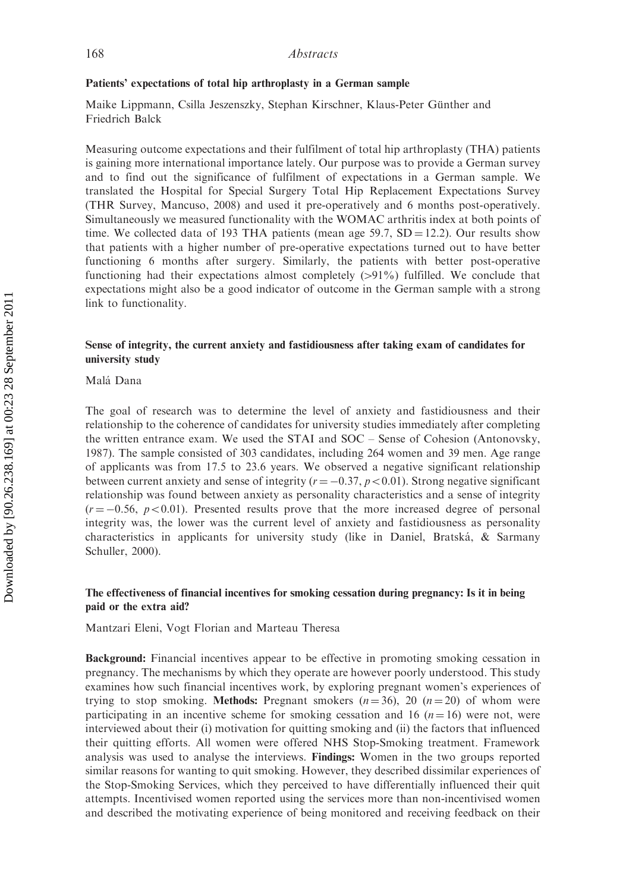### Patients' expectations of total hip arthroplasty in a German sample

Maike Lippmann, Csilla Jeszenszky, Stephan Kirschner, Klaus-Peter Günther and Friedrich Balck

Measuring outcome expectations and their fulfilment of total hip arthroplasty (THA) patients is gaining more international importance lately. Our purpose was to provide a German survey and to find out the significance of fulfilment of expectations in a German sample. We translated the Hospital for Special Surgery Total Hip Replacement Expectations Survey (THR Survey, Mancuso, 2008) and used it pre-operatively and 6 months post-operatively. Simultaneously we measured functionality with the WOMAC arthritis index at both points of time. We collected data of 193 THA patients (mean age 59.7, $SD = 12.2$). Our results show that patients with a higher number of pre-operative expectations turned out to have better functioning 6 months after surgery. Similarly, the patients with better post-operative functioning had their expectations almost completely (>91%) fulfilled. We conclude that expectations might also be a good indicator of outcome in the German sample with a strong link to functionality.

### Sense of integrity, the current anxiety and fastidiousness after taking exam of candidates for university study

Malá Dana

The goal of research was to determine the level of anxiety and fastidiousness and their relationship to the coherence of candidates for university studies immediately after completing the written entrance exam. We used the STAI and SOC – Sense of Cohesion (Antonovsky, 1987). The sample consisted of 303 candidates, including 264 women and 39 men. Age range of applicants was from 17.5 to 23.6 years. We observed a negative significant relationship between current anxiety and sense of integrity ($r = -0.37$, $p < 0.01$). Strong negative significant relationship was found between anxiety as personality characteristics and a sense of integrity ($r = -0.56$, $p < 0.01$). Presented results prove that the more increased degree of personal integrity was, the lower was the current level of anxiety and fastidiousness as personality characteristics in applicants for university study (like in Daniel, Bratská, & Sarmany Schuller, 2000).

### The effectiveness of financial incentives for smoking cessation during pregnancy: Is it in being paid or the extra aid?

Mantzari Eleni, Vogt Florian and Marteau Theresa

**Background:** Financial incentives appear to be effective in promoting smoking cessation in pregnancy. The mechanisms by which they operate are however poorly understood. This study examines how such financial incentives work, by exploring pregnant women's experiences of trying to stop smoking. **Methods:** Pregnant smokers ($n = 36$), 20 ($n = 20$) of whom were participating in an incentive scheme for smoking cessation and 16 ($n = 16$) were not, were interviewed about their (i) motivation for quitting smoking and (ii) the factors that influenced their quitting efforts. All women were offered NHS Stop-Smoking treatment. Framework analysis was used to analyse the interviews. **Findings:** Women in the two groups reported similar reasons for wanting to quit smoking. However, they described dissimilar experiences of the Stop-Smoking Services, which they perceived to have differentially influenced their quit attempts. Incentivised women reported using the services more than non-incentivised women and described the motivating experience of being monitored and receiving feedback on their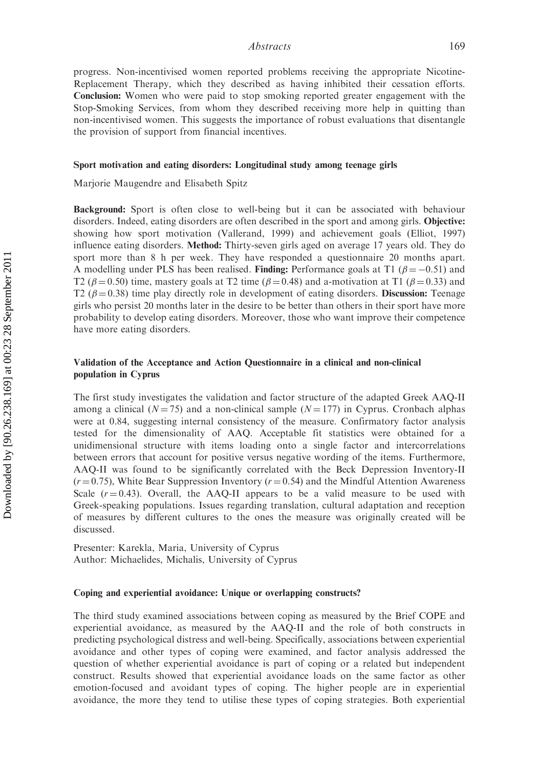progress. Non-incentivised women reported problems receiving the appropriate Nicotine-Replacement Therapy, which they described as having inhibited their cessation efforts. **Conclusion:** Women who were paid to stop smoking reported greater engagement with the Stop-Smoking Services, from whom they described receiving more help in quitting than non-incentivised women. This suggests the importance of robust evaluations that disentangle the provision of support from financial incentives.

### Sport motivation and eating disorders: Longitudinal study among teenage girls

Marjorie Maugendre and Elisabeth Spitz

**Background:** Sport is often close to well-being but it can be associated with behaviour disorders. Indeed, eating disorders are often described in the sport and among girls. **Objective:** showing how sport motivation (Vallerand, 1999) and achievement goals (Elliot, 1997) influence eating disorders. **Method:** Thirty-seven girls aged on average 17 years old. They do sport more than 8 h per week. They have responded a questionnaire 20 months apart. A modelling under PLS has been realised. **Finding:** Performance goals at T1 ($\beta = -0.51$) and T2 ($\beta = 0.50$) time, mastery goals at T2 time ($\beta = 0.48$) and a-motivation at T1 ($\beta = 0.33$) and T2 ($\beta = 0.38$) time play directly role in development of eating disorders. **Discussion:** Teenage girls who persist 20 months later in the desire to be better than others in their sport have more probability to develop eating disorders. Moreover, those who want improve their competence have more eating disorders.

### Validation of the Acceptance and Action Questionnaire in a clinical and non-clinical population in Cyprus

The first study investigates the validation and factor structure of the adapted Greek AAQ-II among a clinical ($N = 75$) and a non-clinical sample ($N = 177$) in Cyprus. Cronbach alphas were at 0.84, suggesting internal consistency of the measure. Confirmatory factor analysis tested for the dimensionality of AAQ. Acceptable fit statistics were obtained for a unidimensional structure with items loading onto a single factor and intercorrelations between errors that account for positive versus negative wording of the items. Furthermore, AAQ-II was found to be significantly correlated with the Beck Depression Inventory-II ($r = 0.75$), White Bear Suppression Inventory ($r = 0.54$) and the Mindful Attention Awareness Scale ($r = 0.43$). Overall, the AAQ-II appears to be a valid measure to be used with Greek-speaking populations. Issues regarding translation, cultural adaptation and reception of measures by different cultures to the ones the measure was originally created will be discussed.

Presenter: Karekla, Maria, University of Cyprus
Author: Michaelides, Michalis, University of Cyprus

### Coping and experiential avoidance: Unique or overlapping constructs?

The third study examined associations between coping as measured by the Brief COPE and experiential avoidance, as measured by the AAQ-II and the role of both constructs in predicting psychological distress and well-being. Specifically, associations between experiential avoidance and other types of coping were examined, and factor analysis addressed the question of whether experiential avoidance is part of coping or a related but independent construct. Results showed that experiential avoidance loads on the same factor as other emotion-focused and avoidant types of coping. The higher people are in experiential avoidance, the more they tend to utilise these types of coping strategies. Both experiential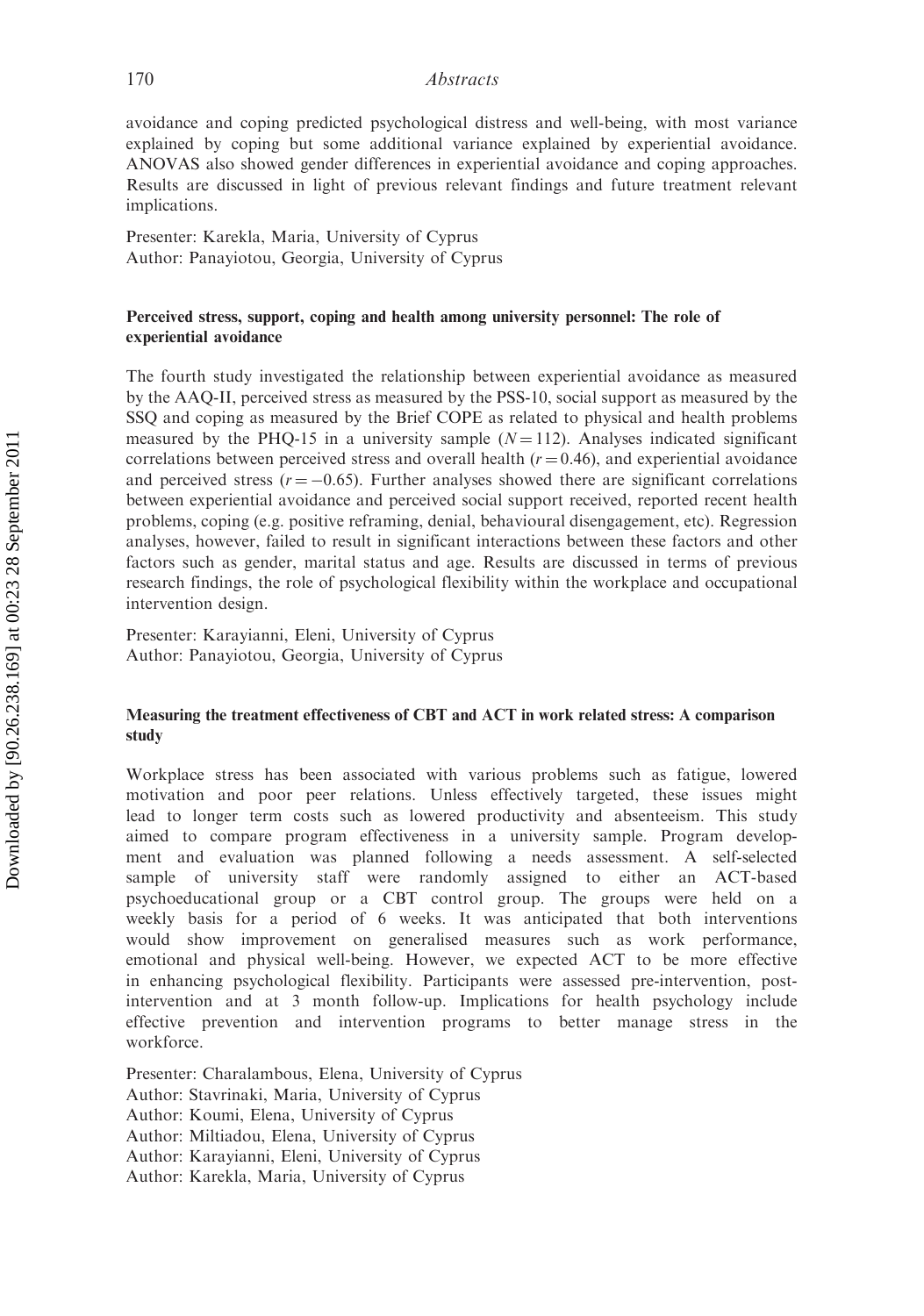avoidance and coping predicted psychological distress and well-being, with most variance explained by coping but some additional variance explained by experiential avoidance. ANOVAS also showed gender differences in experiential avoidance and coping approaches. Results are discussed in light of previous relevant findings and future treatment relevant implications.

Presenter: Karekla, Maria, University of Cyprus
Author: Panayiotou, Georgia, University of Cyprus

### Perceived stress, support, coping and health among university personnel: The role of experiential avoidance

The fourth study investigated the relationship between experiential avoidance as measured by the AAQ-II, perceived stress as measured by the PSS-10, social support as measured by the SSQ and coping as measured by the Brief COPE as related to physical and health problems measured by the PHQ-15 in a university sample ($N = 112$). Analyses indicated significant correlations between perceived stress and overall health ($r = 0.46$), and experiential avoidance and perceived stress ($r = -0.65$). Further analyses showed there are significant correlations between experiential avoidance and perceived social support received, reported recent health problems, coping (e.g. positive reframing, denial, behavioural disengagement, etc). Regression analyses, however, failed to result in significant interactions between these factors and other factors such as gender, marital status and age. Results are discussed in terms of previous research findings, the role of psychological flexibility within the workplace and occupational intervention design.

Presenter: Karayianni, Eleni, University of Cyprus
Author: Panayiotou, Georgia, University of Cyprus

### Measuring the treatment effectiveness of CBT and ACT in work related stress: A comparison study

Workplace stress has been associated with various problems such as fatigue, lowered motivation and poor peer relations. Unless effectively targeted, these issues might lead to longer term costs such as lowered productivity and absenteeism. This study aimed to compare program effectiveness in a university sample. Program development and evaluation was planned following a needs assessment. A self-selected sample of university staff were randomly assigned to either an ACT-based psychoeducational group or a CBT control group. The groups were held on a weekly basis for a period of 6 weeks. It was anticipated that both interventions would show improvement on generalised measures such as work performance, emotional and physical well-being. However, we expected ACT to be more effective in enhancing psychological flexibility. Participants were assessed pre-intervention, post-intervention and at 3 month follow-up. Implications for health psychology include effective prevention and intervention programs to better manage stress in the workforce.

Presenter: Charalambous, Elena, University of Cyprus
Author: Stavrinaki, Maria, University of Cyprus
Author: Koumi, Elena, University of Cyprus
Author: Miltiadou, Elena, University of Cyprus
Author: Karayianni, Eleni, University of Cyprus
Author: Karekla, Maria, University of Cyprus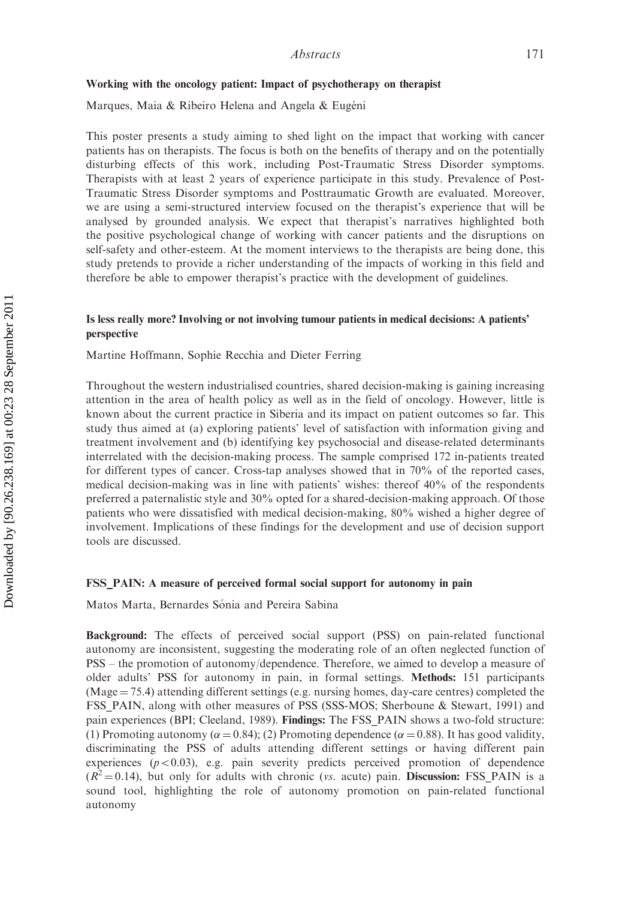### Working with the oncology patient: Impact of psychotherapy on therapist

Marques, Maia & Ribeiro Helena and Angela & Eugéni

This poster presents a study aiming to shed light on the impact that working with cancer patients has on therapists. The focus is both on the benefits of therapy and on the potentially disturbing effects of this work, including Post-Traumatic Stress Disorder symptoms. Therapists with at least 2 years of experience participate in this study. Prevalence of Post-Traumatic Stress Disorder symptoms and Posttraumatic Growth are evaluated. Moreover, we are using a semi-structured interview focused on the therapist's experience that will be analysed by grounded analysis. We expect that therapist's narratives highlighted both the positive psychological change of working with cancer patients and the disruptions on self-safety and other-esteem. At the moment interviews to the therapists are being done, this study pretends to provide a richer understanding of the impacts of working in this field and therefore be able to empower therapist's practice with the development of guidelines.

### Is less really more? Involving or not involving tumour patients in medical decisions: A patients' perspective

Martine Hoffmann, Sophie Recchia and Dieter Ferring

Throughout the western industrialised countries, shared decision-making is gaining increasing attention in the area of health policy as well as in the field of oncology. However, little is known about the current practice in Siberia and its impact on patient outcomes so far. This study thus aimed at (a) exploring patients' level of satisfaction with information giving and treatment involvement and (b) identifying key psychosocial and disease-related determinants interrelated with the decision-making process. The sample comprised 172 in-patients treated for different types of cancer. Cross-tap analyses showed that in 70% of the reported cases, medical decision-making was in line with patients' wishes: thereof 40% of the respondents preferred a paternalistic style and 30% opted for a shared-decision-making approach. Of those patients who were dissatisfied with medical decision-making, 80% wished a higher degree of involvement. Implications of these findings for the development and use of decision support tools are discussed.

### FSS_PAIN: A measure of perceived formal social support for autonomy in pain

Matos Marta, Bernardes Sónia and Pereira Sabina

**Background:** The effects of perceived social support (PSS) on pain-related functional autonomy are inconsistent, suggesting the moderating role of an often neglected function of PSS – the promotion of autonomy/dependence. Therefore, we aimed to develop a measure of older adults' PSS for autonomy in pain, in formal settings. **Methods:** 151 participants (Mage = 75.4) attending different settings (e.g. nursing homes, day-care centres) completed the FSS_PAIN, along with other measures of PSS (SSS-MOS; Sherboune & Stewart, 1991) and pain experiences (BPI; Cleeland, 1989). **Findings:** The FSS_PAIN shows a two-fold structure: (1) Promoting autonomy ($\alpha = 0.84$); (2) Promoting dependence ($\alpha = 0.88$). It has good validity, discriminating the PSS of adults attending different settings or having different pain experiences ($p < 0.03$), e.g. pain severity predicts perceived promotion of dependence ($R^2 = 0.14$), but only for adults with chronic (*vs.* acute) pain. **Discussion:** FSS_PAIN is a sound tool, highlighting the role of autonomy promotion on pain-related functional autonomy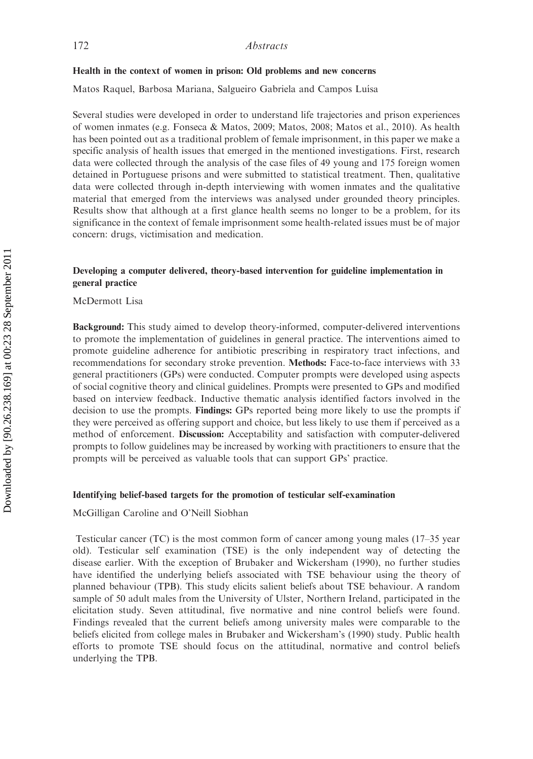### Health in the context of women in prison: Old problems and new concerns

Matos Raquel, Barbosa Mariana, Salgueiro Gabriela and Campos Luísa

Several studies were developed in order to understand life trajectories and prison experiences of women inmates (e.g. Fonseca & Matos, 2009; Matos, 2008; Matos et al., 2010). As health has been pointed out as a traditional problem of female imprisonment, in this paper we make a specific analysis of health issues that emerged in the mentioned investigations. First, research data were collected through the analysis of the case files of 49 young and 175 foreign women detained in Portuguese prisons and were submitted to statistical treatment. Then, qualitative data were collected through in-depth interviewing with women inmates and the qualitative material that emerged from the interviews was analysed under grounded theory principles. Results show that although at a first glance health seems no longer to be a problem, for its significance in the context of female imprisonment some health-related issues must be of major concern: drugs, victimisation and medication.

### Developing a computer delivered, theory-based intervention for guideline implementation in general practice

McDermott Lisa

**Background:** This study aimed to develop theory-informed, computer-delivered interventions to promote the implementation of guidelines in general practice. The interventions aimed to promote guideline adherence for antibiotic prescribing in respiratory tract infections, and recommendations for secondary stroke prevention. **Methods:** Face-to-face interviews with 33 general practitioners (GPs) were conducted. Computer prompts were developed using aspects of social cognitive theory and clinical guidelines. Prompts were presented to GPs and modified based on interview feedback. Inductive thematic analysis identified factors involved in the decision to use the prompts. **Findings:** GPs reported being more likely to use the prompts if they were perceived as offering support and choice, but less likely to use them if perceived as a method of enforcement. **Discussion:** Acceptability and satisfaction with computer-delivered prompts to follow guidelines may be increased by working with practitioners to ensure that the prompts will be perceived as valuable tools that can support GPs' practice.

### Identifying belief-based targets for the promotion of testicular self-examination

McGilligan Caroline and O'Neill Siobhan

Testicular cancer (TC) is the most common form of cancer among young males (17–35 year old). Testicular self examination (TSE) is the only independent way of detecting the disease earlier. With the exception of Brubaker and Wickersham (1990), no further studies have identified the underlying beliefs associated with TSE behaviour using the theory of planned behaviour (TPB). This study elicits salient beliefs about TSE behaviour. A random sample of 50 adult males from the University of Ulster, Northern Ireland, participated in the elicitation study. Seven attitudinal, five normative and nine control beliefs were found. Findings revealed that the current beliefs among university males were comparable to the beliefs elicited from college males in Brubaker and Wickersham's (1990) study. Public health efforts to promote TSE should focus on the attitudinal, normative and control beliefs underlying the TPB.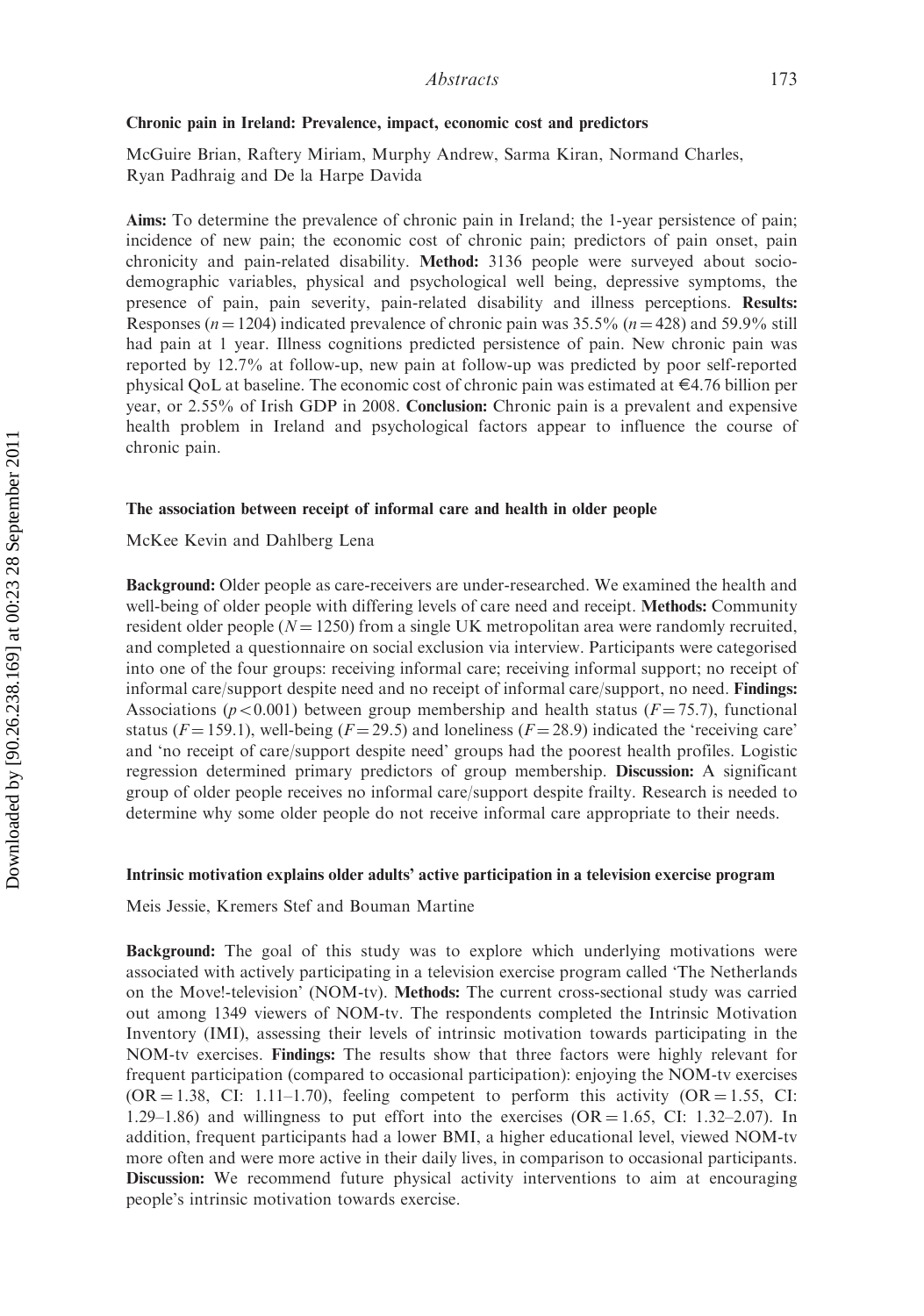### Chronic pain in Ireland: Prevalence, impact, economic cost and predictors

McGuire Brian, Raftery Miriam, Murphy Andrew, Sarma Kiran, Normand Charles, Ryan Padhraig and De la Harpe Davida

**Aims:** To determine the prevalence of chronic pain in Ireland; the 1-year persistence of pain; incidence of new pain; the economic cost of chronic pain; predictors of pain onset, pain chronicity and pain-related disability. **Method:** 3136 people were surveyed about socio-demographic variables, physical and psychological well being, depressive symptoms, the presence of pain, pain severity, pain-related disability and illness perceptions. **Results:** Responses ($n = 1204$) indicated prevalence of chronic pain was 35.5% ($n = 428$) and 59.9% still had pain at 1 year. Illness cognitions predicted persistence of pain. New chronic pain was reported by 12.7% at follow-up, new pain at follow-up was predicted by poor self-reported physical QoL at baseline. The economic cost of chronic pain was estimated at €4.76 billion per year, or 2.55% of Irish GDP in 2008. **Conclusion:** Chronic pain is a prevalent and expensive health problem in Ireland and psychological factors appear to influence the course of chronic pain.

### The association between receipt of informal care and health in older people

McKee Kevin and Dahlberg Lena

**Background:** Older people as care-receivers are under-researched. We examined the health and well-being of older people with differing levels of care need and receipt. **Methods:** Community resident older people ($N = 1250$) from a single UK metropolitan area were randomly recruited, and completed a questionnaire on social exclusion via interview. Participants were categorised into one of the four groups: receiving informal care; receiving informal support; no receipt of informal care/support despite need and no receipt of informal care/support, no need. **Findings:** Associations ($p < 0.001$) between group membership and health status ($F = 75.7$), functional status ($F = 159.1$), well-being ($F = 29.5$) and loneliness ($F = 28.9$) indicated the 'receiving care' and 'no receipt of care/support despite need' groups had the poorest health profiles. Logistic regression determined primary predictors of group membership. **Discussion:** A significant group of older people receives no informal care/support despite frailty. Research is needed to determine why some older people do not receive informal care appropriate to their needs.

### Intrinsic motivation explains older adults' active participation in a television exercise program

Meis Jessie, Kremers Stef and Bouman Martine

**Background:** The goal of this study was to explore which underlying motivations were associated with actively participating in a television exercise program called 'The Netherlands on the Move!-television' (NOM-tv). **Methods:** The current cross-sectional study was carried out among 1349 viewers of NOM-tv. The respondents completed the Intrinsic Motivation Inventory (IMI), assessing their levels of intrinsic motivation towards participating in the NOM-tv exercises. **Findings:** The results show that three factors were highly relevant for frequent participation (compared to occasional participation): enjoying the NOM-tv exercises (OR = 1.38, CI: 1.11–1.70), feeling competent to perform this activity (OR = 1.55, CI: 1.29–1.86) and willingness to put effort into the exercises (OR = 1.65, CI: 1.32–2.07). In addition, frequent participants had a lower BMI, a higher educational level, viewed NOM-tv more often and were more active in their daily lives, in comparison to occasional participants. **Discussion:** We recommend future physical activity interventions to aim at encouraging people's intrinsic motivation towards exercise.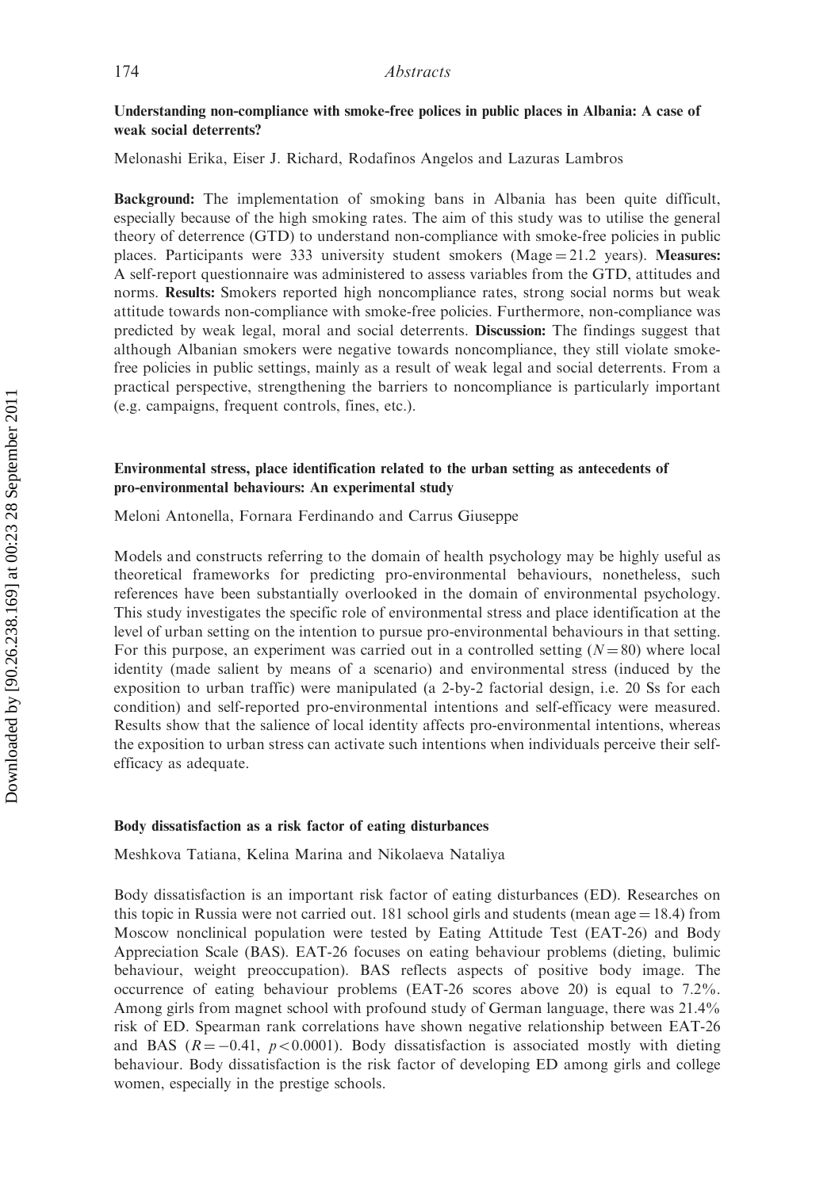### Understanding non-compliance with smoke-free polices in public places in Albania: A case of weak social deterrents?

Melonashi Erika, Eiser J. Richard, Rodafinos Angelos and Lazuras Lambros

**Background:** The implementation of smoking bans in Albania has been quite difficult, especially because of the high smoking rates. The aim of this study was to utilise the general theory of deterrence (GTD) to understand non-compliance with smoke-free policies in public places. Participants were 333 university student smokers (Mage = 21.2 years). **Measures:** A self-report questionnaire was administered to assess variables from the GTD, attitudes and norms. **Results:** Smokers reported high noncompliance rates, strong social norms but weak attitude towards non-compliance with smoke-free policies. Furthermore, non-compliance was predicted by weak legal, moral and social deterrents. **Discussion:** The findings suggest that although Albanian smokers were negative towards noncompliance, they still violate smoke-free policies in public settings, mainly as a result of weak legal and social deterrents. From a practical perspective, strengthening the barriers to noncompliance is particularly important (e.g. campaigns, frequent controls, fines, etc.).

### Environmental stress, place identification related to the urban setting as antecedents of pro-environmental behaviours: An experimental study

Meloni Antonella, Fornara Ferdinando and Carrus Giuseppe

Models and constructs referring to the domain of health psychology may be highly useful as theoretical frameworks for predicting pro-environmental behaviours, nonetheless, such references have been substantially overlooked in the domain of environmental psychology. This study investigates the specific role of environmental stress and place identification at the level of urban setting on the intention to pursue pro-environmental behaviours in that setting. For this purpose, an experiment was carried out in a controlled setting ($N = 80$) where local identity (made salient by means of a scenario) and environmental stress (induced by the exposition to urban traffic) were manipulated (a 2-by-2 factorial design, i.e. 20 Ss for each condition) and self-reported pro-environmental intentions and self-efficacy were measured. Results show that the salience of local identity affects pro-environmental intentions, whereas the exposition to urban stress can activate such intentions when individuals perceive their self-efficacy as adequate.

### Body dissatisfaction as a risk factor of eating disturbances

Meshkova Tatiana, Kelina Marina and Nikolaeva Nataliya

Body dissatisfaction is an important risk factor of eating disturbances (ED). Researches on this topic in Russia were not carried out. 181 school girls and students (mean age = 18.4) from Moscow nonclinical population were tested by Eating Attitude Test (EAT-26) and Body Appreciation Scale (BAS). EAT-26 focuses on eating behaviour problems (dieting, bulimic behaviour, weight preoccupation). BAS reflects aspects of positive body image. The occurrence of eating behaviour problems (EAT-26 scores above 20) is equal to 7.2%. Among girls from magnet school with profound study of German language, there was 21.4% risk of ED. Spearman rank correlations have shown negative relationship between EAT-26 and BAS ($R = -0.41$, $p < 0.0001$). Body dissatisfaction is associated mostly with dieting behaviour. Body dissatisfaction is the risk factor of developing ED among girls and college women, especially in the prestige schools.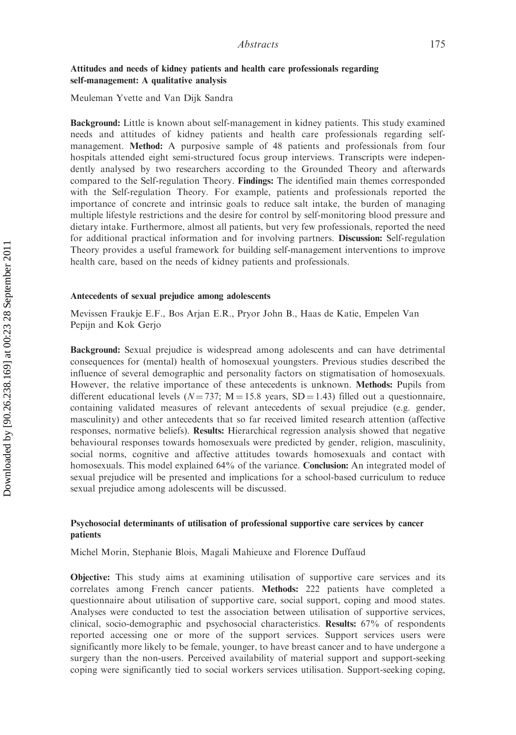### Attitudes and needs of kidney patients and health care professionals regarding self-management: A qualitative analysis

Meuleman Yvette and Van Dijk Sandra

**Background:** Little is known about self-management in kidney patients. This study examined needs and attitudes of kidney patients and health care professionals regarding self-management. **Method:** A purposive sample of 48 patients and professionals from four hospitals attended eight semi-structured focus group interviews. Transcripts were independently analysed by two researchers according to the Grounded Theory and afterwards compared to the Self-regulation Theory. **Findings:** The identified main themes corresponded with the Self-regulation Theory. For example, patients and professionals reported the importance of concrete and intrinsic goals to reduce salt intake, the burden of managing multiple lifestyle restrictions and the desire for control by self-monitoring blood pressure and dietary intake. Furthermore, almost all patients, but very few professionals, reported the need for additional practical information and for involving partners. **Discussion:** Self-regulation Theory provides a useful framework for building self-management interventions to improve health care, based on the needs of kidney patients and professionals.

### Antecedents of sexual prejudice among adolescents

Mevissen Fraukje E.F., Bos Arjan E.R., Pryor John B., Haas de Katie, Empelen Van Pepijn and Kok Gerjo

**Background:** Sexual prejudice is widespread among adolescents and can have detrimental consequences for (mental) health of homosexual youngsters. Previous studies described the influence of several demographic and personality factors on stigmatisation of homosexuals. However, the relative importance of these antecedents is unknown. **Methods:** Pupils from different educational levels ($N = 737$; $M = 15.8$ years, $SD = 1.43$) filled out a questionnaire, containing validated measures of relevant antecedents of sexual prejudice (e.g. gender, masculinity) and other antecedents that so far received limited research attention (affective responses, normative beliefs). **Results:** Hierarchical regression analysis showed that negative behavioural responses towards homosexuals were predicted by gender, religion, masculinity, social norms, cognitive and affective attitudes towards homosexuals and contact with homosexuals. This model explained 64% of the variance. **Conclusion:** An integrated model of sexual prejudice will be presented and implications for a school-based curriculum to reduce sexual prejudice among adolescents will be discussed.

### Psychosocial determinants of utilisation of professional supportive care services by cancer patients

Michel Morin, Stephanie Blois, Magali Mahieuxe and Florence Duffaud

**Objective:** This study aims at examining utilisation of supportive care services and its correlates among French cancer patients. **Methods:** 222 patients have completed a questionnaire about utilisation of supportive care, social support, coping and mood states. Analyses were conducted to test the association between utilisation of supportive services, clinical, socio-demographic and psychosocial characteristics. **Results:** 67% of respondents reported accessing one or more of the support services. Support services users were significantly more likely to be female, younger, to have breast cancer and to have undergone a surgery than the non-users. Perceived availability of material support and support-seeking coping were significantly tied to social workers services utilisation. Support-seeking coping,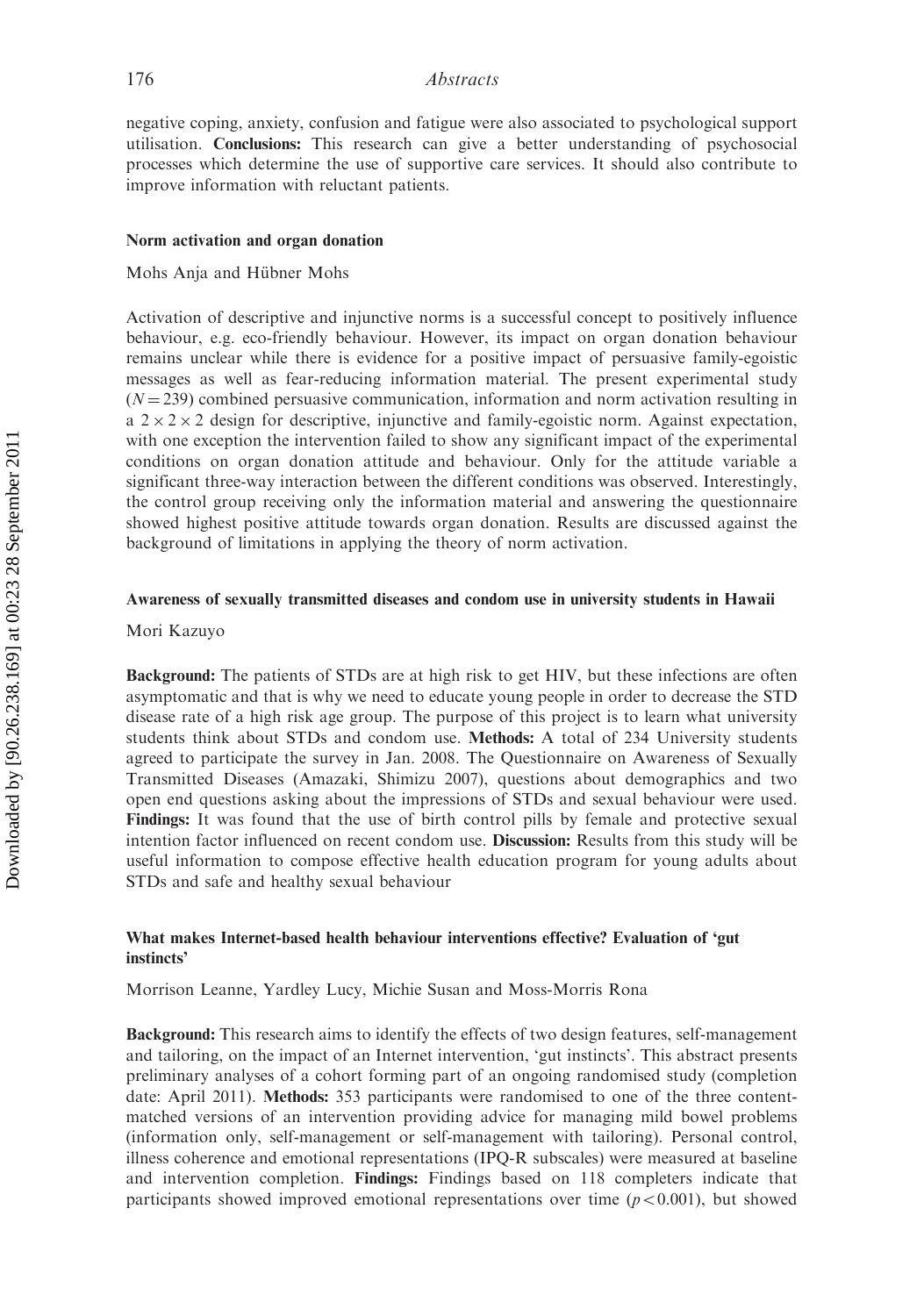negative coping, anxiety, confusion and fatigue were also associated to psychological support utilisation. **Conclusions:** This research can give a better understanding of psychosocial processes which determine the use of supportive care services. It should also contribute to improve information with reluctant patients.

### Norm activation and organ donation

Mohs Anja and Hübner Mohs

Activation of descriptive and injunctive norms is a successful concept to positively influence behaviour, e.g. eco-friendly behaviour. However, its impact on organ donation behaviour remains unclear while there is evidence for a positive impact of persuasive family-egoistic messages as well as fear-reducing information material. The present experimental study ($N = 239$) combined persuasive communication, information and norm activation resulting in a $2 \times 2 \times 2$ design for descriptive, injunctive and family-egoistic norm. Against expectation, with one exception the intervention failed to show any significant impact of the experimental conditions on organ donation attitude and behaviour. Only for the attitude variable a significant three-way interaction between the different conditions was observed. Interestingly, the control group receiving only the information material and answering the questionnaire showed highest positive attitude towards organ donation. Results are discussed against the background of limitations in applying the theory of norm activation.

### Awareness of sexually transmitted diseases and condom use in university students in Hawaii

Mori Kazuyo

**Background:** The patients of STDs are at high risk to get HIV, but these infections are often asymptomatic and that is why we need to educate young people in order to decrease the STD disease rate of a high risk age group. The purpose of this project is to learn what university students think about STDs and condom use. **Methods:** A total of 234 University students agreed to participate the survey in Jan. 2008. The Questionnaire on Awareness of Sexually Transmitted Diseases (Amazaki, Shimizu 2007), questions about demographics and two open end questions asking about the impressions of STDs and sexual behaviour were used. **Findings:** It was found that the use of birth control pills by female and protective sexual intention factor influenced on recent condom use. **Discussion:** Results from this study will be useful information to compose effective health education program for young adults about STDs and safe and healthy sexual behaviour

### What makes Internet-based health behaviour interventions effective? Evaluation of 'gut instincts'

Morrison Leanne, Yardley Lucy, Michie Susan and Moss-Morris Rona

**Background:** This research aims to identify the effects of two design features, self-management and tailoring, on the impact of an Internet intervention, 'gut instincts'. This abstract presents preliminary analyses of a cohort forming part of an ongoing randomised study (completion date: April 2011). **Methods:** 353 participants were randomised to one of the three content-matched versions of an intervention providing advice for managing mild bowel problems (information only, self-management or self-management with tailoring). Personal control, illness coherence and emotional representations (IPQ-R subscales) were measured at baseline and intervention completion. **Findings:** Findings based on 118 completers indicate that participants showed improved emotional representations over time ($p < 0.001$), but showed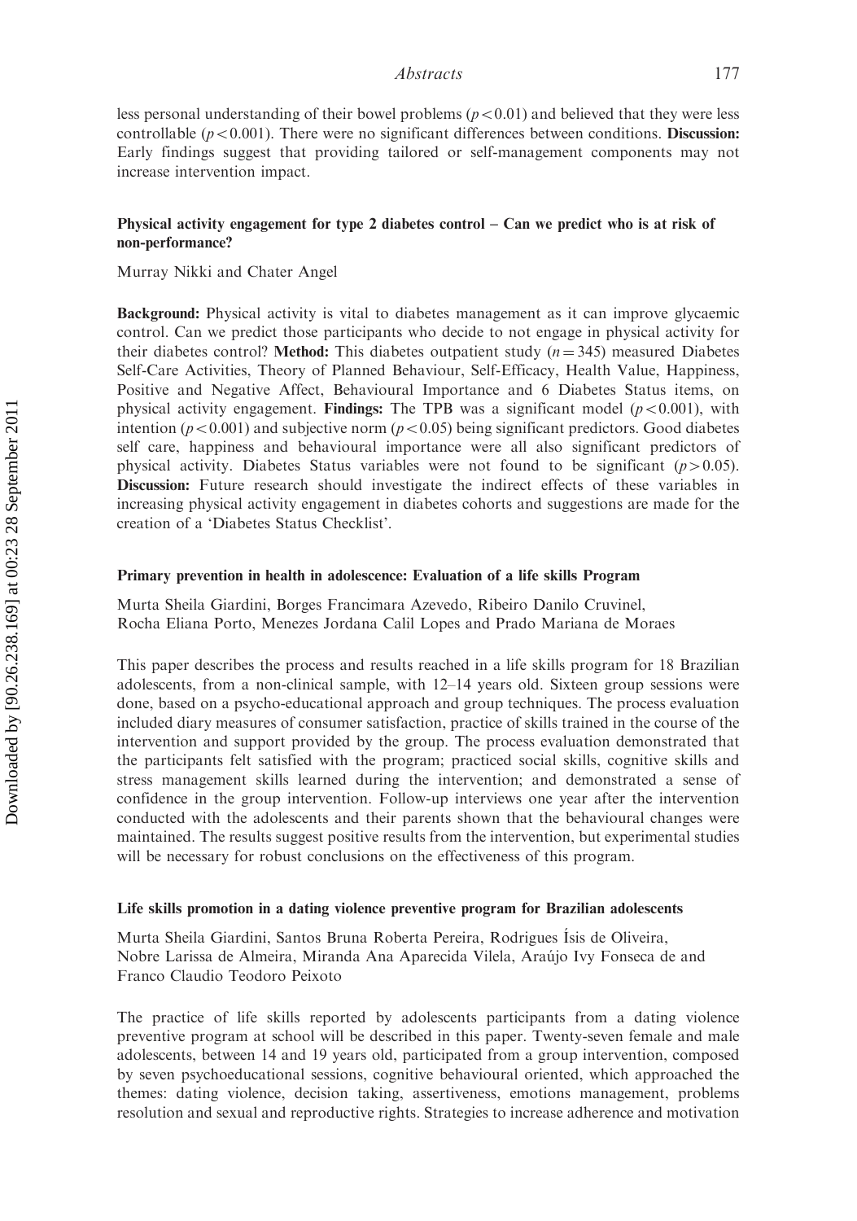less personal understanding of their bowel problems ($p < 0.01$) and believed that they were less controllable ($p < 0.001$). There were no significant differences between conditions. **Discussion:** Early findings suggest that providing tailored or self-management components may not increase intervention impact.

### Physical activity engagement for type 2 diabetes control – Can we predict who is at risk of non-performance?

Murray Nikki and Chater Angel

**Background:** Physical activity is vital to diabetes management as it can improve glycaemic control. Can we predict those participants who decide to not engage in physical activity for their diabetes control? **Method:** This diabetes outpatient study ($n = 345$) measured Diabetes Self-Care Activities, Theory of Planned Behaviour, Self-Efficacy, Health Value, Happiness, Positive and Negative Affect, Behavioural Importance and 6 Diabetes Status items, on physical activity engagement. **Findings:** The TPB was a significant model ($p < 0.001$), with intention ($p < 0.001$) and subjective norm ($p < 0.05$) being significant predictors. Good diabetes self care, happiness and behavioural importance were all also significant predictors of physical activity. Diabetes Status variables were not found to be significant ($p > 0.05$). **Discussion:** Future research should investigate the indirect effects of these variables in increasing physical activity engagement in diabetes cohorts and suggestions are made for the creation of a 'Diabetes Status Checklist'.

### Primary prevention in health in adolescence: Evaluation of a life skills Program

Murta Sheila Giardini, Borges Francimara Azevedo, Ribeiro Danilo Cruvinel, Rocha Eliana Porto, Menezes Jordana Calil Lopes and Prado Mariana de Moraes

This paper describes the process and results reached in a life skills program for 18 Brazilian adolescents, from a non-clinical sample, with 12–14 years old. Sixteen group sessions were done, based on a psycho-educational approach and group techniques. The process evaluation included diary measures of consumer satisfaction, practice of skills trained in the course of the intervention and support provided by the group. The process evaluation demonstrated that the participants felt satisfied with the program; practiced social skills, cognitive skills and stress management skills learned during the intervention; and demonstrated a sense of confidence in the group intervention. Follow-up interviews one year after the intervention conducted with the adolescents and their parents shown that the behavioural changes were maintained. The results suggest positive results from the intervention, but experimental studies will be necessary for robust conclusions on the effectiveness of this program.

### Life skills promotion in a dating violence preventive program for Brazilian adolescents

Murta Sheila Giardini, Santos Bruna Roberta Pereira, Rodrigues Ísis de Oliveira, Nobre Larissa de Almeira, Miranda Ana Aparecida Vilela, Araújo Ivy Fonseca de and Franco Claudio Teodoro Peixoto

The practice of life skills reported by adolescents participants from a dating violence preventive program at school will be described in this paper. Twenty-seven female and male adolescents, between 14 and 19 years old, participated from a group intervention, composed by seven psychoeducational sessions, cognitive behavioural oriented, which approached the themes: dating violence, decision taking, assertiveness, emotions management, problems resolution and sexual and reproductive rights. Strategies to increase adherence and motivation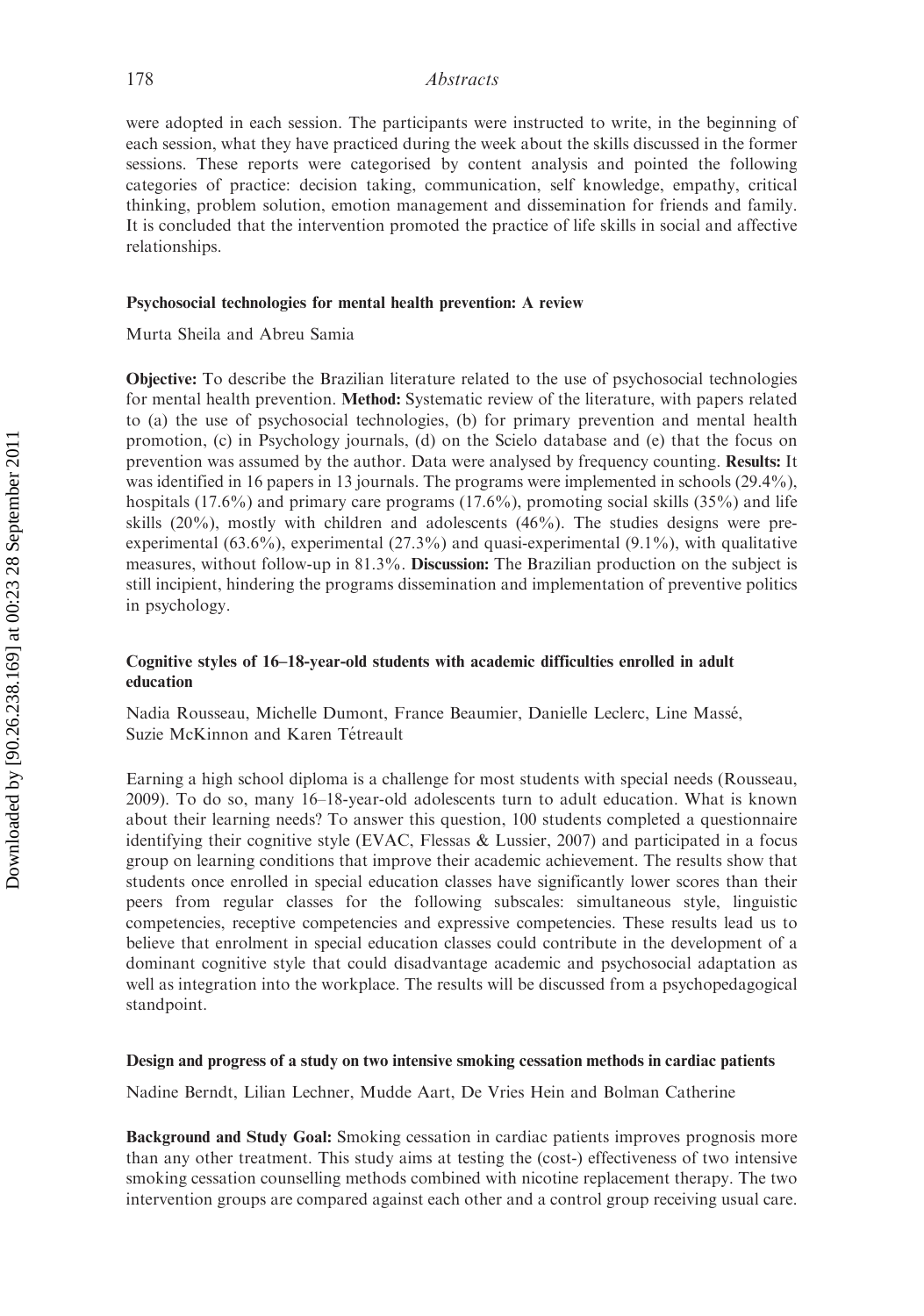were adopted in each session. The participants were instructed to write, in the beginning of each session, what they have practiced during the week about the skills discussed in the former sessions. These reports were categorised by content analysis and pointed the following categories of practice: decision taking, communication, self knowledge, empathy, critical thinking, problem solution, emotion management and dissemination for friends and family. It is concluded that the intervention promoted the practice of life skills in social and affective relationships.

### Psychosocial technologies for mental health prevention: A review

Murta Sheila and Abreu Samia

**Objective:** To describe the Brazilian literature related to the use of psychosocial technologies for mental health prevention. **Method:** Systematic review of the literature, with papers related to (a) the use of psychosocial technologies, (b) for primary prevention and mental health promotion, (c) in Psychology journals, (d) on the Scielo database and (e) that the focus on prevention was assumed by the author. Data were analysed by frequency counting. **Results:** It was identified in 16 papers in 13 journals. The programs were implemented in schools (29.4%), hospitals (17.6%) and primary care programs (17.6%), promoting social skills (35%) and life skills (20%), mostly with children and adolescents (46%). The studies designs were pre-experimental (63.6%), experimental (27.3%) and quasi-experimental (9.1%), with qualitative measures, without follow-up in 81.3%. **Discussion:** The Brazilian production on the subject is still incipient, hindering the programs dissemination and implementation of preventive politics in psychology.

### Cognitive styles of 16–18-year-old students with academic difficulties enrolled in adult education

Nadia Rousseau, Michelle Dumont, France Beaumier, Danielle Leclerc, Line Massé, Suzie McKinnon and Karen Tétreault

Earning a high school diploma is a challenge for most students with special needs (Rousseau, 2009). To do so, many 16–18-year-old adolescents turn to adult education. What is known about their learning needs? To answer this question, 100 students completed a questionnaire identifying their cognitive style (EVAC, Flessas & Lussier, 2007) and participated in a focus group on learning conditions that improve their academic achievement. The results show that students once enrolled in special education classes have significantly lower scores than their peers from regular classes for the following subscales: simultaneous style, linguistic competencies, receptive competencies and expressive competencies. These results lead us to believe that enrolment in special education classes could contribute in the development of a dominant cognitive style that could disadvantage academic and psychosocial adaptation as well as integration into the workplace. The results will be discussed from a psychopedagogical standpoint.

### Design and progress of a study on two intensive smoking cessation methods in cardiac patients

Nadine Berndt, Lilian Lechner, Mudde Aart, De Vries Hein and Bolman Catherine

**Background and Study Goal:** Smoking cessation in cardiac patients improves prognosis more than any other treatment. This study aims at testing the (cost-) effectiveness of two intensive smoking cessation counselling methods combined with nicotine replacement therapy. The two intervention groups are compared against each other and a control group receiving usual care.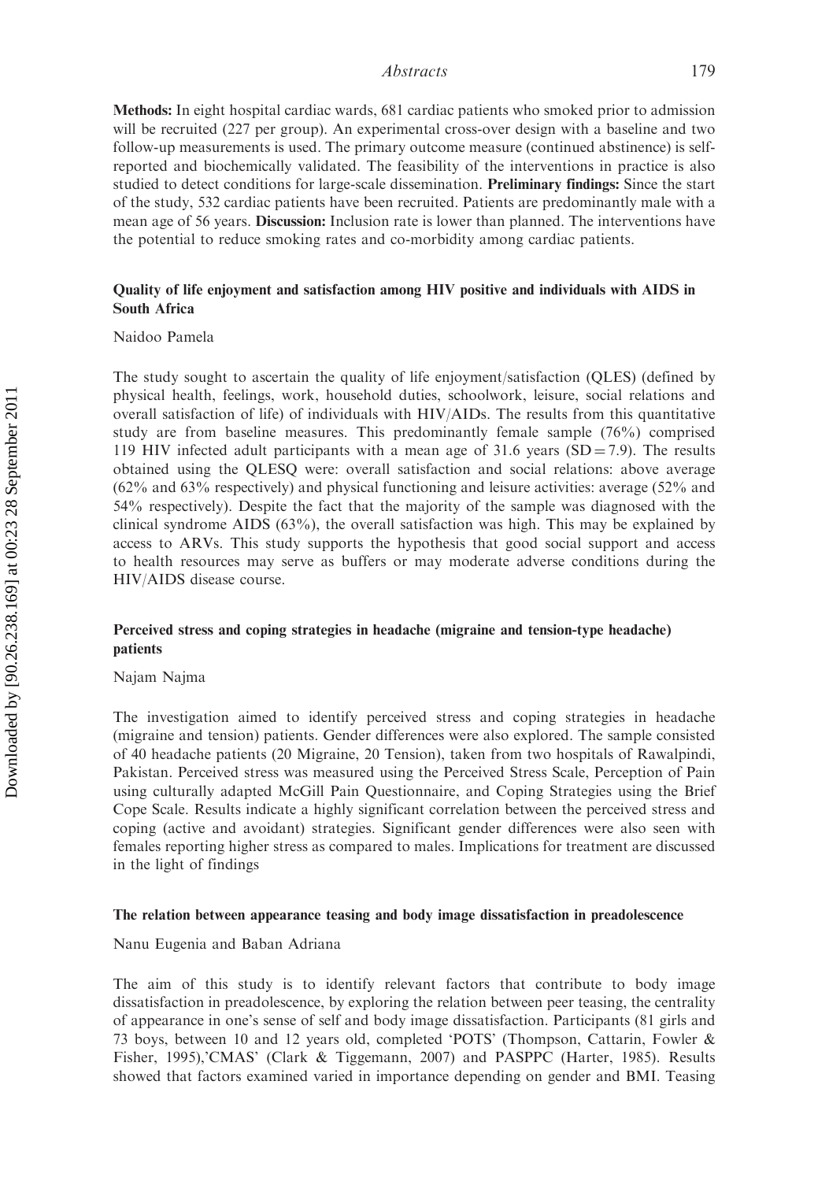**Methods:** In eight hospital cardiac wards, 681 cardiac patients who smoked prior to admission will be recruited (227 per group). An experimental cross-over design with a baseline and two follow-up measurements is used. The primary outcome measure (continued abstinence) is self-reported and biochemically validated. The feasibility of the interventions in practice is also studied to detect conditions for large-scale dissemination. **Preliminary findings:** Since the start of the study, 532 cardiac patients have been recruited. Patients are predominantly male with a mean age of 56 years. **Discussion:** Inclusion rate is lower than planned. The interventions have the potential to reduce smoking rates and co-morbidity among cardiac patients.

### Quality of life enjoyment and satisfaction among HIV positive and individuals with AIDS in South Africa

Naidoo Pamela

The study sought to ascertain the quality of life enjoyment/satisfaction (QLES) (defined by physical health, feelings, work, household duties, schoolwork, leisure, social relations and overall satisfaction of life) of individuals with HIV/AIDs. The results from this quantitative study are from baseline measures. This predominantly female sample (76%) comprised 119 HIV infected adult participants with a mean age of 31.6 years ($SD = 7.9$). The results obtained using the QLESQ were: overall satisfaction and social relations: above average (62% and 63% respectively) and physical functioning and leisure activities: average (52% and 54% respectively). Despite the fact that the majority of the sample was diagnosed with the clinical syndrome AIDS (63%), the overall satisfaction was high. This may be explained by access to ARVs. This study supports the hypothesis that good social support and access to health resources may serve as buffers or may moderate adverse conditions during the HIV/AIDS disease course.

### Perceived stress and coping strategies in headache (migraine and tension-type headache) patients

Najam Najma

The investigation aimed to identify perceived stress and coping strategies in headache (migraine and tension) patients. Gender differences were also explored. The sample consisted of 40 headache patients (20 Migraine, 20 Tension), taken from two hospitals of Rawalpindi, Pakistan. Perceived stress was measured using the Perceived Stress Scale, Perception of Pain using culturally adapted McGill Pain Questionnaire, and Coping Strategies using the Brief Cope Scale. Results indicate a highly significant correlation between the perceived stress and coping (active and avoidant) strategies. Significant gender differences were also seen with females reporting higher stress as compared to males. Implications for treatment are discussed in the light of findings

### The relation between appearance teasing and body image dissatisfaction in preadolescence

Nanu Eugenia and Baban Adriana

The aim of this study is to identify relevant factors that contribute to body image dissatisfaction in preadolescence, by exploring the relation between peer teasing, the centrality of appearance in one's sense of self and body image dissatisfaction. Participants (81 girls and 73 boys, between 10 and 12 years old, completed 'POTS' (Thompson, Cattarin, Fowler & Fisher, 1995),'CMAS' (Clark & Tiggemann, 2007) and PASPPC (Harter, 1985). Results showed that factors examined varied in importance depending on gender and BMI. Teasing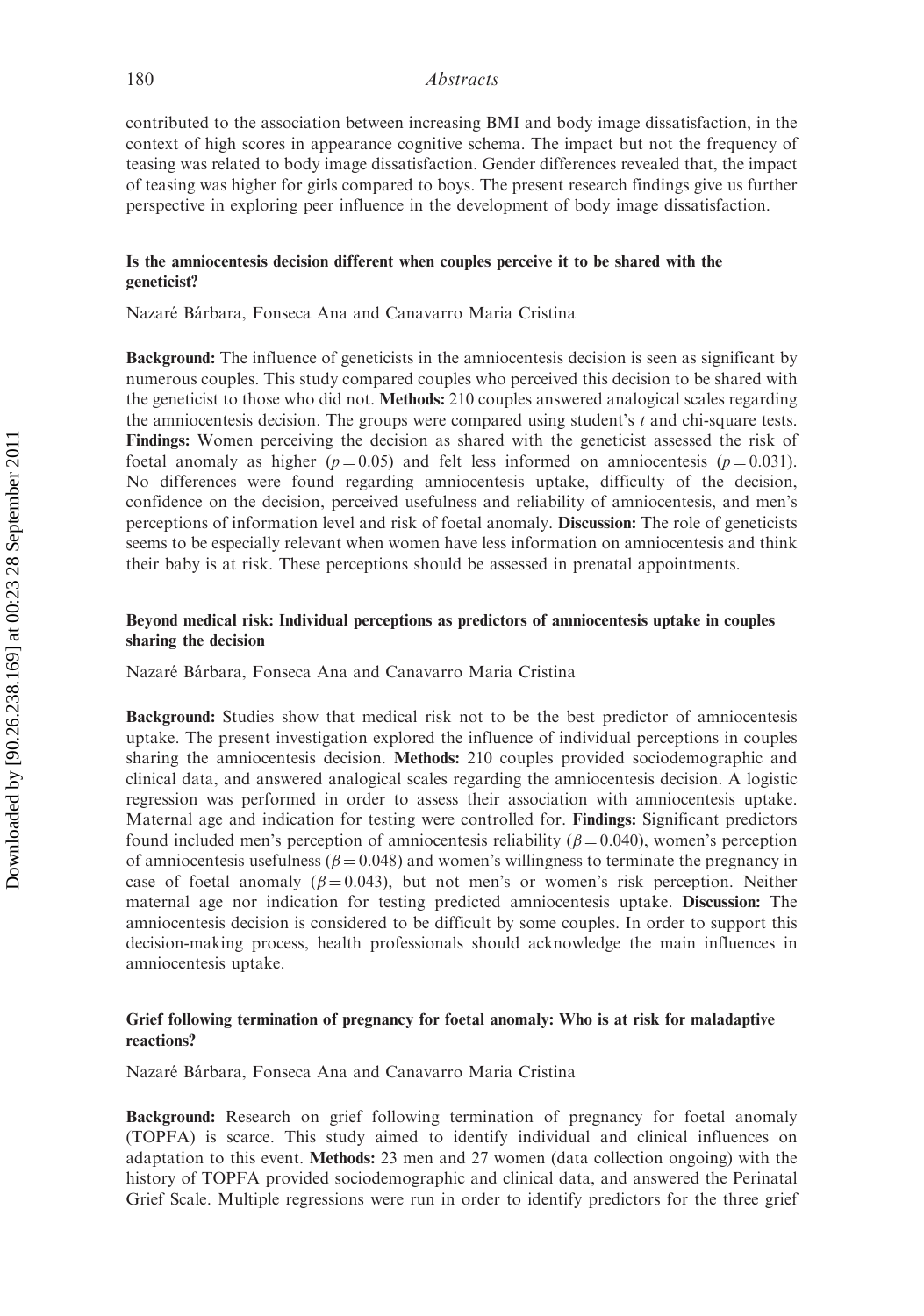contributed to the association between increasing BMI and body image dissatisfaction, in the context of high scores in appearance cognitive schema. The impact but not the frequency of teasing was related to body image dissatisfaction. Gender differences revealed that, the impact of teasing was higher for girls compared to boys. The present research findings give us further perspective in exploring peer influence in the development of body image dissatisfaction.

### Is the amniocentesis decision different when couples perceive it to be shared with the geneticist?

Nazaré Bárbara, Fonseca Ana and Canavarro Maria Cristina

**Background:** The influence of geneticists in the amniocentesis decision is seen as significant by numerous couples. This study compared couples who perceived this decision to be shared with the geneticist to those who did not. **Methods:** 210 couples answered analogical scales regarding the amniocentesis decision. The groups were compared using student's *t* and chi-square tests. **Findings:** Women perceiving the decision as shared with the geneticist assessed the risk of foetal anomaly as higher ($p = 0.05$) and felt less informed on amniocentesis ($p = 0.031$). No differences were found regarding amniocentesis uptake, difficulty of the decision, confidence on the decision, perceived usefulness and reliability of amniocentesis, and men's perceptions of information level and risk of foetal anomaly. **Discussion:** The role of geneticists seems to be especially relevant when women have less information on amniocentesis and think their baby is at risk. These perceptions should be assessed in prenatal appointments.

### Beyond medical risk: Individual perceptions as predictors of amniocentesis uptake in couples sharing the decision

Nazaré Bárbara, Fonseca Ana and Canavarro Maria Cristina

**Background:** Studies show that medical risk not to be the best predictor of amniocentesis uptake. The present investigation explored the influence of individual perceptions in couples sharing the amniocentesis decision. **Methods:** 210 couples provided sociodemographic and clinical data, and answered analogical scales regarding the amniocentesis decision. A logistic regression was performed in order to assess their association with amniocentesis uptake. Maternal age and indication for testing were controlled for. **Findings:** Significant predictors found included men's perception of amniocentesis reliability ($\beta = 0.040$), women's perception of amniocentesis usefulness ($\beta = 0.048$) and women's willingness to terminate the pregnancy in case of foetal anomaly ($\beta = 0.043$), but not men's or women's risk perception. Neither maternal age nor indication for testing predicted amniocentesis uptake. **Discussion:** The amniocentesis decision is considered to be difficult by some couples. In order to support this decision-making process, health professionals should acknowledge the main influences in amniocentesis uptake.

### Grief following termination of pregnancy for foetal anomaly: Who is at risk for maladaptive reactions?

Nazaré Bárbara, Fonseca Ana and Canavarro Maria Cristina

**Background:** Research on grief following termination of pregnancy for foetal anomaly (TOPFA) is scarce. This study aimed to identify individual and clinical influences on adaptation to this event. **Methods:** 23 men and 27 women (data collection ongoing) with the history of TOPFA provided sociodemographic and clinical data, and answered the Perinatal Grief Scale. Multiple regressions were run in order to identify predictors for the three grief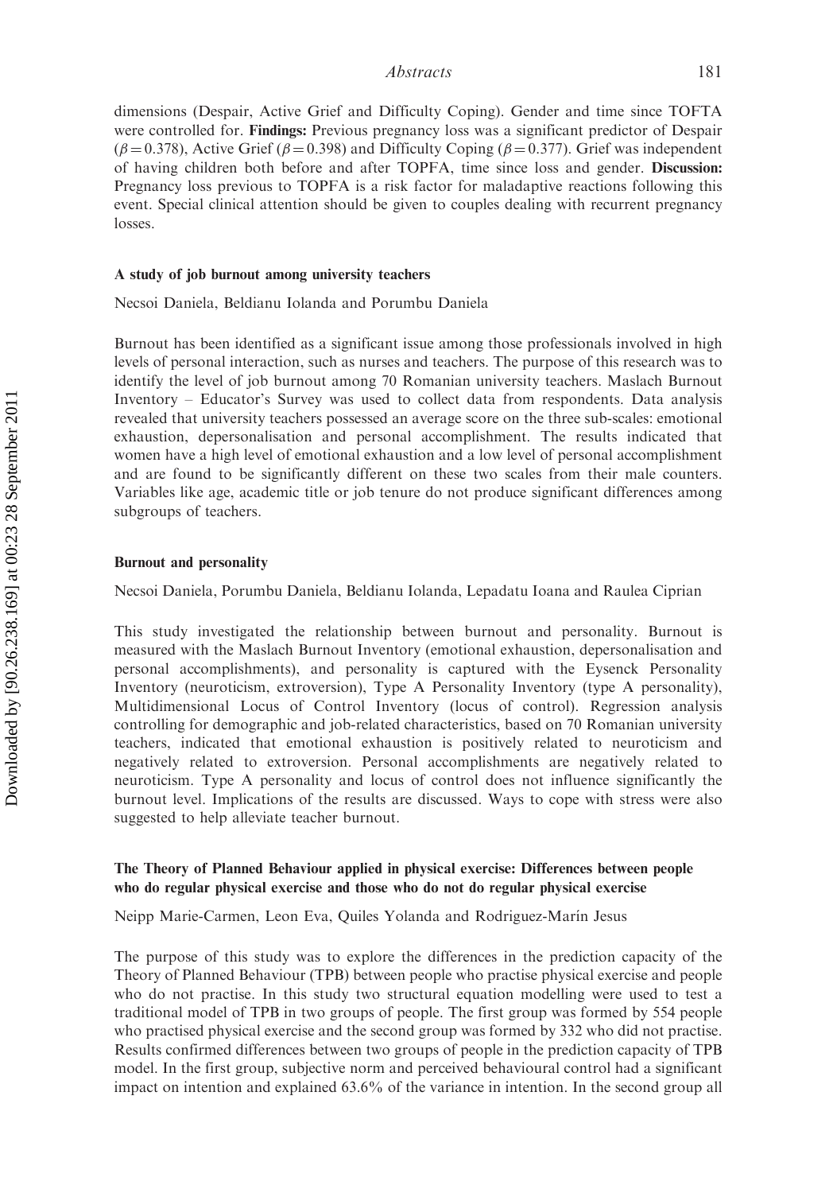dimensions (Despair, Active Grief and Difficulty Coping). Gender and time since TOFTA were controlled for. **Findings:** Previous pregnancy loss was a significant predictor of Despair ($\beta = 0.378$), Active Grief ($\beta = 0.398$) and Difficulty Coping ($\beta = 0.377$). Grief was independent of having children both before and after TOPFA, time since loss and gender. **Discussion:** Pregnancy loss previous to TOPFA is a risk factor for maladaptive reactions following this event. Special clinical attention should be given to couples dealing with recurrent pregnancy losses.

### A study of job burnout among university teachers

Necsoi Daniela, Beldianu Iolanda and Porumbu Daniela

Burnout has been identified as a significant issue among those professionals involved in high levels of personal interaction, such as nurses and teachers. The purpose of this research was to identify the level of job burnout among 70 Romanian university teachers. Maslach Burnout Inventory – Educator's Survey was used to collect data from respondents. Data analysis revealed that university teachers possessed an average score on the three sub-scales: emotional exhaustion, depersonalisation and personal accomplishment. The results indicated that women have a high level of emotional exhaustion and a low level of personal accomplishment and are found to be significantly different on these two scales from their male counters. Variables like age, academic title or job tenure do not produce significant differences among subgroups of teachers.

### Burnout and personality

Necsoi Daniela, Porumbu Daniela, Beldianu Iolanda, Lepadatu Ioana and Raulea Ciprian

This study investigated the relationship between burnout and personality. Burnout is measured with the Maslach Burnout Inventory (emotional exhaustion, depersonalisation and personal accomplishments), and personality is captured with the Eysenck Personality Inventory (neuroticism, extroversion), Type A Personality Inventory (type A personality), Multidimensional Locus of Control Inventory (locus of control). Regression analysis controlling for demographic and job-related characteristics, based on 70 Romanian university teachers, indicated that emotional exhaustion is positively related to neuroticism and negatively related to extroversion. Personal accomplishments are negatively related to neuroticism. Type A personality and locus of control does not influence significantly the burnout level. Implications of the results are discussed. Ways to cope with stress were also suggested to help alleviate teacher burnout.

### The Theory of Planned Behaviour applied in physical exercise: Differences between people who do regular physical exercise and those who do not do regular physical exercise

Neipp Marie-Carmen, Leon Eva, Quiles Yolanda and Rodriguez-Marín Jesus

The purpose of this study was to explore the differences in the prediction capacity of the Theory of Planned Behaviour (TPB) between people who practise physical exercise and people who do not practise. In this study two structural equation modelling were used to test a traditional model of TPB in two groups of people. The first group was formed by 554 people who practised physical exercise and the second group was formed by 332 who did not practise. Results confirmed differences between two groups of people in the prediction capacity of TPB model. In the first group, subjective norm and perceived behavioural control had a significant impact on intention and explained 63.6% of the variance in intention. In the second group all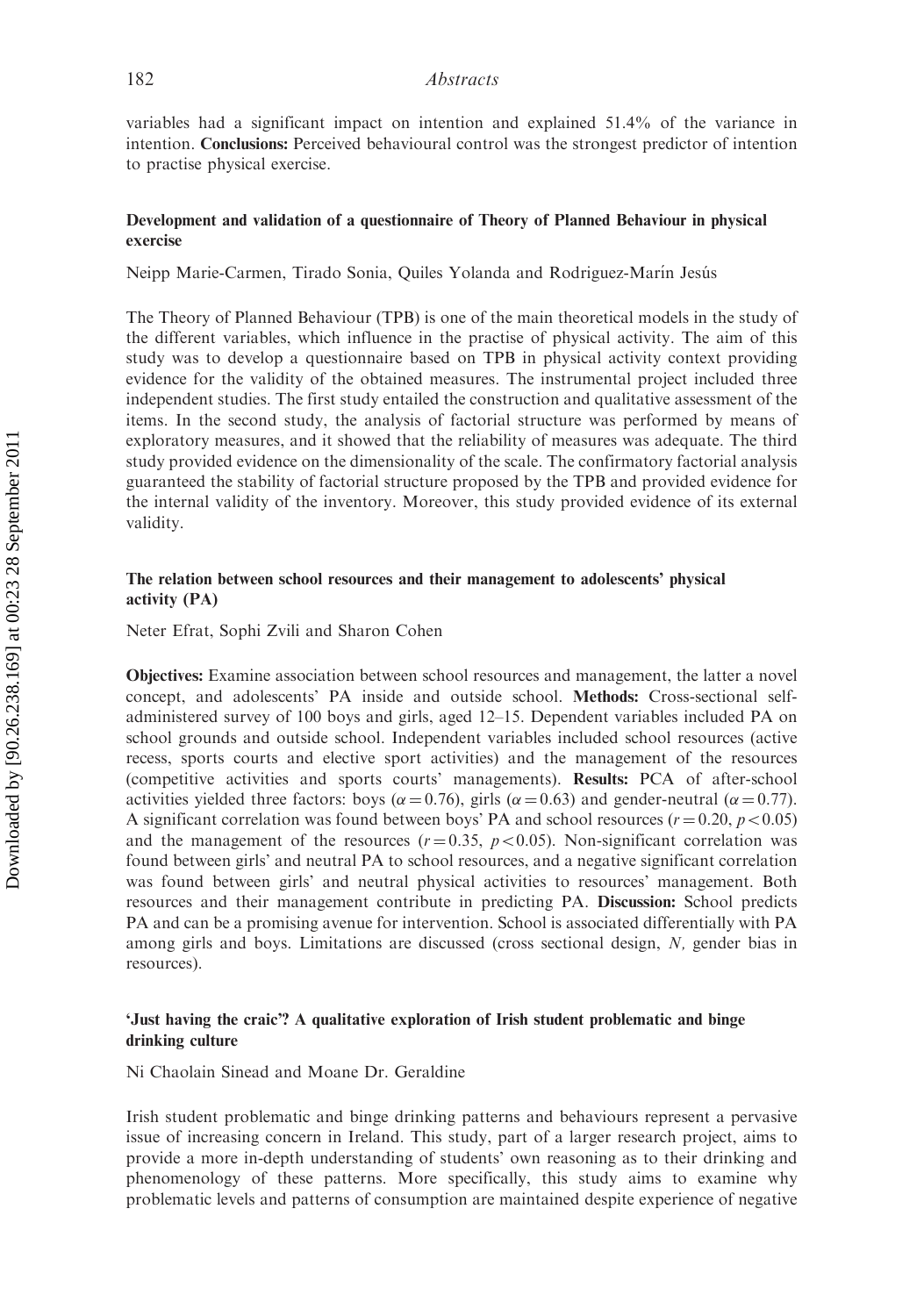variables had a significant impact on intention and explained 51.4% of the variance in intention. **Conclusions:** Perceived behavioural control was the strongest predictor of intention to practise physical exercise.

### Development and validation of a questionnaire of Theory of Planned Behaviour in physical exercise

Neipp Marie-Carmen, Tirado Sonia, Quiles Yolanda and Rodriguez-Marín Jesús

The Theory of Planned Behaviour (TPB) is one of the main theoretical models in the study of the different variables, which influence in the practise of physical activity. The aim of this study was to develop a questionnaire based on TPB in physical activity context providing evidence for the validity of the obtained measures. The instrumental project included three independent studies. The first study entailed the construction and qualitative assessment of the items. In the second study, the analysis of factorial structure was performed by means of exploratory measures, and it showed that the reliability of measures was adequate. The third study provided evidence on the dimensionality of the scale. The confirmatory factorial analysis guaranteed the stability of factorial structure proposed by the TPB and provided evidence for the internal validity of the inventory. Moreover, this study provided evidence of its external validity.

### The relation between school resources and their management to adolescents' physical activity (PA)

Neter Efrat, Sophi Zvili and Sharon Cohen

**Objectives:** Examine association between school resources and management, the latter a novel concept, and adolescents' PA inside and outside school. **Methods:** Cross-sectional self-administered survey of 100 boys and girls, aged 12–15. Dependent variables included PA on school grounds and outside school. Independent variables included school resources (active recess, sports courts and elective sport activities) and the management of the resources (competitive activities and sports courts' managements). **Results:** PCA of after-school activities yielded three factors: boys ($\alpha = 0.76$), girls ($\alpha = 0.63$) and gender-neutral ($\alpha = 0.77$). A significant correlation was found between boys' PA and school resources ($r = 0.20$, $p < 0.05$) and the management of the resources ($r = 0.35$, $p < 0.05$). Non-significant correlation was found between girls' and neutral PA to school resources, and a negative significant correlation was found between girls' and neutral physical activities to resources' management. Both resources and their management contribute in predicting PA. **Discussion:** School predicts PA and can be a promising avenue for intervention. School is associated differentially with PA among girls and boys. Limitations are discussed (cross sectional design, *N*, gender bias in resources).

### 'Just having the craic'? A qualitative exploration of Irish student problematic and binge drinking culture

Ni Chaolain Sinead and Moane Dr. Geraldine

Irish student problematic and binge drinking patterns and behaviours represent a pervasive issue of increasing concern in Ireland. This study, part of a larger research project, aims to provide a more in-depth understanding of students' own reasoning as to their drinking and phenomenology of these patterns. More specifically, this study aims to examine why problematic levels and patterns of consumption are maintained despite experience of negative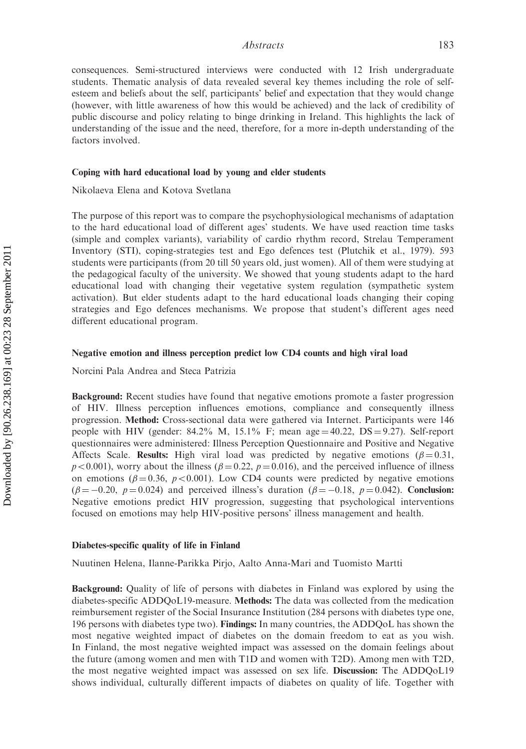consequences. Semi-structured interviews were conducted with 12 Irish undergraduate students. Thematic analysis of data revealed several key themes including the role of self-esteem and beliefs about the self, participants' belief and expectation that they would change (however, with little awareness of how this would be achieved) and the lack of credibility of public discourse and policy relating to binge drinking in Ireland. This highlights the lack of understanding of the issue and the need, therefore, for a more in-depth understanding of the factors involved.

### Coping with hard educational load by young and elder students

Nikolaeva Elena and Kotova Svetlana

The purpose of this report was to compare the psychophysiological mechanisms of adaptation to the hard educational load of different ages' students. We have used reaction time tasks (simple and complex variants), variability of cardio rhythm record, Strelau Temperament Inventory (STI), coping-strategies test and Ego defences test (Plutchik et al., 1979). 593 students were participants (from 20 till 50 years old, just women). All of them were studying at the pedagogical faculty of the university. We showed that young students adapt to the hard educational load with changing their vegetative system regulation (sympathetic system activation). But elder students adapt to the hard educational loads changing their coping strategies and Ego defences mechanisms. We propose that student's different ages need different educational program.

### Negative emotion and illness perception predict low CD4 counts and high viral load

Norcini Pala Andrea and Steca Patrizia

**Background:** Recent studies have found that negative emotions promote a faster progression of HIV. Illness perception influences emotions, compliance and consequently illness progression. **Method:** Cross-sectional data were gathered via Internet. Participants were 146 people with HIV (gender: 84.2% M, 15.1% F; mean age $= 40.22$, DS $= 9.27$). Self-report questionnaires were administered: Illness Perception Questionnaire and Positive and Negative Affects Scale. **Results:** High viral load was predicted by negative emotions ($\beta = 0.31$, $p < 0.001$), worry about the illness ($\beta = 0.22$, $p = 0.016$), and the perceived influence of illness on emotions ($\beta = 0.36$, $p < 0.001$). Low CD4 counts were predicted by negative emotions ($\beta = -0.20$, $p = 0.024$) and perceived illness's duration ($\beta = -0.18$, $p = 0.042$). **Conclusion:** Negative emotions predict HIV progression, suggesting that psychological interventions focused on emotions may help HIV-positive persons' illness management and health.

### Diabetes-specific quality of life in Finland

Nuutinen Helena, Ilanne-Parikka Pirjo, Aalto Anna-Mari and Tuomisto Martti

**Background:** Quality of life of persons with diabetes in Finland was explored by using the diabetes-specific ADDQoL19-measure. **Methods:** The data was collected from the medication reimbursement register of the Social Insurance Institution (284 persons with diabetes type one, 196 persons with diabetes type two). **Findings:** In many countries, the ADDQoL has shown the most negative weighted impact of diabetes on the domain freedom to eat as you wish. In Finland, the most negative weighted impact was assessed on the domain feelings about the future (among women and men with T1D and women with T2D). Among men with T2D, the most negative weighted impact was assessed on sex life. **Discussion:** The ADDQoL19 shows individual, culturally different impacts of diabetes on quality of life. Together with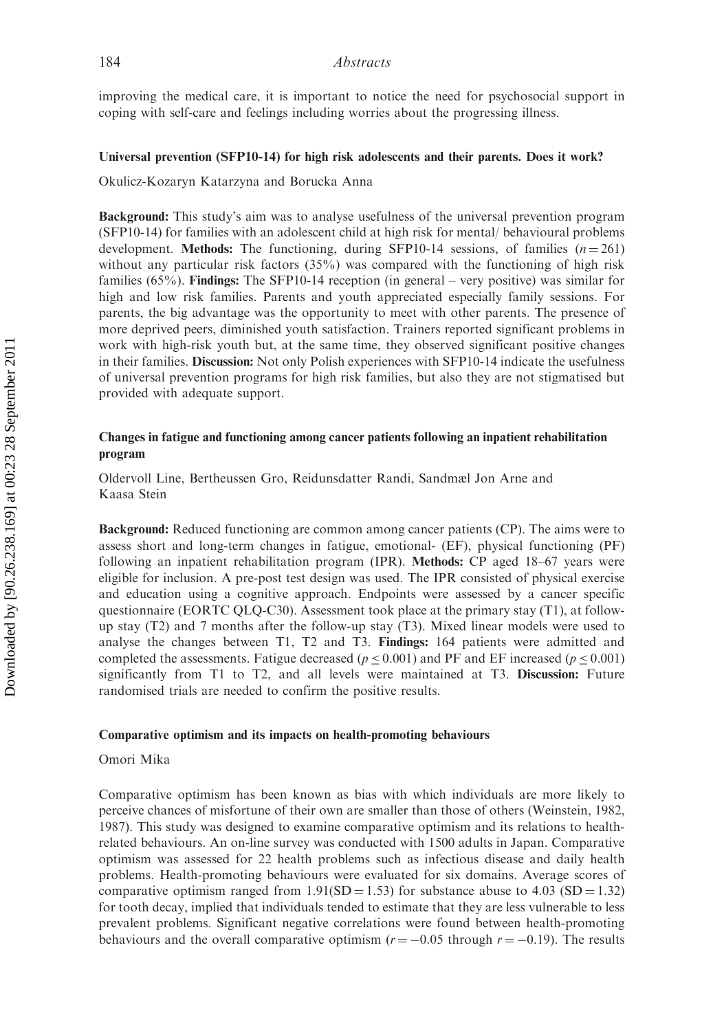improving the medical care, it is important to notice the need for psychosocial support in coping with self-care and feelings including worries about the progressing illness.

### Universal prevention (SFP10-14) for high risk adolescents and their parents. Does it work?

Okulicz-Kozaryn Katarzyna and Borucka Anna

**Background:** This study's aim was to analyse usefulness of the universal prevention program (SFP10-14) for families with an adolescent child at high risk for mental/ behavioural problems development. **Methods:** The functioning, during SFP10-14 sessions, of families ($n = 261$) without any particular risk factors (35%) was compared with the functioning of high risk families (65%). **Findings:** The SFP10-14 reception (in general – very positive) was similar for high and low risk families. Parents and youth appreciated especially family sessions. For parents, the big advantage was the opportunity to meet with other parents. The presence of more deprived peers, diminished youth satisfaction. Trainers reported significant problems in work with high-risk youth but, at the same time, they observed significant positive changes in their families. **Discussion:** Not only Polish experiences with SFP10-14 indicate the usefulness of universal prevention programs for high risk families, but also they are not stigmatised but provided with adequate support.

### Changes in fatigue and functioning among cancer patients following an inpatient rehabilitation program

Oldervoll Line, Bertheussen Gro, Reidunsdatter Randi, Sandmæl Jon Arne and Kaasa Stein

**Background:** Reduced functioning are common among cancer patients (CP). The aims were to assess short and long-term changes in fatigue, emotional- (EF), physical functioning (PF) following an inpatient rehabilitation program (IPR). **Methods:** CP aged 18–67 years were eligible for inclusion. A pre-post test design was used. The IPR consisted of physical exercise and education using a cognitive approach. Endpoints were assessed by a cancer specific questionnaire (EORTC QLQ-C30). Assessment took place at the primary stay (T1), at follow-up stay (T2) and 7 months after the follow-up stay (T3). Mixed linear models were used to analyse the changes between T1, T2 and T3. **Findings:** 164 patients were admitted and completed the assessments. Fatigue decreased ($p \leq 0.001$) and PF and EF increased ($p \leq 0.001$) significantly from T1 to T2, and all levels were maintained at T3. **Discussion:** Future randomised trials are needed to confirm the positive results.

### Comparative optimism and its impacts on health-promoting behaviours

Omori Mika

Comparative optimism has been known as bias with which individuals are more likely to perceive chances of misfortune of their own are smaller than those of others (Weinstein, 1982, 1987). This study was designed to examine comparative optimism and its relations to health-related behaviours. An on-line survey was conducted with 1500 adults in Japan. Comparative optimism was assessed for 22 health problems such as infectious disease and daily health problems. Health-promoting behaviours were evaluated for six domains. Average scores of comparative optimism ranged from 1.91(SD = 1.53) for substance abuse to 4.03 (SD = 1.32) for tooth decay, implied that individuals tended to estimate that they are less vulnerable to less prevalent problems. Significant negative correlations were found between health-promoting behaviours and the overall comparative optimism ($r = -0.05$ through $r = -0.19$). The results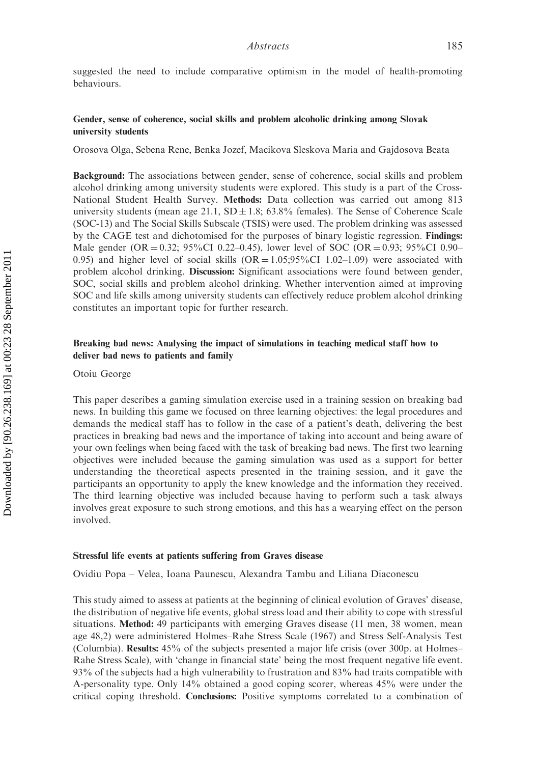suggested the need to include comparative optimism in the model of health-promoting behaviours.

### Gender, sense of coherence, social skills and problem alcoholic drinking among Slovak university students

Orosova Olga, Sebena Rene, Benka Jozef, Macikova Sleskova Maria and Gajdosova Beata

**Background:** The associations between gender, sense of coherence, social skills and problem alcohol drinking among university students were explored. This study is a part of the Cross-National Student Health Survey. **Methods:** Data collection was carried out among 813 university students (mean age 21.1, SD $\pm$ 1.8; 63.8% females). The Sense of Coherence Scale (SOC-13) and The Social Skills Subscale (TSIS) were used. The problem drinking was assessed by the CAGE test and dichotomised for the purposes of binary logistic regression. **Findings:** Male gender (OR = 0.32; 95%CI 0.22–0.45), lower level of SOC (OR = 0.93; 95%CI 0.90–0.95) and higher level of social skills (OR = 1.05;95%CI 1.02–1.09) were associated with problem alcohol drinking. **Discussion:** Significant associations were found between gender, SOC, social skills and problem alcohol drinking. Whether intervention aimed at improving SOC and life skills among university students can effectively reduce problem alcohol drinking constitutes an important topic for further research.

### Breaking bad news: Analysing the impact of simulations in teaching medical staff how to deliver bad news to patients and family

Otoiu George

This paper describes a gaming simulation exercise used in a training session on breaking bad news. In building this game we focused on three learning objectives: the legal procedures and demands the medical staff has to follow in the case of a patient's death, delivering the best practices in breaking bad news and the importance of taking into account and being aware of your own feelings when being faced with the task of breaking bad news. The first two learning objectives were included because the gaming simulation was used as a support for better understanding the theoretical aspects presented in the training session, and it gave the participants an opportunity to apply the knew knowledge and the information they received. The third learning objective was included because having to perform such a task always involves great exposure to such strong emotions, and this has a wearying effect on the person involved.

### Stressful life events at patients suffering from Graves disease

Ovidiu Popa – Velea, Ioana Paunescu, Alexandra Tambu and Liliana Diaconescu

This study aimed to assess at patients at the beginning of clinical evolution of Graves' disease, the distribution of negative life events, global stress load and their ability to cope with stressful situations. **Method:** 49 participants with emerging Graves disease (11 men, 38 women, mean age 48,2) were administered Holmes–Rahe Stress Scale (1967) and Stress Self-Analysis Test (Columbia). **Results:** 45% of the subjects presented a major life crisis (over 300p. at Holmes–Rahe Stress Scale), with 'change in financial state' being the most frequent negative life event. 93% of the subjects had a high vulnerability to frustration and 83% had traits compatible with A-personality type. Only 14% obtained a good coping scorer, whereas 45% were under the critical coping threshold. **Conclusions:** Positive symptoms correlated to a combination of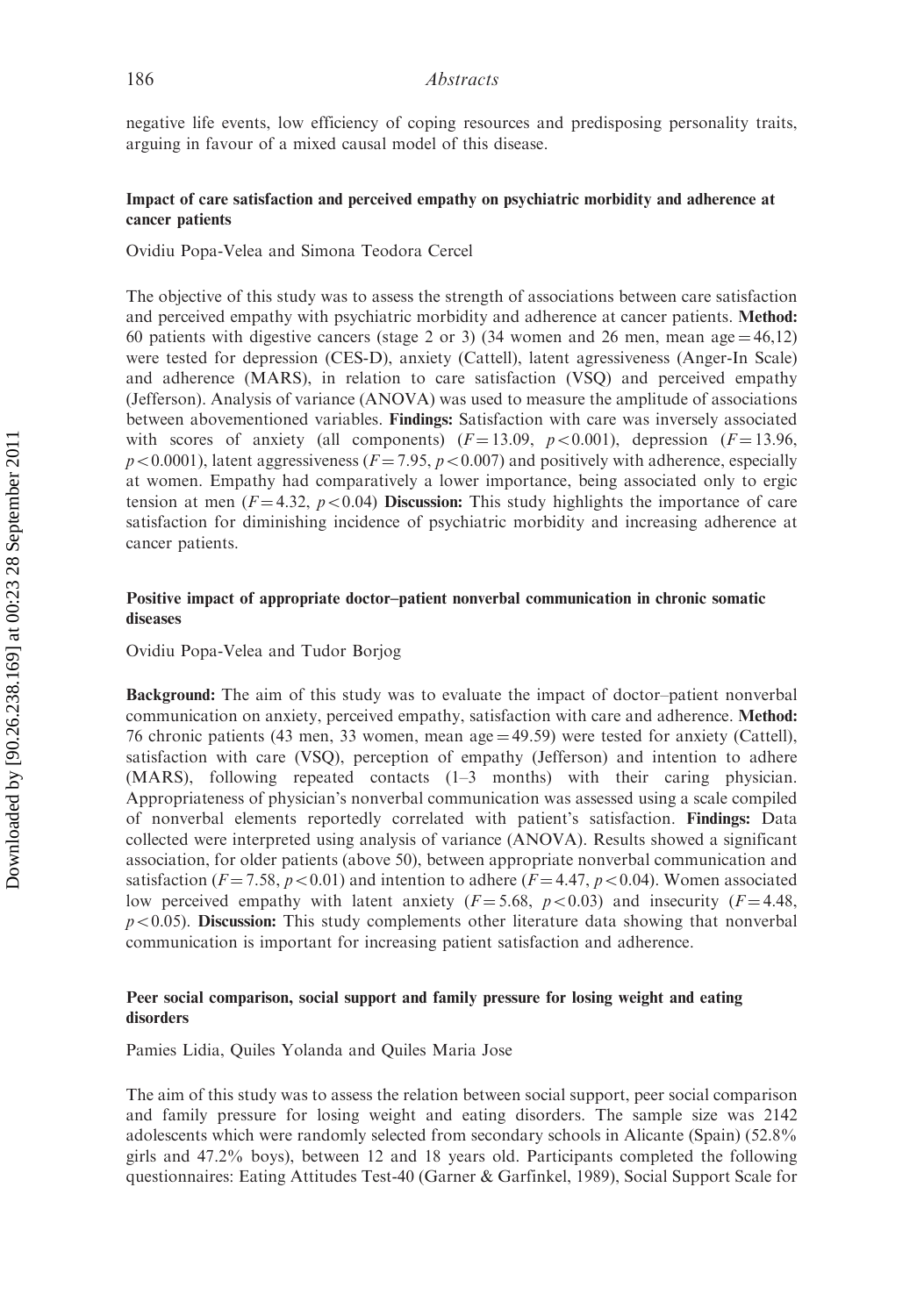negative life events, low efficiency of coping resources and predisposing personality traits, arguing in favour of a mixed causal model of this disease.

### Impact of care satisfaction and perceived empathy on psychiatric morbidity and adherence at cancer patients

Ovidiu Popa-Velea and Simona Teodora Cercel

The objective of this study was to assess the strength of associations between care satisfaction and perceived empathy with psychiatric morbidity and adherence at cancer patients. **Method:** 60 patients with digestive cancers (stage 2 or 3) (34 women and 26 men, mean age = 46,12) were tested for depression (CES-D), anxiety (Cattell), latent agressiveness (Anger-In Scale) and adherence (MARS), in relation to care satisfaction (VSQ) and perceived empathy (Jefferson). Analysis of variance (ANOVA) was used to measure the amplitude of associations between abovementioned variables. **Findings:** Satisfaction with care was inversely associated with scores of anxiety (all components) ($F = 13.09$, $p < 0.001$), depression ($F = 13.96$, $p < 0.0001$), latent aggressiveness ($F = 7.95$, $p < 0.007$) and positively with adherence, especially at women. Empathy had comparatively a lower importance, being associated only to ergic tension at men ($F = 4.32$, $p < 0.04$) **Discussion:** This study highlights the importance of care satisfaction for diminishing incidence of psychiatric morbidity and increasing adherence at cancer patients.

### Positive impact of appropriate doctor–patient nonverbal communication in chronic somatic diseases

Ovidiu Popa-Velea and Tudor Borjog

**Background:** The aim of this study was to evaluate the impact of doctor–patient nonverbal communication on anxiety, perceived empathy, satisfaction with care and adherence. **Method:** 76 chronic patients (43 men, 33 women, mean age = 49.59) were tested for anxiety (Cattell), satisfaction with care (VSQ), perception of empathy (Jefferson) and intention to adhere (MARS), following repeated contacts (1–3 months) with their caring physician. Appropriateness of physician's nonverbal communication was assessed using a scale compiled of nonverbal elements reportedly correlated with patient's satisfaction. **Findings:** Data collected were interpreted using analysis of variance (ANOVA). Results showed a significant association, for older patients (above 50), between appropriate nonverbal communication and satisfaction ($F = 7.58$, $p < 0.01$) and intention to adhere ($F = 4.47$, $p < 0.04$). Women associated low perceived empathy with latent anxiety ($F = 5.68$, $p < 0.03$) and insecurity ($F = 4.48$, $p < 0.05$). **Discussion:** This study complements other literature data showing that nonverbal communication is important for increasing patient satisfaction and adherence.

### Peer social comparison, social support and family pressure for losing weight and eating disorders

Pamies Lidia, Quiles Yolanda and Quiles Maria Jose

The aim of this study was to assess the relation between social support, peer social comparison and family pressure for losing weight and eating disorders. The sample size was 2142 adolescents which were randomly selected from secondary schools in Alicante (Spain) (52.8% girls and 47.2% boys), between 12 and 18 years old. Participants completed the following questionnaires: Eating Attitudes Test-40 (Garner & Garfinkel, 1989), Social Support Scale for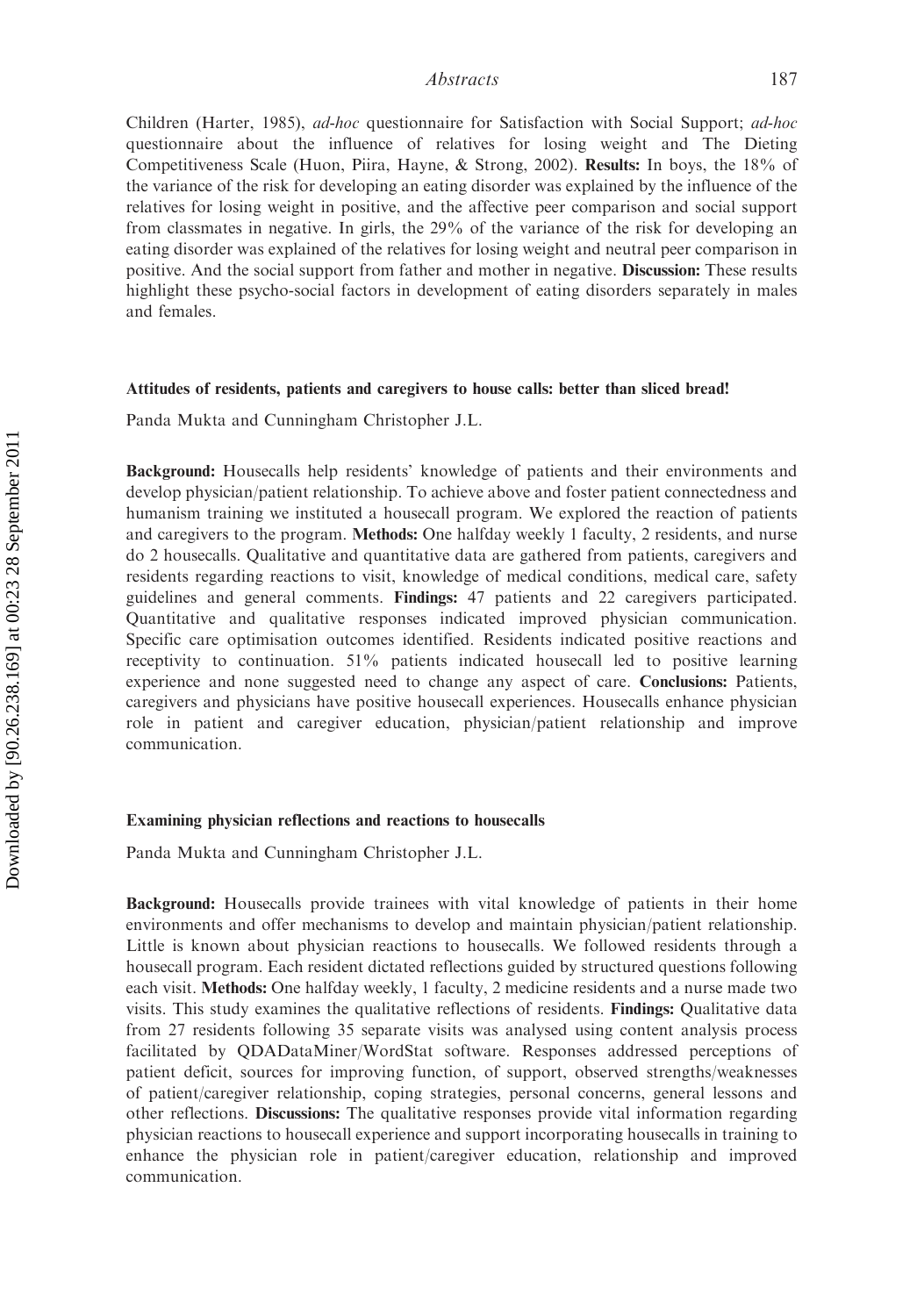Children (Harter, 1985), *ad-hoc* questionnaire for Satisfaction with Social Support; *ad-hoc* questionnaire about the influence of relatives for losing weight and The Dieting Competitiveness Scale (Huon, Piira, Hayne, & Strong, 2002). **Results:** In boys, the 18% of the variance of the risk for developing an eating disorder was explained by the influence of the relatives for losing weight in positive, and the affective peer comparison and social support from classmates in negative. In girls, the 29% of the variance of the risk for developing an eating disorder was explained of the relatives for losing weight and neutral peer comparison in positive. And the social support from father and mother in negative. **Discussion:** These results highlight these psycho-social factors in development of eating disorders separately in males and females.

### Attitudes of residents, patients and caregivers to house calls: better than sliced bread!

Panda Mukta and Cunningham Christopher J.L.

**Background:** Housecalls help residents' knowledge of patients and their environments and develop physician/patient relationship. To achieve above and foster patient connectedness and humanism training we instituted a housecall program. We explored the reaction of patients and caregivers to the program. **Methods:** One halfday weekly 1 faculty, 2 residents, and nurse do 2 housecalls. Qualitative and quantitative data are gathered from patients, caregivers and residents regarding reactions to visit, knowledge of medical conditions, medical care, safety guidelines and general comments. **Findings:** 47 patients and 22 caregivers participated. Quantitative and qualitative responses indicated improved physician communication. Specific care optimisation outcomes identified. Residents indicated positive reactions and receptivity to continuation. 51% patients indicated housecall led to positive learning experience and none suggested need to change any aspect of care. **Conclusions:** Patients, caregivers and physicians have positive housecall experiences. Housecalls enhance physician role in patient and caregiver education, physician/patient relationship and improve communication.

### Examining physician reflections and reactions to housecalls

Panda Mukta and Cunningham Christopher J.L.

**Background:** Housecalls provide trainees with vital knowledge of patients in their home environments and offer mechanisms to develop and maintain physician/patient relationship. Little is known about physician reactions to housecalls. We followed residents through a housecall program. Each resident dictated reflections guided by structured questions following each visit. **Methods:** One halfday weekly, 1 faculty, 2 medicine residents and a nurse made two visits. This study examines the qualitative reflections of residents. **Findings:** Qualitative data from 27 residents following 35 separate visits was analysed using content analysis process facilitated by QDADataMiner/WordStat software. Responses addressed perceptions of patient deficit, sources for improving function, of support, observed strengths/weaknesses of patient/caregiver relationship, coping strategies, personal concerns, general lessons and other reflections. **Discussions:** The qualitative responses provide vital information regarding physician reactions to housecall experience and support incorporating housecalls in training to enhance the physician role in patient/caregiver education, relationship and improved communication.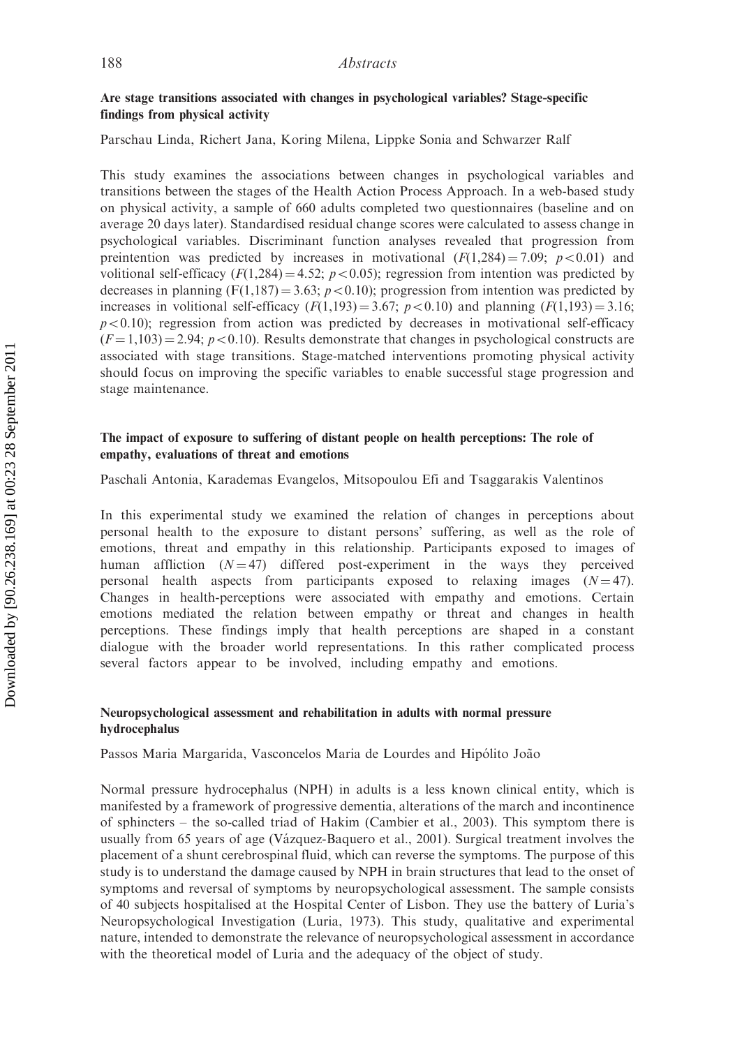### Are stage transitions associated with changes in psychological variables? Stage-specific findings from physical activity

Parschau Linda, Richert Jana, Koring Milena, Lippke Sonia and Schwarzer Ralf

This study examines the associations between changes in psychological variables and transitions between the stages of the Health Action Process Approach. In a web-based study on physical activity, a sample of 660 adults completed two questionnaires (baseline and on average 20 days later). Standardised residual change scores were calculated to assess change in psychological variables. Discriminant function analyses revealed that progression from preintention was predicted by increases in motivational ($F(1,284) = 7.09$; $p < 0.01$) and volitional self-efficacy ($F(1,284) = 4.52$; $p < 0.05$); regression from intention was predicted by decreases in planning ($F(1,187) = 3.63$; $p < 0.10$); progression from intention was predicted by increases in volitional self-efficacy ($F(1,193) = 3.67$; $p < 0.10$) and planning ($F(1,193) = 3.16$; $p < 0.10$); regression from action was predicted by decreases in motivational self-efficacy ($F = 1,103) = 2.94$; $p < 0.10$). Results demonstrate that changes in psychological constructs are associated with stage transitions. Stage-matched interventions promoting physical activity should focus on improving the specific variables to enable successful stage progression and stage maintenance.

### The impact of exposure to suffering of distant people on health perceptions: The role of empathy, evaluations of threat and emotions

Paschali Antonia, Karademas Evangelos, Mitsopoulou Efi and Tsaggarakis Valentinos

In this experimental study we examined the relation of changes in perceptions about personal health to the exposure to distant persons' suffering, as well as the role of emotions, threat and empathy in this relationship. Participants exposed to images of human affliction ($N = 47$) differed post-experiment in the ways they perceived personal health aspects from participants exposed to relaxing images ($N = 47$). Changes in health-perceptions were associated with empathy and emotions. Certain emotions mediated the relation between empathy or threat and changes in health perceptions. These findings imply that health perceptions are shaped in a constant dialogue with the broader world representations. In this rather complicated process several factors appear to be involved, including empathy and emotions.

### Neuropsychological assessment and rehabilitation in adults with normal pressure hydrocephalus

Passos Maria Margarida, Vasconcelos Maria de Lourdes and Hipólito João

Normal pressure hydrocephalus (NPH) in adults is a less known clinical entity, which is manifested by a framework of progressive dementia, alterations of the march and incontinence of sphincters – the so-called triad of Hakim (Cambier et al., 2003). This symptom there is usually from 65 years of age (Vázquez-Baquero et al., 2001). Surgical treatment involves the placement of a shunt cerebrospinal fluid, which can reverse the symptoms. The purpose of this study is to understand the damage caused by NPH in brain structures that lead to the onset of symptoms and reversal of symptoms by neuropsychological assessment. The sample consists of 40 subjects hospitalised at the Hospital Center of Lisbon. They use the battery of Luria's Neuropsychological Investigation (Luria, 1973). This study, qualitative and experimental nature, intended to demonstrate the relevance of neuropsychological assessment in accordance with the theoretical model of Luria and the adequacy of the object of study.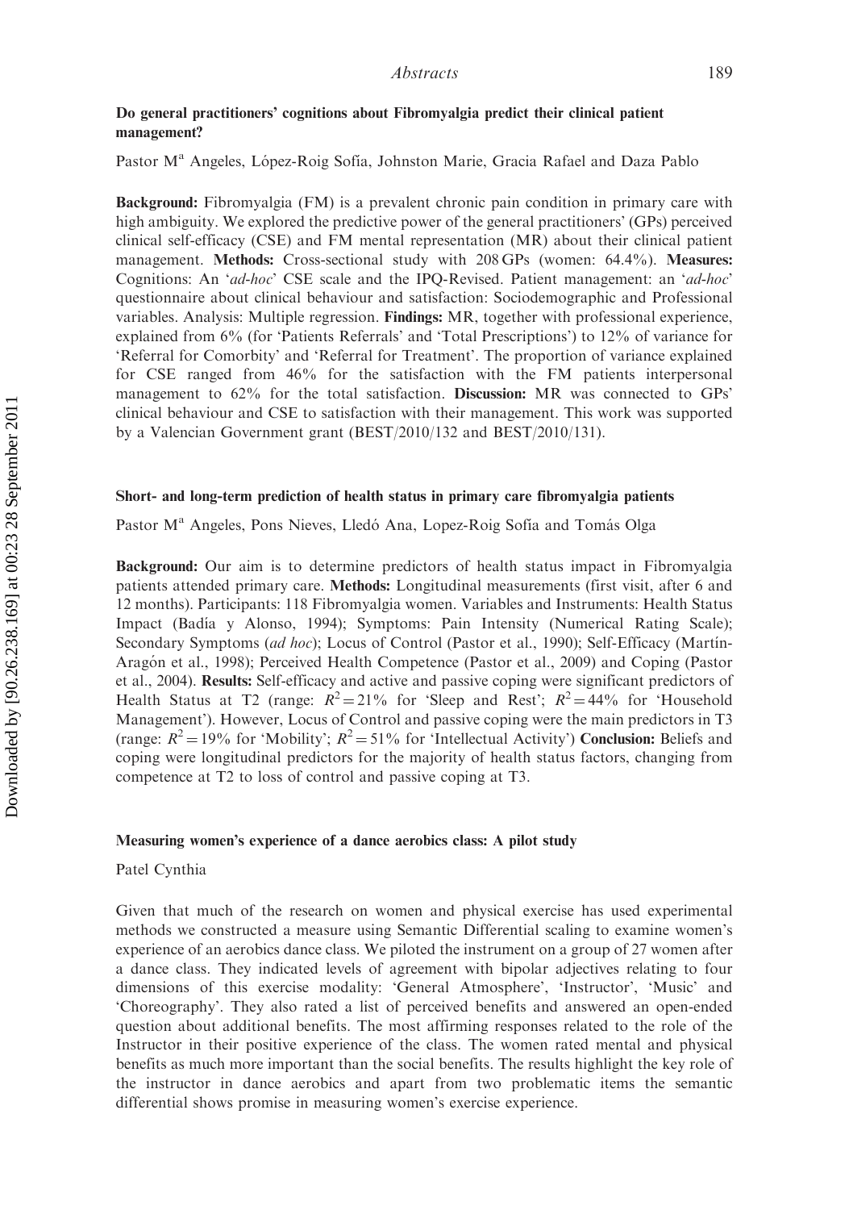### Do general practitioners' cognitions about Fibromyalgia predict their clinical patient management?

Pastor M[a] Angeles, López-Roig Sofía, Johnston Marie, Gracia Rafael and Daza Pablo

**Background:** Fibromyalgia (FM) is a prevalent chronic pain condition in primary care with high ambiguity. We explored the predictive power of the general practitioners' (GPs) perceived clinical self-efficacy (CSE) and FM mental representation (MR) about their clinical patient management. **Methods:** Cross-sectional study with 208 GPs (women: 64.4%). **Measures:** Cognitions: An '*ad-hoc*' CSE scale and the IPQ-Revised. Patient management: an '*ad-hoc*' questionnaire about clinical behaviour and satisfaction: Sociodemographic and Professional variables. Analysis: Multiple regression. **Findings:** MR, together with professional experience, explained from 6% (for 'Patients Referrals' and 'Total Prescriptions') to 12% of variance for 'Referral for Comorbity' and 'Referral for Treatment'. The proportion of variance explained for CSE ranged from 46% for the satisfaction with the FM patients interpersonal management to 62% for the total satisfaction. **Discussion:** MR was connected to GPs' clinical behaviour and CSE to satisfaction with their management. This work was supported by a Valencian Government grant (BEST/2010/132 and BEST/2010/131).

### Short- and long-term prediction of health status in primary care fibromyalgia patients

Pastor M[a] Angeles, Pons Nieves, Lledó Ana, Lopez-Roig Sofía and Tomás Olga

**Background:** Our aim is to determine predictors of health status impact in Fibromyalgia patients attended primary care. **Methods:** Longitudinal measurements (first visit, after 6 and 12 months). Participants: 118 Fibromyalgia women. Variables and Instruments: Health Status Impact (Badía y Alonso, 1994); Symptoms: Pain Intensity (Numerical Rating Scale); Secondary Symptoms (*ad hoc*); Locus of Control (Pastor et al., 1990); Self-Efficacy (Martín-Aragón et al., 1998); Perceived Health Competence (Pastor et al., 2009) and Coping (Pastor et al., 2004). **Results:** Self-efficacy and active and passive coping were significant predictors of Health Status at T2 (range: $R^2 = 21\%$ for 'Sleep and Rest'; $R^2 = 44\%$ for 'Household Management'). However, Locus of Control and passive coping were the main predictors in T3 (range: $R^2 = 19\%$ for 'Mobility'; $R^2 = 51\%$ for 'Intellectual Activity') **Conclusion:** Beliefs and coping were longitudinal predictors for the majority of health status factors, changing from competence at T2 to loss of control and passive coping at T3.

### Measuring women's experience of a dance aerobics class: A pilot study

Patel Cynthia

Given that much of the research on women and physical exercise has used experimental methods we constructed a measure using Semantic Differential scaling to examine women's experience of an aerobics dance class. We piloted the instrument on a group of 27 women after a dance class. They indicated levels of agreement with bipolar adjectives relating to four dimensions of this exercise modality: 'General Atmosphere', 'Instructor', 'Music' and 'Choreography'. They also rated a list of perceived benefits and answered an open-ended question about additional benefits. The most affirming responses related to the role of the Instructor in their positive experience of the class. The women rated mental and physical benefits as much more important than the social benefits. The results highlight the key role of the instructor in dance aerobics and apart from two problematic items the semantic differential shows promise in measuring women's exercise experience.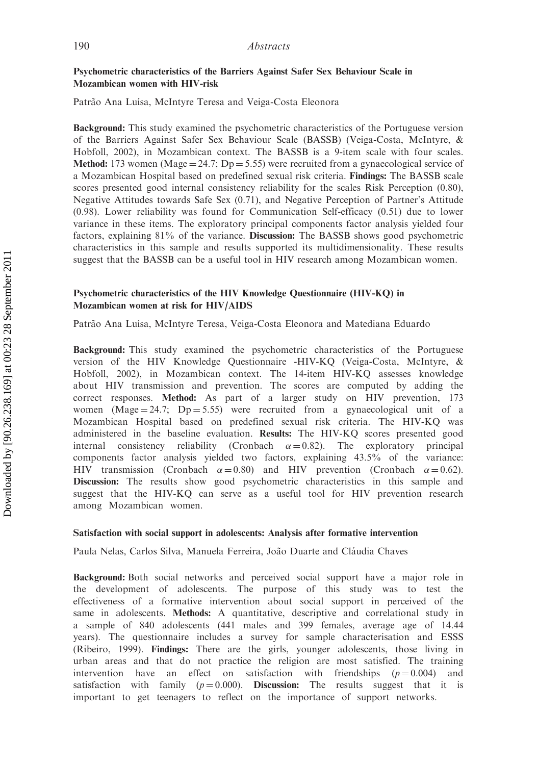### Psychometric characteristics of the Barriers Against Safer Sex Behaviour Scale in Mozambican women with HIV-risk

Patrão Ana Luísa, McIntyre Teresa and Veiga-Costa Eleonora

**Background:** This study examined the psychometric characteristics of the Portuguese version of the Barriers Against Safer Sex Behaviour Scale (BASSB) (Veiga-Costa, McIntyre, & Hobfoll, 2002), in Mozambican context. The BASSB is a 9-item scale with four scales. **Method:** 173 women (Mage = 24.7; Dp = 5.55) were recruited from a gynaecological service of a Mozambican Hospital based on predefined sexual risk criteria. **Findings:** The BASSB scale scores presented good internal consistency reliability for the scales Risk Perception (0.80), Negative Attitudes towards Safe Sex (0.71), and Negative Perception of Partner's Attitude (0.98). Lower reliability was found for Communication Self-efficacy (0.51) due to lower variance in these items. The exploratory principal components factor analysis yielded four factors, explaining 81% of the variance. **Discussion:** The BASSB shows good psychometric characteristics in this sample and results supported its multidimensionality. These results suggest that the BASSB can be a useful tool in HIV research among Mozambican women.

### Psychometric characteristics of the HIV Knowledge Questionnaire (HIV-KQ) in Mozambican women at risk for HIV/AIDS

Patrão Ana Luísa, McIntyre Teresa, Veiga-Costa Eleonora and Matediana Eduardo

**Background:** This study examined the psychometric characteristics of the Portuguese version of the HIV Knowledge Questionnaire -HIV-KQ (Veiga-Costa, McIntyre, & Hobfoll, 2002), in Mozambican context. The 14-item HIV-KQ assesses knowledge about HIV transmission and prevention. The scores are computed by adding the correct responses. **Method:** As part of a larger study on HIV prevention, 173 women (Mage = 24.7; Dp = 5.55) were recruited from a gynaecological unit of a Mozambican Hospital based on predefined sexual risk criteria. The HIV-KQ was administered in the baseline evaluation. **Results:** The HIV-KQ scores presented good internal consistency reliability (Cronbach $\alpha = 0.82$). The exploratory principal components factor analysis yielded two factors, explaining 43.5% of the variance: HIV transmission (Cronbach $\alpha = 0.80$) and HIV prevention (Cronbach $\alpha = 0.62$). **Discussion:** The results show good psychometric characteristics in this sample and suggest that the HIV-KQ can serve as a useful tool for HIV prevention research among Mozambican women.

### Satisfaction with social support in adolescents: Analysis after formative intervention

Paula Nelas, Carlos Silva, Manuela Ferreira, João Duarte and Cláudia Chaves

**Background:** Both social networks and perceived social support have a major role in the development of adolescents. The purpose of this study was to test the effectiveness of a formative intervention about social support in perceived of the same in adolescents. **Methods:** A quantitative, descriptive and correlational study in a sample of 840 adolescents (441 males and 399 females, average age of 14.44 years). The questionnaire includes a survey for sample characterisation and ESSS (Ribeiro, 1999). **Findings:** There are the girls, younger adolescents, those living in urban areas and that do not practice the religion are most satisfied. The training intervention have an effect on satisfaction with friendships ($p = 0.004$) and satisfaction with family ($p = 0.000$). **Discussion:** The results suggest that it is important to get teenagers to reflect on the importance of support networks.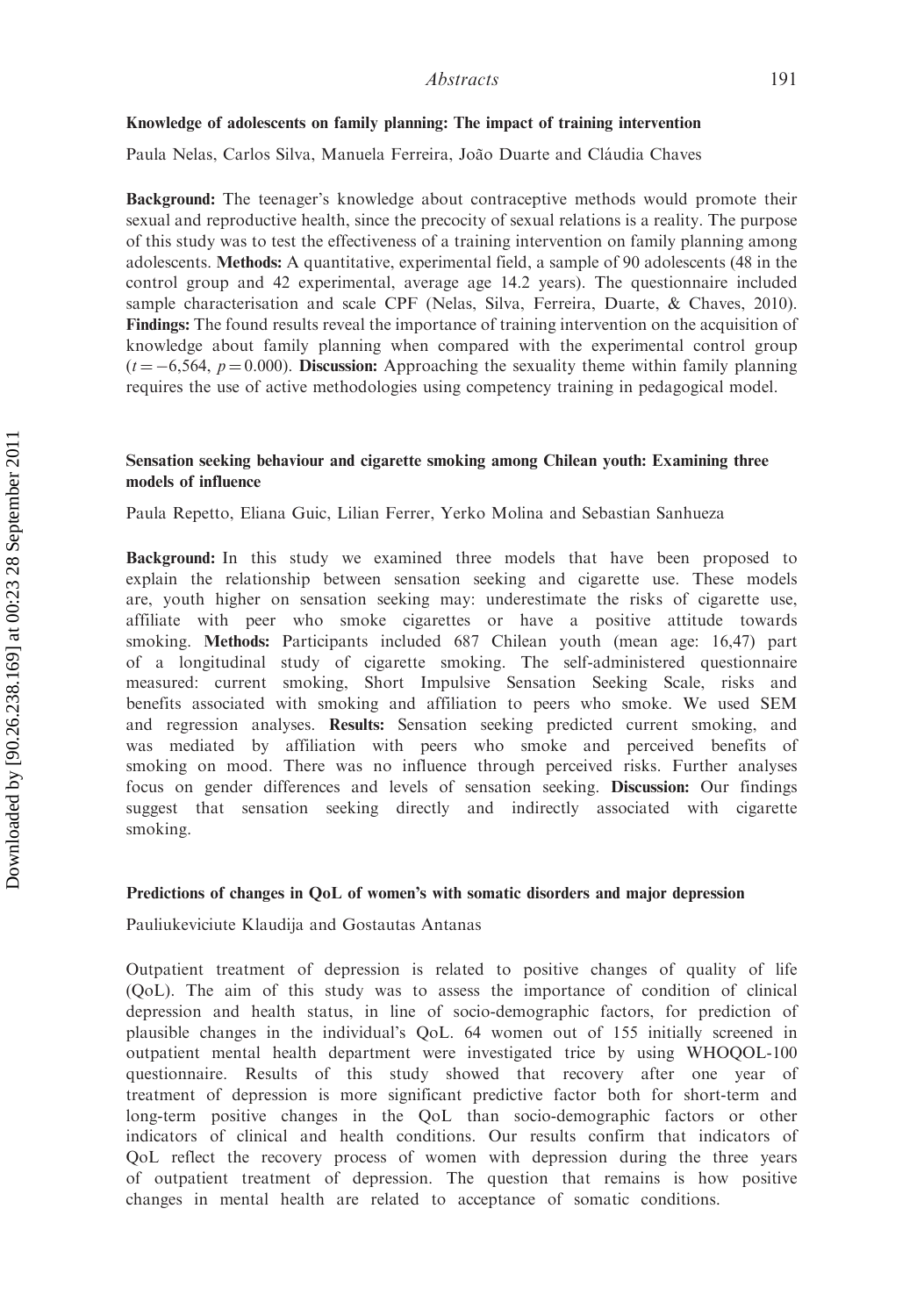### Knowledge of adolescents on family planning: The impact of training intervention

Paula Nelas, Carlos Silva, Manuela Ferreira, João Duarte and Cláudia Chaves

**Background:** The teenager's knowledge about contraceptive methods would promote their sexual and reproductive health, since the precocity of sexual relations is a reality. The purpose of this study was to test the effectiveness of a training intervention on family planning among adolescents. **Methods:** A quantitative, experimental field, a sample of 90 adolescents (48 in the control group and 42 experimental, average age 14.2 years). The questionnaire included sample characterisation and scale CPF (Nelas, Silva, Ferreira, Duarte, & Chaves, 2010). **Findings:** The found results reveal the importance of training intervention on the acquisition of knowledge about family planning when compared with the experimental control group ($t = -6{,}564$, $p = 0.000$). **Discussion:** Approaching the sexuality theme within family planning requires the use of active methodologies using competency training in pedagogical model.

### Sensation seeking behaviour and cigarette smoking among Chilean youth: Examining three models of influence

Paula Repetto, Eliana Guic, Lilian Ferrer, Yerko Molina and Sebastian Sanhueza

**Background:** In this study we examined three models that have been proposed to explain the relationship between sensation seeking and cigarette use. These models are, youth higher on sensation seeking may: underestimate the risks of cigarette use, affiliate with peer who smoke cigarettes or have a positive attitude towards smoking. **Methods:** Participants included 687 Chilean youth (mean age: 16,47) part of a longitudinal study of cigarette smoking. The self-administered questionnaire measured: current smoking, Short Impulsive Sensation Seeking Scale, risks and benefits associated with smoking and affiliation to peers who smoke. We used SEM and regression analyses. **Results:** Sensation seeking predicted current smoking, and was mediated by affiliation with peers who smoke and perceived benefits of smoking on mood. There was no influence through perceived risks. Further analyses focus on gender differences and levels of sensation seeking. **Discussion:** Our findings suggest that sensation seeking directly and indirectly associated with cigarette smoking.

### Predictions of changes in QoL of women's with somatic disorders and major depression

Pauliukeviciute Klaudija and Gostautas Antanas

Outpatient treatment of depression is related to positive changes of quality of life (QoL). The aim of this study was to assess the importance of condition of clinical depression and health status, in line of socio-demographic factors, for prediction of plausible changes in the individual's QoL. 64 women out of 155 initially screened in outpatient mental health department were investigated trice by using WHOQOL-100 questionnaire. Results of this study showed that recovery after one year of treatment of depression is more significant predictive factor both for short-term and long-term positive changes in the QoL than socio-demographic factors or other indicators of clinical and health conditions. Our results confirm that indicators of QoL reflect the recovery process of women with depression during the three years of outpatient treatment of depression. The question that remains is how positive changes in mental health are related to acceptance of somatic conditions.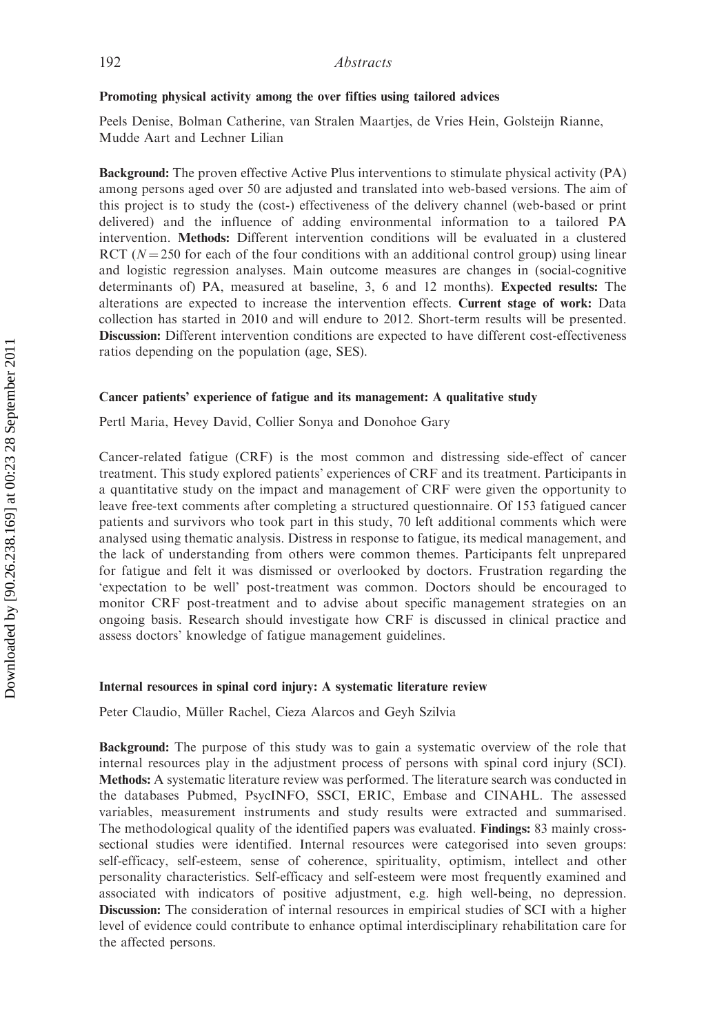### Promoting physical activity among the over fifties using tailored advices

Peels Denise, Bolman Catherine, van Stralen Maartjes, de Vries Hein, Golsteijn Rianne, Mudde Aart and Lechner Lilian

**Background:** The proven effective Active Plus interventions to stimulate physical activity (PA) among persons aged over 50 are adjusted and translated into web-based versions. The aim of this project is to study the (cost-) effectiveness of the delivery channel (web-based or print delivered) and the influence of adding environmental information to a tailored PA intervention. **Methods:** Different intervention conditions will be evaluated in a clustered RCT ($N = 250$ for each of the four conditions with an additional control group) using linear and logistic regression analyses. Main outcome measures are changes in (social-cognitive determinants of) PA, measured at baseline, 3, 6 and 12 months). **Expected results:** The alterations are expected to increase the intervention effects. **Current stage of work:** Data collection has started in 2010 and will endure to 2012. Short-term results will be presented. **Discussion:** Different intervention conditions are expected to have different cost-effectiveness ratios depending on the population (age, SES).

### Cancer patients' experience of fatigue and its management: A qualitative study

Pertl Maria, Hevey David, Collier Sonya and Donohoe Gary

Cancer-related fatigue (CRF) is the most common and distressing side-effect of cancer treatment. This study explored patients' experiences of CRF and its treatment. Participants in a quantitative study on the impact and management of CRF were given the opportunity to leave free-text comments after completing a structured questionnaire. Of 153 fatigued cancer patients and survivors who took part in this study, 70 left additional comments which were analysed using thematic analysis. Distress in response to fatigue, its medical management, and the lack of understanding from others were common themes. Participants felt unprepared for fatigue and felt it was dismissed or overlooked by doctors. Frustration regarding the 'expectation to be well' post-treatment was common. Doctors should be encouraged to monitor CRF post-treatment and to advise about specific management strategies on an ongoing basis. Research should investigate how CRF is discussed in clinical practice and assess doctors' knowledge of fatigue management guidelines.

### Internal resources in spinal cord injury: A systematic literature review

Peter Claudio, Müller Rachel, Cieza Alarcos and Geyh Szilvia

**Background:** The purpose of this study was to gain a systematic overview of the role that internal resources play in the adjustment process of persons with spinal cord injury (SCI). **Methods:** A systematic literature review was performed. The literature search was conducted in the databases Pubmed, PsycINFO, SSCI, ERIC, Embase and CINAHL. The assessed variables, measurement instruments and study results were extracted and summarised. The methodological quality of the identified papers was evaluated. **Findings:** 83 mainly cross-sectional studies were identified. Internal resources were categorised into seven groups: self-efficacy, self-esteem, sense of coherence, spirituality, optimism, intellect and other personality characteristics. Self-efficacy and self-esteem were most frequently examined and associated with indicators of positive adjustment, e.g. high well-being, no depression. **Discussion:** The consideration of internal resources in empirical studies of SCI with a higher level of evidence could contribute to enhance optimal interdisciplinary rehabilitation care for the affected persons.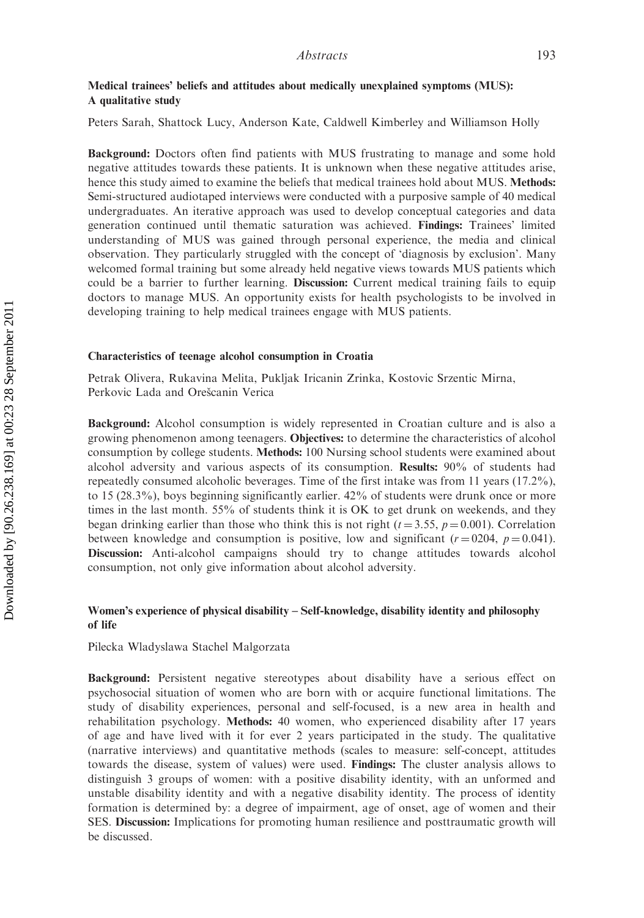### Medical trainees' beliefs and attitudes about medically unexplained symptoms (MUS): A qualitative study

Peters Sarah, Shattock Lucy, Anderson Kate, Caldwell Kimberley and Williamson Holly

**Background:** Doctors often find patients with MUS frustrating to manage and some hold negative attitudes towards these patients. It is unknown when these negative attitudes arise, hence this study aimed to examine the beliefs that medical trainees hold about MUS. **Methods:** Semi-structured audiotaped interviews were conducted with a purposive sample of 40 medical undergraduates. An iterative approach was used to develop conceptual categories and data generation continued until thematic saturation was achieved. **Findings:** Trainees' limited understanding of MUS was gained through personal experience, the media and clinical observation. They particularly struggled with the concept of 'diagnosis by exclusion'. Many welcomed formal training but some already held negative views towards MUS patients which could be a barrier to further learning. **Discussion:** Current medical training fails to equip doctors to manage MUS. An opportunity exists for health psychologists to be involved in developing training to help medical trainees engage with MUS patients.

### Characteristics of teenage alcohol consumption in Croatia

Petrak Olivera, Rukavina Melita, Pukljak Iricanin Zrinka, Kostovic Srzentic Mirna, Perkovic Lada and Orešcanin Verica

**Background:** Alcohol consumption is widely represented in Croatian culture and is also a growing phenomenon among teenagers. **Objectives:** to determine the characteristics of alcohol consumption by college students. **Methods:** 100 Nursing school students were examined about alcohol adversity and various aspects of its consumption. **Results:** 90% of students had repeatedly consumed alcoholic beverages. Time of the first intake was from 11 years (17.2%), to 15 (28.3%), boys beginning significantly earlier. 42% of students were drunk once or more times in the last month. 55% of students think it is OK to get drunk on weekends, and they began drinking earlier than those who think this is not right ($t = 3.55$, $p = 0.001$). Correlation between knowledge and consumption is positive, low and significant ($r = 0204$, $p = 0.041$). **Discussion:** Anti-alcohol campaigns should try to change attitudes towards alcohol consumption, not only give information about alcohol adversity.

### Women's experience of physical disability – Self-knowledge, disability identity and philosophy of life

Pilecka Wladyslawa Stachel Malgorzata

**Background:** Persistent negative stereotypes about disability have a serious effect on psychosocial situation of women who are born with or acquire functional limitations. The study of disability experiences, personal and self-focused, is a new area in health and rehabilitation psychology. **Methods:** 40 women, who experienced disability after 17 years of age and have lived with it for ever 2 years participated in the study. The qualitative (narrative interviews) and quantitative methods (scales to measure: self-concept, attitudes towards the disease, system of values) were used. **Findings:** The cluster analysis allows to distinguish 3 groups of women: with a positive disability identity, with an unformed and unstable disability identity and with a negative disability identity. The process of identity formation is determined by: a degree of impairment, age of onset, age of women and their SES. **Discussion:** Implications for promoting human resilience and posttraumatic growth will be discussed.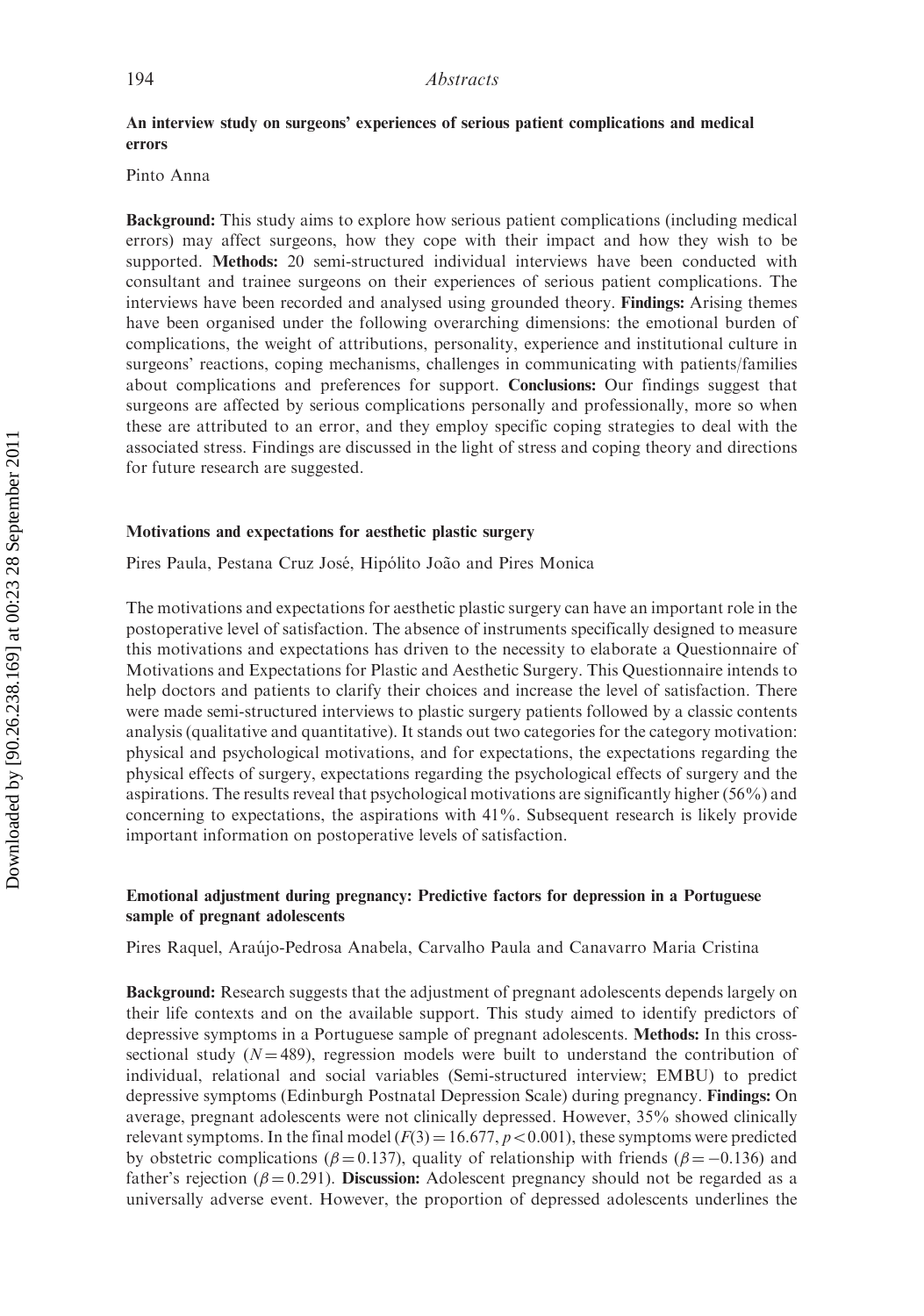### An interview study on surgeons' experiences of serious patient complications and medical errors

Pinto Anna

**Background:** This study aims to explore how serious patient complications (including medical errors) may affect surgeons, how they cope with their impact and how they wish to be supported. **Methods:** 20 semi-structured individual interviews have been conducted with consultant and trainee surgeons on their experiences of serious patient complications. The interviews have been recorded and analysed using grounded theory. **Findings:** Arising themes have been organised under the following overarching dimensions: the emotional burden of complications, the weight of attributions, personality, experience and institutional culture in surgeons' reactions, coping mechanisms, challenges in communicating with patients/families about complications and preferences for support. **Conclusions:** Our findings suggest that surgeons are affected by serious complications personally and professionally, more so when these are attributed to an error, and they employ specific coping strategies to deal with the associated stress. Findings are discussed in the light of stress and coping theory and directions for future research are suggested.

### Motivations and expectations for aesthetic plastic surgery

Pires Paula, Pestana Cruz José, Hipólito João and Pires Monica

The motivations and expectations for aesthetic plastic surgery can have an important role in the postoperative level of satisfaction. The absence of instruments specifically designed to measure this motivations and expectations has driven to the necessity to elaborate a Questionnaire of Motivations and Expectations for Plastic and Aesthetic Surgery. This Questionnaire intends to help doctors and patients to clarify their choices and increase the level of satisfaction. There were made semi-structured interviews to plastic surgery patients followed by a classic contents analysis (qualitative and quantitative). It stands out two categories for the category motivation: physical and psychological motivations, and for expectations, the expectations regarding the physical effects of surgery, expectations regarding the psychological effects of surgery and the aspirations. The results reveal that psychological motivations are significantly higher (56%) and concerning to expectations, the aspirations with 41%. Subsequent research is likely provide important information on postoperative levels of satisfaction.

### Emotional adjustment during pregnancy: Predictive factors for depression in a Portuguese sample of pregnant adolescents

Pires Raquel, Araújo-Pedrosa Anabela, Carvalho Paula and Canavarro Maria Cristina

**Background:** Research suggests that the adjustment of pregnant adolescents depends largely on their life contexts and on the available support. This study aimed to identify predictors of depressive symptoms in a Portuguese sample of pregnant adolescents. **Methods:** In this cross-sectional study ($N = 489$), regression models were built to understand the contribution of individual, relational and social variables (Semi-structured interview; EMBU) to predict depressive symptoms (Edinburgh Postnatal Depression Scale) during pregnancy. **Findings:** On average, pregnant adolescents were not clinically depressed. However, 35% showed clinically relevant symptoms. In the final model ($F(3) = 16.677$, $p < 0.001$), these symptoms were predicted by obstetric complications ($\beta = 0.137$), quality of relationship with friends ($\beta = -0.136$) and father's rejection ($\beta = 0.291$). **Discussion:** Adolescent pregnancy should not be regarded as a universally adverse event. However, the proportion of depressed adolescents underlines the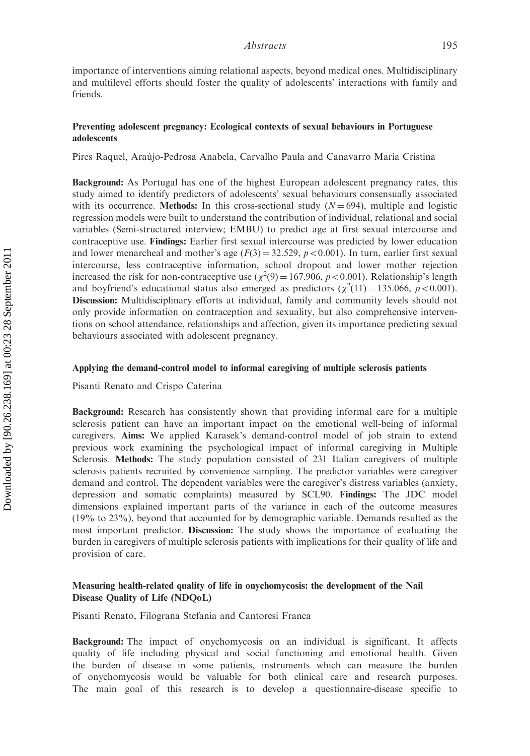importance of interventions aiming relational aspects, beyond medical ones. Multidisciplinary and multilevel efforts should foster the quality of adolescents' interactions with family and friends.

### Preventing adolescent pregnancy: Ecological contexts of sexual behaviours in Portuguese adolescents

Pires Raquel, Araújo-Pedrosa Anabela, Carvalho Paula and Canavarro Maria Cristina

**Background:** As Portugal has one of the highest European adolescent pregnancy rates, this study aimed to identify predictors of adolescents' sexual behaviours consensually associated with its occurrence. **Methods:** In this cross-sectional study ($N = 694$), multiple and logistic regression models were built to understand the contribution of individual, relational and social variables (Semi-structured interview; EMBU) to predict age at first sexual intercourse and contraceptive use. **Findings:** Earlier first sexual intercourse was predicted by lower education and lower menarcheal and mother's age ($F(3) = 32.529$, $p < 0.001$). In turn, earlier first sexual intercourse, less contraceptive information, school dropout and lower mother rejection increased the risk for non-contraceptive use ($\chi^2(9) = 167.906$, $p < 0.001$). Relationship's length and boyfriend's educational status also emerged as predictors ($\chi^2(11) = 135.066$, $p < 0.001$). **Discussion:** Multidisciplinary efforts at individual, family and community levels should not only provide information on contraception and sexuality, but also comprehensive interventions on school attendance, relationships and affection, given its importance predicting sexual behaviours associated with adolescent pregnancy.

### Applying the demand-control model to informal caregiving of multiple sclerosis patients

Pisanti Renato and Crispo Caterina

**Background:** Research has consistently shown that providing informal care for a multiple sclerosis patient can have an important impact on the emotional well-being of informal caregivers. **Aims:** We applied Karasek's demand-control model of job strain to extend previous work examining the psychological impact of informal caregiving in Multiple Sclerosis. **Methods:** The study population consisted of 231 Italian caregivers of multiple sclerosis patients recruited by convenience sampling. The predictor variables were caregiver demand and control. The dependent variables were the caregiver's distress variables (anxiety, depression and somatic complaints) measured by SCL90. **Findings:** The JDC model dimensions explained important parts of the variance in each of the outcome measures (19% to 23%), beyond that accounted for by demographic variable. Demands resulted as the most important predictor. **Discussion:** The study shows the importance of evaluating the burden in caregivers of multiple sclerosis patients with implications for their quality of life and provision of care.

### Measuring health-related quality of life in onychomycosis: the development of the Nail Disease Quality of Life (NDQoL)

Pisanti Renato, Filograna Stefania and Cantoresi Franca

**Background:** The impact of onychomycosis on an individual is significant. It affects quality of life including physical and social functioning and emotional health. Given the burden of disease in some patients, instruments which can measure the burden of onychomycosis would be valuable for both clinical care and research purposes. The main goal of this research is to develop a questionnaire-disease specific to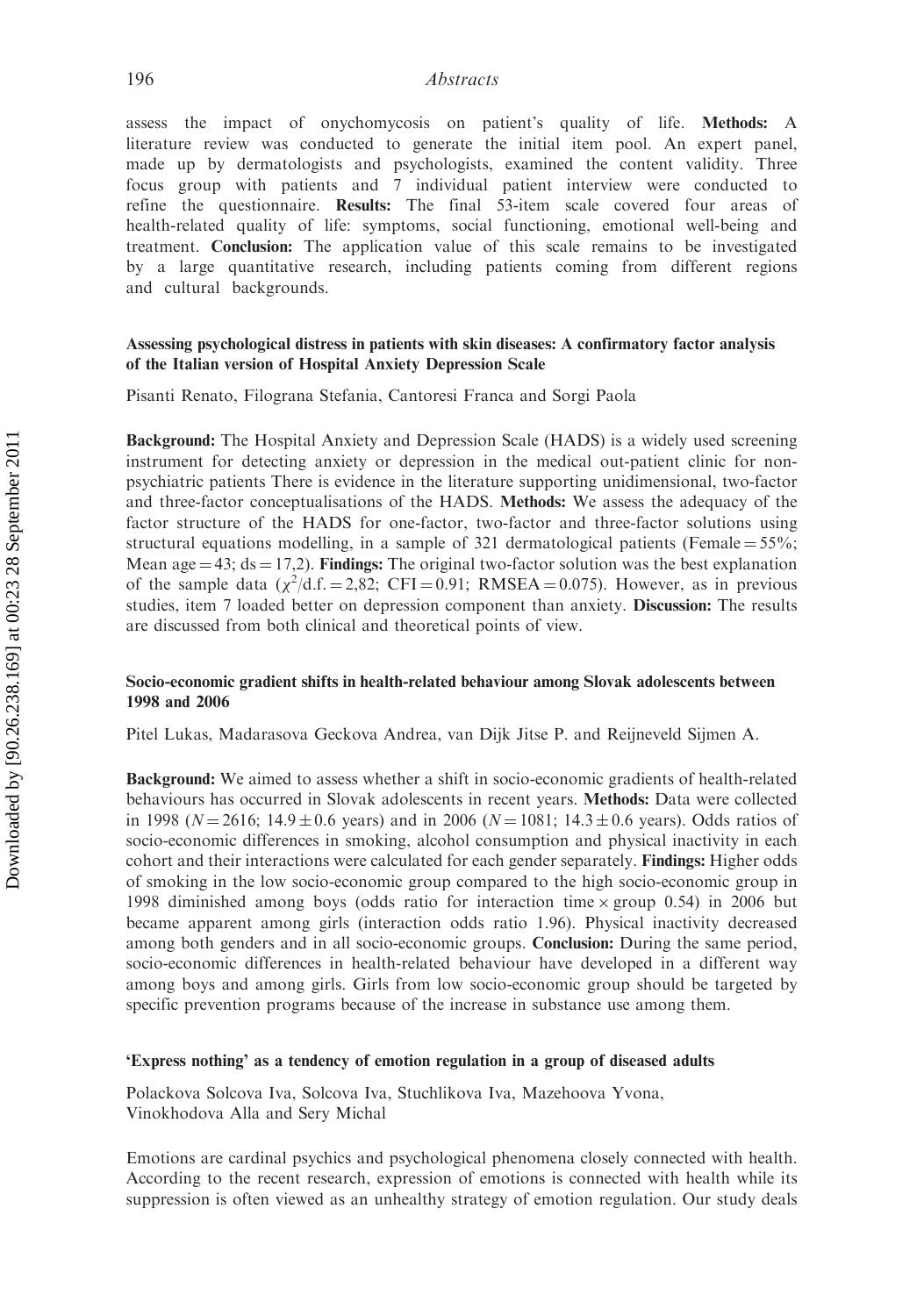assess the impact of onychomycosis on patient's quality of life. **Methods:** A literature review was conducted to generate the initial item pool. An expert panel, made up by dermatologists and psychologists, examined the content validity. Three focus group with patients and 7 individual patient interview were conducted to refine the questionnaire. **Results:** The final 53-item scale covered four areas of health-related quality of life: symptoms, social functioning, emotional well-being and treatment. **Conclusion:** The application value of this scale remains to be investigated by a large quantitative research, including patients coming from different regions and cultural backgrounds.

### Assessing psychological distress in patients with skin diseases: A confirmatory factor analysis of the Italian version of Hospital Anxiety Depression Scale

Pisanti Renato, Filograna Stefania, Cantoresi Franca and Sorgi Paola

**Background:** The Hospital Anxiety and Depression Scale (HADS) is a widely used screening instrument for detecting anxiety or depression in the medical out-patient clinic for non-psychiatric patients There is evidence in the literature supporting unidimensional, two-factor and three-factor conceptualisations of the HADS. **Methods:** We assess the adequacy of the factor structure of the HADS for one-factor, two-factor and three-factor solutions using structural equations modelling, in a sample of 321 dermatological patients (Female = 55%; Mean age = 43; ds = 17,2). **Findings:** The original two-factor solution was the best explanation of the sample data ($\chi^2$/d.f. = 2,82; CFI = 0.91; RMSEA = 0.075). However, as in previous studies, item 7 loaded better on depression component than anxiety. **Discussion:** The results are discussed from both clinical and theoretical points of view.

### Socio-economic gradient shifts in health-related behaviour among Slovak adolescents between 1998 and 2006

Pitel Lukas, Madarasova Geckova Andrea, van Dijk Jitse P. and Reijneveld Sijmen A.

**Background:** We aimed to assess whether a shift in socio-economic gradients of health-related behaviours has occurred in Slovak adolescents in recent years. **Methods:** Data were collected in 1998 ($N = 2616$; $14.9 \pm 0.6$ years) and in 2006 ($N = 1081$; $14.3 \pm 0.6$ years). Odds ratios of socio-economic differences in smoking, alcohol consumption and physical inactivity in each cohort and their interactions were calculated for each gender separately. **Findings:** Higher odds of smoking in the low socio-economic group compared to the high socio-economic group in 1998 diminished among boys (odds ratio for interaction time $\times$ group 0.54) in 2006 but became apparent among girls (interaction odds ratio 1.96). Physical inactivity decreased among both genders and in all socio-economic groups. **Conclusion:** During the same period, socio-economic differences in health-related behaviour have developed in a different way among boys and among girls. Girls from low socio-economic group should be targeted by specific prevention programs because of the increase in substance use among them.

### 'Express nothing' as a tendency of emotion regulation in a group of diseased adults

Polackova Solcova Iva, Solcova Iva, Stuchlikova Iva, Mazehoova Yvona, Vinokhodova Alla and Sery Michal

Emotions are cardinal psychics and psychological phenomena closely connected with health. According to the recent research, expression of emotions is connected with health while its suppression is often viewed as an unhealthy strategy of emotion regulation. Our study deals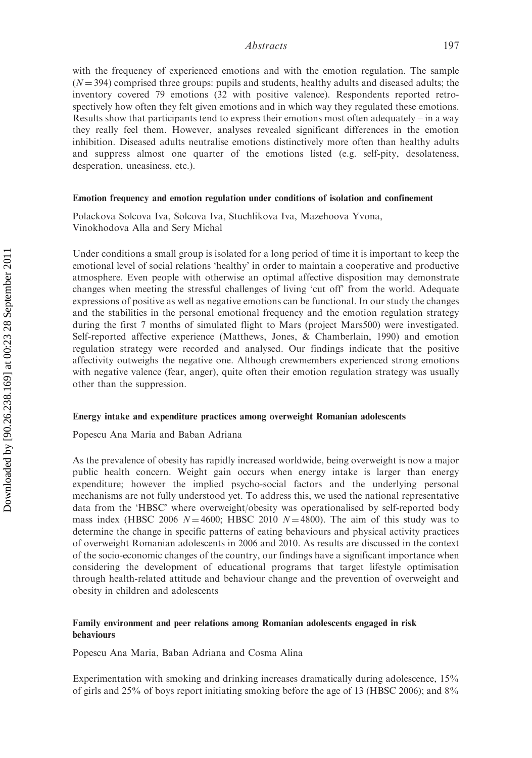with the frequency of experienced emotions and with the emotion regulation. The sample ($N = 394$) comprised three groups: pupils and students, healthy adults and diseased adults; the inventory covered 79 emotions (32 with positive valence). Respondents reported retrospectively how often they felt given emotions and in which way they regulated these emotions. Results show that participants tend to express their emotions most often adequately – in a way they really feel them. However, analyses revealed significant differences in the emotion inhibition. Diseased adults neutralise emotions distinctively more often than healthy adults and suppress almost one quarter of the emotions listed (e.g. self-pity, desolateness, desperation, uneasiness, etc.).

### Emotion frequency and emotion regulation under conditions of isolation and confinement

Polackova Solcova Iva, Solcova Iva, Stuchlikova Iva, Mazehoova Yvona, Vinokhodova Alla and Sery Michal

Under conditions a small group is isolated for a long period of time it is important to keep the emotional level of social relations 'healthy' in order to maintain a cooperative and productive atmosphere. Even people with otherwise an optimal affective disposition may demonstrate changes when meeting the stressful challenges of living 'cut off' from the world. Adequate expressions of positive as well as negative emotions can be functional. In our study the changes and the stabilities in the personal emotional frequency and the emotion regulation strategy during the first 7 months of simulated flight to Mars (project Mars500) were investigated. Self-reported affective experience (Matthews, Jones, & Chamberlain, 1990) and emotion regulation strategy were recorded and analysed. Our findings indicate that the positive affectivity outweighs the negative one. Although crewmembers experienced strong emotions with negative valence (fear, anger), quite often their emotion regulation strategy was usually other than the suppression.

### Energy intake and expenditure practices among overweight Romanian adolescents

Popescu Ana Maria and Baban Adriana

As the prevalence of obesity has rapidly increased worldwide, being overweight is now a major public health concern. Weight gain occurs when energy intake is larger than energy expenditure; however the implied psycho-social factors and the underlying personal mechanisms are not fully understood yet. To address this, we used the national representative data from the 'HBSC' where overweight/obesity was operationalised by self-reported body mass index (HBSC 2006 $N = 4600$; HBSC 2010 $N = 4800$). The aim of this study was to determine the change in specific patterns of eating behaviours and physical activity practices of overweight Romanian adolescents in 2006 and 2010. As results are discussed in the context of the socio-economic changes of the country, our findings have a significant importance when considering the development of educational programs that target lifestyle optimisation through health-related attitude and behaviour change and the prevention of overweight and obesity in children and adolescents

### Family environment and peer relations among Romanian adolescents engaged in risk behaviours

Popescu Ana Maria, Baban Adriana and Cosma Alina

Experimentation with smoking and drinking increases dramatically during adolescence, 15% of girls and 25% of boys report initiating smoking before the age of 13 (HBSC 2006); and 8%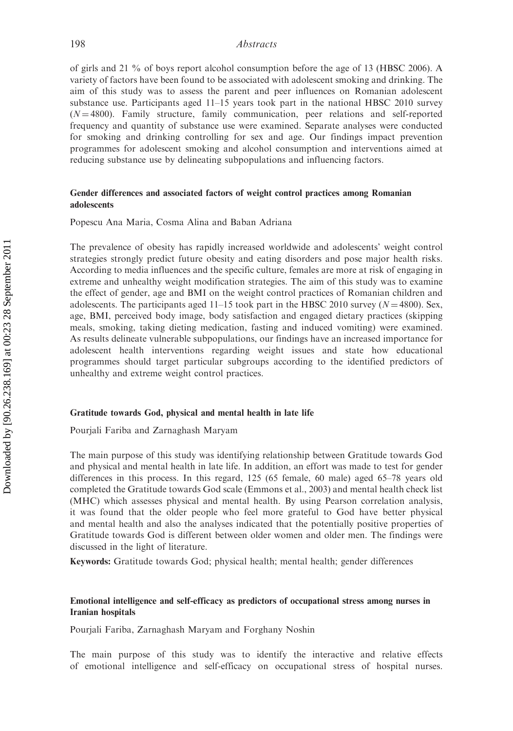of girls and 21 % of boys report alcohol consumption before the age of 13 (HBSC 2006). A variety of factors have been found to be associated with adolescent smoking and drinking. The aim of this study was to assess the parent and peer influences on Romanian adolescent substance use. Participants aged 11–15 years took part in the national HBSC 2010 survey ($N = 4800$). Family structure, family communication, peer relations and self-reported frequency and quantity of substance use were examined. Separate analyses were conducted for smoking and drinking controlling for sex and age. Our findings impact prevention programmes for adolescent smoking and alcohol consumption and interventions aimed at reducing substance use by delineating subpopulations and influencing factors.

### Gender differences and associated factors of weight control practices among Romanian adolescents

Popescu Ana Maria, Cosma Alina and Baban Adriana

The prevalence of obesity has rapidly increased worldwide and adolescents' weight control strategies strongly predict future obesity and eating disorders and pose major health risks. According to media influences and the specific culture, females are more at risk of engaging in extreme and unhealthy weight modification strategies. The aim of this study was to examine the effect of gender, age and BMI on the weight control practices of Romanian children and adolescents. The participants aged 11–15 took part in the HBSC 2010 survey ($N = 4800$). Sex, age, BMI, perceived body image, body satisfaction and engaged dietary practices (skipping meals, smoking, taking dieting medication, fasting and induced vomiting) were examined. As results delineate vulnerable subpopulations, our findings have an increased importance for adolescent health interventions regarding weight issues and state how educational programmes should target particular subgroups according to the identified predictors of unhealthy and extreme weight control practices.

### Gratitude towards God, physical and mental health in late life

Pourjali Fariba and Zarnaghash Maryam

The main purpose of this study was identifying relationship between Gratitude towards God and physical and mental health in late life. In addition, an effort was made to test for gender differences in this process. In this regard, 125 (65 female, 60 male) aged 65–78 years old completed the Gratitude towards God scale (Emmons et al., 2003) and mental health check list (MHC) which assesses physical and mental health. By using Pearson correlation analysis, it was found that the older people who feel more grateful to God have better physical and mental health and also the analyses indicated that the potentially positive properties of Gratitude towards God is different between older women and older men. The findings were discussed in the light of literature.

**Keywords:** Gratitude towards God; physical health; mental health; gender differences

### Emotional intelligence and self-efficacy as predictors of occupational stress among nurses in Iranian hospitals

Pourjali Fariba, Zarnaghash Maryam and Forghany Noshin

The main purpose of this study was to identify the interactive and relative effects of emotional intelligence and self-efficacy on occupational stress of hospital nurses.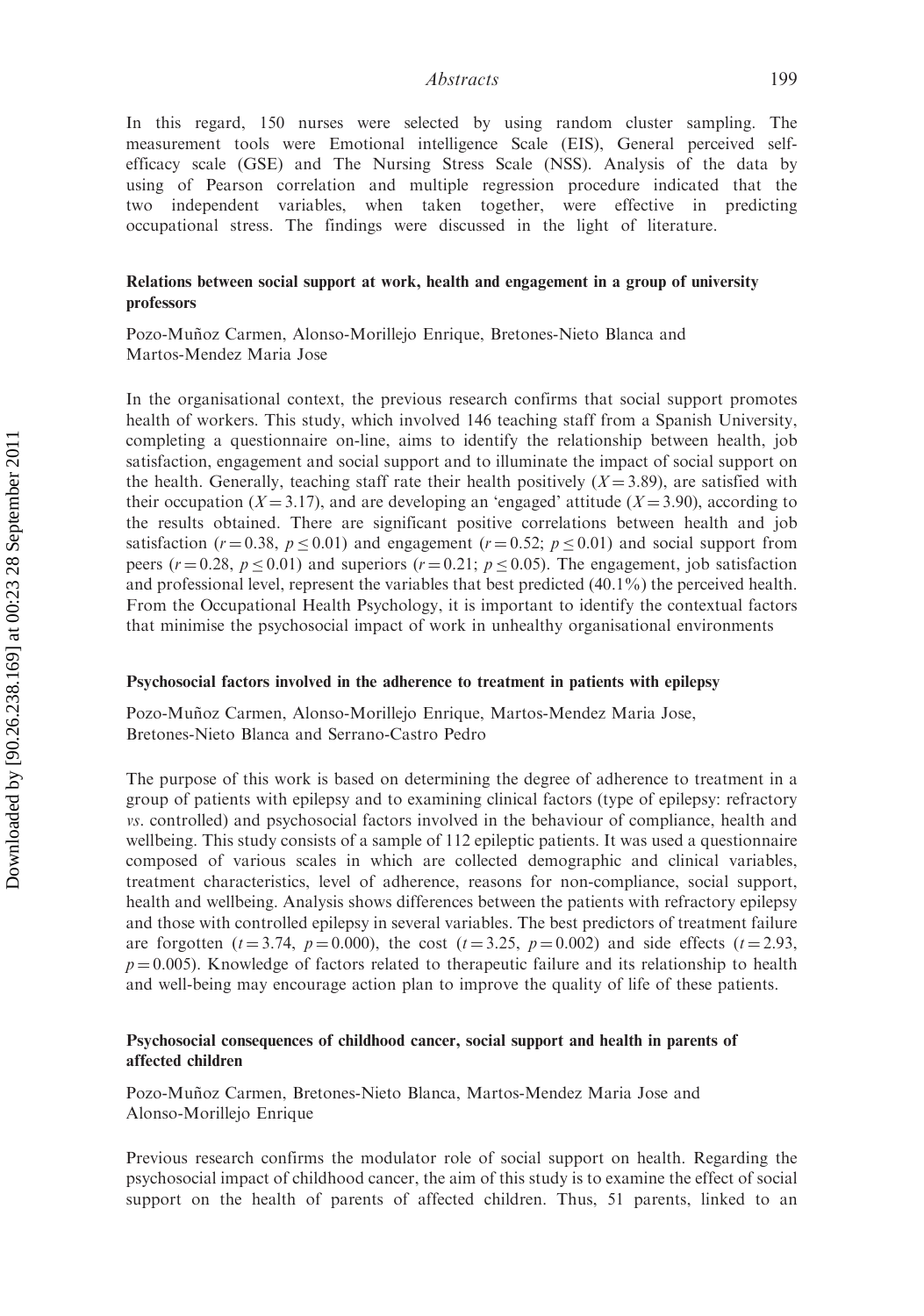In this regard, 150 nurses were selected by using random cluster sampling. The measurement tools were Emotional intelligence Scale (EIS), General perceived self-efficacy scale (GSE) and The Nursing Stress Scale (NSS). Analysis of the data by using of Pearson correlation and multiple regression procedure indicated that the two independent variables, when taken together, were effective in predicting occupational stress. The findings were discussed in the light of literature.

### Relations between social support at work, health and engagement in a group of university professors

Pozo-Muñoz Carmen, Alonso-Morillejo Enrique, Bretones-Nieto Blanca and Martos-Mendez Maria Jose

In the organisational context, the previous research confirms that social support promotes health of workers. This study, which involved 146 teaching staff from a Spanish University, completing a questionnaire on-line, aims to identify the relationship between health, job satisfaction, engagement and social support and to illuminate the impact of social support on the health. Generally, teaching staff rate their health positively ($X = 3.89$), are satisfied with their occupation ($X = 3.17$), and are developing an 'engaged' attitude ($X = 3.90$), according to the results obtained. There are significant positive correlations between health and job satisfaction ($r = 0.38$, $p \leq 0.01$) and engagement ($r = 0.52$; $p \leq 0.01$) and social support from peers ($r = 0.28$, $p \leq 0.01$) and superiors ($r = 0.21$; $p \leq 0.05$). The engagement, job satisfaction and professional level, represent the variables that best predicted (40.1%) the perceived health. From the Occupational Health Psychology, it is important to identify the contextual factors that minimise the psychosocial impact of work in unhealthy organisational environments

### Psychosocial factors involved in the adherence to treatment in patients with epilepsy

Pozo-Muñoz Carmen, Alonso-Morillejo Enrique, Martos-Mendez Maria Jose, Bretones-Nieto Blanca and Serrano-Castro Pedro

The purpose of this work is based on determining the degree of adherence to treatment in a group of patients with epilepsy and to examining clinical factors (type of epilepsy: refractory *vs*. controlled) and psychosocial factors involved in the behaviour of compliance, health and wellbeing. This study consists of a sample of 112 epileptic patients. It was used a questionnaire composed of various scales in which are collected demographic and clinical variables, treatment characteristics, level of adherence, reasons for non-compliance, social support, health and wellbeing. Analysis shows differences between the patients with refractory epilepsy and those with controlled epilepsy in several variables. The best predictors of treatment failure are forgotten ($t = 3.74$, $p = 0.000$), the cost ($t = 3.25$, $p = 0.002$) and side effects ($t = 2.93$, $p = 0.005$). Knowledge of factors related to therapeutic failure and its relationship to health and well-being may encourage action plan to improve the quality of life of these patients.

### Psychosocial consequences of childhood cancer, social support and health in parents of affected children

Pozo-Muñoz Carmen, Bretones-Nieto Blanca, Martos-Mendez Maria Jose and Alonso-Morillejo Enrique

Previous research confirms the modulator role of social support on health. Regarding the psychosocial impact of childhood cancer, the aim of this study is to examine the effect of social support on the health of parents of affected children. Thus, 51 parents, linked to an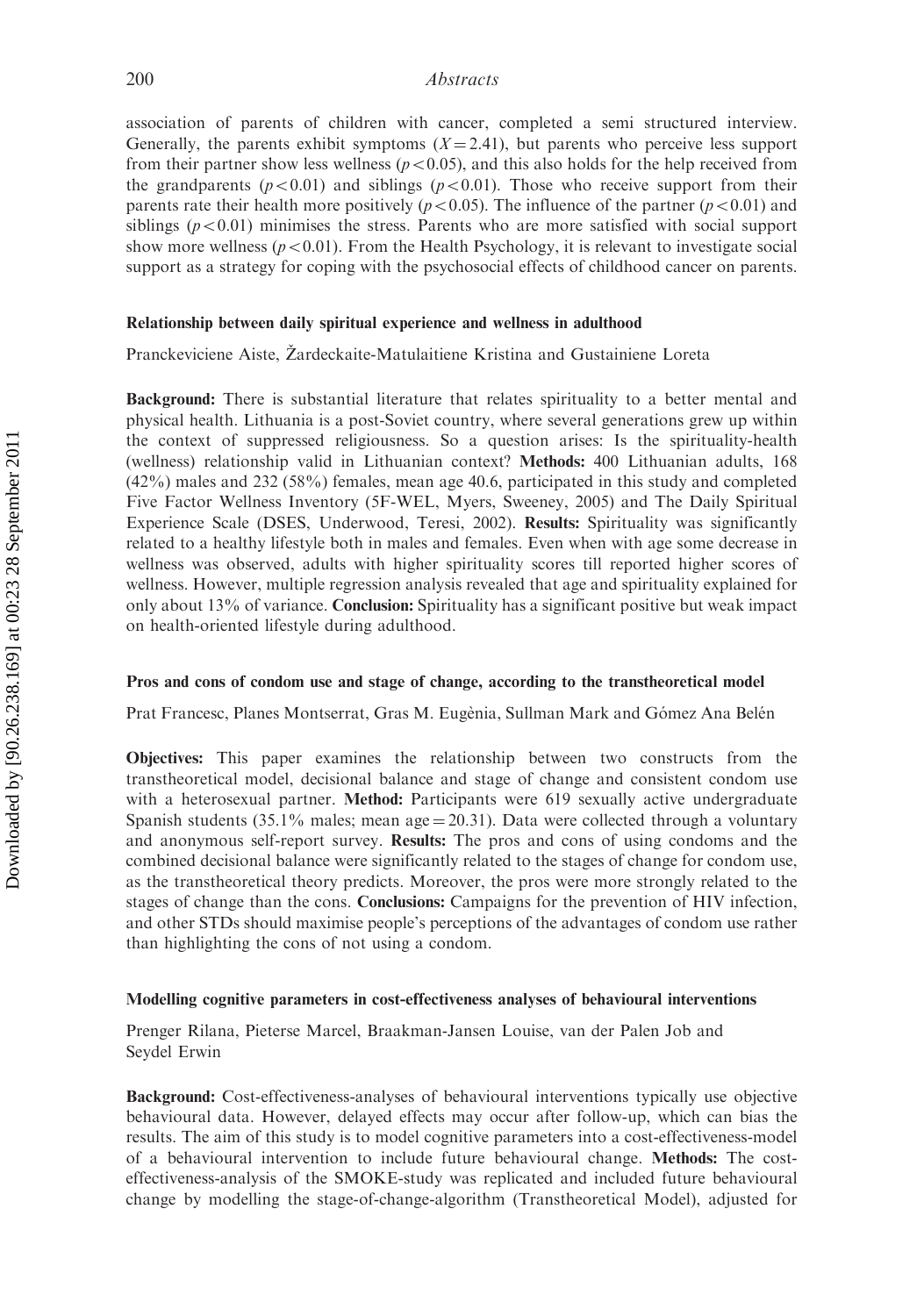association of parents of children with cancer, completed a semi structured interview. Generally, the parents exhibit symptoms ($X = 2.41$), but parents who perceive less support from their partner show less wellness ($p < 0.05$), and this also holds for the help received from the grandparents ($p < 0.01$) and siblings ($p < 0.01$). Those who receive support from their parents rate their health more positively ($p < 0.05$). The influence of the partner ($p < 0.01$) and siblings ($p < 0.01$) minimises the stress. Parents who are more satisfied with social support show more wellness ($p < 0.01$). From the Health Psychology, it is relevant to investigate social support as a strategy for coping with the psychosocial effects of childhood cancer on parents.

### Relationship between daily spiritual experience and wellness in adulthood

Pranckeviciene Aiste, Žardeckaite-Matulaitiene Kristina and Gustainiene Loreta

**Background:** There is substantial literature that relates spirituality to a better mental and physical health. Lithuania is a post-Soviet country, where several generations grew up within the context of suppressed religiousness. So a question arises: Is the spirituality-health (wellness) relationship valid in Lithuanian context? **Methods:** 400 Lithuanian adults, 168 (42%) males and 232 (58%) females, mean age 40.6, participated in this study and completed Five Factor Wellness Inventory (5F-WEL, Myers, Sweeney, 2005) and The Daily Spiritual Experience Scale (DSES, Underwood, Teresi, 2002). **Results:** Spirituality was significantly related to a healthy lifestyle both in males and females. Even when with age some decrease in wellness was observed, adults with higher spirituality scores till reported higher scores of wellness. However, multiple regression analysis revealed that age and spirituality explained for only about 13% of variance. **Conclusion:** Spirituality has a significant positive but weak impact on health-oriented lifestyle during adulthood.

### Pros and cons of condom use and stage of change, according to the transtheoretical model

Prat Francesc, Planes Montserrat, Gras M. Eugènia, Sullman Mark and Gómez Ana Belén

**Objectives:** This paper examines the relationship between two constructs from the transtheoretical model, decisional balance and stage of change and consistent condom use with a heterosexual partner. **Method:** Participants were 619 sexually active undergraduate Spanish students (35.1% males; mean age = 20.31). Data were collected through a voluntary and anonymous self-report survey. **Results:** The pros and cons of using condoms and the combined decisional balance were significantly related to the stages of change for condom use, as the transtheoretical theory predicts. Moreover, the pros were more strongly related to the stages of change than the cons. **Conclusions:** Campaigns for the prevention of HIV infection, and other STDs should maximise people's perceptions of the advantages of condom use rather than highlighting the cons of not using a condom.

### Modelling cognitive parameters in cost-effectiveness analyses of behavioural interventions

Prenger Rilana, Pieterse Marcel, Braakman-Jansen Louise, van der Palen Job and Seydel Erwin

**Background:** Cost-effectiveness-analyses of behavioural interventions typically use objective behavioural data. However, delayed effects may occur after follow-up, which can bias the results. The aim of this study is to model cognitive parameters into a cost-effectiveness-model of a behavioural intervention to include future behavioural change. **Methods:** The cost-effectiveness-analysis of the SMOKE-study was replicated and included future behavioural change by modelling the stage-of-change-algorithm (Transtheoretical Model), adjusted for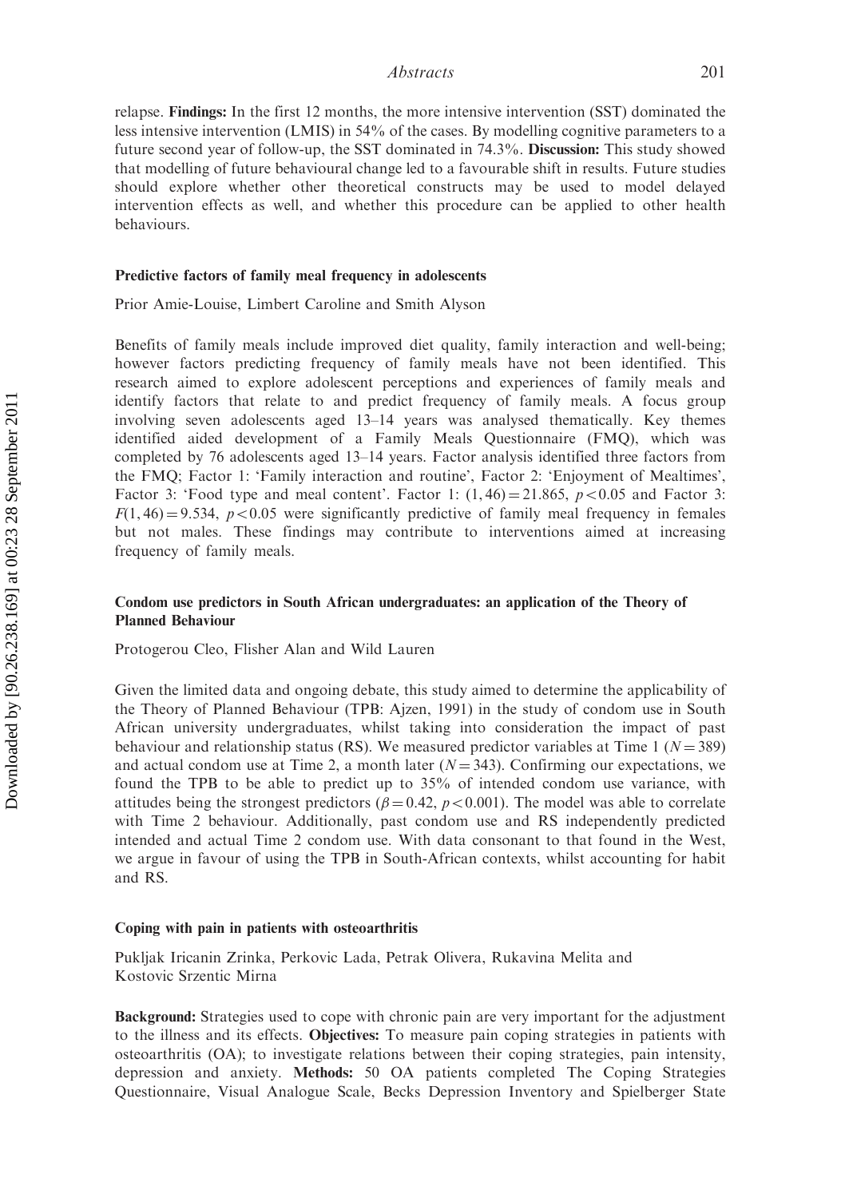relapse. **Findings:** In the first 12 months, the more intensive intervention (SST) dominated the less intensive intervention (LMIS) in 54% of the cases. By modelling cognitive parameters to a future second year of follow-up, the SST dominated in 74.3%. **Discussion:** This study showed that modelling of future behavioural change led to a favourable shift in results. Future studies should explore whether other theoretical constructs may be used to model delayed intervention effects as well, and whether this procedure can be applied to other health behaviours.

### Predictive factors of family meal frequency in adolescents

Prior Amie-Louise, Limbert Caroline and Smith Alyson

Benefits of family meals include improved diet quality, family interaction and well-being; however factors predicting frequency of family meals have not been identified. This research aimed to explore adolescent perceptions and experiences of family meals and identify factors that relate to and predict frequency of family meals. A focus group involving seven adolescents aged 13–14 years was analysed thematically. Key themes identified aided development of a Family Meals Questionnaire (FMQ), which was completed by 76 adolescents aged 13–14 years. Factor analysis identified three factors from the FMQ; Factor 1: 'Family interaction and routine', Factor 2: 'Enjoyment of Mealtimes', Factor 3: 'Food type and meal content'. Factor 1: $(1, 46) = 21.865$, $p < 0.05$ and Factor 3: $F(1, 46) = 9.534$, $p < 0.05$ were significantly predictive of family meal frequency in females but not males. These findings may contribute to interventions aimed at increasing frequency of family meals.

### Condom use predictors in South African undergraduates: an application of the Theory of Planned Behaviour

Protogerou Cleo, Flisher Alan and Wild Lauren

Given the limited data and ongoing debate, this study aimed to determine the applicability of the Theory of Planned Behaviour (TPB: Ajzen, 1991) in the study of condom use in South African university undergraduates, whilst taking into consideration the impact of past behaviour and relationship status (RS). We measured predictor variables at Time 1 ($N = 389$) and actual condom use at Time 2, a month later ($N = 343$). Confirming our expectations, we found the TPB to be able to predict up to 35% of intended condom use variance, with attitudes being the strongest predictors ($\beta = 0.42$, $p < 0.001$). The model was able to correlate with Time 2 behaviour. Additionally, past condom use and RS independently predicted intended and actual Time 2 condom use. With data consonant to that found in the West, we argue in favour of using the TPB in South-African contexts, whilst accounting for habit and RS.

### Coping with pain in patients with osteoarthritis

Pukljak Iricanin Zrinka, Perkovic Lada, Petrak Olivera, Rukavina Melita and Kostovic Srzentic Mirna

**Background:** Strategies used to cope with chronic pain are very important for the adjustment to the illness and its effects. **Objectives:** To measure pain coping strategies in patients with osteoarthritis (OA); to investigate relations between their coping strategies, pain intensity, depression and anxiety. **Methods:** 50 OA patients completed The Coping Strategies Questionnaire, Visual Analogue Scale, Becks Depression Inventory and Spielberger State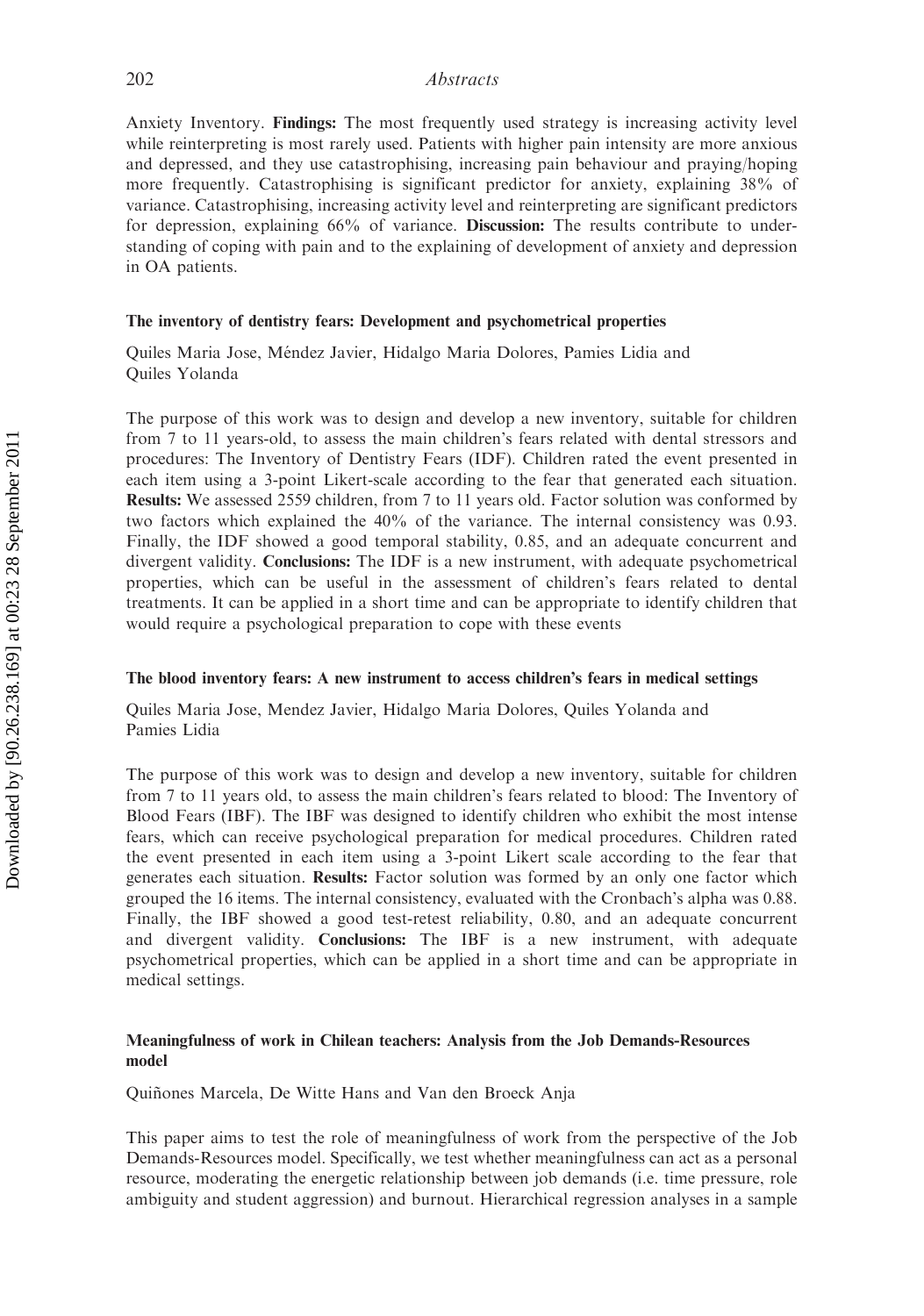Anxiety Inventory. **Findings:** The most frequently used strategy is increasing activity level while reinterpreting is most rarely used. Patients with higher pain intensity are more anxious and depressed, and they use catastrophising, increasing pain behaviour and praying/hoping more frequently. Catastrophising is significant predictor for anxiety, explaining 38% of variance. Catastrophising, increasing activity level and reinterpreting are significant predictors for depression, explaining 66% of variance. **Discussion:** The results contribute to understanding of coping with pain and to the explaining of development of anxiety and depression in OA patients.

### The inventory of dentistry fears: Development and psychometrical properties

Quiles Maria Jose, Méndez Javier, Hidalgo Maria Dolores, Pamies Lidia and Quiles Yolanda

The purpose of this work was to design and develop a new inventory, suitable for children from 7 to 11 years-old, to assess the main children's fears related with dental stressors and procedures: The Inventory of Dentistry Fears (IDF). Children rated the event presented in each item using a 3-point Likert-scale according to the fear that generated each situation. **Results:** We assessed 2559 children, from 7 to 11 years old. Factor solution was conformed by two factors which explained the 40% of the variance. The internal consistency was 0.93. Finally, the IDF showed a good temporal stability, 0.85, and an adequate concurrent and divergent validity. **Conclusions:** The IDF is a new instrument, with adequate psychometrical properties, which can be useful in the assessment of children's fears related to dental treatments. It can be applied in a short time and can be appropriate to identify children that would require a psychological preparation to cope with these events

### The blood inventory fears: A new instrument to access children's fears in medical settings

Quiles Maria Jose, Mendez Javier, Hidalgo Maria Dolores, Quiles Yolanda and Pamies Lidia

The purpose of this work was to design and develop a new inventory, suitable for children from 7 to 11 years old, to assess the main children's fears related to blood: The Inventory of Blood Fears (IBF). The IBF was designed to identify children who exhibit the most intense fears, which can receive psychological preparation for medical procedures. Children rated the event presented in each item using a 3-point Likert scale according to the fear that generates each situation. **Results:** Factor solution was formed by an only one factor which grouped the 16 items. The internal consistency, evaluated with the Cronbach's alpha was 0.88. Finally, the IBF showed a good test-retest reliability, 0.80, and an adequate concurrent and divergent validity. **Conclusions:** The IBF is a new instrument, with adequate psychometrical properties, which can be applied in a short time and can be appropriate in medical settings.

### Meaningfulness of work in Chilean teachers: Analysis from the Job Demands-Resources model

Quiñones Marcela, De Witte Hans and Van den Broeck Anja

This paper aims to test the role of meaningfulness of work from the perspective of the Job Demands-Resources model. Specifically, we test whether meaningfulness can act as a personal resource, moderating the energetic relationship between job demands (i.e. time pressure, role ambiguity and student aggression) and burnout. Hierarchical regression analyses in a sample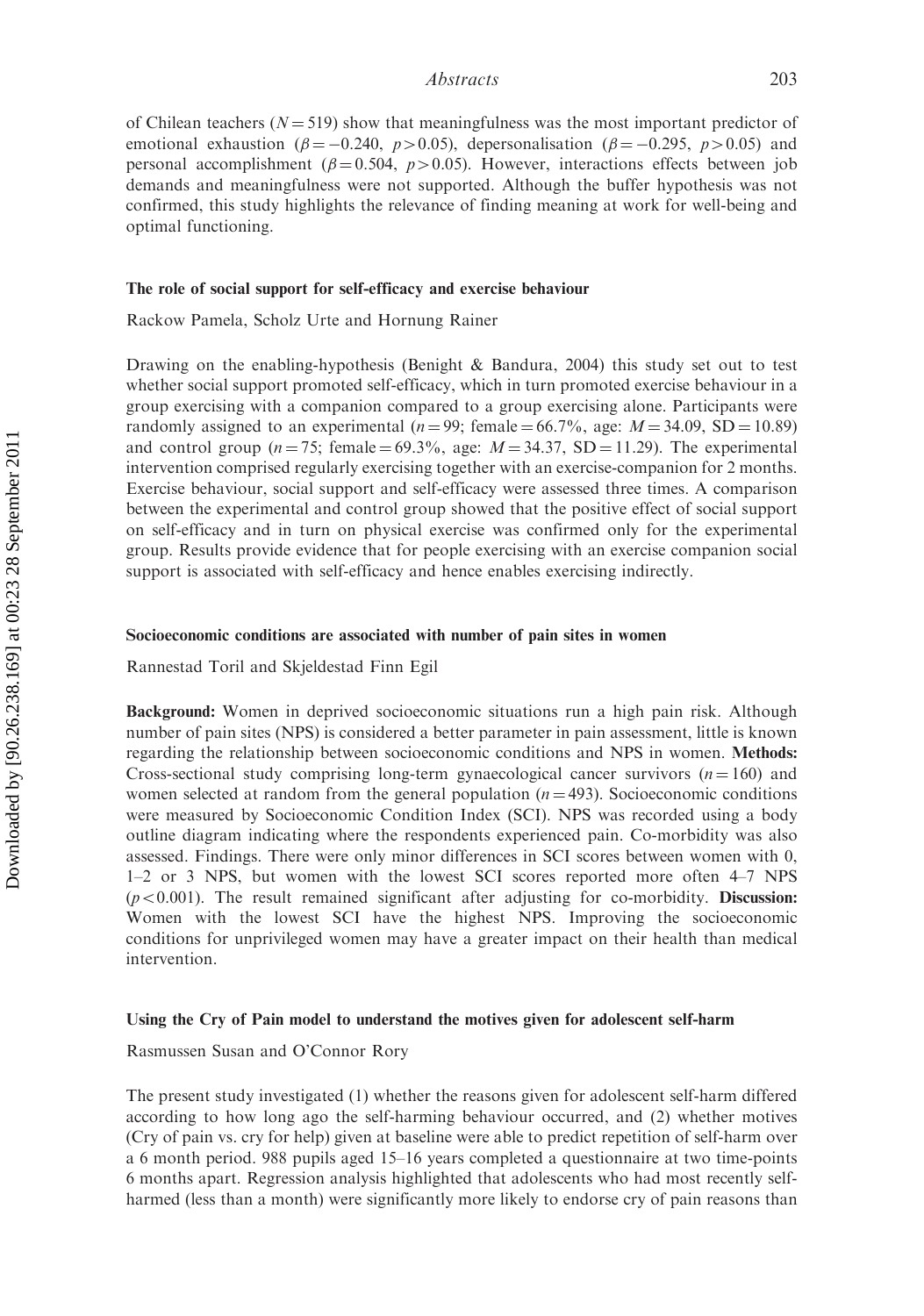of Chilean teachers ($N = 519$) show that meaningfulness was the most important predictor of emotional exhaustion ($\beta = -0.240$, $p > 0.05$), depersonalisation ($\beta = -0.295$, $p > 0.05$) and personal accomplishment ($\beta = 0.504$, $p > 0.05$). However, interactions effects between job demands and meaningfulness were not supported. Although the buffer hypothesis was not confirmed, this study highlights the relevance of finding meaning at work for well-being and optimal functioning.

### The role of social support for self-efficacy and exercise behaviour

Rackow Pamela, Scholz Urte and Hornung Rainer

Drawing on the enabling-hypothesis (Benight & Bandura, 2004) this study set out to test whether social support promoted self-efficacy, which in turn promoted exercise behaviour in a group exercising with a companion compared to a group exercising alone. Participants were randomly assigned to an experimental ($n = 99$; female = 66.7%, age: $M = 34.09$, $SD = 10.89$) and control group ($n = 75$; female = 69.3%, age: $M = 34.37$, $SD = 11.29$). The experimental intervention comprised regularly exercising together with an exercise-companion for 2 months. Exercise behaviour, social support and self-efficacy were assessed three times. A comparison between the experimental and control group showed that the positive effect of social support on self-efficacy and in turn on physical exercise was confirmed only for the experimental group. Results provide evidence that for people exercising with an exercise companion social support is associated with self-efficacy and hence enables exercising indirectly.

### Socioeconomic conditions are associated with number of pain sites in women

Rannestad Toril and Skjeldestad Finn Egil

**Background:** Women in deprived socioeconomic situations run a high pain risk. Although number of pain sites (NPS) is considered a better parameter in pain assessment, little is known regarding the relationship between socioeconomic conditions and NPS in women. **Methods:** Cross-sectional study comprising long-term gynaecological cancer survivors ($n = 160$) and women selected at random from the general population ($n = 493$). Socioeconomic conditions were measured by Socioeconomic Condition Index (SCI). NPS was recorded using a body outline diagram indicating where the respondents experienced pain. Co-morbidity was also assessed. Findings. There were only minor differences in SCI scores between women with 0, 1–2 or 3 NPS, but women with the lowest SCI scores reported more often 4–7 NPS ($p < 0.001$). The result remained significant after adjusting for co-morbidity. **Discussion:** Women with the lowest SCI have the highest NPS. Improving the socioeconomic conditions for unprivileged women may have a greater impact on their health than medical intervention.

### Using the Cry of Pain model to understand the motives given for adolescent self-harm

Rasmussen Susan and O'Connor Rory

The present study investigated (1) whether the reasons given for adolescent self-harm differed according to how long ago the self-harming behaviour occurred, and (2) whether motives (Cry of pain vs. cry for help) given at baseline were able to predict repetition of self-harm over a 6 month period. 988 pupils aged 15–16 years completed a questionnaire at two time-points 6 months apart. Regression analysis highlighted that adolescents who had most recently self-harmed (less than a month) were significantly more likely to endorse cry of pain reasons than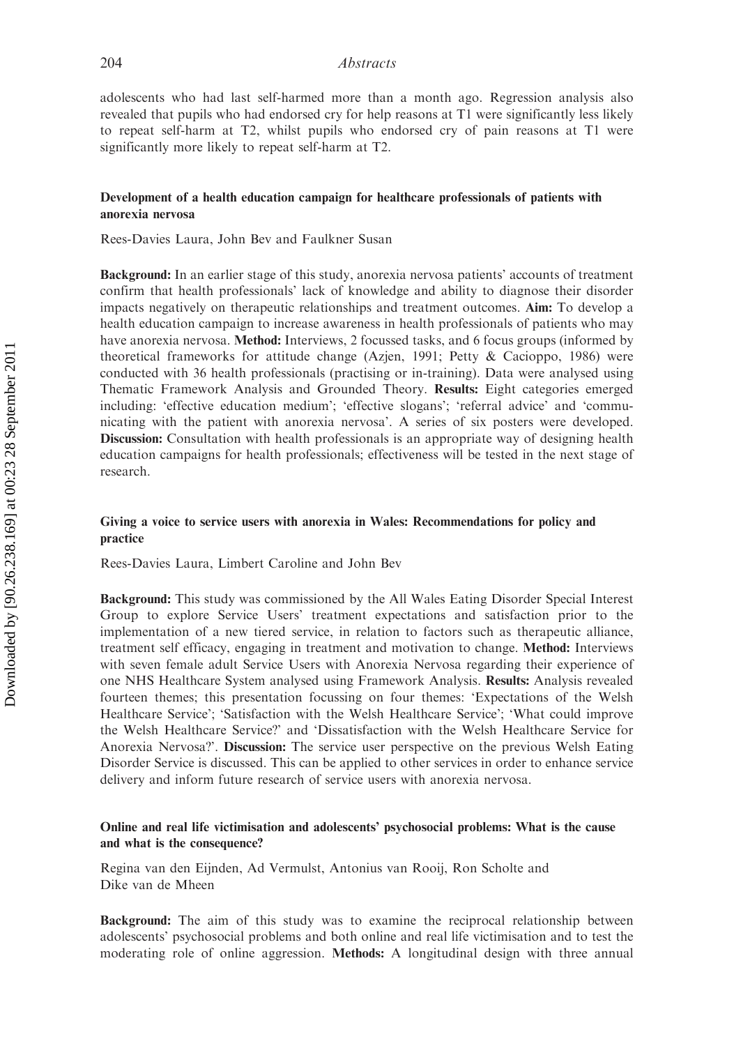adolescents who had last self-harmed more than a month ago. Regression analysis also revealed that pupils who had endorsed cry for help reasons at T1 were significantly less likely to repeat self-harm at T2, whilst pupils who endorsed cry of pain reasons at T1 were significantly more likely to repeat self-harm at T2.

### Development of a health education campaign for healthcare professionals of patients with anorexia nervosa

Rees-Davies Laura, John Bev and Faulkner Susan

**Background:** In an earlier stage of this study, anorexia nervosa patients' accounts of treatment confirm that health professionals' lack of knowledge and ability to diagnose their disorder impacts negatively on therapeutic relationships and treatment outcomes. **Aim:** To develop a health education campaign to increase awareness in health professionals of patients who may have anorexia nervosa. **Method:** Interviews, 2 focussed tasks, and 6 focus groups (informed by theoretical frameworks for attitude change (Azjen, 1991; Petty & Cacioppo, 1986) were conducted with 36 health professionals (practising or in-training). Data were analysed using Thematic Framework Analysis and Grounded Theory. **Results:** Eight categories emerged including: 'effective education medium'; 'effective slogans'; 'referral advice' and 'communicating with the patient with anorexia nervosa'. A series of six posters were developed. **Discussion:** Consultation with health professionals is an appropriate way of designing health education campaigns for health professionals; effectiveness will be tested in the next stage of research.

### Giving a voice to service users with anorexia in Wales: Recommendations for policy and practice

Rees-Davies Laura, Limbert Caroline and John Bev

**Background:** This study was commissioned by the All Wales Eating Disorder Special Interest Group to explore Service Users' treatment expectations and satisfaction prior to the implementation of a new tiered service, in relation to factors such as therapeutic alliance, treatment self efficacy, engaging in treatment and motivation to change. **Method:** Interviews with seven female adult Service Users with Anorexia Nervosa regarding their experience of one NHS Healthcare System analysed using Framework Analysis. **Results:** Analysis revealed fourteen themes; this presentation focussing on four themes: 'Expectations of the Welsh Healthcare Service'; 'Satisfaction with the Welsh Healthcare Service'; 'What could improve the Welsh Healthcare Service?' and 'Dissatisfaction with the Welsh Healthcare Service for Anorexia Nervosa?'. **Discussion:** The service user perspective on the previous Welsh Eating Disorder Service is discussed. This can be applied to other services in order to enhance service delivery and inform future research of service users with anorexia nervosa.

### Online and real life victimisation and adolescents' psychosocial problems: What is the cause and what is the consequence?

Regina van den Eijnden, Ad Vermulst, Antonius van Rooij, Ron Scholte and Dike van de Mheen

**Background:** The aim of this study was to examine the reciprocal relationship between adolescents' psychosocial problems and both online and real life victimisation and to test the moderating role of online aggression. **Methods:** A longitudinal design with three annual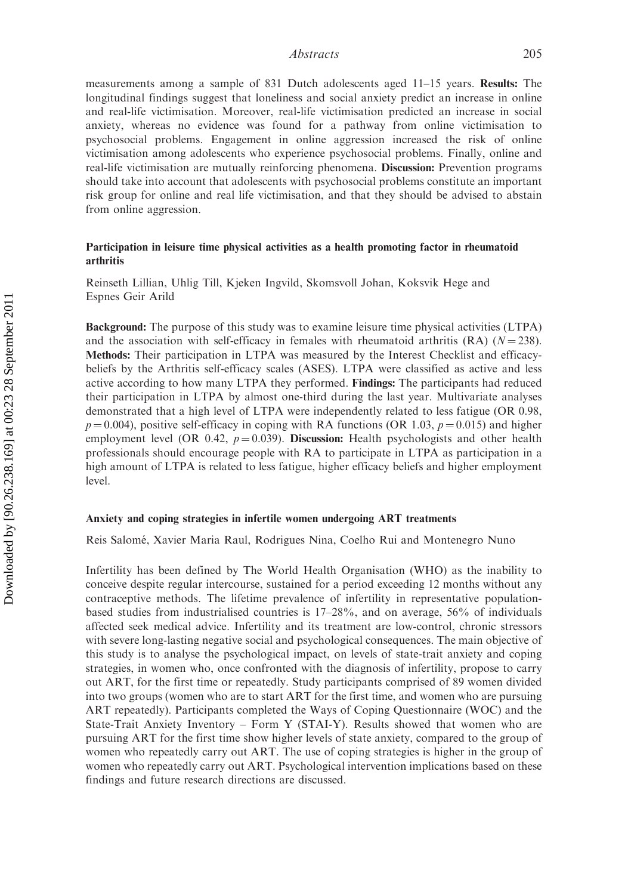measurements among a sample of 831 Dutch adolescents aged 11–15 years. **Results:** The longitudinal findings suggest that loneliness and social anxiety predict an increase in online and real-life victimisation. Moreover, real-life victimisation predicted an increase in social anxiety, whereas no evidence was found for a pathway from online victimisation to psychosocial problems. Engagement in online aggression increased the risk of online victimisation among adolescents who experience psychosocial problems. Finally, online and real-life victimisation are mutually reinforcing phenomena. **Discussion:** Prevention programs should take into account that adolescents with psychosocial problems constitute an important risk group for online and real life victimisation, and that they should be advised to abstain from online aggression.

### Participation in leisure time physical activities as a health promoting factor in rheumatoid arthritis

Reinseth Lillian, Uhlig Till, Kjeken Ingvild, Skomsvoll Johan, Koksvik Hege and Espnes Geir Arild

**Background:** The purpose of this study was to examine leisure time physical activities (LTPA) and the association with self-efficacy in females with rheumatoid arthritis (RA) ($N = 238$). **Methods:** Their participation in LTPA was measured by the Interest Checklist and efficacy-beliefs by the Arthritis self-efficacy scales (ASES). LTPA were classified as active and less active according to how many LTPA they performed. **Findings:** The participants had reduced their participation in LTPA by almost one-third during the last year. Multivariate analyses demonstrated that a high level of LTPA were independently related to less fatigue (OR 0.98, $p = 0.004$), positive self-efficacy in coping with RA functions (OR 1.03, $p = 0.015$) and higher employment level (OR 0.42, $p = 0.039$). **Discussion:** Health psychologists and other health professionals should encourage people with RA to participate in LTPA as participation in a high amount of LTPA is related to less fatigue, higher efficacy beliefs and higher employment level.

### Anxiety and coping strategies in infertile women undergoing ART treatments

Reis Salomé, Xavier Maria Raul, Rodrigues Nina, Coelho Rui and Montenegro Nuno

Infertility has been defined by The World Health Organisation (WHO) as the inability to conceive despite regular intercourse, sustained for a period exceeding 12 months without any contraceptive methods. The lifetime prevalence of infertility in representative population-based studies from industrialised countries is 17–28%, and on average, 56% of individuals affected seek medical advice. Infertility and its treatment are low-control, chronic stressors with severe long-lasting negative social and psychological consequences. The main objective of this study is to analyse the psychological impact, on levels of state-trait anxiety and coping strategies, in women who, once confronted with the diagnosis of infertility, propose to carry out ART, for the first time or repeatedly. Study participants comprised of 89 women divided into two groups (women who are to start ART for the first time, and women who are pursuing ART repeatedly). Participants completed the Ways of Coping Questionnaire (WOC) and the State-Trait Anxiety Inventory – Form Y (STAI-Y). Results showed that women who are pursuing ART for the first time show higher levels of state anxiety, compared to the group of women who repeatedly carry out ART. The use of coping strategies is higher in the group of women who repeatedly carry out ART. Psychological intervention implications based on these findings and future research directions are discussed.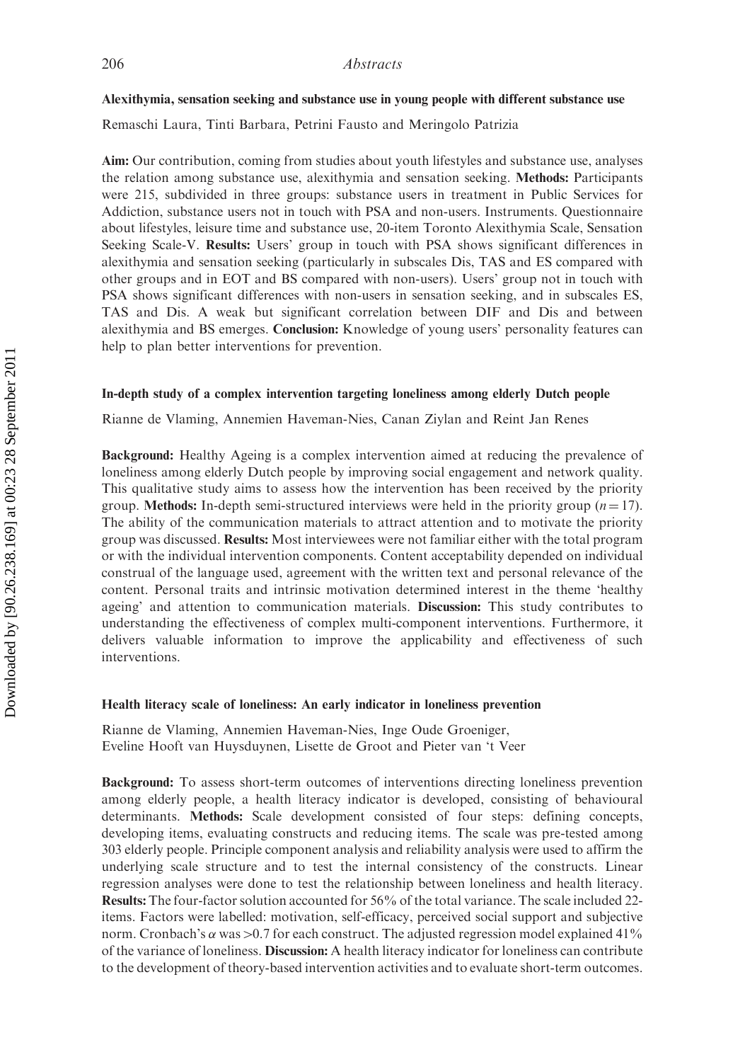### Alexithymia, sensation seeking and substance use in young people with different substance use

Remaschi Laura, Tinti Barbara, Petrini Fausto and Meringolo Patrizia

**Aim:** Our contribution, coming from studies about youth lifestyles and substance use, analyses the relation among substance use, alexithymia and sensation seeking. **Methods:** Participants were 215, subdivided in three groups: substance users in treatment in Public Services for Addiction, substance users not in touch with PSA and non-users. Instruments. Questionnaire about lifestyles, leisure time and substance use, 20-item Toronto Alexithymia Scale, Sensation Seeking Scale-V. **Results:** Users' group in touch with PSA shows significant differences in alexithymia and sensation seeking (particularly in subscales Dis, TAS and ES compared with other groups and in EOT and BS compared with non-users). Users' group not in touch with PSA shows significant differences with non-users in sensation seeking, and in subscales ES, TAS and Dis. A weak but significant correlation between DIF and Dis and between alexithymia and BS emerges. **Conclusion:** Knowledge of young users' personality features can help to plan better interventions for prevention.

### In-depth study of a complex intervention targeting loneliness among elderly Dutch people

Rianne de Vlaming, Annemien Haveman-Nies, Canan Ziylan and Reint Jan Renes

**Background:** Healthy Ageing is a complex intervention aimed at reducing the prevalence of loneliness among elderly Dutch people by improving social engagement and network quality. This qualitative study aims to assess how the intervention has been received by the priority group. **Methods:** In-depth semi-structured interviews were held in the priority group ($n = 17$). The ability of the communication materials to attract attention and to motivate the priority group was discussed. **Results:** Most interviewees were not familiar either with the total program or with the individual intervention components. Content acceptability depended on individual construal of the language used, agreement with the written text and personal relevance of the content. Personal traits and intrinsic motivation determined interest in the theme 'healthy ageing' and attention to communication materials. **Discussion:** This study contributes to understanding the effectiveness of complex multi-component interventions. Furthermore, it delivers valuable information to improve the applicability and effectiveness of such interventions.

### Health literacy scale of loneliness: An early indicator in loneliness prevention

Rianne de Vlaming, Annemien Haveman-Nies, Inge Oude Groeniger, Eveline Hooft van Huysduynen, Lisette de Groot and Pieter van 't Veer

**Background:** To assess short-term outcomes of interventions directing loneliness prevention among elderly people, a health literacy indicator is developed, consisting of behavioural determinants. **Methods:** Scale development consisted of four steps: defining concepts, developing items, evaluating constructs and reducing items. The scale was pre-tested among 303 elderly people. Principle component analysis and reliability analysis were used to affirm the underlying scale structure and to test the internal consistency of the constructs. Linear regression analyses were done to test the relationship between loneliness and health literacy. **Results:** The four-factor solution accounted for 56% of the total variance. The scale included 22-items. Factors were labelled: motivation, self-efficacy, perceived social support and subjective norm. Cronbach's $\alpha$ was $>0.7$ for each construct. The adjusted regression model explained 41% of the variance of loneliness. **Discussion:** A health literacy indicator for loneliness can contribute to the development of theory-based intervention activities and to evaluate short-term outcomes.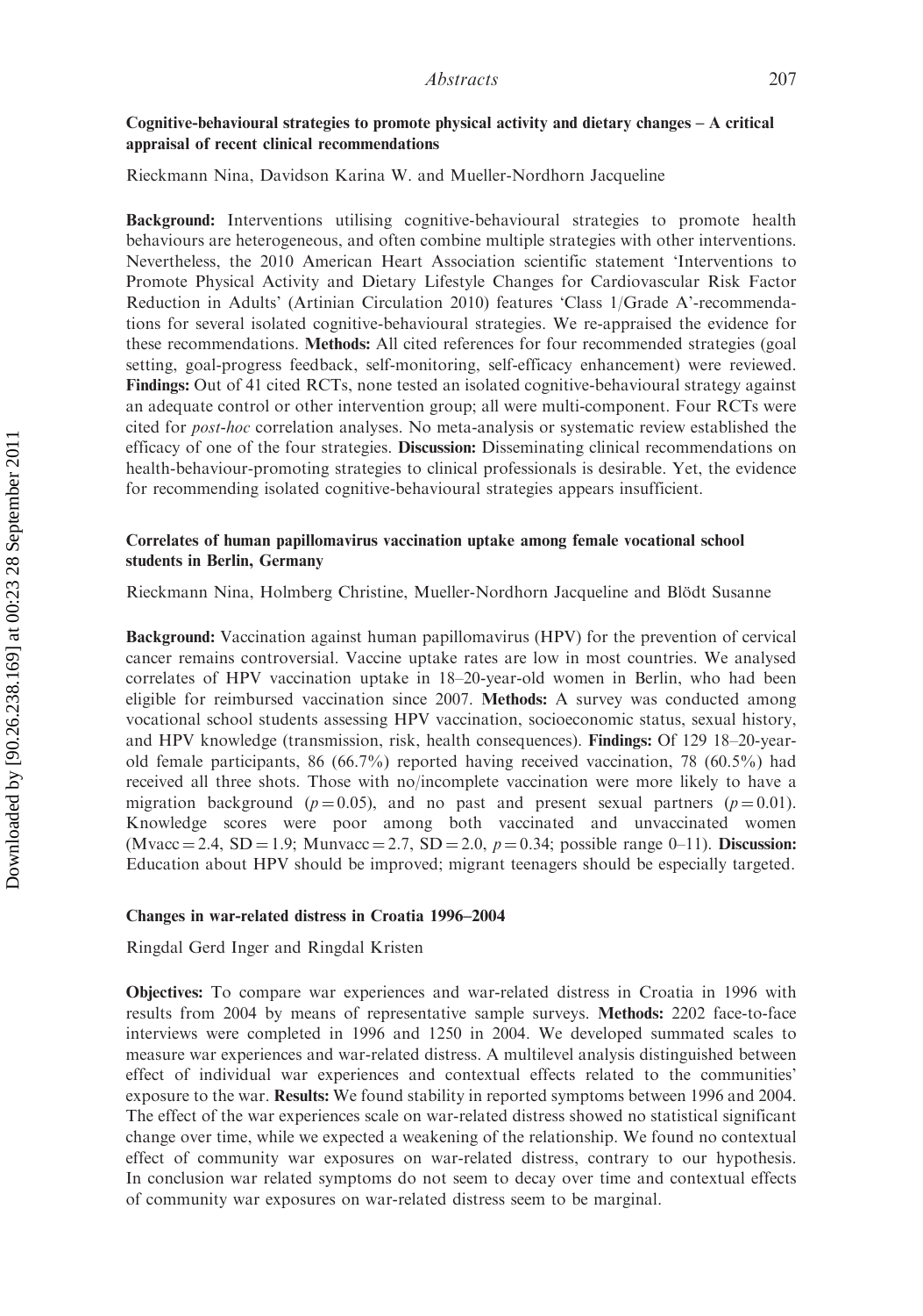### Cognitive-behavioural strategies to promote physical activity and dietary changes – A critical appraisal of recent clinical recommendations

Rieckmann Nina, Davidson Karina W. and Mueller-Nordhorn Jacqueline

**Background:** Interventions utilising cognitive-behavioural strategies to promote health behaviours are heterogeneous, and often combine multiple strategies with other interventions. Nevertheless, the 2010 American Heart Association scientific statement 'Interventions to Promote Physical Activity and Dietary Lifestyle Changes for Cardiovascular Risk Factor Reduction in Adults' (Artinian Circulation 2010) features 'Class 1/Grade A'-recommendations for several isolated cognitive-behavioural strategies. We re-appraised the evidence for these recommendations. **Methods:** All cited references for four recommended strategies (goal setting, goal-progress feedback, self-monitoring, self-efficacy enhancement) were reviewed. **Findings:** Out of 41 cited RCTs, none tested an isolated cognitive-behavioural strategy against an adequate control or other intervention group; all were multi-component. Four RCTs were cited for *post-hoc* correlation analyses. No meta-analysis or systematic review established the efficacy of one of the four strategies. **Discussion:** Disseminating clinical recommendations on health-behaviour-promoting strategies to clinical professionals is desirable. Yet, the evidence for recommending isolated cognitive-behavioural strategies appears insufficient.

### Correlates of human papillomavirus vaccination uptake among female vocational school students in Berlin, Germany

Rieckmann Nina, Holmberg Christine, Mueller-Nordhorn Jacqueline and Blödt Susanne

**Background:** Vaccination against human papillomavirus (HPV) for the prevention of cervical cancer remains controversial. Vaccine uptake rates are low in most countries. We analysed correlates of HPV vaccination uptake in 18–20-year-old women in Berlin, who had been eligible for reimbursed vaccination since 2007. **Methods:** A survey was conducted among vocational school students assessing HPV vaccination, socioeconomic status, sexual history, and HPV knowledge (transmission, risk, health consequences). **Findings:** Of 129 18–20-year-old female participants, 86 (66.7%) reported having received vaccination, 78 (60.5%) had received all three shots. Those with no/incomplete vaccination were more likely to have a migration background ($p = 0.05$), and no past and present sexual partners ($p = 0.01$). Knowledge scores were poor among both vaccinated and unvaccinated women ($M_{vacc} = 2.4$, $SD = 1.9$; $M_{unvacc} = 2.7$, $SD = 2.0$, $p = 0.34$; possible range 0–11). **Discussion:** Education about HPV should be improved; migrant teenagers should be especially targeted.

### Changes in war-related distress in Croatia 1996–2004

Ringdal Gerd Inger and Ringdal Kristen

**Objectives:** To compare war experiences and war-related distress in Croatia in 1996 with results from 2004 by means of representative sample surveys. **Methods:** 2202 face-to-face interviews were completed in 1996 and 1250 in 2004. We developed summated scales to measure war experiences and war-related distress. A multilevel analysis distinguished between effect of individual war experiences and contextual effects related to the communities' exposure to the war. **Results:** We found stability in reported symptoms between 1996 and 2004. The effect of the war experiences scale on war-related distress showed no statistical significant change over time, while we expected a weakening of the relationship. We found no contextual effect of community war exposures on war-related distress, contrary to our hypothesis. In conclusion war related symptoms do not seem to decay over time and contextual effects of community war exposures on war-related distress seem to be marginal.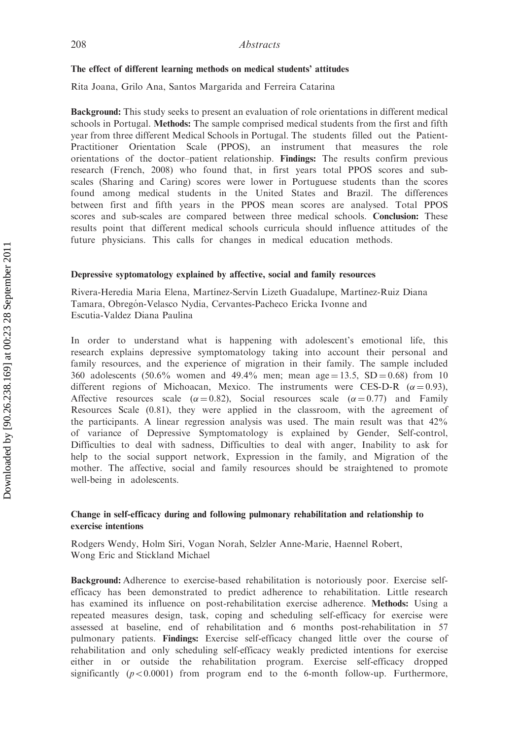### The effect of different learning methods on medical students' attitudes

Rita Joana, Grilo Ana, Santos Margarida and Ferreira Catarina

**Background:** This study seeks to present an evaluation of role orientations in different medical schools in Portugal. **Methods:** The sample comprised medical students from the first and fifth year from three different Medical Schools in Portugal. The students filled out the Patient-Practitioner Orientation Scale (PPOS), an instrument that measures the role orientations of the doctor–patient relationship. **Findings:** The results confirm previous research (French, 2008) who found that, in first years total PPOS scores and sub-scales (Sharing and Caring) scores were lower in Portuguese students than the scores found among medical students in the United States and Brazil. The differences between first and fifth years in the PPOS mean scores are analysed. Total PPOS scores and sub-scales are compared between three medical schools. **Conclusion:** These results point that different medical schools curricula should influence attitudes of the future physicians. This calls for changes in medical education methods.

### Depressive syptomatology explained by affective, social and family resources

Rivera-Heredia Maria Elena, Martínez-Servín Lizeth Guadalupe, Martínez-Ruiz Diana Tamara, Obregón-Velasco Nydia, Cervantes-Pacheco Ericka Ivonne and Escutia-Valdez Diana Paulina

In order to understand what is happening with adolescent's emotional life, this research explains depressive symptomatology taking into account their personal and family resources, and the experience of migration in their family. The sample included 360 adolescents (50.6% women and 49.4% men; mean age = 13.5, SD = 0.68) from 10 different regions of Michoacan, Mexico. The instruments were CES-D-R ($\alpha = 0.93$), Affective resources scale ($\alpha = 0.82$), Social resources scale ($\alpha = 0.77$) and Family Resources Scale (0.81), they were applied in the classroom, with the agreement of the participants. A linear regression analysis was used. The main result was that 42% of variance of Depressive Symptomatology is explained by Gender, Self-control, Difficulties to deal with sadness, Difficulties to deal with anger, Inability to ask for help to the social support network, Expression in the family, and Migration of the mother. The affective, social and family resources should be straightened to promote well-being in adolescents.

### Change in self-efficacy during and following pulmonary rehabilitation and relationship to exercise intentions

Rodgers Wendy, Holm Siri, Vogan Norah, Selzler Anne-Marie, Haennel Robert, Wong Eric and Stickland Michael

**Background:** Adherence to exercise-based rehabilitation is notoriously poor. Exercise self-efficacy has been demonstrated to predict adherence to rehabilitation. Little research has examined its influence on post-rehabilitation exercise adherence. **Methods:** Using a repeated measures design, task, coping and scheduling self-efficacy for exercise were assessed at baseline, end of rehabilitation and 6 months post-rehabilitation in 57 pulmonary patients. **Findings:** Exercise self-efficacy changed little over the course of rehabilitation and only scheduling self-efficacy weakly predicted intentions for exercise either in or outside the rehabilitation program. Exercise self-efficacy dropped significantly ($p < 0.0001$) from program end to the 6-month follow-up. Furthermore,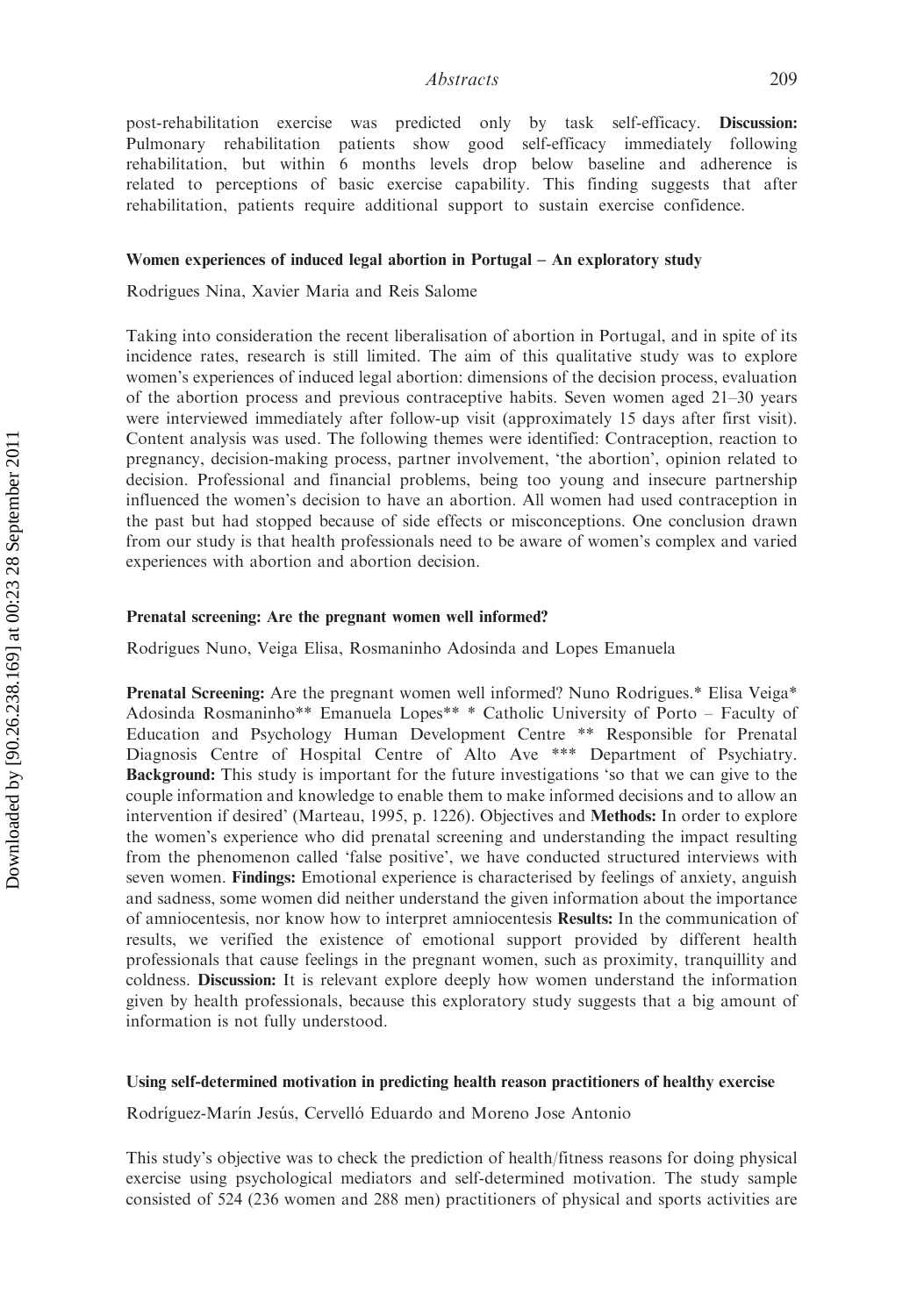post-rehabilitation exercise was predicted only by task self-efficacy. **Discussion:** Pulmonary rehabilitation patients show good self-efficacy immediately following rehabilitation, but within 6 months levels drop below baseline and adherence is related to perceptions of basic exercise capability. This finding suggests that after rehabilitation, patients require additional support to sustain exercise confidence.

### Women experiences of induced legal abortion in Portugal – An exploratory study

Rodrigues Nina, Xavier Maria and Reis Salome

Taking into consideration the recent liberalisation of abortion in Portugal, and in spite of its incidence rates, research is still limited. The aim of this qualitative study was to explore women's experiences of induced legal abortion: dimensions of the decision process, evaluation of the abortion process and previous contraceptive habits. Seven women aged 21–30 years were interviewed immediately after follow-up visit (approximately 15 days after first visit). Content analysis was used. The following themes were identified: Contraception, reaction to pregnancy, decision-making process, partner involvement, 'the abortion', opinion related to decision. Professional and financial problems, being too young and insecure partnership influenced the women's decision to have an abortion. All women had used contraception in the past but had stopped because of side effects or misconceptions. One conclusion drawn from our study is that health professionals need to be aware of women's complex and varied experiences with abortion and abortion decision.

### Prenatal screening: Are the pregnant women well informed?

Rodrigues Nuno, Veiga Elisa, Rosmaninho Adosinda and Lopes Emanuela

**Prenatal Screening:** Are the pregnant women well informed? Nuno Rodrigues.* Elisa Veiga* Adosinda Rosmaninho** Emanuela Lopes** * Catholic University of Porto – Faculty of Education and Psychology Human Development Centre ** Responsible for Prenatal Diagnosis Centre of Hospital Centre of Alto Ave *** Department of Psychiatry. **Background:** This study is important for the future investigations 'so that we can give to the couple information and knowledge to enable them to make informed decisions and to allow an intervention if desired' (Marteau, 1995, p. 1226). Objectives and **Methods:** In order to explore the women's experience who did prenatal screening and understanding the impact resulting from the phenomenon called 'false positive', we have conducted structured interviews with seven women. **Findings:** Emotional experience is characterised by feelings of anxiety, anguish and sadness, some women did neither understand the given information about the importance of amniocentesis, nor know how to interpret amniocentesis **Results:** In the communication of results, we verified the existence of emotional support provided by different health professionals that cause feelings in the pregnant women, such as proximity, tranquillity and coldness. **Discussion:** It is relevant explore deeply how women understand the information given by health professionals, because this exploratory study suggests that a big amount of information is not fully understood.

### Using self-determined motivation in predicting health reason practitioners of healthy exercise

Rodríguez-Marín Jesús, Cervelló Eduardo and Moreno Jose Antonio

This study's objective was to check the prediction of health/fitness reasons for doing physical exercise using psychological mediators and self-determined motivation. The study sample consisted of 524 (236 women and 288 men) practitioners of physical and sports activities are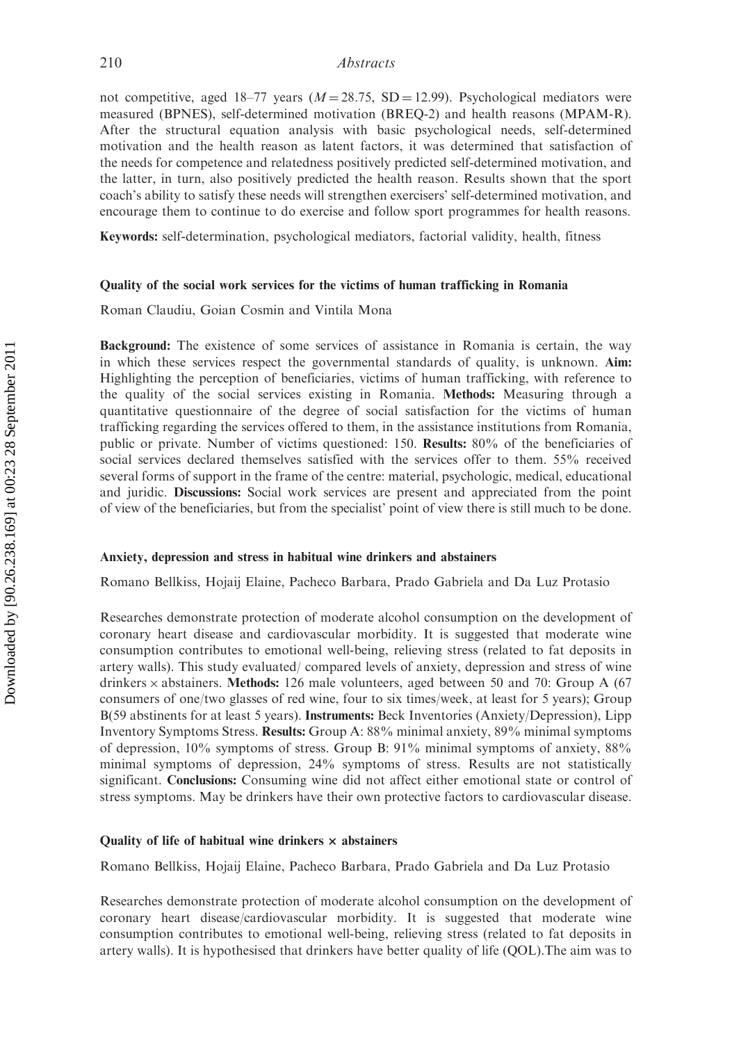not competitive, aged 18–77 years ($M = 28.75$, $SD = 12.99$). Psychological mediators were measured (BPNES), self-determined motivation (BREQ-2) and health reasons (MPAM-R). After the structural equation analysis with basic psychological needs, self-determined motivation and the health reason as latent factors, it was determined that satisfaction of the needs for competence and relatedness positively predicted self-determined motivation, and the latter, in turn, also positively predicted the health reason. Results shown that the sport coach's ability to satisfy these needs will strengthen exercisers' self-determined motivation, and encourage them to continue to do exercise and follow sport programmes for health reasons.

**Keywords:** self-determination, psychological mediators, factorial validity, health, fitness

### Quality of the social work services for the victims of human trafficking in Romania

Roman Claudiu, Goian Cosmin and Vintila Mona

**Background:** The existence of some services of assistance in Romania is certain, the way in which these services respect the governmental standards of quality, is unknown. **Aim:** Highlighting the perception of beneficiaries, victims of human trafficking, with reference to the quality of the social services existing in Romania. **Methods:** Measuring through a quantitative questionnaire of the degree of social satisfaction for the victims of human trafficking regarding the services offered to them, in the assistance institutions from Romania, public or private. Number of victims questioned: 150. **Results:** 80% of the beneficiaries of social services declared themselves satisfied with the services offer to them. 55% received several forms of support in the frame of the centre: material, psychologic, medical, educational and juridic. **Discussions:** Social work services are present and appreciated from the point of view of the beneficiaries, but from the specialist' point of view there is still much to be done.

### Anxiety, depression and stress in habitual wine drinkers and abstainers

Romano Bellkiss, Hojaij Elaine, Pacheco Barbara, Prado Gabriela and Da Luz Protasio

Researches demonstrate protection of moderate alcohol consumption on the development of coronary heart disease and cardiovascular morbidity. It is suggested that moderate wine consumption contributes to emotional well-being, relieving stress (related to fat deposits in artery walls). This study evaluated/ compared levels of anxiety, depression and stress of wine drinkers $\times$ abstainers. **Methods:** 126 male volunteers, aged between 50 and 70: Group A (67 consumers of one/two glasses of red wine, four to six times/week, at least for 5 years); Group B(59 abstinents for at least 5 years). **Instruments:** Beck Inventories (Anxiety/Depression), Lipp Inventory Symptoms Stress. **Results:** Group A: 88% minimal anxiety, 89% minimal symptoms of depression, 10% symptoms of stress. Group B: 91% minimal symptoms of anxiety, 88% minimal symptoms of depression, 24% symptoms of stress. Results are not statistically significant. **Conclusions:** Consuming wine did not affect either emotional state or control of stress symptoms. May be drinkers have their own protective factors to cardiovascular disease.

### Quality of life of habitual wine drinkers × abstainers

Romano Bellkiss, Hojaij Elaine, Pacheco Barbara, Prado Gabriela and Da Luz Protasio

Researches demonstrate protection of moderate alcohol consumption on the development of coronary heart disease/cardiovascular morbidity. It is suggested that moderate wine consumption contributes to emotional well-being, relieving stress (related to fat deposits in artery walls). It is hypothesised that drinkers have better quality of life (QOL).The aim was to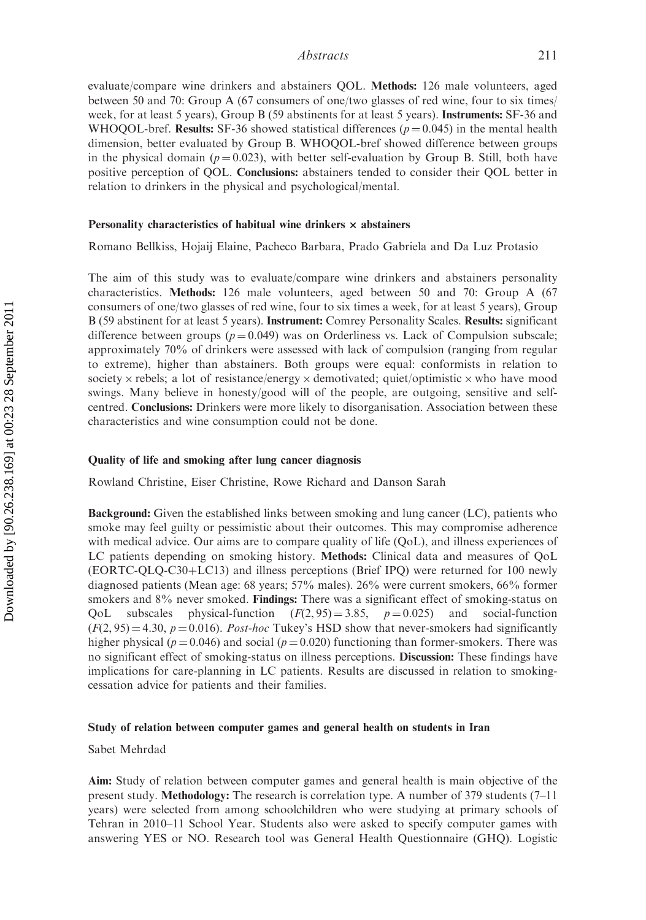evaluate/compare wine drinkers and abstainers QOL. **Methods:** 126 male volunteers, aged between 50 and 70: Group A (67 consumers of one/two glasses of red wine, four to six times/week, for at least 5 years), Group B (59 abstinents for at least 5 years). **Instruments:** SF-36 and WHOQOL-bref. **Results:** SF-36 showed statistical differences ($p = 0.045$) in the mental health dimension, better evaluated by Group B. WHOQOL-bref showed difference between groups in the physical domain ($p = 0.023$), with better self-evaluation by Group B. Still, both have positive perception of QOL. **Conclusions:** abstainers tended to consider their QOL better in relation to drinkers in the physical and psychological/mental.

### Personality characteristics of habitual wine drinkers × abstainers

Romano Bellkiss, Hojaij Elaine, Pacheco Barbara, Prado Gabriela and Da Luz Protasio

The aim of this study was to evaluate/compare wine drinkers and abstainers personality characteristics. **Methods:** 126 male volunteers, aged between 50 and 70: Group A (67 consumers of one/two glasses of red wine, four to six times a week, for at least 5 years), Group B (59 abstinent for at least 5 years). **Instrument:** Comrey Personality Scales. **Results:** significant difference between groups ($p = 0.049$) was on Orderliness vs. Lack of Compulsion subscale; approximately 70% of drinkers were assessed with lack of compulsion (ranging from regular to extreme), higher than abstainers. Both groups were equal: conformists in relation to society × rebels; a lot of resistance/energy × demotivated; quiet/optimistic × who have mood swings. Many believe in honesty/good will of the people, are outgoing, sensitive and self-centred. **Conclusions:** Drinkers were more likely to disorganisation. Association between these characteristics and wine consumption could not be done.

### Quality of life and smoking after lung cancer diagnosis

Rowland Christine, Eiser Christine, Rowe Richard and Danson Sarah

**Background:** Given the established links between smoking and lung cancer (LC), patients who smoke may feel guilty or pessimistic about their outcomes. This may compromise adherence with medical advice. Our aims are to compare quality of life (QoL), and illness experiences of LC patients depending on smoking history. **Methods:** Clinical data and measures of QoL (EORTC-QLQ-C30+LC13) and illness perceptions (Brief IPQ) were returned for 100 newly diagnosed patients (Mean age: 68 years; 57% males). 26% were current smokers, 66% former smokers and 8% never smoked. **Findings:** There was a significant effect of smoking-status on QoL subscales physical-function ($F(2, 95) = 3.85$, $p = 0.025$) and social-function ($F(2, 95) = 4.30$, $p = 0.016$). *Post-hoc* Tukey's HSD show that never-smokers had significantly higher physical ($p = 0.046$) and social ($p = 0.020$) functioning than former-smokers. There was no significant effect of smoking-status on illness perceptions. **Discussion:** These findings have implications for care-planning in LC patients. Results are discussed in relation to smoking-cessation advice for patients and their families.

### Study of relation between computer games and general health on students in Iran

Sabet Mehrdad

**Aim:** Study of relation between computer games and general health is main objective of the present study. **Methodology:** The research is correlation type. A number of 379 students (7–11 years) were selected from among schoolchildren who were studying at primary schools of Tehran in 2010–11 School Year. Students also were asked to specify computer games with answering YES or NO. Research tool was General Health Questionnaire (GHQ). Logistic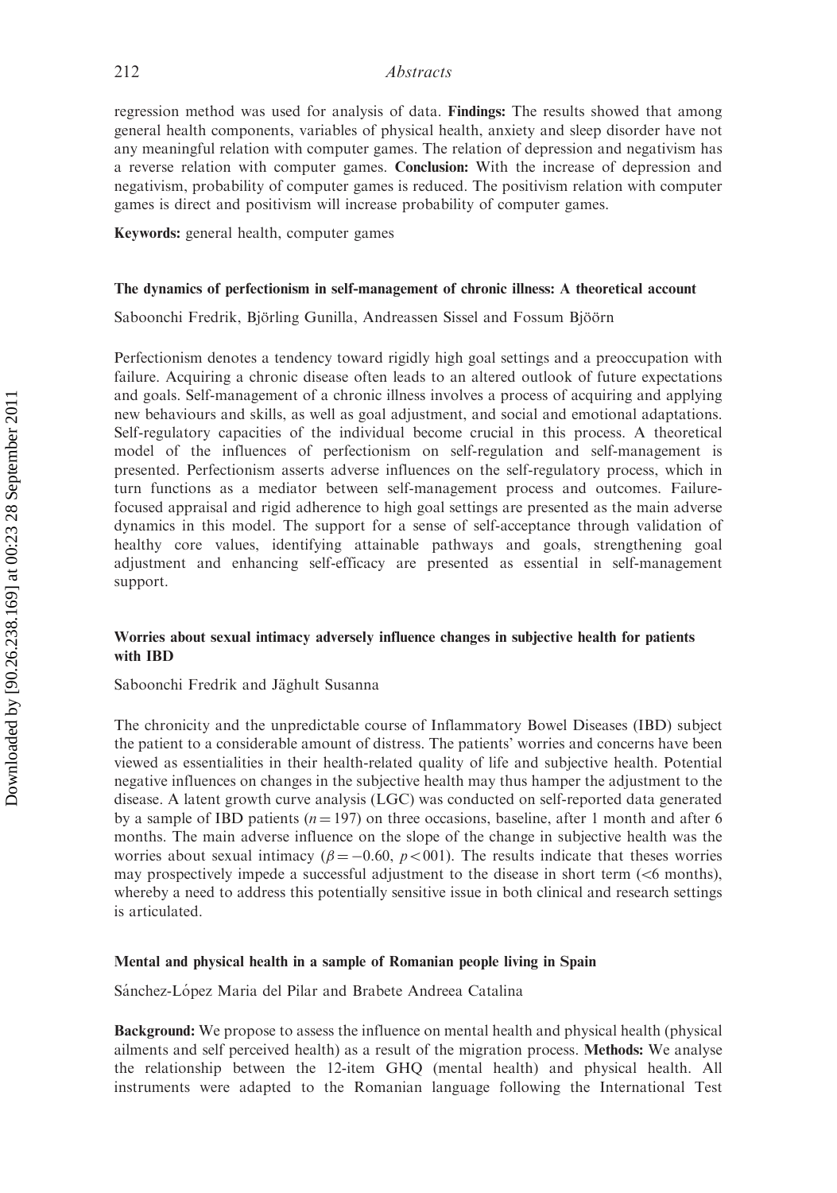regression method was used for analysis of data. **Findings:** The results showed that among general health components, variables of physical health, anxiety and sleep disorder have not any meaningful relation with computer games. The relation of depression and negativism has a reverse relation with computer games. **Conclusion:** With the increase of depression and negativism, probability of computer games is reduced. The positivism relation with computer games is direct and positivism will increase probability of computer games.

**Keywords:** general health, computer games

### The dynamics of perfectionism in self-management of chronic illness: A theoretical account

Saboonchi Fredrik, Björling Gunilla, Andreassen Sissel and Fossum Bjöörn

Perfectionism denotes a tendency toward rigidly high goal settings and a preoccupation with failure. Acquiring a chronic disease often leads to an altered outlook of future expectations and goals. Self-management of a chronic illness involves a process of acquiring and applying new behaviours and skills, as well as goal adjustment, and social and emotional adaptations. Self-regulatory capacities of the individual become crucial in this process. A theoretical model of the influences of perfectionism on self-regulation and self-management is presented. Perfectionism asserts adverse influences on the self-regulatory process, which in turn functions as a mediator between self-management process and outcomes. Failure-focused appraisal and rigid adherence to high goal settings are presented as the main adverse dynamics in this model. The support for a sense of self-acceptance through validation of healthy core values, identifying attainable pathways and goals, strengthening goal adjustment and enhancing self-efficacy are presented as essential in self-management support.

### Worries about sexual intimacy adversely influence changes in subjective health for patients with IBD

Saboonchi Fredrik and Jäghult Susanna

The chronicity and the unpredictable course of Inflammatory Bowel Diseases (IBD) subject the patient to a considerable amount of distress. The patients' worries and concerns have been viewed as essentialities in their health-related quality of life and subjective health. Potential negative influences on changes in the subjective health may thus hamper the adjustment to the disease. A latent growth curve analysis (LGC) was conducted on self-reported data generated by a sample of IBD patients ($n = 197$) on three occasions, baseline, after 1 month and after 6 months. The main adverse influence on the slope of the change in subjective health was the worries about sexual intimacy ($\beta = -0.60$, $p < 001$). The results indicate that theses worries may prospectively impede a successful adjustment to the disease in short term (<6 months), whereby a need to address this potentially sensitive issue in both clinical and research settings is articulated.

### Mental and physical health in a sample of Romanian people living in Spain

Sánchez-López Maria del Pilar and Brabete Andreea Catalina

**Background:** We propose to assess the influence on mental health and physical health (physical ailments and self perceived health) as a result of the migration process. **Methods:** We analyse the relationship between the 12-item GHQ (mental health) and physical health. All instruments were adapted to the Romanian language following the International Test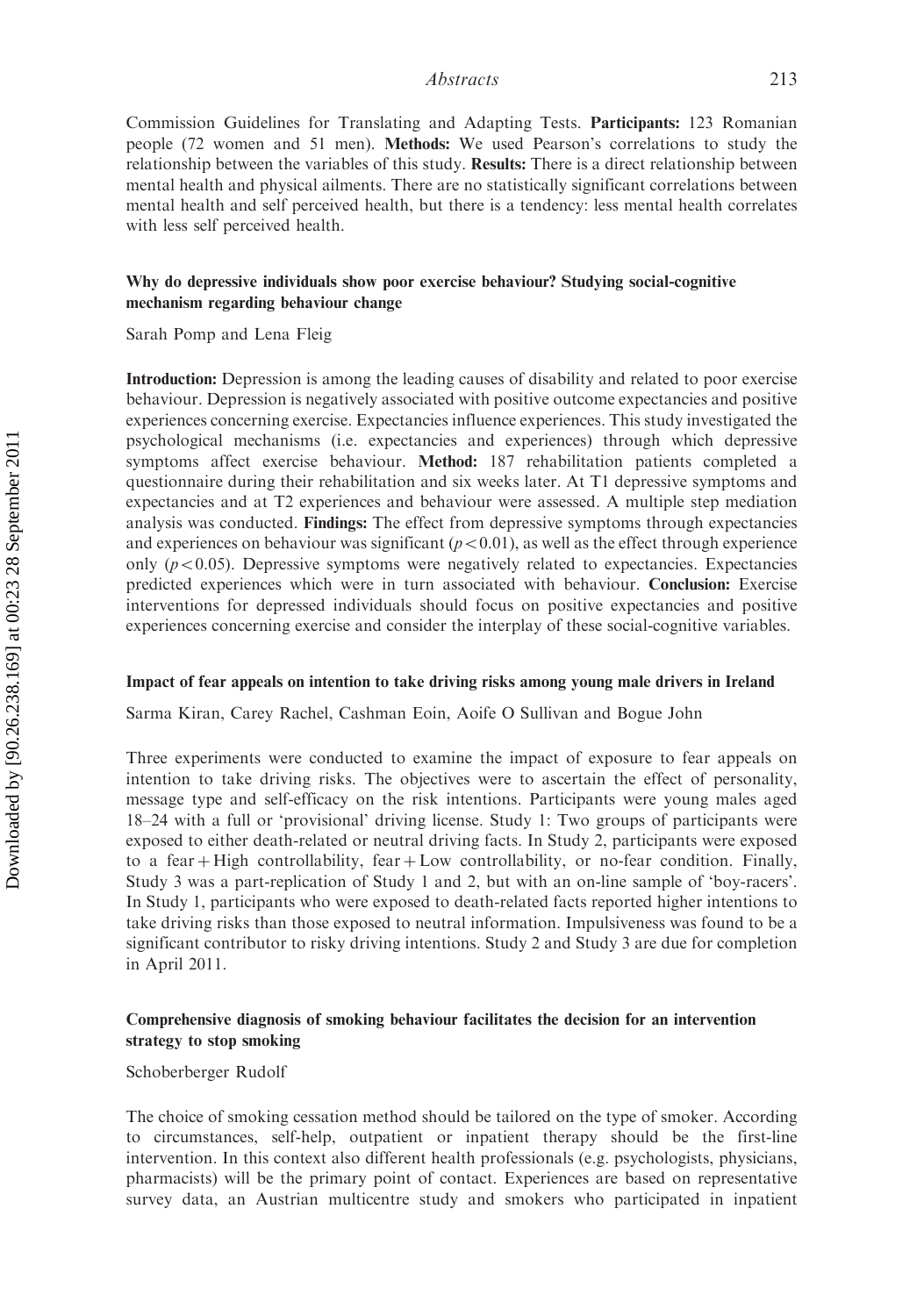Commission Guidelines for Translating and Adapting Tests. **Participants:** 123 Romanian people (72 women and 51 men). **Methods:** We used Pearson's correlations to study the relationship between the variables of this study. **Results:** There is a direct relationship between mental health and physical ailments. There are no statistically significant correlations between mental health and self perceived health, but there is a tendency: less mental health correlates with less self perceived health.

### Why do depressive individuals show poor exercise behaviour? Studying social-cognitive mechanism regarding behaviour change

Sarah Pomp and Lena Fleig

**Introduction:** Depression is among the leading causes of disability and related to poor exercise behaviour. Depression is negatively associated with positive outcome expectancies and positive experiences concerning exercise. Expectancies influence experiences. This study investigated the psychological mechanisms (i.e. expectancies and experiences) through which depressive symptoms affect exercise behaviour. **Method:** 187 rehabilitation patients completed a questionnaire during their rehabilitation and six weeks later. At T1 depressive symptoms and expectancies and at T2 experiences and behaviour were assessed. A multiple step mediation analysis was conducted. **Findings:** The effect from depressive symptoms through expectancies and experiences on behaviour was significant ($p < 0.01$), as well as the effect through experience only ($p < 0.05$). Depressive symptoms were negatively related to expectancies. Expectancies predicted experiences which were in turn associated with behaviour. **Conclusion:** Exercise interventions for depressed individuals should focus on positive expectancies and positive experiences concerning exercise and consider the interplay of these social-cognitive variables.

### Impact of fear appeals on intention to take driving risks among young male drivers in Ireland

Sarma Kiran, Carey Rachel, Cashman Eoin, Aoife O Sullivan and Bogue John

Three experiments were conducted to examine the impact of exposure to fear appeals on intention to take driving risks. The objectives were to ascertain the effect of personality, message type and self-efficacy on the risk intentions. Participants were young males aged 18–24 with a full or 'provisional' driving license. Study 1: Two groups of participants were exposed to either death-related or neutral driving facts. In Study 2, participants were exposed to a fear + High controllability, fear + Low controllability, or no-fear condition. Finally, Study 3 was a part-replication of Study 1 and 2, but with an on-line sample of 'boy-racers'. In Study 1, participants who were exposed to death-related facts reported higher intentions to take driving risks than those exposed to neutral information. Impulsiveness was found to be a significant contributor to risky driving intentions. Study 2 and Study 3 are due for completion in April 2011.

### Comprehensive diagnosis of smoking behaviour facilitates the decision for an intervention strategy to stop smoking

Schoberberger Rudolf

The choice of smoking cessation method should be tailored on the type of smoker. According to circumstances, self-help, outpatient or inpatient therapy should be the first-line intervention. In this context also different health professionals (e.g. psychologists, physicians, pharmacists) will be the primary point of contact. Experiences are based on representative survey data, an Austrian multicentre study and smokers who participated in inpatient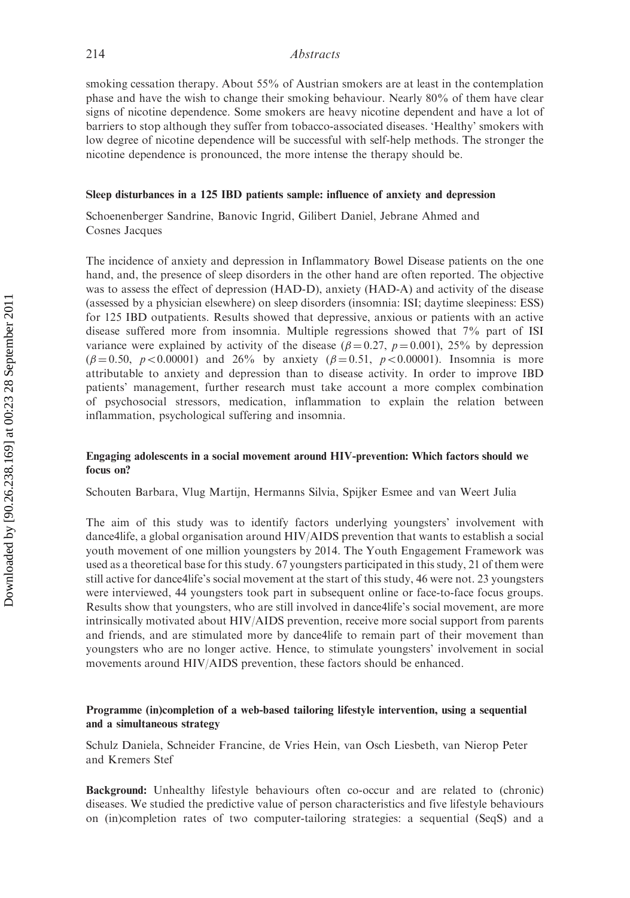smoking cessation therapy. About 55% of Austrian smokers are at least in the contemplation phase and have the wish to change their smoking behaviour. Nearly 80% of them have clear signs of nicotine dependence. Some smokers are heavy nicotine dependent and have a lot of barriers to stop although they suffer from tobacco-associated diseases. 'Healthy' smokers with low degree of nicotine dependence will be successful with self-help methods. The stronger the nicotine dependence is pronounced, the more intense the therapy should be.

### Sleep disturbances in a 125 IBD patients sample: influence of anxiety and depression

Schoenenberger Sandrine, Banovic Ingrid, Gilibert Daniel, Jebrane Ahmed and Cosnes Jacques

The incidence of anxiety and depression in Inflammatory Bowel Disease patients on the one hand, and, the presence of sleep disorders in the other hand are often reported. The objective was to assess the effect of depression (HAD-D), anxiety (HAD-A) and activity of the disease (assessed by a physician elsewhere) on sleep disorders (insomnia: ISI; daytime sleepiness: ESS) for 125 IBD outpatients. Results showed that depressive, anxious or patients with an active disease suffered more from insomnia. Multiple regressions showed that 7% part of ISI variance were explained by activity of the disease ($\beta = 0.27$, $p = 0.001$), 25% by depression ($\beta = 0.50$, $p < 0.00001$) and 26% by anxiety ($\beta = 0.51$, $p < 0.00001$). Insomnia is more attributable to anxiety and depression than to disease activity. In order to improve IBD patients' management, further research must take account a more complex combination of psychosocial stressors, medication, inflammation to explain the relation between inflammation, psychological suffering and insomnia.

### Engaging adolescents in a social movement around HIV-prevention: Which factors should we focus on?

Schouten Barbara, Vlug Martijn, Hermanns Silvia, Spijker Esmee and van Weert Julia

The aim of this study was to identify factors underlying youngsters' involvement with dance4life, a global organisation around HIV/AIDS prevention that wants to establish a social youth movement of one million youngsters by 2014. The Youth Engagement Framework was used as a theoretical base for this study. 67 youngsters participated in this study, 21 of them were still active for dance4life's social movement at the start of this study, 46 were not. 23 youngsters were interviewed, 44 youngsters took part in subsequent online or face-to-face focus groups. Results show that youngsters, who are still involved in dance4life's social movement, are more intrinsically motivated about HIV/AIDS prevention, receive more social support from parents and friends, and are stimulated more by dance4life to remain part of their movement than youngsters who are no longer active. Hence, to stimulate youngsters' involvement in social movements around HIV/AIDS prevention, these factors should be enhanced.

### Programme (in)completion of a web-based tailoring lifestyle intervention, using a sequential and a simultaneous strategy

Schulz Daniela, Schneider Francine, de Vries Hein, van Osch Liesbeth, van Nierop Peter and Kremers Stef

**Background:** Unhealthy lifestyle behaviours often co-occur and are related to (chronic) diseases. We studied the predictive value of person characteristics and five lifestyle behaviours on (in)completion rates of two computer-tailoring strategies: a sequential (SeqS) and a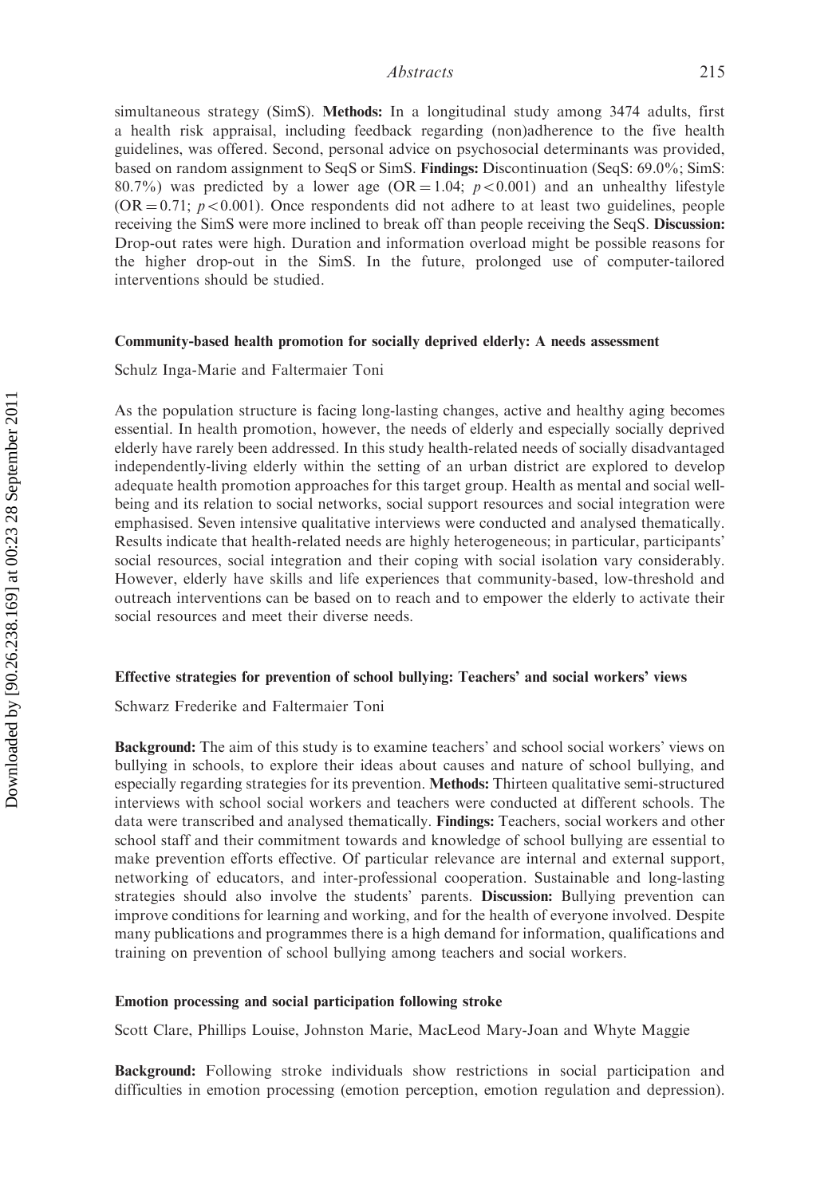simultaneous strategy (SimS). **Methods:** In a longitudinal study among 3474 adults, first a health risk appraisal, including feedback regarding (non)adherence to the five health guidelines, was offered. Second, personal advice on psychosocial determinants was provided, based on random assignment to SeqS or SimS. **Findings:** Discontinuation (SeqS: 69.0%; SimS: 80.7%) was predicted by a lower age ($OR = 1.04$; $p < 0.001$) and an unhealthy lifestyle ($OR = 0.71$; $p < 0.001$). Once respondents did not adhere to at least two guidelines, people receiving the SimS were more inclined to break off than people receiving the SeqS. **Discussion:** Drop-out rates were high. Duration and information overload might be possible reasons for the higher drop-out in the SimS. In the future, prolonged use of computer-tailored interventions should be studied.

### Community-based health promotion for socially deprived elderly: A needs assessment

Schulz Inga-Marie and Faltermaier Toni

As the population structure is facing long-lasting changes, active and healthy aging becomes essential. In health promotion, however, the needs of elderly and especially socially deprived elderly have rarely been addressed. In this study health-related needs of socially disadvantaged independently-living elderly within the setting of an urban district are explored to develop adequate health promotion approaches for this target group. Health as mental and social well-being and its relation to social networks, social support resources and social integration were emphasised. Seven intensive qualitative interviews were conducted and analysed thematically. Results indicate that health-related needs are highly heterogeneous; in particular, participants' social resources, social integration and their coping with social isolation vary considerably. However, elderly have skills and life experiences that community-based, low-threshold and outreach interventions can be based on to reach and to empower the elderly to activate their social resources and meet their diverse needs.

### Effective strategies for prevention of school bullying: Teachers' and social workers' views

Schwarz Frederike and Faltermaier Toni

**Background:** The aim of this study is to examine teachers' and school social workers' views on bullying in schools, to explore their ideas about causes and nature of school bullying, and especially regarding strategies for its prevention. **Methods:** Thirteen qualitative semi-structured interviews with school social workers and teachers were conducted at different schools. The data were transcribed and analysed thematically. **Findings:** Teachers, social workers and other school staff and their commitment towards and knowledge of school bullying are essential to make prevention efforts effective. Of particular relevance are internal and external support, networking of educators, and inter-professional cooperation. Sustainable and long-lasting strategies should also involve the students' parents. **Discussion:** Bullying prevention can improve conditions for learning and working, and for the health of everyone involved. Despite many publications and programmes there is a high demand for information, qualifications and training on prevention of school bullying among teachers and social workers.

### Emotion processing and social participation following stroke

Scott Clare, Phillips Louise, Johnston Marie, MacLeod Mary-Joan and Whyte Maggie

**Background:** Following stroke individuals show restrictions in social participation and difficulties in emotion processing (emotion perception, emotion regulation and depression).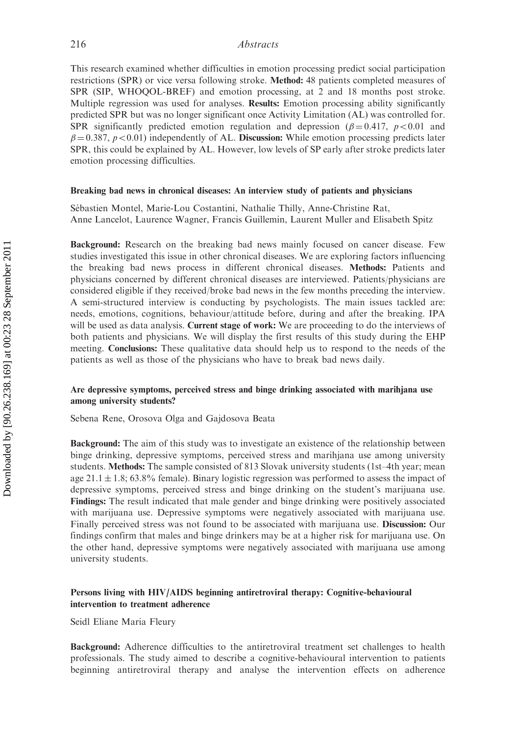This research examined whether difficulties in emotion processing predict social participation restrictions (SPR) or vice versa following stroke. **Method:** 48 patients completed measures of SPR (SIP, WHOQOL-BREF) and emotion processing, at 2 and 18 months post stroke. Multiple regression was used for analyses. **Results:** Emotion processing ability significantly predicted SPR but was no longer significant once Activity Limitation (AL) was controlled for. SPR significantly predicted emotion regulation and depression ($\beta = 0.417$, $p < 0.01$ and $\beta = 0.387$, $p < 0.01$) independently of AL. **Discussion:** While emotion processing predicts later SPR, this could be explained by AL. However, low levels of SP early after stroke predicts later emotion processing difficulties.

### Breaking bad news in chronical diseases: An interview study of patients and physicians

Sébastien Montel, Marie-Lou Costantini, Nathalie Thilly, Anne-Christine Rat, Anne Lancelot, Laurence Wagner, Francis Guillemin, Laurent Muller and Elisabeth Spitz

**Background:** Research on the breaking bad news mainly focused on cancer disease. Few studies investigated this issue in other chronical diseases. We are exploring factors influencing the breaking bad news process in different chronical diseases. **Methods:** Patients and physicians concerned by different chronical diseases are interviewed. Patients/physicians are considered eligible if they received/broke bad news in the few months preceding the interview. A semi-structured interview is conducting by psychologists. The main issues tackled are: needs, emotions, cognitions, behaviour/attitude before, during and after the breaking. IPA will be used as data analysis. **Current stage of work:** We are proceeding to do the interviews of both patients and physicians. We will display the first results of this study during the EHP meeting. **Conclusions:** These qualitative data should help us to respond to the needs of the patients as well as those of the physicians who have to break bad news daily.

### Are depressive symptoms, perceived stress and binge drinking associated with marihjana use among university students?

Sebena Rene, Orosova Olga and Gajdosova Beata

**Background:** The aim of this study was to investigate an existence of the relationship between binge drinking, depressive symptoms, perceived stress and marihjana use among university students. **Methods:** The sample consisted of 813 Slovak university students (1st–4th year; mean age $21.1 \pm 1.8$; 63.8% female). Binary logistic regression was performed to assess the impact of depressive symptoms, perceived stress and binge drinking on the student's marijuana use. **Findings:** The result indicated that male gender and binge drinking were positively associated with marijuana use. Depressive symptoms were negatively associated with marijuana use. Finally perceived stress was not found to be associated with marijuana use. **Discussion:** Our findings confirm that males and binge drinkers may be at a higher risk for marijuana use. On the other hand, depressive symptoms were negatively associated with marijuana use among university students.

### Persons living with HIV/AIDS beginning antiretroviral therapy: Cognitive-behavioural intervention to treatment adherence

Seidl Eliane Maria Fleury

**Background:** Adherence difficulties to the antiretroviral treatment set challenges to health professionals. The study aimed to describe a cognitive-behavioural intervention to patients beginning antiretroviral therapy and analyse the intervention effects on adherence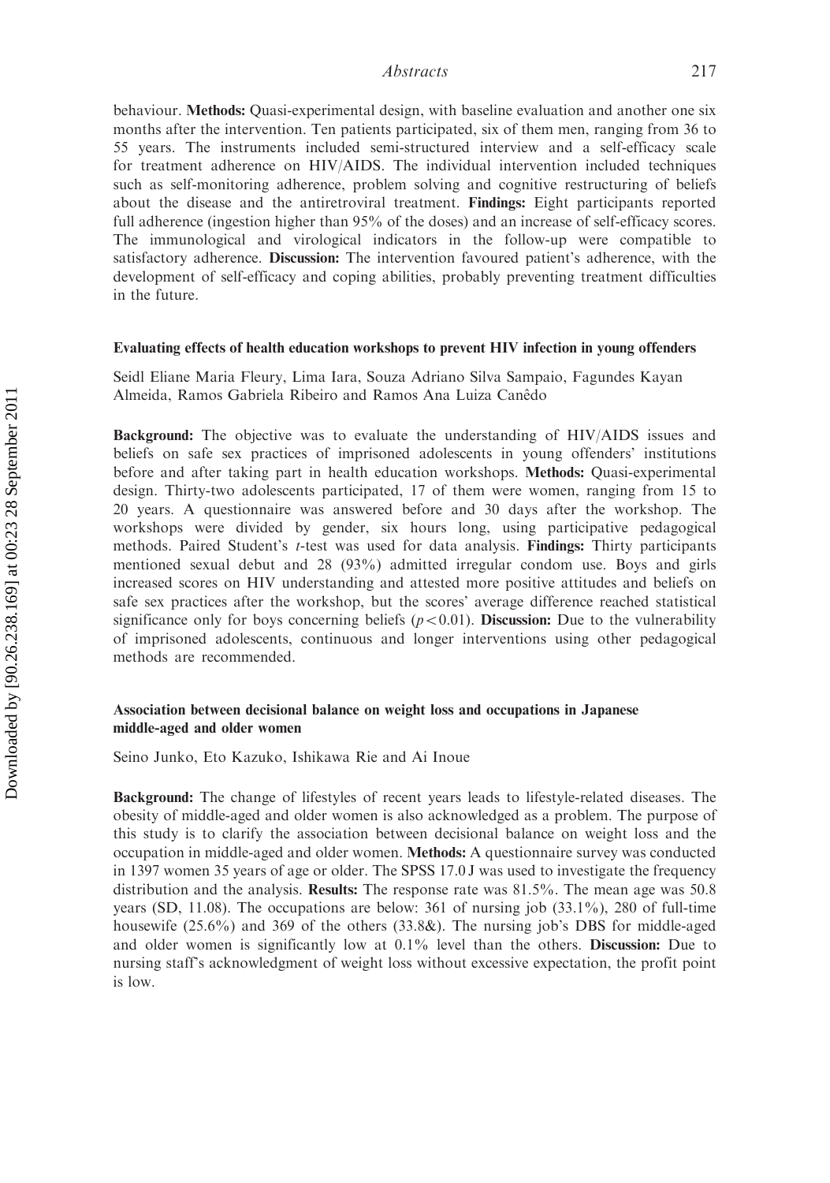behaviour. **Methods:** Quasi-experimental design, with baseline evaluation and another one six months after the intervention. Ten patients participated, six of them men, ranging from 36 to 55 years. The instruments included semi-structured interview and a self-efficacy scale for treatment adherence on HIV/AIDS. The individual intervention included techniques such as self-monitoring adherence, problem solving and cognitive restructuring of beliefs about the disease and the antiretroviral treatment. **Findings:** Eight participants reported full adherence (ingestion higher than 95% of the doses) and an increase of self-efficacy scores. The immunological and virological indicators in the follow-up were compatible to satisfactory adherence. **Discussion:** The intervention favoured patient's adherence, with the development of self-efficacy and coping abilities, probably preventing treatment difficulties in the future.

### Evaluating effects of health education workshops to prevent HIV infection in young offenders

Seidl Eliane Maria Fleury, Lima Iara, Souza Adriano Silva Sampaio, Fagundes Kayan Almeida, Ramos Gabriela Ribeiro and Ramos Ana Luiza Canêdo

**Background:** The objective was to evaluate the understanding of HIV/AIDS issues and beliefs on safe sex practices of imprisoned adolescents in young offenders' institutions before and after taking part in health education workshops. **Methods:** Quasi-experimental design. Thirty-two adolescents participated, 17 of them were women, ranging from 15 to 20 years. A questionnaire was answered before and 30 days after the workshop. The workshops were divided by gender, six hours long, using participative pedagogical methods. Paired Student's *t*-test was used for data analysis. **Findings:** Thirty participants mentioned sexual debut and 28 (93%) admitted irregular condom use. Boys and girls increased scores on HIV understanding and attested more positive attitudes and beliefs on safe sex practices after the workshop, but the scores' average difference reached statistical significance only for boys concerning beliefs ($p < 0.01$). **Discussion:** Due to the vulnerability of imprisoned adolescents, continuous and longer interventions using other pedagogical methods are recommended.

### Association between decisional balance on weight loss and occupations in Japanese middle-aged and older women

Seino Junko, Eto Kazuko, Ishikawa Rie and Ai Inoue

**Background:** The change of lifestyles of recent years leads to lifestyle-related diseases. The obesity of middle-aged and older women is also acknowledged as a problem. The purpose of this study is to clarify the association between decisional balance on weight loss and the occupation in middle-aged and older women. **Methods:** A questionnaire survey was conducted in 1397 women 35 years of age or older. The SPSS 17.0 J was used to investigate the frequency distribution and the analysis. **Results:** The response rate was 81.5%. The mean age was 50.8 years (SD, 11.08). The occupations are below: 361 of nursing job (33.1%), 280 of full-time housewife (25.6%) and 369 of the others (33.8&). The nursing job's DBS for middle-aged and older women is significantly low at 0.1% level than the others. **Discussion:** Due to nursing staff's acknowledgment of weight loss without excessive expectation, the profit point is low.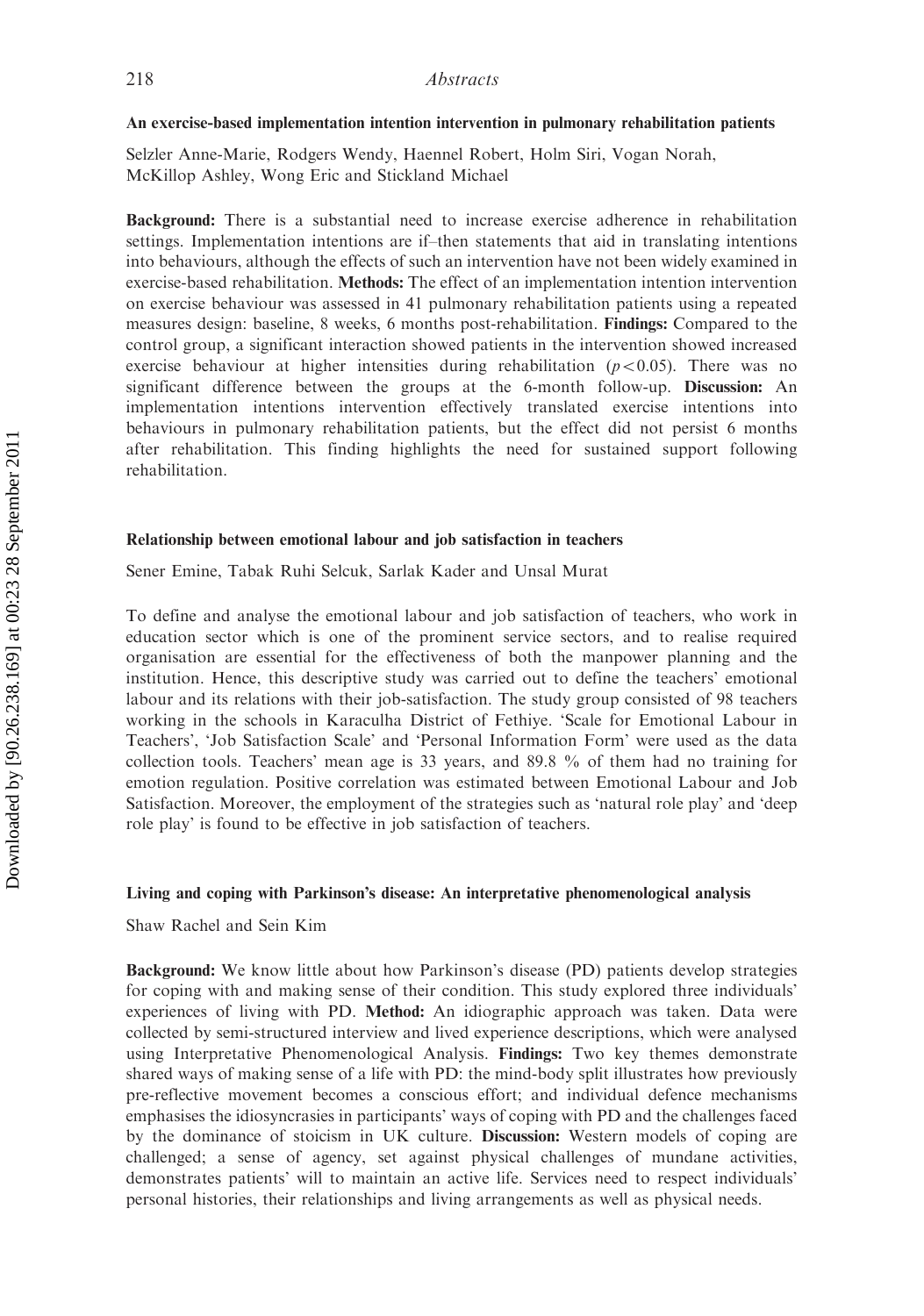### An exercise-based implementation intention intervention in pulmonary rehabilitation patients

Selzler Anne-Marie, Rodgers Wendy, Haennel Robert, Holm Siri, Vogan Norah, McKillop Ashley, Wong Eric and Stickland Michael

**Background:** There is a substantial need to increase exercise adherence in rehabilitation settings. Implementation intentions are if–then statements that aid in translating intentions into behaviours, although the effects of such an intervention have not been widely examined in exercise-based rehabilitation. **Methods:** The effect of an implementation intention intervention on exercise behaviour was assessed in 41 pulmonary rehabilitation patients using a repeated measures design: baseline, 8 weeks, 6 months post-rehabilitation. **Findings:** Compared to the control group, a significant interaction showed patients in the intervention showed increased exercise behaviour at higher intensities during rehabilitation ($p < 0.05$). There was no significant difference between the groups at the 6-month follow-up. **Discussion:** An implementation intentions intervention effectively translated exercise intentions into behaviours in pulmonary rehabilitation patients, but the effect did not persist 6 months after rehabilitation. This finding highlights the need for sustained support following rehabilitation.

### Relationship between emotional labour and job satisfaction in teachers

Sener Emine, Tabak Ruhi Selcuk, Sarlak Kader and Unsal Murat

To define and analyse the emotional labour and job satisfaction of teachers, who work in education sector which is one of the prominent service sectors, and to realise required organisation are essential for the effectiveness of both the manpower planning and the institution. Hence, this descriptive study was carried out to define the teachers' emotional labour and its relations with their job-satisfaction. The study group consisted of 98 teachers working in the schools in Karaculha District of Fethiye. 'Scale for Emotional Labour in Teachers', 'Job Satisfaction Scale' and 'Personal Information Form' were used as the data collection tools. Teachers' mean age is 33 years, and 89.8 % of them had no training for emotion regulation. Positive correlation was estimated between Emotional Labour and Job Satisfaction. Moreover, the employment of the strategies such as 'natural role play' and 'deep role play' is found to be effective in job satisfaction of teachers.

### Living and coping with Parkinson's disease: An interpretative phenomenological analysis

Shaw Rachel and Sein Kim

**Background:** We know little about how Parkinson's disease (PD) patients develop strategies for coping with and making sense of their condition. This study explored three individuals' experiences of living with PD. **Method:** An idiographic approach was taken. Data were collected by semi-structured interview and lived experience descriptions, which were analysed using Interpretative Phenomenological Analysis. **Findings:** Two key themes demonstrate shared ways of making sense of a life with PD: the mind-body split illustrates how previously pre-reflective movement becomes a conscious effort; and individual defence mechanisms emphasises the idiosyncrasies in participants' ways of coping with PD and the challenges faced by the dominance of stoicism in UK culture. **Discussion:** Western models of coping are challenged; a sense of agency, set against physical challenges of mundane activities, demonstrates patients' will to maintain an active life. Services need to respect individuals' personal histories, their relationships and living arrangements as well as physical needs.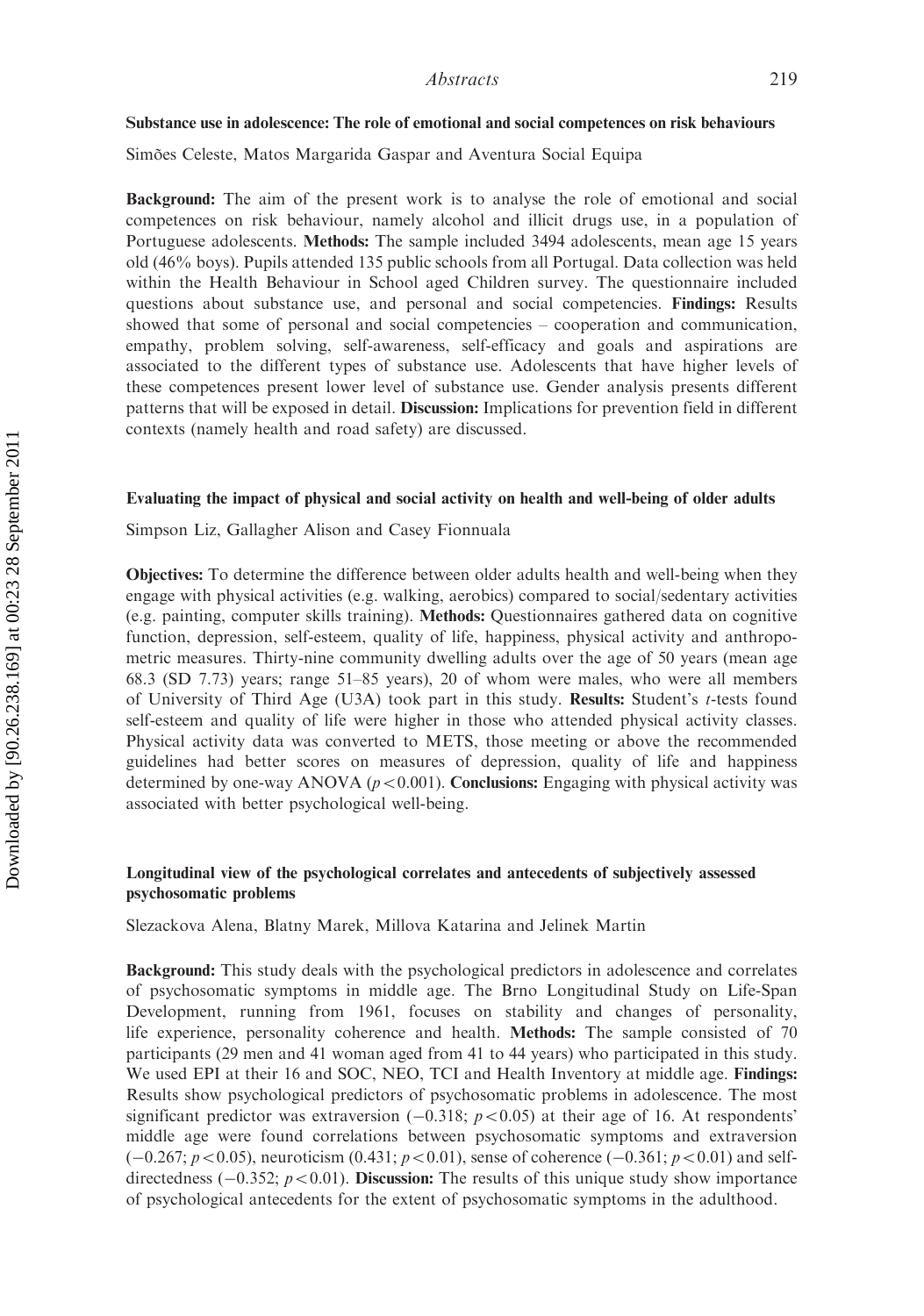### Substance use in adolescence: The role of emotional and social competences on risk behaviours

Simões Celeste, Matos Margarida Gaspar and Aventura Social Equipa

**Background:** The aim of the present work is to analyse the role of emotional and social competences on risk behaviour, namely alcohol and illicit drugs use, in a population of Portuguese adolescents. **Methods:** The sample included 3494 adolescents, mean age 15 years old (46% boys). Pupils attended 135 public schools from all Portugal. Data collection was held within the Health Behaviour in School aged Children survey. The questionnaire included questions about substance use, and personal and social competencies. **Findings:** Results showed that some of personal and social competencies – cooperation and communication, empathy, problem solving, self-awareness, self-efficacy and goals and aspirations are associated to the different types of substance use. Adolescents that have higher levels of these competences present lower level of substance use. Gender analysis presents different patterns that will be exposed in detail. **Discussion:** Implications for prevention field in different contexts (namely health and road safety) are discussed.

### Evaluating the impact of physical and social activity on health and well-being of older adults

Simpson Liz, Gallagher Alison and Casey Fionnuala

**Objectives:** To determine the difference between older adults health and well-being when they engage with physical activities (e.g. walking, aerobics) compared to social/sedentary activities (e.g. painting, computer skills training). **Methods:** Questionnaires gathered data on cognitive function, depression, self-esteem, quality of life, happiness, physical activity and anthropometric measures. Thirty-nine community dwelling adults over the age of 50 years (mean age 68.3 (SD 7.73) years; range 51–85 years), 20 of whom were males, who were all members of University of Third Age (U3A) took part in this study. **Results:** Student's *t*-tests found self-esteem and quality of life were higher in those who attended physical activity classes. Physical activity data was converted to METS, those meeting or above the recommended guidelines had better scores on measures of depression, quality of life and happiness determined by one-way ANOVA ($p < 0.001$). **Conclusions:** Engaging with physical activity was associated with better psychological well-being.

### Longitudinal view of the psychological correlates and antecedents of subjectively assessed psychosomatic problems

Slezackova Alena, Blatny Marek, Millova Katarina and Jelinek Martin

**Background:** This study deals with the psychological predictors in adolescence and correlates of psychosomatic symptoms in middle age. The Brno Longitudinal Study on Life-Span Development, running from 1961, focuses on stability and changes of personality, life experience, personality coherence and health. **Methods:** The sample consisted of 70 participants (29 men and 41 woman aged from 41 to 44 years) who participated in this study. We used EPI at their 16 and SOC, NEO, TCI and Health Inventory at middle age. **Findings:** Results show psychological predictors of psychosomatic problems in adolescence. The most significant predictor was extraversion ($-0.318$; $p < 0.05$) at their age of 16. At respondents' middle age were found correlations between psychosomatic symptoms and extraversion ($-0.267$; $p < 0.05$), neuroticism ($0.431$; $p < 0.01$), sense of coherence ($-0.361$; $p < 0.01$) and self-directedness ($-0.352$; $p < 0.01$). **Discussion:** The results of this unique study show importance of psychological antecedents for the extent of psychosomatic symptoms in the adulthood.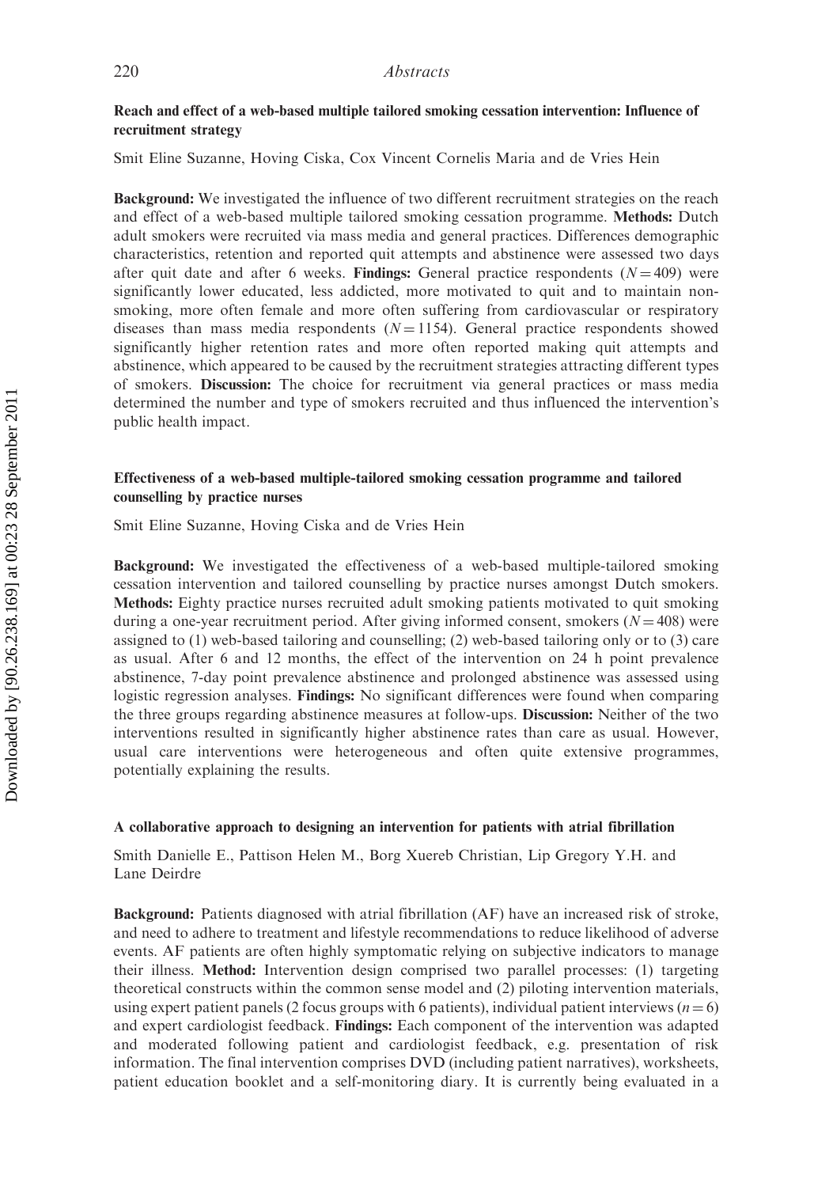**Reach and effect of a web-based multiple tailored smoking cessation intervention: Influence of recruitment strategy**

Smit Eline Suzanne, Hoving Ciska, Cox Vincent Cornelis Maria and de Vries Hein

**Background:** We investigated the influence of two different recruitment strategies on the reach and effect of a web-based multiple tailored smoking cessation programme. **Methods:** Dutch adult smokers were recruited via mass media and general practices. Differences demographic characteristics, retention and reported quit attempts and abstinence were assessed two days after quit date and after 6 weeks. **Findings:** General practice respondents ($N = 409$) were significantly lower educated, less addicted, more motivated to quit and to maintain non-smoking, more often female and more often suffering from cardiovascular or respiratory diseases than mass media respondents ($N = 1154$). General practice respondents showed significantly higher retention rates and more often reported making quit attempts and abstinence, which appeared to be caused by the recruitment strategies attracting different types of smokers. **Discussion:** The choice for recruitment via general practices or mass media determined the number and type of smokers recruited and thus influenced the intervention's public health impact.

**Effectiveness of a web-based multiple-tailored smoking cessation programme and tailored counselling by practice nurses**

Smit Eline Suzanne, Hoving Ciska and de Vries Hein

**Background:** We investigated the effectiveness of a web-based multiple-tailored smoking cessation intervention and tailored counselling by practice nurses amongst Dutch smokers. **Methods:** Eighty practice nurses recruited adult smoking patients motivated to quit smoking during a one-year recruitment period. After giving informed consent, smokers ($N = 408$) were assigned to (1) web-based tailoring and counselling; (2) web-based tailoring only or to (3) care as usual. After 6 and 12 months, the effect of the intervention on 24 h point prevalence abstinence, 7-day point prevalence abstinence and prolonged abstinence was assessed using logistic regression analyses. **Findings:** No significant differences were found when comparing the three groups regarding abstinence measures at follow-ups. **Discussion:** Neither of the two interventions resulted in significantly higher abstinence rates than care as usual. However, usual care interventions were heterogeneous and often quite extensive programmes, potentially explaining the results.

**A collaborative approach to designing an intervention for patients with atrial fibrillation**

Smith Danielle E., Pattison Helen M., Borg Xuereb Christian, Lip Gregory Y.H. and Lane Deirdre

**Background:** Patients diagnosed with atrial fibrillation (AF) have an increased risk of stroke, and need to adhere to treatment and lifestyle recommendations to reduce likelihood of adverse events. AF patients are often highly symptomatic relying on subjective indicators to manage their illness. **Method:** Intervention design comprised two parallel processes: (1) targeting theoretical constructs within the common sense model and (2) piloting intervention materials, using expert patient panels (2 focus groups with 6 patients), individual patient interviews ($n = 6$) and expert cardiologist feedback. **Findings:** Each component of the intervention was adapted and moderated following patient and cardiologist feedback, e.g. presentation of risk information. The final intervention comprises DVD (including patient narratives), worksheets, patient education booklet and a self-monitoring diary. It is currently being evaluated in a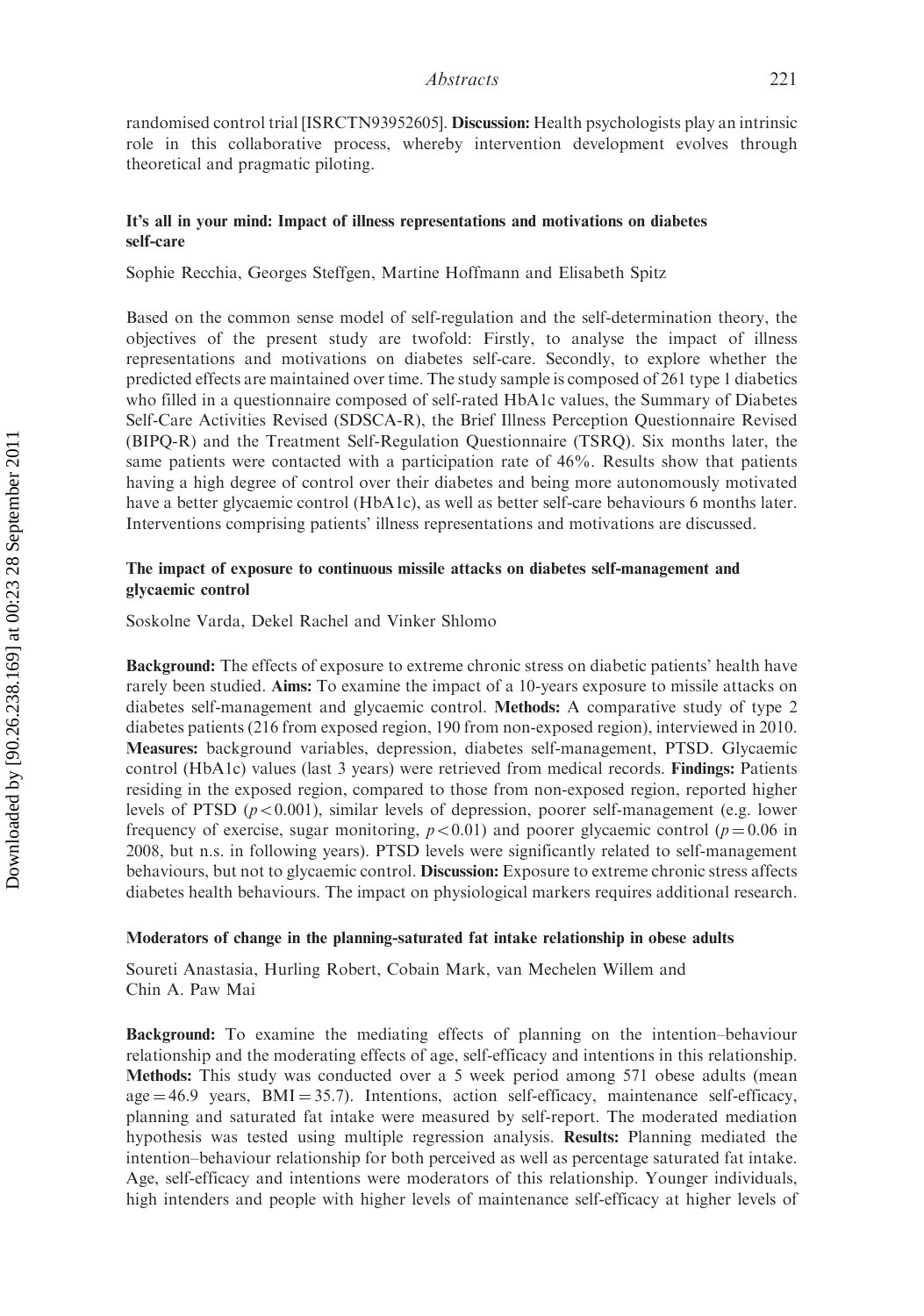randomised control trial [ISRCTN93952605]. **Discussion:** Health psychologists play an intrinsic role in this collaborative process, whereby intervention development evolves through theoretical and pragmatic piloting.

### It's all in your mind: Impact of illness representations and motivations on diabetes self-care

Sophie Recchia, Georges Steffgen, Martine Hoffmann and Elisabeth Spitz

Based on the common sense model of self-regulation and the self-determination theory, the objectives of the present study are twofold: Firstly, to analyse the impact of illness representations and motivations on diabetes self-care. Secondly, to explore whether the predicted effects are maintained over time. The study sample is composed of 261 type 1 diabetics who filled in a questionnaire composed of self-rated HbA1c values, the Summary of Diabetes Self-Care Activities Revised (SDSCA-R), the Brief Illness Perception Questionnaire Revised (BIPQ-R) and the Treatment Self-Regulation Questionnaire (TSRQ). Six months later, the same patients were contacted with a participation rate of 46%. Results show that patients having a high degree of control over their diabetes and being more autonomously motivated have a better glycaemic control (HbA1c), as well as better self-care behaviours 6 months later. Interventions comprising patients' illness representations and motivations are discussed.

### The impact of exposure to continuous missile attacks on diabetes self-management and glycaemic control

Soskolne Varda, Dekel Rachel and Vinker Shlomo

**Background:** The effects of exposure to extreme chronic stress on diabetic patients' health have rarely been studied. **Aims:** To examine the impact of a 10-years exposure to missile attacks on diabetes self-management and glycaemic control. **Methods:** A comparative study of type 2 diabetes patients (216 from exposed region, 190 from non-exposed region), interviewed in 2010. **Measures:** background variables, depression, diabetes self-management, PTSD. Glycaemic control (HbA1c) values (last 3 years) were retrieved from medical records. **Findings:** Patients residing in the exposed region, compared to those from non-exposed region, reported higher levels of PTSD ($p < 0.001$), similar levels of depression, poorer self-management (e.g. lower frequency of exercise, sugar monitoring, $p < 0.01$) and poorer glycaemic control ($p = 0.06$ in 2008, but n.s. in following years). PTSD levels were significantly related to self-management behaviours, but not to glycaemic control. **Discussion:** Exposure to extreme chronic stress affects diabetes health behaviours. The impact on physiological markers requires additional research.

### Moderators of change in the planning-saturated fat intake relationship in obese adults

Soureti Anastasia, Hurling Robert, Cobain Mark, van Mechelen Willem and Chin A. Paw Mai

**Background:** To examine the mediating effects of planning on the intention–behaviour relationship and the moderating effects of age, self-efficacy and intentions in this relationship. **Methods:** This study was conducted over a 5 week period among 571 obese adults (mean age = 46.9 years, BMI = 35.7). Intentions, action self-efficacy, maintenance self-efficacy, planning and saturated fat intake were measured by self-report. The moderated mediation hypothesis was tested using multiple regression analysis. **Results:** Planning mediated the intention–behaviour relationship for both perceived as well as percentage saturated fat intake. Age, self-efficacy and intentions were moderators of this relationship. Younger individuals, high intenders and people with higher levels of maintenance self-efficacy at higher levels of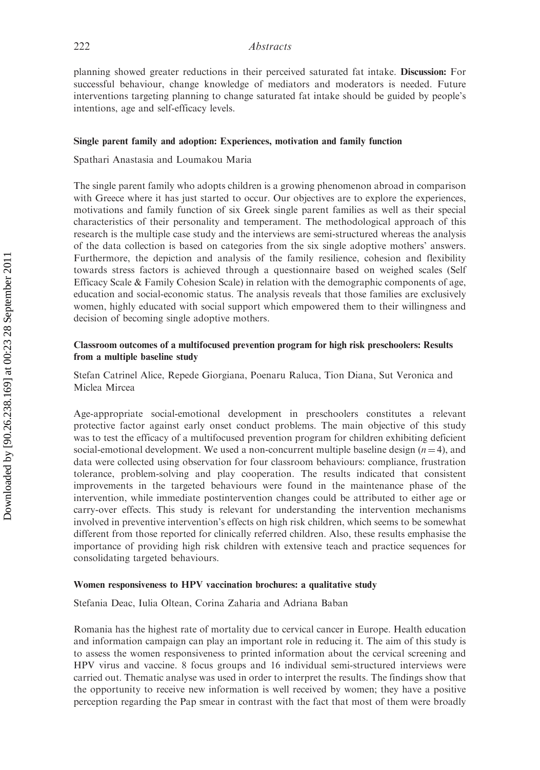planning showed greater reductions in their perceived saturated fat intake. **Discussion:** For successful behaviour, change knowledge of mediators and moderators is needed. Future interventions targeting planning to change saturated fat intake should be guided by people's intentions, age and self-efficacy levels.

### Single parent family and adoption: Experiences, motivation and family function

Spathari Anastasia and Loumakou Maria

The single parent family who adopts children is a growing phenomenon abroad in comparison with Greece where it has just started to occur. Our objectives are to explore the experiences, motivations and family function of six Greek single parent families as well as their special characteristics of their personality and temperament. The methodological approach of this research is the multiple case study and the interviews are semi-structured whereas the analysis of the data collection is based on categories from the six single adoptive mothers' answers. Furthermore, the depiction and analysis of the family resilience, cohesion and flexibility towards stress factors is achieved through a questionnaire based on weighed scales (Self Efficacy Scale & Family Cohesion Scale) in relation with the demographic components of age, education and social-economic status. The analysis reveals that those families are exclusively women, highly educated with social support which empowered them to their willingness and decision of becoming single adoptive mothers.

### Classroom outcomes of a multifocused prevention program for high risk preschoolers: Results from a multiple baseline study

Stefan Catrinel Alice, Repede Giorgiana, Poenaru Raluca, Tion Diana, Sut Veronica and Miclea Mircea

Age-appropriate social-emotional development in preschoolers constitutes a relevant protective factor against early onset conduct problems. The main objective of this study was to test the efficacy of a multifocused prevention program for children exhibiting deficient social-emotional development. We used a non-concurrent multiple baseline design ($n = 4$), and data were collected using observation for four classroom behaviours: compliance, frustration tolerance, problem-solving and play cooperation. The results indicated that consistent improvements in the targeted behaviours were found in the maintenance phase of the intervention, while immediate postintervention changes could be attributed to either age or carry-over effects. This study is relevant for understanding the intervention mechanisms involved in preventive intervention's effects on high risk children, which seems to be somewhat different from those reported for clinically referred children. Also, these results emphasise the importance of providing high risk children with extensive teach and practice sequences for consolidating targeted behaviours.

### Women responsiveness to HPV vaccination brochures: a qualitative study

Stefania Deac, Iulia Oltean, Corina Zaharia and Adriana Baban

Romania has the highest rate of mortality due to cervical cancer in Europe. Health education and information campaign can play an important role in reducing it. The aim of this study is to assess the women responsiveness to printed information about the cervical screening and HPV virus and vaccine. 8 focus groups and 16 individual semi-structured interviews were carried out. Thematic analyse was used in order to interpret the results. The findings show that the opportunity to receive new information is well received by women; they have a positive perception regarding the Pap smear in contrast with the fact that most of them were broadly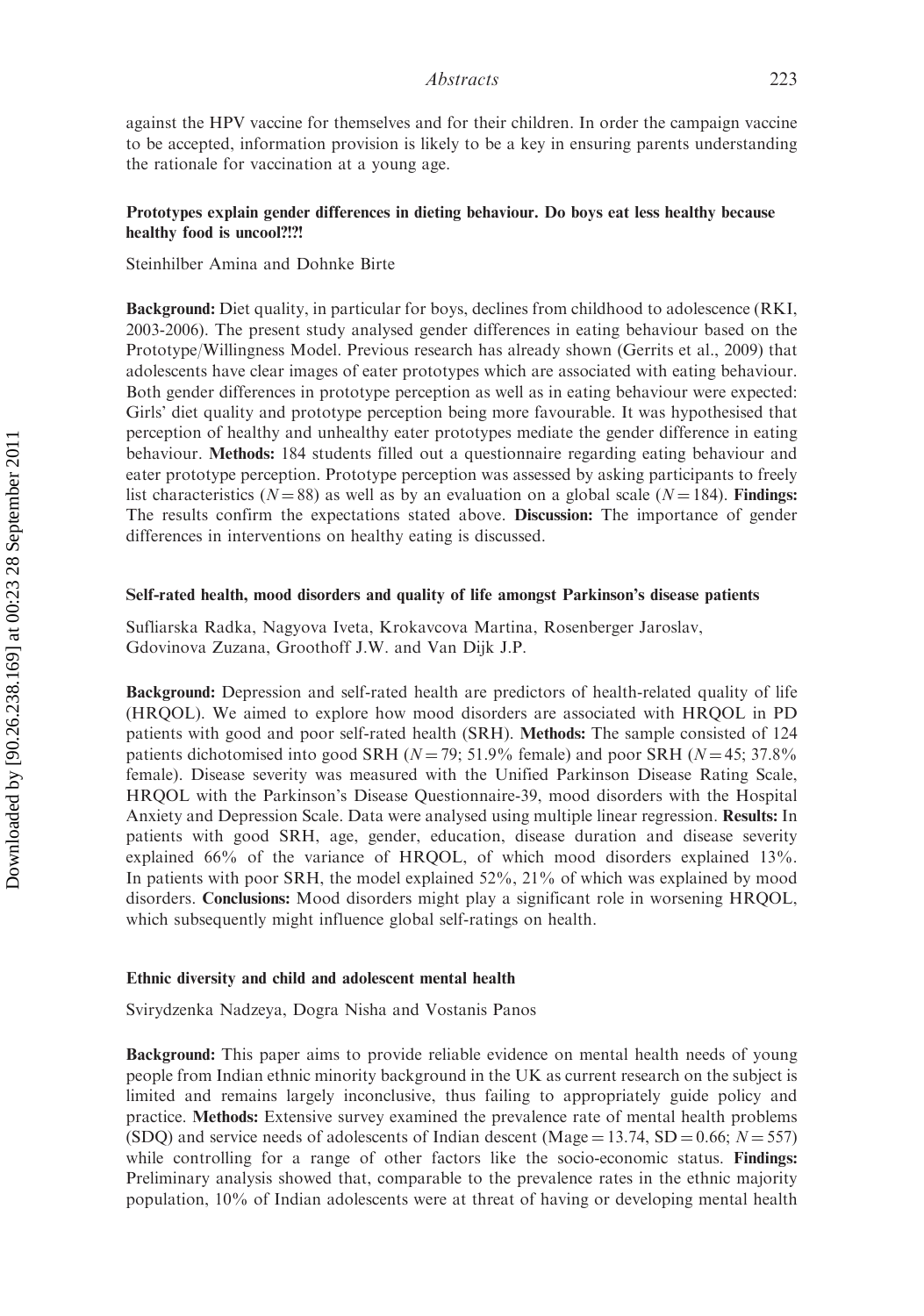against the HPV vaccine for themselves and for their children. In order the campaign vaccine to be accepted, information provision is likely to be a key in ensuring parents understanding the rationale for vaccination at a young age.

### Prototypes explain gender differences in dieting behaviour. Do boys eat less healthy because healthy food is uncool?!?!

Steinhilber Amina and Dohnke Birte

**Background:** Diet quality, in particular for boys, declines from childhood to adolescence (RKI, 2003-2006). The present study analysed gender differences in eating behaviour based on the Prototype/Willingness Model. Previous research has already shown (Gerrits et al., 2009) that adolescents have clear images of eater prototypes which are associated with eating behaviour. Both gender differences in prototype perception as well as in eating behaviour were expected: Girls' diet quality and prototype perception being more favourable. It was hypothesised that perception of healthy and unhealthy eater prototypes mediate the gender difference in eating behaviour. **Methods:** 184 students filled out a questionnaire regarding eating behaviour and eater prototype perception. Prototype perception was assessed by asking participants to freely list characteristics ($N = 88$) as well as by an evaluation on a global scale ($N = 184$). **Findings:** The results confirm the expectations stated above. **Discussion:** The importance of gender differences in interventions on healthy eating is discussed.

### Self-rated health, mood disorders and quality of life amongst Parkinson's disease patients

Sufliarska Radka, Nagyova Iveta, Krokavcova Martina, Rosenberger Jaroslav, Gdovinova Zuzana, Groothoff J.W. and Van Dijk J.P.

**Background:** Depression and self-rated health are predictors of health-related quality of life (HRQOL). We aimed to explore how mood disorders are associated with HRQOL in PD patients with good and poor self-rated health (SRH). **Methods:** The sample consisted of 124 patients dichotomised into good SRH ($N = 79$; 51.9% female) and poor SRH ($N = 45$; 37.8% female). Disease severity was measured with the Unified Parkinson Disease Rating Scale, HRQOL with the Parkinson's Disease Questionnaire-39, mood disorders with the Hospital Anxiety and Depression Scale. Data were analysed using multiple linear regression. **Results:** In patients with good SRH, age, gender, education, disease duration and disease severity explained 66% of the variance of HRQOL, of which mood disorders explained 13%. In patients with poor SRH, the model explained 52%, 21% of which was explained by mood disorders. **Conclusions:** Mood disorders might play a significant role in worsening HRQOL, which subsequently might influence global self-ratings on health.

### Ethnic diversity and child and adolescent mental health

Svirydzenka Nadzeya, Dogra Nisha and Vostanis Panos

**Background:** This paper aims to provide reliable evidence on mental health needs of young people from Indian ethnic minority background in the UK as current research on the subject is limited and remains largely inconclusive, thus failing to appropriately guide policy and practice. **Methods:** Extensive survey examined the prevalence rate of mental health problems (SDQ) and service needs of adolescents of Indian descent ($M_{age} = 13.74$, $SD = 0.66$; $N = 557$) while controlling for a range of other factors like the socio-economic status. **Findings:** Preliminary analysis showed that, comparable to the prevalence rates in the ethnic majority population, 10% of Indian adolescents were at threat of having or developing mental health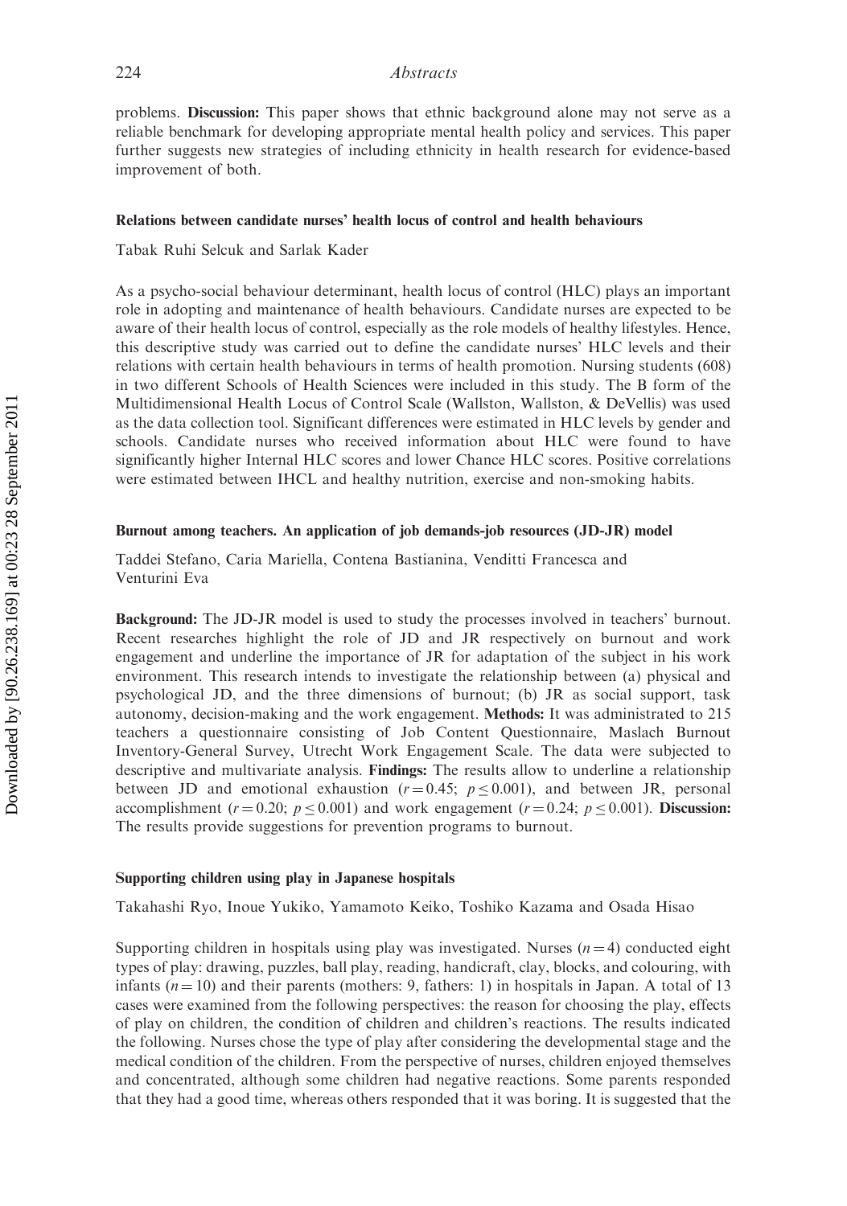problems. **Discussion:** This paper shows that ethnic background alone may not serve as a reliable benchmark for developing appropriate mental health policy and services. This paper further suggests new strategies of including ethnicity in health research for evidence-based improvement of both.

### Relations between candidate nurses' health locus of control and health behaviours

Tabak Ruhi Selcuk and Sarlak Kader

As a psycho-social behaviour determinant, health locus of control (HLC) plays an important role in adopting and maintenance of health behaviours. Candidate nurses are expected to be aware of their health locus of control, especially as the role models of healthy lifestyles. Hence, this descriptive study was carried out to define the candidate nurses' HLC levels and their relations with certain health behaviours in terms of health promotion. Nursing students (608) in two different Schools of Health Sciences were included in this study. The B form of the Multidimensional Health Locus of Control Scale (Wallston, Wallston, & DeVellis) was used as the data collection tool. Significant differences were estimated in HLC levels by gender and schools. Candidate nurses who received information about HLC were found to have significantly higher Internal HLC scores and lower Chance HLC scores. Positive correlations were estimated between IHCL and healthy nutrition, exercise and non-smoking habits.

### Burnout among teachers. An application of job demands-job resources (JD-JR) model

Taddei Stefano, Caria Mariella, Contena Bastianina, Venditti Francesca and Venturini Eva

**Background:** The JD-JR model is used to study the processes involved in teachers' burnout. Recent researches highlight the role of JD and JR respectively on burnout and work engagement and underline the importance of JR for adaptation of the subject in his work environment. This research intends to investigate the relationship between (a) physical and psychological JD, and the three dimensions of burnout; (b) JR as social support, task autonomy, decision-making and the work engagement. **Methods:** It was administrated to 215 teachers a questionnaire consisting of Job Content Questionnaire, Maslach Burnout Inventory-General Survey, Utrecht Work Engagement Scale. The data were subjected to descriptive and multivariate analysis. **Findings:** The results allow to underline a relationship between JD and emotional exhaustion ($r = 0.45$; $p \leq 0.001$), and between JR, personal accomplishment ($r = 0.20$; $p \leq 0.001$) and work engagement ($r = 0.24$; $p \leq 0.001$). **Discussion:** The results provide suggestions for prevention programs to burnout.

### Supporting children using play in Japanese hospitals

Takahashi Ryo, Inoue Yukiko, Yamamoto Keiko, Toshiko Kazama and Osada Hisao

Supporting children in hospitals using play was investigated. Nurses ($n = 4$) conducted eight types of play: drawing, puzzles, ball play, reading, handicraft, clay, blocks, and colouring, with infants ($n = 10$) and their parents (mothers: 9, fathers: 1) in hospitals in Japan. A total of 13 cases were examined from the following perspectives: the reason for choosing the play, effects of play on children, the condition of children and children's reactions. The results indicated the following. Nurses chose the type of play after considering the developmental stage and the medical condition of the children. From the perspective of nurses, children enjoyed themselves and concentrated, although some children had negative reactions. Some parents responded that they had a good time, whereas others responded that it was boring. It is suggested that the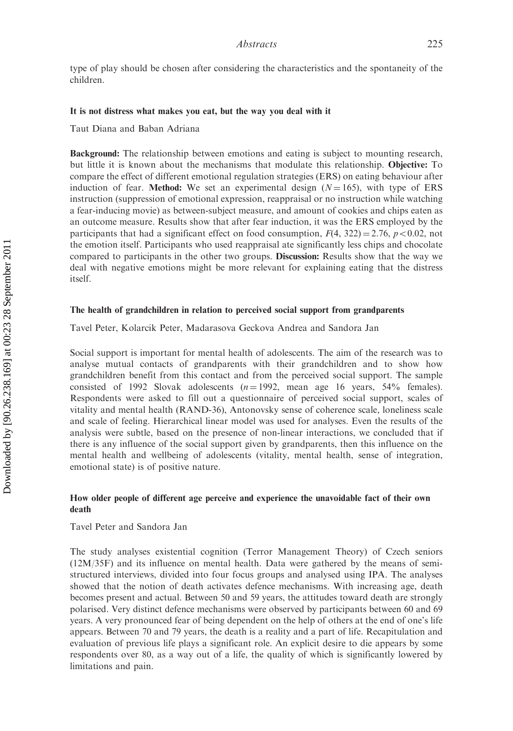type of play should be chosen after considering the characteristics and the spontaneity of the children.

### It is not distress what makes you eat, but the way you deal with it

Taut Diana and Baban Adriana

**Background:** The relationship between emotions and eating is subject to mounting research, but little it is known about the mechanisms that modulate this relationship. **Objective:** To compare the effect of different emotional regulation strategies (ERS) on eating behaviour after induction of fear. **Method:** We set an experimental design ($N = 165$), with type of ERS instruction (suppression of emotional expression, reappraisal or no instruction while watching a fear-inducing movie) as between-subject measure, and amount of cookies and chips eaten as an outcome measure. Results show that after fear induction, it was the ERS employed by the participants that had a significant effect on food consumption, $F(4, 322) = 2.76$, $p < 0.02$, not the emotion itself. Participants who used reappraisal ate significantly less chips and chocolate compared to participants in the other two groups. **Discussion:** Results show that the way we deal with negative emotions might be more relevant for explaining eating that the distress itself.

### The health of grandchildren in relation to perceived social support from grandparents

Tavel Peter, Kolarcik Peter, Madarasova Geckova Andrea and Sandora Jan

Social support is important for mental health of adolescents. The aim of the research was to analyse mutual contacts of grandparents with their grandchildren and to show how grandchildren benefit from this contact and from the perceived social support. The sample consisted of 1992 Slovak adolescents ($n = 1992$, mean age 16 years, 54% females). Respondents were asked to fill out a questionnaire of perceived social support, scales of vitality and mental health (RAND-36), Antonovsky sense of coherence scale, loneliness scale and scale of feeling. Hierarchical linear model was used for analyses. Even the results of the analysis were subtle, based on the presence of non-linear interactions, we concluded that if there is any influence of the social support given by grandparents, then this influence on the mental health and wellbeing of adolescents (vitality, mental health, sense of integration, emotional state) is of positive nature.

### How older people of different age perceive and experience the unavoidable fact of their own death

Tavel Peter and Sandora Jan

The study analyses existential cognition (Terror Management Theory) of Czech seniors (12M/35F) and its influence on mental health. Data were gathered by the means of semi-structured interviews, divided into four focus groups and analysed using IPA. The analyses showed that the notion of death activates defence mechanisms. With increasing age, death becomes present and actual. Between 50 and 59 years, the attitudes toward death are strongly polarised. Very distinct defence mechanisms were observed by participants between 60 and 69 years. A very pronounced fear of being dependent on the help of others at the end of one's life appears. Between 70 and 79 years, the death is a reality and a part of life. Recapitulation and evaluation of previous life plays a significant role. An explicit desire to die appears by some respondents over 80, as a way out of a life, the quality of which is significantly lowered by limitations and pain.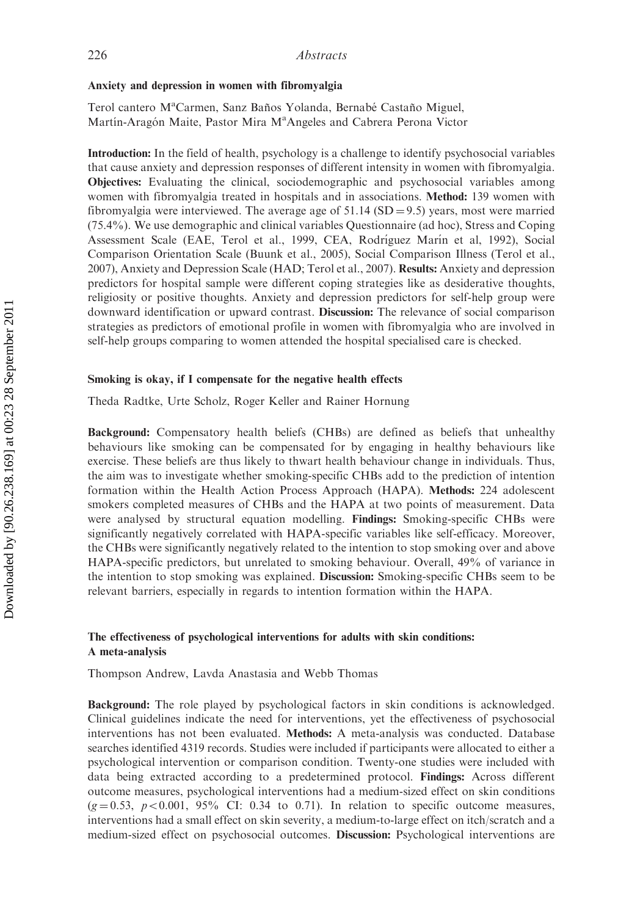### Anxiety and depression in women with fibromyalgia

Terol cantero MªCarmen, Sanz Baños Yolanda, Bernabé Castaño Miguel, Martín-Aragón Maite, Pastor Mira MªAngeles and Cabrera Perona Victor

**Introduction:** In the field of health, psychology is a challenge to identify psychosocial variables that cause anxiety and depression responses of different intensity in women with fibromyalgia. **Objectives:** Evaluating the clinical, sociodemographic and psychosocial variables among women with fibromyalgia treated in hospitals and in associations. **Method:** 139 women with fibromyalgia were interviewed. The average age of 51.14 ($SD = 9.5$) years, most were married (75.4%). We use demographic and clinical variables Questionnaire (ad hoc), Stress and Coping Assessment Scale (EAE, Terol et al., 1999, CEA, Rodríguez Marín et al, 1992), Social Comparison Orientation Scale (Buunk et al., 2005), Social Comparison Illness (Terol et al., 2007), Anxiety and Depression Scale (HAD; Terol et al., 2007). **Results:** Anxiety and depression predictors for hospital sample were different coping strategies like as desiderative thoughts, religiosity or positive thoughts. Anxiety and depression predictors for self-help group were downward identification or upward contrast. **Discussion:** The relevance of social comparison strategies as predictors of emotional profile in women with fibromyalgia who are involved in self-help groups comparing to women attended the hospital specialised care is checked.

### Smoking is okay, if I compensate for the negative health effects

Theda Radtke, Urte Scholz, Roger Keller and Rainer Hornung

**Background:** Compensatory health beliefs (CHBs) are defined as beliefs that unhealthy behaviours like smoking can be compensated for by engaging in healthy behaviours like exercise. These beliefs are thus likely to thwart health behaviour change in individuals. Thus, the aim was to investigate whether smoking-specific CHBs add to the prediction of intention formation within the Health Action Process Approach (HAPA). **Methods:** 224 adolescent smokers completed measures of CHBs and the HAPA at two points of measurement. Data were analysed by structural equation modelling. **Findings:** Smoking-specific CHBs were significantly negatively correlated with HAPA-specific variables like self-efficacy. Moreover, the CHBs were significantly negatively related to the intention to stop smoking over and above HAPA-specific predictors, but unrelated to smoking behaviour. Overall, 49% of variance in the intention to stop smoking was explained. **Discussion:** Smoking-specific CHBs seem to be relevant barriers, especially in regards to intention formation within the HAPA.

### The effectiveness of psychological interventions for adults with skin conditions: A meta-analysis

Thompson Andrew, Lavda Anastasia and Webb Thomas

**Background:** The role played by psychological factors in skin conditions is acknowledged. Clinical guidelines indicate the need for interventions, yet the effectiveness of psychosocial interventions has not been evaluated. **Methods:** A meta-analysis was conducted. Database searches identified 4319 records. Studies were included if participants were allocated to either a psychological intervention or comparison condition. Twenty-one studies were included with data being extracted according to a predetermined protocol. **Findings:** Across different outcome measures, psychological interventions had a medium-sized effect on skin conditions ($g = 0.53$, $p < 0.001$, 95% CI: 0.34 to 0.71). In relation to specific outcome measures, interventions had a small effect on skin severity, a medium-to-large effect on itch/scratch and a medium-sized effect on psychosocial outcomes. **Discussion:** Psychological interventions are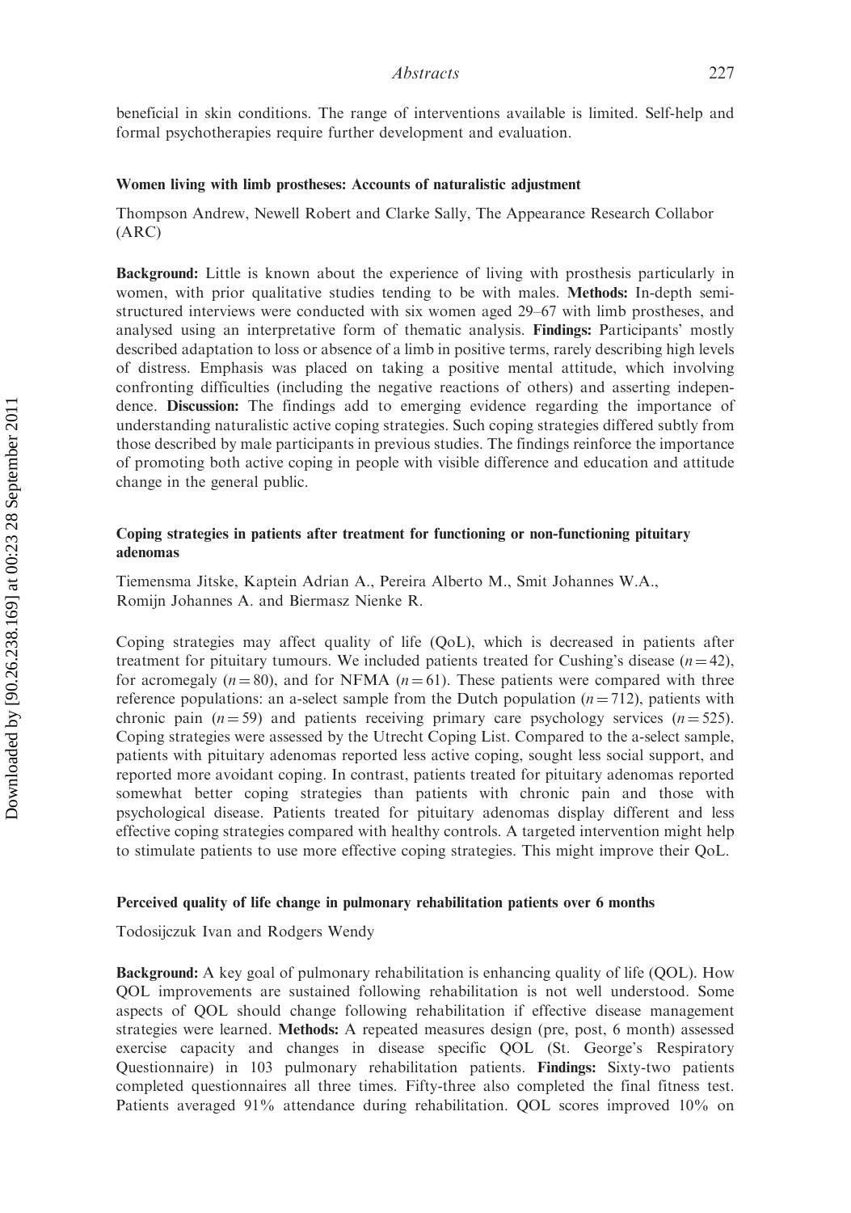beneficial in skin conditions. The range of interventions available is limited. Self-help and formal psychotherapies require further development and evaluation.

### Women living with limb prostheses: Accounts of naturalistic adjustment

Thompson Andrew, Newell Robert and Clarke Sally, The Appearance Research Collabor (ARC)

**Background:** Little is known about the experience of living with prosthesis particularly in women, with prior qualitative studies tending to be with males. **Methods:** In-depth semi-structured interviews were conducted with six women aged 29–67 with limb prostheses, and analysed using an interpretative form of thematic analysis. **Findings:** Participants' mostly described adaptation to loss or absence of a limb in positive terms, rarely describing high levels of distress. Emphasis was placed on taking a positive mental attitude, which involving confronting difficulties (including the negative reactions of others) and asserting independence. **Discussion:** The findings add to emerging evidence regarding the importance of understanding naturalistic active coping strategies. Such coping strategies differed subtly from those described by male participants in previous studies. The findings reinforce the importance of promoting both active coping in people with visible difference and education and attitude change in the general public.

### Coping strategies in patients after treatment for functioning or non-functioning pituitary adenomas

Tiemensma Jitske, Kaptein Adrian A., Pereira Alberto M., Smit Johannes W.A., Romijn Johannes A. and Biermasz Nienke R.

Coping strategies may affect quality of life (QoL), which is decreased in patients after treatment for pituitary tumours. We included patients treated for Cushing's disease ($n = 42$), for acromegaly ($n = 80$), and for NFMA ($n = 61$). These patients were compared with three reference populations: an a-select sample from the Dutch population ($n = 712$), patients with chronic pain ($n = 59$) and patients receiving primary care psychology services ($n = 525$). Coping strategies were assessed by the Utrecht Coping List. Compared to the a-select sample, patients with pituitary adenomas reported less active coping, sought less social support, and reported more avoidant coping. In contrast, patients treated for pituitary adenomas reported somewhat better coping strategies than patients with chronic pain and those with psychological disease. Patients treated for pituitary adenomas display different and less effective coping strategies compared with healthy controls. A targeted intervention might help to stimulate patients to use more effective coping strategies. This might improve their QoL.

### Perceived quality of life change in pulmonary rehabilitation patients over 6 months

Todosijczuk Ivan and Rodgers Wendy

**Background:** A key goal of pulmonary rehabilitation is enhancing quality of life (QOL). How QOL improvements are sustained following rehabilitation is not well understood. Some aspects of QOL should change following rehabilitation if effective disease management strategies were learned. **Methods:** A repeated measures design (pre, post, 6 month) assessed exercise capacity and changes in disease specific QOL (St. George's Respiratory Questionnaire) in 103 pulmonary rehabilitation patients. **Findings:** Sixty-two patients completed questionnaires all three times. Fifty-three also completed the final fitness test. Patients averaged 91% attendance during rehabilitation. QOL scores improved 10% on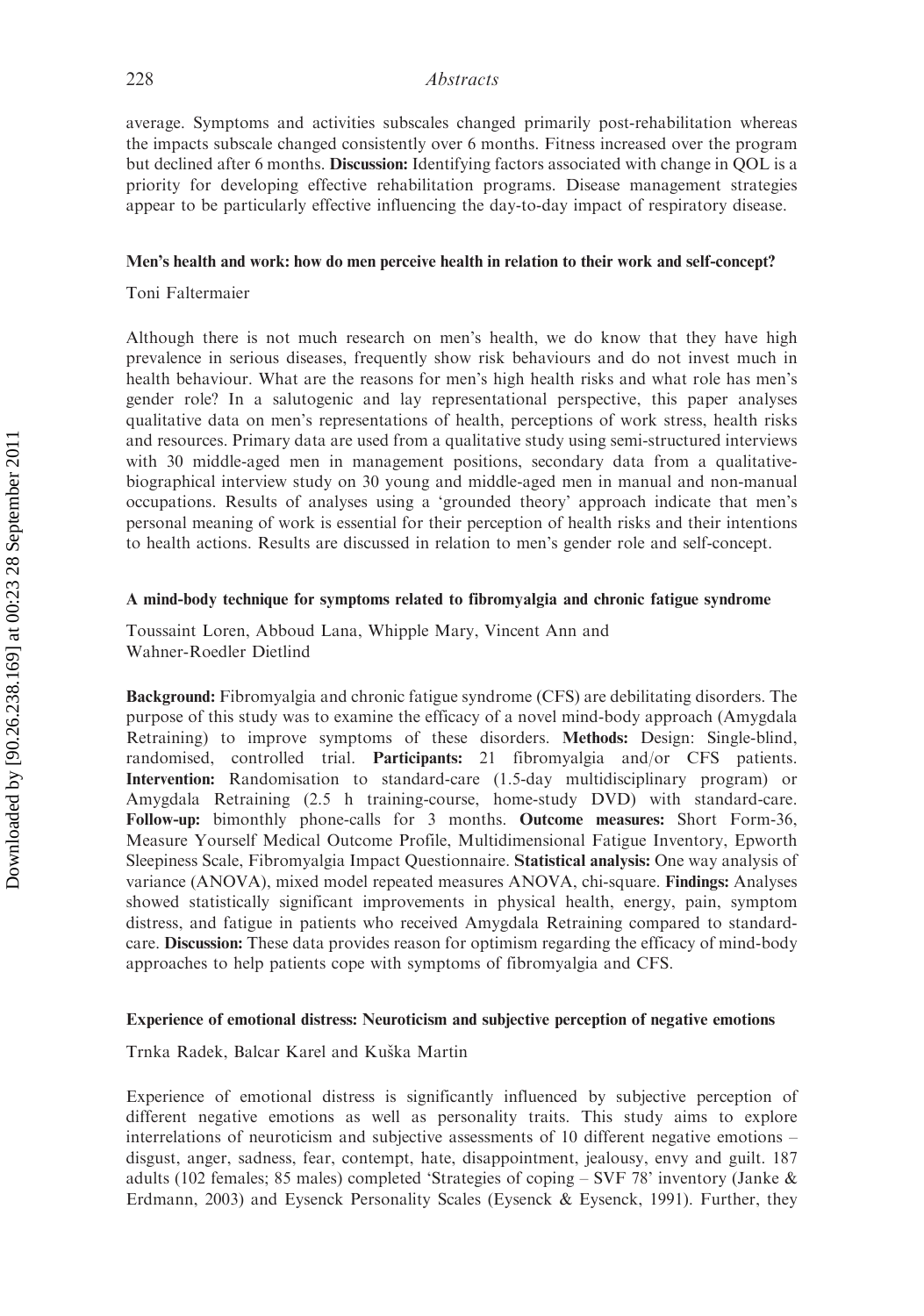average. Symptoms and activities subscales changed primarily post-rehabilitation whereas the impacts subscale changed consistently over 6 months. Fitness increased over the program but declined after 6 months. **Discussion:** Identifying factors associated with change in QOL is a priority for developing effective rehabilitation programs. Disease management strategies appear to be particularly effective influencing the day-to-day impact of respiratory disease.

### Men's health and work: how do men perceive health in relation to their work and self-concept?

Toni Faltermaier

Although there is not much research on men's health, we do know that they have high prevalence in serious diseases, frequently show risk behaviours and do not invest much in health behaviour. What are the reasons for men's high health risks and what role has men's gender role? In a salutogenic and lay representational perspective, this paper analyses qualitative data on men's representations of health, perceptions of work stress, health risks and resources. Primary data are used from a qualitative study using semi-structured interviews with 30 middle-aged men in management positions, secondary data from a qualitative-biographical interview study on 30 young and middle-aged men in manual and non-manual occupations. Results of analyses using a 'grounded theory' approach indicate that men's personal meaning of work is essential for their perception of health risks and their intentions to health actions. Results are discussed in relation to men's gender role and self-concept.

### A mind-body technique for symptoms related to fibromyalgia and chronic fatigue syndrome

Toussaint Loren, Abboud Lana, Whipple Mary, Vincent Ann and Wahner-Roedler Dietlind

**Background:** Fibromyalgia and chronic fatigue syndrome (CFS) are debilitating disorders. The purpose of this study was to examine the efficacy of a novel mind-body approach (Amygdala Retraining) to improve symptoms of these disorders. **Methods:** Design: Single-blind, randomised, controlled trial. **Participants:** 21 fibromyalgia and/or CFS patients. **Intervention:** Randomisation to standard-care (1.5-day multidisciplinary program) or Amygdala Retraining (2.5 h training-course, home-study DVD) with standard-care. **Follow-up:** bimonthly phone-calls for 3 months. **Outcome measures:** Short Form-36, Measure Yourself Medical Outcome Profile, Multidimensional Fatigue Inventory, Epworth Sleepiness Scale, Fibromyalgia Impact Questionnaire. **Statistical analysis:** One way analysis of variance (ANOVA), mixed model repeated measures ANOVA, chi-square. **Findings:** Analyses showed statistically significant improvements in physical health, energy, pain, symptom distress, and fatigue in patients who received Amygdala Retraining compared to standard-care. **Discussion:** These data provides reason for optimism regarding the efficacy of mind-body approaches to help patients cope with symptoms of fibromyalgia and CFS.

### Experience of emotional distress: Neuroticism and subjective perception of negative emotions

Trnka Radek, Balcar Karel and Kuška Martin

Experience of emotional distress is significantly influenced by subjective perception of different negative emotions as well as personality traits. This study aims to explore interrelations of neuroticism and subjective assessments of 10 different negative emotions – disgust, anger, sadness, fear, contempt, hate, disappointment, jealousy, envy and guilt. 187 adults (102 females; 85 males) completed 'Strategies of coping – SVF 78' inventory (Janke & Erdmann, 2003) and Eysenck Personality Scales (Eysenck & Eysenck, 1991). Further, they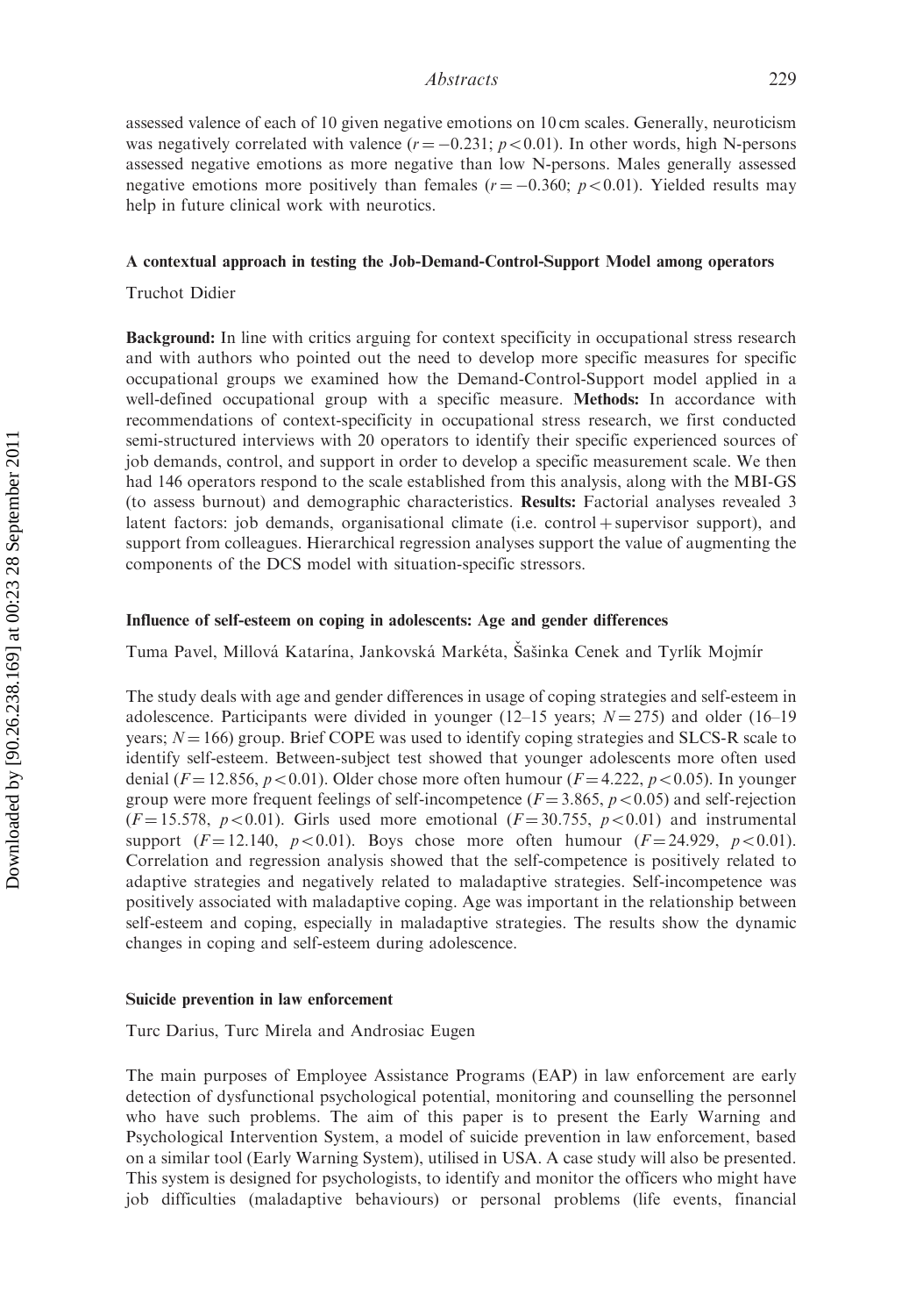assessed valence of each of 10 given negative emotions on 10 cm scales. Generally, neuroticism was negatively correlated with valence ($r = -0.231$; $p < 0.01$). In other words, high N-persons assessed negative emotions as more negative than low N-persons. Males generally assessed negative emotions more positively than females ($r = -0.360$; $p < 0.01$). Yielded results may help in future clinical work with neurotics.

### A contextual approach in testing the Job-Demand-Control-Support Model among operators

Truchot Didier

**Background:** In line with critics arguing for context specificity in occupational stress research and with authors who pointed out the need to develop more specific measures for specific occupational groups we examined how the Demand-Control-Support model applied in a well-defined occupational group with a specific measure. **Methods:** In accordance with recommendations of context-specificity in occupational stress research, we first conducted semi-structured interviews with 20 operators to identify their specific experienced sources of job demands, control, and support in order to develop a specific measurement scale. We then had 146 operators respond to the scale established from this analysis, along with the MBI-GS (to assess burnout) and demographic characteristics. **Results:** Factorial analyses revealed 3 latent factors: job demands, organisational climate (i.e. control + supervisor support), and support from colleagues. Hierarchical regression analyses support the value of augmenting the components of the DCS model with situation-specific stressors.

### Influence of self-esteem on coping in adolescents: Age and gender differences

Tuma Pavel, Millová Katarína, Jankovská Markéta, Šašinka Cenek and Tyrlík Mojmír

The study deals with age and gender differences in usage of coping strategies and self-esteem in adolescence. Participants were divided in younger (12–15 years; $N = 275$) and older (16–19 years; $N = 166$) group. Brief COPE was used to identify coping strategies and SLCS-R scale to identify self-esteem. Between-subject test showed that younger adolescents more often used denial ($F = 12.856$, $p < 0.01$). Older chose more often humour ($F = 4.222$, $p < 0.05$). In younger group were more frequent feelings of self-incompetence ($F = 3.865$, $p < 0.05$) and self-rejection ($F = 15.578$, $p < 0.01$). Girls used more emotional ($F = 30.755$, $p < 0.01$) and instrumental support ($F = 12.140$, $p < 0.01$). Boys chose more often humour ($F = 24.929$, $p < 0.01$). Correlation and regression analysis showed that the self-competence is positively related to adaptive strategies and negatively related to maladaptive strategies. Self-incompetence was positively associated with maladaptive coping. Age was important in the relationship between self-esteem and coping, especially in maladaptive strategies. The results show the dynamic changes in coping and self-esteem during adolescence.

### Suicide prevention in law enforcement

Turc Darius, Turc Mirela and Androsiac Eugen

The main purposes of Employee Assistance Programs (EAP) in law enforcement are early detection of dysfunctional psychological potential, monitoring and counselling the personnel who have such problems. The aim of this paper is to present the Early Warning and Psychological Intervention System, a model of suicide prevention in law enforcement, based on a similar tool (Early Warning System), utilised in USA. A case study will also be presented. This system is designed for psychologists, to identify and monitor the officers who might have job difficulties (maladaptive behaviours) or personal problems (life events, financial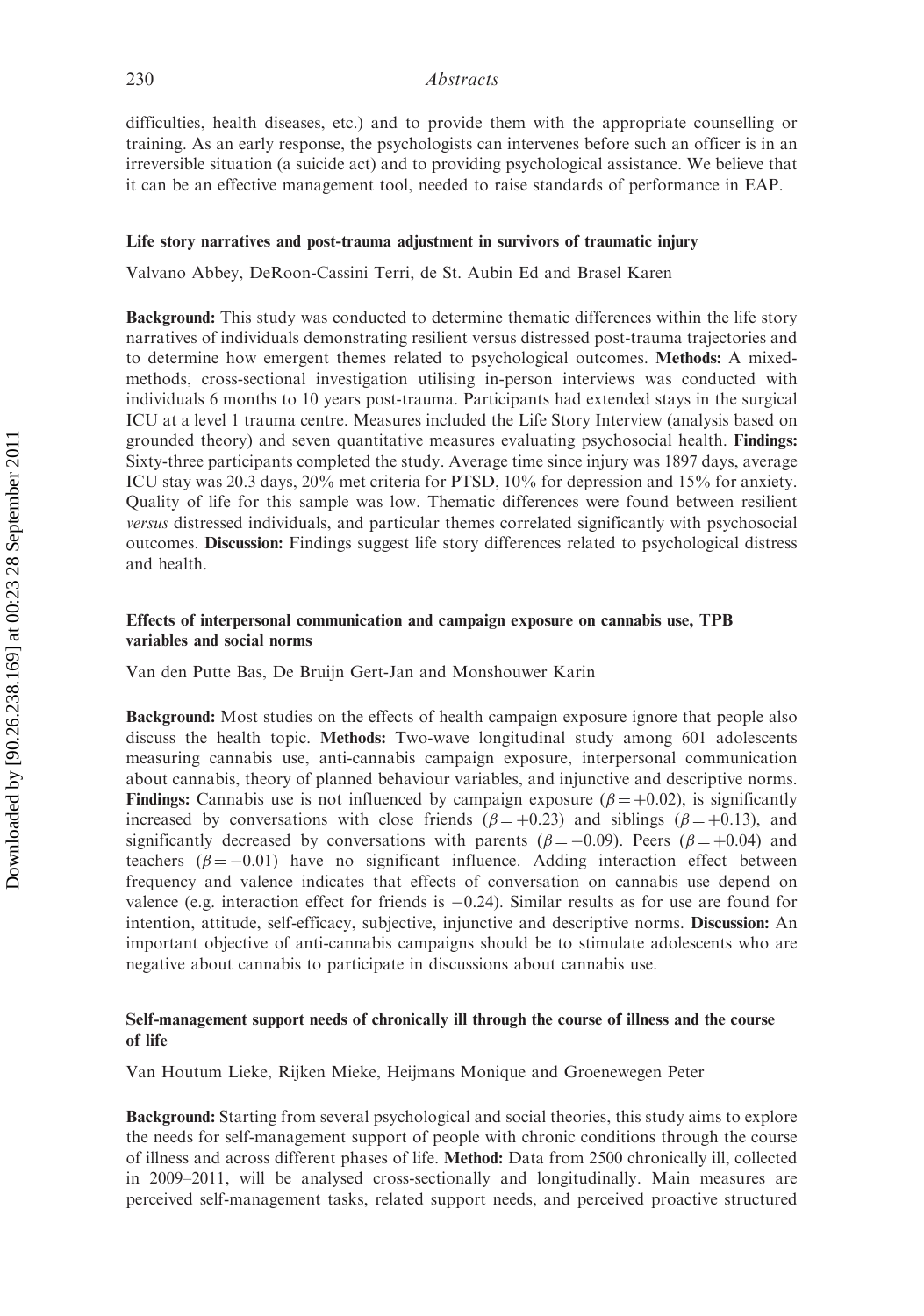difficulties, health diseases, etc.) and to provide them with the appropriate counselling or training. As an early response, the psychologists can intervenes before such an officer is in an irreversible situation (a suicide act) and to providing psychological assistance. We believe that it can be an effective management tool, needed to raise standards of performance in EAP.

### Life story narratives and post-trauma adjustment in survivors of traumatic injury

Valvano Abbey, DeRoon-Cassini Terri, de St. Aubin Ed and Brasel Karen

**Background:** This study was conducted to determine thematic differences within the life story narratives of individuals demonstrating resilient versus distressed post-trauma trajectories and to determine how emergent themes related to psychological outcomes. **Methods:** A mixed-methods, cross-sectional investigation utilising in-person interviews was conducted with individuals 6 months to 10 years post-trauma. Participants had extended stays in the surgical ICU at a level 1 trauma centre. Measures included the Life Story Interview (analysis based on grounded theory) and seven quantitative measures evaluating psychosocial health. **Findings:** Sixty-three participants completed the study. Average time since injury was 1897 days, average ICU stay was 20.3 days, 20% met criteria for PTSD, 10% for depression and 15% for anxiety. Quality of life for this sample was low. Thematic differences were found between resilient *versus* distressed individuals, and particular themes correlated significantly with psychosocial outcomes. **Discussion:** Findings suggest life story differences related to psychological distress and health.

### Effects of interpersonal communication and campaign exposure on cannabis use, TPB variables and social norms

Van den Putte Bas, De Bruijn Gert-Jan and Monshouwer Karin

**Background:** Most studies on the effects of health campaign exposure ignore that people also discuss the health topic. **Methods:** Two-wave longitudinal study among 601 adolescents measuring cannabis use, anti-cannabis campaign exposure, interpersonal communication about cannabis, theory of planned behaviour variables, and injunctive and descriptive norms. **Findings:** Cannabis use is not influenced by campaign exposure ($\beta = +0.02$), is significantly increased by conversations with close friends ($\beta = +0.23$) and siblings ($\beta = +0.13$), and significantly decreased by conversations with parents ($\beta = -0.09$). Peers ($\beta = +0.04$) and teachers ($\beta = -0.01$) have no significant influence. Adding interaction effect between frequency and valence indicates that effects of conversation on cannabis use depend on valence (e.g. interaction effect for friends is $-0.24$). Similar results as for use are found for intention, attitude, self-efficacy, subjective, injunctive and descriptive norms. **Discussion:** An important objective of anti-cannabis campaigns should be to stimulate adolescents who are negative about cannabis to participate in discussions about cannabis use.

### Self-management support needs of chronically ill through the course of illness and the course of life

Van Houtum Lieke, Rijken Mieke, Heijmans Monique and Groenewegen Peter

**Background:** Starting from several psychological and social theories, this study aims to explore the needs for self-management support of people with chronic conditions through the course of illness and across different phases of life. **Method:** Data from 2500 chronically ill, collected in 2009–2011, will be analysed cross-sectionally and longitudinally. Main measures are perceived self-management tasks, related support needs, and perceived proactive structured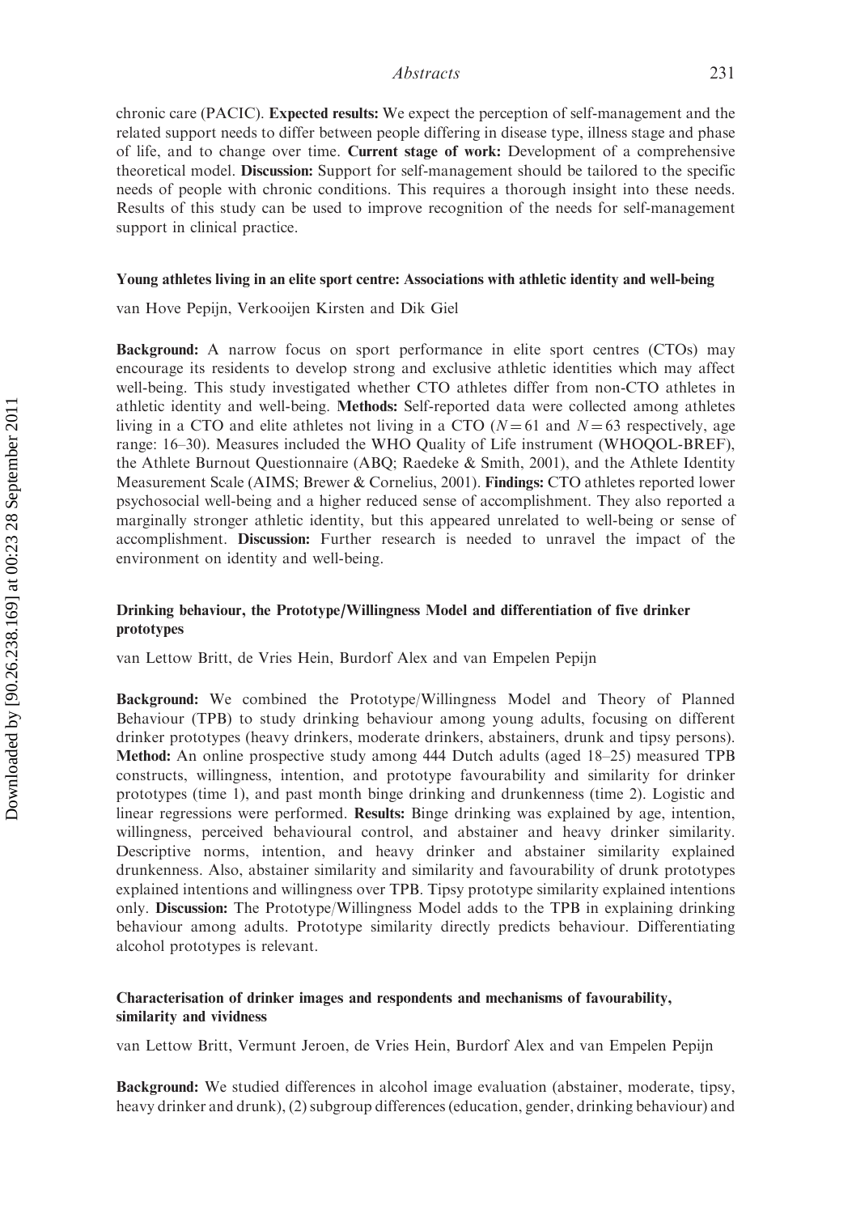chronic care (PACIC). **Expected results:** We expect the perception of self-management and the related support needs to differ between people differing in disease type, illness stage and phase of life, and to change over time. **Current stage of work:** Development of a comprehensive theoretical model. **Discussion:** Support for self-management should be tailored to the specific needs of people with chronic conditions. This requires a thorough insight into these needs. Results of this study can be used to improve recognition of the needs for self-management support in clinical practice.

### Young athletes living in an elite sport centre: Associations with athletic identity and well-being

van Hove Pepijn, Verkooijen Kirsten and Dik Giel

**Background:** A narrow focus on sport performance in elite sport centres (CTOs) may encourage its residents to develop strong and exclusive athletic identities which may affect well-being. This study investigated whether CTO athletes differ from non-CTO athletes in athletic identity and well-being. **Methods:** Self-reported data were collected among athletes living in a CTO and elite athletes not living in a CTO ($N = 61$ and $N = 63$ respectively, age range: 16–30). Measures included the WHO Quality of Life instrument (WHOQOL-BREF), the Athlete Burnout Questionnaire (ABQ; Raedeke & Smith, 2001), and the Athlete Identity Measurement Scale (AIMS; Brewer & Cornelius, 2001). **Findings:** CTO athletes reported lower psychosocial well-being and a higher reduced sense of accomplishment. They also reported a marginally stronger athletic identity, but this appeared unrelated to well-being or sense of accomplishment. **Discussion:** Further research is needed to unravel the impact of the environment on identity and well-being.

### Drinking behaviour, the Prototype/Willingness Model and differentiation of five drinker prototypes

van Lettow Britt, de Vries Hein, Burdorf Alex and van Empelen Pepijn

**Background:** We combined the Prototype/Willingness Model and Theory of Planned Behaviour (TPB) to study drinking behaviour among young adults, focusing on different drinker prototypes (heavy drinkers, moderate drinkers, abstainers, drunk and tipsy persons). **Method:** An online prospective study among 444 Dutch adults (aged 18–25) measured TPB constructs, willingness, intention, and prototype favourability and similarity for drinker prototypes (time 1), and past month binge drinking and drunkenness (time 2). Logistic and linear regressions were performed. **Results:** Binge drinking was explained by age, intention, willingness, perceived behavioural control, and abstainer and heavy drinker similarity. Descriptive norms, intention, and heavy drinker and abstainer similarity explained drunkenness. Also, abstainer similarity and similarity and favourability of drunk prototypes explained intentions and willingness over TPB. Tipsy prototype similarity explained intentions only. **Discussion:** The Prototype/Willingness Model adds to the TPB in explaining drinking behaviour among adults. Prototype similarity directly predicts behaviour. Differentiating alcohol prototypes is relevant.

### Characterisation of drinker images and respondents and mechanisms of favourability, similarity and vividness

van Lettow Britt, Vermunt Jeroen, de Vries Hein, Burdorf Alex and van Empelen Pepijn

**Background:** We studied differences in alcohol image evaluation (abstainer, moderate, tipsy, heavy drinker and drunk), (2) subgroup differences (education, gender, drinking behaviour) and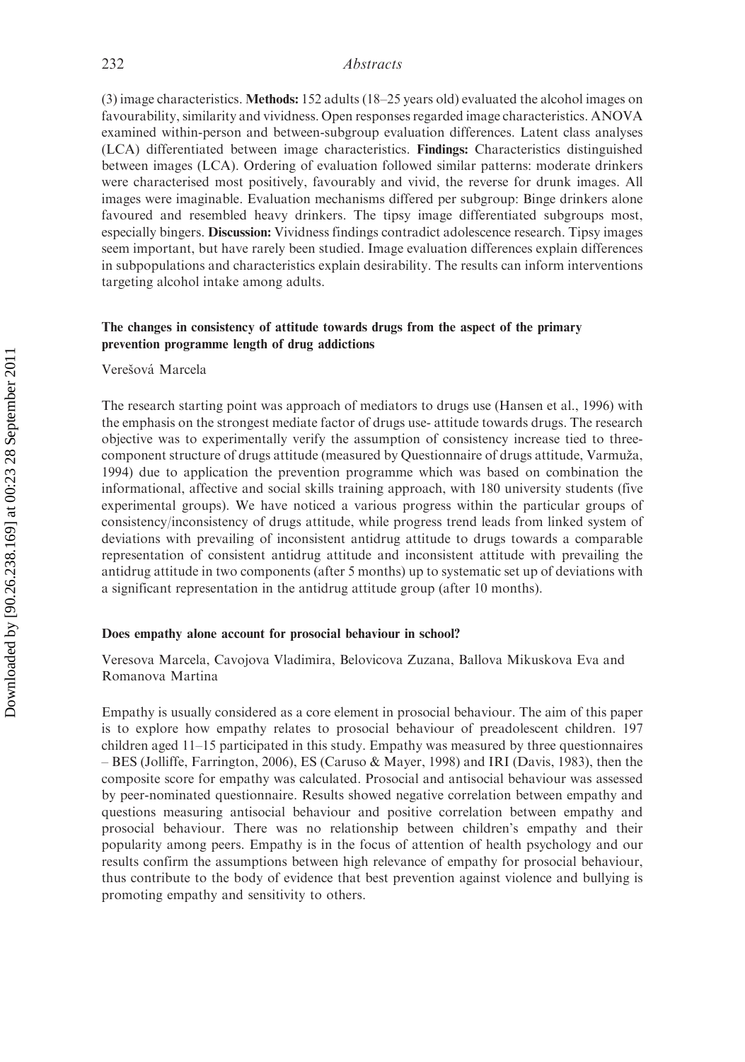(3) image characteristics. **Methods:** 152 adults (18–25 years old) evaluated the alcohol images on favourability, similarity and vividness. Open responses regarded image characteristics. ANOVA examined within-person and between-subgroup evaluation differences. Latent class analyses (LCA) differentiated between image characteristics. **Findings:** Characteristics distinguished between images (LCA). Ordering of evaluation followed similar patterns: moderate drinkers were characterised most positively, favourably and vivid, the reverse for drunk images. All images were imaginable. Evaluation mechanisms differed per subgroup: Binge drinkers alone favoured and resembled heavy drinkers. The tipsy image differentiated subgroups most, especially bingers. **Discussion:** Vividness findings contradict adolescence research. Tipsy images seem important, but have rarely been studied. Image evaluation differences explain differences in subpopulations and characteristics explain desirability. The results can inform interventions targeting alcohol intake among adults.

### The changes in consistency of attitude towards drugs from the aspect of the primary prevention programme length of drug addictions

Verešová Marcela

The research starting point was approach of mediators to drugs use (Hansen et al., 1996) with the emphasis on the strongest mediate factor of drugs use- attitude towards drugs. The research objective was to experimentally verify the assumption of consistency increase tied to three-component structure of drugs attitude (measured by Questionnaire of drugs attitude, Varmuža, 1994) due to application the prevention programme which was based on combination the informational, affective and social skills training approach, with 180 university students (five experimental groups). We have noticed a various progress within the particular groups of consistency/inconsistency of drugs attitude, while progress trend leads from linked system of deviations with prevailing of inconsistent antidrug attitude to drugs towards a comparable representation of consistent antidrug attitude and inconsistent attitude with prevailing the antidrug attitude in two components (after 5 months) up to systematic set up of deviations with a significant representation in the antidrug attitude group (after 10 months).

### Does empathy alone account for prosocial behaviour in school?

Veresova Marcela, Cavojova Vladimira, Belovicova Zuzana, Ballova Mikuskova Eva and Romanova Martina

Empathy is usually considered as a core element in prosocial behaviour. The aim of this paper is to explore how empathy relates to prosocial behaviour of preadolescent children. 197 children aged 11–15 participated in this study. Empathy was measured by three questionnaires – BES (Jolliffe, Farrington, 2006), ES (Caruso & Mayer, 1998) and IRI (Davis, 1983), then the composite score for empathy was calculated. Prosocial and antisocial behaviour was assessed by peer-nominated questionnaire. Results showed negative correlation between empathy and questions measuring antisocial behaviour and positive correlation between empathy and prosocial behaviour. There was no relationship between children's empathy and their popularity among peers. Empathy is in the focus of attention of health psychology and our results confirm the assumptions between high relevance of empathy for prosocial behaviour, thus contribute to the body of evidence that best prevention against violence and bullying is promoting empathy and sensitivity to others.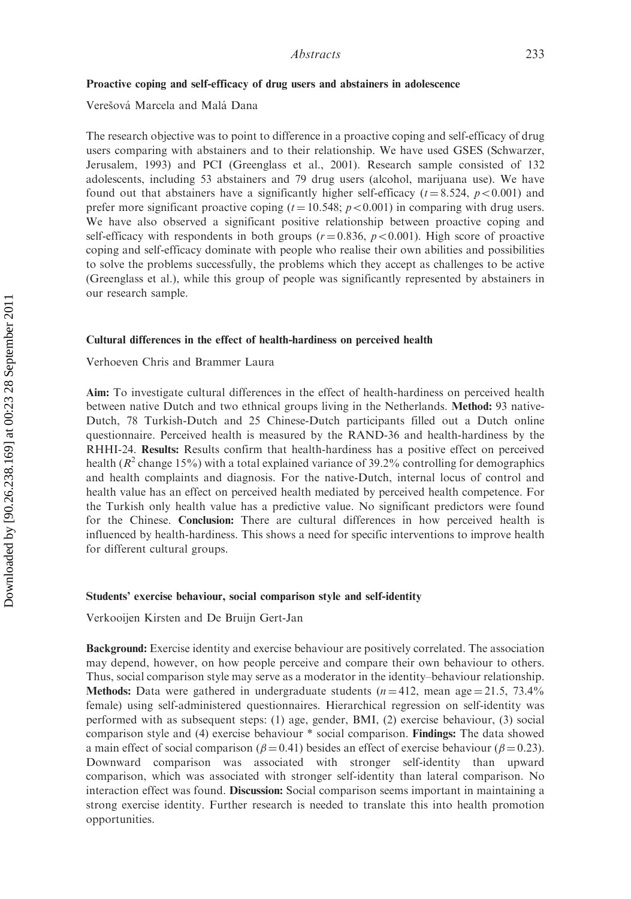### Proactive coping and self-efficacy of drug users and abstainers in adolescence

Verešová Marcela and Malá Dana

The research objective was to point to difference in a proactive coping and self-efficacy of drug users comparing with abstainers and to their relationship. We have used GSES (Schwarzer, Jerusalem, 1993) and PCI (Greenglass et al., 2001). Research sample consisted of 132 adolescents, including 53 abstainers and 79 drug users (alcohol, marijuana use). We have found out that abstainers have a significantly higher self-efficacy ($t = 8.524$, $p < 0.001$) and prefer more significant proactive coping ($t = 10.548$; $p < 0.001$) in comparing with drug users. We have also observed a significant positive relationship between proactive coping and self-efficacy with respondents in both groups ($r = 0.836$, $p < 0.001$). High score of proactive coping and self-efficacy dominate with people who realise their own abilities and possibilities to solve the problems successfully, the problems which they accept as challenges to be active (Greenglass et al.), while this group of people was significantly represented by abstainers in our research sample.

### Cultural differences in the effect of health-hardiness on perceived health

Verhoeven Chris and Brammer Laura

**Aim:** To investigate cultural differences in the effect of health-hardiness on perceived health between native Dutch and two ethnical groups living in the Netherlands. **Method:** 93 native-Dutch, 78 Turkish-Dutch and 25 Chinese-Dutch participants filled out a Dutch online questionnaire. Perceived health is measured by the RAND-36 and health-hardiness by the RHHI-24. **Results:** Results confirm that health-hardiness has a positive effect on perceived health ($R^2$ change 15%) with a total explained variance of 39.2% controlling for demographics and health complaints and diagnosis. For the native-Dutch, internal locus of control and health value has an effect on perceived health mediated by perceived health competence. For the Turkish only health value has a predictive value. No significant predictors were found for the Chinese. **Conclusion:** There are cultural differences in how perceived health is influenced by health-hardiness. This shows a need for specific interventions to improve health for different cultural groups.

### Students' exercise behaviour, social comparison style and self-identity

Verkooijen Kirsten and De Bruijn Gert-Jan

**Background:** Exercise identity and exercise behaviour are positively correlated. The association may depend, however, on how people perceive and compare their own behaviour to others. Thus, social comparison style may serve as a moderator in the identity–behaviour relationship. **Methods:** Data were gathered in undergraduate students ($n = 412$, mean age $= 21.5$, 73.4% female) using self-administered questionnaires. Hierarchical regression on self-identity was performed with as subsequent steps: (1) age, gender, BMI, (2) exercise behaviour, (3) social comparison style and (4) exercise behaviour * social comparison. **Findings:** The data showed a main effect of social comparison ($\beta = 0.41$) besides an effect of exercise behaviour ($\beta = 0.23$). Downward comparison was associated with stronger self-identity than upward comparison, which was associated with stronger self-identity than lateral comparison. No interaction effect was found. **Discussion:** Social comparison seems important in maintaining a strong exercise identity. Further research is needed to translate this into health promotion opportunities.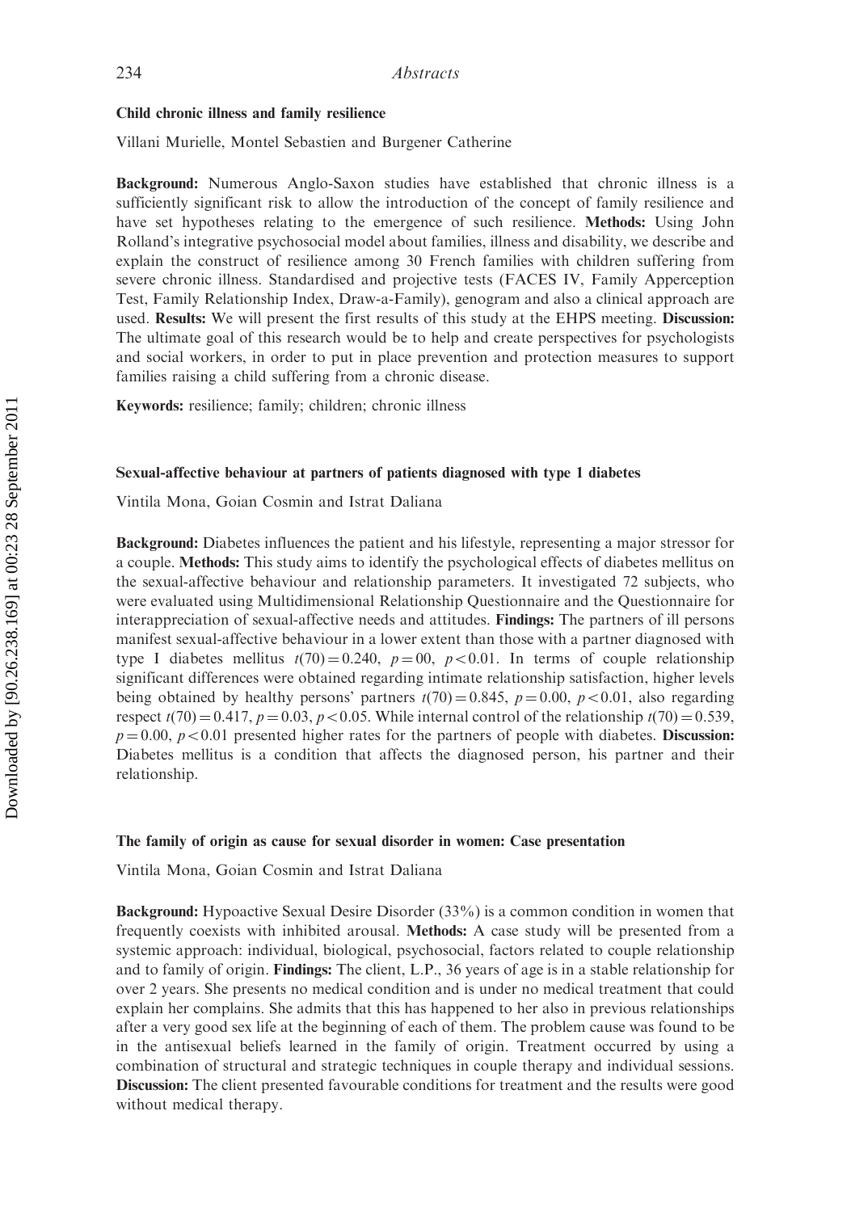### Child chronic illness and family resilience

Villani Murielle, Montel Sebastien and Burgener Catherine

**Background:** Numerous Anglo-Saxon studies have established that chronic illness is a sufficiently significant risk to allow the introduction of the concept of family resilience and have set hypotheses relating to the emergence of such resilience. **Methods:** Using John Rolland's integrative psychosocial model about families, illness and disability, we describe and explain the construct of resilience among 30 French families with children suffering from severe chronic illness. Standardised and projective tests (FACES IV, Family Apperception Test, Family Relationship Index, Draw-a-Family), genogram and also a clinical approach are used. **Results:** We will present the first results of this study at the EHPS meeting. **Discussion:** The ultimate goal of this research would be to help and create perspectives for psychologists and social workers, in order to put in place prevention and protection measures to support families raising a child suffering from a chronic disease.

**Keywords:** resilience; family; children; chronic illness

### Sexual-affective behaviour at partners of patients diagnosed with type 1 diabetes

Vintila Mona, Goian Cosmin and Istrat Daliana

**Background:** Diabetes influences the patient and his lifestyle, representing a major stressor for a couple. **Methods:** This study aims to identify the psychological effects of diabetes mellitus on the sexual-affective behaviour and relationship parameters. It investigated 72 subjects, who were evaluated using Multidimensional Relationship Questionnaire and the Questionnaire for interappreciation of sexual-affective needs and attitudes. **Findings:** The partners of ill persons manifest sexual-affective behaviour in a lower extent than those with a partner diagnosed with type I diabetes mellitus $t(70) = 0.240$, $p = 00$, $p < 0.01$. In terms of couple relationship significant differences were obtained regarding intimate relationship satisfaction, higher levels being obtained by healthy persons' partners $t(70) = 0.845$, $p = 0.00$, $p < 0.01$, also regarding respect $t(70) = 0.417$, $p = 0.03$, $p < 0.05$. While internal control of the relationship $t(70) = 0.539$, $p = 0.00$, $p < 0.01$ presented higher rates for the partners of people with diabetes. **Discussion:** Diabetes mellitus is a condition that affects the diagnosed person, his partner and their relationship.

### The family of origin as cause for sexual disorder in women: Case presentation

Vintila Mona, Goian Cosmin and Istrat Daliana

**Background:** Hypoactive Sexual Desire Disorder (33%) is a common condition in women that frequently coexists with inhibited arousal. **Methods:** A case study will be presented from a systemic approach: individual, biological, psychosocial, factors related to couple relationship and to family of origin. **Findings:** The client, L.P., 36 years of age is in a stable relationship for over 2 years. She presents no medical condition and is under no medical treatment that could explain her complains. She admits that this has happened to her also in previous relationships after a very good sex life at the beginning of each of them. The problem cause was found to be in the antisexual beliefs learned in the family of origin. Treatment occurred by using a combination of structural and strategic techniques in couple therapy and individual sessions. **Discussion:** The client presented favourable conditions for treatment and the results were good without medical therapy.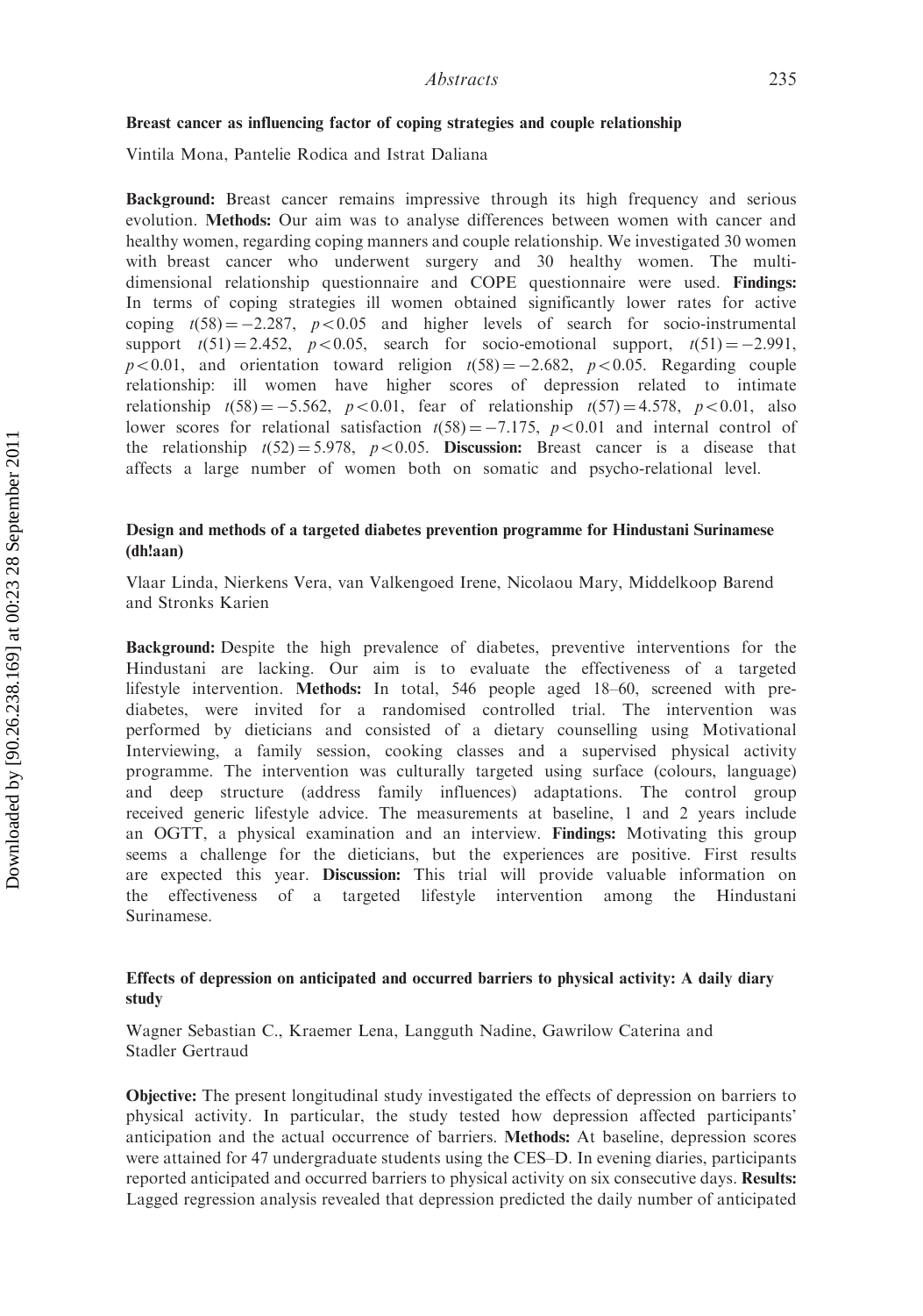### Breast cancer as influencing factor of coping strategies and couple relationship

Vintila Mona, Pantelie Rodica and Istrat Daliana

**Background:** Breast cancer remains impressive through its high frequency and serious evolution. **Methods:** Our aim was to analyse differences between women with cancer and healthy women, regarding coping manners and couple relationship. We investigated 30 women with breast cancer who underwent surgery and 30 healthy women. The multi-dimensional relationship questionnaire and COPE questionnaire were used. **Findings:** In terms of coping strategies ill women obtained significantly lower rates for active coping $t(58) = -2.287$, $p < 0.05$ and higher levels of search for socio-instrumental support $t(51) = 2.452$, $p < 0.05$, search for socio-emotional support, $t(51) = -2.991$, $p < 0.01$, and orientation toward religion $t(58) = -2.682$, $p < 0.05$. Regarding couple relationship: ill women have higher scores of depression related to intimate relationship $t(58) = -5.562$, $p < 0.01$, fear of relationship $t(57) = 4.578$, $p < 0.01$, also lower scores for relational satisfaction $t(58) = -7.175$, $p < 0.01$ and internal control of the relationship $t(52) = 5.978$, $p < 0.05$. **Discussion:** Breast cancer is a disease that affects a large number of women both on somatic and psycho-relational level.

### Design and methods of a targeted diabetes prevention programme for Hindustani Surinamese (dh!aan)

Vlaar Linda, Nierkens Vera, van Valkengoed Irene, Nicolaou Mary, Middelkoop Barend and Stronks Karien

**Background:** Despite the high prevalence of diabetes, preventive interventions for the Hindustani are lacking. Our aim is to evaluate the effectiveness of a targeted lifestyle intervention. **Methods:** In total, 546 people aged 18–60, screened with pre-diabetes, were invited for a randomised controlled trial. The intervention was performed by dieticians and consisted of a dietary counselling using Motivational Interviewing, a family session, cooking classes and a supervised physical activity programme. The intervention was culturally targeted using surface (colours, language) and deep structure (address family influences) adaptations. The control group received generic lifestyle advice. The measurements at baseline, 1 and 2 years include an OGTT, a physical examination and an interview. **Findings:** Motivating this group seems a challenge for the dieticians, but the experiences are positive. First results are expected this year. **Discussion:** This trial will provide valuable information on the effectiveness of a targeted lifestyle intervention among the Hindustani Surinamese.

### Effects of depression on anticipated and occurred barriers to physical activity: A daily diary study

Wagner Sebastian C., Kraemer Lena, Langguth Nadine, Gawrilow Caterina and Stadler Gertraud

**Objective:** The present longitudinal study investigated the effects of depression on barriers to physical activity. In particular, the study tested how depression affected participants' anticipation and the actual occurrence of barriers. **Methods:** At baseline, depression scores were attained for 47 undergraduate students using the CES–D. In evening diaries, participants reported anticipated and occurred barriers to physical activity on six consecutive days. **Results:** Lagged regression analysis revealed that depression predicted the daily number of anticipated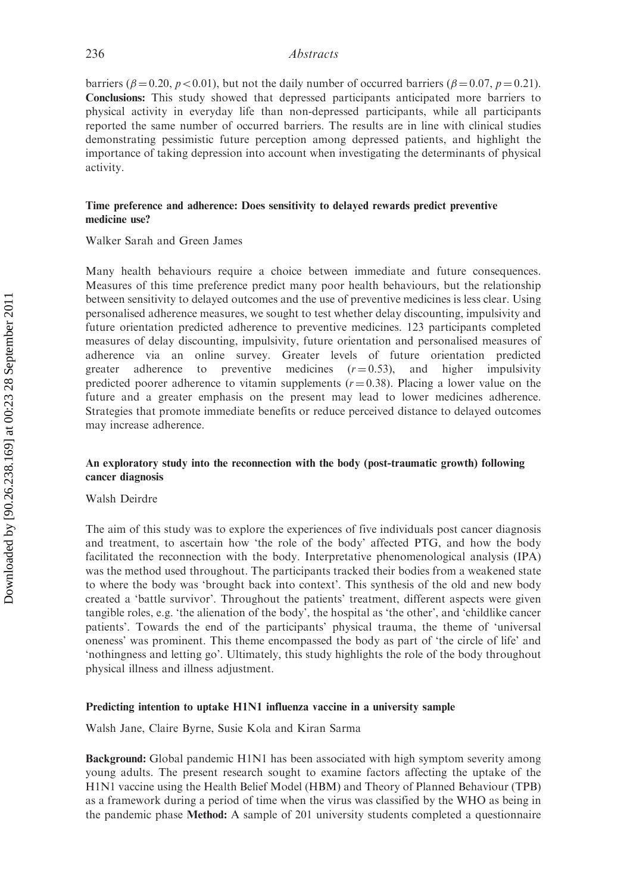barriers ($\beta = 0.20$, $p < 0.01$), but not the daily number of occurred barriers ($\beta = 0.07$, $p = 0.21$). **Conclusions:** This study showed that depressed participants anticipated more barriers to physical activity in everyday life than non-depressed participants, while all participants reported the same number of occurred barriers. The results are in line with clinical studies demonstrating pessimistic future perception among depressed patients, and highlight the importance of taking depression into account when investigating the determinants of physical activity.

### Time preference and adherence: Does sensitivity to delayed rewards predict preventive medicine use?

Walker Sarah and Green James

Many health behaviours require a choice between immediate and future consequences. Measures of this time preference predict many poor health behaviours, but the relationship between sensitivity to delayed outcomes and the use of preventive medicines is less clear. Using personalised adherence measures, we sought to test whether delay discounting, impulsivity and future orientation predicted adherence to preventive medicines. 123 participants completed measures of delay discounting, impulsivity, future orientation and personalised measures of adherence via an online survey. Greater levels of future orientation predicted greater adherence to preventive medicines ($r = 0.53$), and higher impulsivity predicted poorer adherence to vitamin supplements ($r = 0.38$). Placing a lower value on the future and a greater emphasis on the present may lead to lower medicines adherence. Strategies that promote immediate benefits or reduce perceived distance to delayed outcomes may increase adherence.

### An exploratory study into the reconnection with the body (post-traumatic growth) following cancer diagnosis

Walsh Deirdre

The aim of this study was to explore the experiences of five individuals post cancer diagnosis and treatment, to ascertain how 'the role of the body' affected PTG, and how the body facilitated the reconnection with the body. Interpretative phenomenological analysis (IPA) was the method used throughout. The participants tracked their bodies from a weakened state to where the body was 'brought back into context'. This synthesis of the old and new body created a 'battle survivor'. Throughout the patients' treatment, different aspects were given tangible roles, e.g. 'the alienation of the body', the hospital as 'the other', and 'childlike cancer patients'. Towards the end of the participants' physical trauma, the theme of 'universal oneness' was prominent. This theme encompassed the body as part of 'the circle of life' and 'nothingness and letting go'. Ultimately, this study highlights the role of the body throughout physical illness and illness adjustment.

### Predicting intention to uptake H1N1 influenza vaccine in a university sample

Walsh Jane, Claire Byrne, Susie Kola and Kiran Sarma

**Background:** Global pandemic H1N1 has been associated with high symptom severity among young adults. The present research sought to examine factors affecting the uptake of the H1N1 vaccine using the Health Belief Model (HBM) and Theory of Planned Behaviour (TPB) as a framework during a period of time when the virus was classified by the WHO as being in the pandemic phase **Method:** A sample of 201 university students completed a questionnaire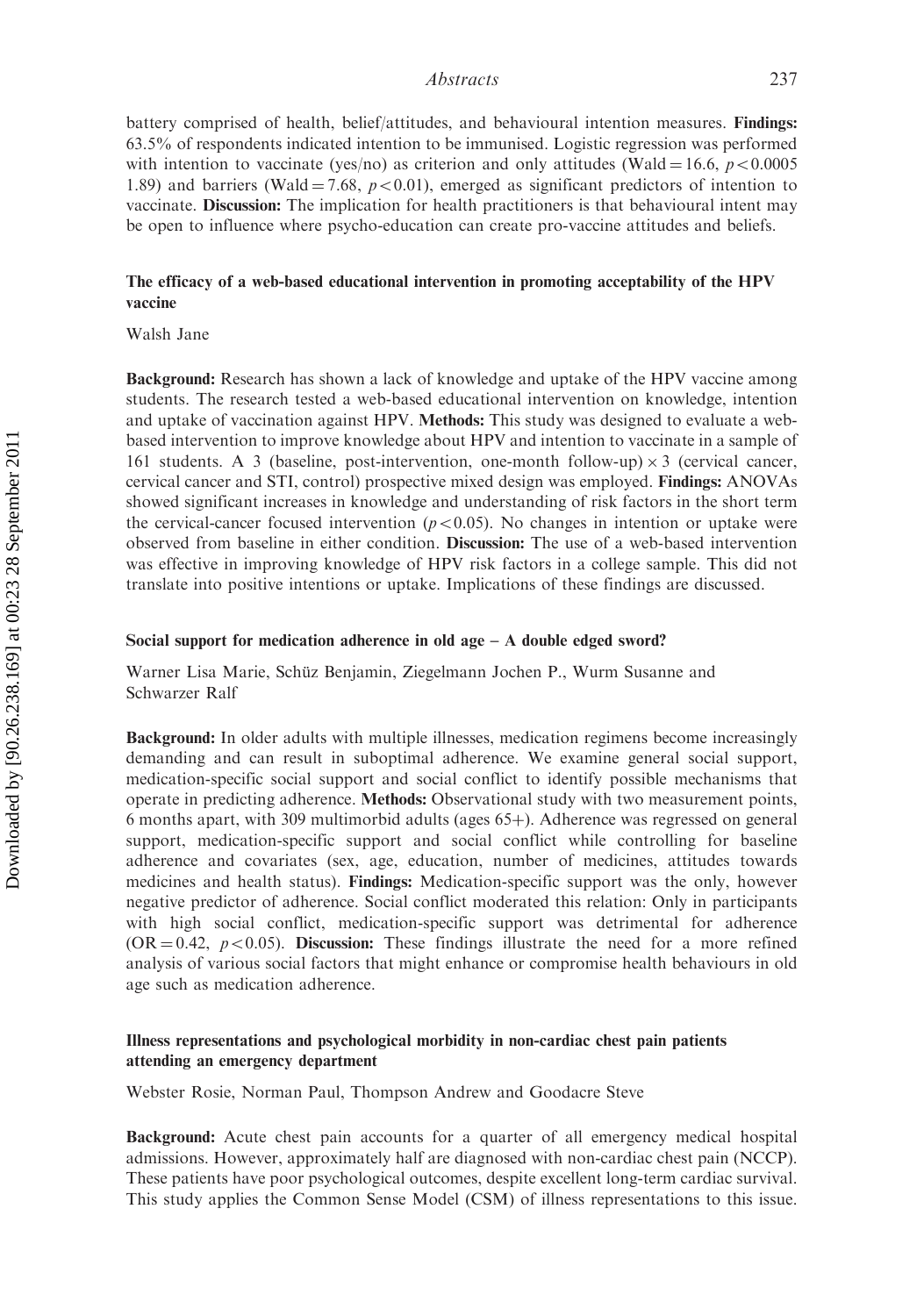battery comprised of health, belief/attitudes, and behavioural intention measures. **Findings:** 63.5% of respondents indicated intention to be immunised. Logistic regression was performed with intention to vaccinate (yes/no) as criterion and only attitudes (Wald = 16.6, $p < 0.0005$ 1.89) and barriers (Wald = 7.68, $p < 0.01$), emerged as significant predictors of intention to vaccinate. **Discussion:** The implication for health practitioners is that behavioural intent may be open to influence where psycho-education can create pro-vaccine attitudes and beliefs.

### The efficacy of a web-based educational intervention in promoting acceptability of the HPV vaccine

Walsh Jane

**Background:** Research has shown a lack of knowledge and uptake of the HPV vaccine among students. The research tested a web-based educational intervention on knowledge, intention and uptake of vaccination against HPV. **Methods:** This study was designed to evaluate a web-based intervention to improve knowledge about HPV and intention to vaccinate in a sample of 161 students. A 3 (baseline, post-intervention, one-month follow-up) $\times$ 3 (cervical cancer, cervical cancer and STI, control) prospective mixed design was employed. **Findings:** ANOVAs showed significant increases in knowledge and understanding of risk factors in the short term the cervical-cancer focused intervention ($p < 0.05$). No changes in intention or uptake were observed from baseline in either condition. **Discussion:** The use of a web-based intervention was effective in improving knowledge of HPV risk factors in a college sample. This did not translate into positive intentions or uptake. Implications of these findings are discussed.

### Social support for medication adherence in old age – A double edged sword?

Warner Lisa Marie, Schüz Benjamin, Ziegelmann Jochen P., Wurm Susanne and Schwarzer Ralf

**Background:** In older adults with multiple illnesses, medication regimens become increasingly demanding and can result in suboptimal adherence. We examine general social support, medication-specific social support and social conflict to identify possible mechanisms that operate in predicting adherence. **Methods:** Observational study with two measurement points, 6 months apart, with 309 multimorbid adults (ages 65+). Adherence was regressed on general support, medication-specific support and social conflict while controlling for baseline adherence and covariates (sex, age, education, number of medicines, attitudes towards medicines and health status). **Findings:** Medication-specific support was the only, however negative predictor of adherence. Social conflict moderated this relation: Only in participants with high social conflict, medication-specific support was detrimental for adherence (OR = 0.42, $p < 0.05$). **Discussion:** These findings illustrate the need for a more refined analysis of various social factors that might enhance or compromise health behaviours in old age such as medication adherence.

### Illness representations and psychological morbidity in non-cardiac chest pain patients attending an emergency department

Webster Rosie, Norman Paul, Thompson Andrew and Goodacre Steve

**Background:** Acute chest pain accounts for a quarter of all emergency medical hospital admissions. However, approximately half are diagnosed with non-cardiac chest pain (NCCP). These patients have poor psychological outcomes, despite excellent long-term cardiac survival. This study applies the Common Sense Model (CSM) of illness representations to this issue.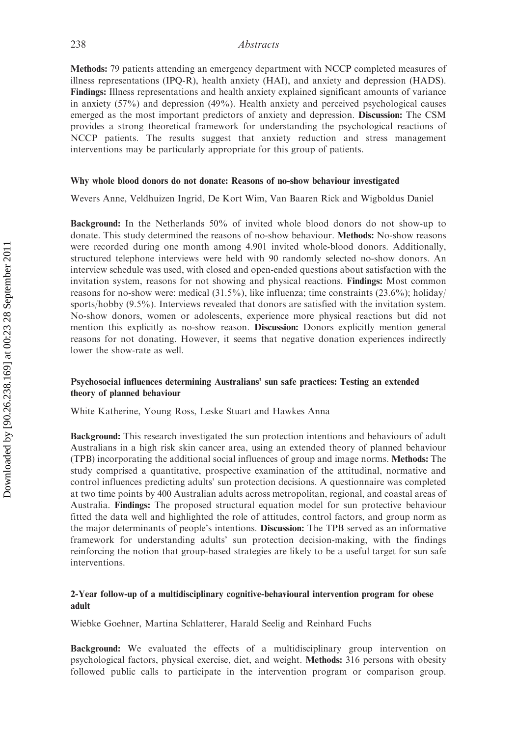**Methods:** 79 patients attending an emergency department with NCCP completed measures of illness representations (IPQ-R), health anxiety (HAI), and anxiety and depression (HADS). **Findings:** Illness representations and health anxiety explained significant amounts of variance in anxiety (57%) and depression (49%). Health anxiety and perceived psychological causes emerged as the most important predictors of anxiety and depression. **Discussion:** The CSM provides a strong theoretical framework for understanding the psychological reactions of NCCP patients. The results suggest that anxiety reduction and stress management interventions may be particularly appropriate for this group of patients.

### Why whole blood donors do not donate: Reasons of no-show behaviour investigated

Wevers Anne, Veldhuizen Ingrid, De Kort Wim, Van Baaren Rick and Wigboldus Daniel

**Background:** In the Netherlands 50% of invited whole blood donors do not show-up to donate. This study determined the reasons of no-show behaviour. **Methods:** No-show reasons were recorded during one month among 4.901 invited whole-blood donors. Additionally, structured telephone interviews were held with 90 randomly selected no-show donors. An interview schedule was used, with closed and open-ended questions about satisfaction with the invitation system, reasons for not showing and physical reactions. **Findings:** Most common reasons for no-show were: medical (31.5%), like influenza; time constraints (23.6%); holiday/sports/hobby (9.5%). Interviews revealed that donors are satisfied with the invitation system. No-show donors, women or adolescents, experience more physical reactions but did not mention this explicitly as no-show reason. **Discussion:** Donors explicitly mention general reasons for not donating. However, it seems that negative donation experiences indirectly lower the show-rate as well.

### Psychosocial influences determining Australians' sun safe practices: Testing an extended theory of planned behaviour

White Katherine, Young Ross, Leske Stuart and Hawkes Anna

**Background:** This research investigated the sun protection intentions and behaviours of adult Australians in a high risk skin cancer area, using an extended theory of planned behaviour (TPB) incorporating the additional social influences of group and image norms. **Methods:** The study comprised a quantitative, prospective examination of the attitudinal, normative and control influences predicting adults' sun protection decisions. A questionnaire was completed at two time points by 400 Australian adults across metropolitan, regional, and coastal areas of Australia. **Findings:** The proposed structural equation model for sun protective behaviour fitted the data well and highlighted the role of attitudes, control factors, and group norm as the major determinants of people's intentions. **Discussion:** The TPB served as an informative framework for understanding adults' sun protection decision-making, with the findings reinforcing the notion that group-based strategies are likely to be a useful target for sun safe interventions.

### 2-Year follow-up of a multidisciplinary cognitive-behavioural intervention program for obese adult

Wiebke Goehner, Martina Schlatterer, Harald Seelig and Reinhard Fuchs

**Background:** We evaluated the effects of a multidisciplinary group intervention on psychological factors, physical exercise, diet, and weight. **Methods:** 316 persons with obesity followed public calls to participate in the intervention program or comparison group.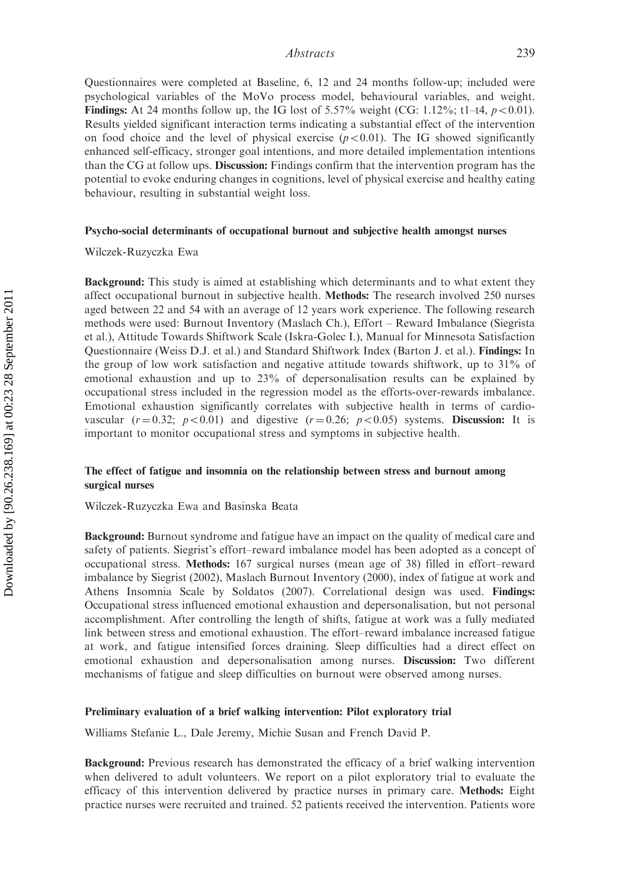Questionnaires were completed at Baseline, 6, 12 and 24 months follow-up; included were psychological variables of the MoVo process model, behavioural variables, and weight. **Findings:** At 24 months follow up, the IG lost of 5.57% weight (CG: 1.12%; t1–t4, $p < 0.01$). Results yielded significant interaction terms indicating a substantial effect of the intervention on food choice and the level of physical exercise ($p < 0.01$). The IG showed significantly enhanced self-efficacy, stronger goal intentions, and more detailed implementation intentions than the CG at follow ups. **Discussion:** Findings confirm that the intervention program has the potential to evoke enduring changes in cognitions, level of physical exercise and healthy eating behaviour, resulting in substantial weight loss.

### Psycho-social determinants of occupational burnout and subjective health amongst nurses

Wilczek-Ruzyczka Ewa

**Background:** This study is aimed at establishing which determinants and to what extent they affect occupational burnout in subjective health. **Methods:** The research involved 250 nurses aged between 22 and 54 with an average of 12 years work experience. The following research methods were used: Burnout Inventory (Maslach Ch.), Effort – Reward Imbalance (Siegrista et al.), Attitude Towards Shiftwork Scale (Iskra-Golec I.), Manual for Minnesota Satisfaction Questionnaire (Weiss D.J. et al.) and Standard Shiftwork Index (Barton J. et al.). **Findings:** In the group of low work satisfaction and negative attitude towards shiftwork, up to 31% of emotional exhaustion and up to 23% of depersonalisation results can be explained by occupational stress included in the regression model as the efforts-over-rewards imbalance. Emotional exhaustion significantly correlates with subjective health in terms of cardio-vascular ($r = 0.32$; $p < 0.01$) and digestive ($r = 0.26$; $p < 0.05$) systems. **Discussion:** It is important to monitor occupational stress and symptoms in subjective health.

### The effect of fatigue and insomnia on the relationship between stress and burnout among surgical nurses

Wilczek-Ruzyczka Ewa and Basinska Beata

**Background:** Burnout syndrome and fatigue have an impact on the quality of medical care and safety of patients. Siegrist's effort–reward imbalance model has been adopted as a concept of occupational stress. **Methods:** 167 surgical nurses (mean age of 38) filled in effort–reward imbalance by Siegrist (2002), Maslach Burnout Inventory (2000), index of fatigue at work and Athens Insomnia Scale by Soldatos (2007). Correlational design was used. **Findings:** Occupational stress influenced emotional exhaustion and depersonalisation, but not personal accomplishment. After controlling the length of shifts, fatigue at work was a fully mediated link between stress and emotional exhaustion. The effort–reward imbalance increased fatigue at work, and fatigue intensified forces draining. Sleep difficulties had a direct effect on emotional exhaustion and depersonalisation among nurses. **Discussion:** Two different mechanisms of fatigue and sleep difficulties on burnout were observed among nurses.

### Preliminary evaluation of a brief walking intervention: Pilot exploratory trial

Williams Stefanie L., Dale Jeremy, Michie Susan and French David P.

**Background:** Previous research has demonstrated the efficacy of a brief walking intervention when delivered to adult volunteers. We report on a pilot exploratory trial to evaluate the efficacy of this intervention delivered by practice nurses in primary care. **Methods:** Eight practice nurses were recruited and trained. 52 patients received the intervention. Patients wore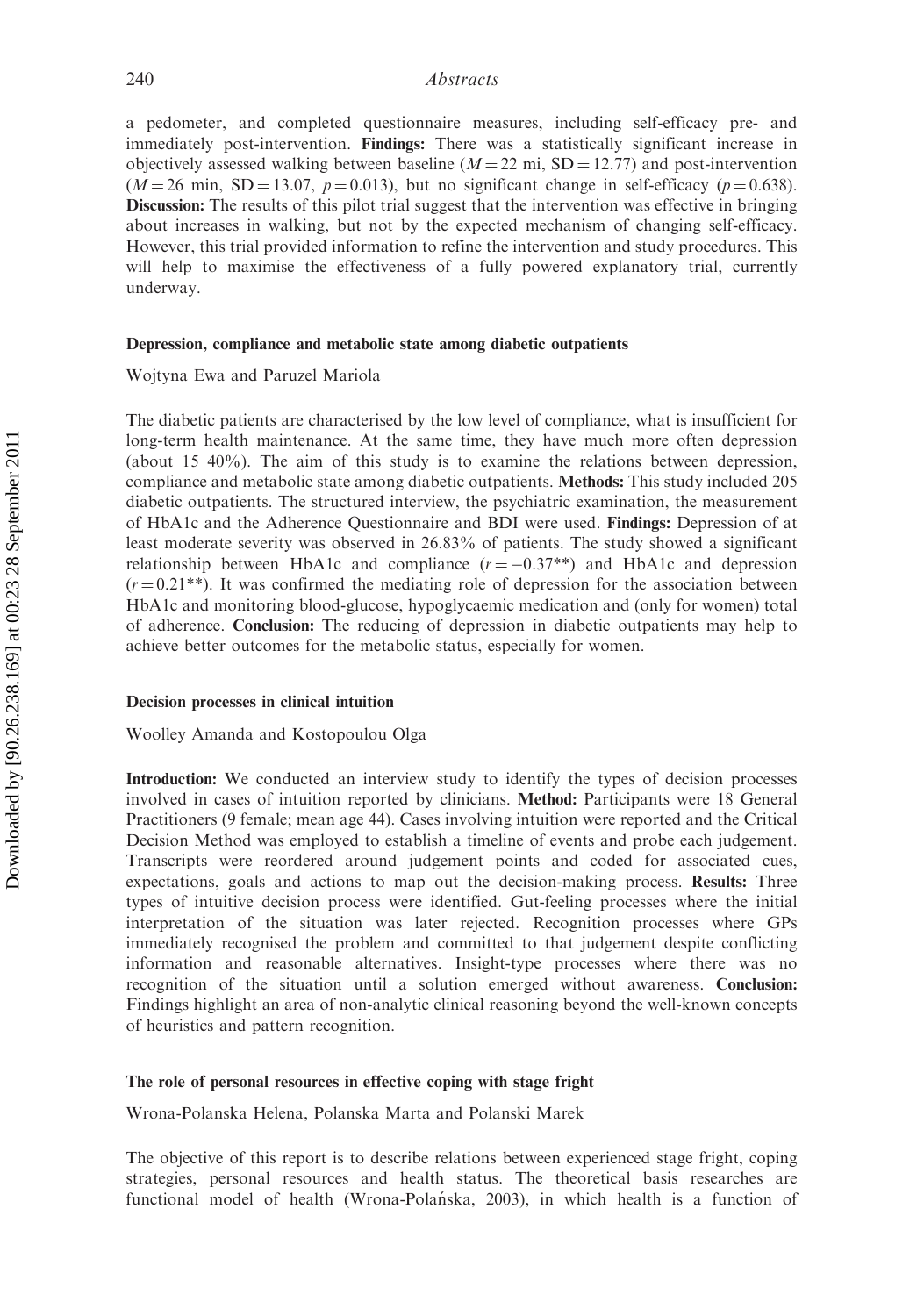a pedometer, and completed questionnaire measures, including self-efficacy pre- and immediately post-intervention. **Findings:** There was a statistically significant increase in objectively assessed walking between baseline ($M = 22$ mi, $SD = 12.77$) and post-intervention ($M = 26$ min, $SD = 13.07$, $p = 0.013$), but no significant change in self-efficacy ($p = 0.638$). **Discussion:** The results of this pilot trial suggest that the intervention was effective in bringing about increases in walking, but not by the expected mechanism of changing self-efficacy. However, this trial provided information to refine the intervention and study procedures. This will help to maximise the effectiveness of a fully powered explanatory trial, currently underway.

### Depression, compliance and metabolic state among diabetic outpatients

Wojtyna Ewa and Paruzel Mariola

The diabetic patients are characterised by the low level of compliance, what is insufficient for long-term health maintenance. At the same time, they have much more often depression (about 15 40%). The aim of this study is to examine the relations between depression, compliance and metabolic state among diabetic outpatients. **Methods:** This study included 205 diabetic outpatients. The structured interview, the psychiatric examination, the measurement of HbA1c and the Adherence Questionnaire and BDI were used. **Findings:** Depression of at least moderate severity was observed in 26.83% of patients. The study showed a significant relationship between HbA1c and compliance ($r = -0.37$**) and HbA1c and depression ($r = 0.21$**). It was confirmed the mediating role of depression for the association between HbA1c and monitoring blood-glucose, hypoglycaemic medication and (only for women) total of adherence. **Conclusion:** The reducing of depression in diabetic outpatients may help to achieve better outcomes for the metabolic status, especially for women.

### Decision processes in clinical intuition

Woolley Amanda and Kostopoulou Olga

**Introduction:** We conducted an interview study to identify the types of decision processes involved in cases of intuition reported by clinicians. **Method:** Participants were 18 General Practitioners (9 female; mean age 44). Cases involving intuition were reported and the Critical Decision Method was employed to establish a timeline of events and probe each judgement. Transcripts were reordered around judgement points and coded for associated cues, expectations, goals and actions to map out the decision-making process. **Results:** Three types of intuitive decision process were identified. Gut-feeling processes where the initial interpretation of the situation was later rejected. Recognition processes where GPs immediately recognised the problem and committed to that judgement despite conflicting information and reasonable alternatives. Insight-type processes where there was no recognition of the situation until a solution emerged without awareness. **Conclusion:** Findings highlight an area of non-analytic clinical reasoning beyond the well-known concepts of heuristics and pattern recognition.

### The role of personal resources in effective coping with stage fright

Wrona-Polanska Helena, Polanska Marta and Polanski Marek

The objective of this report is to describe relations between experienced stage fright, coping strategies, personal resources and health status. The theoretical basis researches are functional model of health (Wrona-Polańska, 2003), in which health is a function of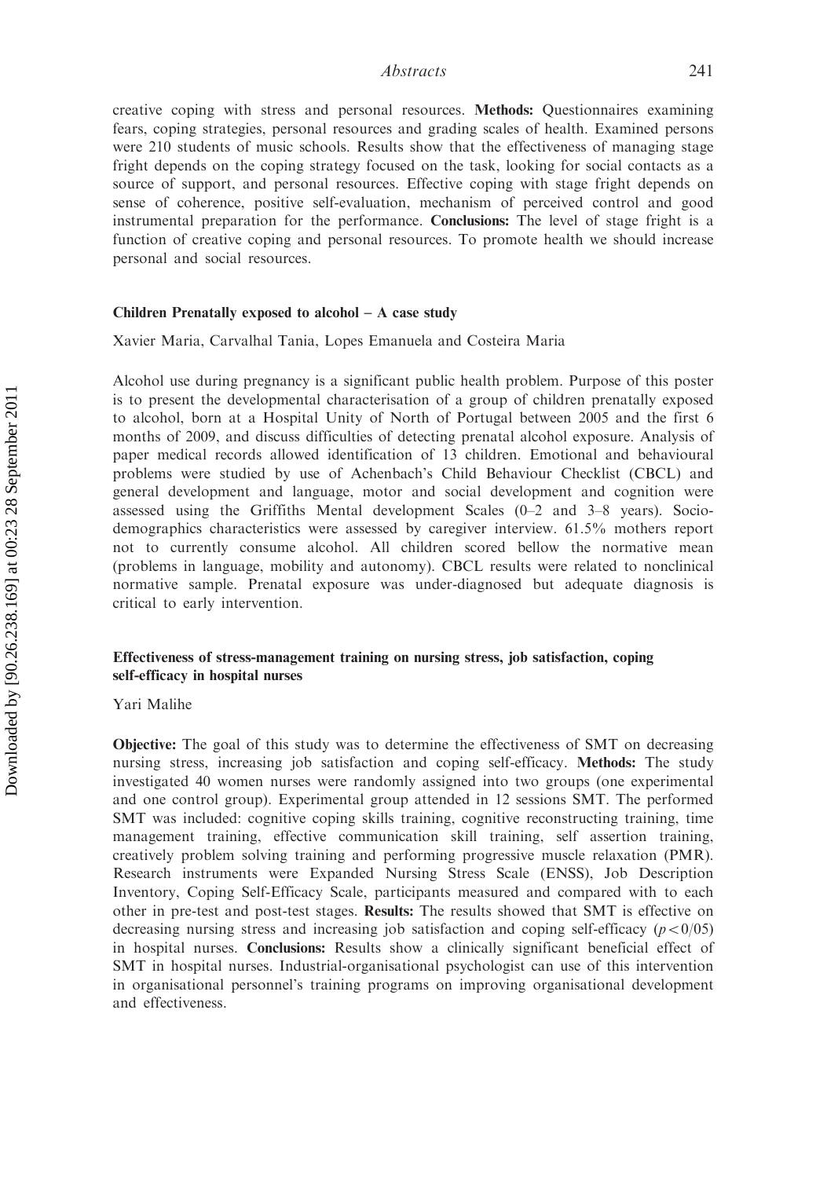creative coping with stress and personal resources. **Methods:** Questionnaires examining fears, coping strategies, personal resources and grading scales of health. Examined persons were 210 students of music schools. Results show that the effectiveness of managing stage fright depends on the coping strategy focused on the task, looking for social contacts as a source of support, and personal resources. Effective coping with stage fright depends on sense of coherence, positive self-evaluation, mechanism of perceived control and good instrumental preparation for the performance. **Conclusions:** The level of stage fright is a function of creative coping and personal resources. To promote health we should increase personal and social resources.

### Children Prenatally exposed to alcohol – A case study

Xavier Maria, Carvalhal Tania, Lopes Emanuela and Costeira Maria

Alcohol use during pregnancy is a significant public health problem. Purpose of this poster is to present the developmental characterisation of a group of children prenatally exposed to alcohol, born at a Hospital Unity of North of Portugal between 2005 and the first 6 months of 2009, and discuss difficulties of detecting prenatal alcohol exposure. Analysis of paper medical records allowed identification of 13 children. Emotional and behavioural problems were studied by use of Achenbach's Child Behaviour Checklist (CBCL) and general development and language, motor and social development and cognition were assessed using the Griffiths Mental development Scales (0–2 and 3–8 years). Socio-demographics characteristics were assessed by caregiver interview. 61.5% mothers report not to currently consume alcohol. All children scored bellow the normative mean (problems in language, mobility and autonomy). CBCL results were related to nonclinical normative sample. Prenatal exposure was under-diagnosed but adequate diagnosis is critical to early intervention.

### Effectiveness of stress-management training on nursing stress, job satisfaction, coping self-efficacy in hospital nurses

Yari Malihe

**Objective:** The goal of this study was to determine the effectiveness of SMT on decreasing nursing stress, increasing job satisfaction and coping self-efficacy. **Methods:** The study investigated 40 women nurses were randomly assigned into two groups (one experimental and one control group). Experimental group attended in 12 sessions SMT. The performed SMT was included: cognitive coping skills training, cognitive reconstructing training, time management training, effective communication skill training, self assertion training, creatively problem solving training and performing progressive muscle relaxation (PMR). Research instruments were Expanded Nursing Stress Scale (ENSS), Job Description Inventory, Coping Self-Efficacy Scale, participants measured and compared with to each other in pre-test and post-test stages. **Results:** The results showed that SMT is effective on decreasing nursing stress and increasing job satisfaction and coping self-efficacy ($p < 0/05$) in hospital nurses. **Conclusions:** Results show a clinically significant beneficial effect of SMT in hospital nurses. Industrial-organisational psychologist can use of this intervention in organisational personnel's training programs on improving organisational development and effectiveness.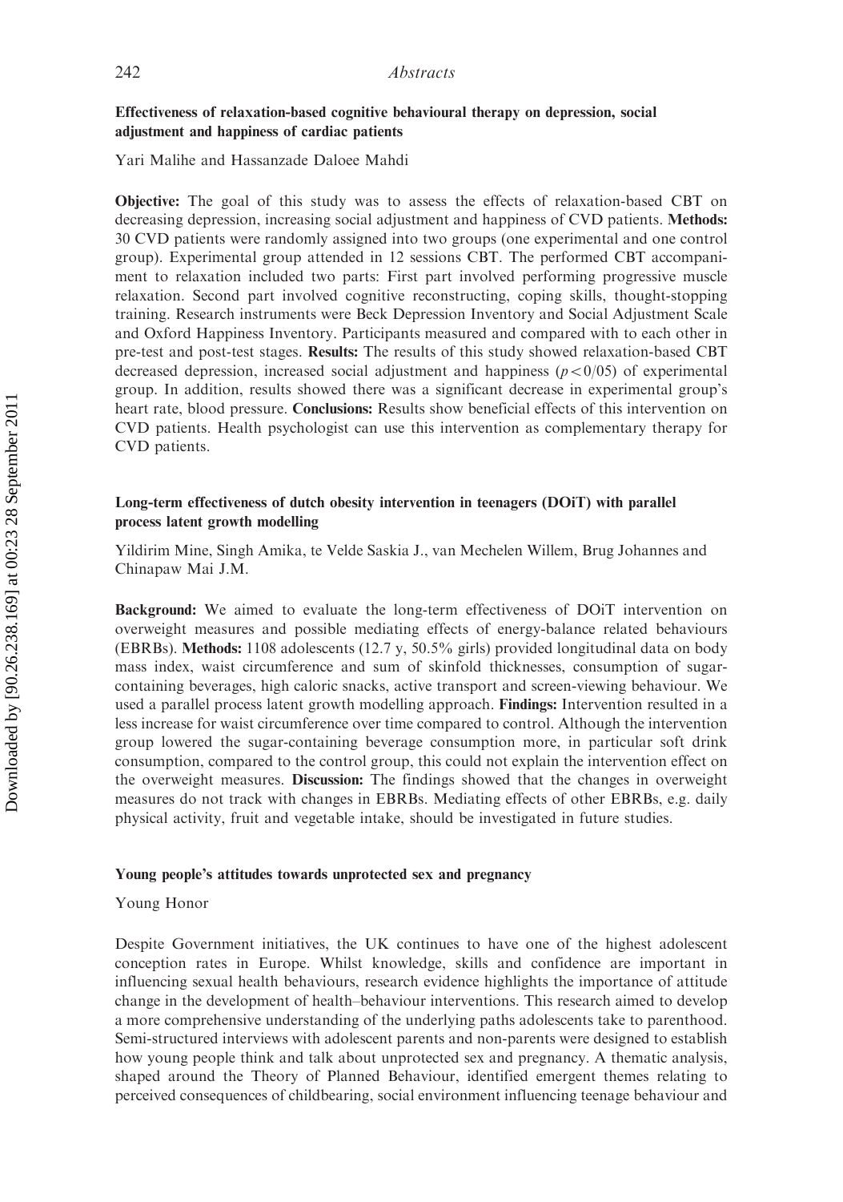### Effectiveness of relaxation-based cognitive behavioural therapy on depression, social adjustment and happiness of cardiac patients

Yari Malihe and Hassanzade Daloee Mahdi

**Objective:** The goal of this study was to assess the effects of relaxation-based CBT on decreasing depression, increasing social adjustment and happiness of CVD patients. **Methods:** 30 CVD patients were randomly assigned into two groups (one experimental and one control group). Experimental group attended in 12 sessions CBT. The performed CBT accompaniment to relaxation included two parts: First part involved performing progressive muscle relaxation. Second part involved cognitive reconstructing, coping skills, thought-stopping training. Research instruments were Beck Depression Inventory and Social Adjustment Scale and Oxford Happiness Inventory. Participants measured and compared with to each other in pre-test and post-test stages. **Results:** The results of this study showed relaxation-based CBT decreased depression, increased social adjustment and happiness ($p < 0/05$) of experimental group. In addition, results showed there was a significant decrease in experimental group's heart rate, blood pressure. **Conclusions:** Results show beneficial effects of this intervention on CVD patients. Health psychologist can use this intervention as complementary therapy for CVD patients.

### Long-term effectiveness of dutch obesity intervention in teenagers (DOiT) with parallel process latent growth modelling

Yildirim Mine, Singh Amika, te Velde Saskia J., van Mechelen Willem, Brug Johannes and Chinapaw Mai J.M.

**Background:** We aimed to evaluate the long-term effectiveness of DOiT intervention on overweight measures and possible mediating effects of energy-balance related behaviours (EBRBs). **Methods:** 1108 adolescents (12.7 y, 50.5% girls) provided longitudinal data on body mass index, waist circumference and sum of skinfold thicknesses, consumption of sugar-containing beverages, high caloric snacks, active transport and screen-viewing behaviour. We used a parallel process latent growth modelling approach. **Findings:** Intervention resulted in a less increase for waist circumference over time compared to control. Although the intervention group lowered the sugar-containing beverage consumption more, in particular soft drink consumption, compared to the control group, this could not explain the intervention effect on the overweight measures. **Discussion:** The findings showed that the changes in overweight measures do not track with changes in EBRBs. Mediating effects of other EBRBs, e.g. daily physical activity, fruit and vegetable intake, should be investigated in future studies.

### Young people's attitudes towards unprotected sex and pregnancy

Young Honor

Despite Government initiatives, the UK continues to have one of the highest adolescent conception rates in Europe. Whilst knowledge, skills and confidence are important in influencing sexual health behaviours, research evidence highlights the importance of attitude change in the development of health–behaviour interventions. This research aimed to develop a more comprehensive understanding of the underlying paths adolescents take to parenthood. Semi-structured interviews with adolescent parents and non-parents were designed to establish how young people think and talk about unprotected sex and pregnancy. A thematic analysis, shaped around the Theory of Planned Behaviour, identified emergent themes relating to perceived consequences of childbearing, social environment influencing teenage behaviour and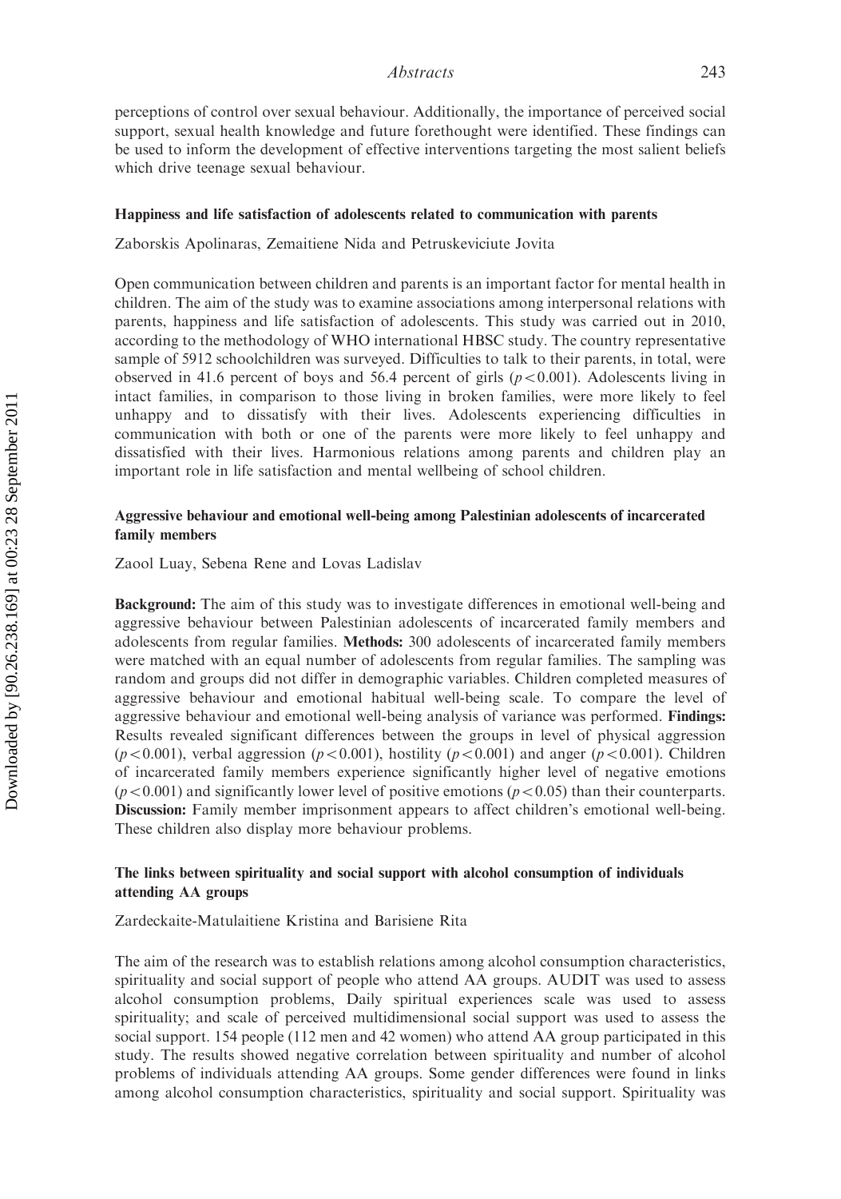perceptions of control over sexual behaviour. Additionally, the importance of perceived social support, sexual health knowledge and future forethought were identified. These findings can be used to inform the development of effective interventions targeting the most salient beliefs which drive teenage sexual behaviour.

### Happiness and life satisfaction of adolescents related to communication with parents

Zaborskis Apolinaras, Zemaitiene Nida and Petruskeviciute Jovita

Open communication between children and parents is an important factor for mental health in children. The aim of the study was to examine associations among interpersonal relations with parents, happiness and life satisfaction of adolescents. This study was carried out in 2010, according to the methodology of WHO international HBSC study. The country representative sample of 5912 schoolchildren was surveyed. Difficulties to talk to their parents, in total, were observed in 41.6 percent of boys and 56.4 percent of girls ($p < 0.001$). Adolescents living in intact families, in comparison to those living in broken families, were more likely to feel unhappy and to dissatisfy with their lives. Adolescents experiencing difficulties in communication with both or one of the parents were more likely to feel unhappy and dissatisfied with their lives. Harmonious relations among parents and children play an important role in life satisfaction and mental wellbeing of school children.

### Aggressive behaviour and emotional well-being among Palestinian adolescents of incarcerated family members

Zaool Luay, Sebena Rene and Lovas Ladislav

**Background:** The aim of this study was to investigate differences in emotional well-being and aggressive behaviour between Palestinian adolescents of incarcerated family members and adolescents from regular families. **Methods:** 300 adolescents of incarcerated family members were matched with an equal number of adolescents from regular families. The sampling was random and groups did not differ in demographic variables. Children completed measures of aggressive behaviour and emotional habitual well-being scale. To compare the level of aggressive behaviour and emotional well-being analysis of variance was performed. **Findings:** Results revealed significant differences between the groups in level of physical aggression ($p < 0.001$), verbal aggression ($p < 0.001$), hostility ($p < 0.001$) and anger ($p < 0.001$). Children of incarcerated family members experience significantly higher level of negative emotions ($p < 0.001$) and significantly lower level of positive emotions ($p < 0.05$) than their counterparts. **Discussion:** Family member imprisonment appears to affect children's emotional well-being. These children also display more behaviour problems.

### The links between spirituality and social support with alcohol consumption of individuals attending AA groups

Zardeckaite-Matulaitiene Kristina and Barisiene Rita

The aim of the research was to establish relations among alcohol consumption characteristics, spirituality and social support of people who attend AA groups. AUDIT was used to assess alcohol consumption problems, Daily spiritual experiences scale was used to assess spirituality; and scale of perceived multidimensional social support was used to assess the social support. 154 people (112 men and 42 women) who attend AA group participated in this study. The results showed negative correlation between spirituality and number of alcohol problems of individuals attending AA groups. Some gender differences were found in links among alcohol consumption characteristics, spirituality and social support. Spirituality was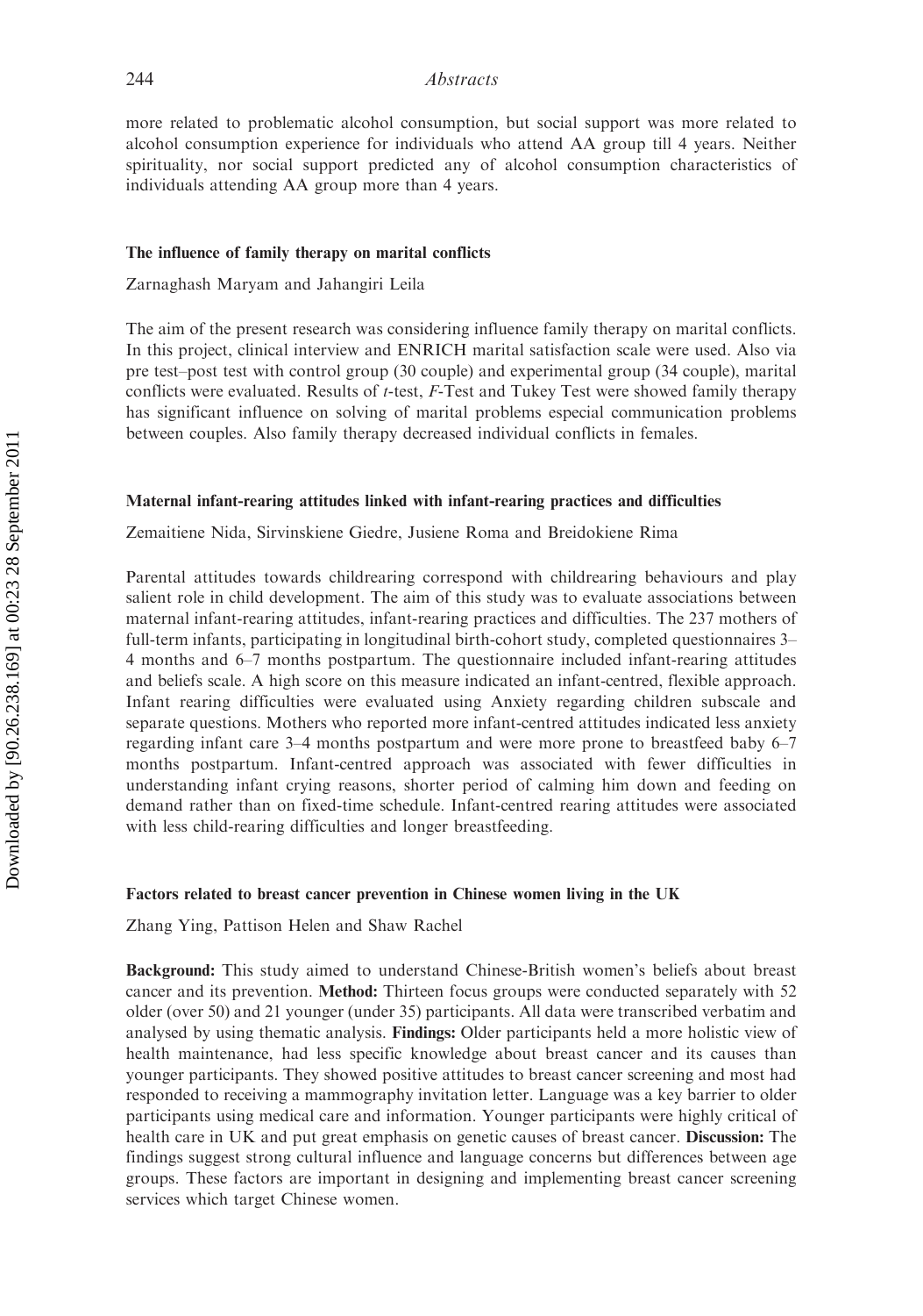more related to problematic alcohol consumption, but social support was more related to alcohol consumption experience for individuals who attend AA group till 4 years. Neither spirituality, nor social support predicted any of alcohol consumption characteristics of individuals attending AA group more than 4 years.

### The influence of family therapy on marital conflicts

Zarnaghash Maryam and Jahangiri Leila

The aim of the present research was considering influence family therapy on marital conflicts. In this project, clinical interview and ENRICH marital satisfaction scale were used. Also via pre test–post test with control group (30 couple) and experimental group (34 couple), marital conflicts were evaluated. Results of $t$-test, $F$-Test and Tukey Test were showed family therapy has significant influence on solving of marital problems especial communication problems between couples. Also family therapy decreased individual conflicts in females.

### Maternal infant-rearing attitudes linked with infant-rearing practices and difficulties

Zemaitiene Nida, Sirvinskiene Giedre, Jusiene Roma and Breidokiene Rima

Parental attitudes towards childrearing correspond with childrearing behaviours and play salient role in child development. The aim of this study was to evaluate associations between maternal infant-rearing attitudes, infant-rearing practices and difficulties. The 237 mothers of full-term infants, participating in longitudinal birth-cohort study, completed questionnaires 3–4 months and 6–7 months postpartum. The questionnaire included infant-rearing attitudes and beliefs scale. A high score on this measure indicated an infant-centred, flexible approach. Infant rearing difficulties were evaluated using Anxiety regarding children subscale and separate questions. Mothers who reported more infant-centred attitudes indicated less anxiety regarding infant care 3–4 months postpartum and were more prone to breastfeed baby 6–7 months postpartum. Infant-centred approach was associated with fewer difficulties in understanding infant crying reasons, shorter period of calming him down and feeding on demand rather than on fixed-time schedule. Infant-centred rearing attitudes were associated with less child-rearing difficulties and longer breastfeeding.

### Factors related to breast cancer prevention in Chinese women living in the UK

Zhang Ying, Pattison Helen and Shaw Rachel

**Background:** This study aimed to understand Chinese-British women's beliefs about breast cancer and its prevention. **Method:** Thirteen focus groups were conducted separately with 52 older (over 50) and 21 younger (under 35) participants. All data were transcribed verbatim and analysed by using thematic analysis. **Findings:** Older participants held a more holistic view of health maintenance, had less specific knowledge about breast cancer and its causes than younger participants. They showed positive attitudes to breast cancer screening and most had responded to receiving a mammography invitation letter. Language was a key barrier to older participants using medical care and information. Younger participants were highly critical of health care in UK and put great emphasis on genetic causes of breast cancer. **Discussion:** The findings suggest strong cultural influence and language concerns but differences between age groups. These factors are important in designing and implementing breast cancer screening services which target Chinese women.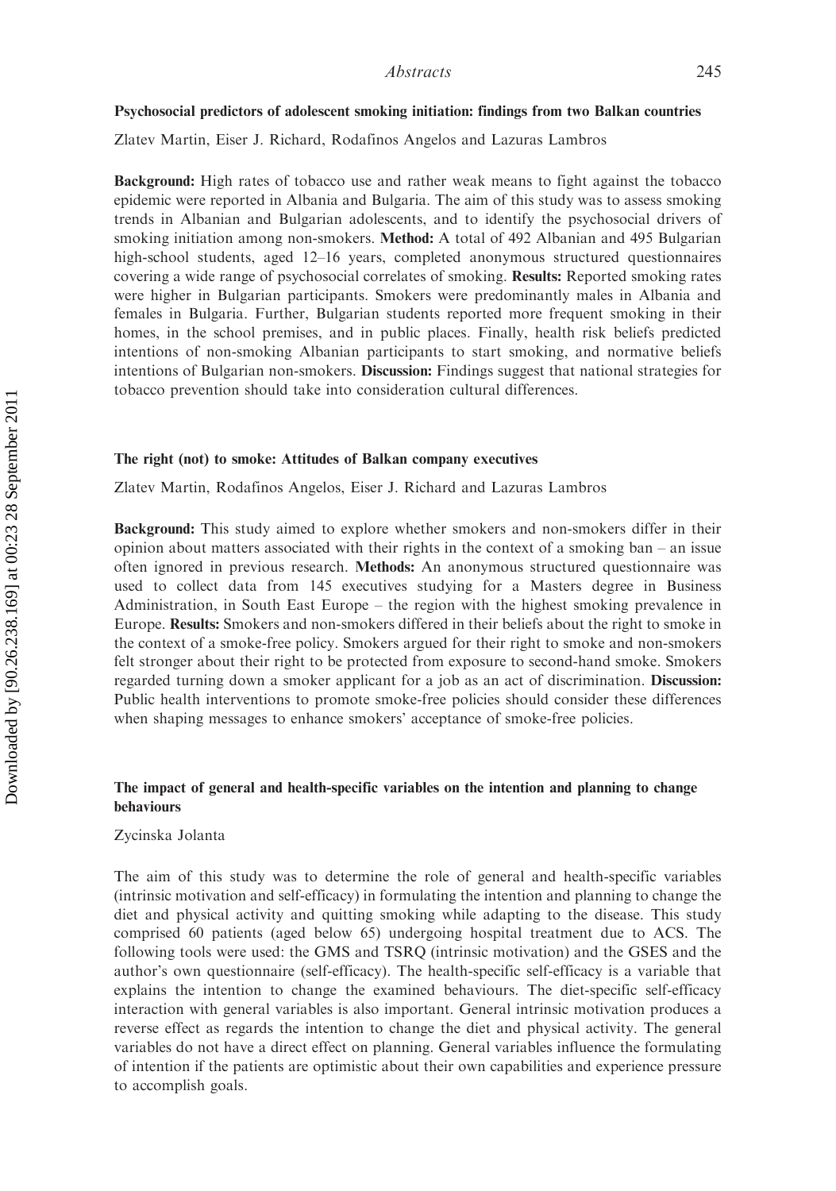### Psychosocial predictors of adolescent smoking initiation: findings from two Balkan countries

Zlatev Martin, Eiser J. Richard, Rodafinos Angelos and Lazuras Lambros

**Background:** High rates of tobacco use and rather weak means to fight against the tobacco epidemic were reported in Albania and Bulgaria. The aim of this study was to assess smoking trends in Albanian and Bulgarian adolescents, and to identify the psychosocial drivers of smoking initiation among non-smokers. **Method:** A total of 492 Albanian and 495 Bulgarian high-school students, aged 12–16 years, completed anonymous structured questionnaires covering a wide range of psychosocial correlates of smoking. **Results:** Reported smoking rates were higher in Bulgarian participants. Smokers were predominantly males in Albania and females in Bulgaria. Further, Bulgarian students reported more frequent smoking in their homes, in the school premises, and in public places. Finally, health risk beliefs predicted intentions of non-smoking Albanian participants to start smoking, and normative beliefs intentions of Bulgarian non-smokers. **Discussion:** Findings suggest that national strategies for tobacco prevention should take into consideration cultural differences.

### The right (not) to smoke: Attitudes of Balkan company executives

Zlatev Martin, Rodafinos Angelos, Eiser J. Richard and Lazuras Lambros

**Background:** This study aimed to explore whether smokers and non-smokers differ in their opinion about matters associated with their rights in the context of a smoking ban – an issue often ignored in previous research. **Methods:** An anonymous structured questionnaire was used to collect data from 145 executives studying for a Masters degree in Business Administration, in South East Europe – the region with the highest smoking prevalence in Europe. **Results:** Smokers and non-smokers differed in their beliefs about the right to smoke in the context of a smoke-free policy. Smokers argued for their right to smoke and non-smokers felt stronger about their right to be protected from exposure to second-hand smoke. Smokers regarded turning down a smoker applicant for a job as an act of discrimination. **Discussion:** Public health interventions to promote smoke-free policies should consider these differences when shaping messages to enhance smokers' acceptance of smoke-free policies.

### The impact of general and health-specific variables on the intention and planning to change behaviours

Zycinska Jolanta

The aim of this study was to determine the role of general and health-specific variables (intrinsic motivation and self-efficacy) in formulating the intention and planning to change the diet and physical activity and quitting smoking while adapting to the disease. This study comprised 60 patients (aged below 65) undergoing hospital treatment due to ACS. The following tools were used: the GMS and TSRQ (intrinsic motivation) and the GSES and the author's own questionnaire (self-efficacy). The health-specific self-efficacy is a variable that explains the intention to change the examined behaviours. The diet-specific self-efficacy interaction with general variables is also important. General intrinsic motivation produces a reverse effect as regards the intention to change the diet and physical activity. The general variables do not have a direct effect on planning. General variables influence the formulating of intention if the patients are optimistic about their own capabilities and experience pressure to accomplish goals.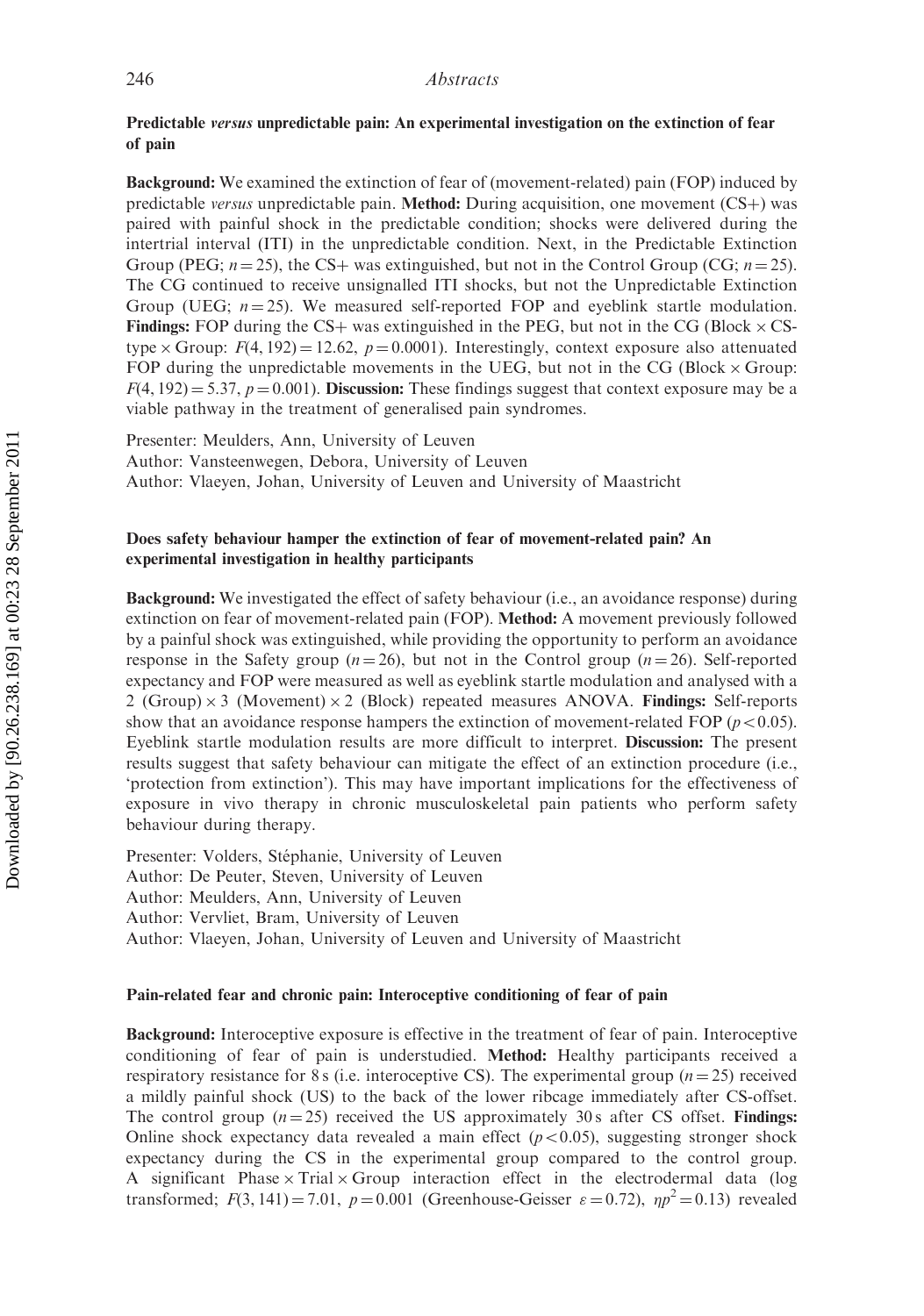### Predictable *versus* unpredictable pain: An experimental investigation on the extinction of fear of pain

**Background:** We examined the extinction of fear of (movement-related) pain (FOP) induced by predictable *versus* unpredictable pain. **Method:** During acquisition, one movement (CS+) was paired with painful shock in the predictable condition; shocks were delivered during the intertrial interval (ITI) in the unpredictable condition. Next, in the Predictable Extinction Group (PEG; $n = 25$), the CS+ was extinguished, but not in the Control Group (CG; $n = 25$). The CG continued to receive unsignalled ITI shocks, but not the Unpredictable Extinction Group (UEG; $n = 25$). We measured self-reported FOP and eyeblink startle modulation. **Findings:** FOP during the CS+ was extinguished in the PEG, but not in the CG (Block × CS-type × Group: $F(4, 192) = 12.62$, $p = 0.0001$). Interestingly, context exposure also attenuated FOP during the unpredictable movements in the UEG, but not in the CG (Block × Group: $F(4, 192) = 5.37$, $p = 0.001$). **Discussion:** These findings suggest that context exposure may be a viable pathway in the treatment of generalised pain syndromes.

Presenter: Meulders, Ann, University of Leuven
Author: Vansteenwegen, Debora, University of Leuven
Author: Vlaeyen, Johan, University of Leuven and University of Maastricht

### Does safety behaviour hamper the extinction of fear of movement-related pain? An experimental investigation in healthy participants

**Background:** We investigated the effect of safety behaviour (i.e., an avoidance response) during extinction on fear of movement-related pain (FOP). **Method:** A movement previously followed by a painful shock was extinguished, while providing the opportunity to perform an avoidance response in the Safety group ($n = 26$), but not in the Control group ($n = 26$). Self-reported expectancy and FOP were measured as well as eyeblink startle modulation and analysed with a 2 (Group) × 3 (Movement) × 2 (Block) repeated measures ANOVA. **Findings:** Self-reports show that an avoidance response hampers the extinction of movement-related FOP ($p < 0.05$). Eyeblink startle modulation results are more difficult to interpret. **Discussion:** The present results suggest that safety behaviour can mitigate the effect of an extinction procedure (i.e., 'protection from extinction'). This may have important implications for the effectiveness of exposure in vivo therapy in chronic musculoskeletal pain patients who perform safety behaviour during therapy.

Presenter: Volders, Stéphanie, University of Leuven
Author: De Peuter, Steven, University of Leuven
Author: Meulders, Ann, University of Leuven
Author: Vervliet, Bram, University of Leuven
Author: Vlaeyen, Johan, University of Leuven and University of Maastricht

### Pain-related fear and chronic pain: Interoceptive conditioning of fear of pain

**Background:** Interoceptive exposure is effective in the treatment of fear of pain. Interoceptive conditioning of fear of pain is understudied. **Method:** Healthy participants received a respiratory resistance for 8 s (i.e. interoceptive CS). The experimental group ($n = 25$) received a mildly painful shock (US) to the back of the lower ribcage immediately after CS-offset. The control group ($n = 25$) received the US approximately 30 s after CS offset. **Findings:** Online shock expectancy data revealed a main effect ($p < 0.05$), suggesting stronger shock expectancy during the CS in the experimental group compared to the control group. A significant Phase × Trial × Group interaction effect in the electrodermal data (log transformed; $F(3, 141) = 7.01$, $p = 0.001$ (Greenhouse-Geisser $\varepsilon = 0.72$), $\eta p^2 = 0.13$) revealed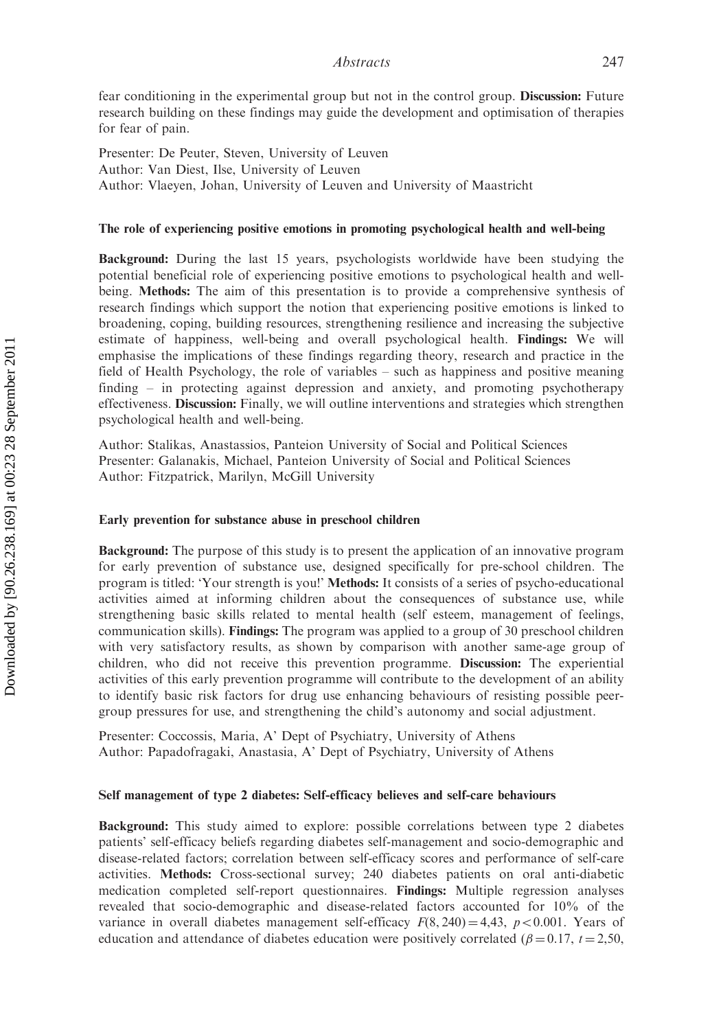fear conditioning in the experimental group but not in the control group. **Discussion:** Future research building on these findings may guide the development and optimisation of therapies for fear of pain.

Presenter: De Peuter, Steven, University of Leuven
Author: Van Diest, Ilse, University of Leuven
Author: Vlaeyen, Johan, University of Leuven and University of Maastricht

### The role of experiencing positive emotions in promoting psychological health and well-being

**Background:** During the last 15 years, psychologists worldwide have been studying the potential beneficial role of experiencing positive emotions to psychological health and well-being. **Methods:** The aim of this presentation is to provide a comprehensive synthesis of research findings which support the notion that experiencing positive emotions is linked to broadening, coping, building resources, strengthening resilience and increasing the subjective estimate of happiness, well-being and overall psychological health. **Findings:** We will emphasise the implications of these findings regarding theory, research and practice in the field of Health Psychology, the role of variables – such as happiness and positive meaning finding – in protecting against depression and anxiety, and promoting psychotherapy effectiveness. **Discussion:** Finally, we will outline interventions and strategies which strengthen psychological health and well-being.

Author: Stalikas, Anastassios, Panteion University of Social and Political Sciences
Presenter: Galanakis, Michael, Panteion University of Social and Political Sciences
Author: Fitzpatrick, Marilyn, McGill University

### Early prevention for substance abuse in preschool children

**Background:** The purpose of this study is to present the application of an innovative program for early prevention of substance use, designed specifically for pre-school children. The program is titled: 'Your strength is you!' **Methods:** It consists of a series of psycho-educational activities aimed at informing children about the consequences of substance use, while strengthening basic skills related to mental health (self esteem, management of feelings, communication skills). **Findings:** The program was applied to a group of 30 preschool children with very satisfactory results, as shown by comparison with another same-age group of children, who did not receive this prevention programme. **Discussion:** The experiential activities of this early prevention programme will contribute to the development of an ability to identify basic risk factors for drug use enhancing behaviours of resisting possible peer-group pressures for use, and strengthening the child's autonomy and social adjustment.

Presenter: Coccossis, Maria, A' Dept of Psychiatry, University of Athens
Author: Papadofragaki, Anastasia, A' Dept of Psychiatry, University of Athens

### Self management of type 2 diabetes: Self-efficacy believes and self-care behaviours

**Background:** This study aimed to explore: possible correlations between type 2 diabetes patients' self-efficacy beliefs regarding diabetes self-management and socio-demographic and disease-related factors; correlation between self-efficacy scores and performance of self-care activities. **Methods:** Cross-sectional survey; 240 diabetes patients on oral anti-diabetic medication completed self-report questionnaires. **Findings:** Multiple regression analyses revealed that socio-demographic and disease-related factors accounted for 10% of the variance in overall diabetes management self-efficacy $F(8, 240) = 4{,}43$, $p < 0.001$. Years of education and attendance of diabetes education were positively correlated ($\beta = 0.17$, $t = 2{,}50$,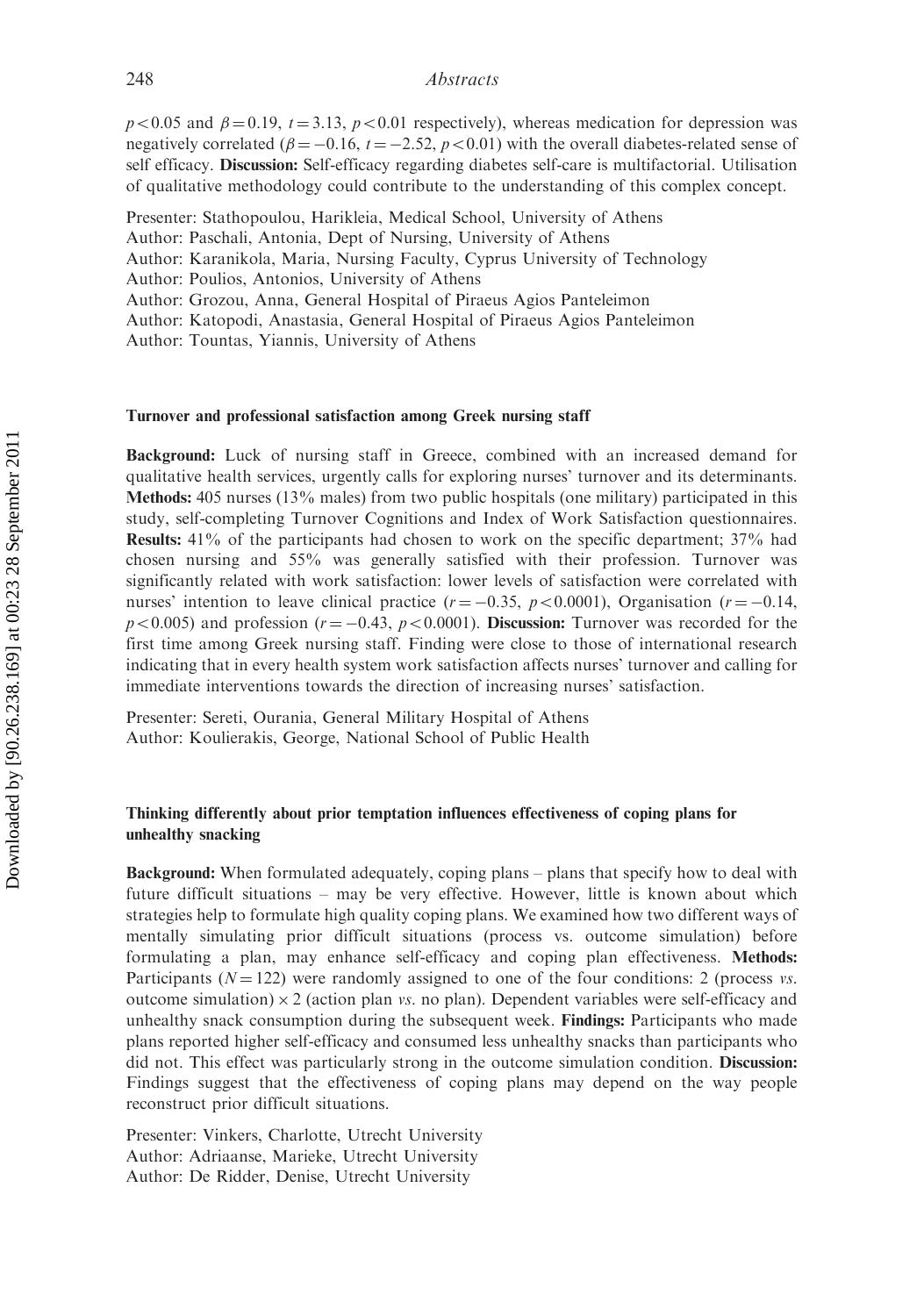$p < 0.05$ and $\beta = 0.19$, $t = 3.13$, $p < 0.01$ respectively), whereas medication for depression was negatively correlated ($\beta = -0.16$, $t = -2.52$, $p < 0.01$) with the overall diabetes-related sense of self efficacy. **Discussion:** Self-efficacy regarding diabetes self-care is multifactorial. Utilisation of qualitative methodology could contribute to the understanding of this complex concept.

Presenter: Stathopoulou, Harikleia, Medical School, University of Athens
Author: Paschali, Antonia, Dept of Nursing, University of Athens
Author: Karanikola, Maria, Nursing Faculty, Cyprus University of Technology
Author: Poulios, Antonios, University of Athens
Author: Grozou, Anna, General Hospital of Piraeus Agios Panteleimon
Author: Katopodi, Anastasia, General Hospital of Piraeus Agios Panteleimon
Author: Tountas, Yiannis, University of Athens

### Turnover and professional satisfaction among Greek nursing staff

**Background:** Luck of nursing staff in Greece, combined with an increased demand for qualitative health services, urgently calls for exploring nurses' turnover and its determinants. **Methods:** 405 nurses (13% males) from two public hospitals (one military) participated in this study, self-completing Turnover Cognitions and Index of Work Satisfaction questionnaires. **Results:** 41% of the participants had chosen to work on the specific department; 37% had chosen nursing and 55% was generally satisfied with their profession. Turnover was significantly related with work satisfaction: lower levels of satisfaction were correlated with nurses' intention to leave clinical practice ($r = -0.35$, $p < 0.0001$), Organisation ($r = -0.14$, $p < 0.005$) and profession ($r = -0.43$, $p < 0.0001$). **Discussion:** Turnover was recorded for the first time among Greek nursing staff. Finding were close to those of international research indicating that in every health system work satisfaction affects nurses' turnover and calling for immediate interventions towards the direction of increasing nurses' satisfaction.

Presenter: Sereti, Ourania, General Military Hospital of Athens
Author: Koulierakis, George, National School of Public Health

### Thinking differently about prior temptation influences effectiveness of coping plans for unhealthy snacking

**Background:** When formulated adequately, coping plans – plans that specify how to deal with future difficult situations – may be very effective. However, little is known about which strategies help to formulate high quality coping plans. We examined how two different ways of mentally simulating prior difficult situations (process vs. outcome simulation) before formulating a plan, may enhance self-efficacy and coping plan effectiveness. **Methods:** Participants ($N = 122$) were randomly assigned to one of the four conditions: 2 (process *vs.* outcome simulation) $\times$ 2 (action plan *vs.* no plan). Dependent variables were self-efficacy and unhealthy snack consumption during the subsequent week. **Findings:** Participants who made plans reported higher self-efficacy and consumed less unhealthy snacks than participants who did not. This effect was particularly strong in the outcome simulation condition. **Discussion:** Findings suggest that the effectiveness of coping plans may depend on the way people reconstruct prior difficult situations.

Presenter: Vinkers, Charlotte, Utrecht University
Author: Adriaanse, Marieke, Utrecht University
Author: De Ridder, Denise, Utrecht University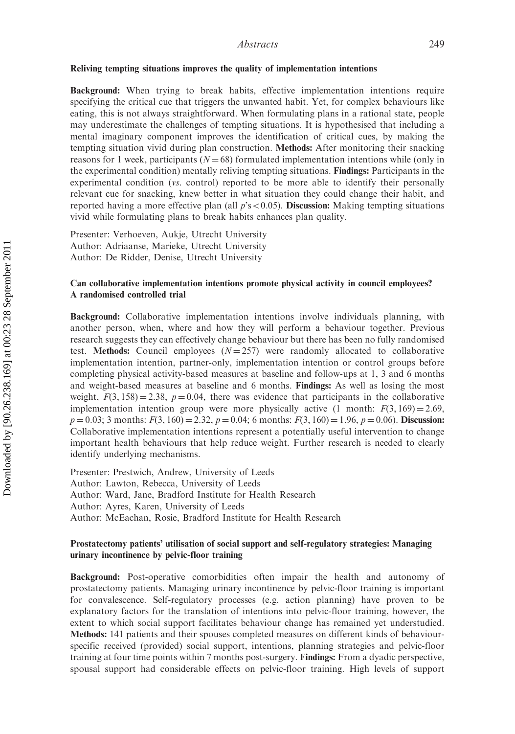### Reliving tempting situations improves the quality of implementation intentions

**Background:** When trying to break habits, effective implementation intentions require specifying the critical cue that triggers the unwanted habit. Yet, for complex behaviours like eating, this is not always straightforward. When formulating plans in a rational state, people may underestimate the challenges of tempting situations. It is hypothesised that including a mental imaginary component improves the identification of critical cues, by making the tempting situation vivid during plan construction. **Methods:** After monitoring their snacking reasons for 1 week, participants ($N = 68$) formulated implementation intentions while (only in the experimental condition) mentally reliving tempting situations. **Findings:** Participants in the experimental condition (*vs.* control) reported to be more able to identify their personally relevant cue for snacking, knew better in what situation they could change their habit, and reported having a more effective plan (all $p$'s $< 0.05$). **Discussion:** Making tempting situations vivid while formulating plans to break habits enhances plan quality.

Presenter: Verhoeven, Aukje, Utrecht University
Author: Adriaanse, Marieke, Utrecht University
Author: De Ridder, Denise, Utrecht University

### Can collaborative implementation intentions promote physical activity in council employees? A randomised controlled trial

**Background:** Collaborative implementation intentions involve individuals planning, with another person, when, where and how they will perform a behaviour together. Previous research suggests they can effectively change behaviour but there has been no fully randomised test. **Methods:** Council employees ($N = 257$) were randomly allocated to collaborative implementation intention, partner-only, implementation intention or control groups before completing physical activity-based measures at baseline and follow-ups at 1, 3 and 6 months and weight-based measures at baseline and 6 months. **Findings:** As well as losing the most weight, $F(3, 158) = 2.38$, $p = 0.04$, there was evidence that participants in the collaborative implementation intention group were more physically active (1 month: $F(3, 169) = 2.69$, $p = 0.03$; 3 months: $F(3, 160) = 2.32$, $p = 0.04$; 6 months: $F(3, 160) = 1.96$, $p = 0.06$). **Discussion:** Collaborative implementation intentions represent a potentially useful intervention to change important health behaviours that help reduce weight. Further research is needed to clearly identify underlying mechanisms.

Presenter: Prestwich, Andrew, University of Leeds
Author: Lawton, Rebecca, University of Leeds
Author: Ward, Jane, Bradford Institute for Health Research
Author: Ayres, Karen, University of Leeds
Author: McEachan, Rosie, Bradford Institute for Health Research

### Prostatectomy patients' utilisation of social support and self-regulatory strategies: Managing urinary incontinence by pelvic-floor training

**Background:** Post-operative comorbidities often impair the health and autonomy of prostatectomy patients. Managing urinary incontinence by pelvic-floor training is important for convalescence. Self-regulatory processes (e.g. action planning) have proven to be explanatory factors for the translation of intentions into pelvic-floor training, however, the extent to which social support facilitates behaviour change has remained yet understudied. **Methods:** 141 patients and their spouses completed measures on different kinds of behaviour-specific received (provided) social support, intentions, planning strategies and pelvic-floor training at four time points within 7 months post-surgery. **Findings:** From a dyadic perspective, spousal support had considerable effects on pelvic-floor training. High levels of support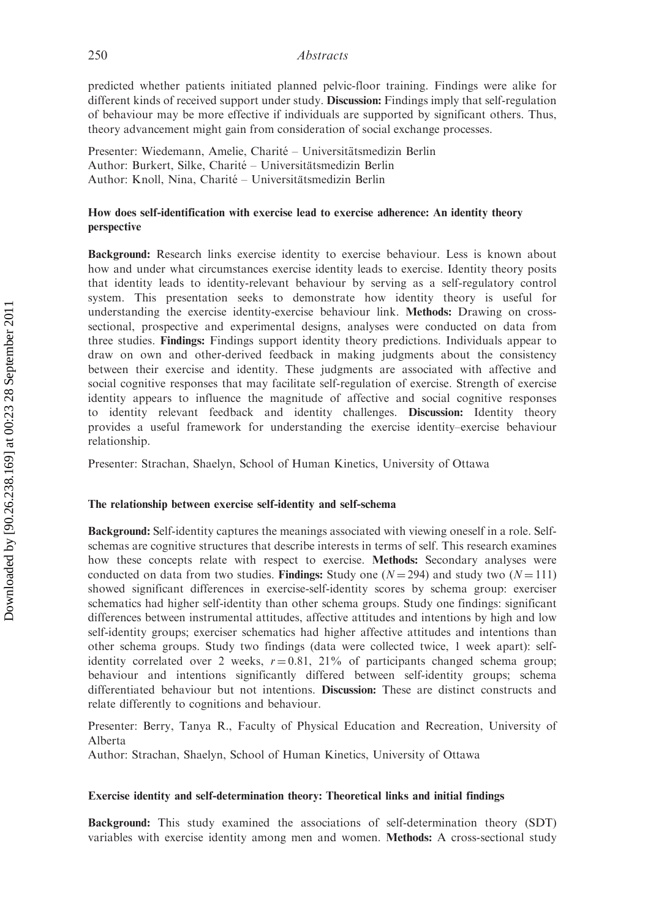predicted whether patients initiated planned pelvic-floor training. Findings were alike for different kinds of received support under study. **Discussion:** Findings imply that self-regulation of behaviour may be more effective if individuals are supported by significant others. Thus, theory advancement might gain from consideration of social exchange processes.

Presenter: Wiedemann, Amelie, Charité – Universitätsmedizin Berlin
Author: Burkert, Silke, Charité – Universitätsmedizin Berlin
Author: Knoll, Nina, Charité – Universitätsmedizin Berlin

### How does self-identification with exercise lead to exercise adherence: An identity theory perspective

**Background:** Research links exercise identity to exercise behaviour. Less is known about how and under what circumstances exercise identity leads to exercise. Identity theory posits that identity leads to identity-relevant behaviour by serving as a self-regulatory control system. This presentation seeks to demonstrate how identity theory is useful for understanding the exercise identity-exercise behaviour link. **Methods:** Drawing on cross-sectional, prospective and experimental designs, analyses were conducted on data from three studies. **Findings:** Findings support identity theory predictions. Individuals appear to draw on own and other-derived feedback in making judgments about the consistency between their exercise and identity. These judgments are associated with affective and social cognitive responses that may facilitate self-regulation of exercise. Strength of exercise identity appears to influence the magnitude of affective and social cognitive responses to identity relevant feedback and identity challenges. **Discussion:** Identity theory provides a useful framework for understanding the exercise identity–exercise behaviour relationship.

Presenter: Strachan, Shaelyn, School of Human Kinetics, University of Ottawa

### The relationship between exercise self-identity and self-schema

**Background:** Self-identity captures the meanings associated with viewing oneself in a role. Self-schemas are cognitive structures that describe interests in terms of self. This research examines how these concepts relate with respect to exercise. **Methods:** Secondary analyses were conducted on data from two studies. **Findings:** Study one ($N = 294$) and study two ($N = 111$) showed significant differences in exercise-self-identity scores by schema group: exerciser schematics had higher self-identity than other schema groups. Study one findings: significant differences between instrumental attitudes, affective attitudes and intentions by high and low self-identity groups; exerciser schematics had higher affective attitudes and intentions than other schema groups. Study two findings (data were collected twice, 1 week apart): self-identity correlated over 2 weeks, $r = 0.81$, 21% of participants changed schema group; behaviour and intentions significantly differed between self-identity groups; schema differentiated behaviour but not intentions. **Discussion:** These are distinct constructs and relate differently to cognitions and behaviour.

Presenter: Berry, Tanya R., Faculty of Physical Education and Recreation, University of Alberta
Author: Strachan, Shaelyn, School of Human Kinetics, University of Ottawa

### Exercise identity and self-determination theory: Theoretical links and initial findings

**Background:** This study examined the associations of self-determination theory (SDT) variables with exercise identity among men and women. **Methods:** A cross-sectional study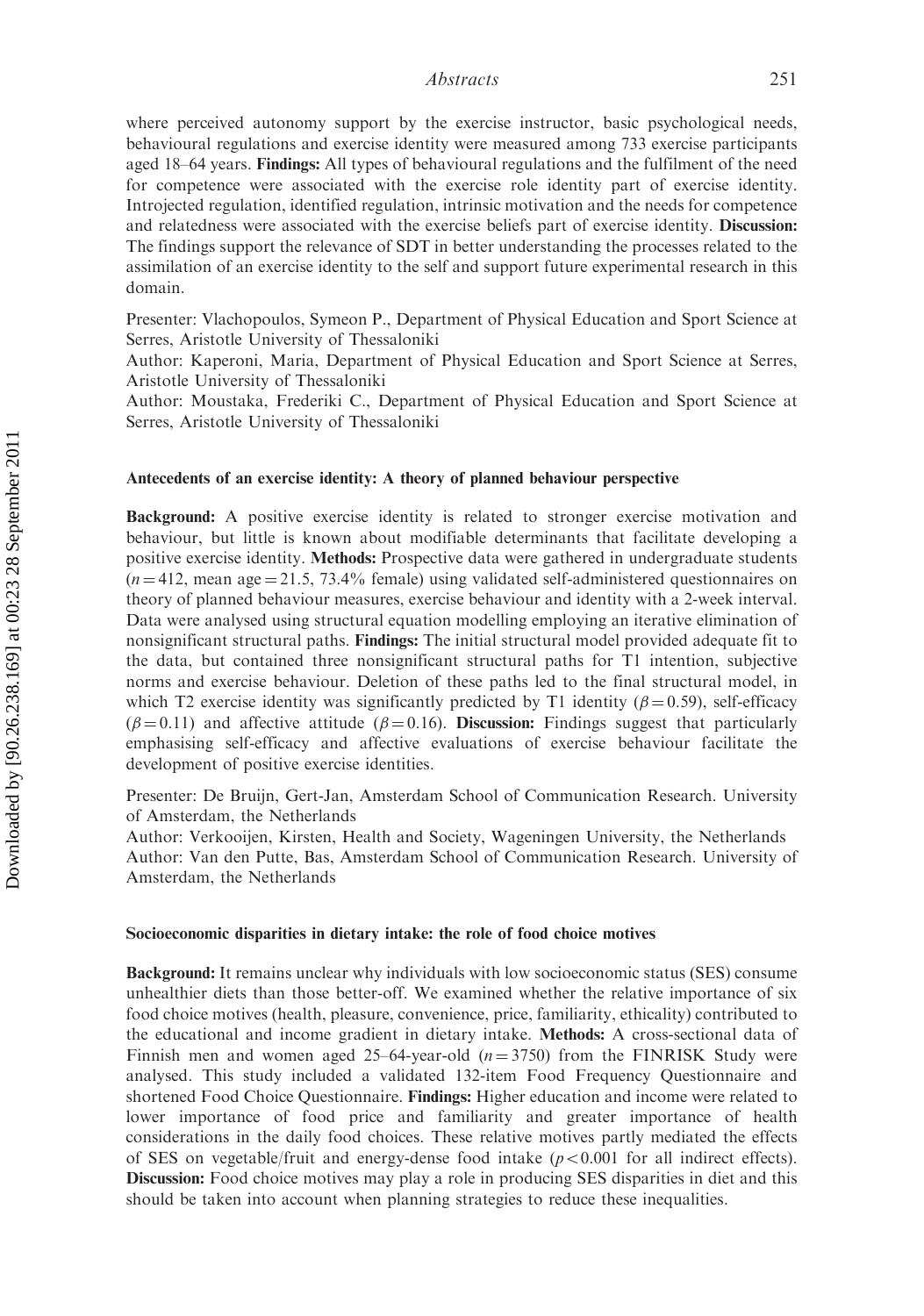where perceived autonomy support by the exercise instructor, basic psychological needs, behavioural regulations and exercise identity were measured among 733 exercise participants aged 18–64 years. **Findings:** All types of behavioural regulations and the fulfilment of the need for competence were associated with the exercise role identity part of exercise identity. Introjected regulation, identified regulation, intrinsic motivation and the needs for competence and relatedness were associated with the exercise beliefs part of exercise identity. **Discussion:** The findings support the relevance of SDT in better understanding the processes related to the assimilation of an exercise identity to the self and support future experimental research in this domain.

Presenter: Vlachopoulos, Symeon P., Department of Physical Education and Sport Science at Serres, Aristotle University of Thessaloniki
Author: Kaperoni, Maria, Department of Physical Education and Sport Science at Serres, Aristotle University of Thessaloniki
Author: Moustaka, Frederiki C., Department of Physical Education and Sport Science at Serres, Aristotle University of Thessaloniki

### Antecedents of an exercise identity: A theory of planned behaviour perspective

**Background:** A positive exercise identity is related to stronger exercise motivation and behaviour, but little is known about modifiable determinants that facilitate developing a positive exercise identity. **Methods:** Prospective data were gathered in undergraduate students ($n = 412$, mean age $= 21.5$, 73.4% female) using validated self-administered questionnaires on theory of planned behaviour measures, exercise behaviour and identity with a 2-week interval. Data were analysed using structural equation modelling employing an iterative elimination of nonsignificant structural paths. **Findings:** The initial structural model provided adequate fit to the data, but contained three nonsignificant structural paths for T1 intention, subjective norms and exercise behaviour. Deletion of these paths led to the final structural model, in which T2 exercise identity was significantly predicted by T1 identity ($\beta = 0.59$), self-efficacy ($\beta = 0.11$) and affective attitude ($\beta = 0.16$). **Discussion:** Findings suggest that particularly emphasising self-efficacy and affective evaluations of exercise behaviour facilitate the development of positive exercise identities.

Presenter: De Bruijn, Gert-Jan, Amsterdam School of Communication Research. University of Amsterdam, the Netherlands
Author: Verkooijen, Kirsten, Health and Society, Wageningen University, the Netherlands
Author: Van den Putte, Bas, Amsterdam School of Communication Research. University of Amsterdam, the Netherlands

### Socioeconomic disparities in dietary intake: the role of food choice motives

**Background:** It remains unclear why individuals with low socioeconomic status (SES) consume unhealthier diets than those better-off. We examined whether the relative importance of six food choice motives (health, pleasure, convenience, price, familiarity, ethicality) contributed to the educational and income gradient in dietary intake. **Methods:** A cross-sectional data of Finnish men and women aged 25–64-year-old ($n = 3750$) from the FINRISK Study were analysed. This study included a validated 132-item Food Frequency Questionnaire and shortened Food Choice Questionnaire. **Findings:** Higher education and income were related to lower importance of food price and familiarity and greater importance of health considerations in the daily food choices. These relative motives partly mediated the effects of SES on vegetable/fruit and energy-dense food intake ($p < 0.001$ for all indirect effects). **Discussion:** Food choice motives may play a role in producing SES disparities in diet and this should be taken into account when planning strategies to reduce these inequalities.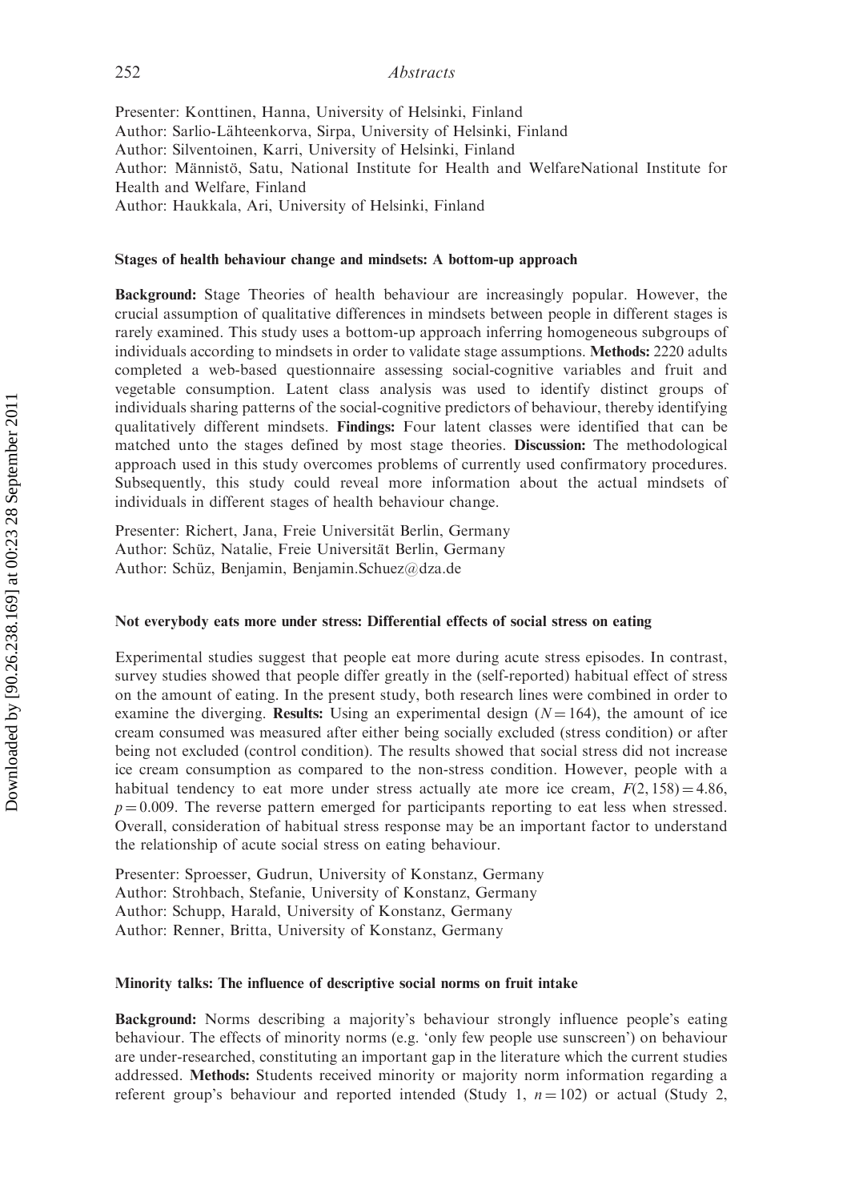Presenter: Konttinen, Hanna, University of Helsinki, Finland
Author: Sarlio-Lähteenkorva, Sirpa, University of Helsinki, Finland
Author: Silventoinen, Karri, University of Helsinki, Finland
Author: Männistö, Satu, National Institute for Health and WelfareNational Institute for Health and Welfare, Finland
Author: Haukkala, Ari, University of Helsinki, Finland

### Stages of health behaviour change and mindsets: A bottom-up approach

**Background:** Stage Theories of health behaviour are increasingly popular. However, the crucial assumption of qualitative differences in mindsets between people in different stages is rarely examined. This study uses a bottom-up approach inferring homogeneous subgroups of individuals according to mindsets in order to validate stage assumptions. **Methods:** 2220 adults completed a web-based questionnaire assessing social-cognitive variables and fruit and vegetable consumption. Latent class analysis was used to identify distinct groups of individuals sharing patterns of the social-cognitive predictors of behaviour, thereby identifying qualitatively different mindsets. **Findings:** Four latent classes were identified that can be matched unto the stages defined by most stage theories. **Discussion:** The methodological approach used in this study overcomes problems of currently used confirmatory procedures. Subsequently, this study could reveal more information about the actual mindsets of individuals in different stages of health behaviour change.

Presenter: Richert, Jana, Freie Universität Berlin, Germany
Author: Schüz, Natalie, Freie Universität Berlin, Germany
Author: Schüz, Benjamin, Benjamin.Schuez@dza.de

### Not everybody eats more under stress: Differential effects of social stress on eating

Experimental studies suggest that people eat more during acute stress episodes. In contrast, survey studies showed that people differ greatly in the (self-reported) habitual effect of stress on the amount of eating. In the present study, both research lines were combined in order to examine the diverging. **Results:** Using an experimental design ($N = 164$), the amount of ice cream consumed was measured after either being socially excluded (stress condition) or after being not excluded (control condition). The results showed that social stress did not increase ice cream consumption as compared to the non-stress condition. However, people with a habitual tendency to eat more under stress actually ate more ice cream, $F(2, 158) = 4.86$, $p = 0.009$. The reverse pattern emerged for participants reporting to eat less when stressed. Overall, consideration of habitual stress response may be an important factor to understand the relationship of acute social stress on eating behaviour.

Presenter: Sproesser, Gudrun, University of Konstanz, Germany
Author: Strohbach, Stefanie, University of Konstanz, Germany
Author: Schupp, Harald, University of Konstanz, Germany
Author: Renner, Britta, University of Konstanz, Germany

### Minority talks: The influence of descriptive social norms on fruit intake

**Background:** Norms describing a majority's behaviour strongly influence people's eating behaviour. The effects of minority norms (e.g. 'only few people use sunscreen') on behaviour are under-researched, constituting an important gap in the literature which the current studies addressed. **Methods:** Students received minority or majority norm information regarding a referent group's behaviour and reported intended (Study 1, $n = 102$) or actual (Study 2,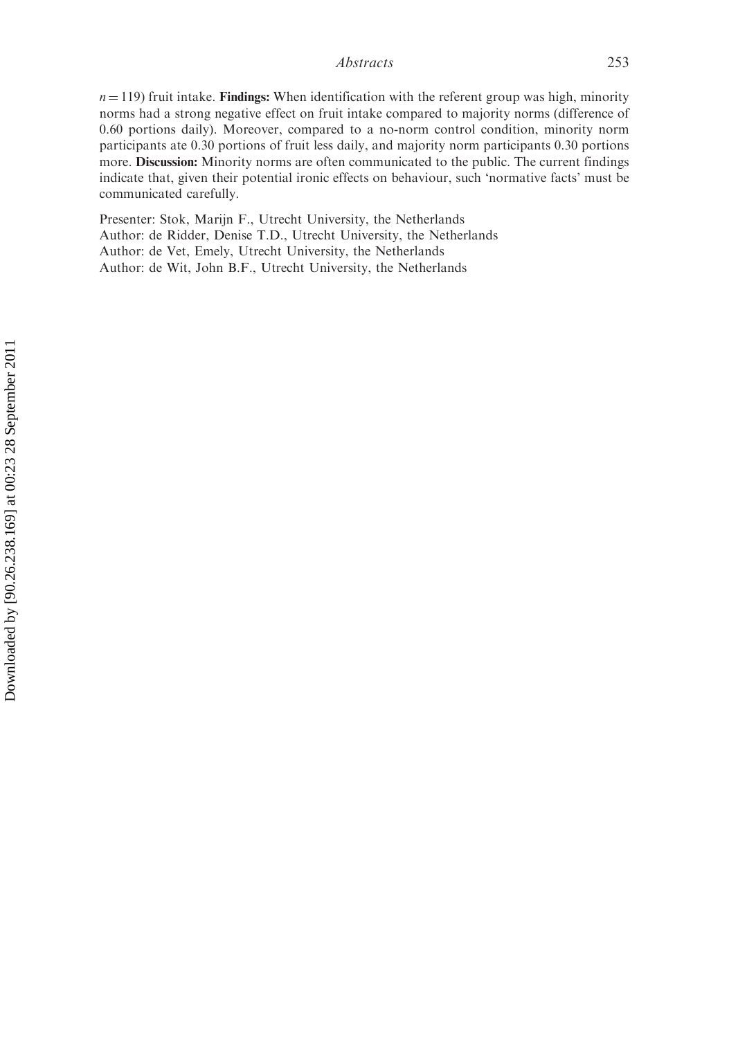$n = 119$) fruit intake. **Findings:** When identification with the referent group was high, minority norms had a strong negative effect on fruit intake compared to majority norms (difference of 0.60 portions daily). Moreover, compared to a no-norm control condition, minority norm participants ate 0.30 portions of fruit less daily, and majority norm participants 0.30 portions more. **Discussion:** Minority norms are often communicated to the public. The current findings indicate that, given their potential ironic effects on behaviour, such 'normative facts' must be communicated carefully.

Presenter: Stok, Marijn F., Utrecht University, the Netherlands
Author: de Ridder, Denise T.D., Utrecht University, the Netherlands
Author: de Vet, Emely, Utrecht University, the Netherlands
Author: de Wit, John B.F., Utrecht University, the Netherlands